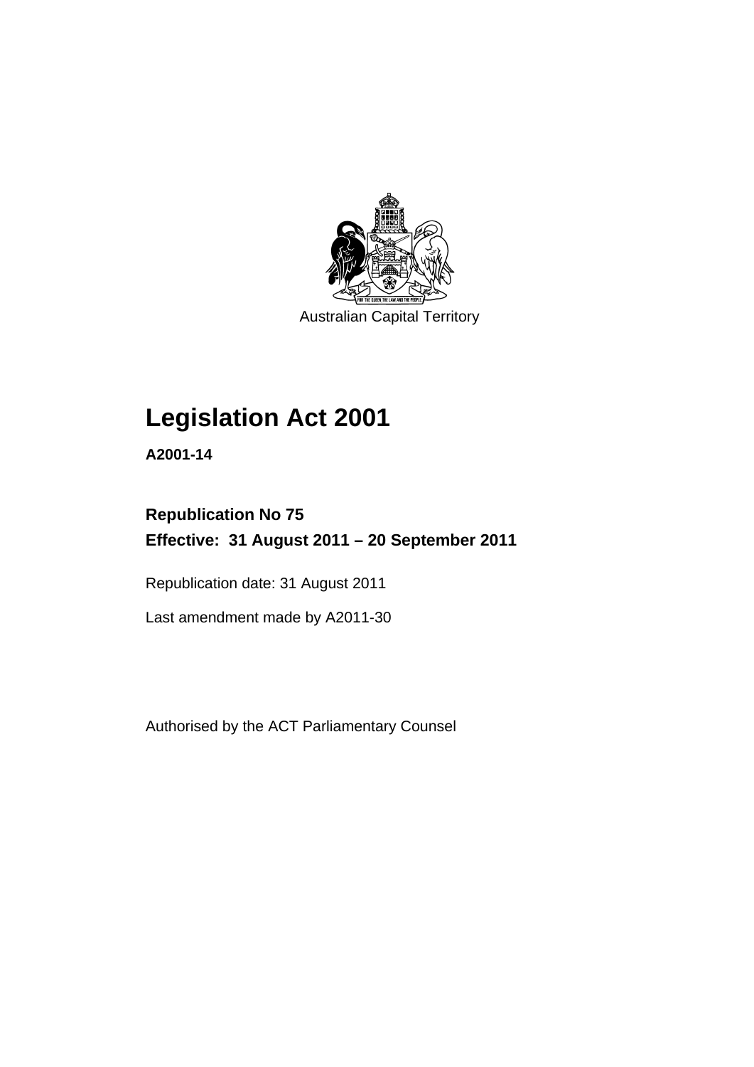Australian Capital Territory

# Legislation Act 2001

**A2001-14**

**Republication No 75**

**Effective: 31 August 2011 – 20 September 2011**

Republication date: 31 August 2011

Last amendment made by A2011-30

Authorised by the ACT Parliamentary Counsel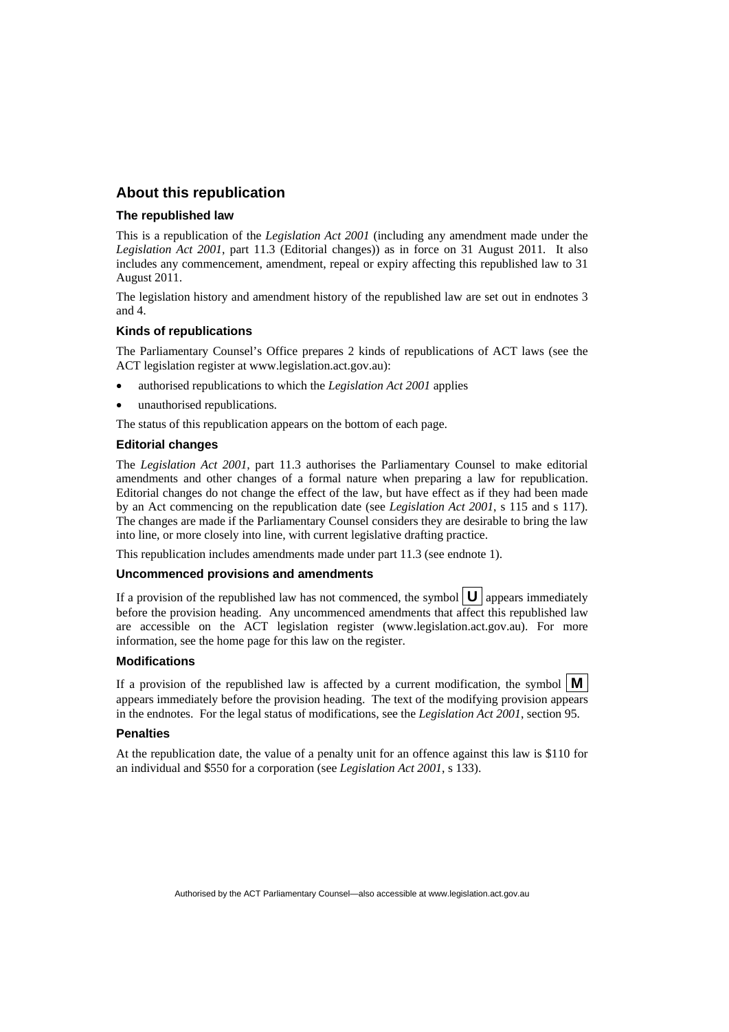## About this republication

### The republished law

This is a republication of the *Legislation Act 2001* (including any amendment made under the *Legislation Act 2001*, part 11.3 (Editorial changes)) as in force on 31 August 2011. It also includes any commencement, amendment, repeal or expiry affecting this republished law to 31 August 2011.

The legislation history and amendment history of the republished law are set out in endnotes 3 and 4.

### Kinds of republications

The Parliamentary Counsel's Office prepares 2 kinds of republications of ACT laws (see the ACT legislation register at www.legislation.act.gov.au):

- authorised republications to which the *Legislation Act 2001* applies
- unauthorised republications.

The status of this republication appears on the bottom of each page.

### Editorial changes

The *Legislation Act 2001*, part 11.3 authorises the Parliamentary Counsel to make editorial amendments and other changes of a formal nature when preparing a law for republication. Editorial changes do not change the effect of the law, but have effect as if they had been made by an Act commencing on the republication date (see *Legislation Act 2001*, s 115 and s 117). The changes are made if the Parliamentary Counsel considers they are desirable to bring the law into line, or more closely into line, with current legislative drafting practice.

This republication includes amendments made under part 11.3 (see endnote 1).

### Uncommenced provisions and amendments

If a provision of the republished law has not commenced, the symbol **U** appears immediately before the provision heading. Any uncommenced amendments that affect this republished law are accessible on the ACT legislation register (www.legislation.act.gov.au). For more information, see the home page for this law on the register.

### Modifications

If a provision of the republished law is affected by a current modification, the symbol **M** appears immediately before the provision heading. The text of the modifying provision appears in the endnotes. For the legal status of modifications, see the *Legislation Act 2001*, section 95.

### Penalties

At the republication date, the value of a penalty unit for an offence against this law is \$110 for an individual and \$550 for a corporation (see *Legislation Act 2001*, s 133).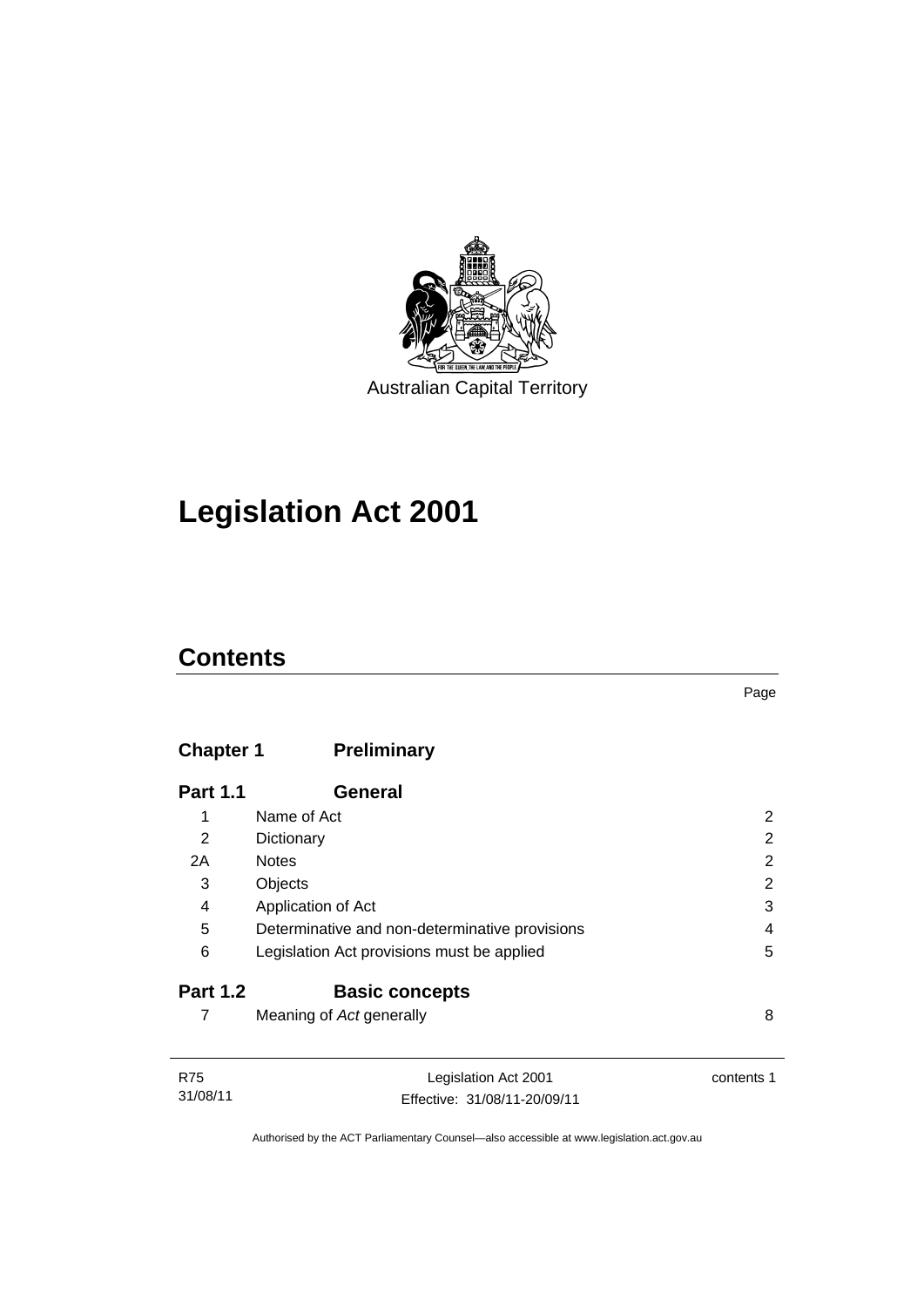Australian Capital Territory

# Legislation Act 2001

## Contents

Page

| | | |
|---|---|---|
| **Chapter 1** | **Preliminary** | |
| **Part 1.1** | **General** | |
| 1 | Name of Act | 2 |
| 2 | Dictionary | 2 |
| 2A | Notes | 2 |
| 3 | Objects | 2 |
| 4 | Application of Act | 3 |
| 5 | Determinative and non-determinative provisions | 4 |
| 6 | Legislation Act provisions must be applied | 5 |
| **Part 1.2** | **Basic concepts** | |
| 7 | Meaning of *Act* generally | 8 |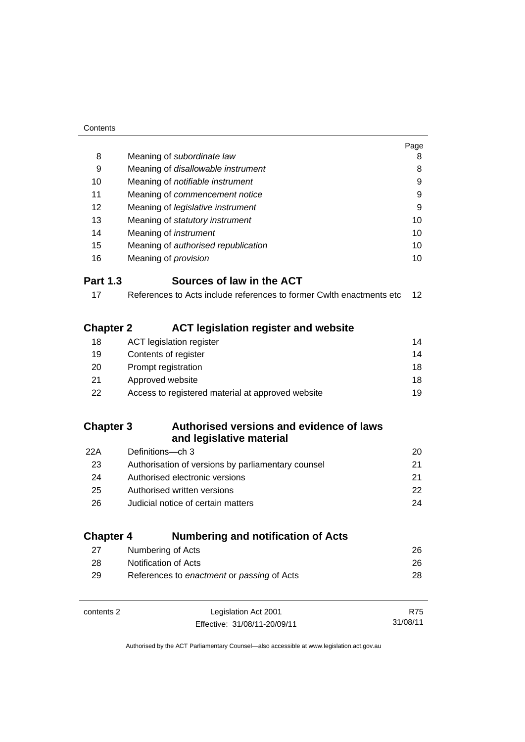| | | Page |
|---|---|---|
| 8 | Meaning of *subordinate law* | 8 |
| 9 | Meaning of *disallowable instrument* | 8 |
| 10 | Meaning of *notifiable instrument* | 9 |
| 11 | Meaning of *commencement notice* | 9 |
| 12 | Meaning of *legislative instrument* | 9 |
| 13 | Meaning of *statutory instrument* | 10 |
| 14 | Meaning of *instrument* | 10 |
| 15 | Meaning of *authorised republication* | 10 |
| 16 | Meaning of *provision* | 10 |

## Part 1.3 Sources of law in the ACT

| | | |
|---|---|---|
| 17 | References to Acts include references to former Cwlth enactments etc | 12 |

# Chapter 2 ACT legislation register and website

| | | |
|---|---|---|
| 18 | ACT legislation register | 14 |
| 19 | Contents of register | 14 |
| 20 | Prompt registration | 18 |
| 21 | Approved website | 18 |
| 22 | Access to registered material at approved website | 19 |

# Chapter 3 Authorised versions and evidence of laws and legislative material

| | | |
|---|---|---|
| 22A | Definitions—ch 3 | 20 |
| 23 | Authorisation of versions by parliamentary counsel | 21 |
| 24 | Authorised electronic versions | 21 |
| 25 | Authorised written versions | 22 |
| 26 | Judicial notice of certain matters | 24 |

# Chapter 4 Numbering and notification of Acts

| | | |
|---|---|---|
| 27 | Numbering of Acts | 26 |
| 28 | Notification of Acts | 26 |
| 29 | References to *enactment* or *passing* of Acts | 28 |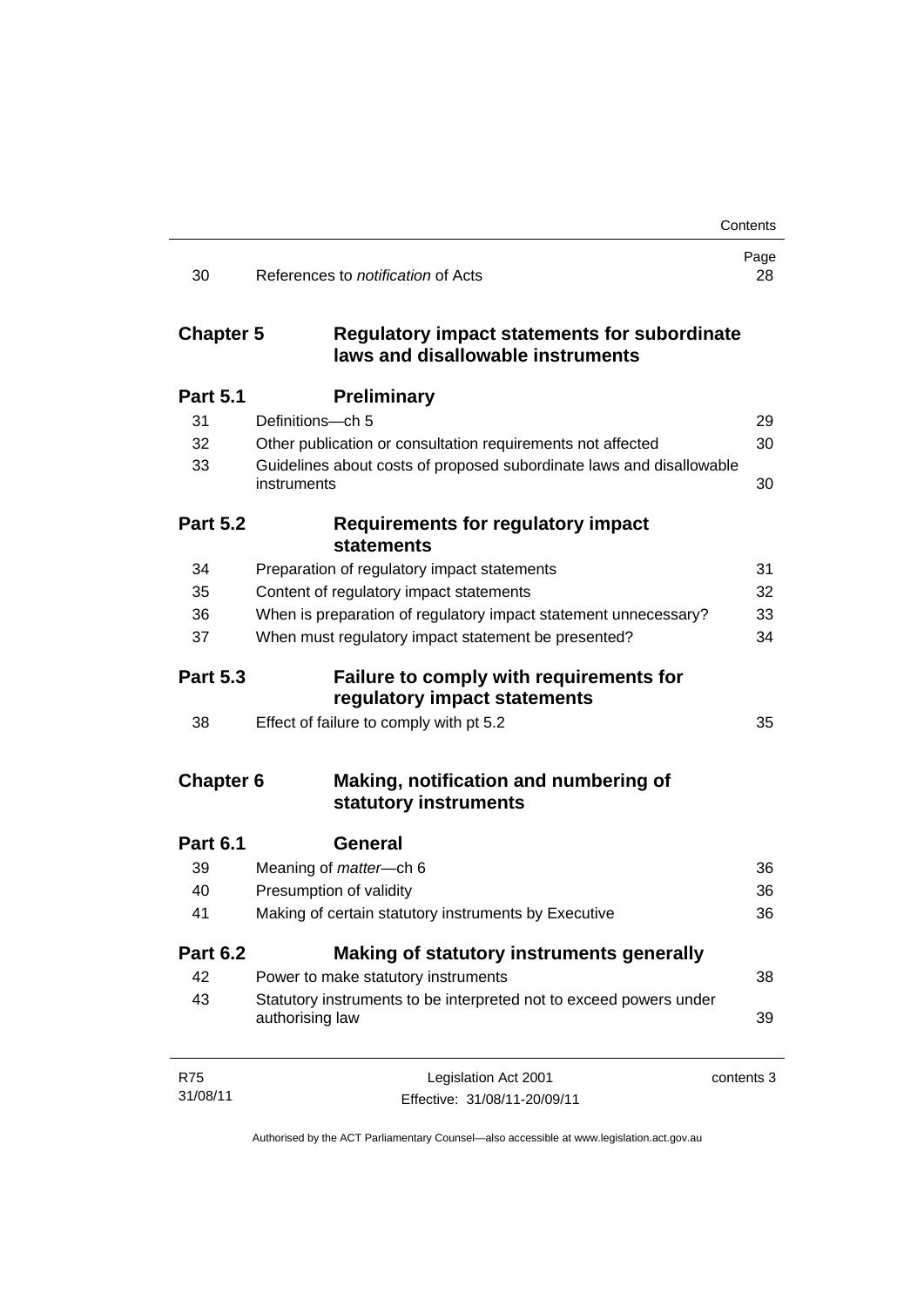| | | Page |
|---|---|---|
| 30 | References to *notification* of Acts | 28 |

## Chapter 5 Regulatory impact statements for subordinate laws and disallowable instruments

### Part 5.1 Preliminary

| | | |
|---|---|---|
| 31 | Definitions—ch 5 | 29 |
| 32 | Other publication or consultation requirements not affected | 30 |
| 33 | Guidelines about costs of proposed subordinate laws and disallowable instruments | 30 |

### Part 5.2 Requirements for regulatory impact statements

| | | |
|---|---|---|
| 34 | Preparation of regulatory impact statements | 31 |
| 35 | Content of regulatory impact statements | 32 |
| 36 | When is preparation of regulatory impact statement unnecessary? | 33 |
| 37 | When must regulatory impact statement be presented? | 34 |

### Part 5.3 Failure to comply with requirements for regulatory impact statements

| | | |
|---|---|---|
| 38 | Effect of failure to comply with pt 5.2 | 35 |

## Chapter 6 Making, notification and numbering of statutory instruments

### Part 6.1 General

| | | |
|---|---|---|
| 39 | Meaning of *matter*—ch 6 | 36 |
| 40 | Presumption of validity | 36 |
| 41 | Making of certain statutory instruments by Executive | 36 |

### Part 6.2 Making of statutory instruments generally

| | | |
|---|---|---|
| 42 | Power to make statutory instruments | 38 |
| 43 | Statutory instruments to be interpreted not to exceed powers under authorising law | 39 |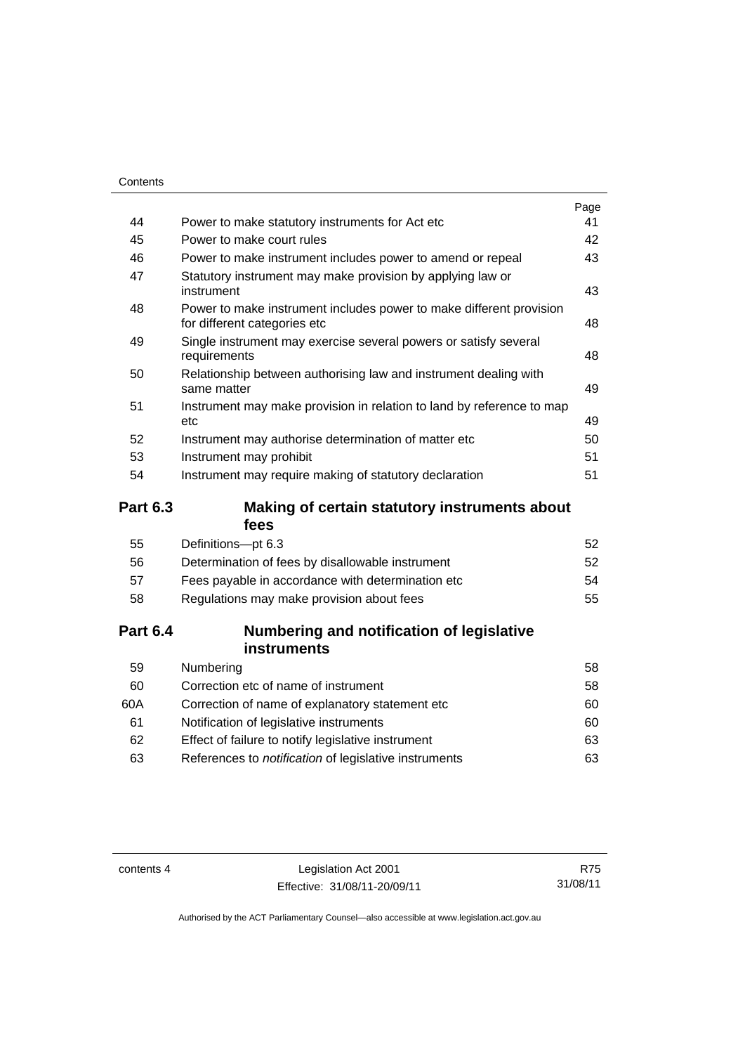| | | Page |
|---|---|---|
| 44 | Power to make statutory instruments for Act etc | 41 |
| 45 | Power to make court rules | 42 |
| 46 | Power to make instrument includes power to amend or repeal | 43 |
| 47 | Statutory instrument may make provision by applying law or instrument | 43 |
| 48 | Power to make instrument includes power to make different provision for different categories etc | 48 |
| 49 | Single instrument may exercise several powers or satisfy several requirements | 48 |
| 50 | Relationship between authorising law and instrument dealing with same matter | 49 |
| 51 | Instrument may make provision in relation to land by reference to map etc | 49 |
| 52 | Instrument may authorise determination of matter etc | 50 |
| 53 | Instrument may prohibit | 51 |
| 54 | Instrument may require making of statutory declaration | 51 |

## Part 6.3 Making of certain statutory instruments about fees

| | | |
|---|---|---|
| 55 | Definitions—pt 6.3 | 52 |
| 56 | Determination of fees by disallowable instrument | 52 |
| 57 | Fees payable in accordance with determination etc | 54 |
| 58 | Regulations may make provision about fees | 55 |

## Part 6.4 Numbering and notification of legislative instruments

| | | |
|---|---|---|
| 59 | Numbering | 58 |
| 60 | Correction etc of name of instrument | 58 |
| 60A | Correction of name of explanatory statement etc | 60 |
| 61 | Notification of legislative instruments | 60 |
| 62 | Effect of failure to notify legislative instrument | 63 |
| 63 | References to *notification* of legislative instruments | 63 |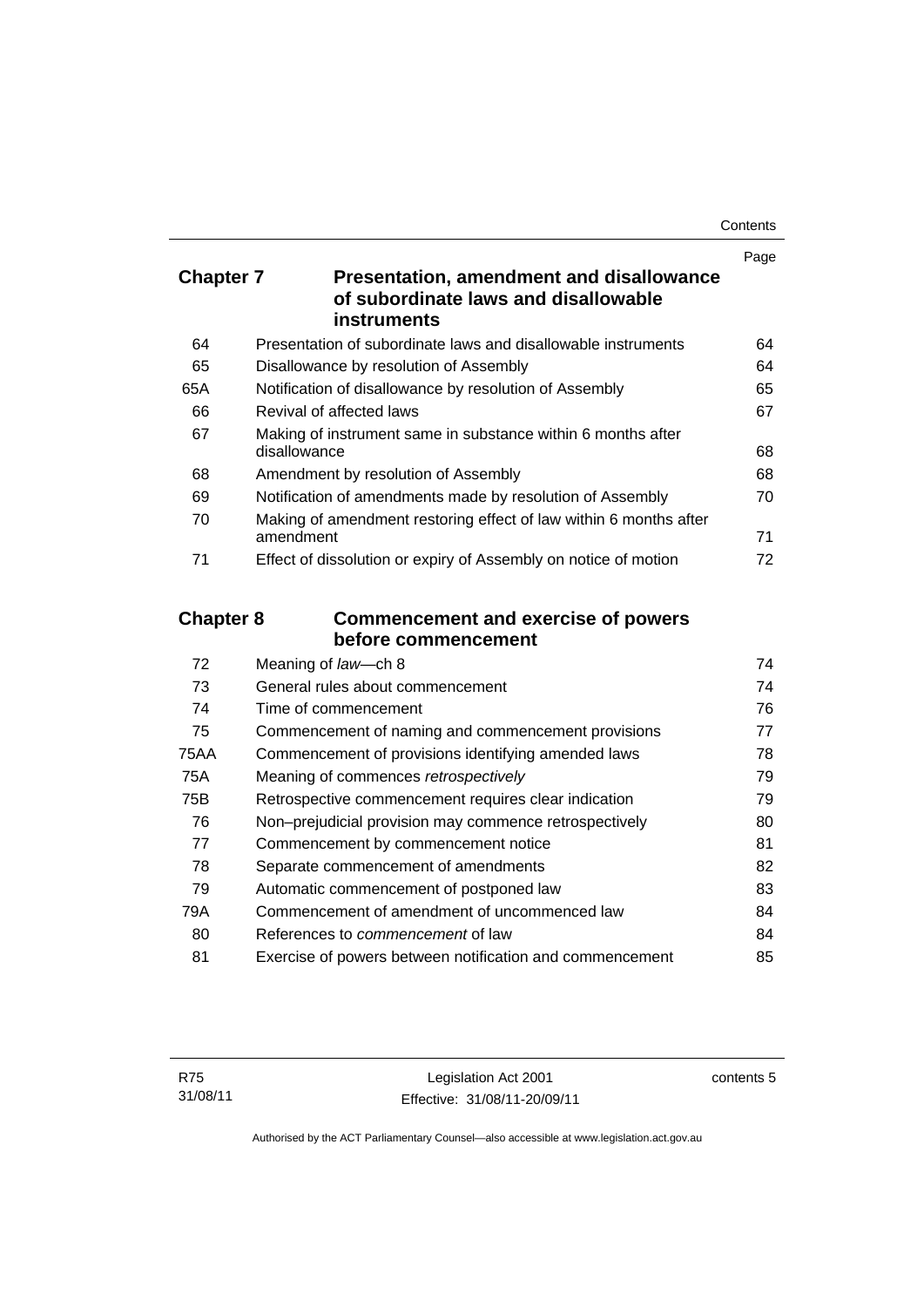| | | Page |
|---|---|---|
| **Chapter 7** | **Presentation, amendment and disallowance of subordinate laws and disallowable instruments** | |
| 64 | Presentation of subordinate laws and disallowable instruments | 64 |
| 65 | Disallowance by resolution of Assembly | 64 |
| 65A | Notification of disallowance by resolution of Assembly | 65 |
| 66 | Revival of affected laws | 67 |
| 67 | Making of instrument same in substance within 6 months after disallowance | 68 |
| 68 | Amendment by resolution of Assembly | 68 |
| 69 | Notification of amendments made by resolution of Assembly | 70 |
| 70 | Making of amendment restoring effect of law within 6 months after amendment | 71 |
| 71 | Effect of dissolution or expiry of Assembly on notice of motion | 72 |
| **Chapter 8** | **Commencement and exercise of powers before commencement** | |
| 72 | Meaning of *law*—ch 8 | 74 |
| 73 | General rules about commencement | 74 |
| 74 | Time of commencement | 76 |
| 75 | Commencement of naming and commencement provisions | 77 |
| 75AA | Commencement of provisions identifying amended laws | 78 |
| 75A | Meaning of commences *retrospectively* | 79 |
| 75B | Retrospective commencement requires clear indication | 79 |
| 76 | Non–prejudicial provision may commence retrospectively | 80 |
| 77 | Commencement by commencement notice | 81 |
| 78 | Separate commencement of amendments | 82 |
| 79 | Automatic commencement of postponed law | 83 |
| 79A | Commencement of amendment of uncommenced law | 84 |
| 80 | References to *commencement* of law | 84 |
| 81 | Exercise of powers between notification and commencement | 85 |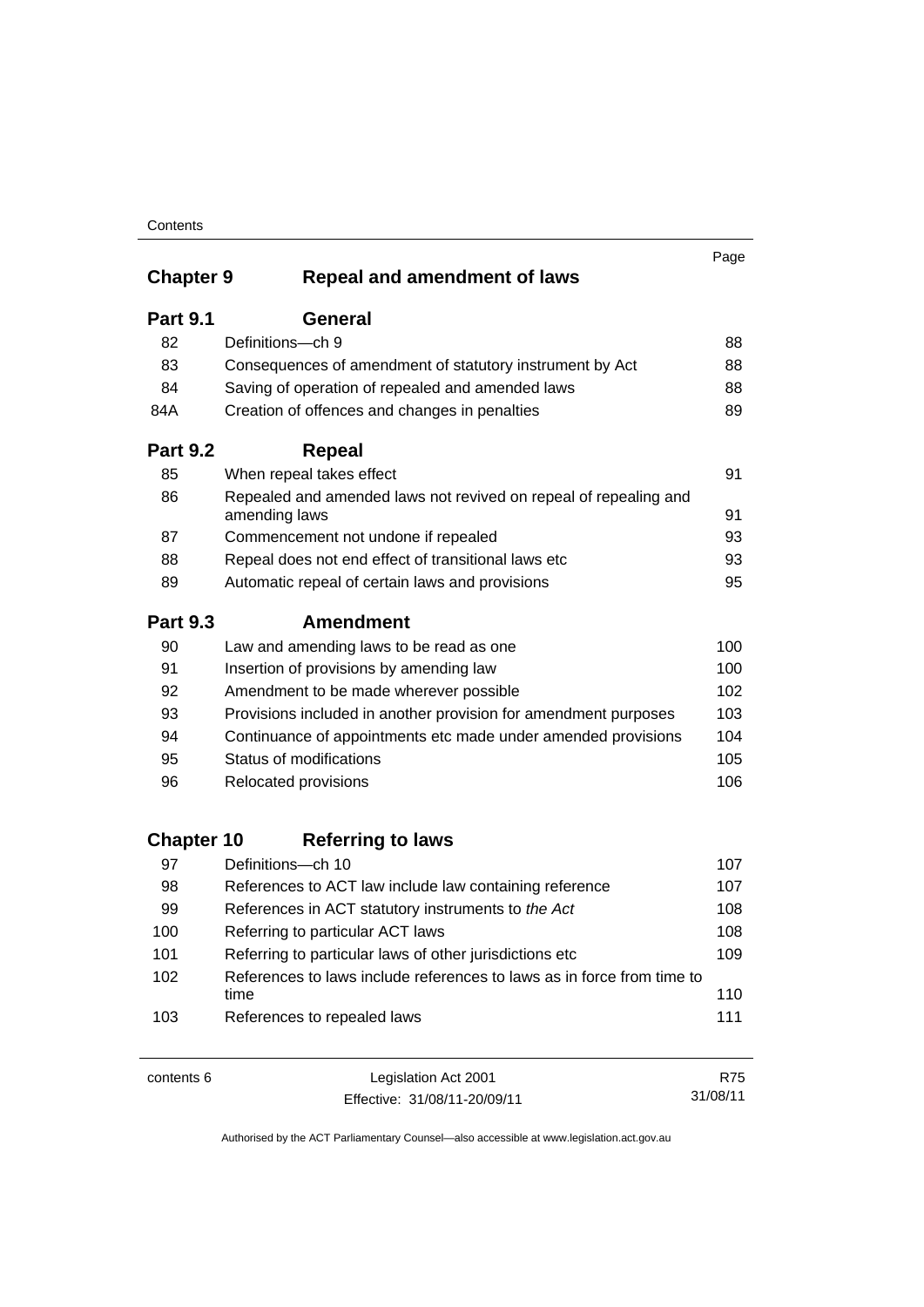| | | Page |
|---|---|---|
| **Chapter 9** | **Repeal and amendment of laws** | |
| **Part 9.1** | **General** | |
| 82 | Definitions—ch 9 | 88 |
| 83 | Consequences of amendment of statutory instrument by Act | 88 |
| 84 | Saving of operation of repealed and amended laws | 88 |
| 84A | Creation of offences and changes in penalties | 89 |
| **Part 9.2** | **Repeal** | |
| 85 | When repeal takes effect | 91 |
| 86 | Repealed and amended laws not revived on repeal of repealing and amending laws | 91 |
| 87 | Commencement not undone if repealed | 93 |
| 88 | Repeal does not end effect of transitional laws etc | 93 |
| 89 | Automatic repeal of certain laws and provisions | 95 |
| **Part 9.3** | **Amendment** | |
| 90 | Law and amending laws to be read as one | 100 |
| 91 | Insertion of provisions by amending law | 100 |
| 92 | Amendment to be made wherever possible | 102 |
| 93 | Provisions included in another provision for amendment purposes | 103 |
| 94 | Continuance of appointments etc made under amended provisions | 104 |
| 95 | Status of modifications | 105 |
| 96 | Relocated provisions | 106 |
| **Chapter 10** | **Referring to laws** | |
| 97 | Definitions—ch 10 | 107 |
| 98 | References to ACT law include law containing reference | 107 |
| 99 | References in ACT statutory instruments to *the Act* | 108 |
| 100 | Referring to particular ACT laws | 108 |
| 101 | Referring to particular laws of other jurisdictions etc | 109 |
| 102 | References to laws include references to laws as in force from time to time | 110 |
| 103 | References to repealed laws | 111 |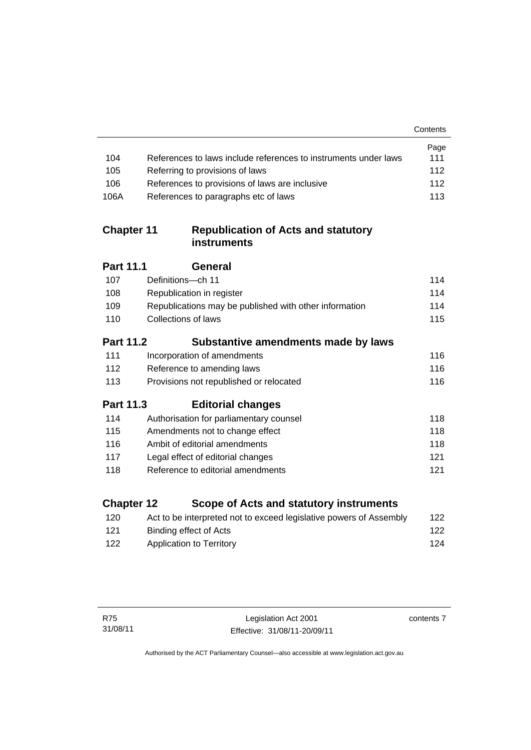| | | Page |
|---|---|---|
| 104 | References to laws include references to instruments under laws | 111 |
| 105 | Referring to provisions of laws | 112 |
| 106 | References to provisions of laws are inclusive | 112 |
| 106A | References to paragraphs etc of laws | 113 |

## Chapter 11 Republication of Acts and statutory instruments

### Part 11.1 General

| | | |
|---|---|---|
| 107 | Definitions—ch 11 | 114 |
| 108 | Republication in register | 114 |
| 109 | Republications may be published with other information | 114 |
| 110 | Collections of laws | 115 |

### Part 11.2 Substantive amendments made by laws

| | | |
|---|---|---|
| 111 | Incorporation of amendments | 116 |
| 112 | Reference to amending laws | 116 |
| 113 | Provisions not republished or relocated | 116 |

### Part 11.3 Editorial changes

| | | |
|---|---|---|
| 114 | Authorisation for parliamentary counsel | 118 |
| 115 | Amendments not to change effect | 118 |
| 116 | Ambit of editorial amendments | 118 |
| 117 | Legal effect of editorial changes | 121 |
| 118 | Reference to editorial amendments | 121 |

## Chapter 12 Scope of Acts and statutory instruments

| | | |
|---|---|---|
| 120 | Act to be interpreted not to exceed legislative powers of Assembly | 122 |
| 121 | Binding effect of Acts | 122 |
| 122 | Application to Territory | 124 |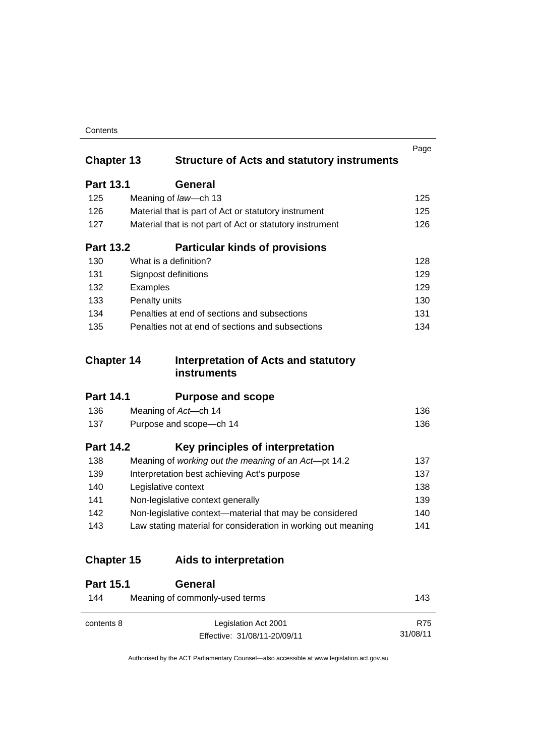| | | Page |
|---|---|---|
| **Chapter 13** | **Structure of Acts and statutory instruments** | |
| **Part 13.1** | **General** | |
| 125 | Meaning of *law*—ch 13 | 125 |
| 126 | Material that is part of Act or statutory instrument | 125 |
| 127 | Material that is not part of Act or statutory instrument | 126 |
| **Part 13.2** | **Particular kinds of provisions** | |
| 130 | What is a definition? | 128 |
| 131 | Signpost definitions | 129 |
| 132 | Examples | 129 |
| 133 | Penalty units | 130 |
| 134 | Penalties at end of sections and subsections | 131 |
| 135 | Penalties not at end of sections and subsections | 134 |
| **Chapter 14** | **Interpretation of Acts and statutory instruments** | |
| **Part 14.1** | **Purpose and scope** | |
| 136 | Meaning of *Act*—ch 14 | 136 |
| 137 | Purpose and scope—ch 14 | 136 |
| **Part 14.2** | **Key principles of interpretation** | |
| 138 | Meaning of *working out the meaning of an Act*—pt 14.2 | 137 |
| 139 | Interpretation best achieving Act's purpose | 137 |
| 140 | Legislative context | 138 |
| 141 | Non-legislative context generally | 139 |
| 142 | Non-legislative context—material that may be considered | 140 |
| 143 | Law stating material for consideration in working out meaning | 141 |
| **Chapter 15** | **Aids to interpretation** | |
| **Part 15.1** | **General** | |
| 144 | Meaning of commonly-used terms | 143 |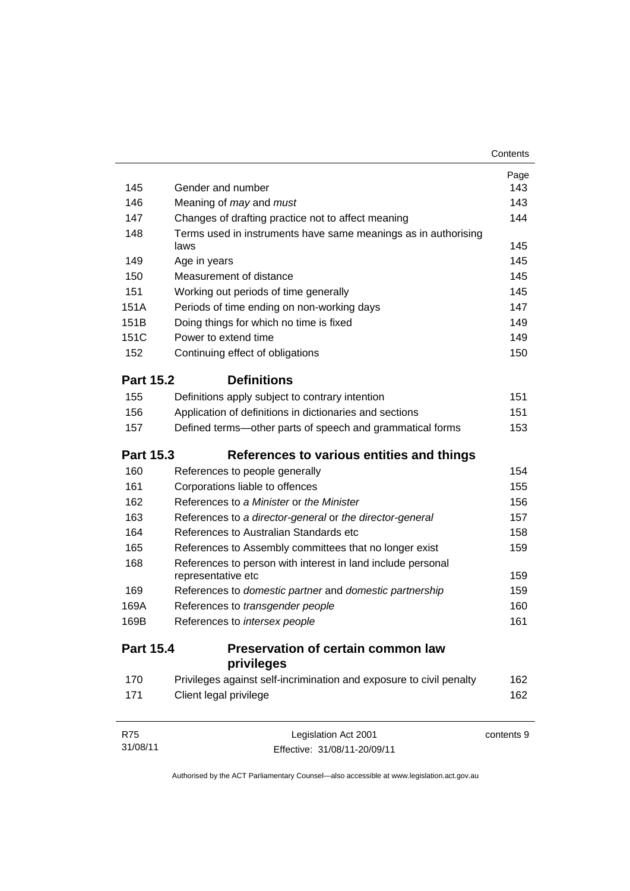| | | Page |
|---|---|---|
| 145 | Gender and number | 143 |
| 146 | Meaning of *may* and *must* | 143 |
| 147 | Changes of drafting practice not to affect meaning | 144 |
| 148 | Terms used in instruments have same meanings as in authorising laws | 145 |
| 149 | Age in years | 145 |
| 150 | Measurement of distance | 145 |
| 151 | Working out periods of time generally | 145 |
| 151A | Periods of time ending on non-working days | 147 |
| 151B | Doing things for which no time is fixed | 149 |
| 151C | Power to extend time | 149 |
| 152 | Continuing effect of obligations | 150 |

## Part 15.2 Definitions

| | | |
|---|---|---|
| 155 | Definitions apply subject to contrary intention | 151 |
| 156 | Application of definitions in dictionaries and sections | 151 |
| 157 | Defined terms—other parts of speech and grammatical forms | 153 |

## Part 15.3 References to various entities and things

| | | |
|---|---|---|
| 160 | References to people generally | 154 |
| 161 | Corporations liable to offences | 155 |
| 162 | References to *a Minister* or *the Minister* | 156 |
| 163 | References to *a director-general* or *the director-general* | 157 |
| 164 | References to Australian Standards etc | 158 |
| 165 | References to Assembly committees that no longer exist | 159 |
| 168 | References to person with interest in land include personal representative etc | 159 |
| 169 | References to *domestic partner* and *domestic partnership* | 159 |
| 169A | References to *transgender people* | 160 |
| 169B | References to *intersex people* | 161 |

## Part 15.4 Preservation of certain common law privileges

| | | |
|---|---|---|
| 170 | Privileges against self-incrimination and exposure to civil penalty | 162 |
| 171 | Client legal privilege | 162 |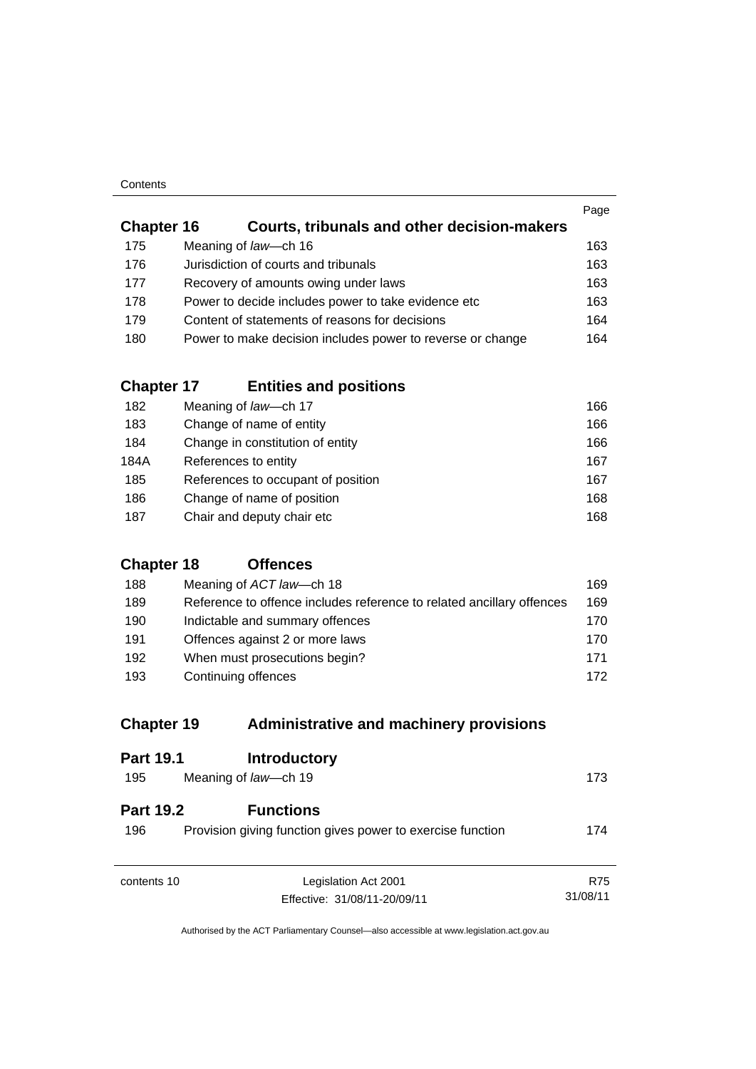| | | Page |
|---|---|---|
| **Chapter 16** | **Courts, tribunals and other decision-makers** | |
| 175 | Meaning of *law*—ch 16 | 163 |
| 176 | Jurisdiction of courts and tribunals | 163 |
| 177 | Recovery of amounts owing under laws | 163 |
| 178 | Power to decide includes power to take evidence etc | 163 |
| 179 | Content of statements of reasons for decisions | 164 |
| 180 | Power to make decision includes power to reverse or change | 164 |
| **Chapter 17** | **Entities and positions** | |
| 182 | Meaning of *law*—ch 17 | 166 |
| 183 | Change of name of entity | 166 |
| 184 | Change in constitution of entity | 166 |
| 184A | References to entity | 167 |
| 185 | References to occupant of position | 167 |
| 186 | Change of name of position | 168 |
| 187 | Chair and deputy chair etc | 168 |
| **Chapter 18** | **Offences** | |
| 188 | Meaning of *ACT law*—ch 18 | 169 |
| 189 | Reference to offence includes reference to related ancillary offences | 169 |
| 190 | Indictable and summary offences | 170 |
| 191 | Offences against 2 or more laws | 170 |
| 192 | When must prosecutions begin? | 171 |
| 193 | Continuing offences | 172 |
| **Chapter 19** | **Administrative and machinery provisions** | |
| **Part 19.1** | **Introductory** | |
| 195 | Meaning of *law*—ch 19 | 173 |
| **Part 19.2** | **Functions** | |
| 196 | Provision giving function gives power to exercise function | 174 |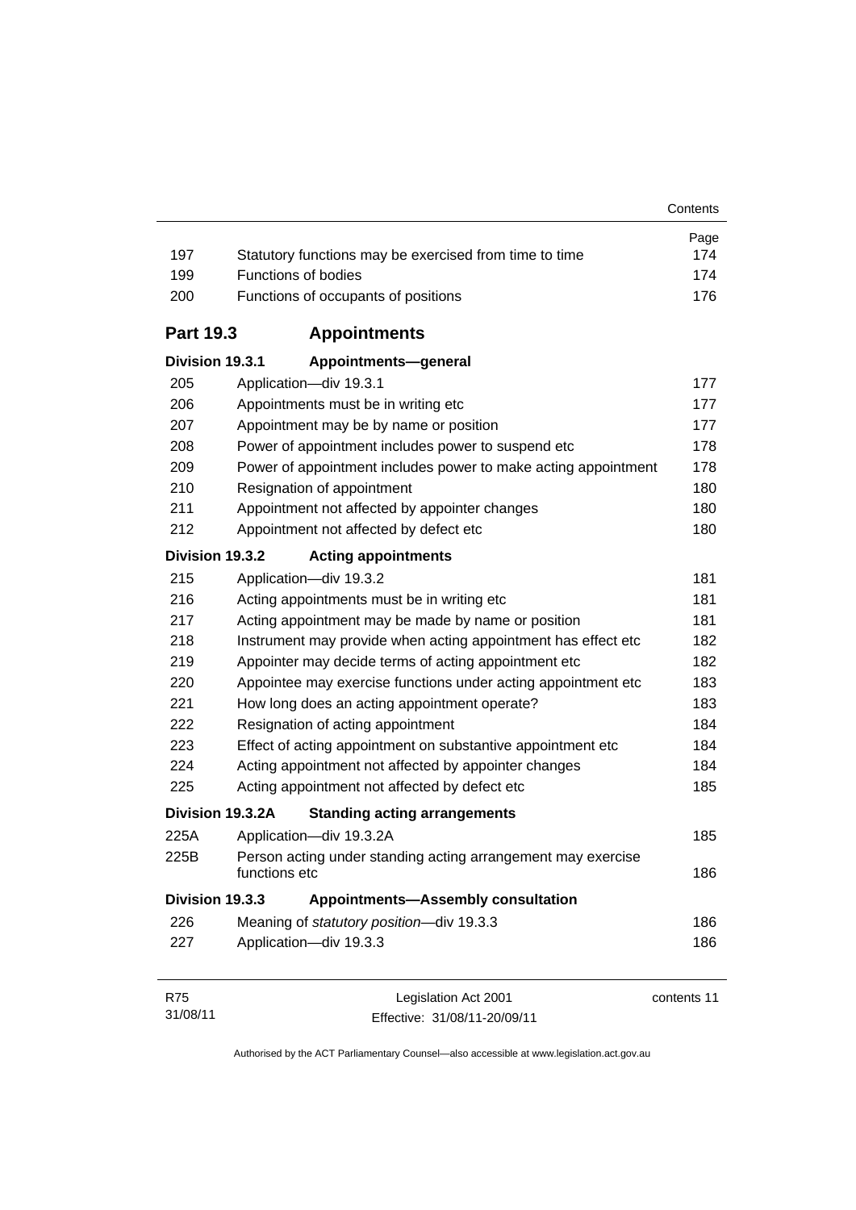| | | Page |
|---|---|---|
| 197 | Statutory functions may be exercised from time to time | 174 |
| 199 | Functions of bodies | 174 |
| 200 | Functions of occupants of positions | 176 |

## Part 19.3 Appointments

### Division 19.3.1 Appointments—general

| | | |
|---|---|---|
| 205 | Application—div 19.3.1 | 177 |
| 206 | Appointments must be in writing etc | 177 |
| 207 | Appointment may be by name or position | 177 |
| 208 | Power of appointment includes power to suspend etc | 178 |
| 209 | Power of appointment includes power to make acting appointment | 178 |
| 210 | Resignation of appointment | 180 |
| 211 | Appointment not affected by appointer changes | 180 |
| 212 | Appointment not affected by defect etc | 180 |

### Division 19.3.2 Acting appointments

| | | |
|---|---|---|
| 215 | Application—div 19.3.2 | 181 |
| 216 | Acting appointments must be in writing etc | 181 |
| 217 | Acting appointment may be made by name or position | 181 |
| 218 | Instrument may provide when acting appointment has effect etc | 182 |
| 219 | Appointer may decide terms of acting appointment etc | 182 |
| 220 | Appointee may exercise functions under acting appointment etc | 183 |
| 221 | How long does an acting appointment operate? | 183 |
| 222 | Resignation of acting appointment | 184 |
| 223 | Effect of acting appointment on substantive appointment etc | 184 |
| 224 | Acting appointment not affected by appointer changes | 184 |
| 225 | Acting appointment not affected by defect etc | 185 |

### Division 19.3.2A Standing acting arrangements

| | | |
|---|---|---|
| 225A | Application—div 19.3.2A | 185 |
| 225B | Person acting under standing acting arrangement may exercise functions etc | 186 |

### Division 19.3.3 Appointments—Assembly consultation

| | | |
|---|---|---|
| 226 | Meaning of *statutory position*—div 19.3.3 | 186 |
| 227 | Application—div 19.3.3 | 186 |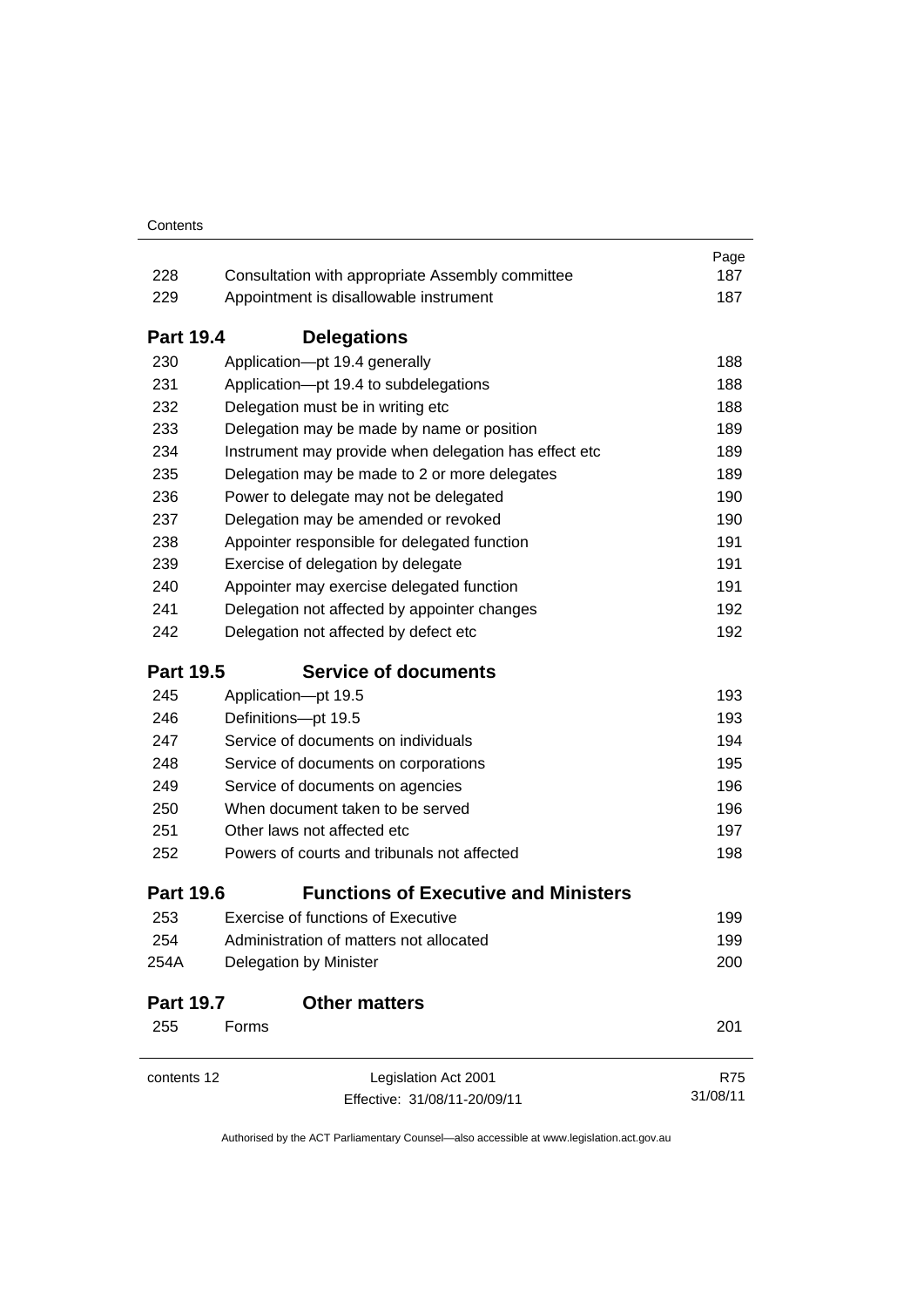| | | Page |
|---|---|---|
| 228 | Consultation with appropriate Assembly committee | 187 |
| 229 | Appointment is disallowable instrument | 187 |

## Part 19.4 Delegations

| | | |
|---|---|---|
| 230 | Application—pt 19.4 generally | 188 |
| 231 | Application—pt 19.4 to subdelegations | 188 |
| 232 | Delegation must be in writing etc | 188 |
| 233 | Delegation may be made by name or position | 189 |
| 234 | Instrument may provide when delegation has effect etc | 189 |
| 235 | Delegation may be made to 2 or more delegates | 189 |
| 236 | Power to delegate may not be delegated | 190 |
| 237 | Delegation may be amended or revoked | 190 |
| 238 | Appointer responsible for delegated function | 191 |
| 239 | Exercise of delegation by delegate | 191 |
| 240 | Appointer may exercise delegated function | 191 |
| 241 | Delegation not affected by appointer changes | 192 |
| 242 | Delegation not affected by defect etc | 192 |

## Part 19.5 Service of documents

| | | |
|---|---|---|
| 245 | Application—pt 19.5 | 193 |
| 246 | Definitions—pt 19.5 | 193 |
| 247 | Service of documents on individuals | 194 |
| 248 | Service of documents on corporations | 195 |
| 249 | Service of documents on agencies | 196 |
| 250 | When document taken to be served | 196 |
| 251 | Other laws not affected etc | 197 |
| 252 | Powers of courts and tribunals not affected | 198 |

## Part 19.6 Functions of Executive and Ministers

| | | |
|---|---|---|
| 253 | Exercise of functions of Executive | 199 |
| 254 | Administration of matters not allocated | 199 |
| 254A | Delegation by Minister | 200 |

## Part 19.7 Other matters

| | | |
|---|---|---|
| 255 | Forms | 201 |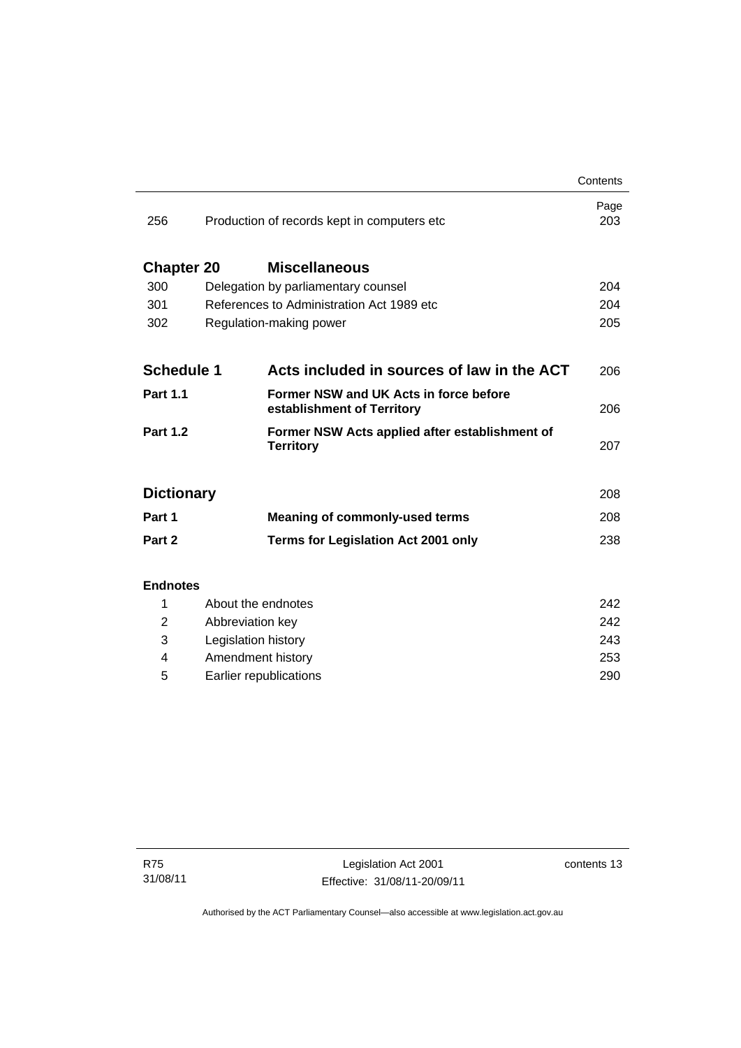| | | Page |
|---|---|---|
| 256 | Production of records kept in computers etc | 203 |

| **Chapter 20** | **Miscellaneous** | |
|---|---|---|
| 300 | Delegation by parliamentary counsel | 204 |
| 301 | References to Administration Act 1989 etc | 204 |
| 302 | Regulation-making power | 205 |

| **Schedule 1** | **Acts included in sources of law in the ACT** | 206 |
|---|---|---|
| **Part 1.1** | **Former NSW and UK Acts in force before establishment of Territory** | 206 |
| **Part 1.2** | **Former NSW Acts applied after establishment of Territory** | 207 |

| **Dictionary** | | 208 |
|---|---|---|
| **Part 1** | **Meaning of commonly-used terms** | 208 |
| **Part 2** | **Terms for Legislation Act 2001 only** | 238 |

**Endnotes**

| | | |
|---|---|---|
| 1 | About the endnotes | 242 |
| 2 | Abbreviation key | 242 |
| 3 | Legislation history | 243 |
| 4 | Amendment history | 253 |
| 5 | Earlier republications | 290 |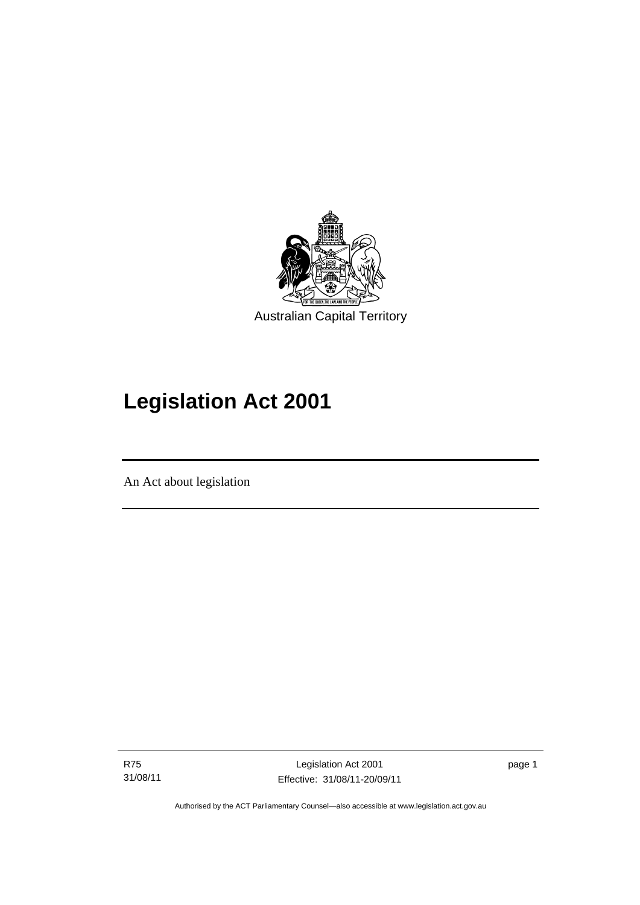Australian Capital Territory

# Legislation Act 2001

An Act about legislation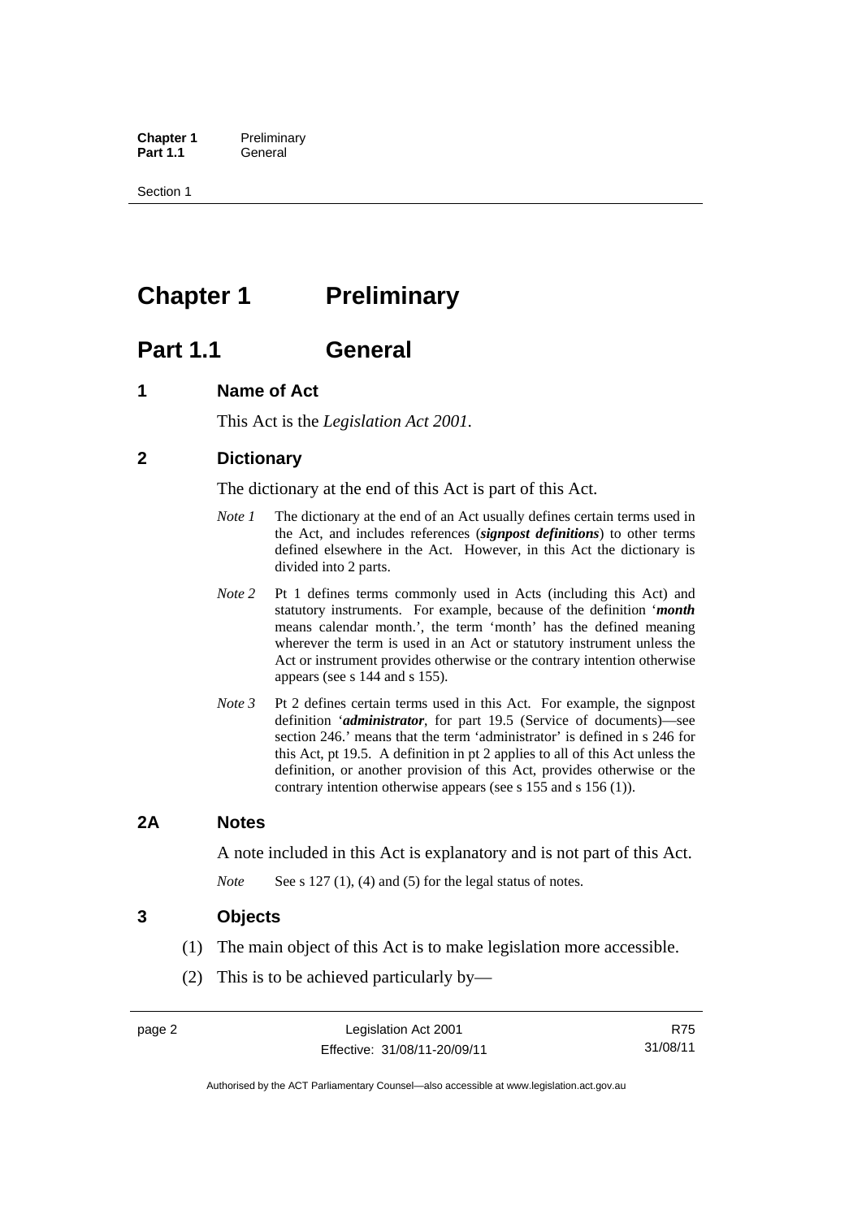# Chapter 1 Preliminary

## Part 1.1 General

### 1 Name of Act

This Act is the *Legislation Act 2001*.

### 2 Dictionary

The dictionary at the end of this Act is part of this Act.

*Note 1* The dictionary at the end of an Act usually defines certain terms used in the Act, and includes references (***signpost definitions***) to other terms defined elsewhere in the Act. However, in this Act the dictionary is divided into 2 parts.

*Note 2* Pt 1 defines terms commonly used in Acts (including this Act) and statutory instruments. For example, because of the definition '***month*** means calendar month.', the term 'month' has the defined meaning wherever the term is used in an Act or statutory instrument unless the Act or instrument provides otherwise or the contrary intention otherwise appears (see s 144 and s 155).

*Note 3* Pt 2 defines certain terms used in this Act. For example, the signpost definition '***administrator***, for part 19.5 (Service of documents)—see section 246.' means that the term 'administrator' is defined in s 246 for this Act, pt 19.5. A definition in pt 2 applies to all of this Act unless the definition, or another provision of this Act, provides otherwise or the contrary intention otherwise appears (see s 155 and s 156 (1)).

### 2A Notes

A note included in this Act is explanatory and is not part of this Act.

*Note* See s 127 (1), (4) and (5) for the legal status of notes.

### 3 Objects

(1) The main object of this Act is to make legislation more accessible.

(2) This is to be achieved particularly by—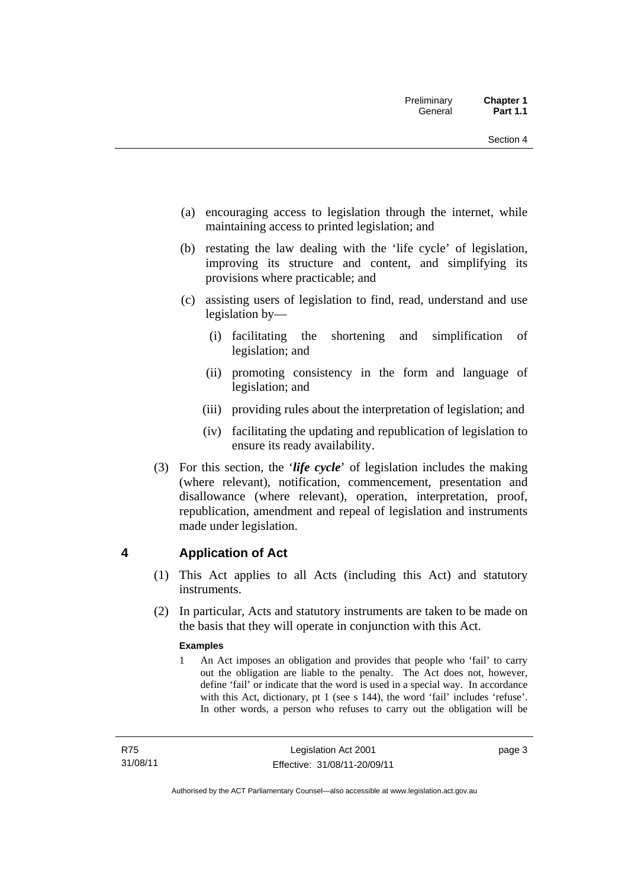(a) encouraging access to legislation through the internet, while maintaining access to printed legislation; and

(b) restating the law dealing with the 'life cycle' of legislation, improving its structure and content, and simplifying its provisions where practicable; and

(c) assisting users of legislation to find, read, understand and use legislation by—

  (i) facilitating the shortening and simplification of legislation; and

  (ii) promoting consistency in the form and language of legislation; and

  (iii) providing rules about the interpretation of legislation; and

  (iv) facilitating the updating and republication of legislation to ensure its ready availability.

(3) For this section, the '***life cycle***' of legislation includes the making (where relevant), notification, commencement, presentation and disallowance (where relevant), operation, interpretation, proof, republication, amendment and repeal of legislation and instruments made under legislation.

## 4 Application of Act

(1) This Act applies to all Acts (including this Act) and statutory instruments.

(2) In particular, Acts and statutory instruments are taken to be made on the basis that they will operate in conjunction with this Act.

**Examples**

1 An Act imposes an obligation and provides that people who 'fail' to carry out the obligation are liable to the penalty. The Act does not, however, define 'fail' or indicate that the word is used in a special way. In accordance with this Act, dictionary, pt 1 (see s 144), the word 'fail' includes 'refuse'. In other words, a person who refuses to carry out the obligation will be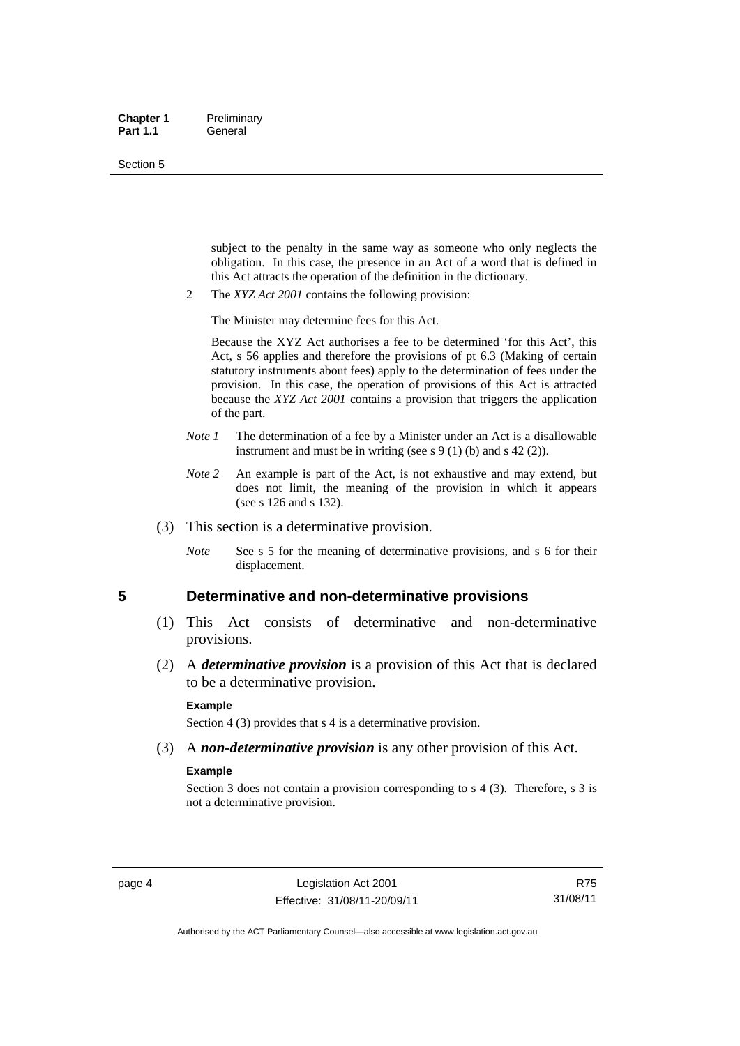subject to the penalty in the same way as someone who only neglects the obligation. In this case, the presence in an Act of a word that is defined in this Act attracts the operation of the definition in the dictionary.

2 The *XYZ Act 2001* contains the following provision:

The Minister may determine fees for this Act.

Because the XYZ Act authorises a fee to be determined 'for this Act', this Act, s 56 applies and therefore the provisions of pt 6.3 (Making of certain statutory instruments about fees) apply to the determination of fees under the provision. In this case, the operation of provisions of this Act is attracted because the *XYZ Act 2001* contains a provision that triggers the application of the part.

*Note 1* The determination of a fee by a Minister under an Act is a disallowable instrument and must be in writing (see s 9 (1) (b) and s 42 (2)).

*Note 2* An example is part of the Act, is not exhaustive and may extend, but does not limit, the meaning of the provision in which it appears (see s 126 and s 132).

(3) This section is a determinative provision.

*Note* See s 5 for the meaning of determinative provisions, and s 6 for their displacement.

## 5 Determinative and non-determinative provisions

(1) This Act consists of determinative and non-determinative provisions.

(2) A ***determinative provision*** is a provision of this Act that is declared to be a determinative provision.

**Example**

Section 4 (3) provides that s 4 is a determinative provision.

(3) A ***non-determinative provision*** is any other provision of this Act.

**Example**

Section 3 does not contain a provision corresponding to s 4 (3). Therefore, s 3 is not a determinative provision.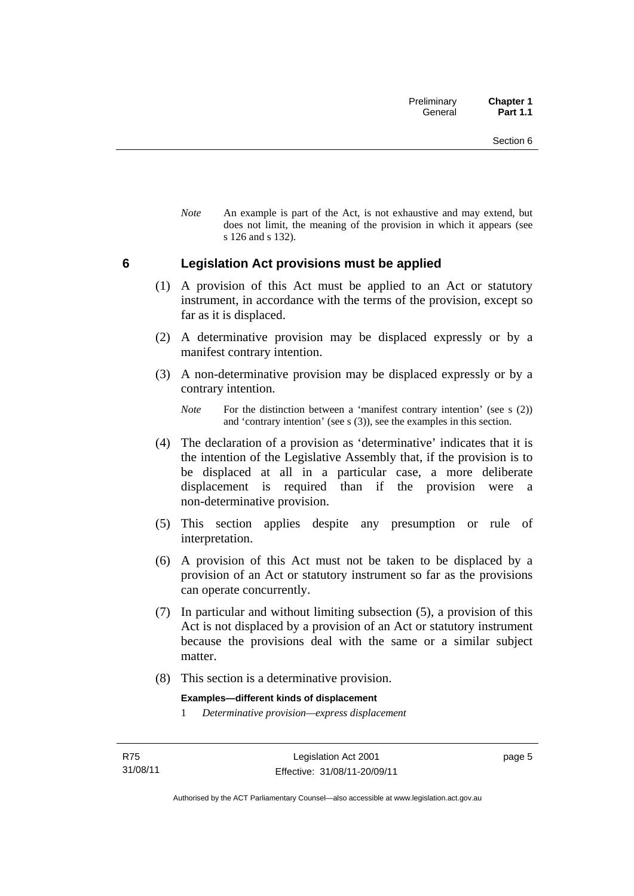*Note* An example is part of the Act, is not exhaustive and may extend, but does not limit, the meaning of the provision in which it appears (see s 126 and s 132).

## 6 Legislation Act provisions must be applied

(1) A provision of this Act must be applied to an Act or statutory instrument, in accordance with the terms of the provision, except so far as it is displaced.

(2) A determinative provision may be displaced expressly or by a manifest contrary intention.

(3) A non-determinative provision may be displaced expressly or by a contrary intention.

*Note* For the distinction between a 'manifest contrary intention' (see s (2)) and 'contrary intention' (see s (3)), see the examples in this section.

(4) The declaration of a provision as 'determinative' indicates that it is the intention of the Legislative Assembly that, if the provision is to be displaced at all in a particular case, a more deliberate displacement is required than if the provision were a non-determinative provision.

(5) This section applies despite any presumption or rule of interpretation.

(6) A provision of this Act must not be taken to be displaced by a provision of an Act or statutory instrument so far as the provisions can operate concurrently.

(7) In particular and without limiting subsection (5), a provision of this Act is not displaced by a provision of an Act or statutory instrument because the provisions deal with the same or a similar subject matter.

(8) This section is a determinative provision.

**Examples—different kinds of displacement**

1 *Determinative provision—express displacement*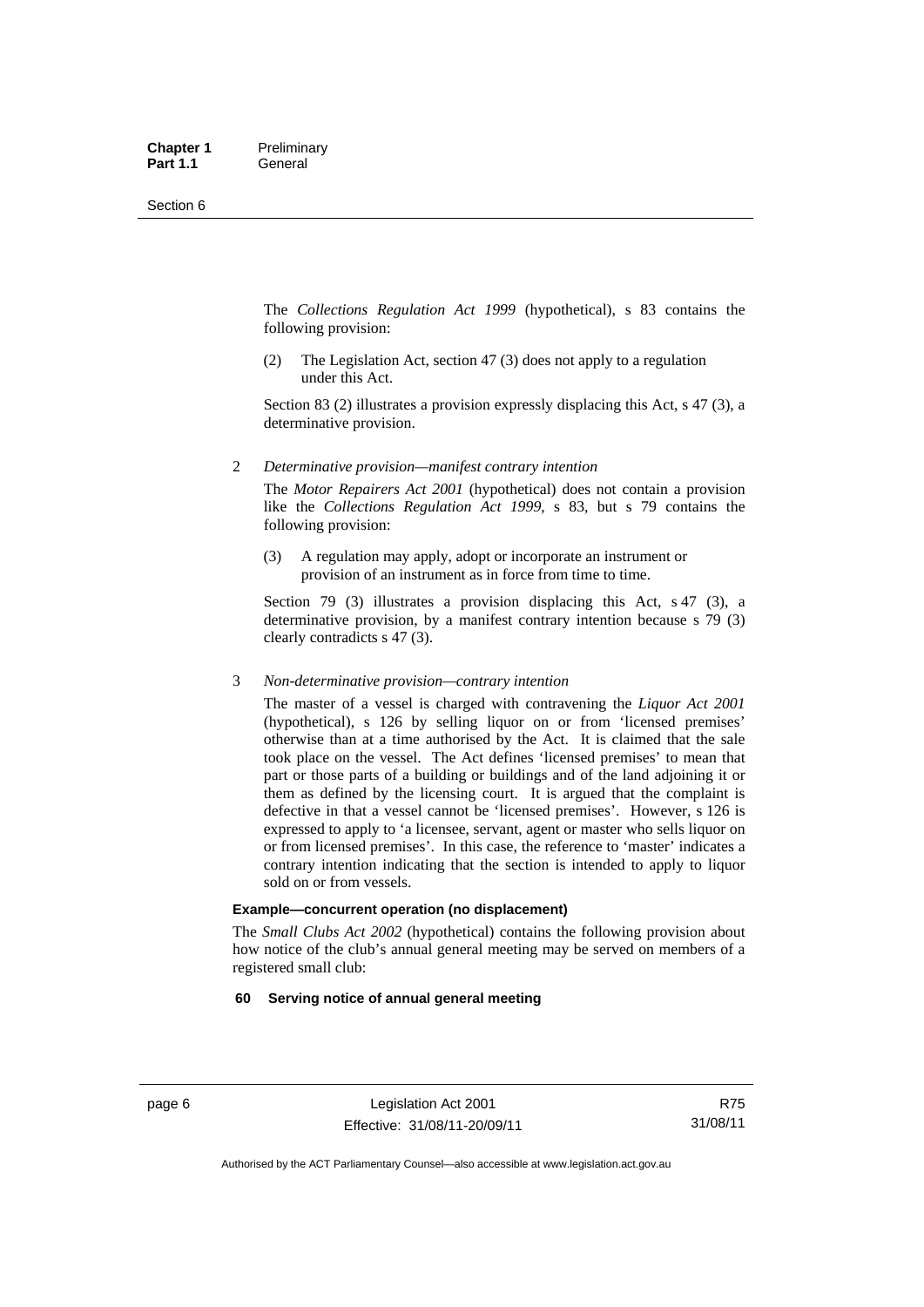The *Collections Regulation Act 1999* (hypothetical), s 83 contains the following provision:

(2) The Legislation Act, section 47 (3) does not apply to a regulation under this Act.

Section 83 (2) illustrates a provision expressly displacing this Act, s 47 (3), a determinative provision.

2 *Determinative provision—manifest contrary intention*

The *Motor Repairers Act 2001* (hypothetical) does not contain a provision like the *Collections Regulation Act 1999*, s 83, but s 79 contains the following provision:

(3) A regulation may apply, adopt or incorporate an instrument or provision of an instrument as in force from time to time.

Section 79 (3) illustrates a provision displacing this Act, s 47 (3), a determinative provision, by a manifest contrary intention because s 79 (3) clearly contradicts s 47 (3).

3 *Non-determinative provision—contrary intention*

The master of a vessel is charged with contravening the *Liquor Act 2001* (hypothetical), s 126 by selling liquor on or from 'licensed premises' otherwise than at a time authorised by the Act. It is claimed that the sale took place on the vessel. The Act defines 'licensed premises' to mean that part or those parts of a building or buildings and of the land adjoining it or them as defined by the licensing court. It is argued that the complaint is defective in that a vessel cannot be 'licensed premises'. However, s 126 is expressed to apply to 'a licensee, servant, agent or master who sells liquor on or from licensed premises'. In this case, the reference to 'master' indicates a contrary intention indicating that the section is intended to apply to liquor sold on or from vessels.

**Example—concurrent operation (no displacement)**

The *Small Clubs Act 2002* (hypothetical) contains the following provision about how notice of the club's annual general meeting may be served on members of a registered small club:

**60 Serving notice of annual general meeting**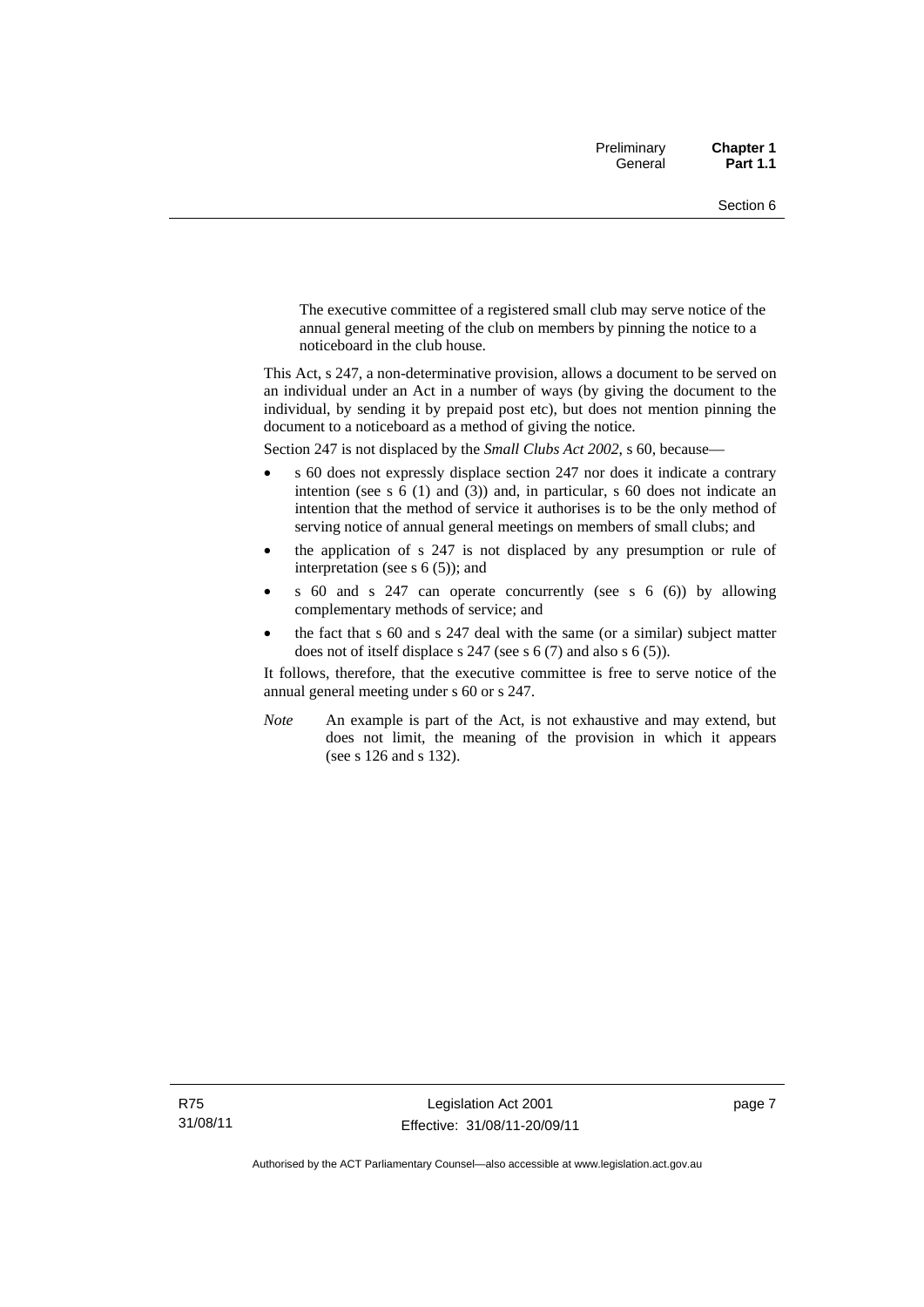The executive committee of a registered small club may serve notice of the annual general meeting of the club on members by pinning the notice to a noticeboard in the club house.

This Act, s 247, a non-determinative provision, allows a document to be served on an individual under an Act in a number of ways (by giving the document to the individual, by sending it by prepaid post etc), but does not mention pinning the document to a noticeboard as a method of giving the notice.

Section 247 is not displaced by the *Small Clubs Act 2002*, s 60, because—

- s 60 does not expressly displace section 247 nor does it indicate a contrary intention (see s 6 (1) and (3)) and, in particular, s 60 does not indicate an intention that the method of service it authorises is to be the only method of serving notice of annual general meetings on members of small clubs; and
- the application of s 247 is not displaced by any presumption or rule of interpretation (see s 6 (5)); and
- s 60 and s 247 can operate concurrently (see s 6 (6)) by allowing complementary methods of service; and
- the fact that s 60 and s 247 deal with the same (or a similar) subject matter does not of itself displace s 247 (see s 6 (7) and also s 6 (5)).

It follows, therefore, that the executive committee is free to serve notice of the annual general meeting under s 60 or s 247.

*Note* An example is part of the Act, is not exhaustive and may extend, but does not limit, the meaning of the provision in which it appears (see s 126 and s 132).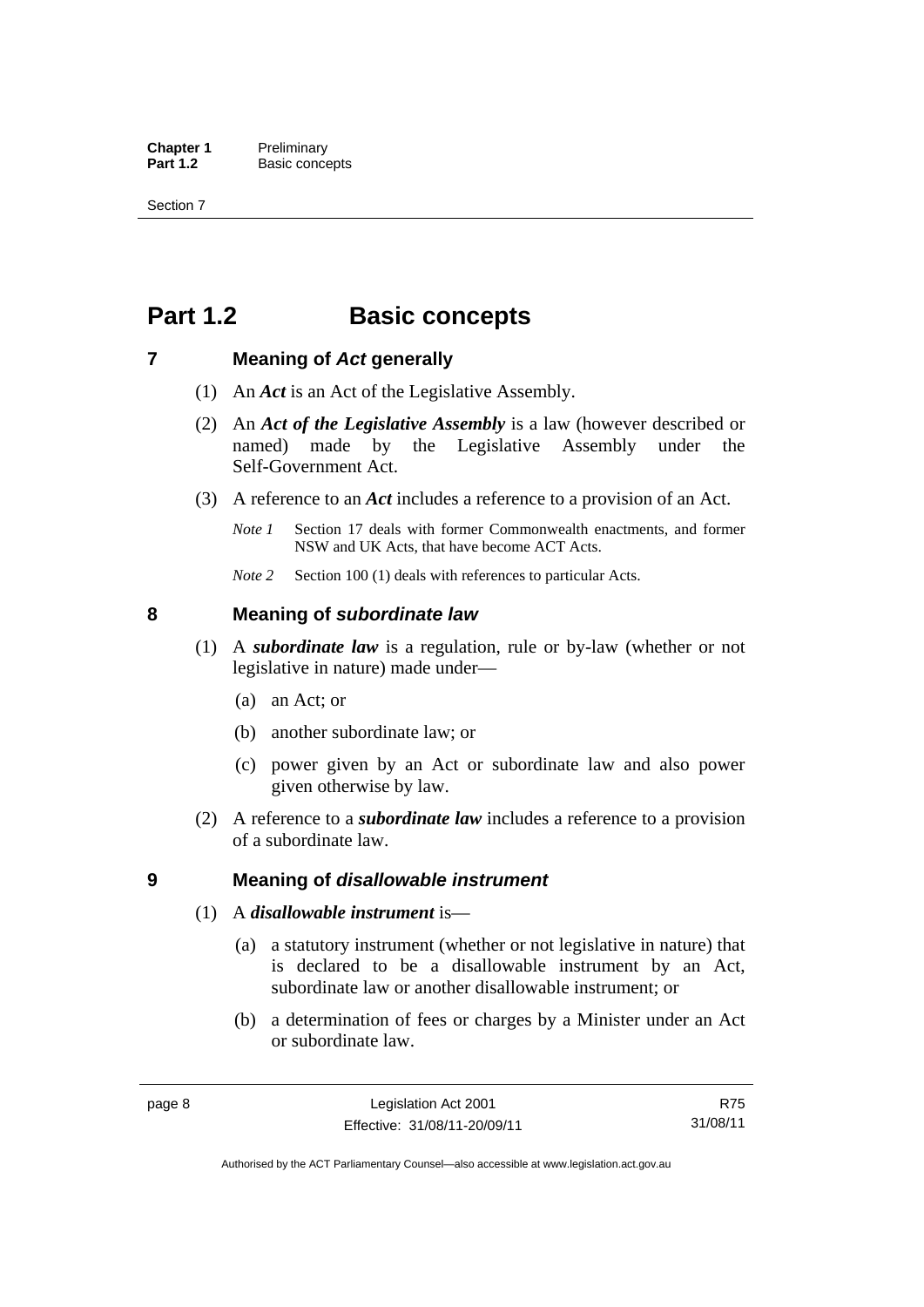# Part 1.2 Basic concepts

## 7 Meaning of *Act* generally

(1) An ***Act*** is an Act of the Legislative Assembly.

(2) An ***Act of the Legislative Assembly*** is a law (however described or named) made by the Legislative Assembly under the Self-Government Act.

(3) A reference to an ***Act*** includes a reference to a provision of an Act.

*Note 1* Section 17 deals with former Commonwealth enactments, and former NSW and UK Acts, that have become ACT Acts.

*Note 2* Section 100 (1) deals with references to particular Acts.

## 8 Meaning of *subordinate law*

(1) A ***subordinate law*** is a regulation, rule or by-law (whether or not legislative in nature) made under—

(a) an Act; or

(b) another subordinate law; or

(c) power given by an Act or subordinate law and also power given otherwise by law.

(2) A reference to a ***subordinate law*** includes a reference to a provision of a subordinate law.

## 9 Meaning of *disallowable instrument*

(1) A ***disallowable instrument*** is—

(a) a statutory instrument (whether or not legislative in nature) that is declared to be a disallowable instrument by an Act, subordinate law or another disallowable instrument; or

(b) a determination of fees or charges by a Minister under an Act or subordinate law.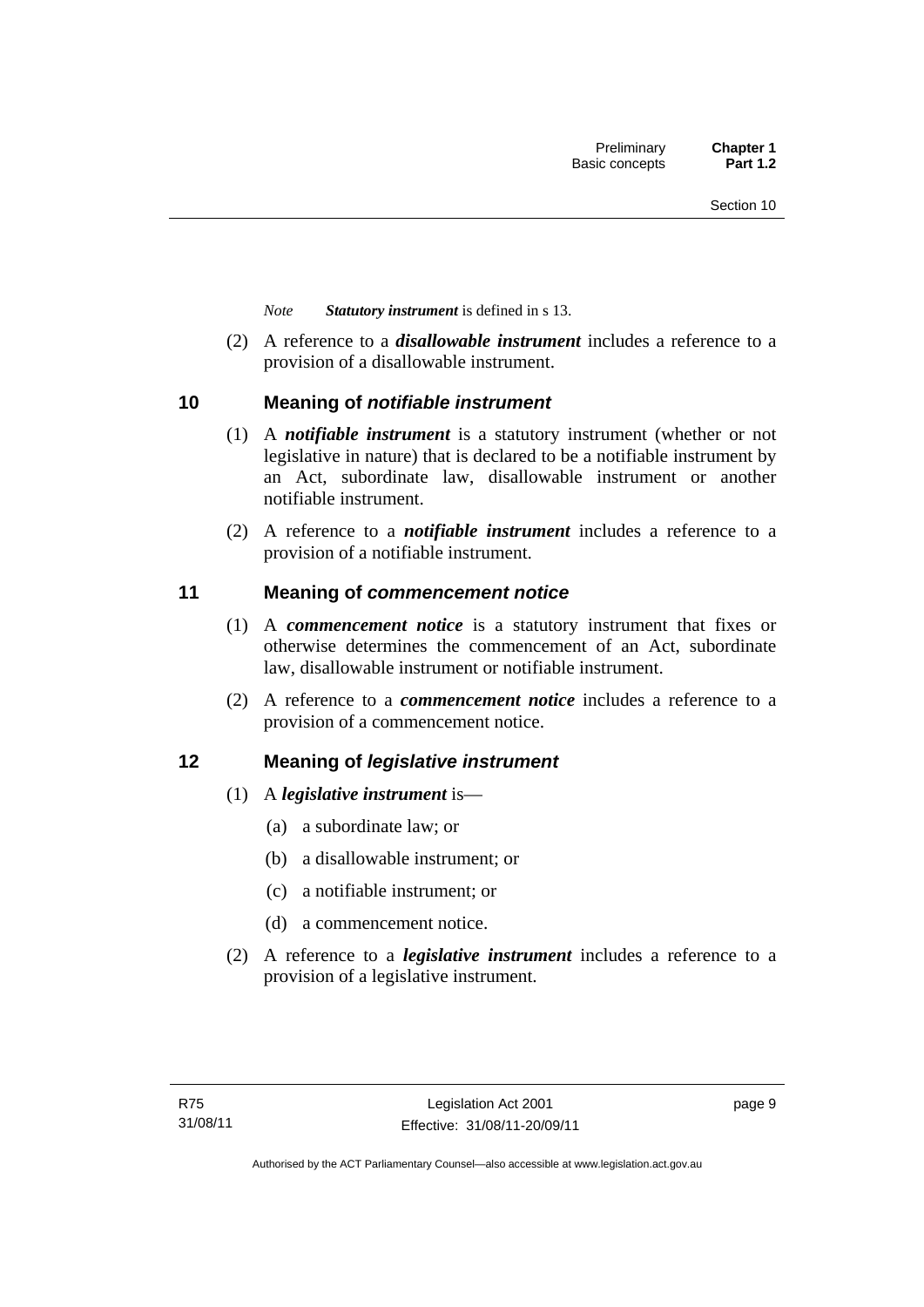*Note* ***Statutory instrument*** is defined in s 13.

(2) A reference to a ***disallowable instrument*** includes a reference to a provision of a disallowable instrument.

## 10 Meaning of *notifiable instrument*

(1) A ***notifiable instrument*** is a statutory instrument (whether or not legislative in nature) that is declared to be a notifiable instrument by an Act, subordinate law, disallowable instrument or another notifiable instrument.

(2) A reference to a ***notifiable instrument*** includes a reference to a provision of a notifiable instrument.

## 11 Meaning of *commencement notice*

(1) A ***commencement notice*** is a statutory instrument that fixes or otherwise determines the commencement of an Act, subordinate law, disallowable instrument or notifiable instrument.

(2) A reference to a ***commencement notice*** includes a reference to a provision of a commencement notice.

## 12 Meaning of *legislative instrument*

(1) A ***legislative instrument*** is—

(a) a subordinate law; or

(b) a disallowable instrument; or

(c) a notifiable instrument; or

(d) a commencement notice.

(2) A reference to a ***legislative instrument*** includes a reference to a provision of a legislative instrument.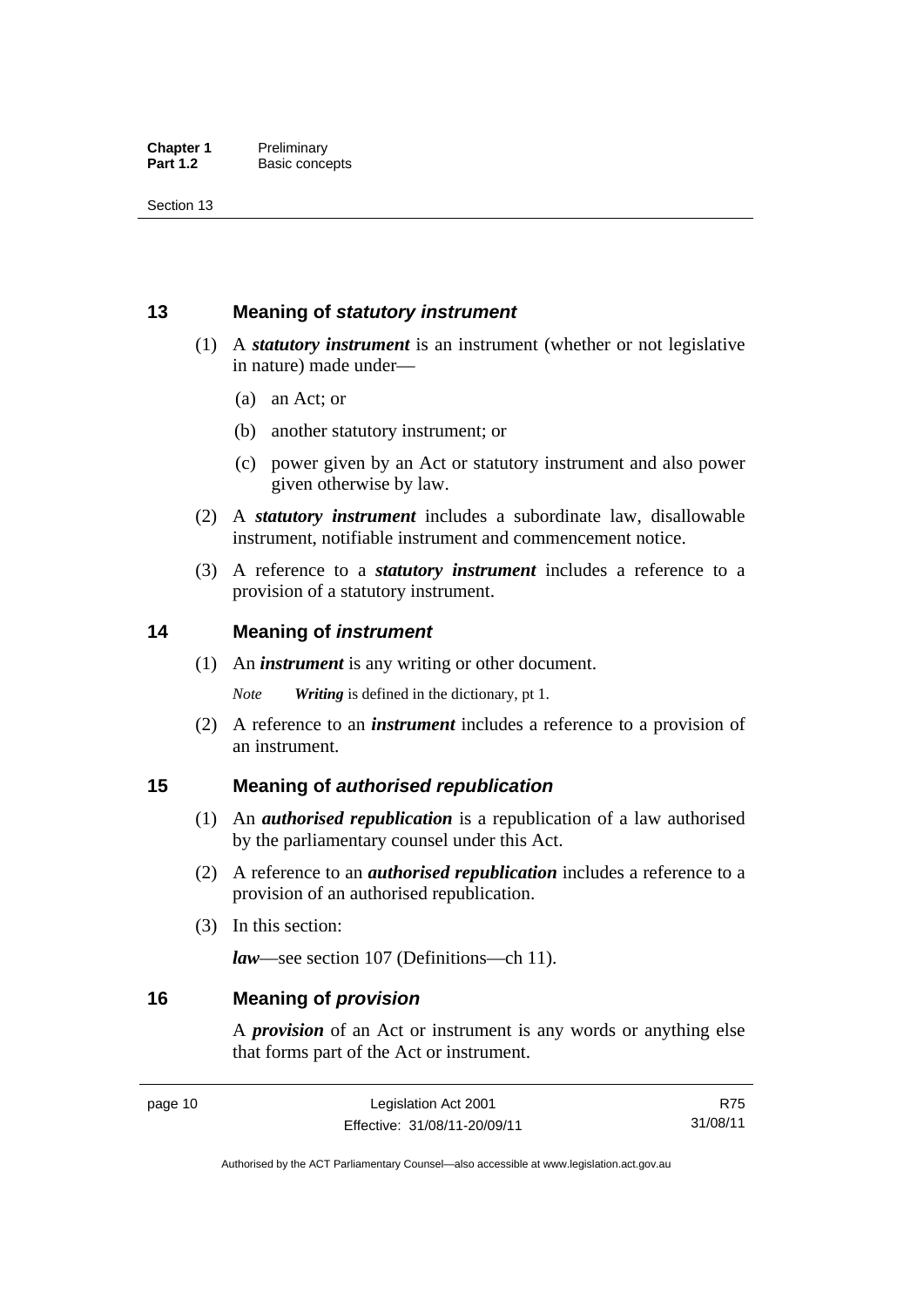## 13 Meaning of *statutory instrument*

(1) A ***statutory instrument*** is an instrument (whether or not legislative in nature) made under—

(a) an Act; or

(b) another statutory instrument; or

(c) power given by an Act or statutory instrument and also power given otherwise by law.

(2) A ***statutory instrument*** includes a subordinate law, disallowable instrument, notifiable instrument and commencement notice.

(3) A reference to a ***statutory instrument*** includes a reference to a provision of a statutory instrument.

## 14 Meaning of *instrument*

(1) An ***instrument*** is any writing or other document.

*Note* ***Writing*** is defined in the dictionary, pt 1.

(2) A reference to an ***instrument*** includes a reference to a provision of an instrument.

## 15 Meaning of *authorised republication*

(1) An ***authorised republication*** is a republication of a law authorised by the parliamentary counsel under this Act.

(2) A reference to an ***authorised republication*** includes a reference to a provision of an authorised republication.

(3) In this section:

***law***—see section 107 (Definitions—ch 11).

## 16 Meaning of *provision*

A ***provision*** of an Act or instrument is any words or anything else that forms part of the Act or instrument.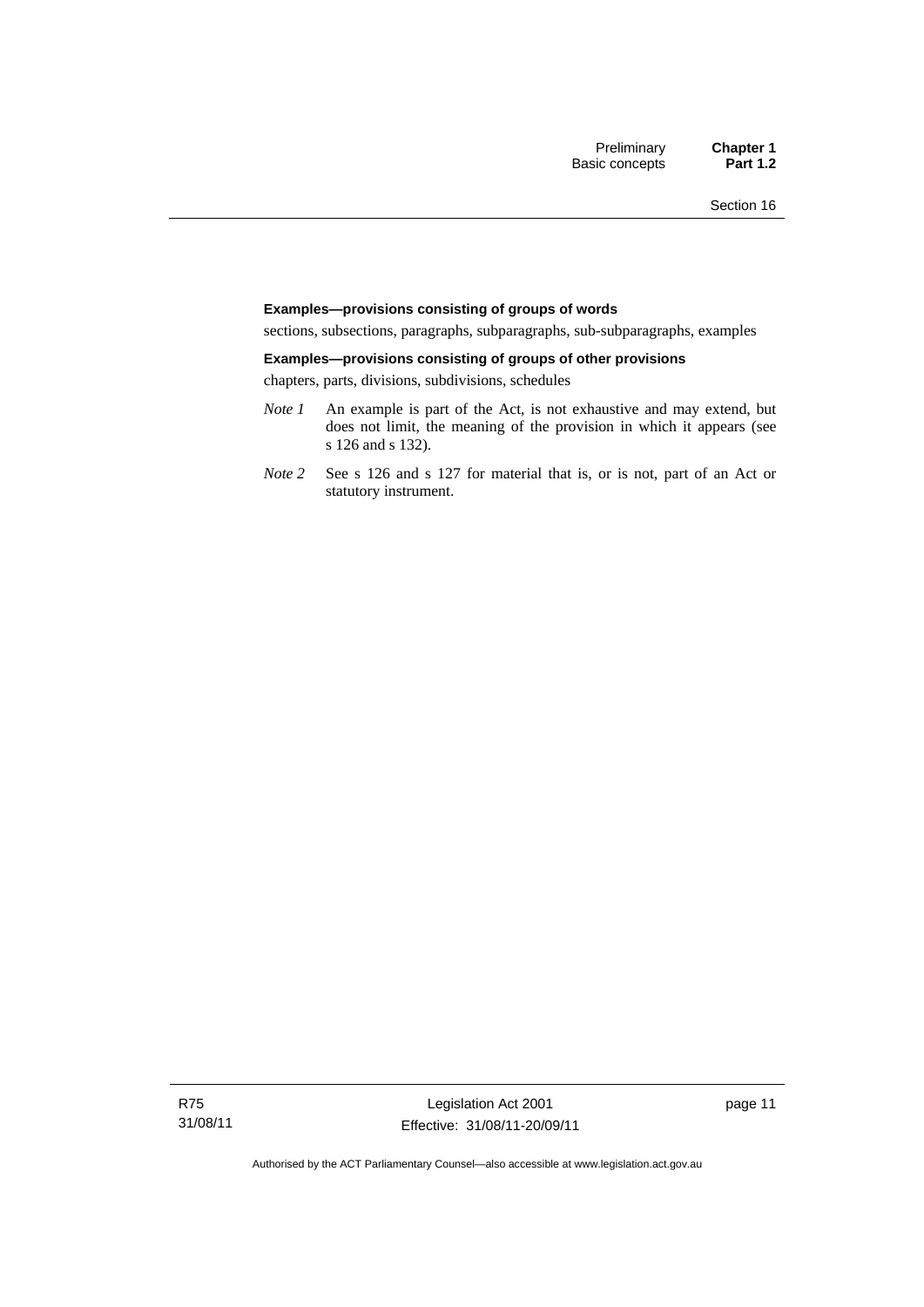**Examples—provisions consisting of groups of words**

sections, subsections, paragraphs, subparagraphs, sub-subparagraphs, examples

**Examples—provisions consisting of groups of other provisions**

chapters, parts, divisions, subdivisions, schedules

*Note 1* An example is part of the Act, is not exhaustive and may extend, but does not limit, the meaning of the provision in which it appears (see s 126 and s 132).

*Note 2* See s 126 and s 127 for material that is, or is not, part of an Act or statutory instrument.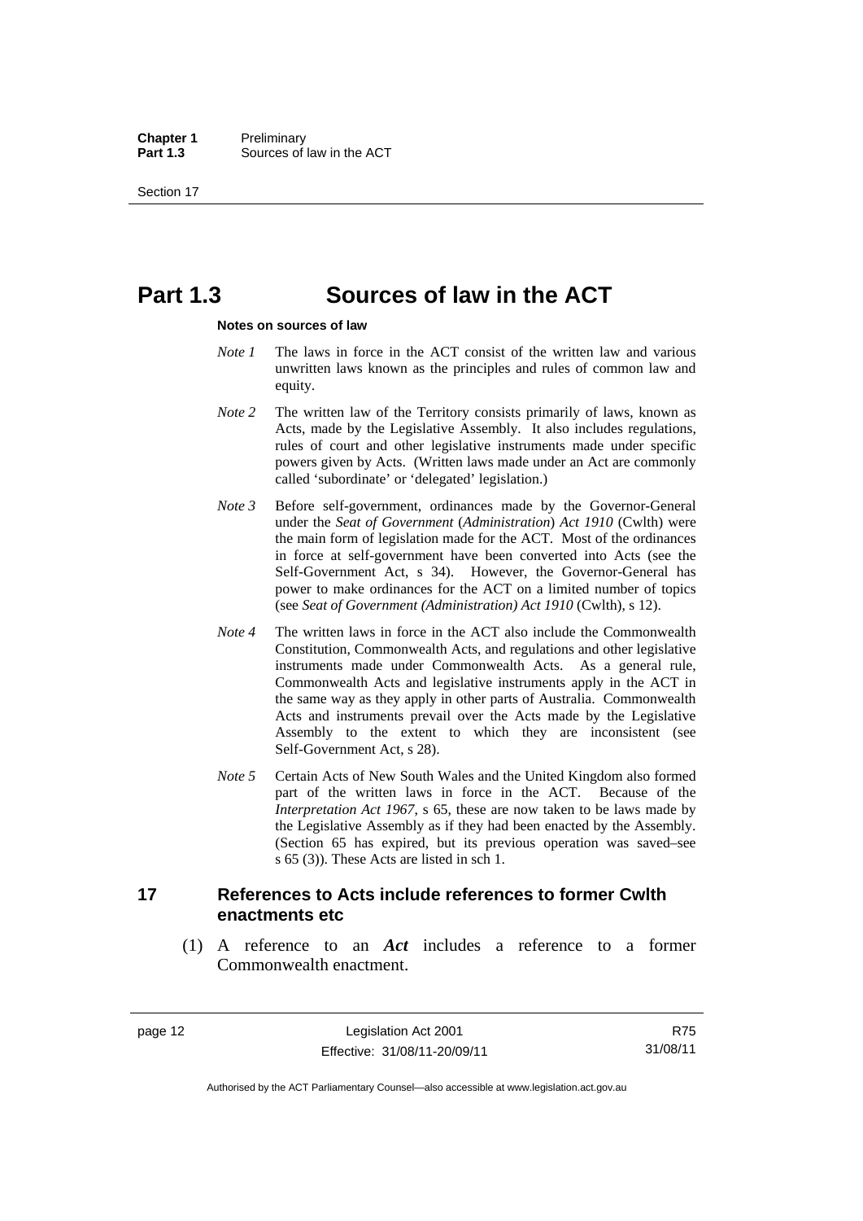# Part 1.3 Sources of law in the ACT

**Notes on sources of law**

*Note 1* The laws in force in the ACT consist of the written law and various unwritten laws known as the principles and rules of common law and equity.

*Note 2* The written law of the Territory consists primarily of laws, known as Acts, made by the Legislative Assembly. It also includes regulations, rules of court and other legislative instruments made under specific powers given by Acts. (Written laws made under an Act are commonly called 'subordinate' or 'delegated' legislation.)

*Note 3* Before self-government, ordinances made by the Governor-General under the *Seat of Government* (*Administration*) *Act 1910* (Cwlth) were the main form of legislation made for the ACT. Most of the ordinances in force at self-government have been converted into Acts (see the Self-Government Act, s 34). However, the Governor-General has power to make ordinances for the ACT on a limited number of topics (see *Seat of Government (Administration) Act 1910* (Cwlth), s 12).

*Note 4* The written laws in force in the ACT also include the Commonwealth Constitution, Commonwealth Acts, and regulations and other legislative instruments made under Commonwealth Acts. As a general rule, Commonwealth Acts and legislative instruments apply in the ACT in the same way as they apply in other parts of Australia. Commonwealth Acts and instruments prevail over the Acts made by the Legislative Assembly to the extent to which they are inconsistent (see Self-Government Act, s 28).

*Note 5* Certain Acts of New South Wales and the United Kingdom also formed part of the written laws in force in the ACT. Because of the *Interpretation Act 1967*, s 65, these are now taken to be laws made by the Legislative Assembly as if they had been enacted by the Assembly. (Section 65 has expired, but its previous operation was saved–see s 65 (3)). These Acts are listed in sch 1.

## 17 References to Acts include references to former Cwlth enactments etc

(1) A reference to an ***Act*** includes a reference to a former Commonwealth enactment.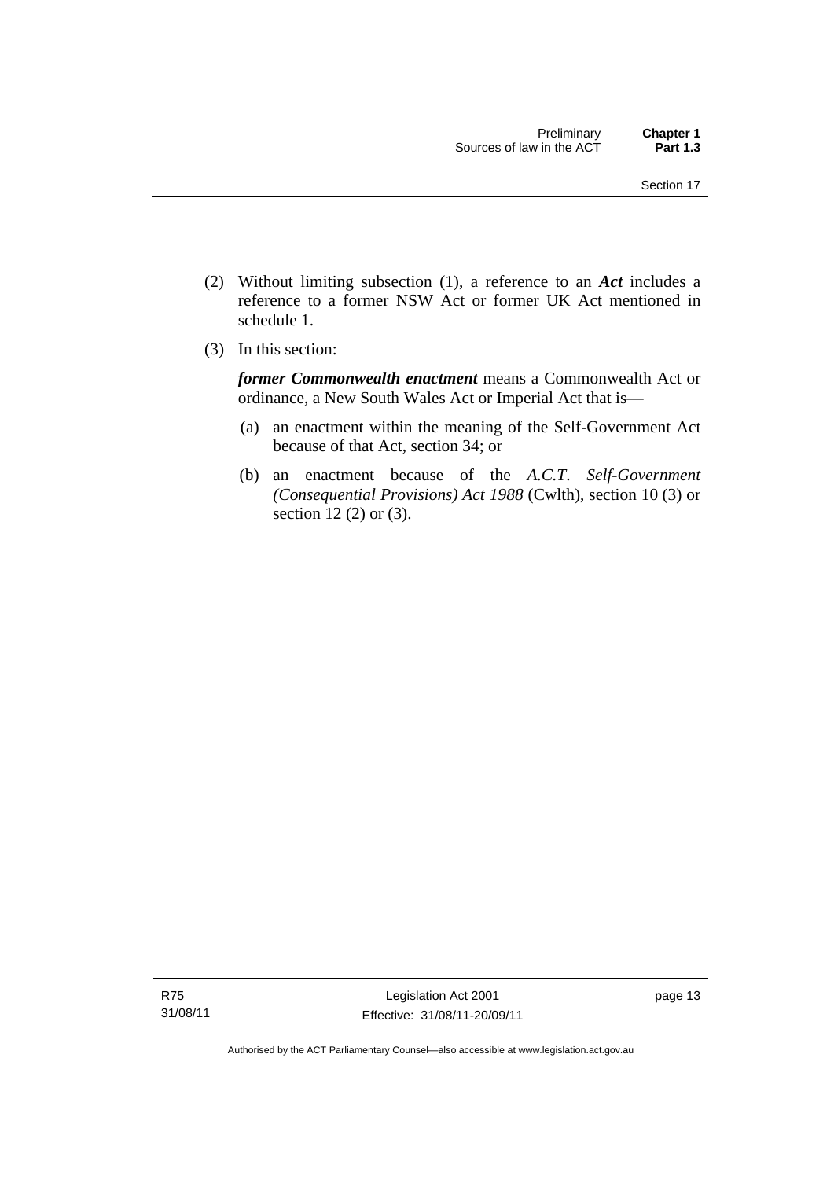(2) Without limiting subsection (1), a reference to an ***Act*** includes a reference to a former NSW Act or former UK Act mentioned in schedule 1.

(3) In this section:

***former Commonwealth enactment*** means a Commonwealth Act or ordinance, a New South Wales Act or Imperial Act that is—

(a) an enactment within the meaning of the Self-Government Act because of that Act, section 34; or

(b) an enactment because of the *A.C.T. Self-Government (Consequential Provisions) Act 1988* (Cwlth), section 10 (3) or section 12 (2) or (3).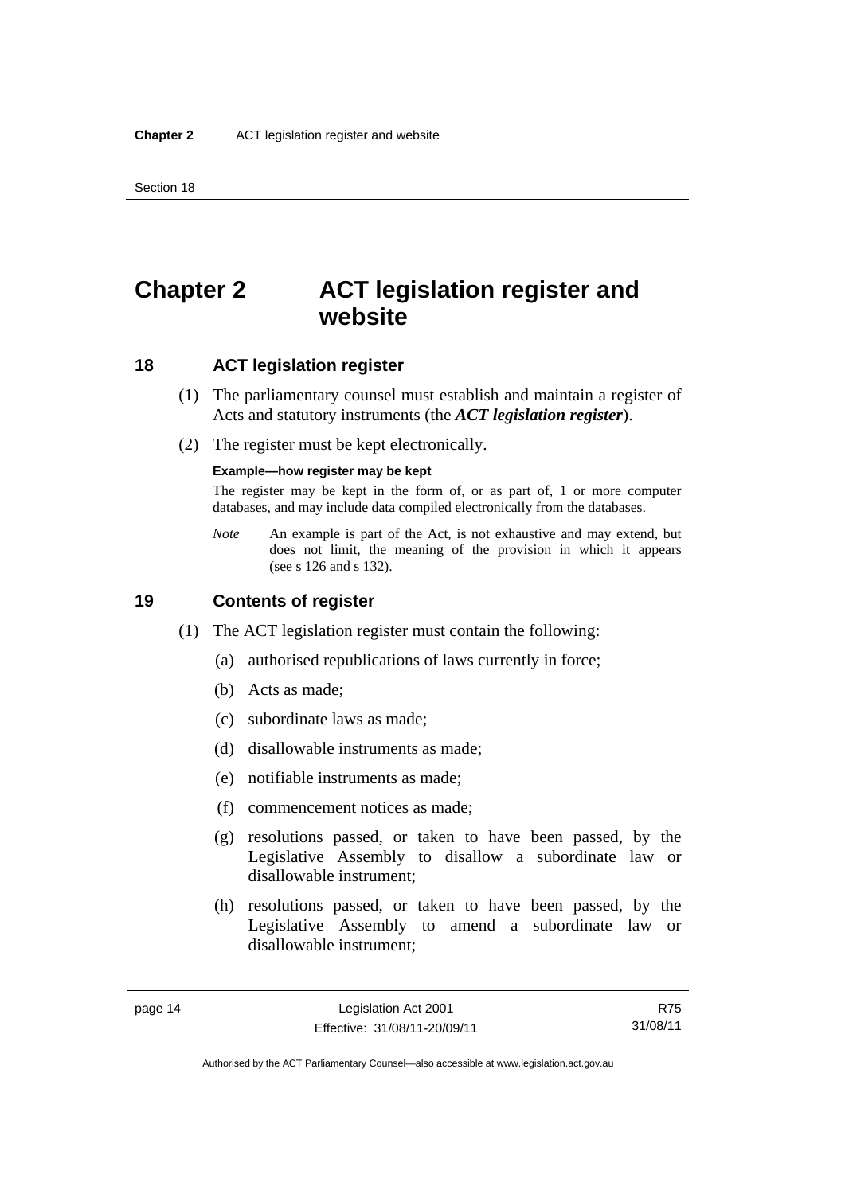# Chapter 2 ACT legislation register and website

## 18 ACT legislation register

(1) The parliamentary counsel must establish and maintain a register of Acts and statutory instruments (the ***ACT legislation register***).

(2) The register must be kept electronically.

**Example—how register may be kept**

The register may be kept in the form of, or as part of, 1 or more computer databases, and may include data compiled electronically from the databases.

*Note* An example is part of the Act, is not exhaustive and may extend, but does not limit, the meaning of the provision in which it appears (see s 126 and s 132).

## 19 Contents of register

(1) The ACT legislation register must contain the following:

(a) authorised republications of laws currently in force;

(b) Acts as made;

(c) subordinate laws as made;

(d) disallowable instruments as made;

(e) notifiable instruments as made;

(f) commencement notices as made;

(g) resolutions passed, or taken to have been passed, by the Legislative Assembly to disallow a subordinate law or disallowable instrument;

(h) resolutions passed, or taken to have been passed, by the Legislative Assembly to amend a subordinate law or disallowable instrument;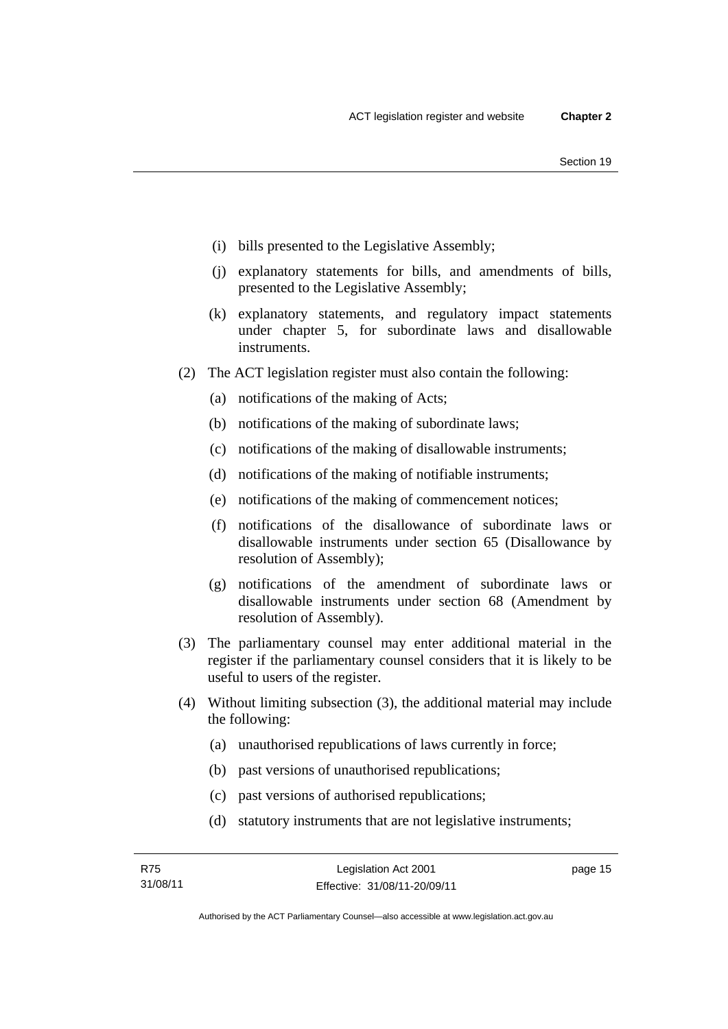(i) bills presented to the Legislative Assembly;

(j) explanatory statements for bills, and amendments of bills, presented to the Legislative Assembly;

(k) explanatory statements, and regulatory impact statements under chapter 5, for subordinate laws and disallowable instruments.

(2) The ACT legislation register must also contain the following:

(a) notifications of the making of Acts;

(b) notifications of the making of subordinate laws;

(c) notifications of the making of disallowable instruments;

(d) notifications of the making of notifiable instruments;

(e) notifications of the making of commencement notices;

(f) notifications of the disallowance of subordinate laws or disallowable instruments under section 65 (Disallowance by resolution of Assembly);

(g) notifications of the amendment of subordinate laws or disallowable instruments under section 68 (Amendment by resolution of Assembly).

(3) The parliamentary counsel may enter additional material in the register if the parliamentary counsel considers that it is likely to be useful to users of the register.

(4) Without limiting subsection (3), the additional material may include the following:

(a) unauthorised republications of laws currently in force;

(b) past versions of unauthorised republications;

(c) past versions of authorised republications;

(d) statutory instruments that are not legislative instruments;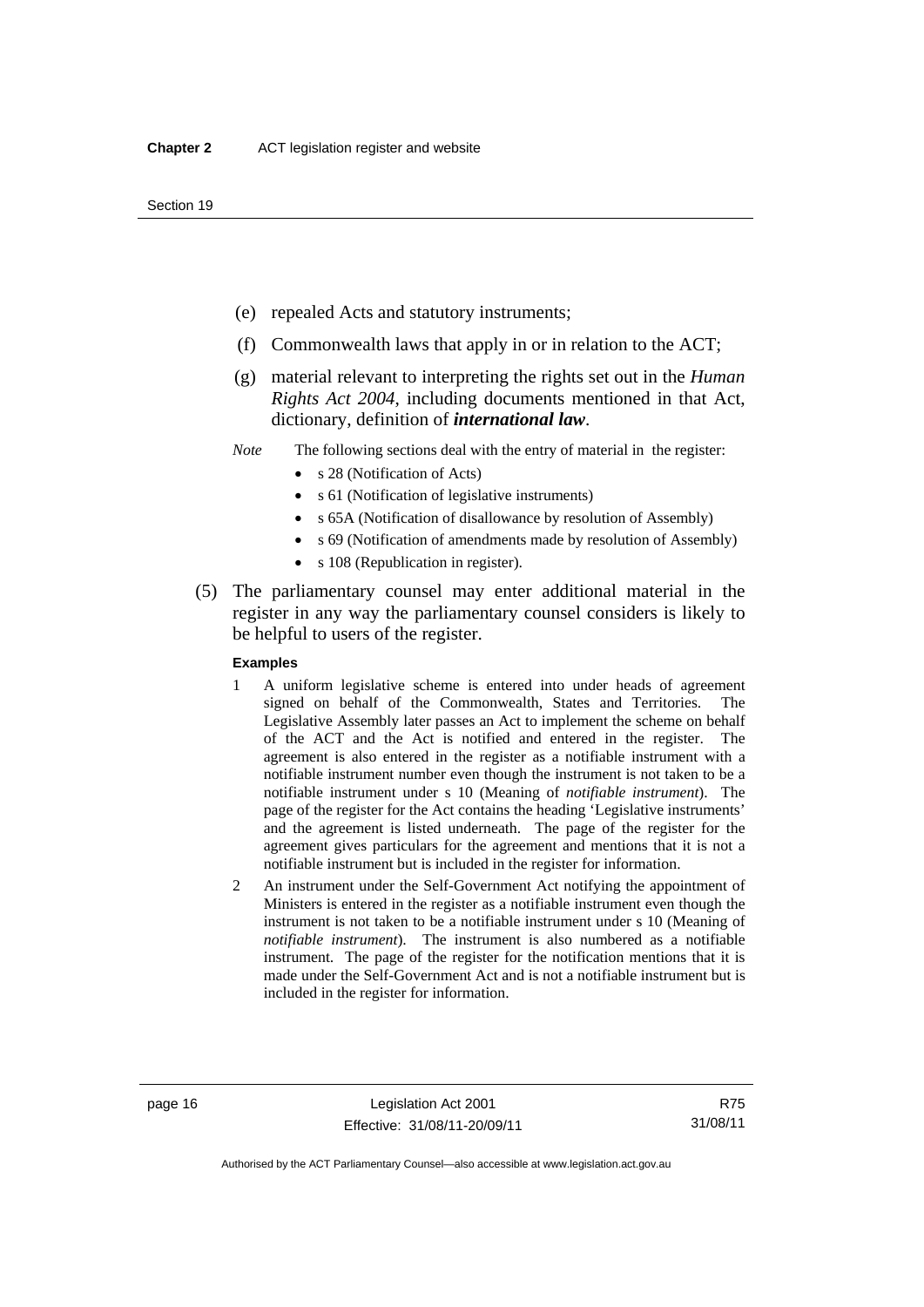(e) repealed Acts and statutory instruments;

(f) Commonwealth laws that apply in or in relation to the ACT;

(g) material relevant to interpreting the rights set out in the *Human Rights Act 2004*, including documents mentioned in that Act, dictionary, definition of ***international law***.

*Note* The following sections deal with the entry of material in the register:

- s 28 (Notification of Acts)
- s 61 (Notification of legislative instruments)
- s 65A (Notification of disallowance by resolution of Assembly)
- s 69 (Notification of amendments made by resolution of Assembly)
- s 108 (Republication in register).

(5) The parliamentary counsel may enter additional material in the register in any way the parliamentary counsel considers is likely to be helpful to users of the register.

**Examples**

1 A uniform legislative scheme is entered into under heads of agreement signed on behalf of the Commonwealth, States and Territories. The Legislative Assembly later passes an Act to implement the scheme on behalf of the ACT and the Act is notified and entered in the register. The agreement is also entered in the register as a notifiable instrument with a notifiable instrument number even though the instrument is not taken to be a notifiable instrument under s 10 (Meaning of *notifiable instrument*). The page of the register for the Act contains the heading 'Legislative instruments' and the agreement is listed underneath. The page of the register for the agreement gives particulars for the agreement and mentions that it is not a notifiable instrument but is included in the register for information.

2 An instrument under the Self-Government Act notifying the appointment of Ministers is entered in the register as a notifiable instrument even though the instrument is not taken to be a notifiable instrument under s 10 (Meaning of *notifiable instrument*). The instrument is also numbered as a notifiable instrument. The page of the register for the notification mentions that it is made under the Self-Government Act and is not a notifiable instrument but is included in the register for information.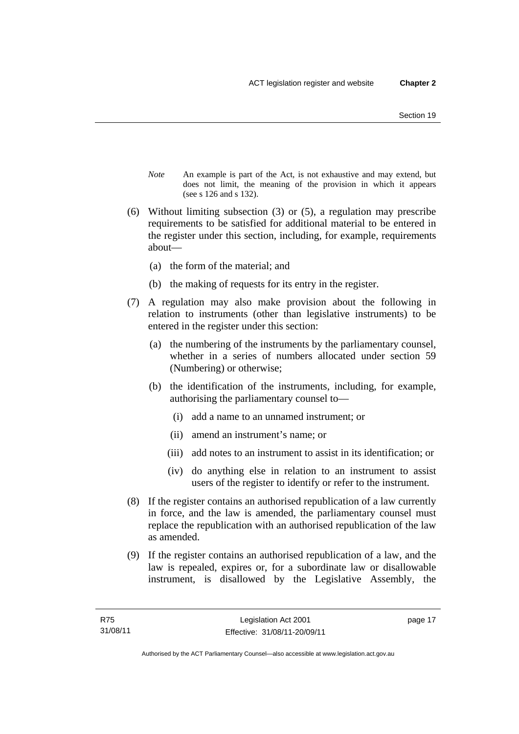*Note* An example is part of the Act, is not exhaustive and may extend, but does not limit, the meaning of the provision in which it appears (see s 126 and s 132).

(6) Without limiting subsection (3) or (5), a regulation may prescribe requirements to be satisfied for additional material to be entered in the register under this section, including, for example, requirements about—

  (a) the form of the material; and

  (b) the making of requests for its entry in the register.

(7) A regulation may also make provision about the following in relation to instruments (other than legislative instruments) to be entered in the register under this section:

  (a) the numbering of the instruments by the parliamentary counsel, whether in a series of numbers allocated under section 59 (Numbering) or otherwise;

  (b) the identification of the instruments, including, for example, authorising the parliamentary counsel to—

    (i) add a name to an unnamed instrument; or

    (ii) amend an instrument's name; or

    (iii) add notes to an instrument to assist in its identification; or

    (iv) do anything else in relation to an instrument to assist users of the register to identify or refer to the instrument.

(8) If the register contains an authorised republication of a law currently in force, and the law is amended, the parliamentary counsel must replace the republication with an authorised republication of the law as amended.

(9) If the register contains an authorised republication of a law, and the law is repealed, expires or, for a subordinate law or disallowable instrument, is disallowed by the Legislative Assembly, the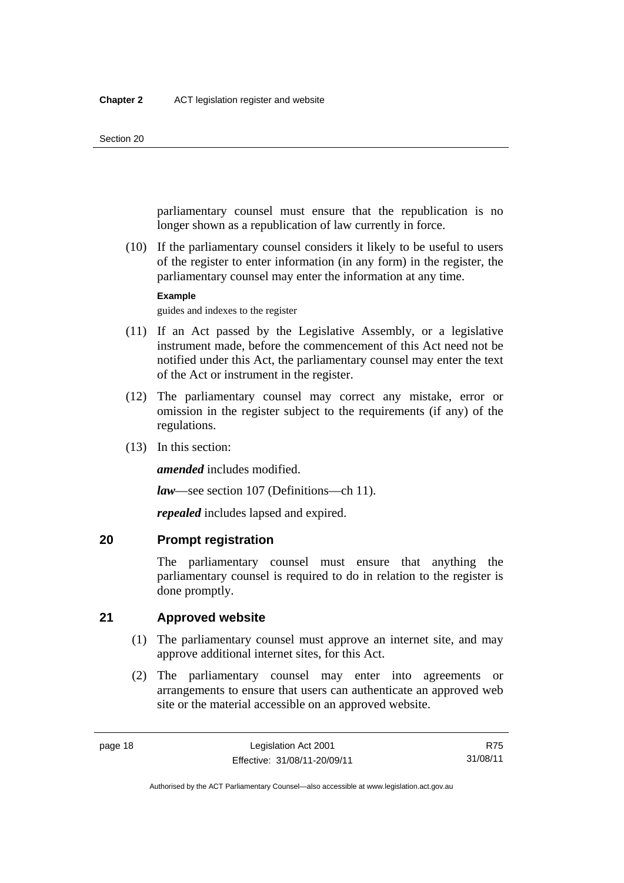parliamentary counsel must ensure that the republication is no longer shown as a republication of law currently in force.

(10) If the parliamentary counsel considers it likely to be useful to users of the register to enter information (in any form) in the register, the parliamentary counsel may enter the information at any time.

**Example**

guides and indexes to the register

(11) If an Act passed by the Legislative Assembly, or a legislative instrument made, before the commencement of this Act need not be notified under this Act, the parliamentary counsel may enter the text of the Act or instrument in the register.

(12) The parliamentary counsel may correct any mistake, error or omission in the register subject to the requirements (if any) of the regulations.

(13) In this section:

***amended*** includes modified.

***law***—see section 107 (Definitions—ch 11).

***repealed*** includes lapsed and expired.

## 20 Prompt registration

The parliamentary counsel must ensure that anything the parliamentary counsel is required to do in relation to the register is done promptly.

## 21 Approved website

(1) The parliamentary counsel must approve an internet site, and may approve additional internet sites, for this Act.

(2) The parliamentary counsel may enter into agreements or arrangements to ensure that users can authenticate an approved web site or the material accessible on an approved website.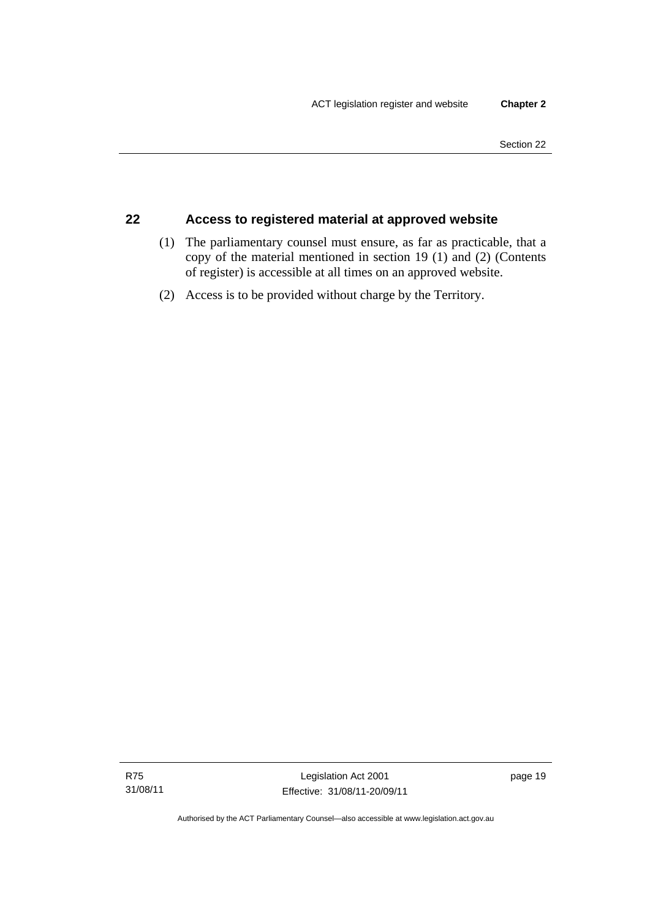## 22 Access to registered material at approved website

(1) The parliamentary counsel must ensure, as far as practicable, that a copy of the material mentioned in section 19 (1) and (2) (Contents of register) is accessible at all times on an approved website.

(2) Access is to be provided without charge by the Territory.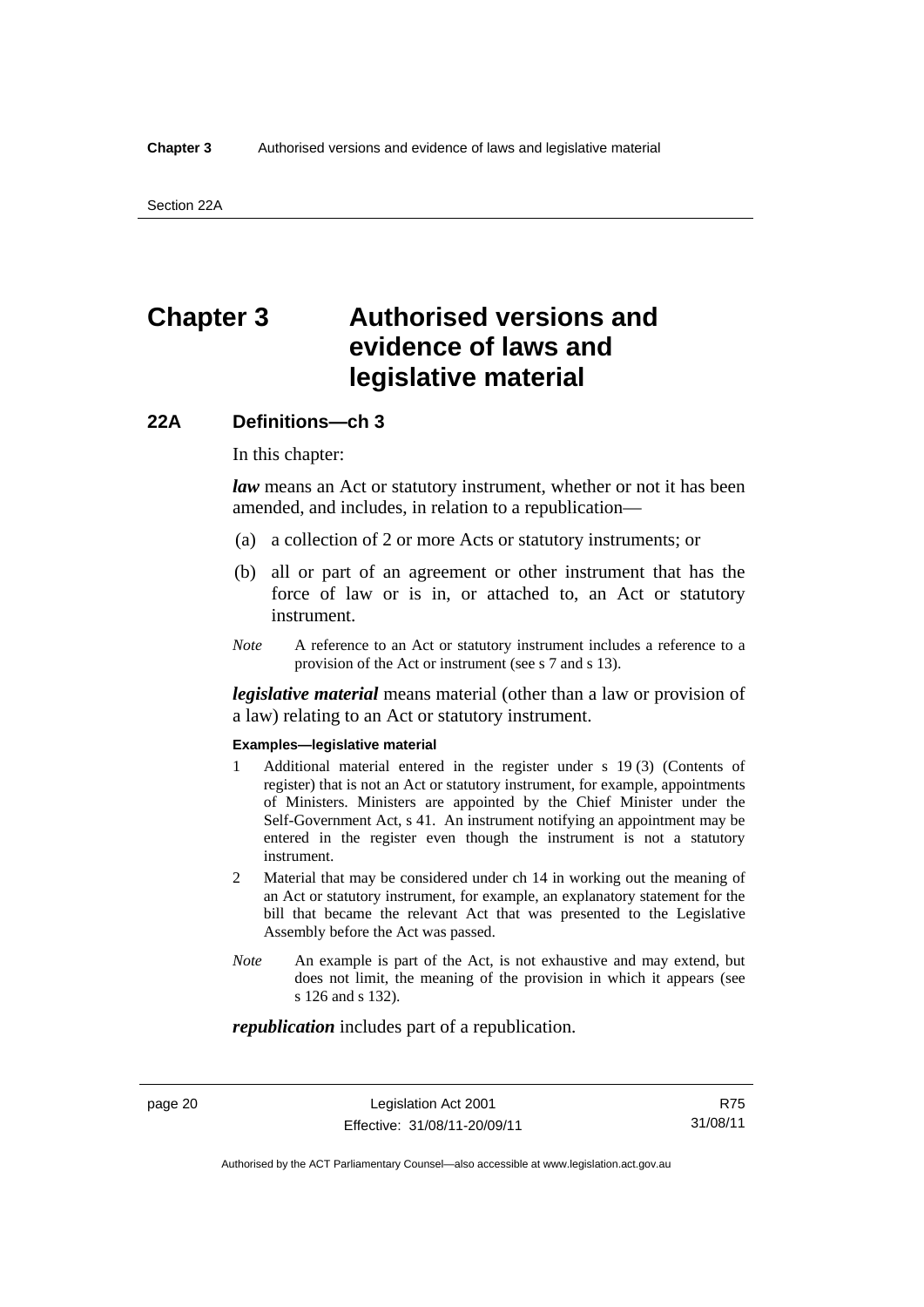# Chapter 3 Authorised versions and evidence of laws and legislative material

## 22A Definitions—ch 3

In this chapter:

***law*** means an Act or statutory instrument, whether or not it has been amended, and includes, in relation to a republication—

(a) a collection of 2 or more Acts or statutory instruments; or

(b) all or part of an agreement or other instrument that has the force of law or is in, or attached to, an Act or statutory instrument.

*Note* A reference to an Act or statutory instrument includes a reference to a provision of the Act or instrument (see s 7 and s 13).

***legislative material*** means material (other than a law or provision of a law) relating to an Act or statutory instrument.

**Examples—legislative material**

1 Additional material entered in the register under s 19 (3) (Contents of register) that is not an Act or statutory instrument, for example, appointments of Ministers. Ministers are appointed by the Chief Minister under the Self-Government Act, s 41. An instrument notifying an appointment may be entered in the register even though the instrument is not a statutory instrument.

2 Material that may be considered under ch 14 in working out the meaning of an Act or statutory instrument, for example, an explanatory statement for the bill that became the relevant Act that was presented to the Legislative Assembly before the Act was passed.

*Note* An example is part of the Act, is not exhaustive and may extend, but does not limit, the meaning of the provision in which it appears (see s 126 and s 132).

***republication*** includes part of a republication.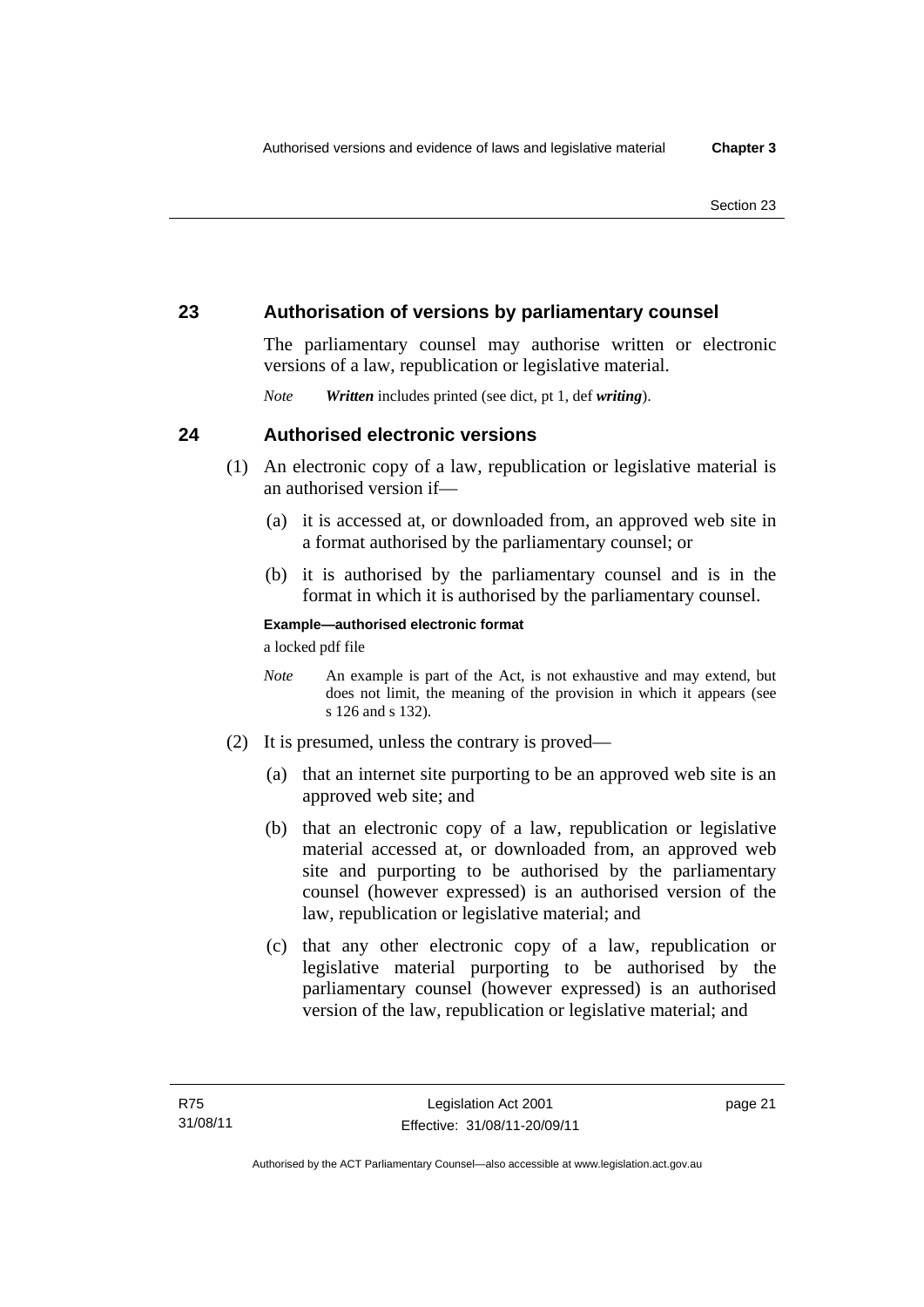## 23 Authorisation of versions by parliamentary counsel

The parliamentary counsel may authorise written or electronic versions of a law, republication or legislative material.

*Note* ***Written*** includes printed (see dict, pt 1, def ***writing***).

## 24 Authorised electronic versions

(1) An electronic copy of a law, republication or legislative material is an authorised version if—

(a) it is accessed at, or downloaded from, an approved web site in a format authorised by the parliamentary counsel; or

(b) it is authorised by the parliamentary counsel and is in the format in which it is authorised by the parliamentary counsel.

**Example—authorised electronic format**

a locked pdf file

*Note* An example is part of the Act, is not exhaustive and may extend, but does not limit, the meaning of the provision in which it appears (see s 126 and s 132).

(2) It is presumed, unless the contrary is proved—

(a) that an internet site purporting to be an approved web site is an approved web site; and

(b) that an electronic copy of a law, republication or legislative material accessed at, or downloaded from, an approved web site and purporting to be authorised by the parliamentary counsel (however expressed) is an authorised version of the law, republication or legislative material; and

(c) that any other electronic copy of a law, republication or legislative material purporting to be authorised by the parliamentary counsel (however expressed) is an authorised version of the law, republication or legislative material; and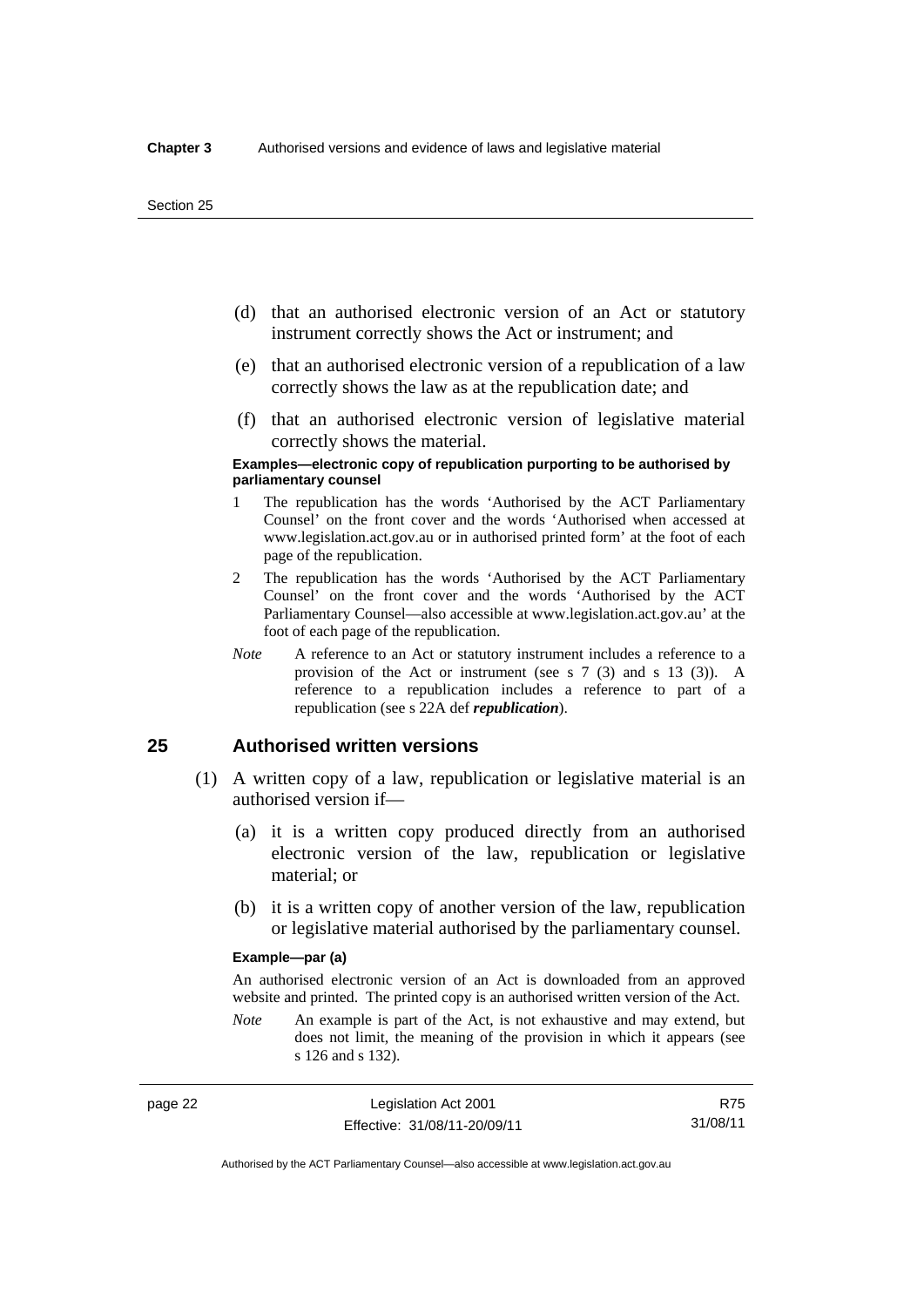(d) that an authorised electronic version of an Act or statutory instrument correctly shows the Act or instrument; and

(e) that an authorised electronic version of a republication of a law correctly shows the law as at the republication date; and

(f) that an authorised electronic version of legislative material correctly shows the material.

**Examples—electronic copy of republication purporting to be authorised by parliamentary counsel**

1 The republication has the words 'Authorised by the ACT Parliamentary Counsel' on the front cover and the words 'Authorised when accessed at www.legislation.act.gov.au or in authorised printed form' at the foot of each page of the republication.

2 The republication has the words 'Authorised by the ACT Parliamentary Counsel' on the front cover and the words 'Authorised by the ACT Parliamentary Counsel—also accessible at www.legislation.act.gov.au' at the foot of each page of the republication.

*Note* A reference to an Act or statutory instrument includes a reference to a provision of the Act or instrument (see s 7 (3) and s 13 (3)). A reference to a republication includes a reference to part of a republication (see s 22A def ***republication***).

## 25 Authorised written versions

(1) A written copy of a law, republication or legislative material is an authorised version if—

(a) it is a written copy produced directly from an authorised electronic version of the law, republication or legislative material; or

(b) it is a written copy of another version of the law, republication or legislative material authorised by the parliamentary counsel.

**Example—par (a)**

An authorised electronic version of an Act is downloaded from an approved website and printed. The printed copy is an authorised written version of the Act.

*Note* An example is part of the Act, is not exhaustive and may extend, but does not limit, the meaning of the provision in which it appears (see s 126 and s 132).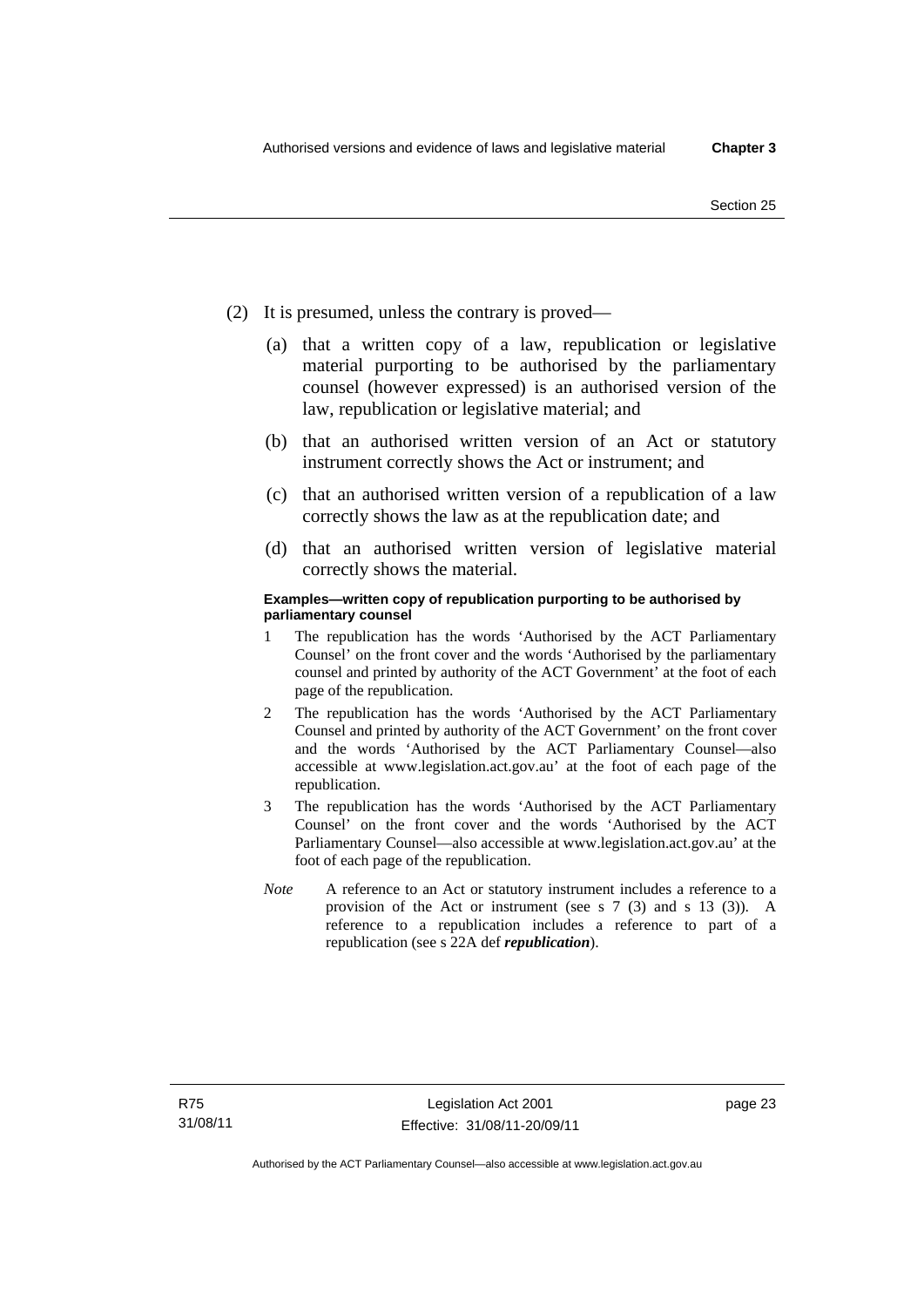(2) It is presumed, unless the contrary is proved—

(a) that a written copy of a law, republication or legislative material purporting to be authorised by the parliamentary counsel (however expressed) is an authorised version of the law, republication or legislative material; and

(b) that an authorised written version of an Act or statutory instrument correctly shows the Act or instrument; and

(c) that an authorised written version of a republication of a law correctly shows the law as at the republication date; and

(d) that an authorised written version of legislative material correctly shows the material.

**Examples—written copy of republication purporting to be authorised by parliamentary counsel**

1 The republication has the words 'Authorised by the ACT Parliamentary Counsel' on the front cover and the words 'Authorised by the parliamentary counsel and printed by authority of the ACT Government' at the foot of each page of the republication.

2 The republication has the words 'Authorised by the ACT Parliamentary Counsel and printed by authority of the ACT Government' on the front cover and the words 'Authorised by the ACT Parliamentary Counsel—also accessible at www.legislation.act.gov.au' at the foot of each page of the republication.

3 The republication has the words 'Authorised by the ACT Parliamentary Counsel' on the front cover and the words 'Authorised by the ACT Parliamentary Counsel—also accessible at www.legislation.act.gov.au' at the foot of each page of the republication.

*Note* A reference to an Act or statutory instrument includes a reference to a provision of the Act or instrument (see s 7 (3) and s 13 (3)). A reference to a republication includes a reference to part of a republication (see s 22A def ***republication***).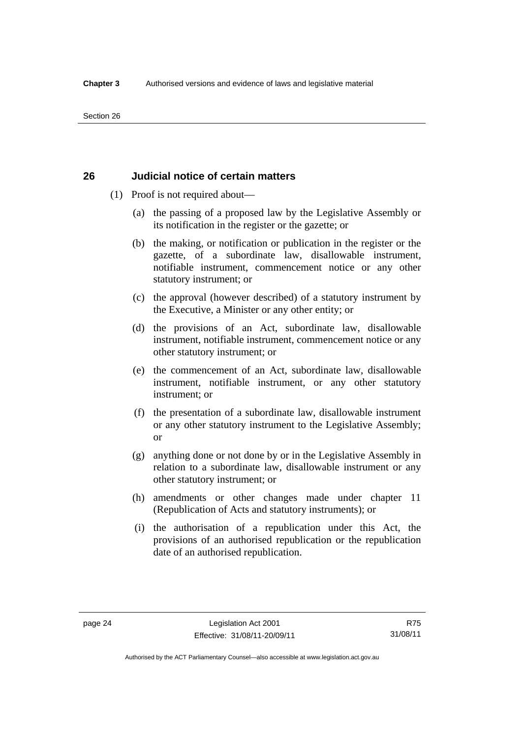## 26 Judicial notice of certain matters

(1) Proof is not required about—

(a) the passing of a proposed law by the Legislative Assembly or its notification in the register or the gazette; or

(b) the making, or notification or publication in the register or the gazette, of a subordinate law, disallowable instrument, notifiable instrument, commencement notice or any other statutory instrument; or

(c) the approval (however described) of a statutory instrument by the Executive, a Minister or any other entity; or

(d) the provisions of an Act, subordinate law, disallowable instrument, notifiable instrument, commencement notice or any other statutory instrument; or

(e) the commencement of an Act, subordinate law, disallowable instrument, notifiable instrument, or any other statutory instrument; or

(f) the presentation of a subordinate law, disallowable instrument or any other statutory instrument to the Legislative Assembly; or

(g) anything done or not done by or in the Legislative Assembly in relation to a subordinate law, disallowable instrument or any other statutory instrument; or

(h) amendments or other changes made under chapter 11 (Republication of Acts and statutory instruments); or

(i) the authorisation of a republication under this Act, the provisions of an authorised republication or the republication date of an authorised republication.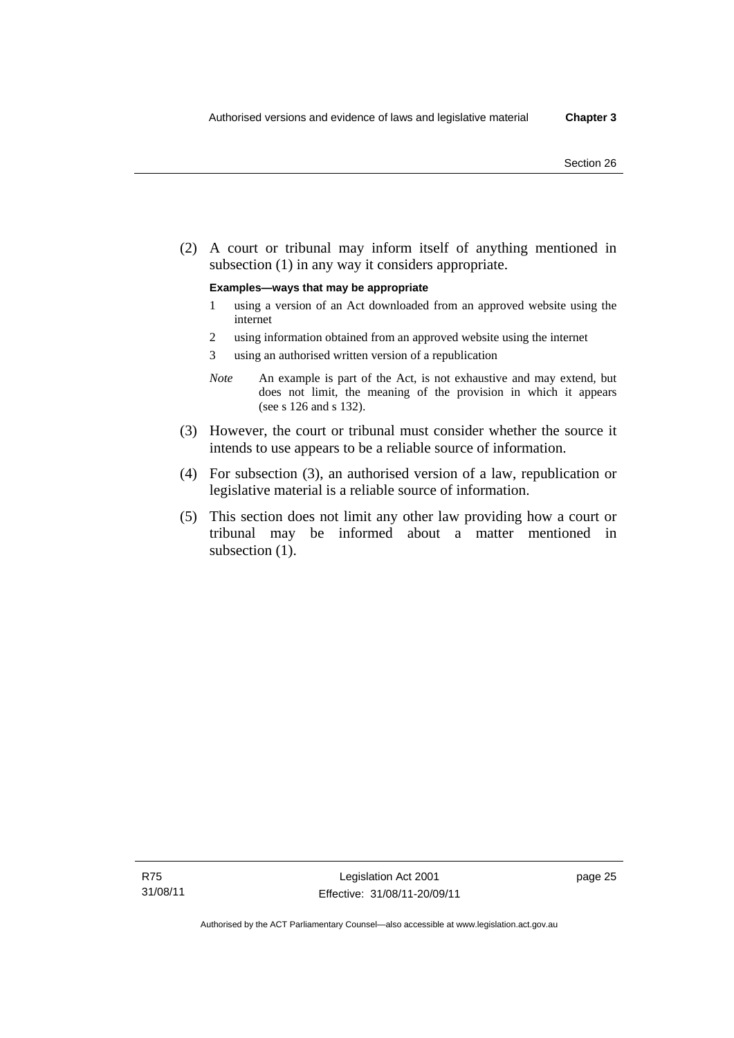(2) A court or tribunal may inform itself of anything mentioned in subsection (1) in any way it considers appropriate.

**Examples—ways that may be appropriate**

1 using a version of an Act downloaded from an approved website using the internet

2 using information obtained from an approved website using the internet

3 using an authorised written version of a republication

*Note* An example is part of the Act, is not exhaustive and may extend, but does not limit, the meaning of the provision in which it appears (see s 126 and s 132).

(3) However, the court or tribunal must consider whether the source it intends to use appears to be a reliable source of information.

(4) For subsection (3), an authorised version of a law, republication or legislative material is a reliable source of information.

(5) This section does not limit any other law providing how a court or tribunal may be informed about a matter mentioned in subsection (1).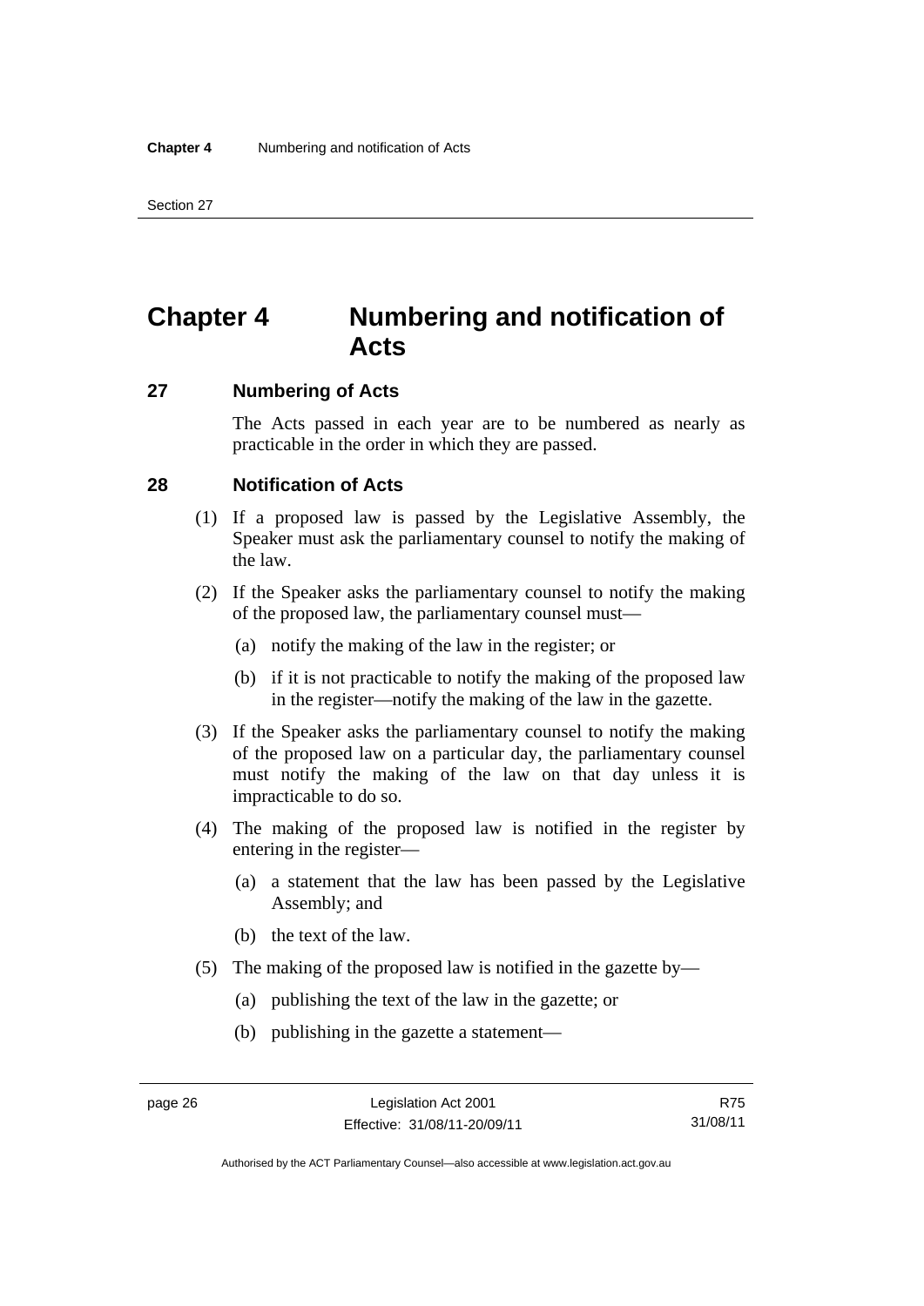# Chapter 4 Numbering and notification of Acts

## 27 Numbering of Acts

The Acts passed in each year are to be numbered as nearly as practicable in the order in which they are passed.

## 28 Notification of Acts

(1) If a proposed law is passed by the Legislative Assembly, the Speaker must ask the parliamentary counsel to notify the making of the law.

(2) If the Speaker asks the parliamentary counsel to notify the making of the proposed law, the parliamentary counsel must—

(a) notify the making of the law in the register; or

(b) if it is not practicable to notify the making of the proposed law in the register—notify the making of the law in the gazette.

(3) If the Speaker asks the parliamentary counsel to notify the making of the proposed law on a particular day, the parliamentary counsel must notify the making of the law on that day unless it is impracticable to do so.

(4) The making of the proposed law is notified in the register by entering in the register—

(a) a statement that the law has been passed by the Legislative Assembly; and

(b) the text of the law.

(5) The making of the proposed law is notified in the gazette by—

(a) publishing the text of the law in the gazette; or

(b) publishing in the gazette a statement—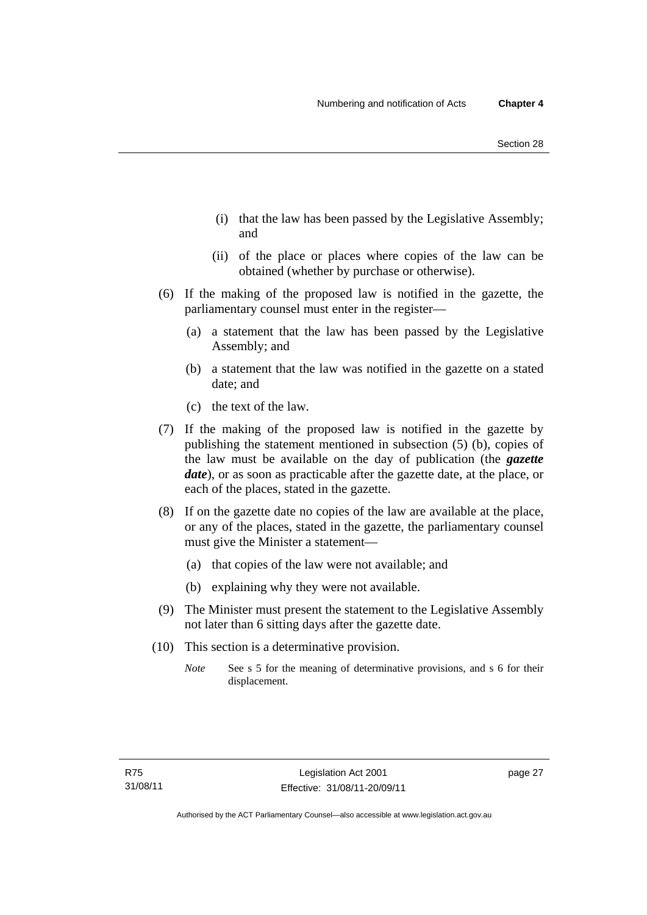(i) that the law has been passed by the Legislative Assembly; and

(ii) of the place or places where copies of the law can be obtained (whether by purchase or otherwise).

(6) If the making of the proposed law is notified in the gazette, the parliamentary counsel must enter in the register—

(a) a statement that the law has been passed by the Legislative Assembly; and

(b) a statement that the law was notified in the gazette on a stated date; and

(c) the text of the law.

(7) If the making of the proposed law is notified in the gazette by publishing the statement mentioned in subsection (5) (b), copies of the law must be available on the day of publication (the ***gazette date***), or as soon as practicable after the gazette date, at the place, or each of the places, stated in the gazette.

(8) If on the gazette date no copies of the law are available at the place, or any of the places, stated in the gazette, the parliamentary counsel must give the Minister a statement—

(a) that copies of the law were not available; and

(b) explaining why they were not available.

(9) The Minister must present the statement to the Legislative Assembly not later than 6 sitting days after the gazette date.

(10) This section is a determinative provision.

*Note* See s 5 for the meaning of determinative provisions, and s 6 for their displacement.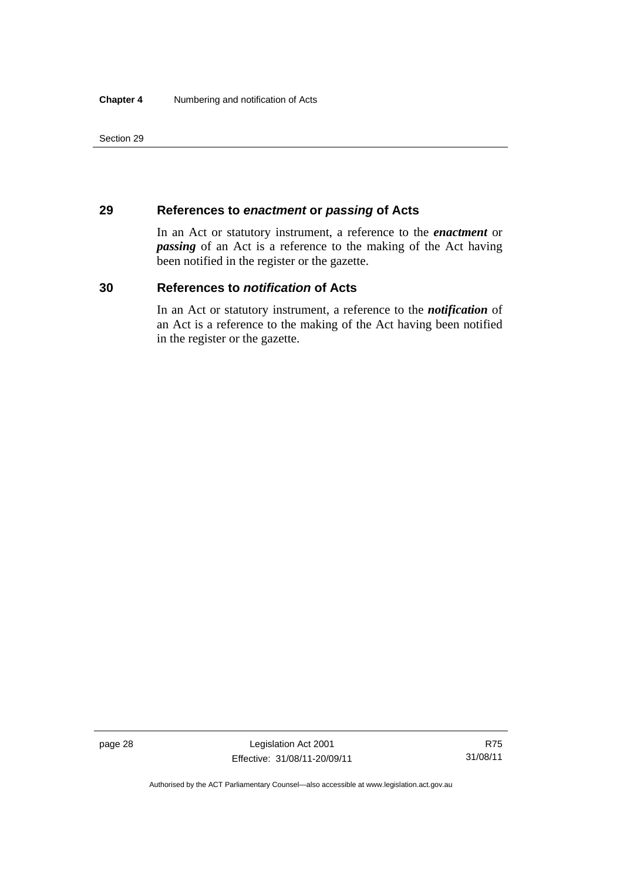## 29 References to *enactment* or *passing* of Acts

In an Act or statutory instrument, a reference to the ***enactment*** or ***passing*** of an Act is a reference to the making of the Act having been notified in the register or the gazette.

## 30 References to *notification* of Acts

In an Act or statutory instrument, a reference to the ***notification*** of an Act is a reference to the making of the Act having been notified in the register or the gazette.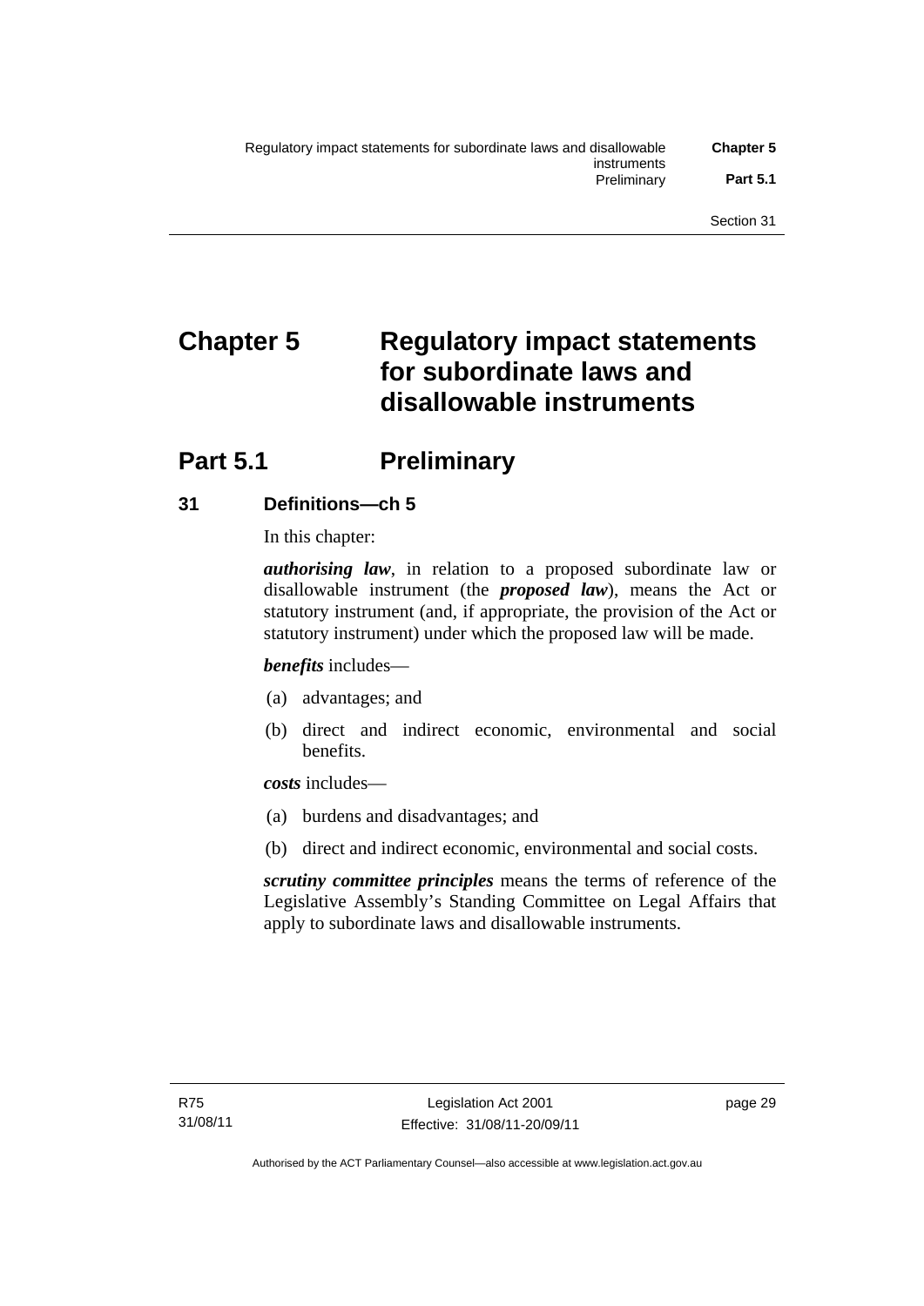# Chapter 5 Regulatory impact statements for subordinate laws and disallowable instruments

## Part 5.1 Preliminary

### 31 Definitions—ch 5

In this chapter:

***authorising law***, in relation to a proposed subordinate law or disallowable instrument (the ***proposed law***), means the Act or statutory instrument (and, if appropriate, the provision of the Act or statutory instrument) under which the proposed law will be made.

***benefits*** includes—

(a) advantages; and

(b) direct and indirect economic, environmental and social benefits.

***costs*** includes—

(a) burdens and disadvantages; and

(b) direct and indirect economic, environmental and social costs.

***scrutiny committee principles*** means the terms of reference of the Legislative Assembly's Standing Committee on Legal Affairs that apply to subordinate laws and disallowable instruments.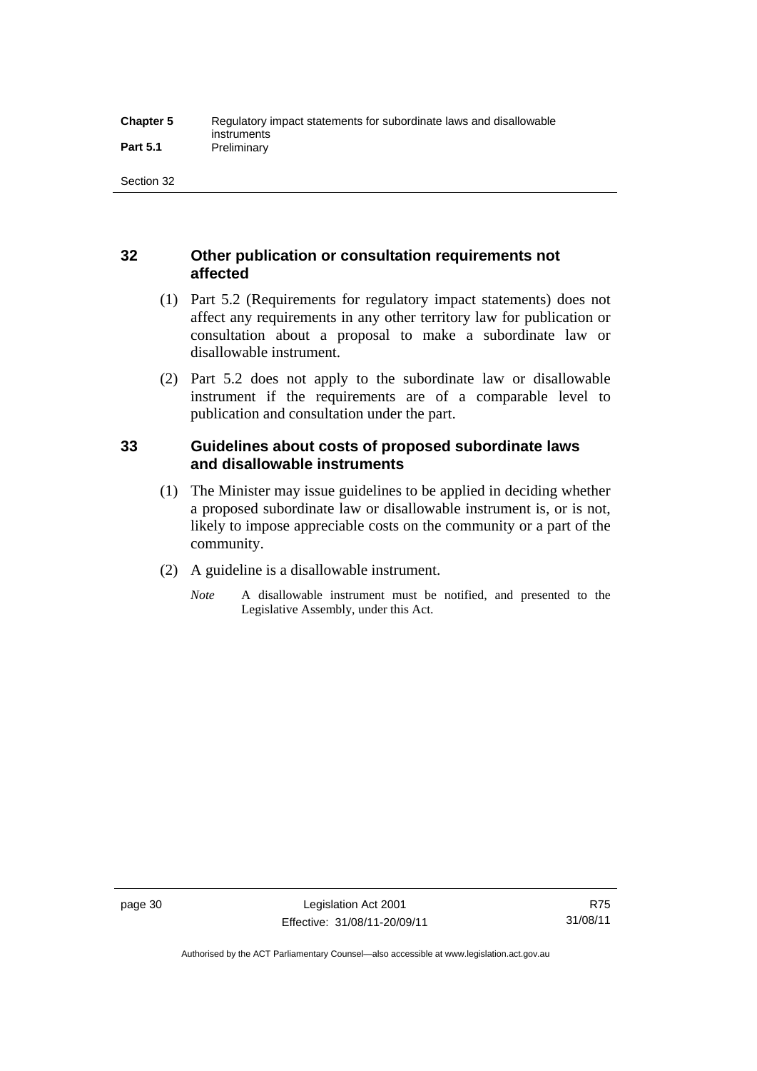## 32 Other publication or consultation requirements not affected

(1) Part 5.2 (Requirements for regulatory impact statements) does not affect any requirements in any other territory law for publication or consultation about a proposal to make a subordinate law or disallowable instrument.

(2) Part 5.2 does not apply to the subordinate law or disallowable instrument if the requirements are of a comparable level to publication and consultation under the part.

## 33 Guidelines about costs of proposed subordinate laws and disallowable instruments

(1) The Minister may issue guidelines to be applied in deciding whether a proposed subordinate law or disallowable instrument is, or is not, likely to impose appreciable costs on the community or a part of the community.

(2) A guideline is a disallowable instrument.

*Note* A disallowable instrument must be notified, and presented to the Legislative Assembly, under this Act.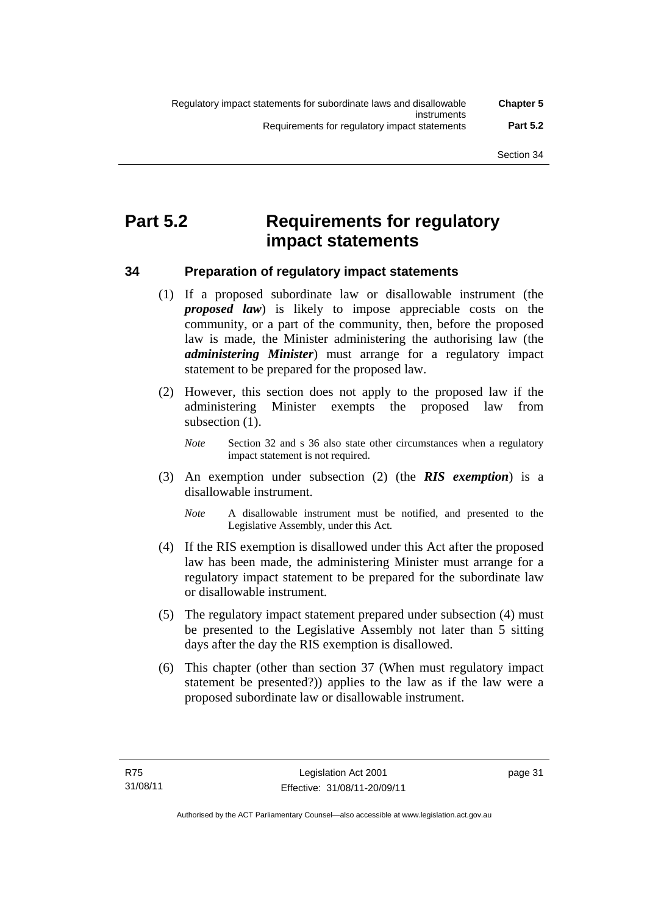# Part 5.2 Requirements for regulatory impact statements

## 34 Preparation of regulatory impact statements

(1) If a proposed subordinate law or disallowable instrument (the ***proposed law***) is likely to impose appreciable costs on the community, or a part of the community, then, before the proposed law is made, the Minister administering the authorising law (the ***administering Minister***) must arrange for a regulatory impact statement to be prepared for the proposed law.

(2) However, this section does not apply to the proposed law if the administering Minister exempts the proposed law from subsection (1).

*Note* Section 32 and s 36 also state other circumstances when a regulatory impact statement is not required.

(3) An exemption under subsection (2) (the ***RIS exemption***) is a disallowable instrument.

*Note* A disallowable instrument must be notified, and presented to the Legislative Assembly, under this Act.

(4) If the RIS exemption is disallowed under this Act after the proposed law has been made, the administering Minister must arrange for a regulatory impact statement to be prepared for the subordinate law or disallowable instrument.

(5) The regulatory impact statement prepared under subsection (4) must be presented to the Legislative Assembly not later than 5 sitting days after the day the RIS exemption is disallowed.

(6) This chapter (other than section 37 (When must regulatory impact statement be presented?)) applies to the law as if the law were a proposed subordinate law or disallowable instrument.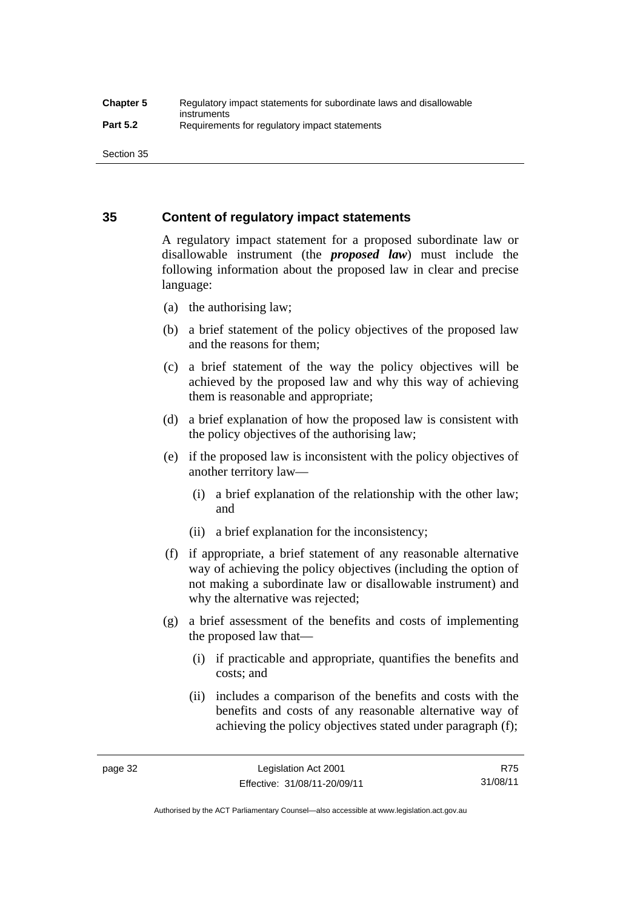## 35 Content of regulatory impact statements

A regulatory impact statement for a proposed subordinate law or disallowable instrument (the ***proposed law***) must include the following information about the proposed law in clear and precise language:

(a) the authorising law;

(b) a brief statement of the policy objectives of the proposed law and the reasons for them;

(c) a brief statement of the way the policy objectives will be achieved by the proposed law and why this way of achieving them is reasonable and appropriate;

(d) a brief explanation of how the proposed law is consistent with the policy objectives of the authorising law;

(e) if the proposed law is inconsistent with the policy objectives of another territory law—

(i) a brief explanation of the relationship with the other law; and

(ii) a brief explanation for the inconsistency;

(f) if appropriate, a brief statement of any reasonable alternative way of achieving the policy objectives (including the option of not making a subordinate law or disallowable instrument) and why the alternative was rejected;

(g) a brief assessment of the benefits and costs of implementing the proposed law that—

(i) if practicable and appropriate, quantifies the benefits and costs; and

(ii) includes a comparison of the benefits and costs with the benefits and costs of any reasonable alternative way of achieving the policy objectives stated under paragraph (f);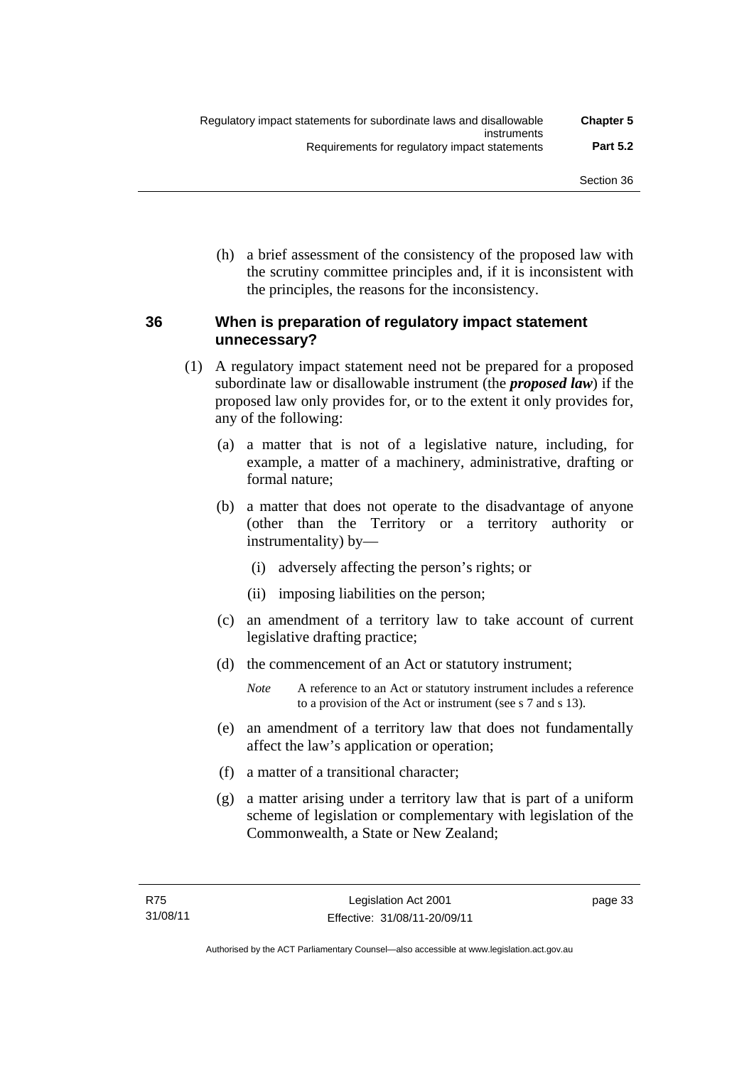(h) a brief assessment of the consistency of the proposed law with the scrutiny committee principles and, if it is inconsistent with the principles, the reasons for the inconsistency.

### 36 When is preparation of regulatory impact statement unnecessary?

(1) A regulatory impact statement need not be prepared for a proposed subordinate law or disallowable instrument (the ***proposed law***) if the proposed law only provides for, or to the extent it only provides for, any of the following:

(a) a matter that is not of a legislative nature, including, for example, a matter of a machinery, administrative, drafting or formal nature;

(b) a matter that does not operate to the disadvantage of anyone (other than the Territory or a territory authority or instrumentality) by—

(i) adversely affecting the person's rights; or

(ii) imposing liabilities on the person;

(c) an amendment of a territory law to take account of current legislative drafting practice;

(d) the commencement of an Act or statutory instrument;

*Note* A reference to an Act or statutory instrument includes a reference to a provision of the Act or instrument (see s 7 and s 13).

(e) an amendment of a territory law that does not fundamentally affect the law's application or operation;

(f) a matter of a transitional character;

(g) a matter arising under a territory law that is part of a uniform scheme of legislation or complementary with legislation of the Commonwealth, a State or New Zealand;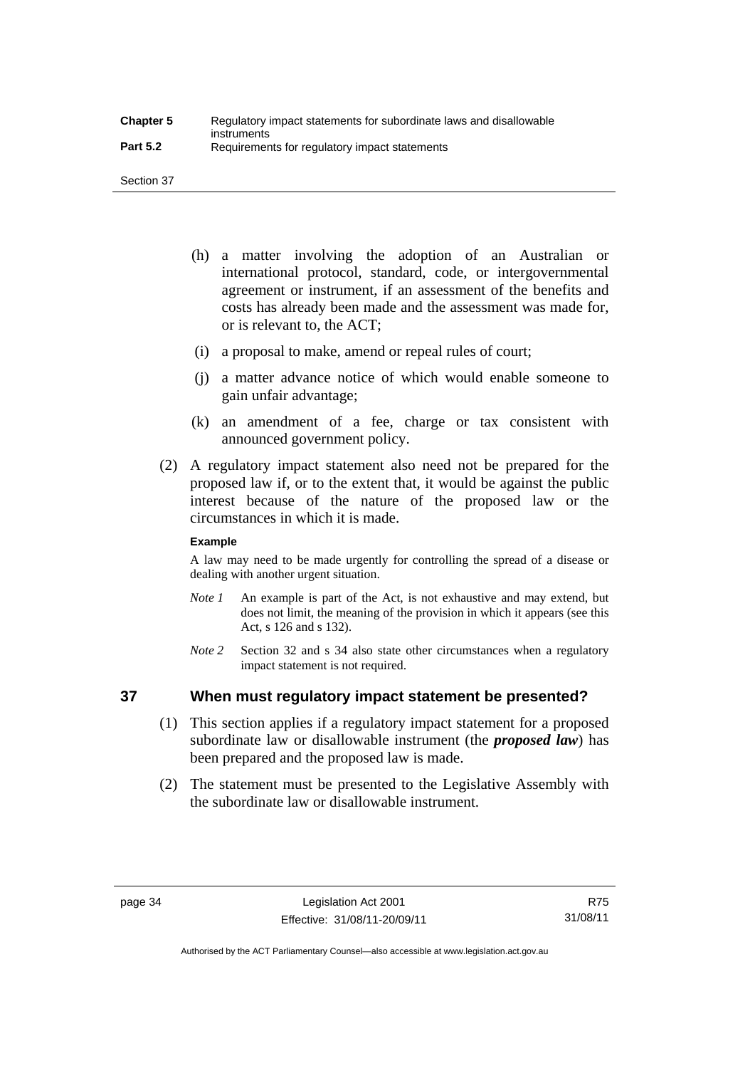(h) a matter involving the adoption of an Australian or international protocol, standard, code, or intergovernmental agreement or instrument, if an assessment of the benefits and costs has already been made and the assessment was made for, or is relevant to, the ACT;

(i) a proposal to make, amend or repeal rules of court;

(j) a matter advance notice of which would enable someone to gain unfair advantage;

(k) an amendment of a fee, charge or tax consistent with announced government policy.

(2) A regulatory impact statement also need not be prepared for the proposed law if, or to the extent that, it would be against the public interest because of the nature of the proposed law or the circumstances in which it is made.

**Example**

A law may need to be made urgently for controlling the spread of a disease or dealing with another urgent situation.

*Note 1* An example is part of the Act, is not exhaustive and may extend, but does not limit, the meaning of the provision in which it appears (see this Act, s 126 and s 132).

*Note 2* Section 32 and s 34 also state other circumstances when a regulatory impact statement is not required.

## 37 When must regulatory impact statement be presented?

(1) This section applies if a regulatory impact statement for a proposed subordinate law or disallowable instrument (the ***proposed law***) has been prepared and the proposed law is made.

(2) The statement must be presented to the Legislative Assembly with the subordinate law or disallowable instrument.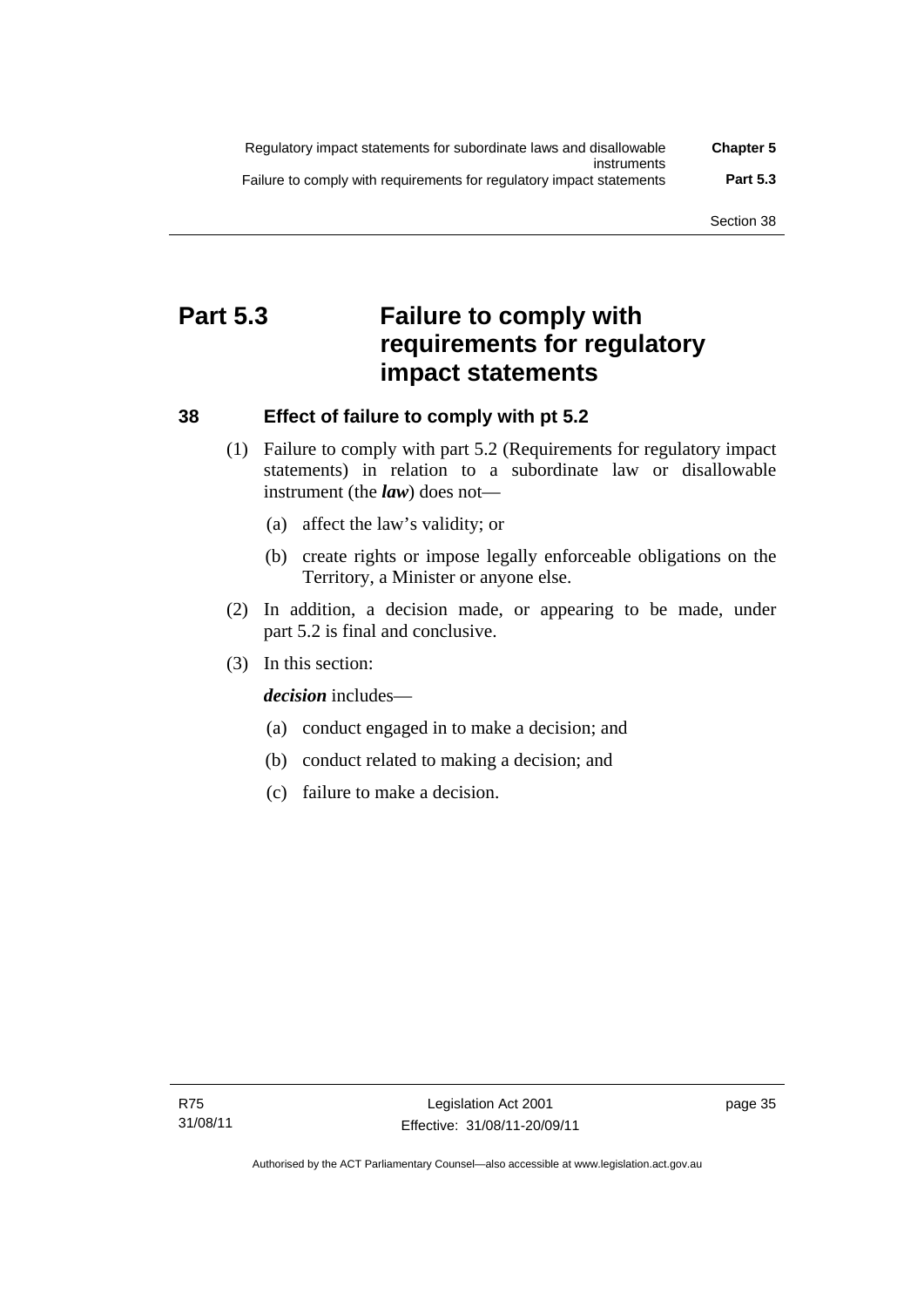# Part 5.3 Failure to comply with requirements for regulatory impact statements

## 38 Effect of failure to comply with pt 5.2

(1) Failure to comply with part 5.2 (Requirements for regulatory impact statements) in relation to a subordinate law or disallowable instrument (the ***law***) does not—

(a) affect the law's validity; or

(b) create rights or impose legally enforceable obligations on the Territory, a Minister or anyone else.

(2) In addition, a decision made, or appearing to be made, under part 5.2 is final and conclusive.

(3) In this section:

***decision*** includes—

(a) conduct engaged in to make a decision; and

(b) conduct related to making a decision; and

(c) failure to make a decision.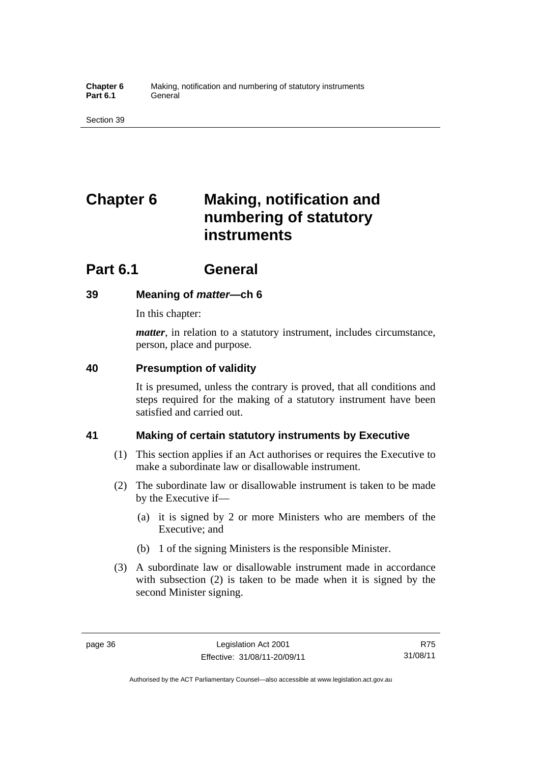# Chapter 6 Making, notification and numbering of statutory instruments

## Part 6.1 General

### 39 Meaning of *matter*—ch 6

In this chapter:

***matter***, in relation to a statutory instrument, includes circumstance, person, place and purpose.

### 40 Presumption of validity

It is presumed, unless the contrary is proved, that all conditions and steps required for the making of a statutory instrument have been satisfied and carried out.

### 41 Making of certain statutory instruments by Executive

(1) This section applies if an Act authorises or requires the Executive to make a subordinate law or disallowable instrument.

(2) The subordinate law or disallowable instrument is taken to be made by the Executive if—

(a) it is signed by 2 or more Ministers who are members of the Executive; and

(b) 1 of the signing Ministers is the responsible Minister.

(3) A subordinate law or disallowable instrument made in accordance with subsection (2) is taken to be made when it is signed by the second Minister signing.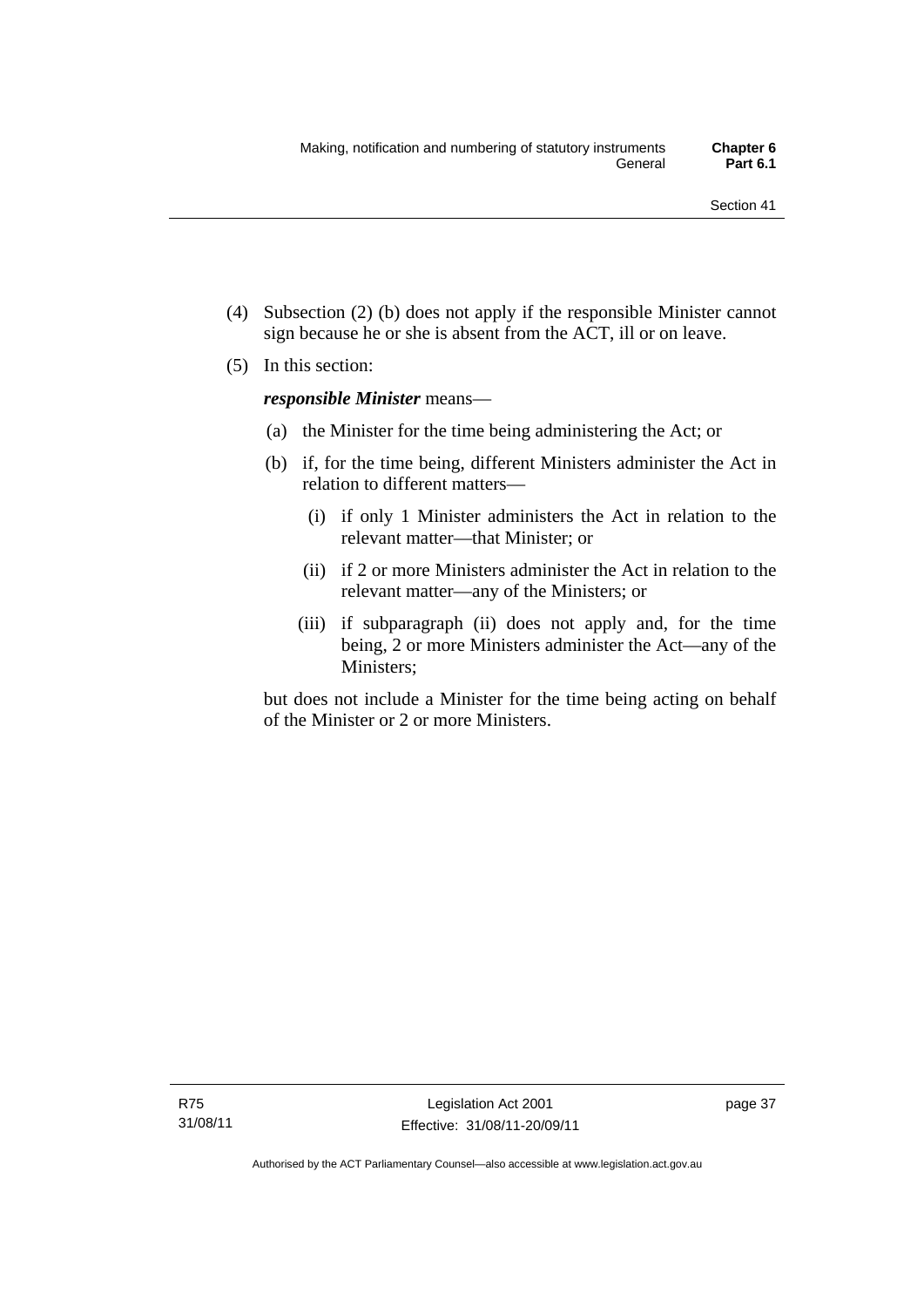(4) Subsection (2) (b) does not apply if the responsible Minister cannot sign because he or she is absent from the ACT, ill or on leave.

(5) In this section:

***responsible Minister*** means—

(a) the Minister for the time being administering the Act; or

(b) if, for the time being, different Ministers administer the Act in relation to different matters—

(i) if only 1 Minister administers the Act in relation to the relevant matter—that Minister; or

(ii) if 2 or more Ministers administer the Act in relation to the relevant matter—any of the Ministers; or

(iii) if subparagraph (ii) does not apply and, for the time being, 2 or more Ministers administer the Act—any of the Ministers;

but does not include a Minister for the time being acting on behalf of the Minister or 2 or more Ministers.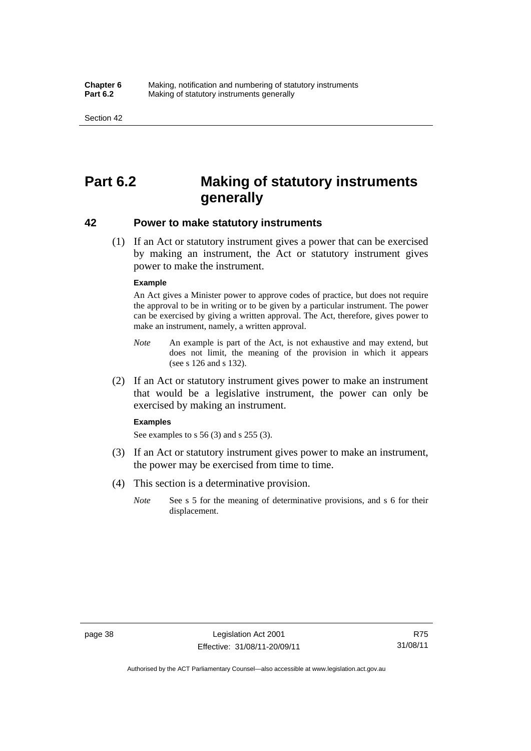# Part 6.2 Making of statutory instruments generally

## 42 Power to make statutory instruments

(1) If an Act or statutory instrument gives a power that can be exercised by making an instrument, the Act or statutory instrument gives power to make the instrument.

**Example**

An Act gives a Minister power to approve codes of practice, but does not require the approval to be in writing or to be given by a particular instrument. The power can be exercised by giving a written approval. The Act, therefore, gives power to make an instrument, namely, a written approval.

*Note* An example is part of the Act, is not exhaustive and may extend, but does not limit, the meaning of the provision in which it appears (see s 126 and s 132).

(2) If an Act or statutory instrument gives power to make an instrument that would be a legislative instrument, the power can only be exercised by making an instrument.

**Examples**

See examples to s 56 (3) and s 255 (3).

(3) If an Act or statutory instrument gives power to make an instrument, the power may be exercised from time to time.

(4) This section is a determinative provision.

*Note* See s 5 for the meaning of determinative provisions, and s 6 for their displacement.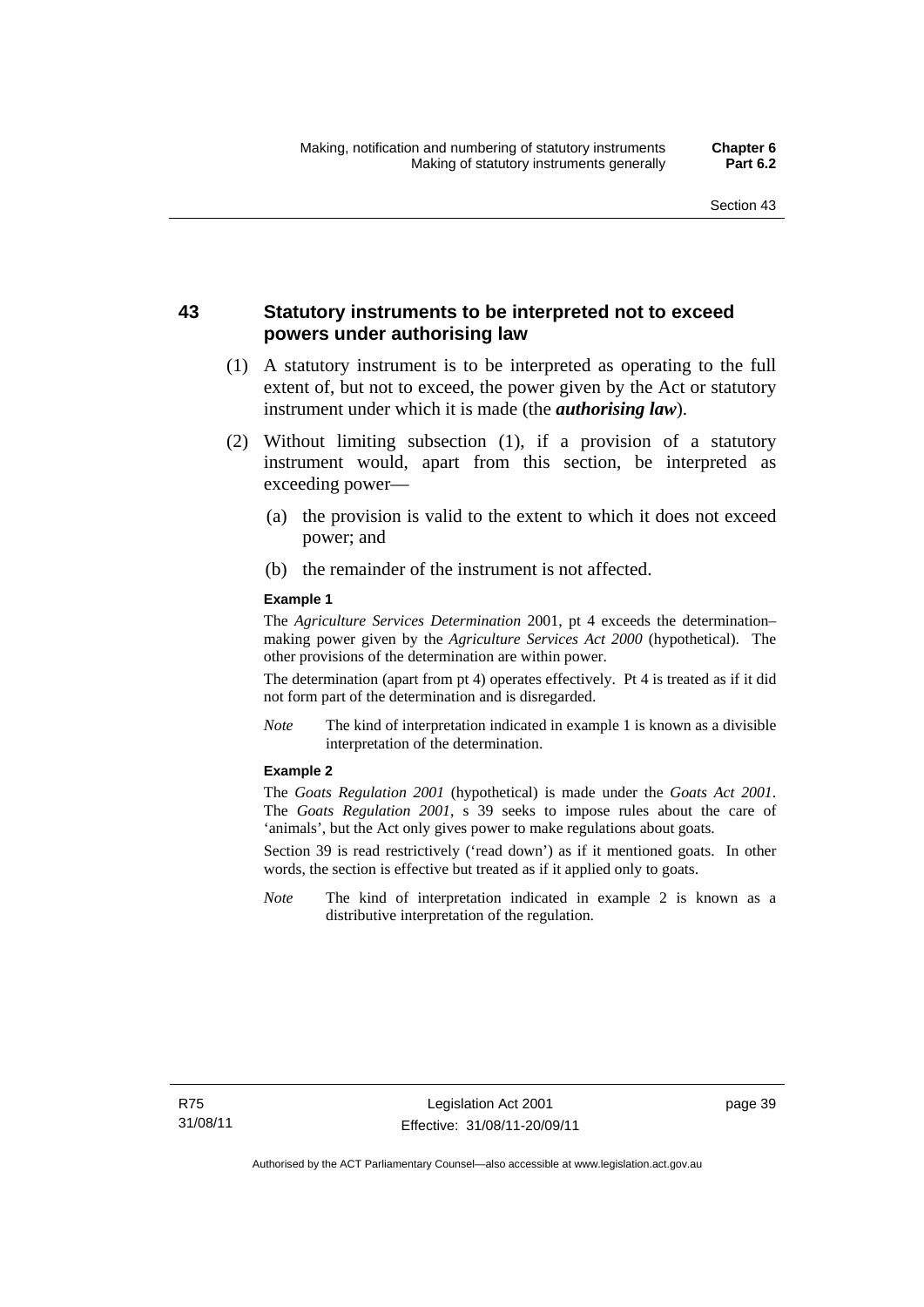## 43 Statutory instruments to be interpreted not to exceed powers under authorising law

(1) A statutory instrument is to be interpreted as operating to the full extent of, but not to exceed, the power given by the Act or statutory instrument under which it is made (the ***authorising law***).

(2) Without limiting subsection (1), if a provision of a statutory instrument would, apart from this section, be interpreted as exceeding power—

(a) the provision is valid to the extent to which it does not exceed power; and

(b) the remainder of the instrument is not affected.

**Example 1**

The *Agriculture Services Determination* 2001, pt 4 exceeds the determination–making power given by the *Agriculture Services Act 2000* (hypothetical). The other provisions of the determination are within power.

The determination (apart from pt 4) operates effectively. Pt 4 is treated as if it did not form part of the determination and is disregarded.

*Note* The kind of interpretation indicated in example 1 is known as a divisible interpretation of the determination.

**Example 2**

The *Goats Regulation 2001* (hypothetical) is made under the *Goats Act 2001*. The *Goats Regulation 2001*, s 39 seeks to impose rules about the care of 'animals', but the Act only gives power to make regulations about goats.

Section 39 is read restrictively ('read down') as if it mentioned goats. In other words, the section is effective but treated as if it applied only to goats.

*Note* The kind of interpretation indicated in example 2 is known as a distributive interpretation of the regulation.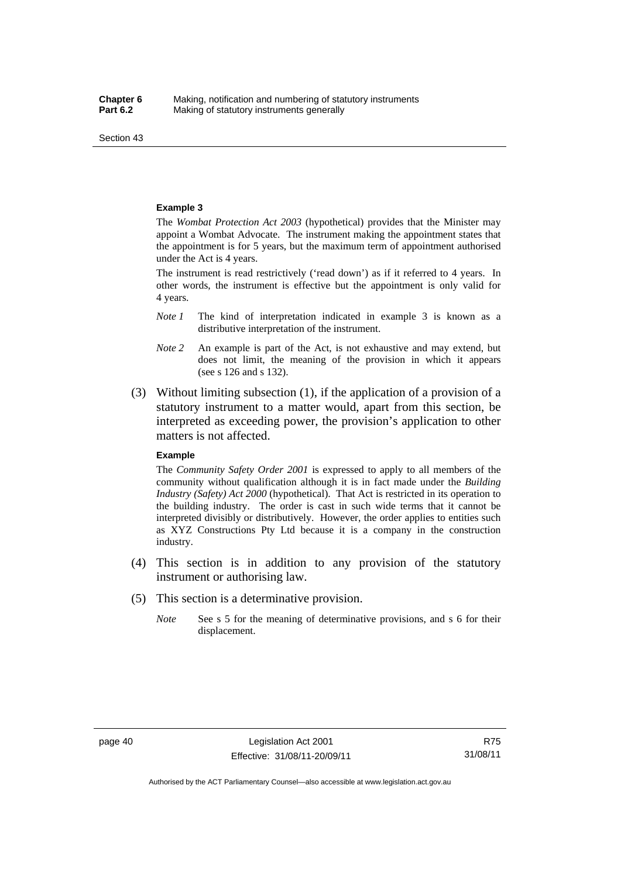**Example 3**

The *Wombat Protection Act 2003* (hypothetical) provides that the Minister may appoint a Wombat Advocate. The instrument making the appointment states that the appointment is for 5 years, but the maximum term of appointment authorised under the Act is 4 years.

The instrument is read restrictively ('read down') as if it referred to 4 years. In other words, the instrument is effective but the appointment is only valid for 4 years.

*Note 1* The kind of interpretation indicated in example 3 is known as a distributive interpretation of the instrument.

*Note 2* An example is part of the Act, is not exhaustive and may extend, but does not limit, the meaning of the provision in which it appears (see s 126 and s 132).

(3) Without limiting subsection (1), if the application of a provision of a statutory instrument to a matter would, apart from this section, be interpreted as exceeding power, the provision's application to other matters is not affected.

**Example**

The *Community Safety Order 2001* is expressed to apply to all members of the community without qualification although it is in fact made under the *Building Industry (Safety) Act 2000* (hypothetical). That Act is restricted in its operation to the building industry. The order is cast in such wide terms that it cannot be interpreted divisibly or distributively. However, the order applies to entities such as XYZ Constructions Pty Ltd because it is a company in the construction industry.

(4) This section is in addition to any provision of the statutory instrument or authorising law.

(5) This section is a determinative provision.

*Note* See s 5 for the meaning of determinative provisions, and s 6 for their displacement.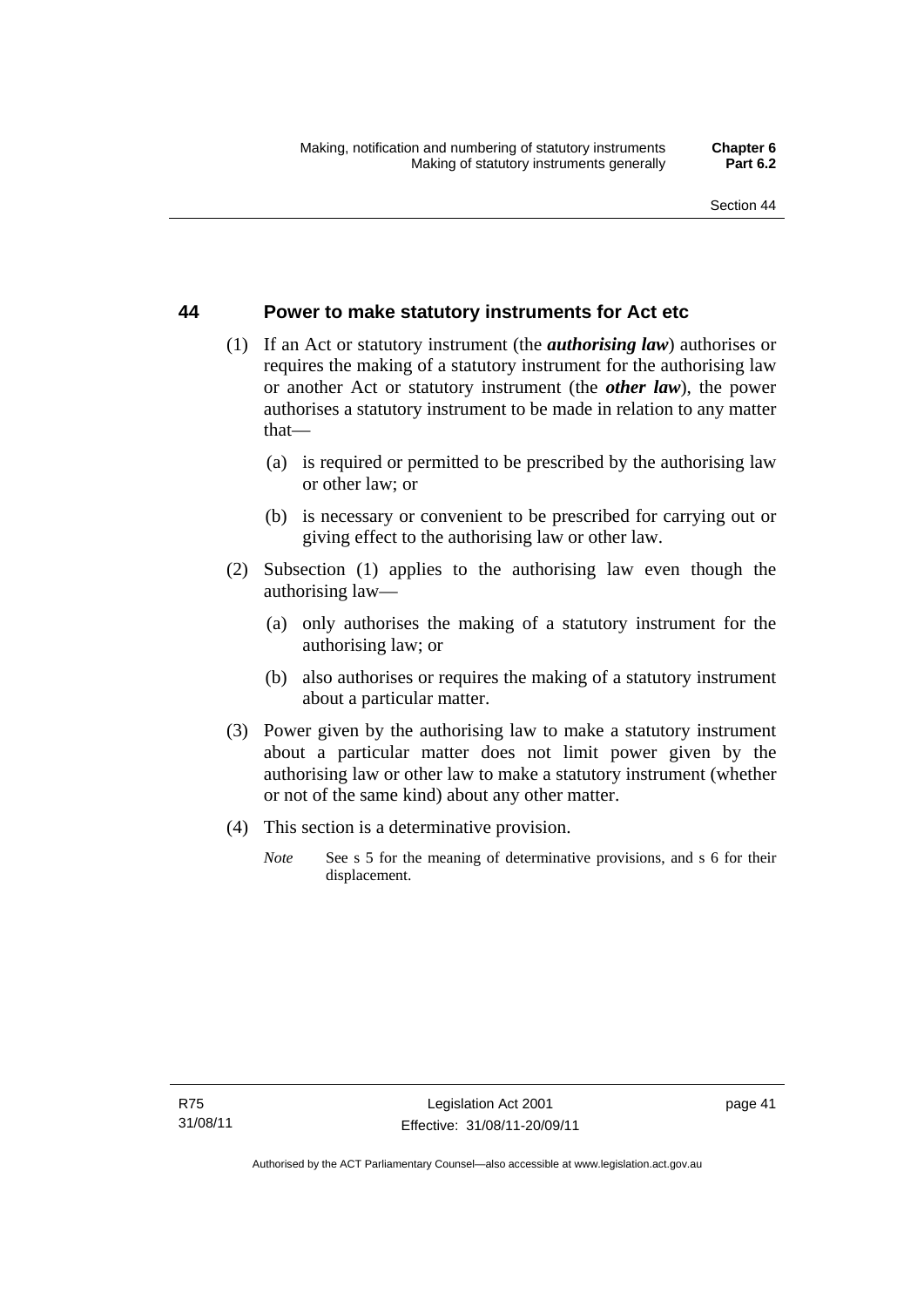## 44 Power to make statutory instruments for Act etc

(1) If an Act or statutory instrument (the ***authorising law***) authorises or requires the making of a statutory instrument for the authorising law or another Act or statutory instrument (the ***other law***), the power authorises a statutory instrument to be made in relation to any matter that—

(a) is required or permitted to be prescribed by the authorising law or other law; or

(b) is necessary or convenient to be prescribed for carrying out or giving effect to the authorising law or other law.

(2) Subsection (1) applies to the authorising law even though the authorising law—

(a) only authorises the making of a statutory instrument for the authorising law; or

(b) also authorises or requires the making of a statutory instrument about a particular matter.

(3) Power given by the authorising law to make a statutory instrument about a particular matter does not limit power given by the authorising law or other law to make a statutory instrument (whether or not of the same kind) about any other matter.

(4) This section is a determinative provision.

*Note* See s 5 for the meaning of determinative provisions, and s 6 for their displacement.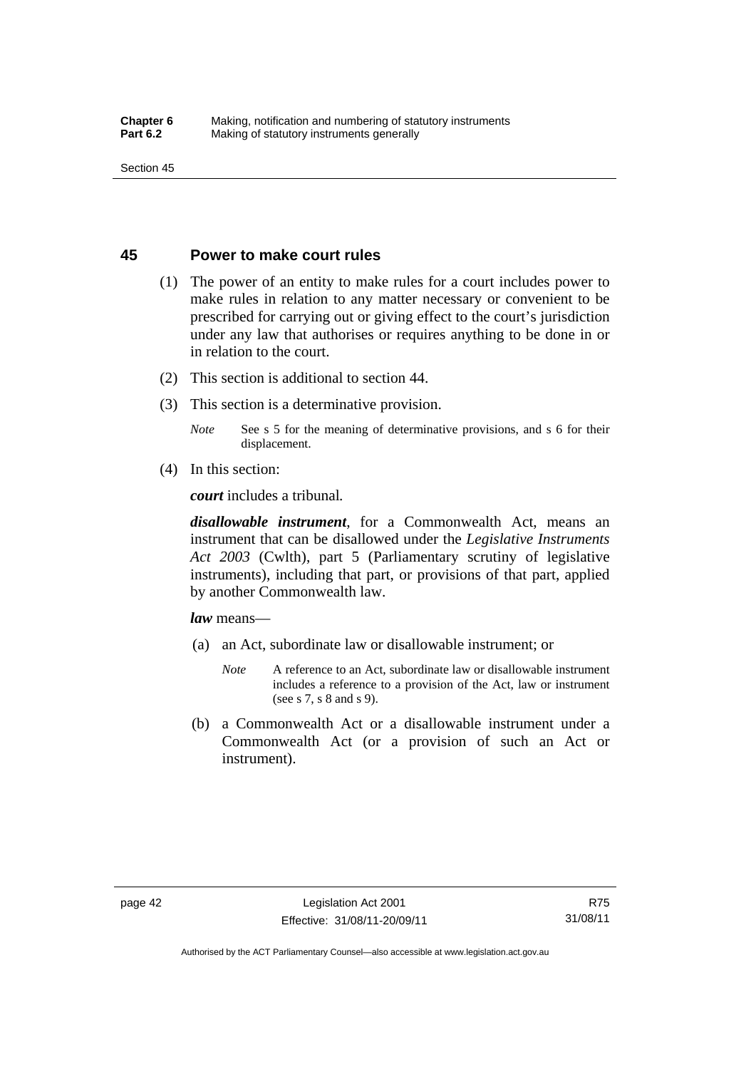## 45 Power to make court rules

(1) The power of an entity to make rules for a court includes power to make rules in relation to any matter necessary or convenient to be prescribed for carrying out or giving effect to the court's jurisdiction under any law that authorises or requires anything to be done in or in relation to the court.

(2) This section is additional to section 44.

(3) This section is a determinative provision.

*Note* See s 5 for the meaning of determinative provisions, and s 6 for their displacement.

(4) In this section:

***court*** includes a tribunal*.*

***disallowable instrument***, for a Commonwealth Act, means an instrument that can be disallowed under the *Legislative Instruments Act 2003* (Cwlth), part 5 (Parliamentary scrutiny of legislative instruments), including that part, or provisions of that part, applied by another Commonwealth law.

***law*** means—

(a) an Act, subordinate law or disallowable instrument; or

*Note* A reference to an Act, subordinate law or disallowable instrument includes a reference to a provision of the Act, law or instrument (see s 7, s 8 and s 9).

(b) a Commonwealth Act or a disallowable instrument under a Commonwealth Act (or a provision of such an Act or instrument).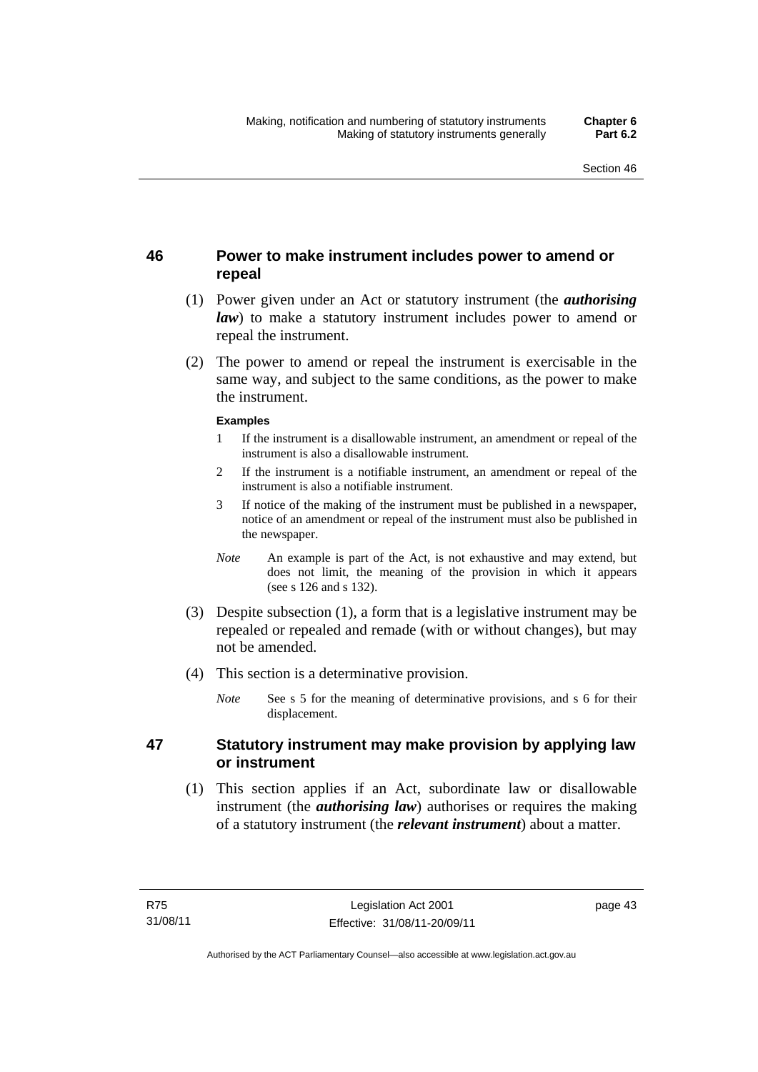## 46 Power to make instrument includes power to amend or repeal

(1) Power given under an Act or statutory instrument (the ***authorising law***) to make a statutory instrument includes power to amend or repeal the instrument.

(2) The power to amend or repeal the instrument is exercisable in the same way, and subject to the same conditions, as the power to make the instrument.

**Examples**

1 If the instrument is a disallowable instrument, an amendment or repeal of the instrument is also a disallowable instrument.

2 If the instrument is a notifiable instrument, an amendment or repeal of the instrument is also a notifiable instrument.

3 If notice of the making of the instrument must be published in a newspaper, notice of an amendment or repeal of the instrument must also be published in the newspaper.

*Note* An example is part of the Act, is not exhaustive and may extend, but does not limit, the meaning of the provision in which it appears (see s 126 and s 132).

(3) Despite subsection (1), a form that is a legislative instrument may be repealed or repealed and remade (with or without changes), but may not be amended.

(4) This section is a determinative provision.

*Note* See s 5 for the meaning of determinative provisions, and s 6 for their displacement.

## 47 Statutory instrument may make provision by applying law or instrument

(1) This section applies if an Act, subordinate law or disallowable instrument (the ***authorising law***) authorises or requires the making of a statutory instrument (the ***relevant instrument***) about a matter.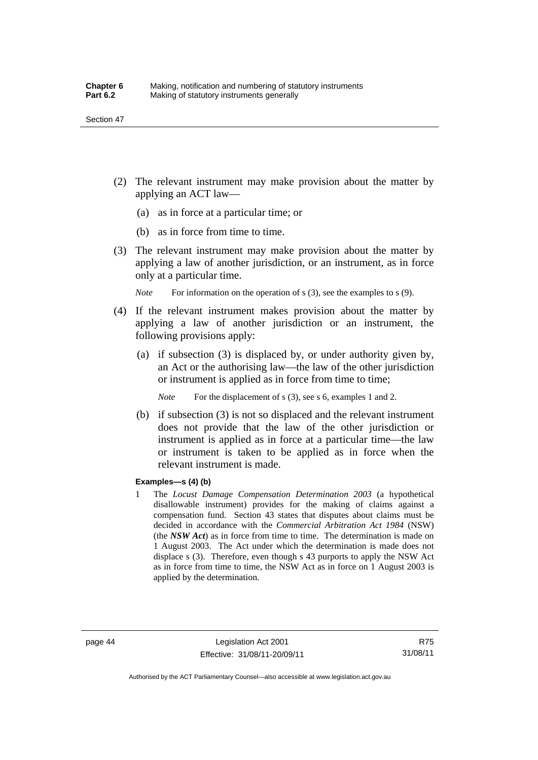(2) The relevant instrument may make provision about the matter by applying an ACT law—

  (a) as in force at a particular time; or

  (b) as in force from time to time.

(3) The relevant instrument may make provision about the matter by applying a law of another jurisdiction, or an instrument, as in force only at a particular time.

*Note* For information on the operation of s (3), see the examples to s (9).

(4) If the relevant instrument makes provision about the matter by applying a law of another jurisdiction or an instrument, the following provisions apply:

  (a) if subsection (3) is displaced by, or under authority given by, an Act or the authorising law—the law of the other jurisdiction or instrument is applied as in force from time to time;

  *Note* For the displacement of s (3), see s 6, examples 1 and 2.

  (b) if subsection (3) is not so displaced and the relevant instrument does not provide that the law of the other jurisdiction or instrument is applied as in force at a particular time—the law or instrument is taken to be applied as in force when the relevant instrument is made.

**Examples—s (4) (b)**

1 The *Locust Damage Compensation Determination 2003* (a hypothetical disallowable instrument) provides for the making of claims against a compensation fund. Section 43 states that disputes about claims must be decided in accordance with the *Commercial Arbitration Act 1984* (NSW) (the ***NSW Act***) as in force from time to time. The determination is made on 1 August 2003. The Act under which the determination is made does not displace s (3). Therefore, even though s 43 purports to apply the NSW Act as in force from time to time, the NSW Act as in force on 1 August 2003 is applied by the determination.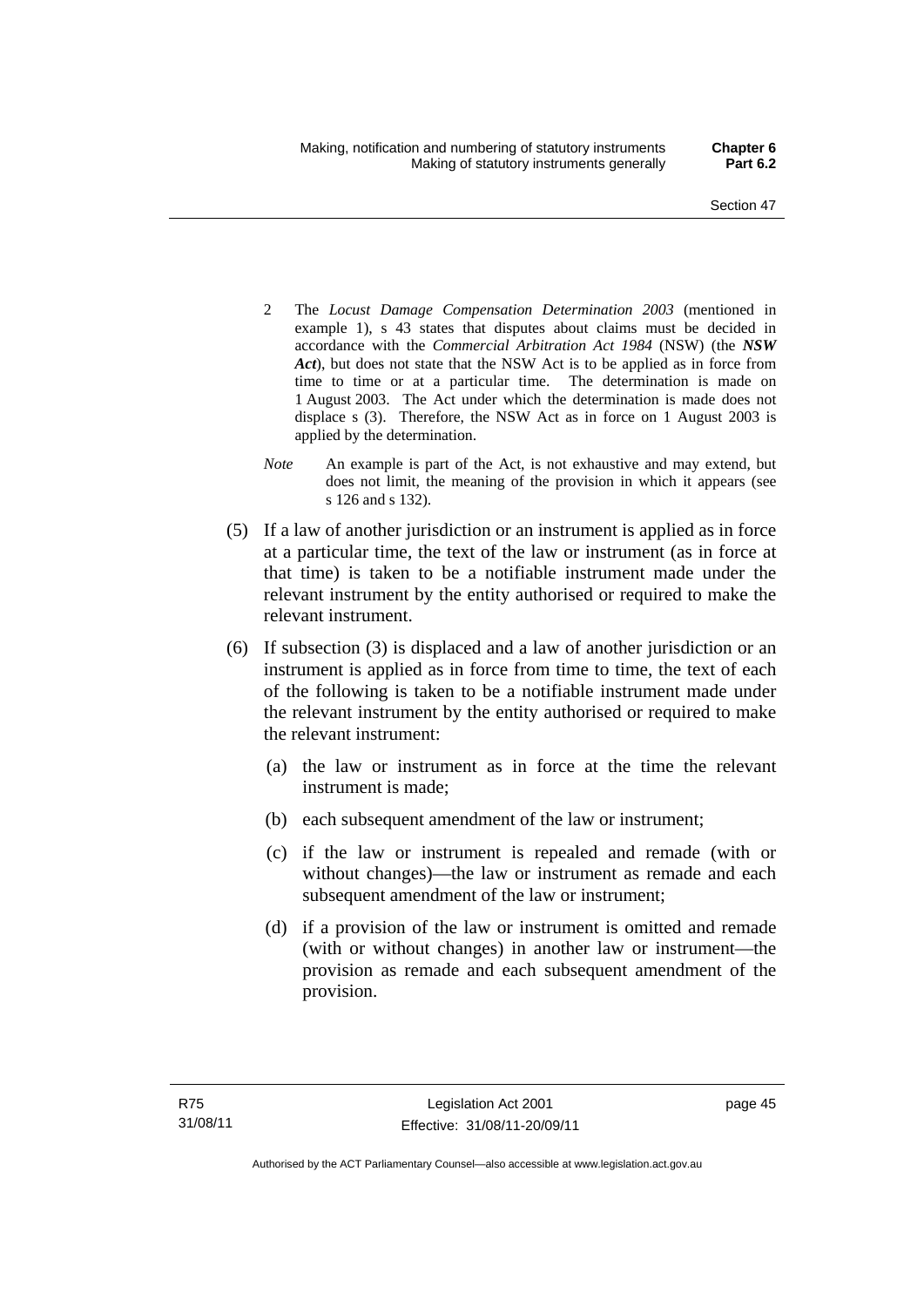2 The *Locust Damage Compensation Determination 2003* (mentioned in example 1), s 43 states that disputes about claims must be decided in accordance with the *Commercial Arbitration Act 1984* (NSW) (the ***NSW Act***), but does not state that the NSW Act is to be applied as in force from time to time or at a particular time. The determination is made on 1 August 2003. The Act under which the determination is made does not displace s (3). Therefore, the NSW Act as in force on 1 August 2003 is applied by the determination.

*Note* An example is part of the Act, is not exhaustive and may extend, but does not limit, the meaning of the provision in which it appears (see s 126 and s 132).

(5) If a law of another jurisdiction or an instrument is applied as in force at a particular time, the text of the law or instrument (as in force at that time) is taken to be a notifiable instrument made under the relevant instrument by the entity authorised or required to make the relevant instrument.

(6) If subsection (3) is displaced and a law of another jurisdiction or an instrument is applied as in force from time to time, the text of each of the following is taken to be a notifiable instrument made under the relevant instrument by the entity authorised or required to make the relevant instrument:

(a) the law or instrument as in force at the time the relevant instrument is made;

(b) each subsequent amendment of the law or instrument;

(c) if the law or instrument is repealed and remade (with or without changes)—the law or instrument as remade and each subsequent amendment of the law or instrument;

(d) if a provision of the law or instrument is omitted and remade (with or without changes) in another law or instrument—the provision as remade and each subsequent amendment of the provision.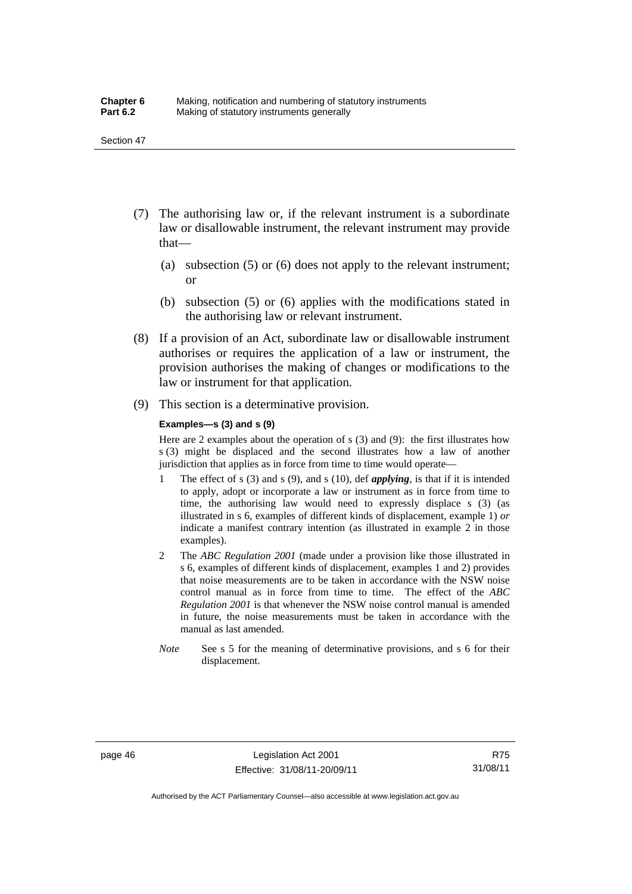(7) The authorising law or, if the relevant instrument is a subordinate law or disallowable instrument, the relevant instrument may provide that—

   (a) subsection (5) or (6) does not apply to the relevant instrument; or

   (b) subsection (5) or (6) applies with the modifications stated in the authorising law or relevant instrument.

(8) If a provision of an Act, subordinate law or disallowable instrument authorises or requires the application of a law or instrument, the provision authorises the making of changes or modifications to the law or instrument for that application.

(9) This section is a determinative provision.

**Examples—s (3) and s (9)**

Here are 2 examples about the operation of s (3) and (9): the first illustrates how s (3) might be displaced and the second illustrates how a law of another jurisdiction that applies as in force from time to time would operate—

1 The effect of s (3) and s (9), and s (10), def ***applying***, is that if it is intended to apply, adopt or incorporate a law or instrument as in force from time to time, the authorising law would need to expressly displace s (3) (as illustrated in s 6, examples of different kinds of displacement, example 1) *or* indicate a manifest contrary intention (as illustrated in example 2 in those examples).

2 The *ABC Regulation 2001* (made under a provision like those illustrated in s 6, examples of different kinds of displacement, examples 1 and 2) provides that noise measurements are to be taken in accordance with the NSW noise control manual as in force from time to time. The effect of the *ABC Regulation 2001* is that whenever the NSW noise control manual is amended in future, the noise measurements must be taken in accordance with the manual as last amended.

*Note* See s 5 for the meaning of determinative provisions, and s 6 for their displacement.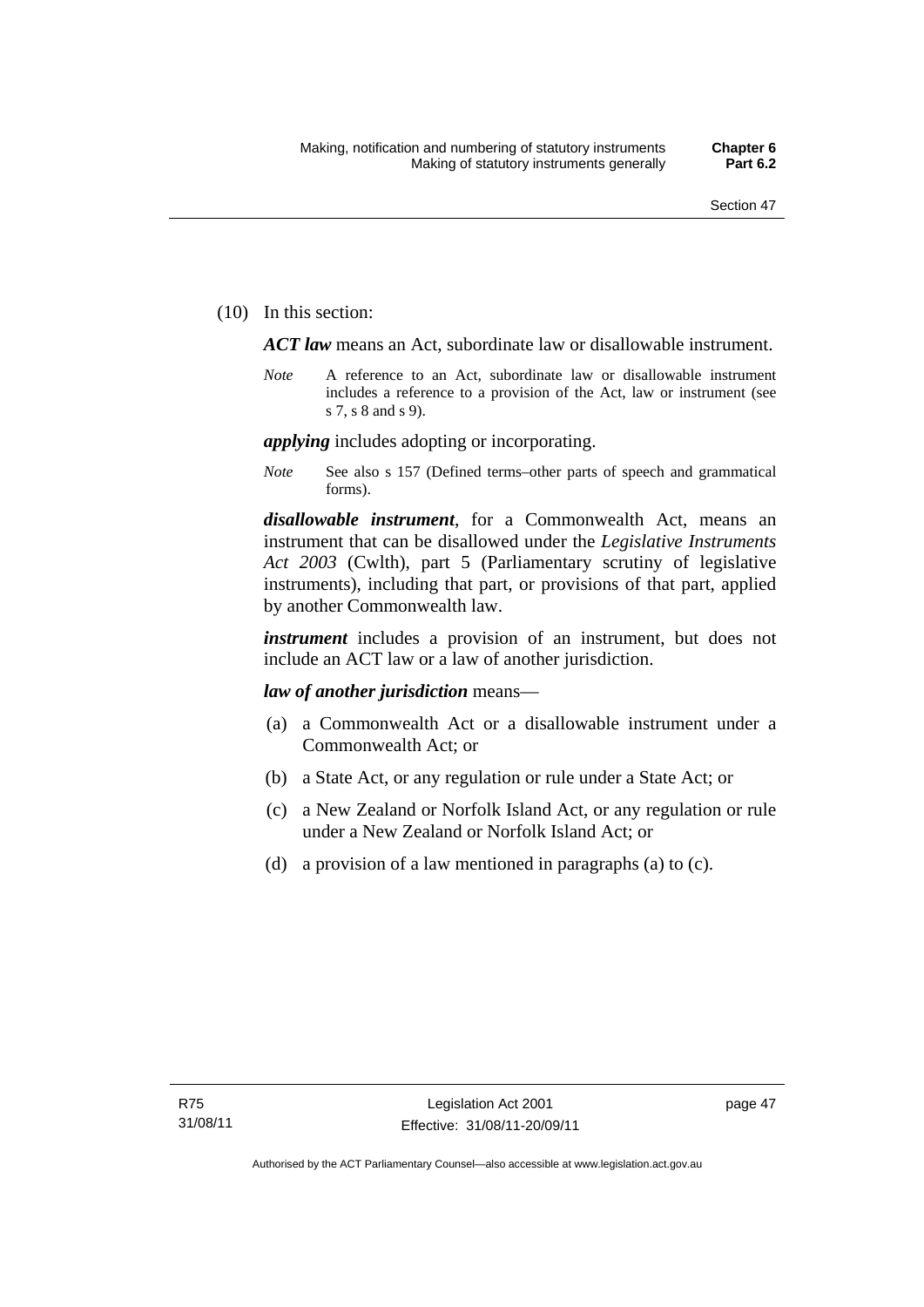(10) In this section:

***ACT law*** means an Act, subordinate law or disallowable instrument.

*Note* A reference to an Act, subordinate law or disallowable instrument includes a reference to a provision of the Act, law or instrument (see s 7, s 8 and s 9).

***applying*** includes adopting or incorporating.

*Note* See also s 157 (Defined terms–other parts of speech and grammatical forms).

***disallowable instrument***, for a Commonwealth Act, means an instrument that can be disallowed under the *Legislative Instruments Act 2003* (Cwlth), part 5 (Parliamentary scrutiny of legislative instruments), including that part, or provisions of that part, applied by another Commonwealth law.

***instrument*** includes a provision of an instrument, but does not include an ACT law or a law of another jurisdiction.

***law of another jurisdiction*** means—

(a) a Commonwealth Act or a disallowable instrument under a Commonwealth Act; or

(b) a State Act, or any regulation or rule under a State Act; or

(c) a New Zealand or Norfolk Island Act, or any regulation or rule under a New Zealand or Norfolk Island Act; or

(d) a provision of a law mentioned in paragraphs (a) to (c).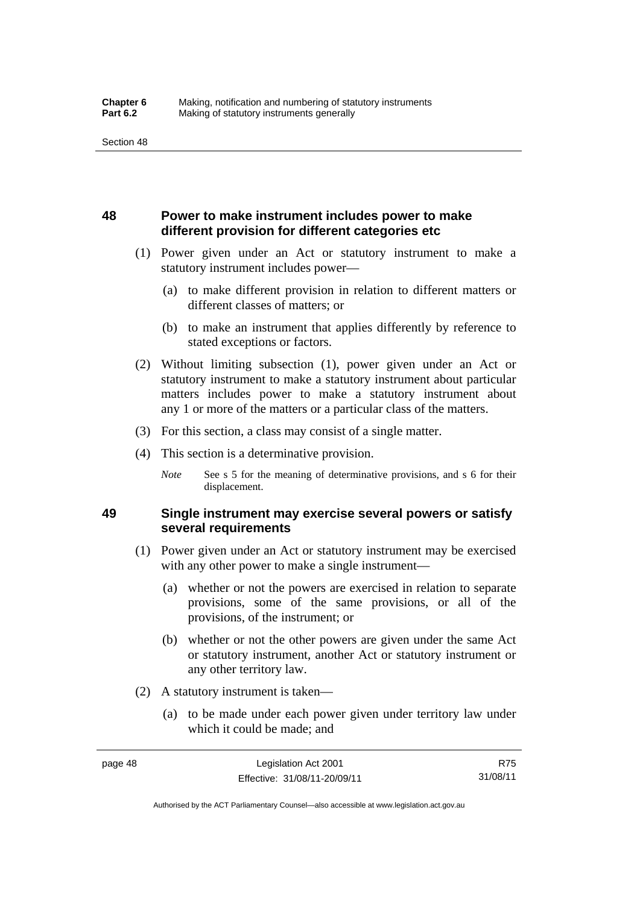## 48 Power to make instrument includes power to make different provision for different categories etc

(1) Power given under an Act or statutory instrument to make a statutory instrument includes power—

(a) to make different provision in relation to different matters or different classes of matters; or

(b) to make an instrument that applies differently by reference to stated exceptions or factors.

(2) Without limiting subsection (1), power given under an Act or statutory instrument to make a statutory instrument about particular matters includes power to make a statutory instrument about any 1 or more of the matters or a particular class of the matters.

(3) For this section, a class may consist of a single matter.

(4) This section is a determinative provision.

*Note* See s 5 for the meaning of determinative provisions, and s 6 for their displacement.

## 49 Single instrument may exercise several powers or satisfy several requirements

(1) Power given under an Act or statutory instrument may be exercised with any other power to make a single instrument—

(a) whether or not the powers are exercised in relation to separate provisions, some of the same provisions, or all of the provisions, of the instrument; or

(b) whether or not the other powers are given under the same Act or statutory instrument, another Act or statutory instrument or any other territory law.

(2) A statutory instrument is taken—

(a) to be made under each power given under territory law under which it could be made; and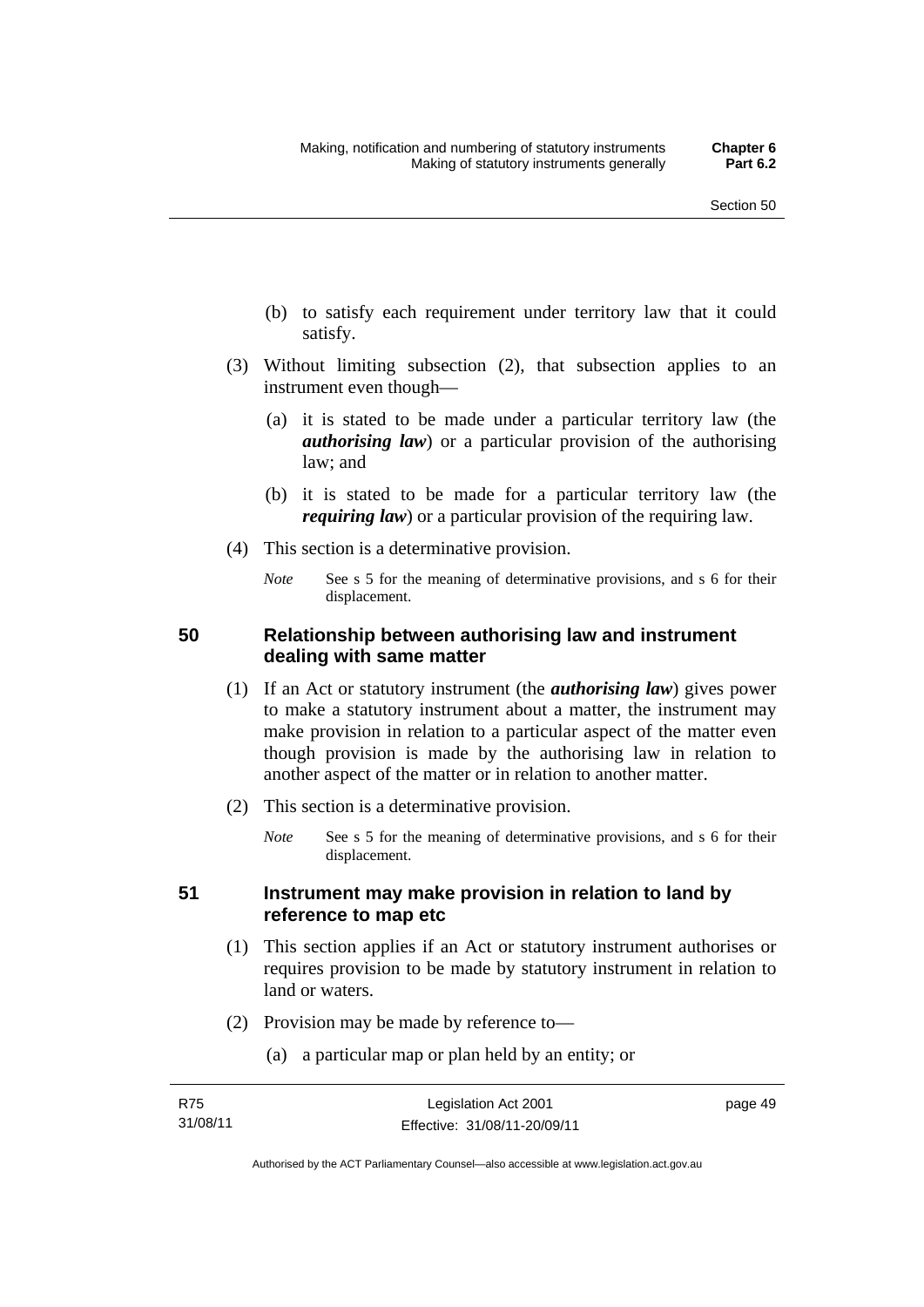(b) to satisfy each requirement under territory law that it could satisfy.

(3) Without limiting subsection (2), that subsection applies to an instrument even though—

(a) it is stated to be made under a particular territory law (the ***authorising law***) or a particular provision of the authorising law; and

(b) it is stated to be made for a particular territory law (the ***requiring law***) or a particular provision of the requiring law.

(4) This section is a determinative provision.

*Note* See s 5 for the meaning of determinative provisions, and s 6 for their displacement.

## 50 Relationship between authorising law and instrument dealing with same matter

(1) If an Act or statutory instrument (the ***authorising law***) gives power to make a statutory instrument about a matter, the instrument may make provision in relation to a particular aspect of the matter even though provision is made by the authorising law in relation to another aspect of the matter or in relation to another matter.

(2) This section is a determinative provision.

*Note* See s 5 for the meaning of determinative provisions, and s 6 for their displacement.

## 51 Instrument may make provision in relation to land by reference to map etc

(1) This section applies if an Act or statutory instrument authorises or requires provision to be made by statutory instrument in relation to land or waters.

(2) Provision may be made by reference to—

(a) a particular map or plan held by an entity; or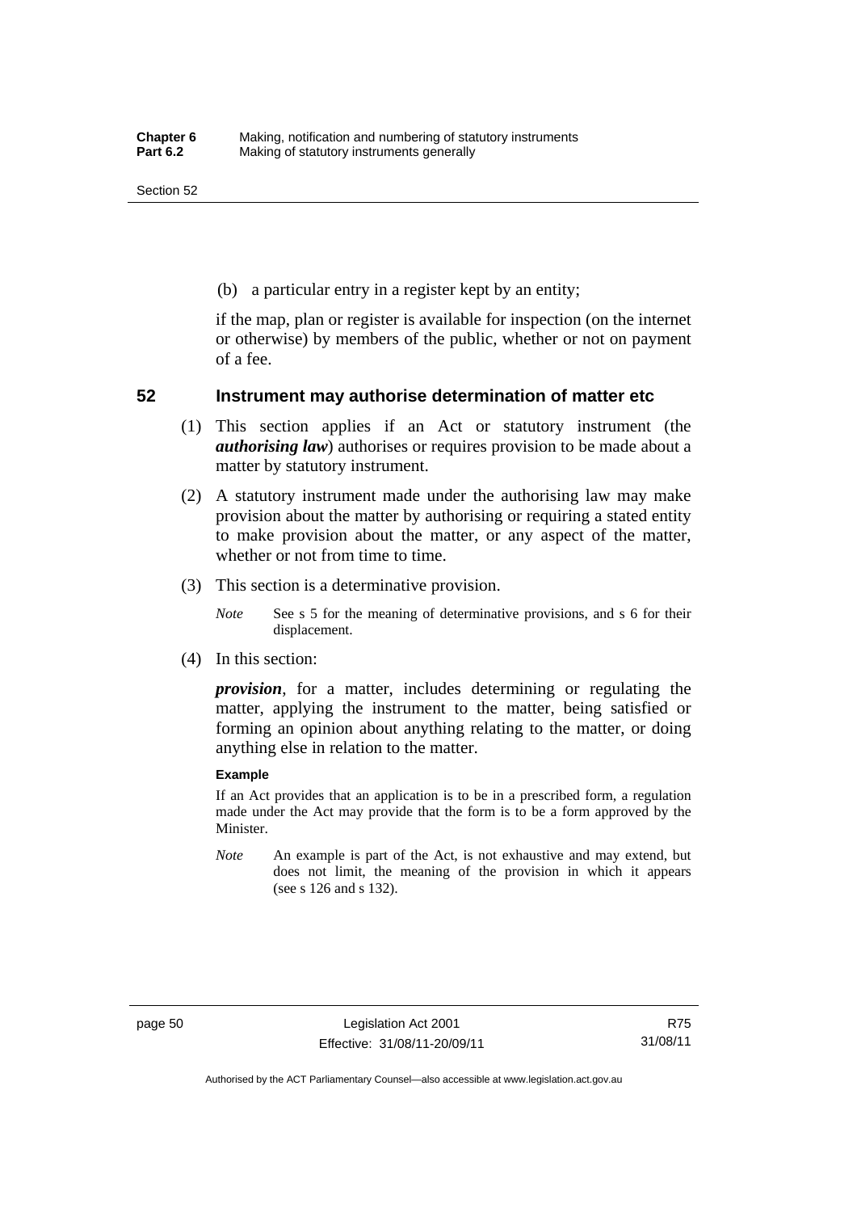(b) a particular entry in a register kept by an entity;

if the map, plan or register is available for inspection (on the internet or otherwise) by members of the public, whether or not on payment of a fee.

## 52 Instrument may authorise determination of matter etc

(1) This section applies if an Act or statutory instrument (the ***authorising law***) authorises or requires provision to be made about a matter by statutory instrument.

(2) A statutory instrument made under the authorising law may make provision about the matter by authorising or requiring a stated entity to make provision about the matter, or any aspect of the matter, whether or not from time to time.

(3) This section is a determinative provision.

*Note* See s 5 for the meaning of determinative provisions, and s 6 for their displacement.

(4) In this section:

***provision***, for a matter, includes determining or regulating the matter, applying the instrument to the matter, being satisfied or forming an opinion about anything relating to the matter, or doing anything else in relation to the matter.

**Example**

If an Act provides that an application is to be in a prescribed form, a regulation made under the Act may provide that the form is to be a form approved by the Minister.

*Note* An example is part of the Act, is not exhaustive and may extend, but does not limit, the meaning of the provision in which it appears (see s 126 and s 132).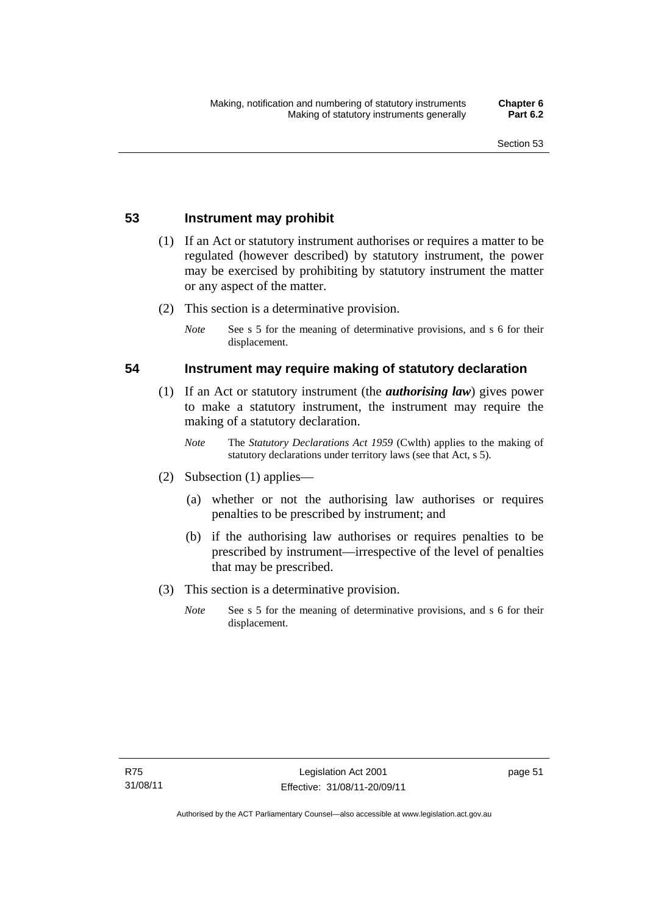## 53 Instrument may prohibit

(1) If an Act or statutory instrument authorises or requires a matter to be regulated (however described) by statutory instrument, the power may be exercised by prohibiting by statutory instrument the matter or any aspect of the matter.

(2) This section is a determinative provision.

*Note* See s 5 for the meaning of determinative provisions, and s 6 for their displacement.

## 54 Instrument may require making of statutory declaration

(1) If an Act or statutory instrument (the ***authorising law***) gives power to make a statutory instrument, the instrument may require the making of a statutory declaration.

*Note* The *Statutory Declarations Act 1959* (Cwlth) applies to the making of statutory declarations under territory laws (see that Act, s 5).

(2) Subsection (1) applies—

(a) whether or not the authorising law authorises or requires penalties to be prescribed by instrument; and

(b) if the authorising law authorises or requires penalties to be prescribed by instrument—irrespective of the level of penalties that may be prescribed.

(3) This section is a determinative provision.

*Note* See s 5 for the meaning of determinative provisions, and s 6 for their displacement.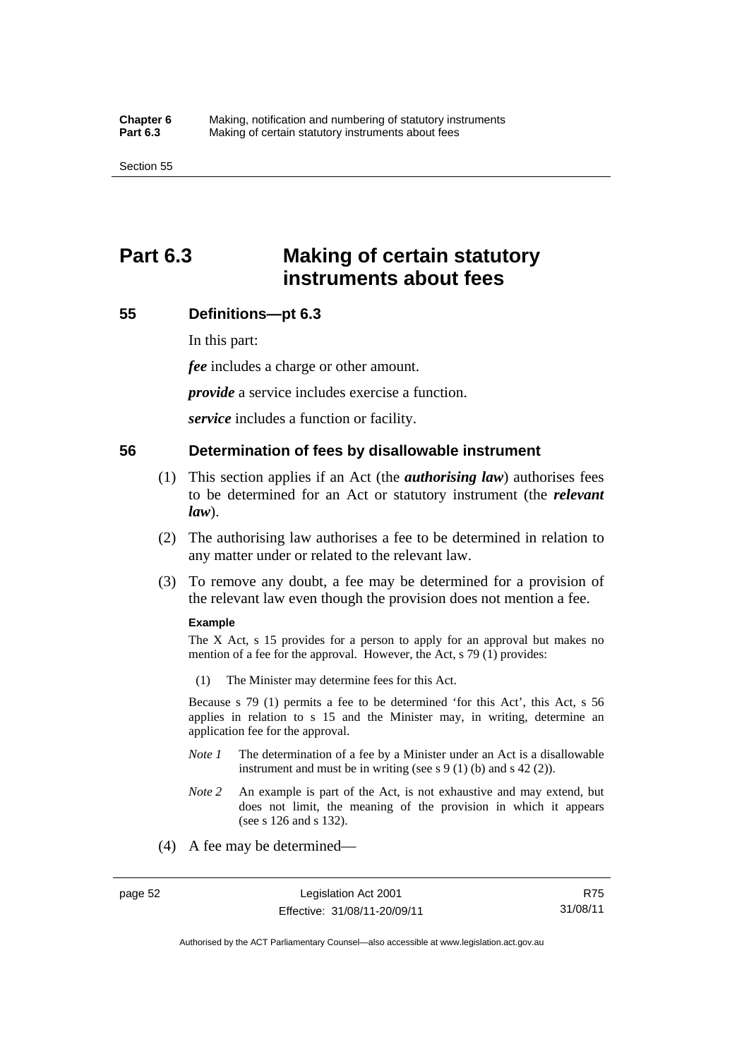# Part 6.3 Making of certain statutory instruments about fees

## 55 Definitions—pt 6.3

In this part:

***fee*** includes a charge or other amount.

***provide*** a service includes exercise a function.

***service*** includes a function or facility.

## 56 Determination of fees by disallowable instrument

(1) This section applies if an Act (the ***authorising law***) authorises fees to be determined for an Act or statutory instrument (the ***relevant law***).

(2) The authorising law authorises a fee to be determined in relation to any matter under or related to the relevant law.

(3) To remove any doubt, a fee may be determined for a provision of the relevant law even though the provision does not mention a fee.

**Example**

The X Act, s 15 provides for a person to apply for an approval but makes no mention of a fee for the approval. However, the Act, s 79 (1) provides:

(1) The Minister may determine fees for this Act.

Because s 79 (1) permits a fee to be determined 'for this Act', this Act, s 56 applies in relation to s 15 and the Minister may, in writing, determine an application fee for the approval.

*Note 1* The determination of a fee by a Minister under an Act is a disallowable instrument and must be in writing (see s 9 (1) (b) and s 42 (2)).

*Note 2* An example is part of the Act, is not exhaustive and may extend, but does not limit, the meaning of the provision in which it appears (see s 126 and s 132).

(4) A fee may be determined—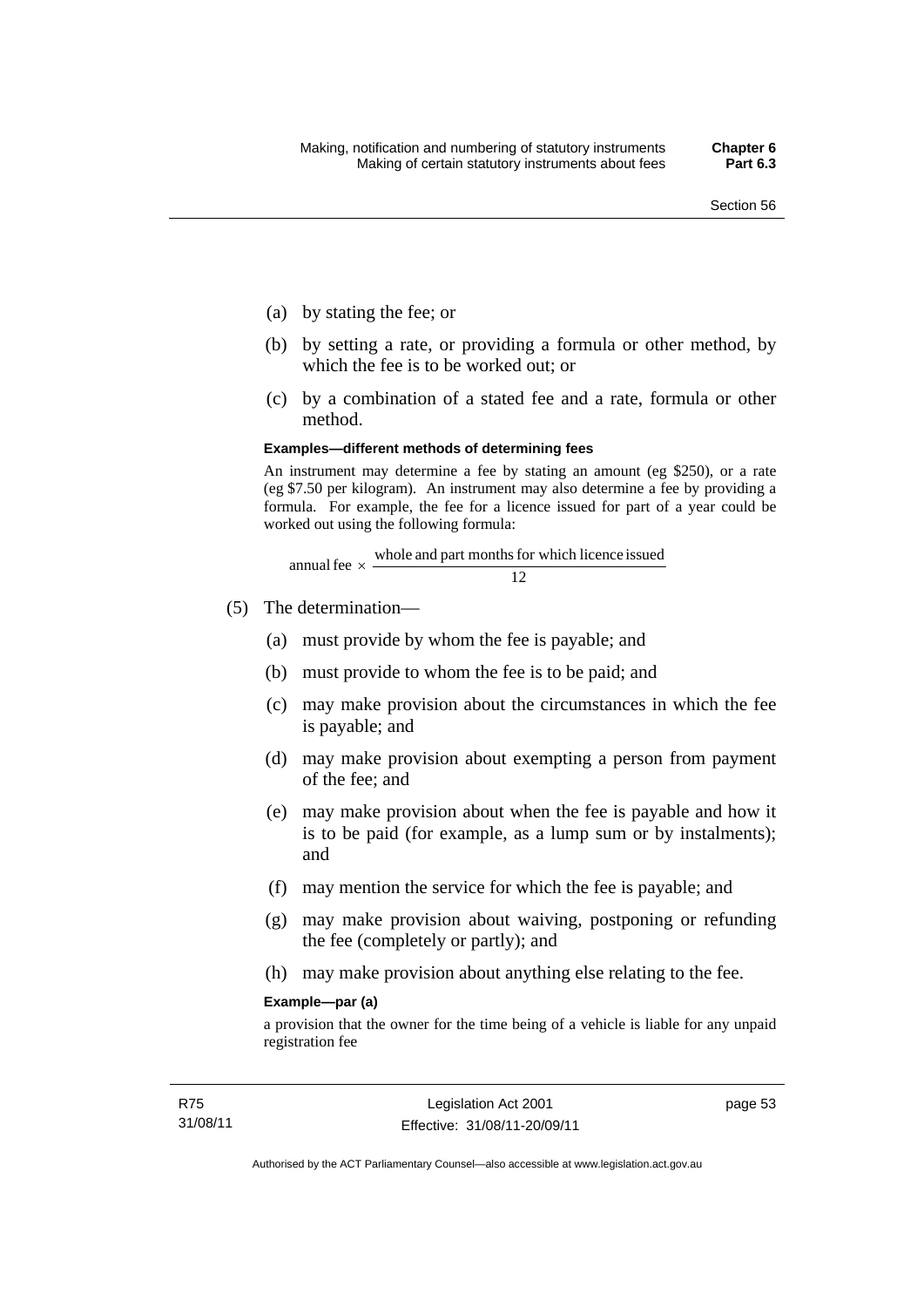(a) by stating the fee; or

(b) by setting a rate, or providing a formula or other method, by which the fee is to be worked out; or

(c) by a combination of a stated fee and a rate, formula or other method.

**Examples—different methods of determining fees**

An instrument may determine a fee by stating an amount (eg $250), or a rate (eg $7.50 per kilogram). An instrument may also determine a fee by providing a formula. For example, the fee for a licence issued for part of a year could be worked out using the following formula:

$$\text{annual fee} \times \frac{\text{whole and part months for which licence issued}}{12}$$

(5) The determination—

(a) must provide by whom the fee is payable; and

(b) must provide to whom the fee is to be paid; and

(c) may make provision about the circumstances in which the fee is payable; and

(d) may make provision about exempting a person from payment of the fee; and

(e) may make provision about when the fee is payable and how it is to be paid (for example, as a lump sum or by instalments); and

(f) may mention the service for which the fee is payable; and

(g) may make provision about waiving, postponing or refunding the fee (completely or partly); and

(h) may make provision about anything else relating to the fee.

**Example—par (a)**

a provision that the owner for the time being of a vehicle is liable for any unpaid registration fee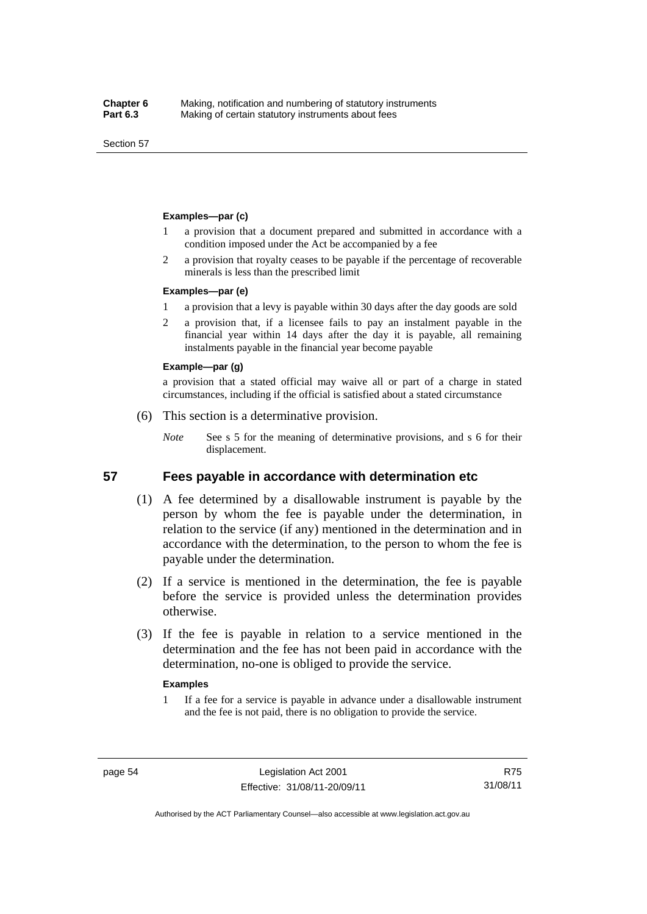**Examples—par (c)**

1. a provision that a document prepared and submitted in accordance with a condition imposed under the Act be accompanied by a fee
2. a provision that royalty ceases to be payable if the percentage of recoverable minerals is less than the prescribed limit

**Examples—par (e)**

1. a provision that a levy is payable within 30 days after the day goods are sold
2. a provision that, if a licensee fails to pay an instalment payable in the financial year within 14 days after the day it is payable, all remaining instalments payable in the financial year become payable

**Example—par (g)**

a provision that a stated official may waive all or part of a charge in stated circumstances, including if the official is satisfied about a stated circumstance

(6) This section is a determinative provision.

*Note* See s 5 for the meaning of determinative provisions, and s 6 for their displacement.

## 57 Fees payable in accordance with determination etc

(1) A fee determined by a disallowable instrument is payable by the person by whom the fee is payable under the determination, in relation to the service (if any) mentioned in the determination and in accordance with the determination, to the person to whom the fee is payable under the determination.

(2) If a service is mentioned in the determination, the fee is payable before the service is provided unless the determination provides otherwise.

(3) If the fee is payable in relation to a service mentioned in the determination and the fee has not been paid in accordance with the determination, no-one is obliged to provide the service.

**Examples**

1. If a fee for a service is payable in advance under a disallowable instrument and the fee is not paid, there is no obligation to provide the service.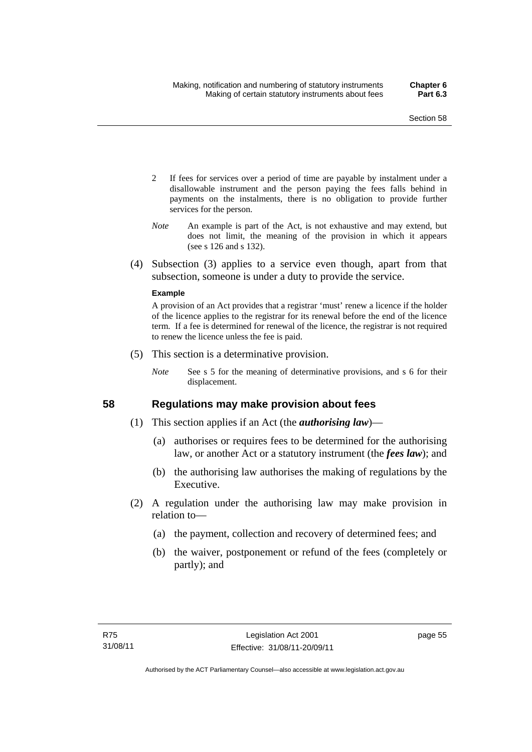2 If fees for services over a period of time are payable by instalment under a disallowable instrument and the person paying the fees falls behind in payments on the instalments, there is no obligation to provide further services for the person.

*Note* An example is part of the Act, is not exhaustive and may extend, but does not limit, the meaning of the provision in which it appears (see s 126 and s 132).

(4) Subsection (3) applies to a service even though, apart from that subsection, someone is under a duty to provide the service.

**Example**

A provision of an Act provides that a registrar 'must' renew a licence if the holder of the licence applies to the registrar for its renewal before the end of the licence term. If a fee is determined for renewal of the licence, the registrar is not required to renew the licence unless the fee is paid.

(5) This section is a determinative provision.

*Note* See s 5 for the meaning of determinative provisions, and s 6 for their displacement.

## 58 Regulations may make provision about fees

(1) This section applies if an Act (the ***authorising law***)—

(a) authorises or requires fees to be determined for the authorising law, or another Act or a statutory instrument (the ***fees law***); and

(b) the authorising law authorises the making of regulations by the Executive.

(2) A regulation under the authorising law may make provision in relation to—

(a) the payment, collection and recovery of determined fees; and

(b) the waiver, postponement or refund of the fees (completely or partly); and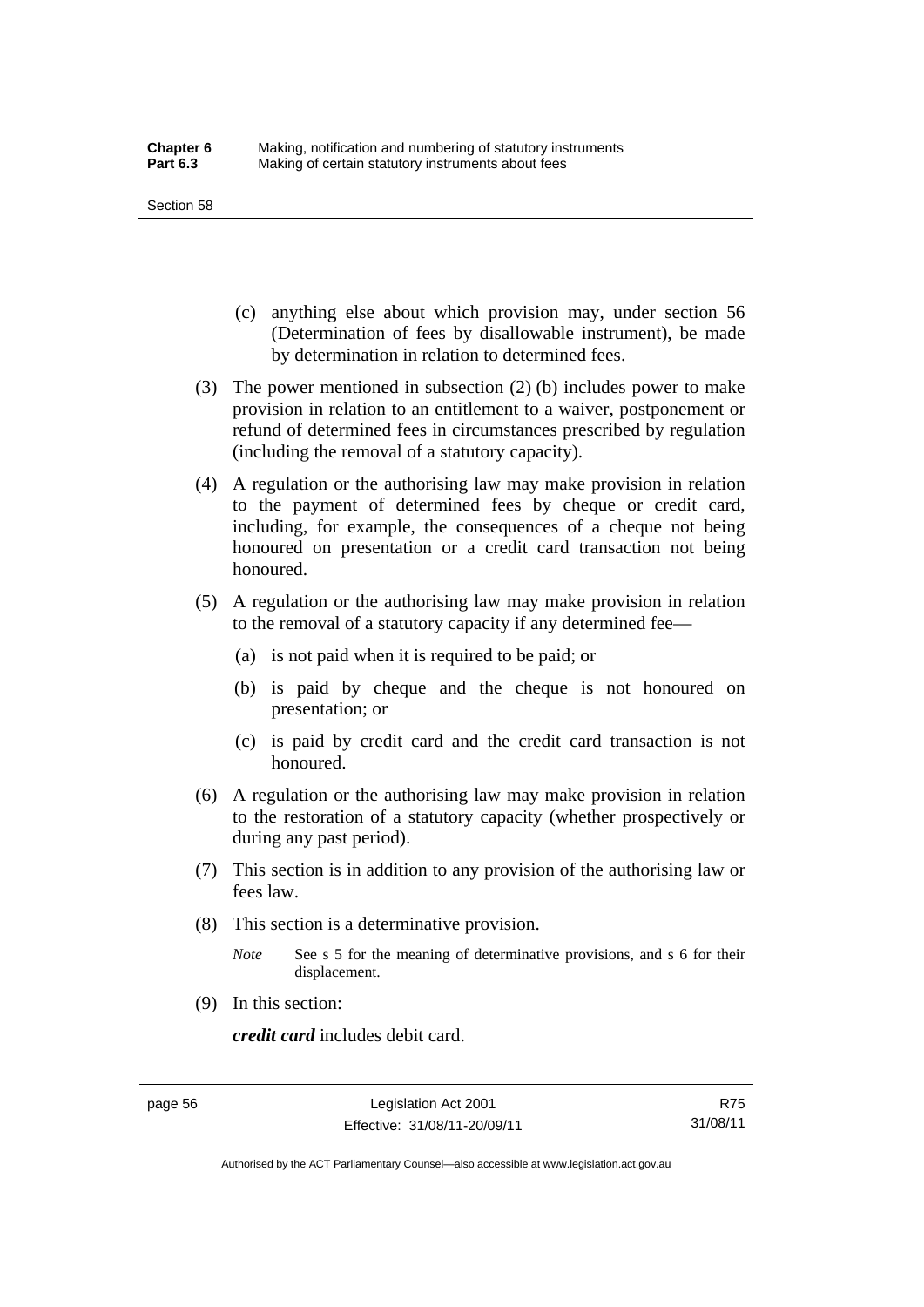(c) anything else about which provision may, under section 56 (Determination of fees by disallowable instrument), be made by determination in relation to determined fees.

(3) The power mentioned in subsection (2) (b) includes power to make provision in relation to an entitlement to a waiver, postponement or refund of determined fees in circumstances prescribed by regulation (including the removal of a statutory capacity).

(4) A regulation or the authorising law may make provision in relation to the payment of determined fees by cheque or credit card, including, for example, the consequences of a cheque not being honoured on presentation or a credit card transaction not being honoured.

(5) A regulation or the authorising law may make provision in relation to the removal of a statutory capacity if any determined fee—

(a) is not paid when it is required to be paid; or

(b) is paid by cheque and the cheque is not honoured on presentation; or

(c) is paid by credit card and the credit card transaction is not honoured.

(6) A regulation or the authorising law may make provision in relation to the restoration of a statutory capacity (whether prospectively or during any past period).

(7) This section is in addition to any provision of the authorising law or fees law.

(8) This section is a determinative provision.

*Note* See s 5 for the meaning of determinative provisions, and s 6 for their displacement.

(9) In this section:

***credit card*** includes debit card.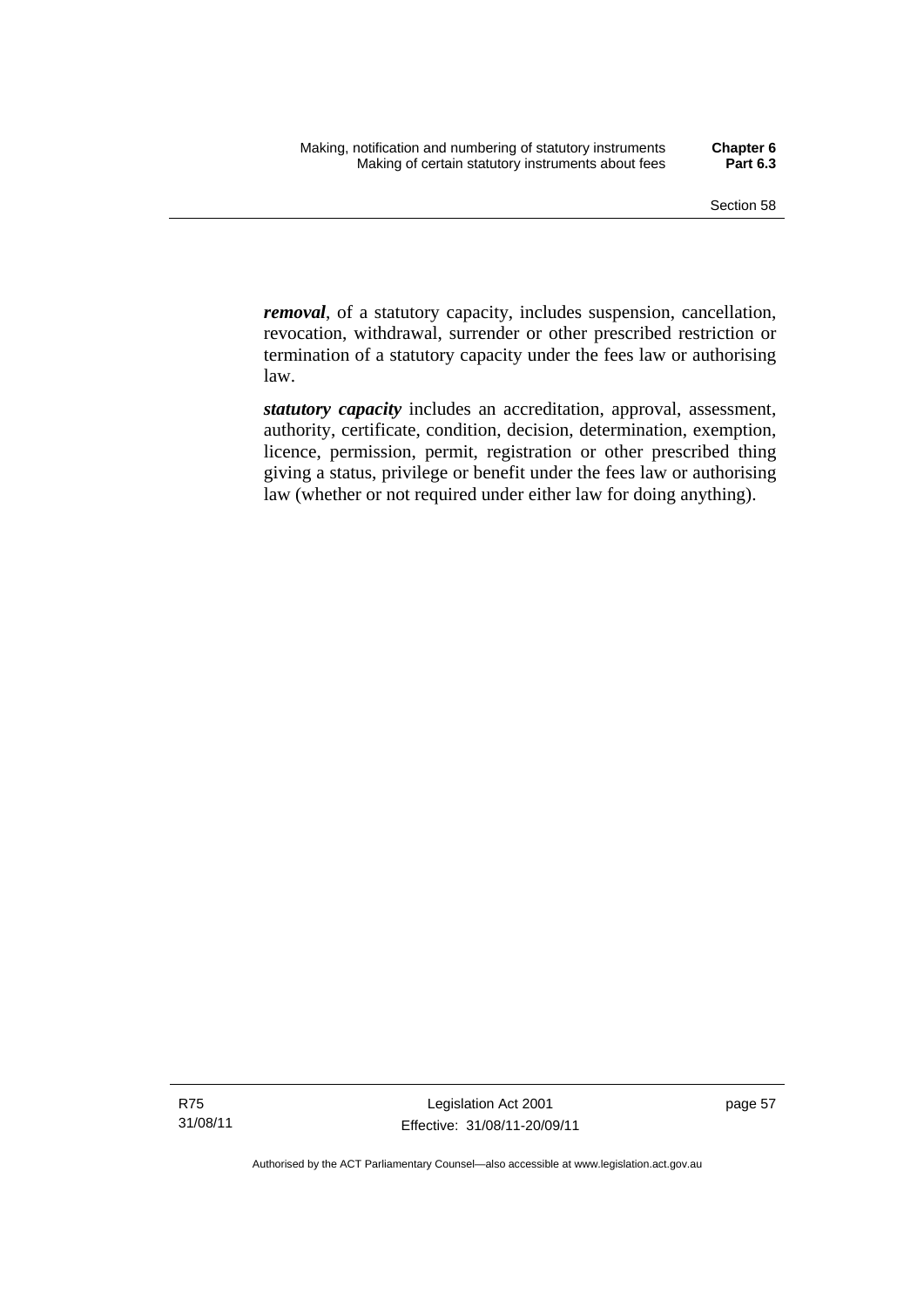***removal***, of a statutory capacity, includes suspension, cancellation, revocation, withdrawal, surrender or other prescribed restriction or termination of a statutory capacity under the fees law or authorising law.

***statutory capacity*** includes an accreditation, approval, assessment, authority, certificate, condition, decision, determination, exemption, licence, permission, permit, registration or other prescribed thing giving a status, privilege or benefit under the fees law or authorising law (whether or not required under either law for doing anything).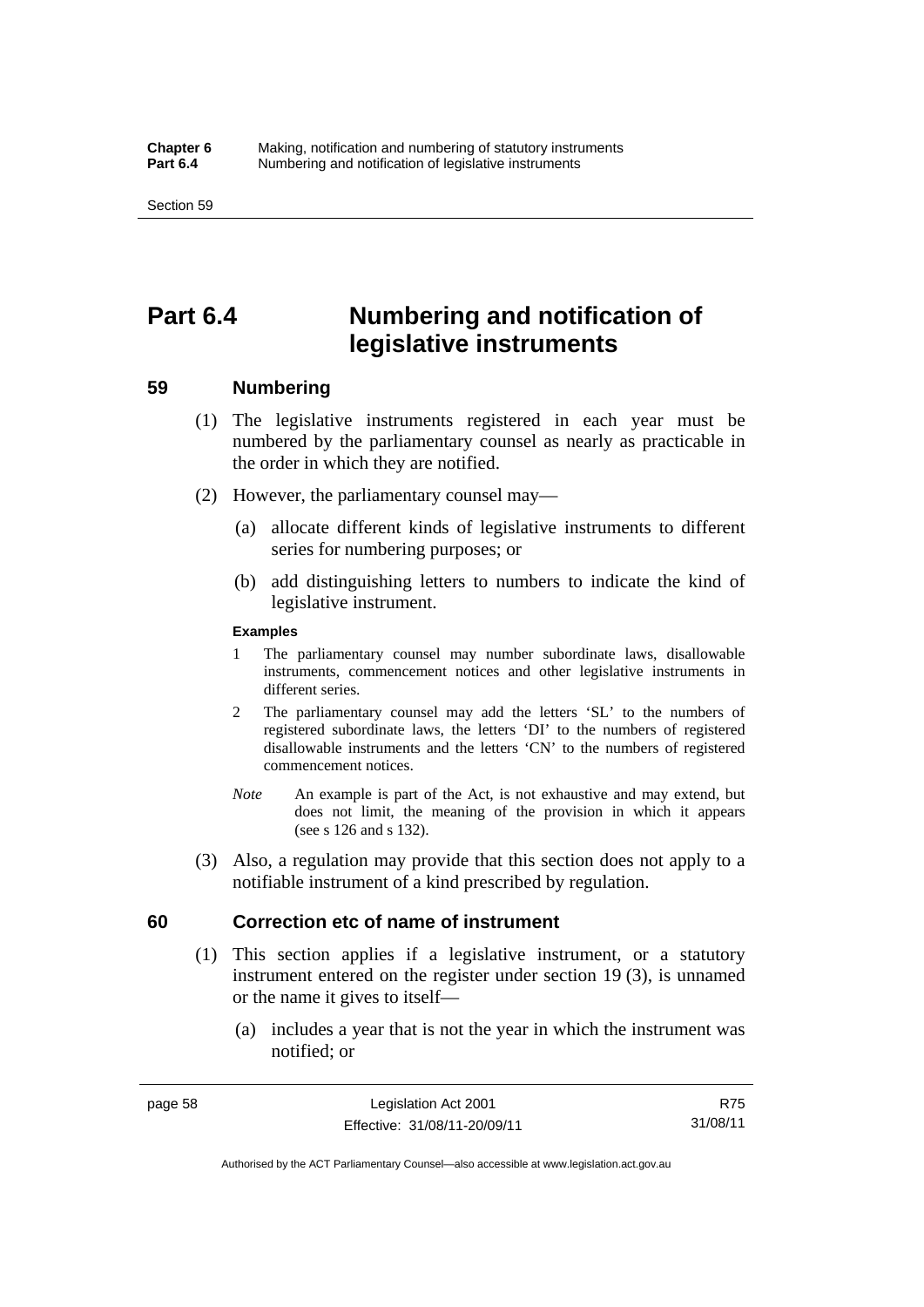# Part 6.4 Numbering and notification of legislative instruments

## 59 Numbering

(1) The legislative instruments registered in each year must be numbered by the parliamentary counsel as nearly as practicable in the order in which they are notified.

(2) However, the parliamentary counsel may—

(a) allocate different kinds of legislative instruments to different series for numbering purposes; or

(b) add distinguishing letters to numbers to indicate the kind of legislative instrument.

**Examples**

1 The parliamentary counsel may number subordinate laws, disallowable instruments, commencement notices and other legislative instruments in different series.

2 The parliamentary counsel may add the letters 'SL' to the numbers of registered subordinate laws, the letters 'DI' to the numbers of registered disallowable instruments and the letters 'CN' to the numbers of registered commencement notices.

*Note* An example is part of the Act, is not exhaustive and may extend, but does not limit, the meaning of the provision in which it appears (see s 126 and s 132).

(3) Also, a regulation may provide that this section does not apply to a notifiable instrument of a kind prescribed by regulation.

## 60 Correction etc of name of instrument

(1) This section applies if a legislative instrument, or a statutory instrument entered on the register under section 19 (3), is unnamed or the name it gives to itself—

(a) includes a year that is not the year in which the instrument was notified; or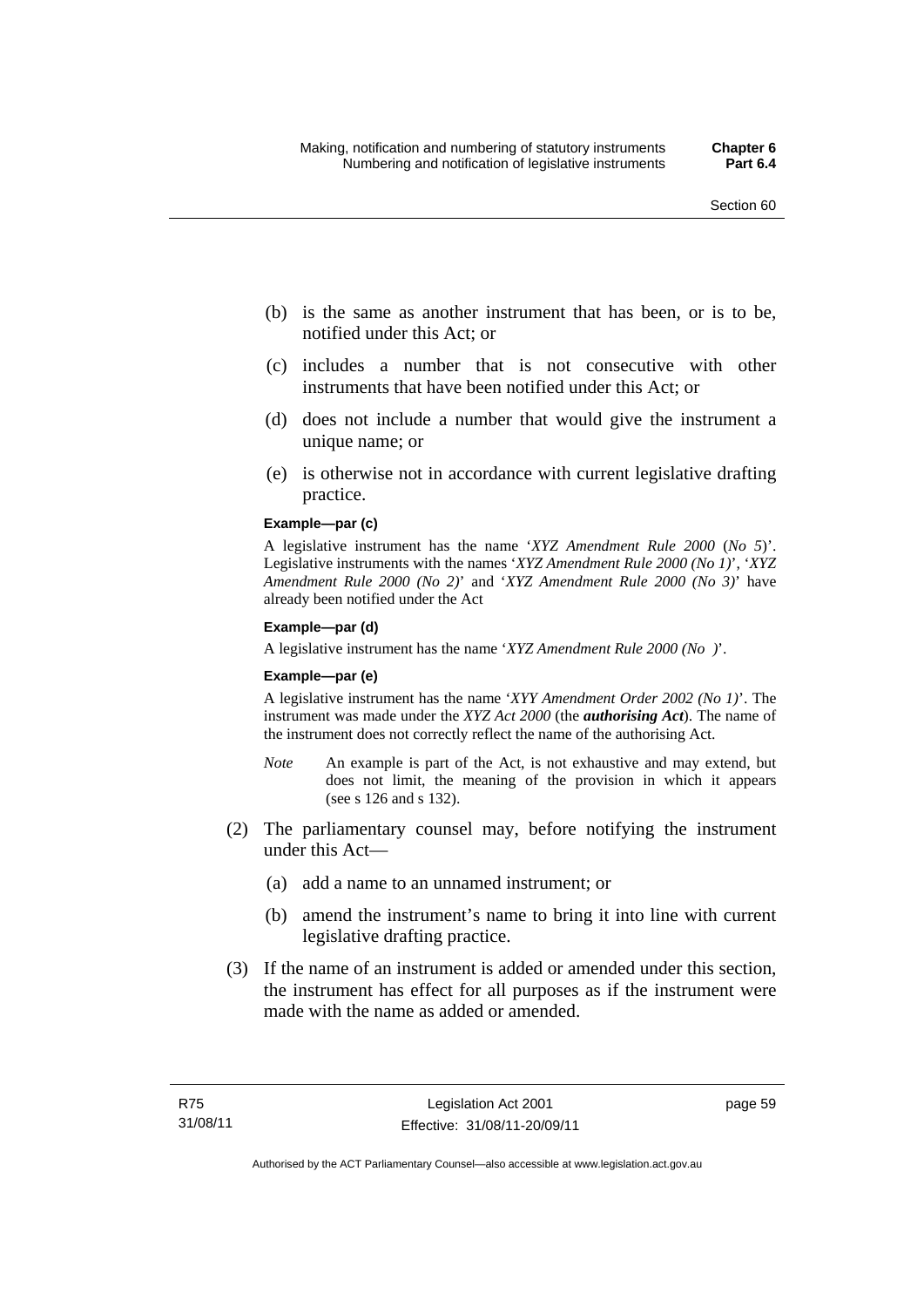(b) is the same as another instrument that has been, or is to be, notified under this Act; or

(c) includes a number that is not consecutive with other instruments that have been notified under this Act; or

(d) does not include a number that would give the instrument a unique name; or

(e) is otherwise not in accordance with current legislative drafting practice.

**Example—par (c)**

A legislative instrument has the name '*XYZ Amendment Rule 2000* (*No 5*)'. Legislative instruments with the names '*XYZ Amendment Rule 2000 (No 1)*', '*XYZ Amendment Rule 2000 (No 2)*' and '*XYZ Amendment Rule 2000 (No 3)*' have already been notified under the Act

**Example—par (d)**

A legislative instrument has the name '*XYZ Amendment Rule 2000 (No )*'.

**Example—par (e)**

A legislative instrument has the name '*XYY Amendment Order 2002 (No 1)*'. The instrument was made under the *XYZ Act 2000* (the ***authorising Act***). The name of the instrument does not correctly reflect the name of the authorising Act.

*Note* An example is part of the Act, is not exhaustive and may extend, but does not limit, the meaning of the provision in which it appears (see s 126 and s 132).

(2) The parliamentary counsel may, before notifying the instrument under this Act—

(a) add a name to an unnamed instrument; or

(b) amend the instrument's name to bring it into line with current legislative drafting practice.

(3) If the name of an instrument is added or amended under this section, the instrument has effect for all purposes as if the instrument were made with the name as added or amended.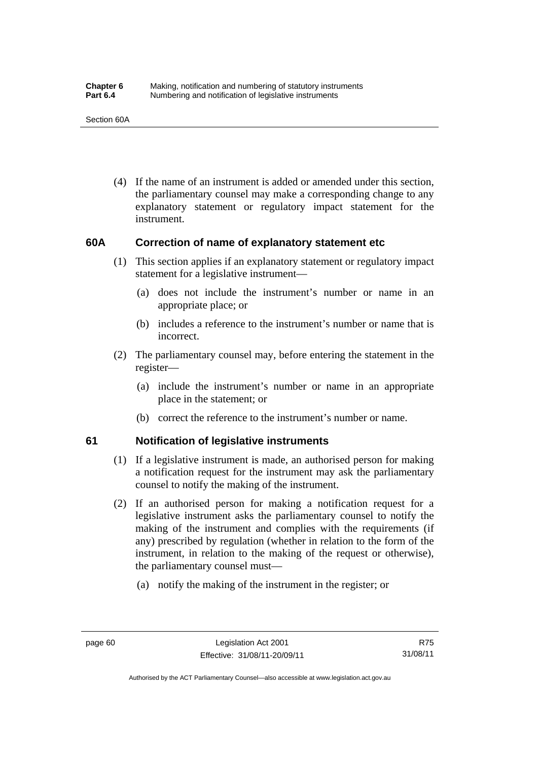(4) If the name of an instrument is added or amended under this section, the parliamentary counsel may make a corresponding change to any explanatory statement or regulatory impact statement for the instrument.

### 60A Correction of name of explanatory statement etc

(1) This section applies if an explanatory statement or regulatory impact statement for a legislative instrument—

(a) does not include the instrument's number or name in an appropriate place; or

(b) includes a reference to the instrument's number or name that is incorrect.

(2) The parliamentary counsel may, before entering the statement in the register—

(a) include the instrument's number or name in an appropriate place in the statement; or

(b) correct the reference to the instrument's number or name.

### 61 Notification of legislative instruments

(1) If a legislative instrument is made, an authorised person for making a notification request for the instrument may ask the parliamentary counsel to notify the making of the instrument.

(2) If an authorised person for making a notification request for a legislative instrument asks the parliamentary counsel to notify the making of the instrument and complies with the requirements (if any) prescribed by regulation (whether in relation to the form of the instrument, in relation to the making of the request or otherwise), the parliamentary counsel must—

(a) notify the making of the instrument in the register; or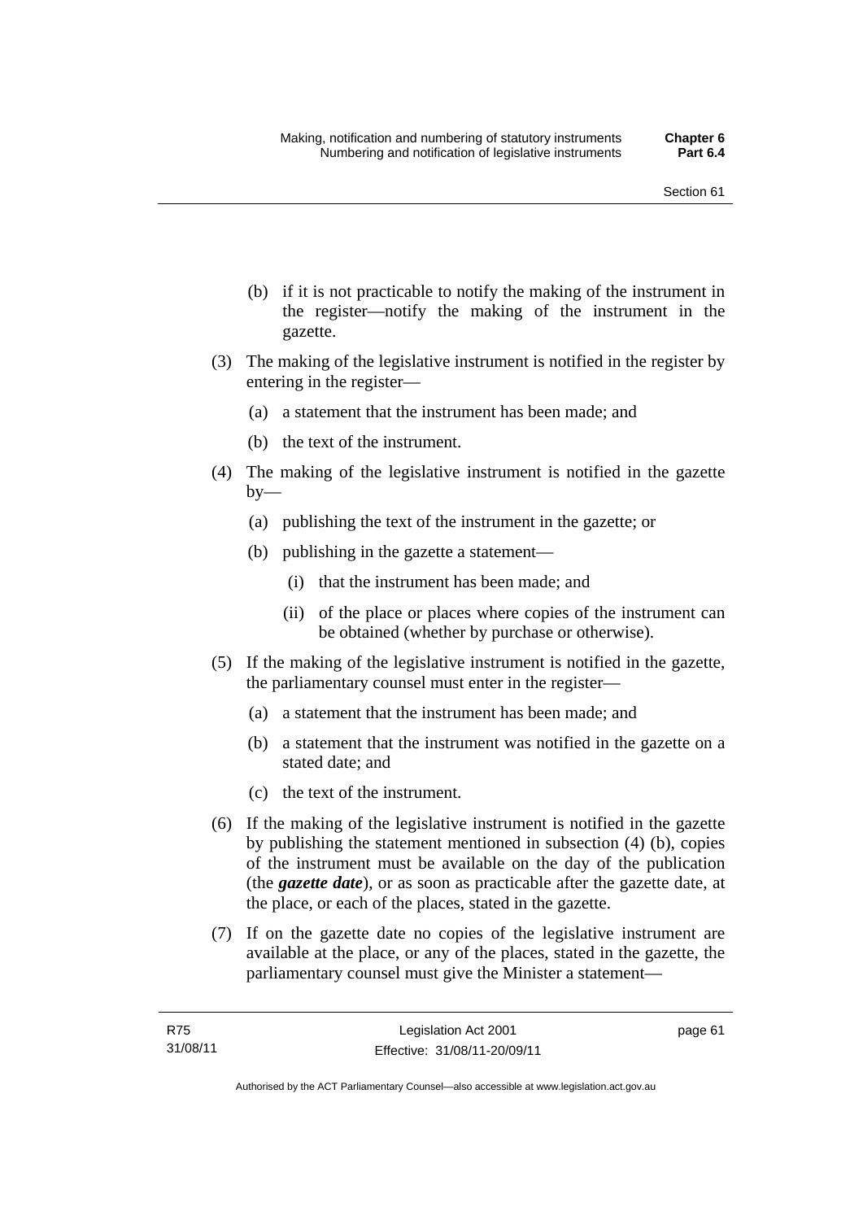(b) if it is not practicable to notify the making of the instrument in the register—notify the making of the instrument in the gazette.

(3) The making of the legislative instrument is notified in the register by entering in the register—

(a) a statement that the instrument has been made; and

(b) the text of the instrument.

(4) The making of the legislative instrument is notified in the gazette by—

(a) publishing the text of the instrument in the gazette; or

(b) publishing in the gazette a statement—

(i) that the instrument has been made; and

(ii) of the place or places where copies of the instrument can be obtained (whether by purchase or otherwise).

(5) If the making of the legislative instrument is notified in the gazette, the parliamentary counsel must enter in the register—

(a) a statement that the instrument has been made; and

(b) a statement that the instrument was notified in the gazette on a stated date; and

(c) the text of the instrument.

(6) If the making of the legislative instrument is notified in the gazette by publishing the statement mentioned in subsection (4) (b), copies of the instrument must be available on the day of the publication (the ***gazette date***), or as soon as practicable after the gazette date, at the place, or each of the places, stated in the gazette.

(7) If on the gazette date no copies of the legislative instrument are available at the place, or any of the places, stated in the gazette, the parliamentary counsel must give the Minister a statement—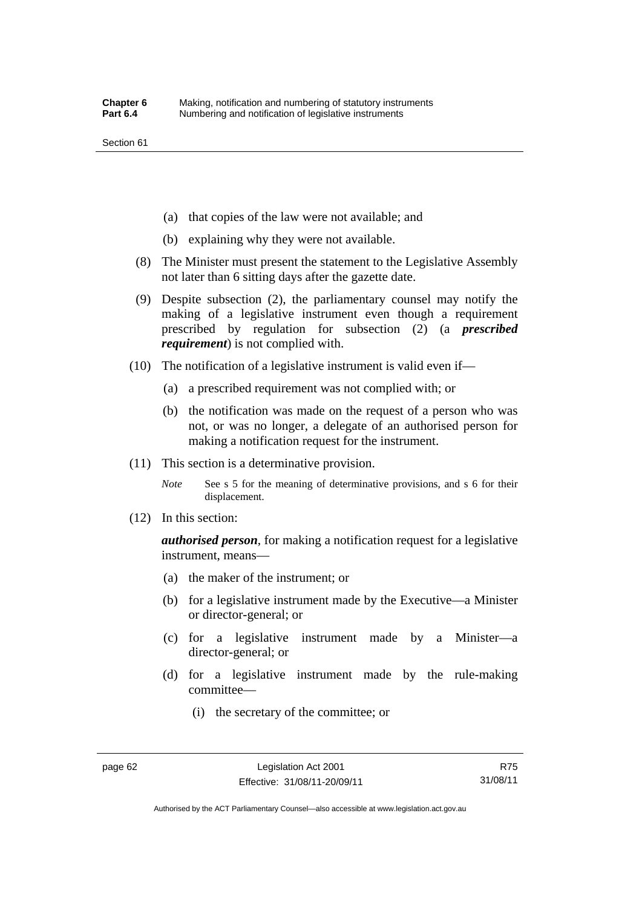(a) that copies of the law were not available; and

(b) explaining why they were not available.

(8) The Minister must present the statement to the Legislative Assembly not later than 6 sitting days after the gazette date.

(9) Despite subsection (2), the parliamentary counsel may notify the making of a legislative instrument even though a requirement prescribed by regulation for subsection (2) (a ***prescribed requirement***) is not complied with.

(10) The notification of a legislative instrument is valid even if—

(a) a prescribed requirement was not complied with; or

(b) the notification was made on the request of a person who was not, or was no longer, a delegate of an authorised person for making a notification request for the instrument.

(11) This section is a determinative provision.

*Note* See s 5 for the meaning of determinative provisions, and s 6 for their displacement.

(12) In this section:

***authorised person***, for making a notification request for a legislative instrument, means—

(a) the maker of the instrument; or

(b) for a legislative instrument made by the Executive—a Minister or director-general; or

(c) for a legislative instrument made by a Minister—a director-general; or

(d) for a legislative instrument made by the rule-making committee—

(i) the secretary of the committee; or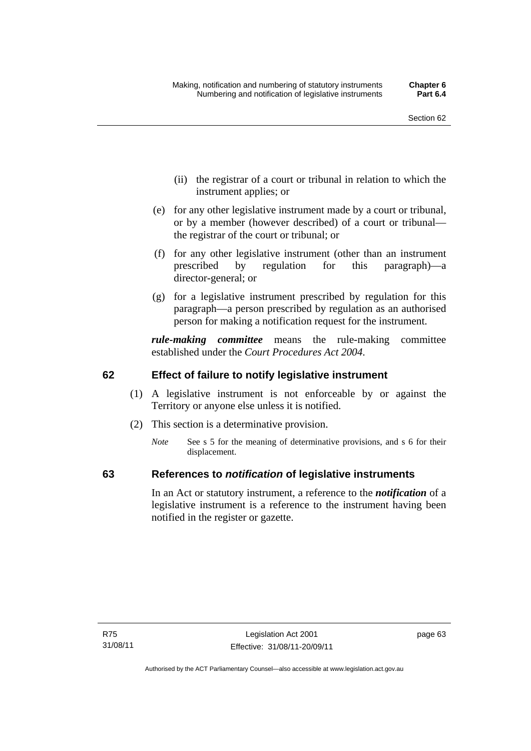(ii) the registrar of a court or tribunal in relation to which the instrument applies; or

(e) for any other legislative instrument made by a court or tribunal, or by a member (however described) of a court or tribunal—the registrar of the court or tribunal; or

(f) for any other legislative instrument (other than an instrument prescribed by regulation for this paragraph)—a director-general; or

(g) for a legislative instrument prescribed by regulation for this paragraph—a person prescribed by regulation as an authorised person for making a notification request for the instrument.

***rule-making committee*** means the rule-making committee established under the *Court Procedures Act 2004*.

## 62 Effect of failure to notify legislative instrument

(1) A legislative instrument is not enforceable by or against the Territory or anyone else unless it is notified.

(2) This section is a determinative provision.

*Note* See s 5 for the meaning of determinative provisions, and s 6 for their displacement.

## 63 References to *notification* of legislative instruments

In an Act or statutory instrument, a reference to the ***notification*** of a legislative instrument is a reference to the instrument having been notified in the register or gazette.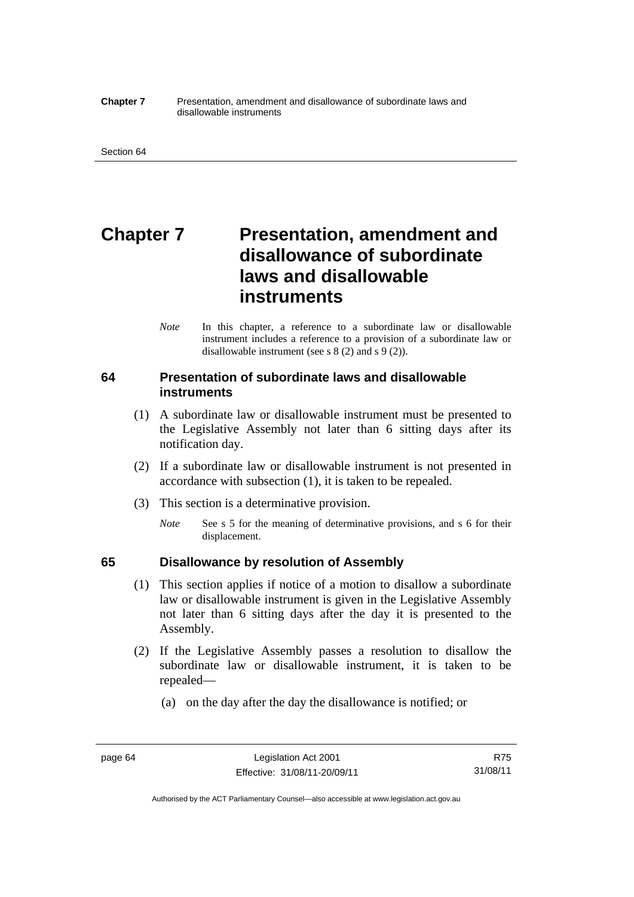# Chapter 7 Presentation, amendment and disallowance of subordinate laws and disallowable instruments

*Note* In this chapter, a reference to a subordinate law or disallowable instrument includes a reference to a provision of a subordinate law or disallowable instrument (see s 8 (2) and s 9 (2)).

## 64 Presentation of subordinate laws and disallowable instruments

(1) A subordinate law or disallowable instrument must be presented to the Legislative Assembly not later than 6 sitting days after its notification day.

(2) If a subordinate law or disallowable instrument is not presented in accordance with subsection (1), it is taken to be repealed.

(3) This section is a determinative provision.

*Note* See s 5 for the meaning of determinative provisions, and s 6 for their displacement.

## 65 Disallowance by resolution of Assembly

(1) This section applies if notice of a motion to disallow a subordinate law or disallowable instrument is given in the Legislative Assembly not later than 6 sitting days after the day it is presented to the Assembly.

(2) If the Legislative Assembly passes a resolution to disallow the subordinate law or disallowable instrument, it is taken to be repealed—

(a) on the day after the day the disallowance is notified; or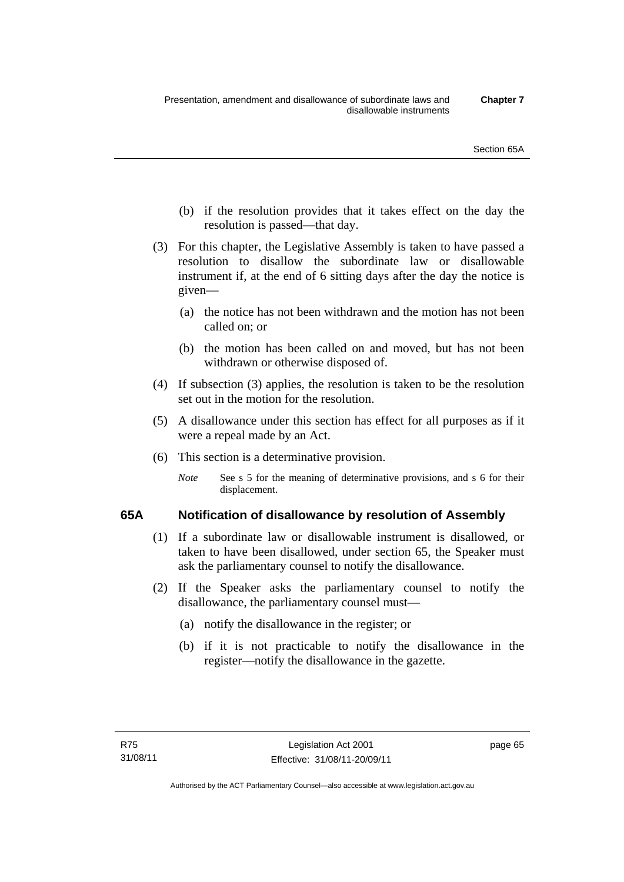(b) if the resolution provides that it takes effect on the day the resolution is passed—that day.

(3) For this chapter, the Legislative Assembly is taken to have passed a resolution to disallow the subordinate law or disallowable instrument if, at the end of 6 sitting days after the day the notice is given—

(a) the notice has not been withdrawn and the motion has not been called on; or

(b) the motion has been called on and moved, but has not been withdrawn or otherwise disposed of.

(4) If subsection (3) applies, the resolution is taken to be the resolution set out in the motion for the resolution.

(5) A disallowance under this section has effect for all purposes as if it were a repeal made by an Act.

(6) This section is a determinative provision.

*Note* See s 5 for the meaning of determinative provisions, and s 6 for their displacement.

### 65A Notification of disallowance by resolution of Assembly

(1) If a subordinate law or disallowable instrument is disallowed, or taken to have been disallowed, under section 65, the Speaker must ask the parliamentary counsel to notify the disallowance.

(2) If the Speaker asks the parliamentary counsel to notify the disallowance, the parliamentary counsel must—

(a) notify the disallowance in the register; or

(b) if it is not practicable to notify the disallowance in the register—notify the disallowance in the gazette.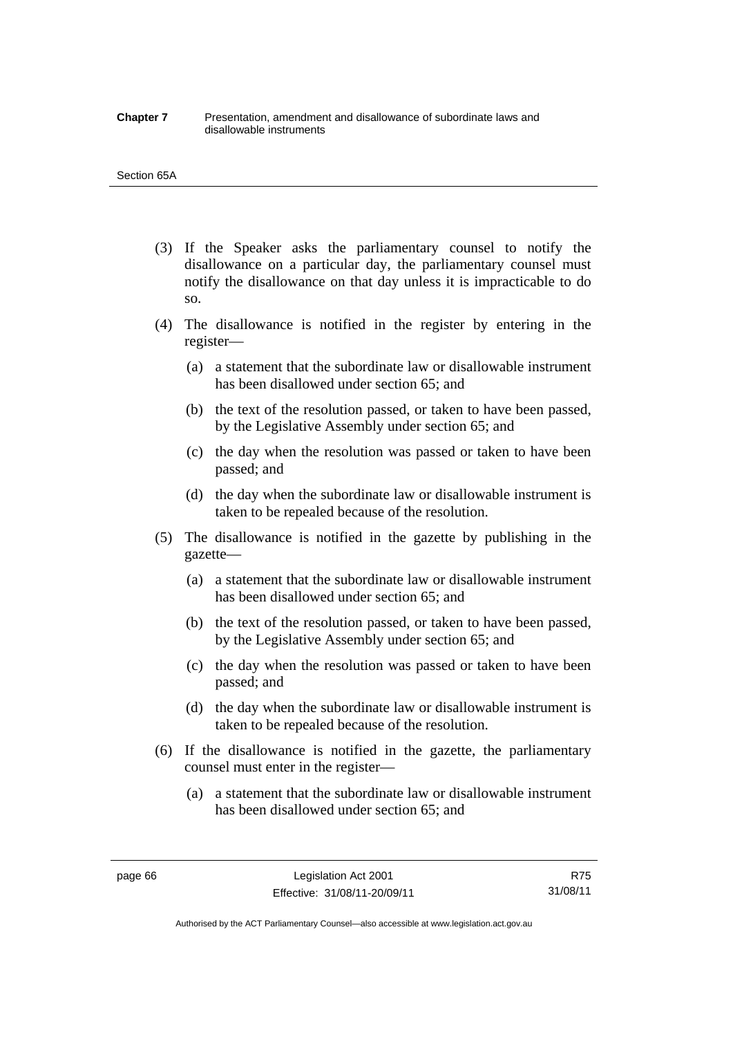(3) If the Speaker asks the parliamentary counsel to notify the disallowance on a particular day, the parliamentary counsel must notify the disallowance on that day unless it is impracticable to do so.

(4) The disallowance is notified in the register by entering in the register—

(a) a statement that the subordinate law or disallowable instrument has been disallowed under section 65; and

(b) the text of the resolution passed, or taken to have been passed, by the Legislative Assembly under section 65; and

(c) the day when the resolution was passed or taken to have been passed; and

(d) the day when the subordinate law or disallowable instrument is taken to be repealed because of the resolution.

(5) The disallowance is notified in the gazette by publishing in the gazette—

(a) a statement that the subordinate law or disallowable instrument has been disallowed under section 65; and

(b) the text of the resolution passed, or taken to have been passed, by the Legislative Assembly under section 65; and

(c) the day when the resolution was passed or taken to have been passed; and

(d) the day when the subordinate law or disallowable instrument is taken to be repealed because of the resolution.

(6) If the disallowance is notified in the gazette, the parliamentary counsel must enter in the register—

(a) a statement that the subordinate law or disallowable instrument has been disallowed under section 65; and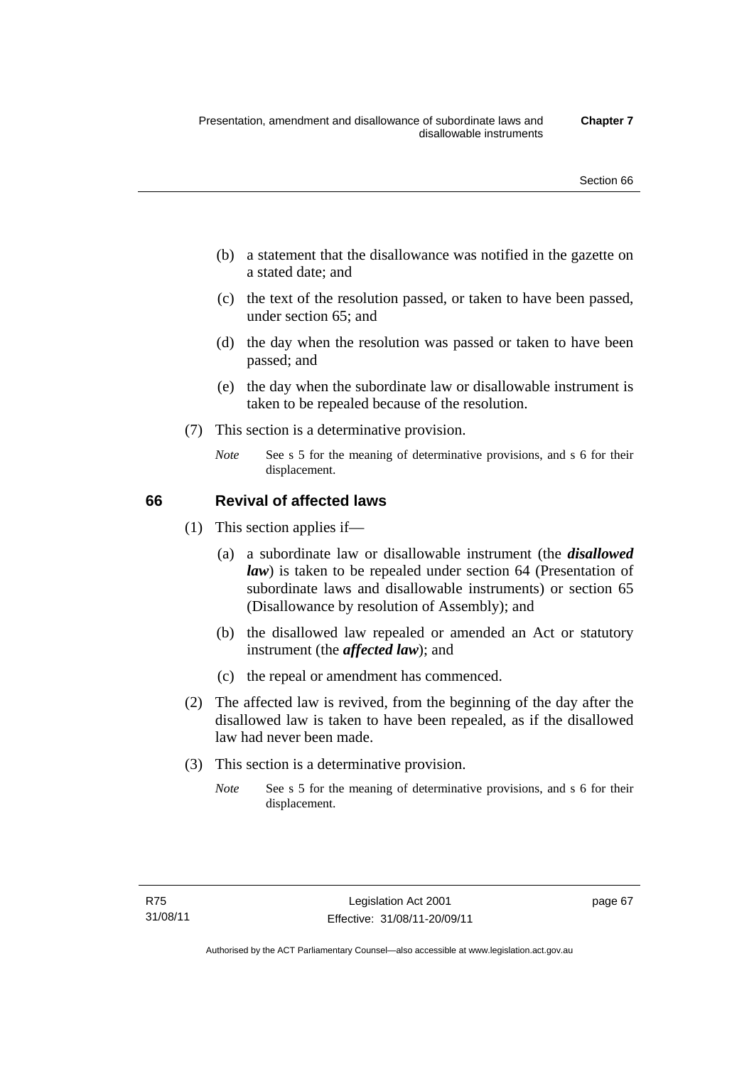(b) a statement that the disallowance was notified in the gazette on a stated date; and

(c) the text of the resolution passed, or taken to have been passed, under section 65; and

(d) the day when the resolution was passed or taken to have been passed; and

(e) the day when the subordinate law or disallowable instrument is taken to be repealed because of the resolution.

(7) This section is a determinative provision.

*Note* See s 5 for the meaning of determinative provisions, and s 6 for their displacement.

## 66 Revival of affected laws

(1) This section applies if—

(a) a subordinate law or disallowable instrument (the ***disallowed law***) is taken to be repealed under section 64 (Presentation of subordinate laws and disallowable instruments) or section 65 (Disallowance by resolution of Assembly); and

(b) the disallowed law repealed or amended an Act or statutory instrument (the ***affected law***); and

(c) the repeal or amendment has commenced.

(2) The affected law is revived, from the beginning of the day after the disallowed law is taken to have been repealed, as if the disallowed law had never been made.

(3) This section is a determinative provision.

*Note* See s 5 for the meaning of determinative provisions, and s 6 for their displacement.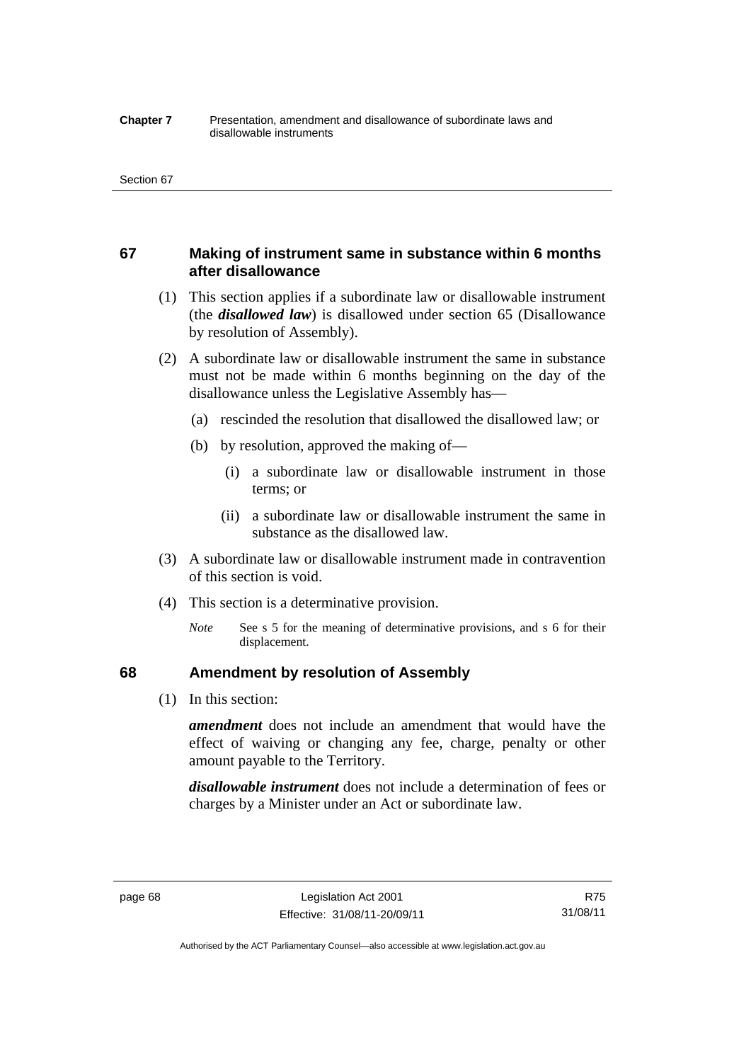## 67 Making of instrument same in substance within 6 months after disallowance

(1) This section applies if a subordinate law or disallowable instrument (the ***disallowed law***) is disallowed under section 65 (Disallowance by resolution of Assembly).

(2) A subordinate law or disallowable instrument the same in substance must not be made within 6 months beginning on the day of the disallowance unless the Legislative Assembly has—

(a) rescinded the resolution that disallowed the disallowed law; or

(b) by resolution, approved the making of—

(i) a subordinate law or disallowable instrument in those terms; or

(ii) a subordinate law or disallowable instrument the same in substance as the disallowed law.

(3) A subordinate law or disallowable instrument made in contravention of this section is void.

(4) This section is a determinative provision.

*Note* See s 5 for the meaning of determinative provisions, and s 6 for their displacement.

## 68 Amendment by resolution of Assembly

(1) In this section:

***amendment*** does not include an amendment that would have the effect of waiving or changing any fee, charge, penalty or other amount payable to the Territory.

***disallowable instrument*** does not include a determination of fees or charges by a Minister under an Act or subordinate law.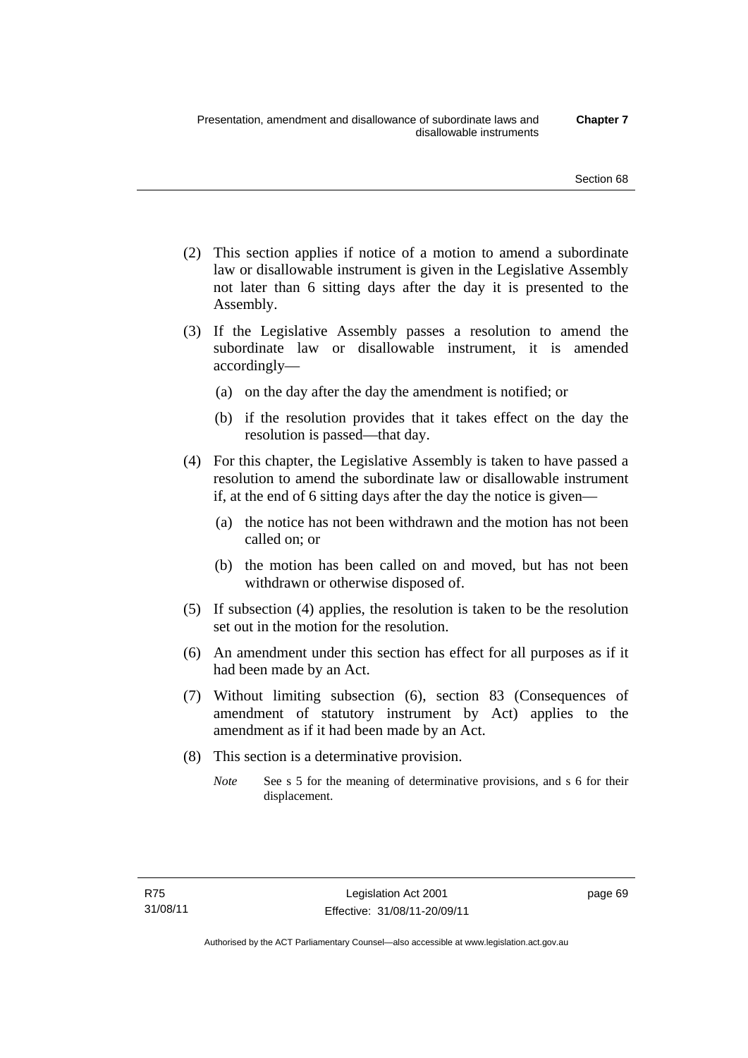(2) This section applies if notice of a motion to amend a subordinate law or disallowable instrument is given in the Legislative Assembly not later than 6 sitting days after the day it is presented to the Assembly.

(3) If the Legislative Assembly passes a resolution to amend the subordinate law or disallowable instrument, it is amended accordingly—

(a) on the day after the day the amendment is notified; or

(b) if the resolution provides that it takes effect on the day the resolution is passed—that day.

(4) For this chapter, the Legislative Assembly is taken to have passed a resolution to amend the subordinate law or disallowable instrument if, at the end of 6 sitting days after the day the notice is given—

(a) the notice has not been withdrawn and the motion has not been called on; or

(b) the motion has been called on and moved, but has not been withdrawn or otherwise disposed of.

(5) If subsection (4) applies, the resolution is taken to be the resolution set out in the motion for the resolution.

(6) An amendment under this section has effect for all purposes as if it had been made by an Act.

(7) Without limiting subsection (6), section 83 (Consequences of amendment of statutory instrument by Act) applies to the amendment as if it had been made by an Act.

(8) This section is a determinative provision.

*Note* See s 5 for the meaning of determinative provisions, and s 6 for their displacement.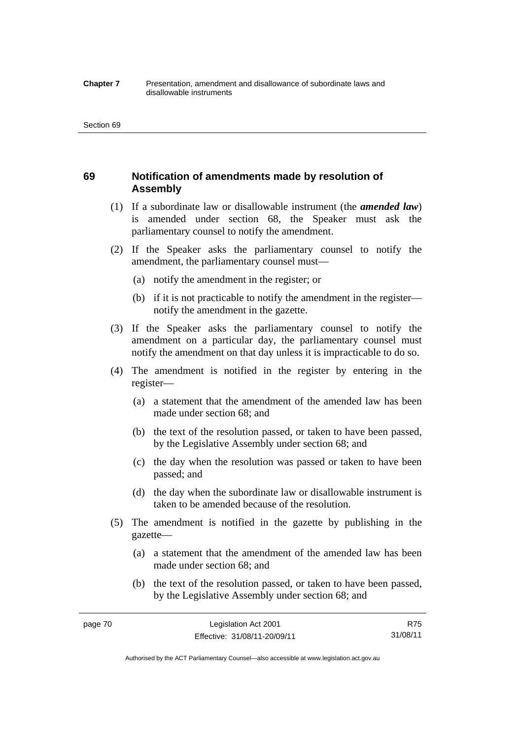## 69 Notification of amendments made by resolution of Assembly

(1) If a subordinate law or disallowable instrument (the ***amended law***) is amended under section 68, the Speaker must ask the parliamentary counsel to notify the amendment.

(2) If the Speaker asks the parliamentary counsel to notify the amendment, the parliamentary counsel must—

(a) notify the amendment in the register; or

(b) if it is not practicable to notify the amendment in the register—notify the amendment in the gazette.

(3) If the Speaker asks the parliamentary counsel to notify the amendment on a particular day, the parliamentary counsel must notify the amendment on that day unless it is impracticable to do so.

(4) The amendment is notified in the register by entering in the register—

(a) a statement that the amendment of the amended law has been made under section 68; and

(b) the text of the resolution passed, or taken to have been passed, by the Legislative Assembly under section 68; and

(c) the day when the resolution was passed or taken to have been passed; and

(d) the day when the subordinate law or disallowable instrument is taken to be amended because of the resolution.

(5) The amendment is notified in the gazette by publishing in the gazette—

(a) a statement that the amendment of the amended law has been made under section 68; and

(b) the text of the resolution passed, or taken to have been passed, by the Legislative Assembly under section 68; and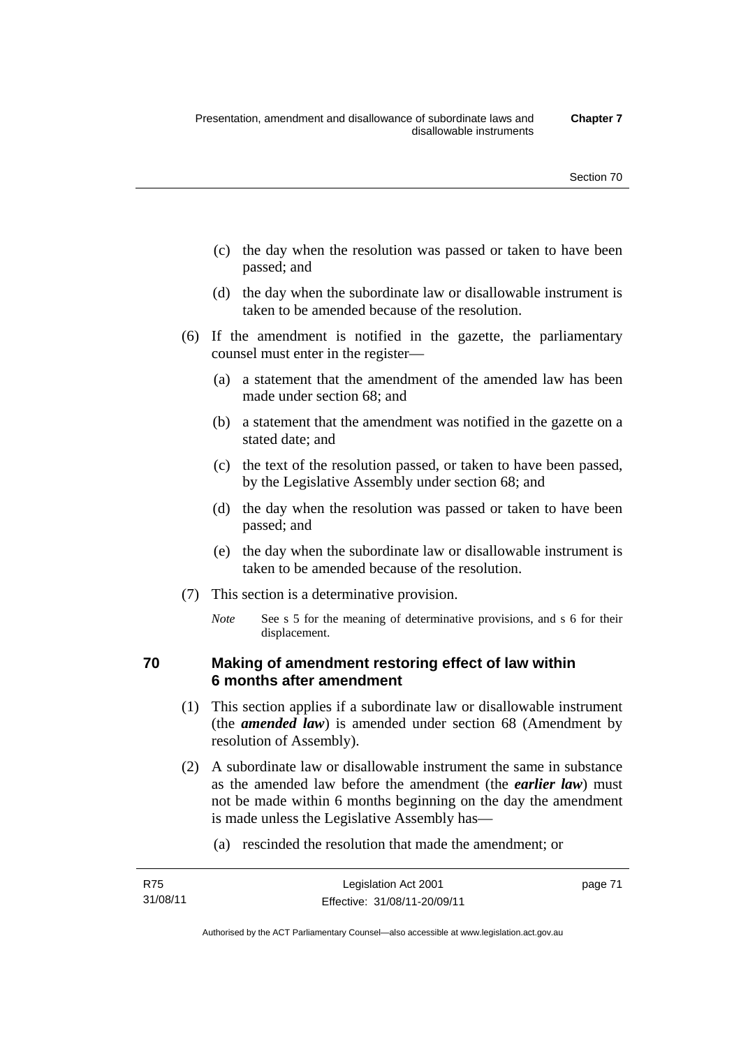(c) the day when the resolution was passed or taken to have been passed; and

(d) the day when the subordinate law or disallowable instrument is taken to be amended because of the resolution.

(6) If the amendment is notified in the gazette, the parliamentary counsel must enter in the register—

(a) a statement that the amendment of the amended law has been made under section 68; and

(b) a statement that the amendment was notified in the gazette on a stated date; and

(c) the text of the resolution passed, or taken to have been passed, by the Legislative Assembly under section 68; and

(d) the day when the resolution was passed or taken to have been passed; and

(e) the day when the subordinate law or disallowable instrument is taken to be amended because of the resolution.

(7) This section is a determinative provision.

*Note* See s 5 for the meaning of determinative provisions, and s 6 for their displacement.

## 70 Making of amendment restoring effect of law within 6 months after amendment

(1) This section applies if a subordinate law or disallowable instrument (the ***amended law***) is amended under section 68 (Amendment by resolution of Assembly).

(2) A subordinate law or disallowable instrument the same in substance as the amended law before the amendment (the ***earlier law***) must not be made within 6 months beginning on the day the amendment is made unless the Legislative Assembly has—

(a) rescinded the resolution that made the amendment; or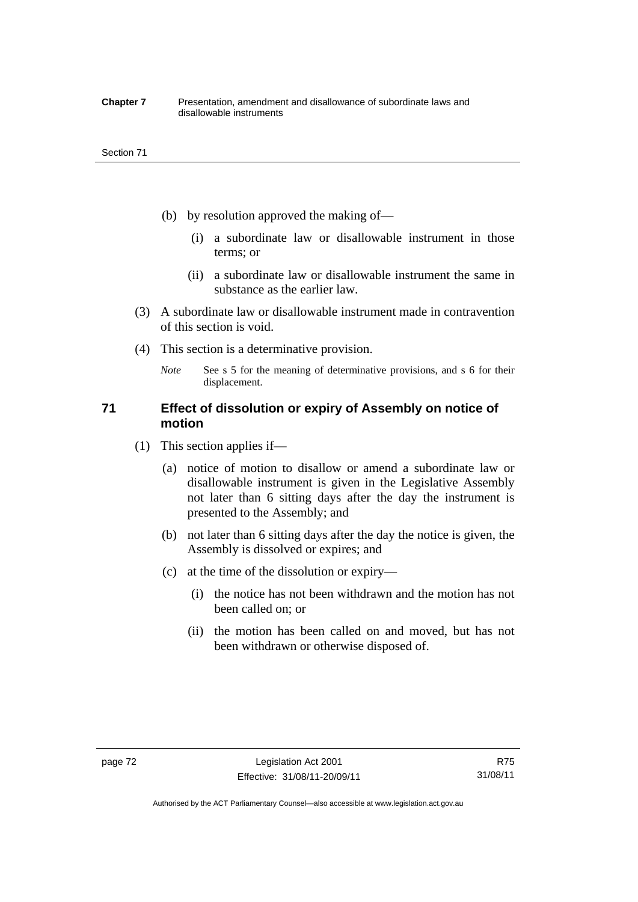(b) by resolution approved the making of—

(i) a subordinate law or disallowable instrument in those terms; or

(ii) a subordinate law or disallowable instrument the same in substance as the earlier law.

(3) A subordinate law or disallowable instrument made in contravention of this section is void.

(4) This section is a determinative provision.

*Note* See s 5 for the meaning of determinative provisions, and s 6 for their displacement.

## 71 Effect of dissolution or expiry of Assembly on notice of motion

(1) This section applies if—

(a) notice of motion to disallow or amend a subordinate law or disallowable instrument is given in the Legislative Assembly not later than 6 sitting days after the day the instrument is presented to the Assembly; and

(b) not later than 6 sitting days after the day the notice is given, the Assembly is dissolved or expires; and

(c) at the time of the dissolution or expiry—

(i) the notice has not been withdrawn and the motion has not been called on; or

(ii) the motion has been called on and moved, but has not been withdrawn or otherwise disposed of.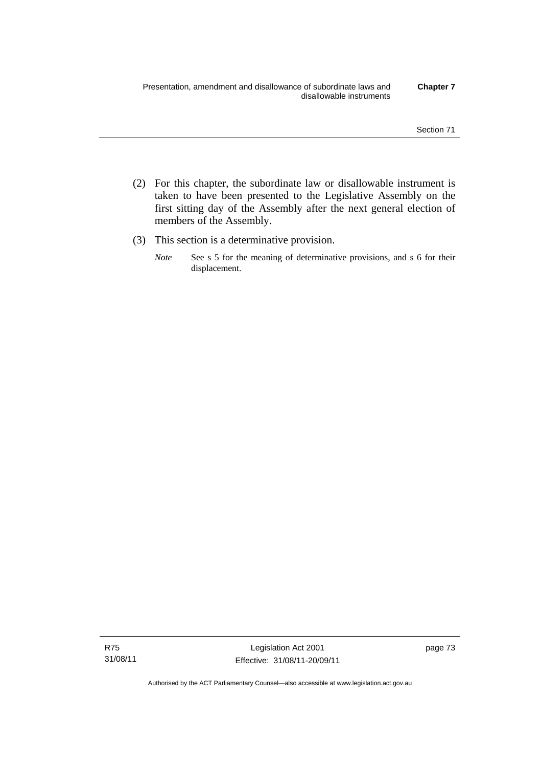(2) For this chapter, the subordinate law or disallowable instrument is taken to have been presented to the Legislative Assembly on the first sitting day of the Assembly after the next general election of members of the Assembly.

(3) This section is a determinative provision.

*Note* See s 5 for the meaning of determinative provisions, and s 6 for their displacement.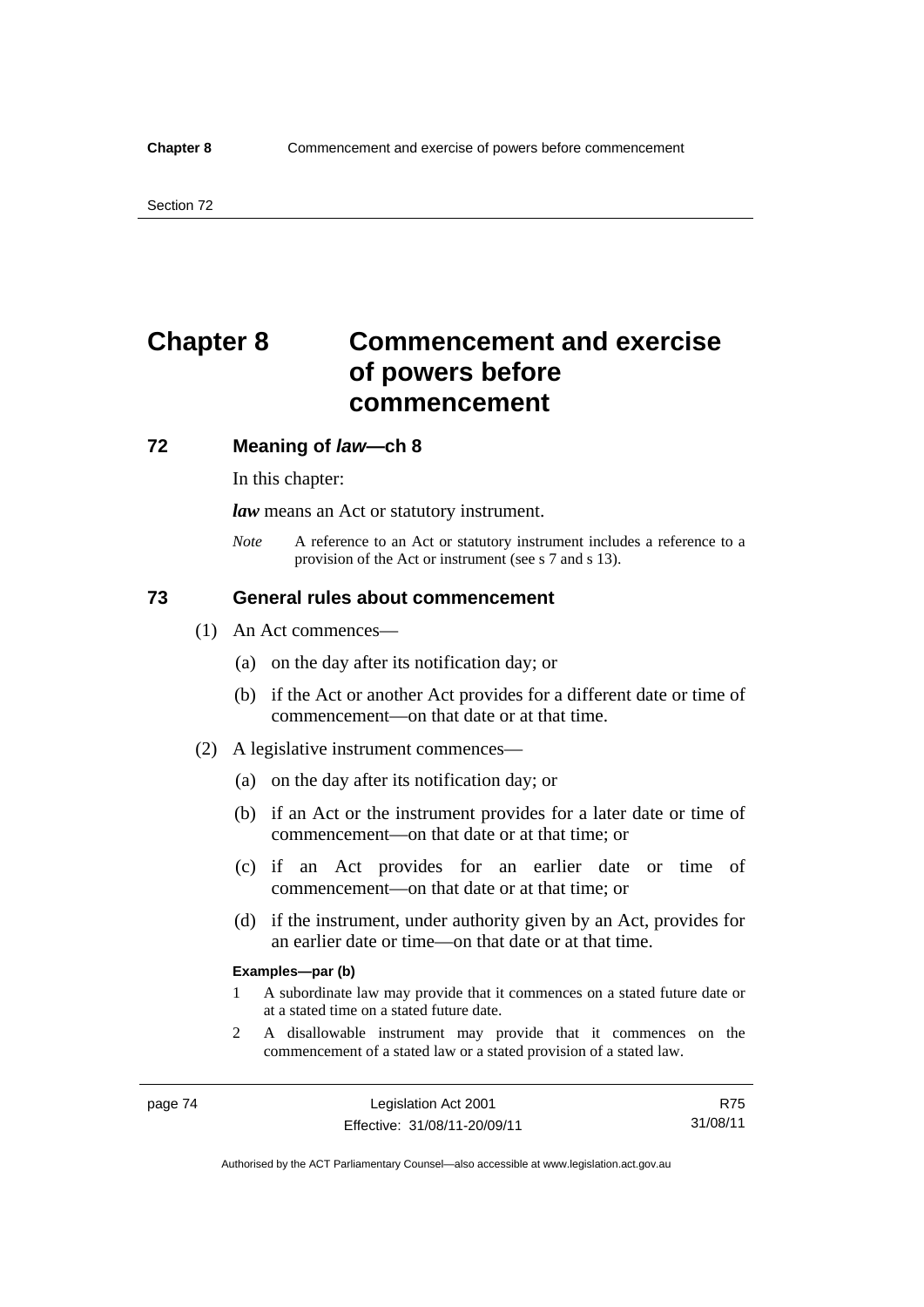# Chapter 8 Commencement and exercise of powers before commencement

## 72 Meaning of *law*—ch 8

In this chapter:

***law*** means an Act or statutory instrument.

*Note* A reference to an Act or statutory instrument includes a reference to a provision of the Act or instrument (see s 7 and s 13).

## 73 General rules about commencement

(1) An Act commences—

(a) on the day after its notification day; or

(b) if the Act or another Act provides for a different date or time of commencement—on that date or at that time.

(2) A legislative instrument commences—

(a) on the day after its notification day; or

(b) if an Act or the instrument provides for a later date or time of commencement—on that date or at that time; or

(c) if an Act provides for an earlier date or time of commencement—on that date or at that time; or

(d) if the instrument, under authority given by an Act, provides for an earlier date or time—on that date or at that time.

**Examples—par (b)**

1 A subordinate law may provide that it commences on a stated future date or at a stated time on a stated future date.

2 A disallowable instrument may provide that it commences on the commencement of a stated law or a stated provision of a stated law.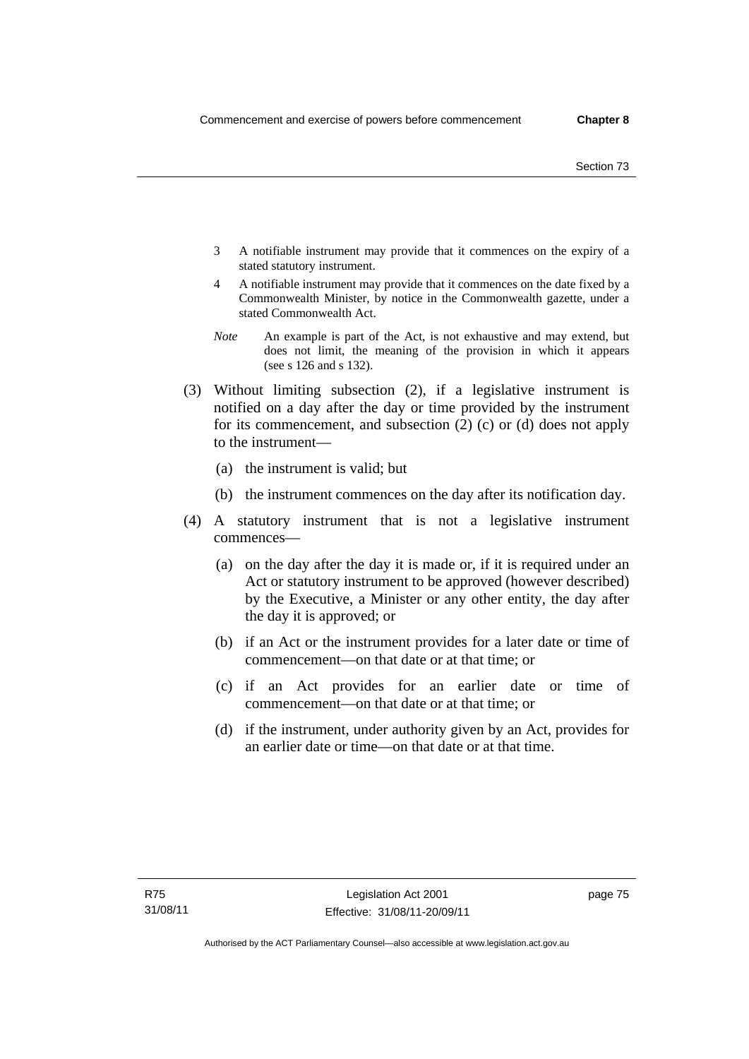3 A notifiable instrument may provide that it commences on the expiry of a stated statutory instrument.

4 A notifiable instrument may provide that it commences on the date fixed by a Commonwealth Minister, by notice in the Commonwealth gazette, under a stated Commonwealth Act.

*Note* An example is part of the Act, is not exhaustive and may extend, but does not limit, the meaning of the provision in which it appears (see s 126 and s 132).

(3) Without limiting subsection (2), if a legislative instrument is notified on a day after the day or time provided by the instrument for its commencement, and subsection (2) (c) or (d) does not apply to the instrument—

(a) the instrument is valid; but

(b) the instrument commences on the day after its notification day.

(4) A statutory instrument that is not a legislative instrument commences—

(a) on the day after the day it is made or, if it is required under an Act or statutory instrument to be approved (however described) by the Executive, a Minister or any other entity, the day after the day it is approved; or

(b) if an Act or the instrument provides for a later date or time of commencement—on that date or at that time; or

(c) if an Act provides for an earlier date or time of commencement—on that date or at that time; or

(d) if the instrument, under authority given by an Act, provides for an earlier date or time—on that date or at that time.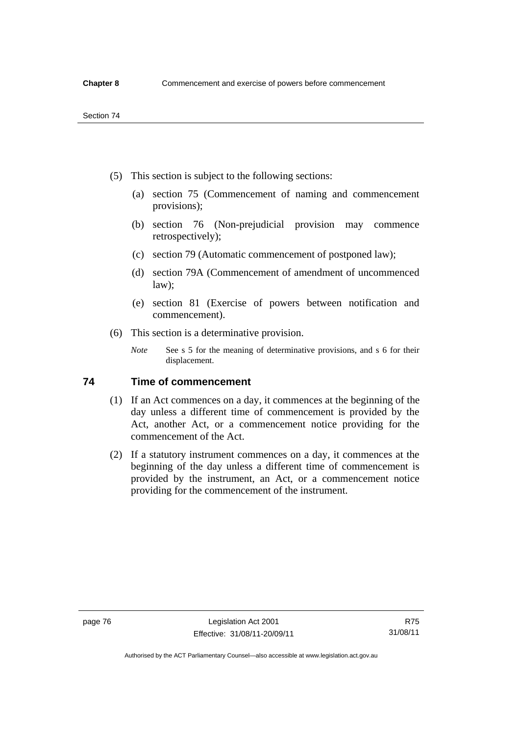(5) This section is subject to the following sections:

(a) section 75 (Commencement of naming and commencement provisions);

(b) section 76 (Non-prejudicial provision may commence retrospectively);

(c) section 79 (Automatic commencement of postponed law);

(d) section 79A (Commencement of amendment of uncommenced law);

(e) section 81 (Exercise of powers between notification and commencement).

(6) This section is a determinative provision.

*Note* See s 5 for the meaning of determinative provisions, and s 6 for their displacement.

## 74 Time of commencement

(1) If an Act commences on a day, it commences at the beginning of the day unless a different time of commencement is provided by the Act, another Act, or a commencement notice providing for the commencement of the Act.

(2) If a statutory instrument commences on a day, it commences at the beginning of the day unless a different time of commencement is provided by the instrument, an Act, or a commencement notice providing for the commencement of the instrument.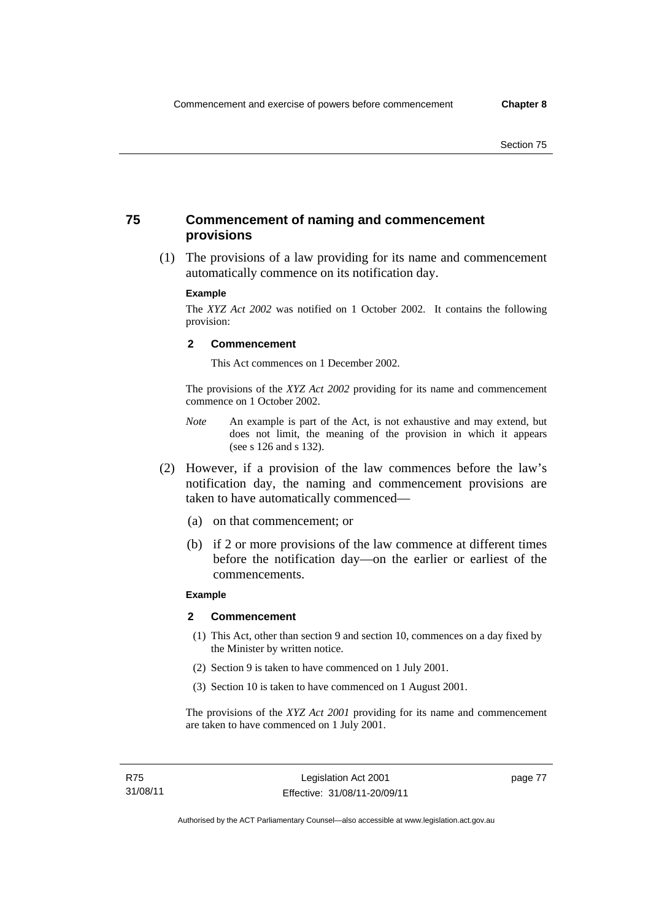## 75 Commencement of naming and commencement provisions

(1) The provisions of a law providing for its name and commencement automatically commence on its notification day.

**Example**

The *XYZ Act 2002* was notified on 1 October 2002. It contains the following provision:

**2 Commencement**

This Act commences on 1 December 2002.

The provisions of the *XYZ Act 2002* providing for its name and commencement commence on 1 October 2002.

*Note* An example is part of the Act, is not exhaustive and may extend, but does not limit, the meaning of the provision in which it appears (see s 126 and s 132).

(2) However, if a provision of the law commences before the law's notification day, the naming and commencement provisions are taken to have automatically commenced—

(a) on that commencement; or

(b) if 2 or more provisions of the law commence at different times before the notification day—on the earlier or earliest of the commencements.

**Example**

**2 Commencement**

(1) This Act, other than section 9 and section 10, commences on a day fixed by the Minister by written notice.

(2) Section 9 is taken to have commenced on 1 July 2001.

(3) Section 10 is taken to have commenced on 1 August 2001.

The provisions of the *XYZ Act 2001* providing for its name and commencement are taken to have commenced on 1 July 2001.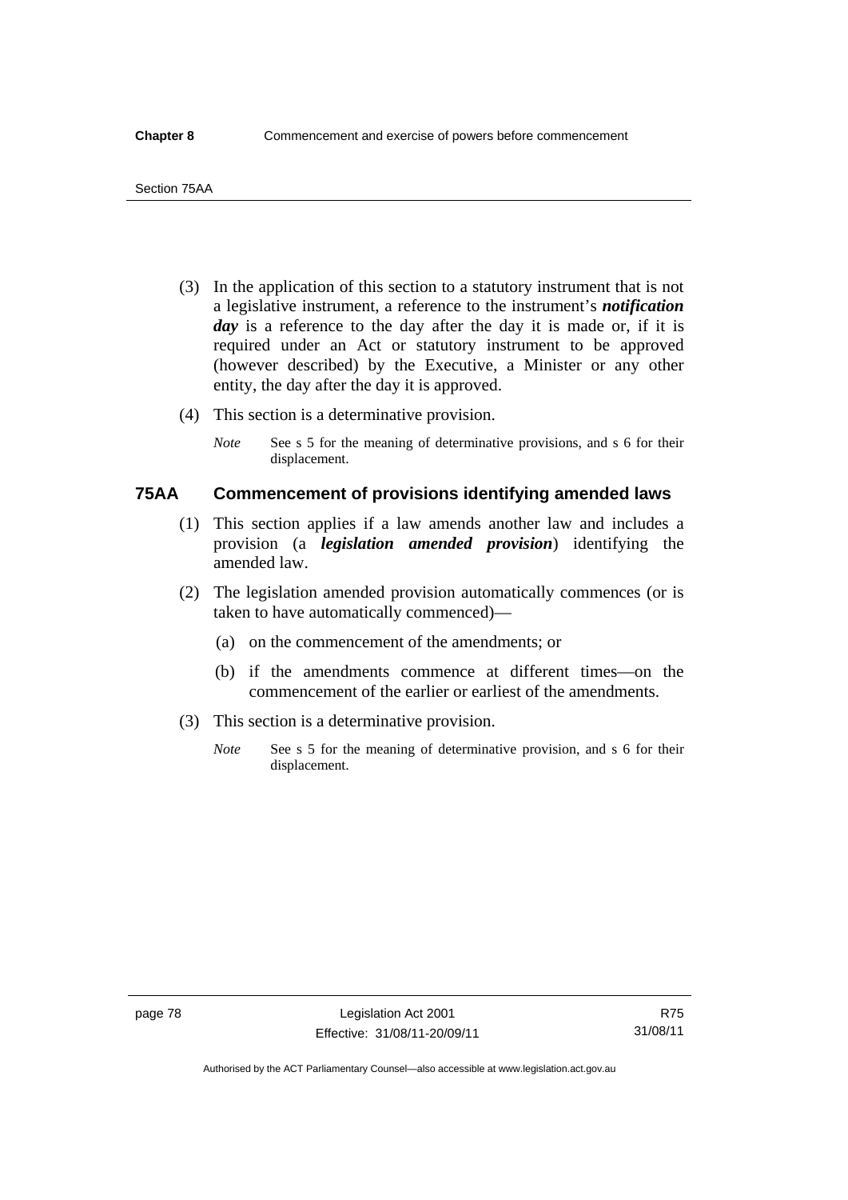(3) In the application of this section to a statutory instrument that is not a legislative instrument, a reference to the instrument's ***notification day*** is a reference to the day after the day it is made or, if it is required under an Act or statutory instrument to be approved (however described) by the Executive, a Minister or any other entity, the day after the day it is approved.

(4) This section is a determinative provision.

*Note* See s 5 for the meaning of determinative provisions, and s 6 for their displacement.

## 75AA Commencement of provisions identifying amended laws

(1) This section applies if a law amends another law and includes a provision (a ***legislation amended provision***) identifying the amended law.

(2) The legislation amended provision automatically commences (or is taken to have automatically commenced)—

(a) on the commencement of the amendments; or

(b) if the amendments commence at different times—on the commencement of the earlier or earliest of the amendments.

(3) This section is a determinative provision.

*Note* See s 5 for the meaning of determinative provision, and s 6 for their displacement.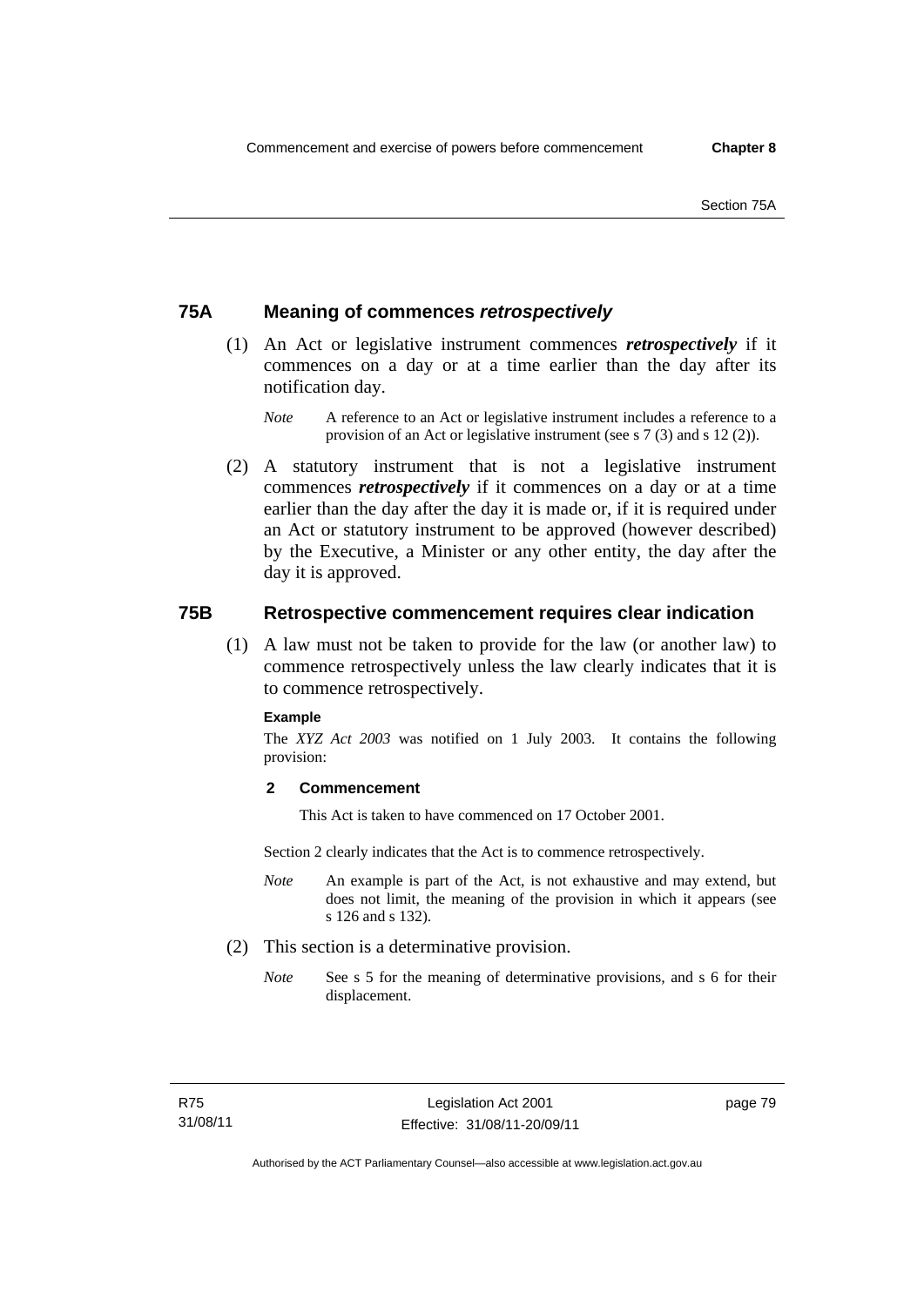## 75A Meaning of commences *retrospectively*

(1) An Act or legislative instrument commences ***retrospectively*** if it commences on a day or at a time earlier than the day after its notification day.

*Note* A reference to an Act or legislative instrument includes a reference to a provision of an Act or legislative instrument (see s 7 (3) and s 12 (2)).

(2) A statutory instrument that is not a legislative instrument commences ***retrospectively*** if it commences on a day or at a time earlier than the day after the day it is made or, if it is required under an Act or statutory instrument to be approved (however described) by the Executive, a Minister or any other entity, the day after the day it is approved.

## 75B Retrospective commencement requires clear indication

(1) A law must not be taken to provide for the law (or another law) to commence retrospectively unless the law clearly indicates that it is to commence retrospectively.

**Example**

The *XYZ Act 2003* was notified on 1 July 2003. It contains the following provision:

**2 Commencement**

This Act is taken to have commenced on 17 October 2001.

Section 2 clearly indicates that the Act is to commence retrospectively.

*Note* An example is part of the Act, is not exhaustive and may extend, but does not limit, the meaning of the provision in which it appears (see s 126 and s 132).

(2) This section is a determinative provision.

*Note* See s 5 for the meaning of determinative provisions, and s 6 for their displacement.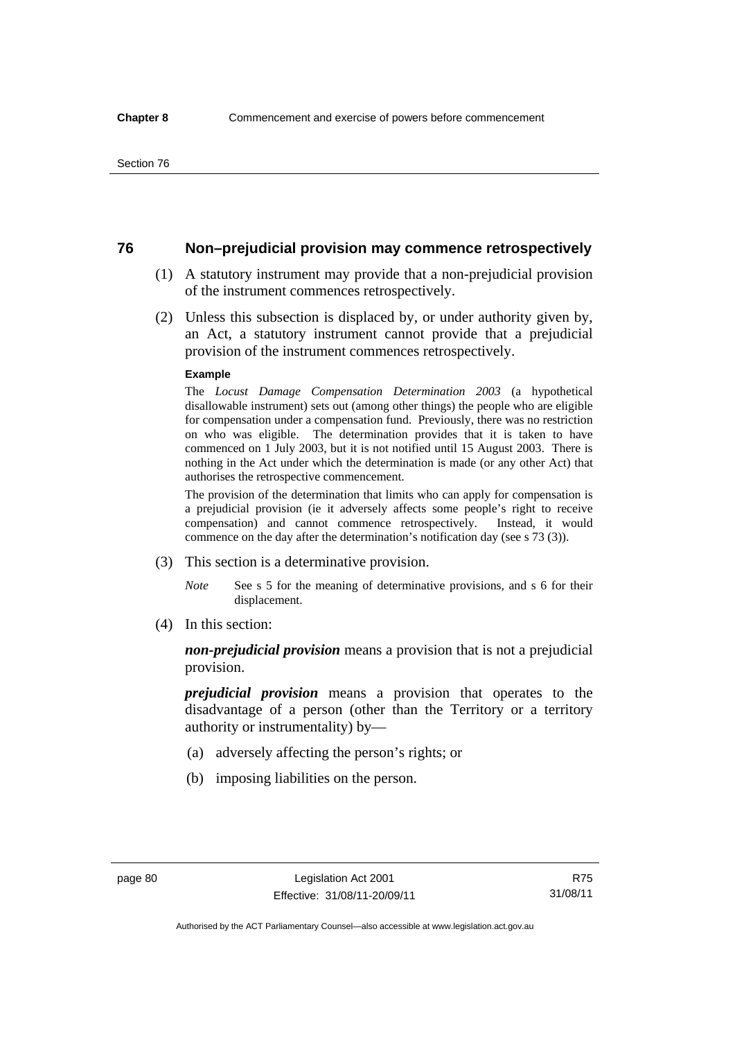## 76 Non–prejudicial provision may commence retrospectively

(1) A statutory instrument may provide that a non-prejudicial provision of the instrument commences retrospectively.

(2) Unless this subsection is displaced by, or under authority given by, an Act, a statutory instrument cannot provide that a prejudicial provision of the instrument commences retrospectively.

**Example**

The *Locust Damage Compensation Determination 2003* (a hypothetical disallowable instrument) sets out (among other things) the people who are eligible for compensation under a compensation fund. Previously, there was no restriction on who was eligible. The determination provides that it is taken to have commenced on 1 July 2003, but it is not notified until 15 August 2003. There is nothing in the Act under which the determination is made (or any other Act) that authorises the retrospective commencement.

The provision of the determination that limits who can apply for compensation is a prejudicial provision (ie it adversely affects some people's right to receive compensation) and cannot commence retrospectively. Instead, it would commence on the day after the determination's notification day (see s 73 (3)).

(3) This section is a determinative provision.

*Note* See s 5 for the meaning of determinative provisions, and s 6 for their displacement.

(4) In this section:

***non-prejudicial provision*** means a provision that is not a prejudicial provision.

***prejudicial provision*** means a provision that operates to the disadvantage of a person (other than the Territory or a territory authority or instrumentality) by—

(a) adversely affecting the person's rights; or

(b) imposing liabilities on the person.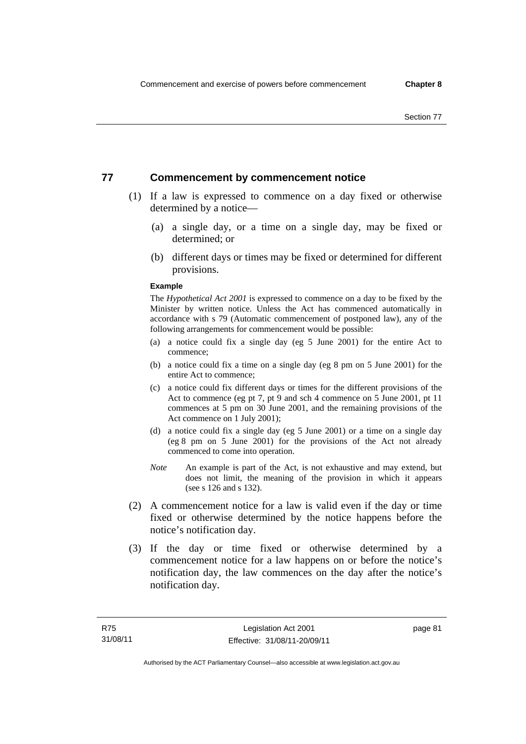## 77 Commencement by commencement notice

(1) If a law is expressed to commence on a day fixed or otherwise determined by a notice—

(a) a single day, or a time on a single day, may be fixed or determined; or

(b) different days or times may be fixed or determined for different provisions.

**Example**

The *Hypothetical Act 2001* is expressed to commence on a day to be fixed by the Minister by written notice. Unless the Act has commenced automatically in accordance with s 79 (Automatic commencement of postponed law), any of the following arrangements for commencement would be possible:

(a) a notice could fix a single day (eg 5 June 2001) for the entire Act to commence;

(b) a notice could fix a time on a single day (eg 8 pm on 5 June 2001) for the entire Act to commence;

(c) a notice could fix different days or times for the different provisions of the Act to commence (eg pt 7, pt 9 and sch 4 commence on 5 June 2001, pt 11 commences at 5 pm on 30 June 2001, and the remaining provisions of the Act commence on 1 July 2001);

(d) a notice could fix a single day (eg 5 June 2001) or a time on a single day (eg 8 pm on 5 June 2001) for the provisions of the Act not already commenced to come into operation.

*Note* An example is part of the Act, is not exhaustive and may extend, but does not limit, the meaning of the provision in which it appears (see s 126 and s 132).

(2) A commencement notice for a law is valid even if the day or time fixed or otherwise determined by the notice happens before the notice's notification day.

(3) If the day or time fixed or otherwise determined by a commencement notice for a law happens on or before the notice's notification day, the law commences on the day after the notice's notification day.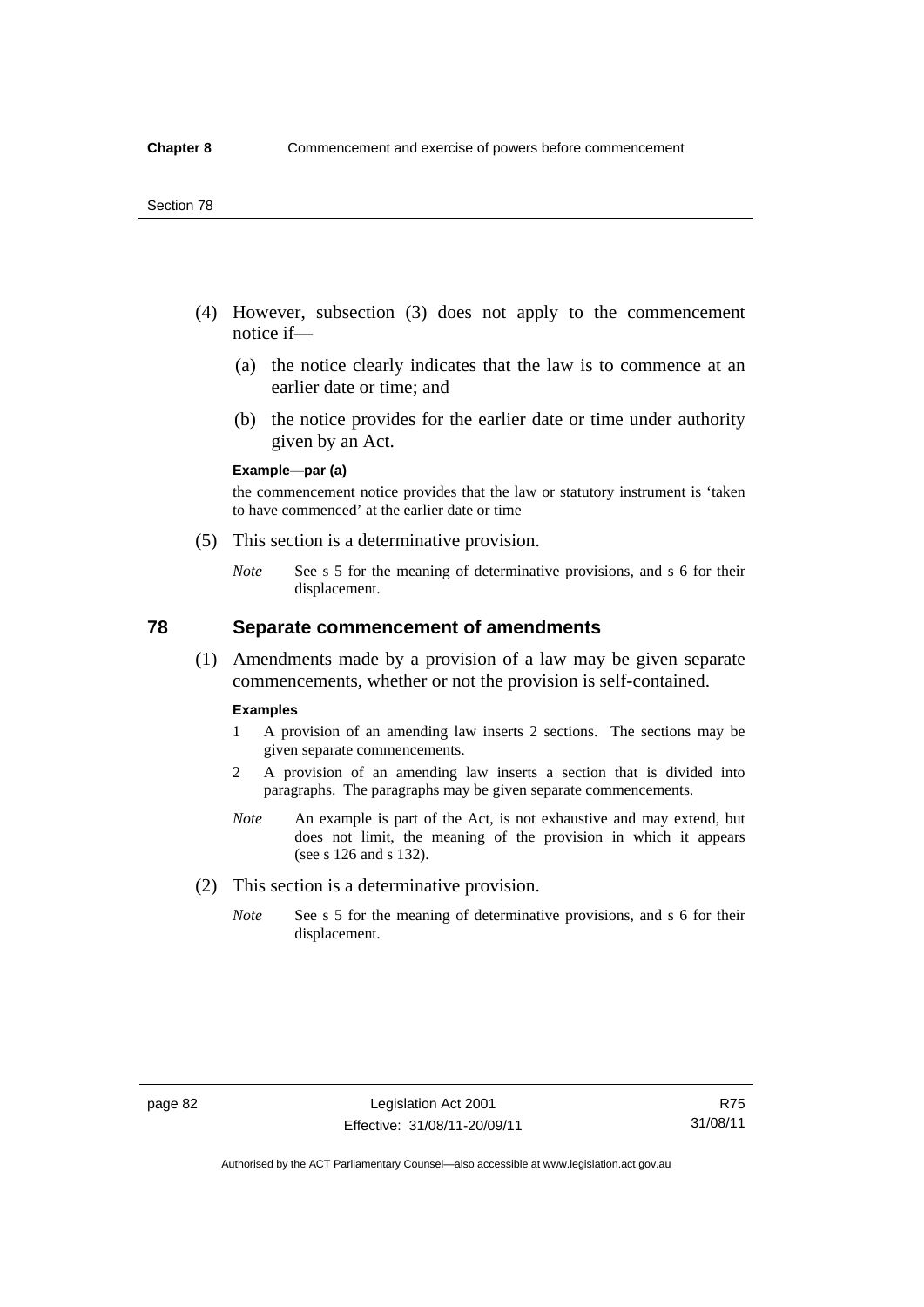(4) However, subsection (3) does not apply to the commencement notice if—

(a) the notice clearly indicates that the law is to commence at an earlier date or time; and

(b) the notice provides for the earlier date or time under authority given by an Act.

**Example—par (a)**

the commencement notice provides that the law or statutory instrument is 'taken to have commenced' at the earlier date or time

(5) This section is a determinative provision.

*Note* See s 5 for the meaning of determinative provisions, and s 6 for their displacement.

## 78 Separate commencement of amendments

(1) Amendments made by a provision of a law may be given separate commencements, whether or not the provision is self-contained.

**Examples**

1 A provision of an amending law inserts 2 sections. The sections may be given separate commencements.

2 A provision of an amending law inserts a section that is divided into paragraphs. The paragraphs may be given separate commencements.

*Note* An example is part of the Act, is not exhaustive and may extend, but does not limit, the meaning of the provision in which it appears (see s 126 and s 132).

(2) This section is a determinative provision.

*Note* See s 5 for the meaning of determinative provisions, and s 6 for their displacement.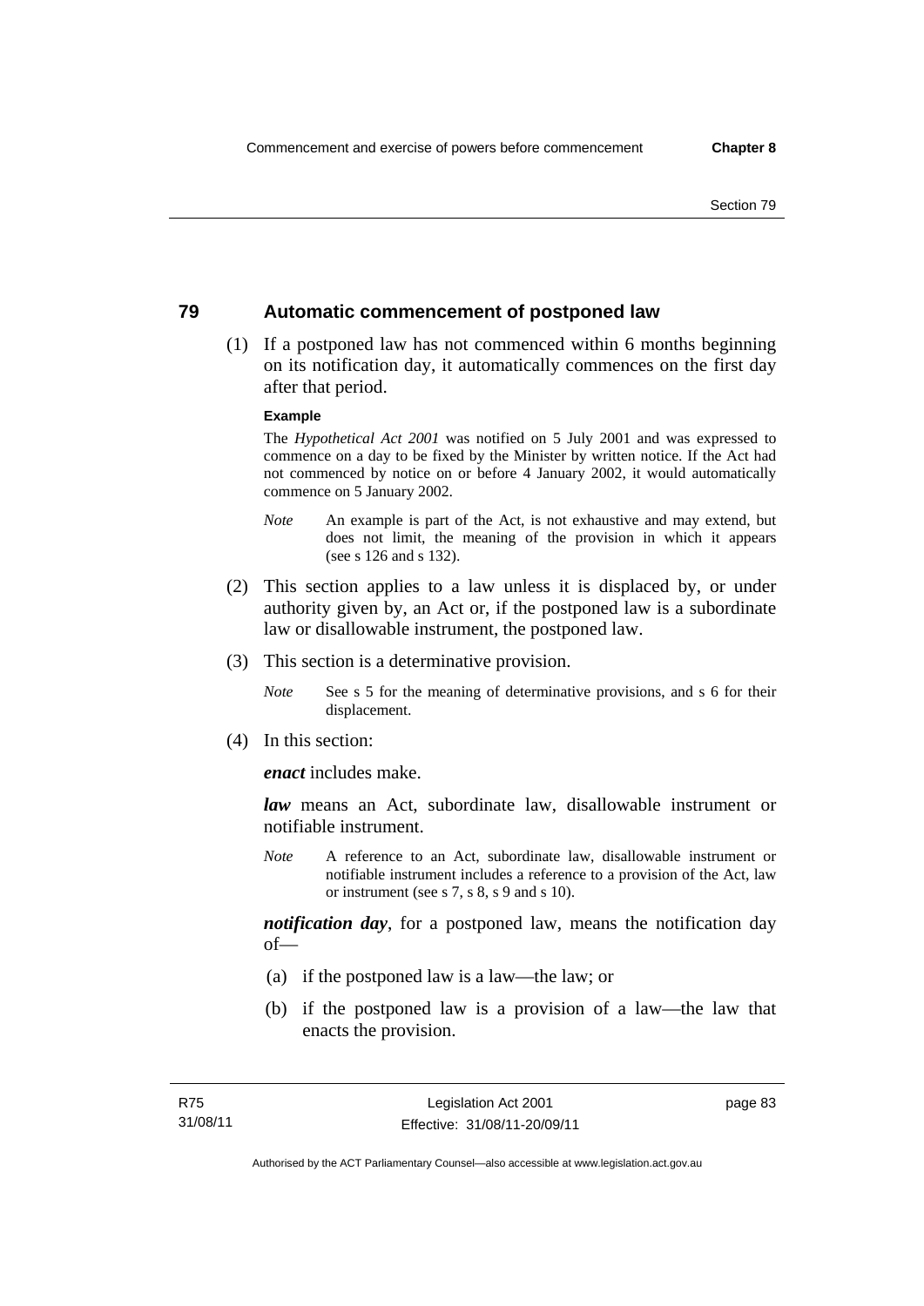## 79 Automatic commencement of postponed law

(1) If a postponed law has not commenced within 6 months beginning on its notification day, it automatically commences on the first day after that period.

**Example**

The *Hypothetical Act 2001* was notified on 5 July 2001 and was expressed to commence on a day to be fixed by the Minister by written notice. If the Act had not commenced by notice on or before 4 January 2002, it would automatically commence on 5 January 2002.

*Note* An example is part of the Act, is not exhaustive and may extend, but does not limit, the meaning of the provision in which it appears (see s 126 and s 132).

(2) This section applies to a law unless it is displaced by, or under authority given by, an Act or, if the postponed law is a subordinate law or disallowable instrument, the postponed law.

(3) This section is a determinative provision.

*Note* See s 5 for the meaning of determinative provisions, and s 6 for their displacement.

(4) In this section:

***enact*** includes make.

***law*** means an Act, subordinate law, disallowable instrument or notifiable instrument.

*Note* A reference to an Act, subordinate law, disallowable instrument or notifiable instrument includes a reference to a provision of the Act, law or instrument (see s 7, s 8, s 9 and s 10).

***notification day***, for a postponed law, means the notification day of—

(a) if the postponed law is a law—the law; or

(b) if the postponed law is a provision of a law—the law that enacts the provision.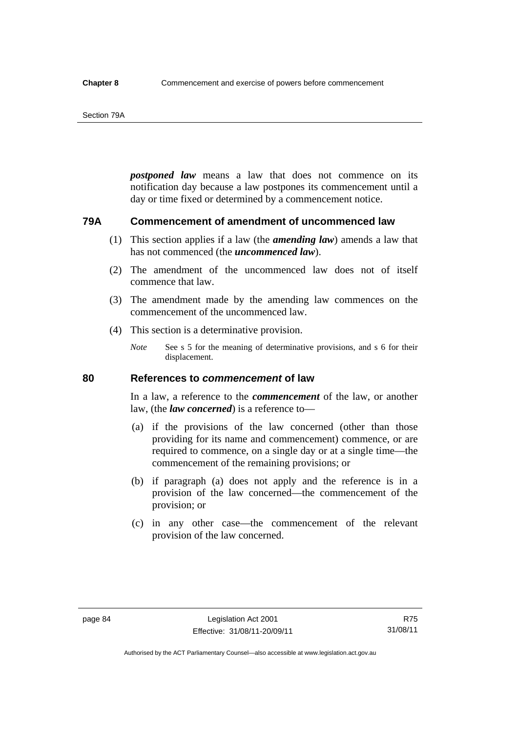***postponed law*** means a law that does not commence on its notification day because a law postpones its commencement until a day or time fixed or determined by a commencement notice.

### 79A Commencement of amendment of uncommenced law

(1) This section applies if a law (the ***amending law***) amends a law that has not commenced (the ***uncommenced law***).

(2) The amendment of the uncommenced law does not of itself commence that law.

(3) The amendment made by the amending law commences on the commencement of the uncommenced law.

(4) This section is a determinative provision.

*Note* See s 5 for the meaning of determinative provisions, and s 6 for their displacement.

### 80 References to *commencement* of law

In a law, a reference to the ***commencement*** of the law, or another law, (the ***law concerned***) is a reference to—

(a) if the provisions of the law concerned (other than those providing for its name and commencement) commence, or are required to commence, on a single day or at a single time—the commencement of the remaining provisions; or

(b) if paragraph (a) does not apply and the reference is in a provision of the law concerned—the commencement of the provision; or

(c) in any other case—the commencement of the relevant provision of the law concerned.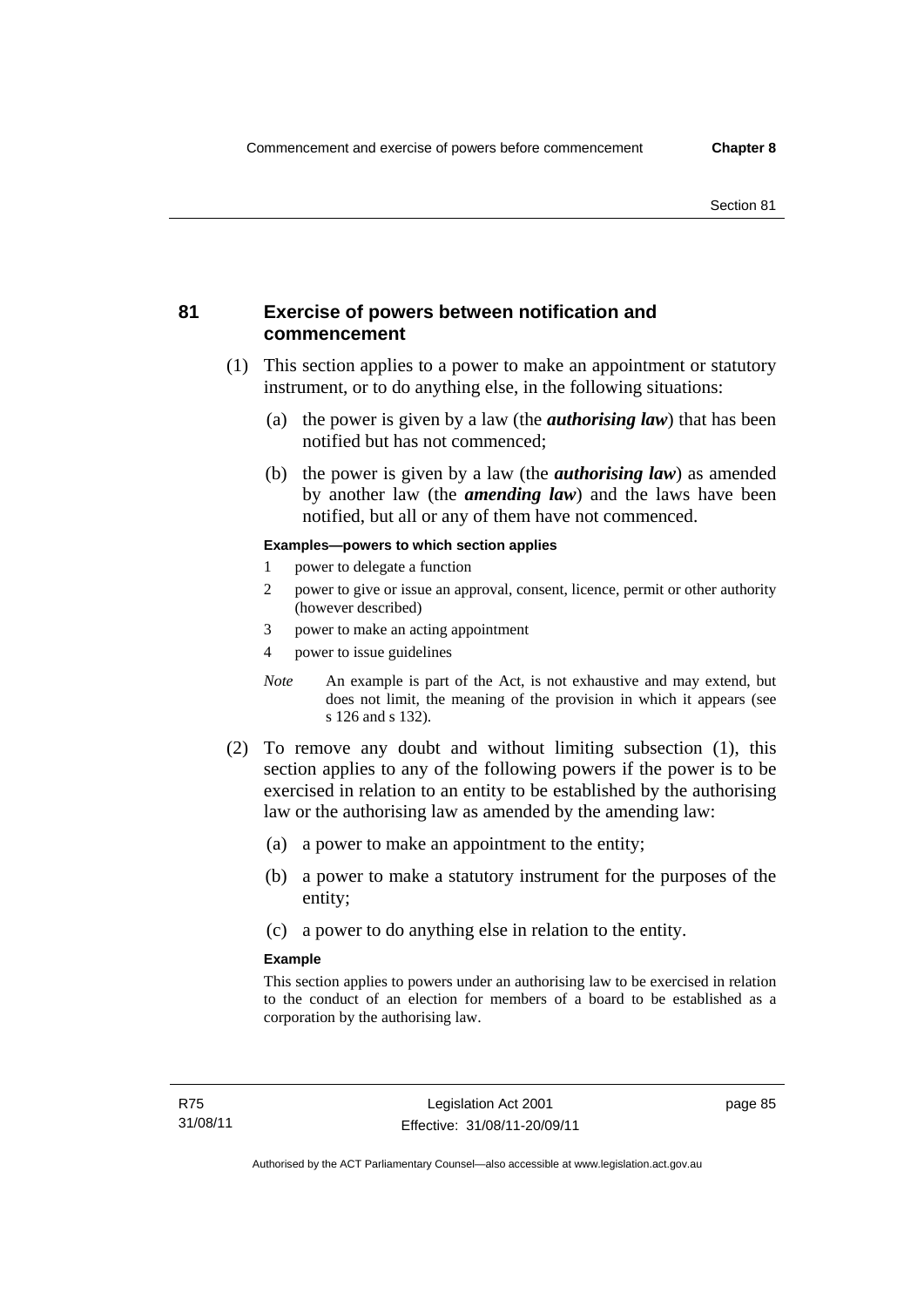## 81 Exercise of powers between notification and commencement

(1) This section applies to a power to make an appointment or statutory instrument, or to do anything else, in the following situations:

(a) the power is given by a law (the ***authorising law***) that has been notified but has not commenced;

(b) the power is given by a law (the ***authorising law***) as amended by another law (the ***amending law***) and the laws have been notified, but all or any of them have not commenced.

**Examples—powers to which section applies**

1 power to delegate a function

2 power to give or issue an approval, consent, licence, permit or other authority (however described)

3 power to make an acting appointment

4 power to issue guidelines

*Note* An example is part of the Act, is not exhaustive and may extend, but does not limit, the meaning of the provision in which it appears (see s 126 and s 132).

(2) To remove any doubt and without limiting subsection (1), this section applies to any of the following powers if the power is to be exercised in relation to an entity to be established by the authorising law or the authorising law as amended by the amending law:

(a) a power to make an appointment to the entity;

(b) a power to make a statutory instrument for the purposes of the entity;

(c) a power to do anything else in relation to the entity.

**Example**

This section applies to powers under an authorising law to be exercised in relation to the conduct of an election for members of a board to be established as a corporation by the authorising law.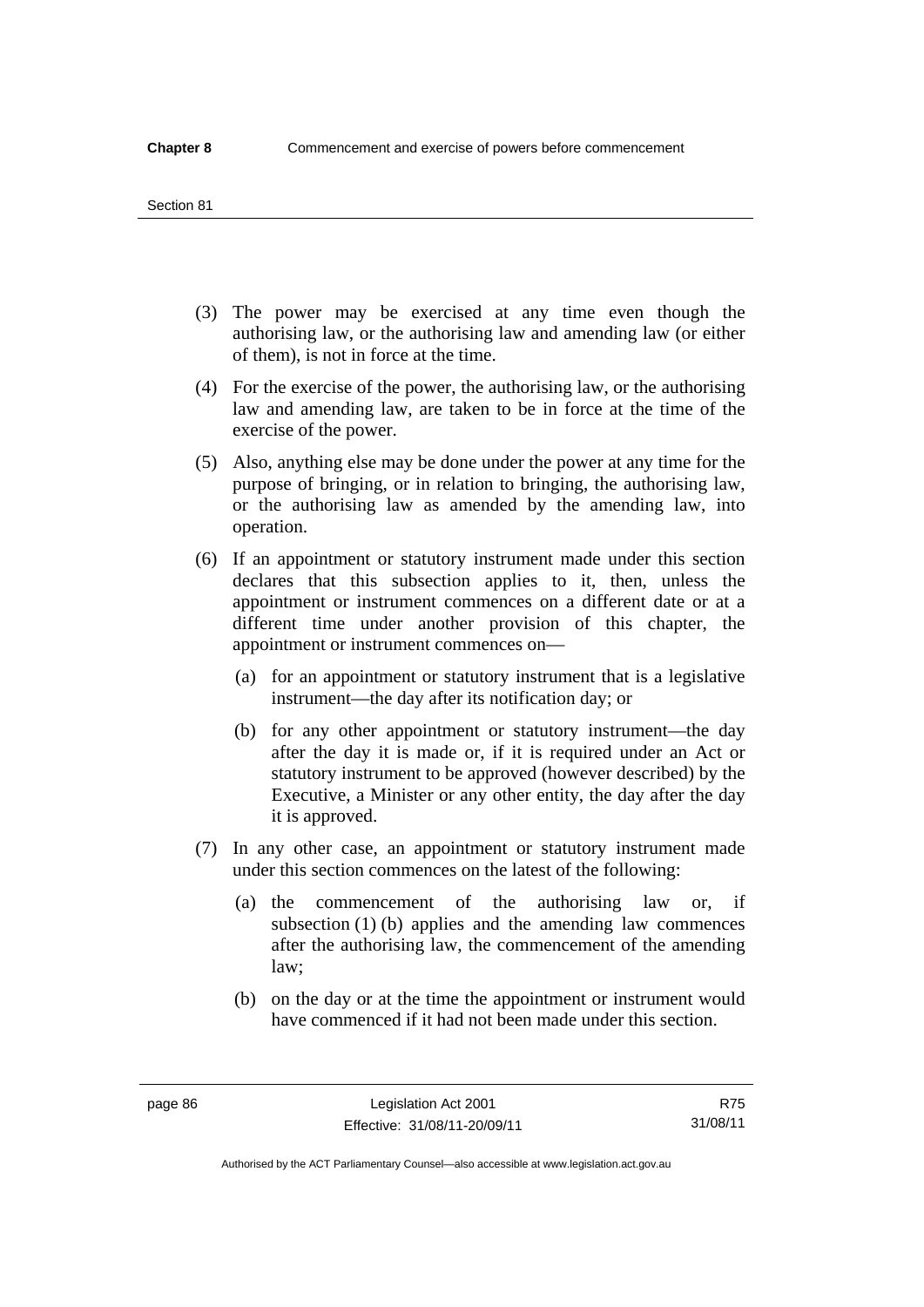(3) The power may be exercised at any time even though the authorising law, or the authorising law and amending law (or either of them), is not in force at the time.

(4) For the exercise of the power, the authorising law, or the authorising law and amending law, are taken to be in force at the time of the exercise of the power.

(5) Also, anything else may be done under the power at any time for the purpose of bringing, or in relation to bringing, the authorising law, or the authorising law as amended by the amending law, into operation.

(6) If an appointment or statutory instrument made under this section declares that this subsection applies to it, then, unless the appointment or instrument commences on a different date or at a different time under another provision of this chapter, the appointment or instrument commences on—

(a) for an appointment or statutory instrument that is a legislative instrument—the day after its notification day; or

(b) for any other appointment or statutory instrument—the day after the day it is made or, if it is required under an Act or statutory instrument to be approved (however described) by the Executive, a Minister or any other entity, the day after the day it is approved.

(7) In any other case, an appointment or statutory instrument made under this section commences on the latest of the following:

(a) the commencement of the authorising law or, if subsection (1) (b) applies and the amending law commences after the authorising law, the commencement of the amending law;

(b) on the day or at the time the appointment or instrument would have commenced if it had not been made under this section.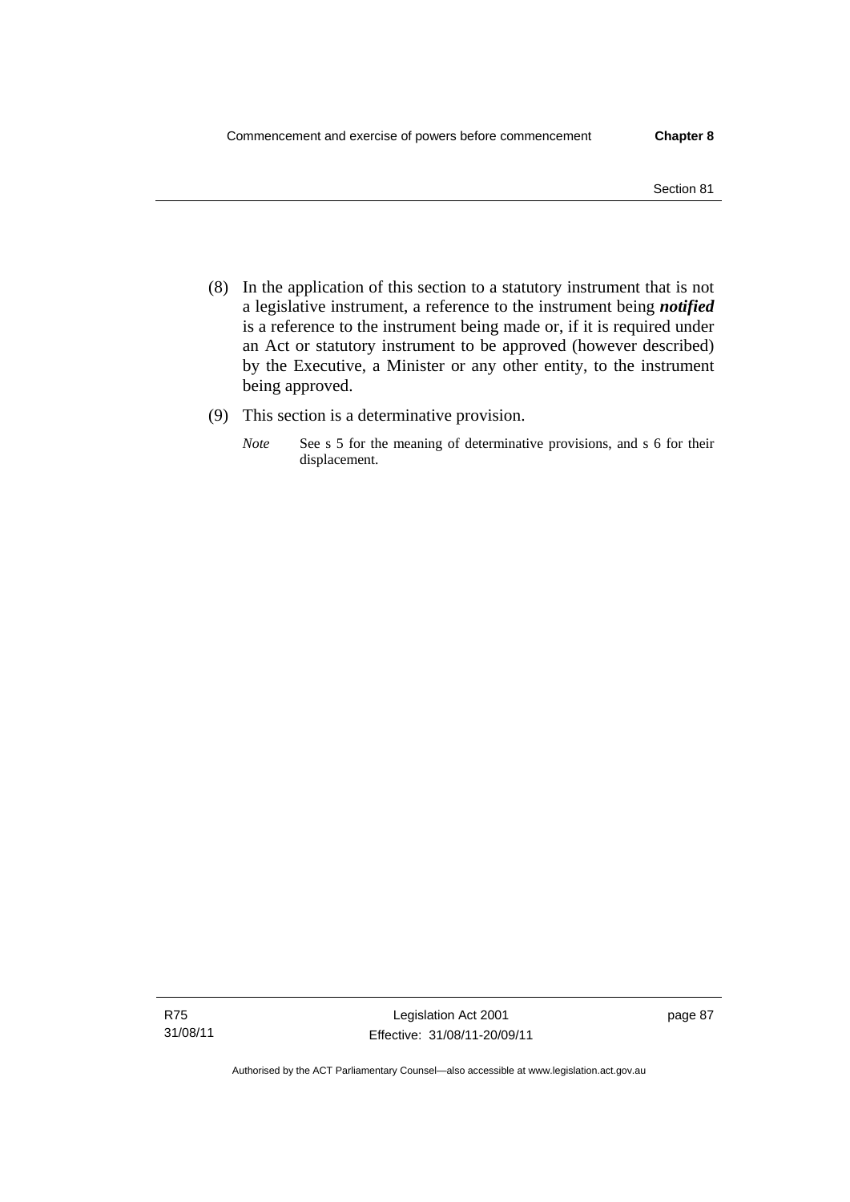(8) In the application of this section to a statutory instrument that is not a legislative instrument, a reference to the instrument being ***notified*** is a reference to the instrument being made or, if it is required under an Act or statutory instrument to be approved (however described) by the Executive, a Minister or any other entity, to the instrument being approved.

(9) This section is a determinative provision.

*Note* See s 5 for the meaning of determinative provisions, and s 6 for their displacement.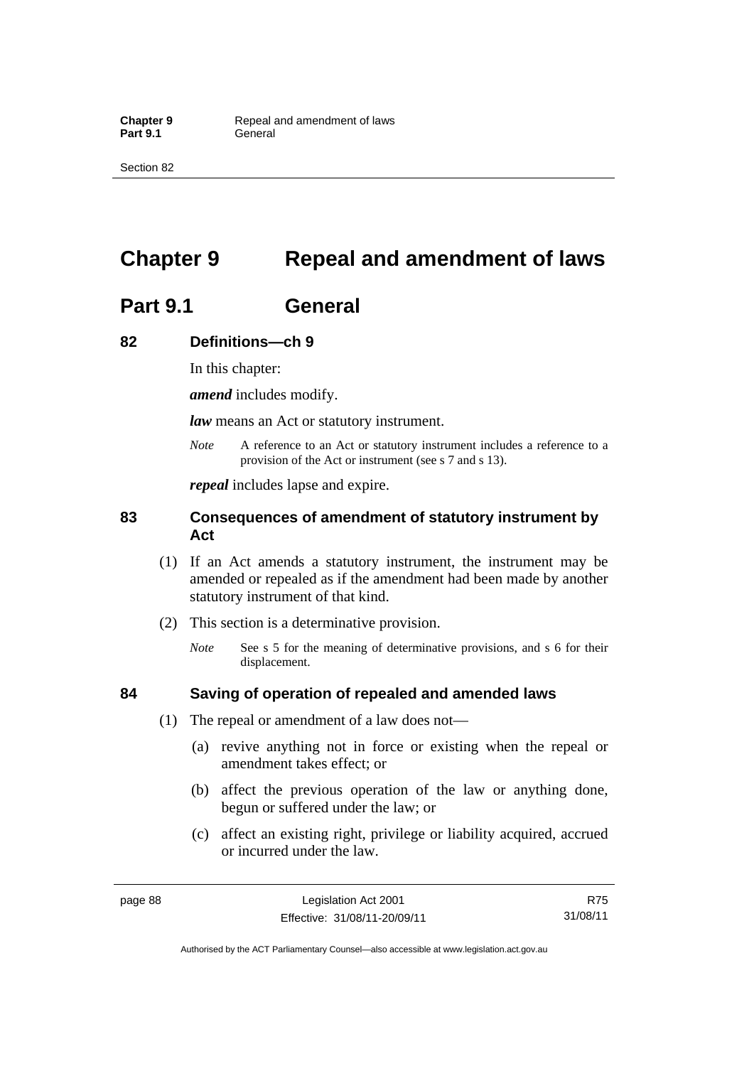# Chapter 9 Repeal and amendment of laws

## Part 9.1 General

### 82 Definitions—ch 9

In this chapter:

***amend*** includes modify.

***law*** means an Act or statutory instrument.

*Note* A reference to an Act or statutory instrument includes a reference to a provision of the Act or instrument (see s 7 and s 13).

***repeal*** includes lapse and expire.

### 83 Consequences of amendment of statutory instrument by Act

(1) If an Act amends a statutory instrument, the instrument may be amended or repealed as if the amendment had been made by another statutory instrument of that kind.

(2) This section is a determinative provision.

*Note* See s 5 for the meaning of determinative provisions, and s 6 for their displacement.

### 84 Saving of operation of repealed and amended laws

(1) The repeal or amendment of a law does not—

(a) revive anything not in force or existing when the repeal or amendment takes effect; or

(b) affect the previous operation of the law or anything done, begun or suffered under the law; or

(c) affect an existing right, privilege or liability acquired, accrued or incurred under the law.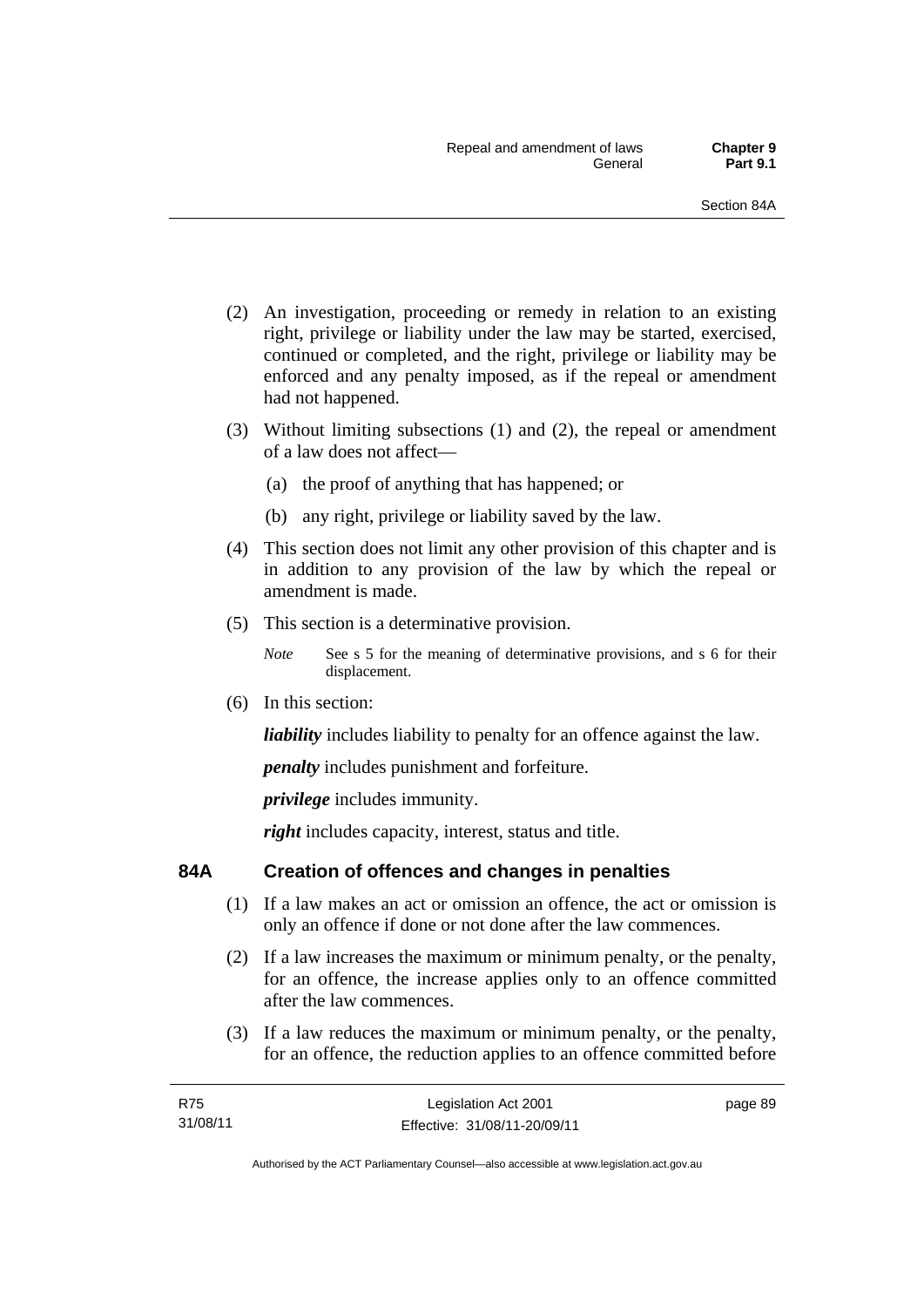(2) An investigation, proceeding or remedy in relation to an existing right, privilege or liability under the law may be started, exercised, continued or completed, and the right, privilege or liability may be enforced and any penalty imposed, as if the repeal or amendment had not happened.

(3) Without limiting subsections (1) and (2), the repeal or amendment of a law does not affect—

(a) the proof of anything that has happened; or

(b) any right, privilege or liability saved by the law.

(4) This section does not limit any other provision of this chapter and is in addition to any provision of the law by which the repeal or amendment is made.

(5) This section is a determinative provision.

*Note* See s 5 for the meaning of determinative provisions, and s 6 for their displacement.

(6) In this section:

***liability*** includes liability to penalty for an offence against the law.

***penalty*** includes punishment and forfeiture.

***privilege*** includes immunity.

***right*** includes capacity, interest, status and title.

## 84A Creation of offences and changes in penalties

(1) If a law makes an act or omission an offence, the act or omission is only an offence if done or not done after the law commences.

(2) If a law increases the maximum or minimum penalty, or the penalty, for an offence, the increase applies only to an offence committed after the law commences.

(3) If a law reduces the maximum or minimum penalty, or the penalty, for an offence, the reduction applies to an offence committed before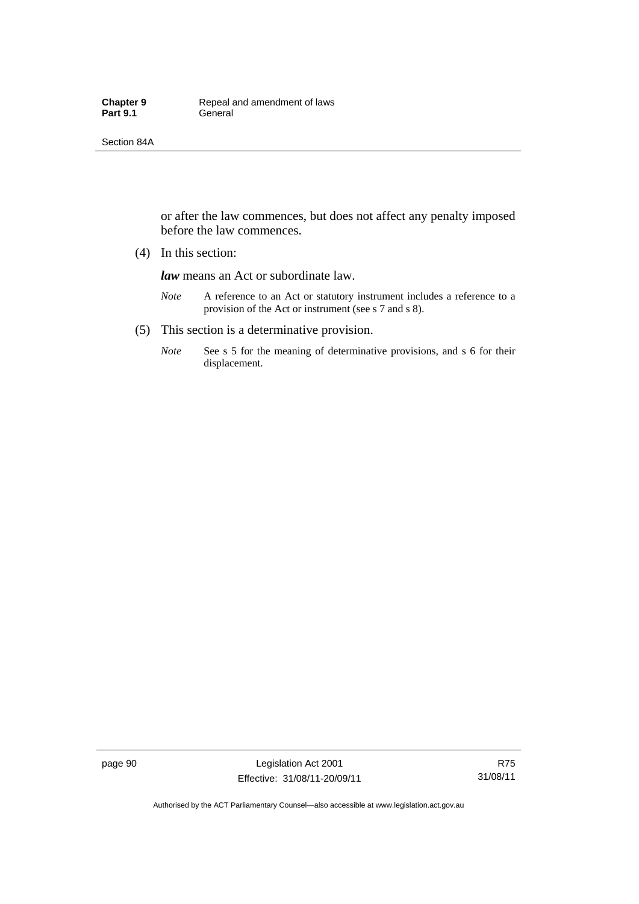or after the law commences, but does not affect any penalty imposed before the law commences.

(4) In this section:

***law*** means an Act or subordinate law.

*Note* A reference to an Act or statutory instrument includes a reference to a provision of the Act or instrument (see s 7 and s 8).

(5) This section is a determinative provision.

*Note* See s 5 for the meaning of determinative provisions, and s 6 for their displacement.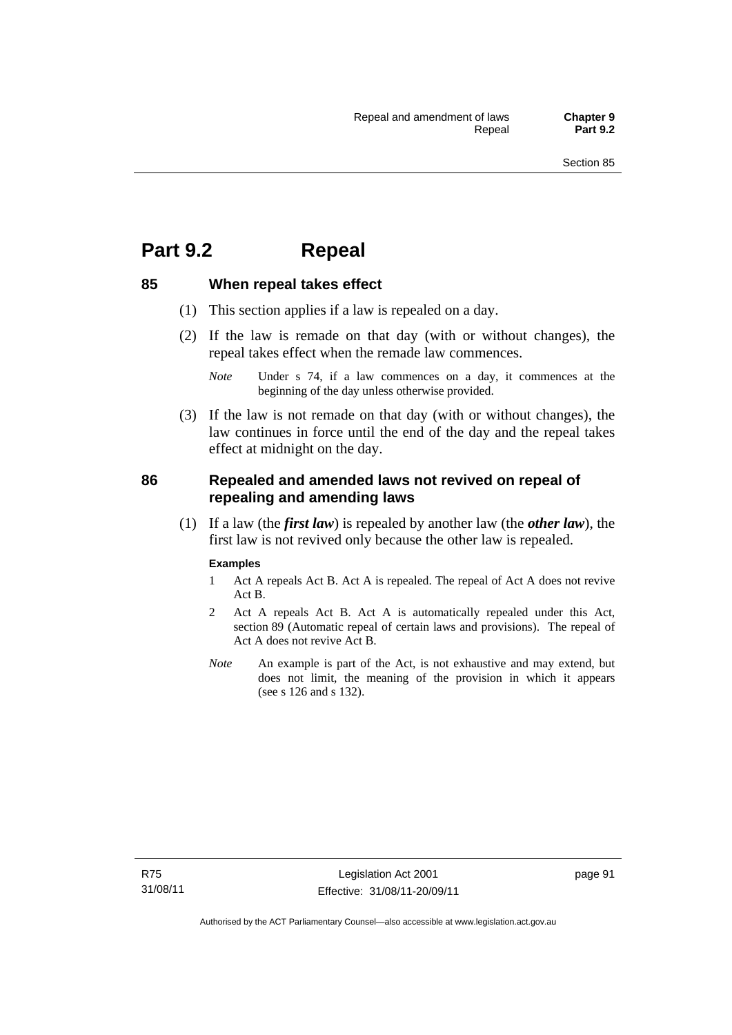# Part 9.2 Repeal

## 85 When repeal takes effect

(1) This section applies if a law is repealed on a day.

(2) If the law is remade on that day (with or without changes), the repeal takes effect when the remade law commences.

*Note* Under s 74, if a law commences on a day, it commences at the beginning of the day unless otherwise provided.

(3) If the law is not remade on that day (with or without changes), the law continues in force until the end of the day and the repeal takes effect at midnight on the day.

## 86 Repealed and amended laws not revived on repeal of repealing and amending laws

(1) If a law (the ***first law***) is repealed by another law (the ***other law***), the first law is not revived only because the other law is repealed.

**Examples**

1 Act A repeals Act B. Act A is repealed. The repeal of Act A does not revive Act B.

2 Act A repeals Act B. Act A is automatically repealed under this Act, section 89 (Automatic repeal of certain laws and provisions). The repeal of Act A does not revive Act B.

*Note* An example is part of the Act, is not exhaustive and may extend, but does not limit, the meaning of the provision in which it appears (see s 126 and s 132).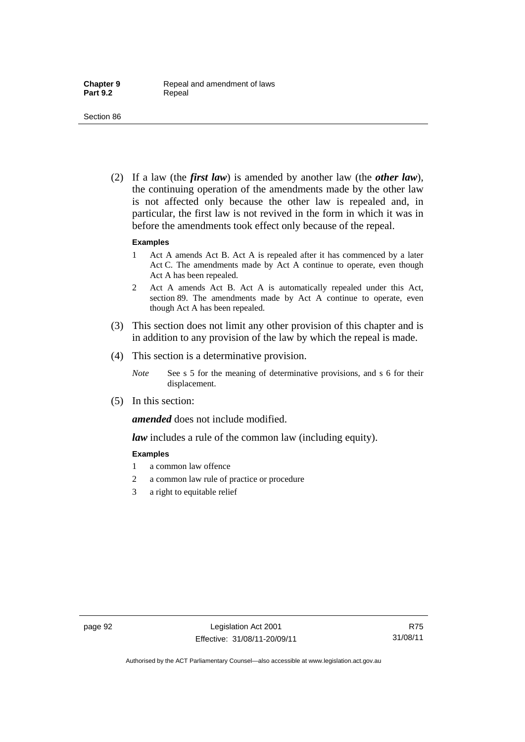(2) If a law (the ***first law***) is amended by another law (the ***other law***), the continuing operation of the amendments made by the other law is not affected only because the other law is repealed and, in particular, the first law is not revived in the form in which it was in before the amendments took effect only because of the repeal.

**Examples**

1 Act A amends Act B. Act A is repealed after it has commenced by a later Act C. The amendments made by Act A continue to operate, even though Act A has been repealed.

2 Act A amends Act B. Act A is automatically repealed under this Act, section 89. The amendments made by Act A continue to operate, even though Act A has been repealed.

(3) This section does not limit any other provision of this chapter and is in addition to any provision of the law by which the repeal is made.

(4) This section is a determinative provision.

*Note* See s 5 for the meaning of determinative provisions, and s 6 for their displacement.

(5) In this section:

***amended*** does not include modified.

***law*** includes a rule of the common law (including equity).

**Examples**

1 a common law offence

2 a common law rule of practice or procedure

3 a right to equitable relief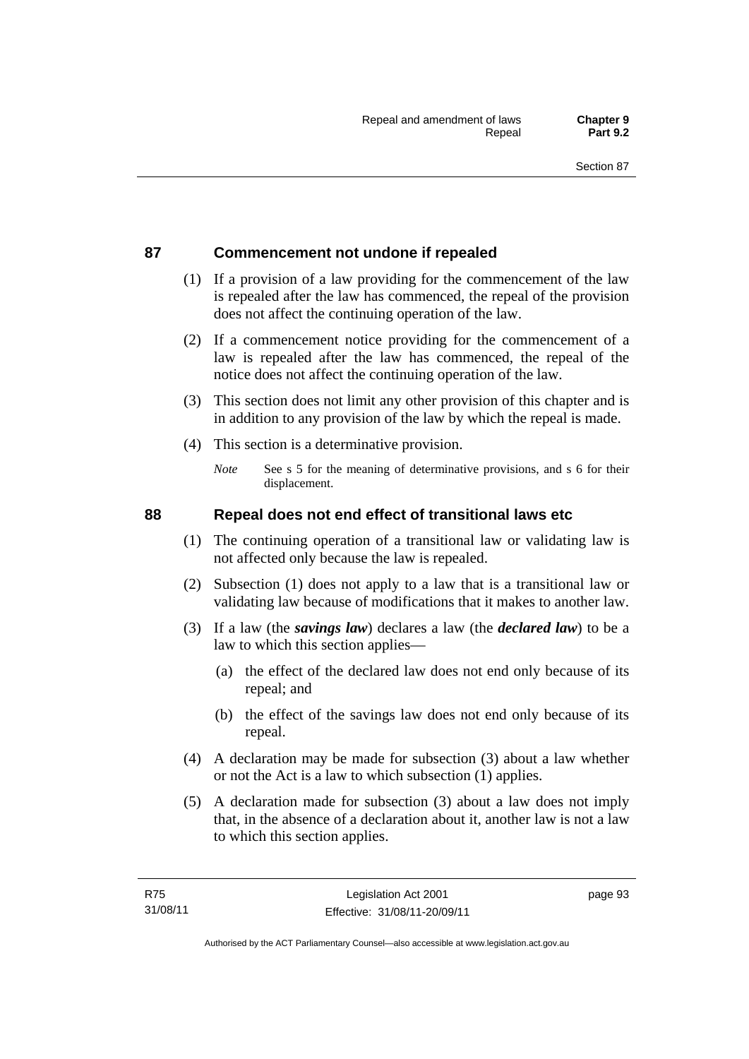## 87 Commencement not undone if repealed

(1) If a provision of a law providing for the commencement of the law is repealed after the law has commenced, the repeal of the provision does not affect the continuing operation of the law.

(2) If a commencement notice providing for the commencement of a law is repealed after the law has commenced, the repeal of the notice does not affect the continuing operation of the law.

(3) This section does not limit any other provision of this chapter and is in addition to any provision of the law by which the repeal is made.

(4) This section is a determinative provision.

*Note* See s 5 for the meaning of determinative provisions, and s 6 for their displacement.

## 88 Repeal does not end effect of transitional laws etc

(1) The continuing operation of a transitional law or validating law is not affected only because the law is repealed.

(2) Subsection (1) does not apply to a law that is a transitional law or validating law because of modifications that it makes to another law.

(3) If a law (the ***savings law***) declares a law (the ***declared law***) to be a law to which this section applies—

(a) the effect of the declared law does not end only because of its repeal; and

(b) the effect of the savings law does not end only because of its repeal.

(4) A declaration may be made for subsection (3) about a law whether or not the Act is a law to which subsection (1) applies.

(5) A declaration made for subsection (3) about a law does not imply that, in the absence of a declaration about it, another law is not a law to which this section applies.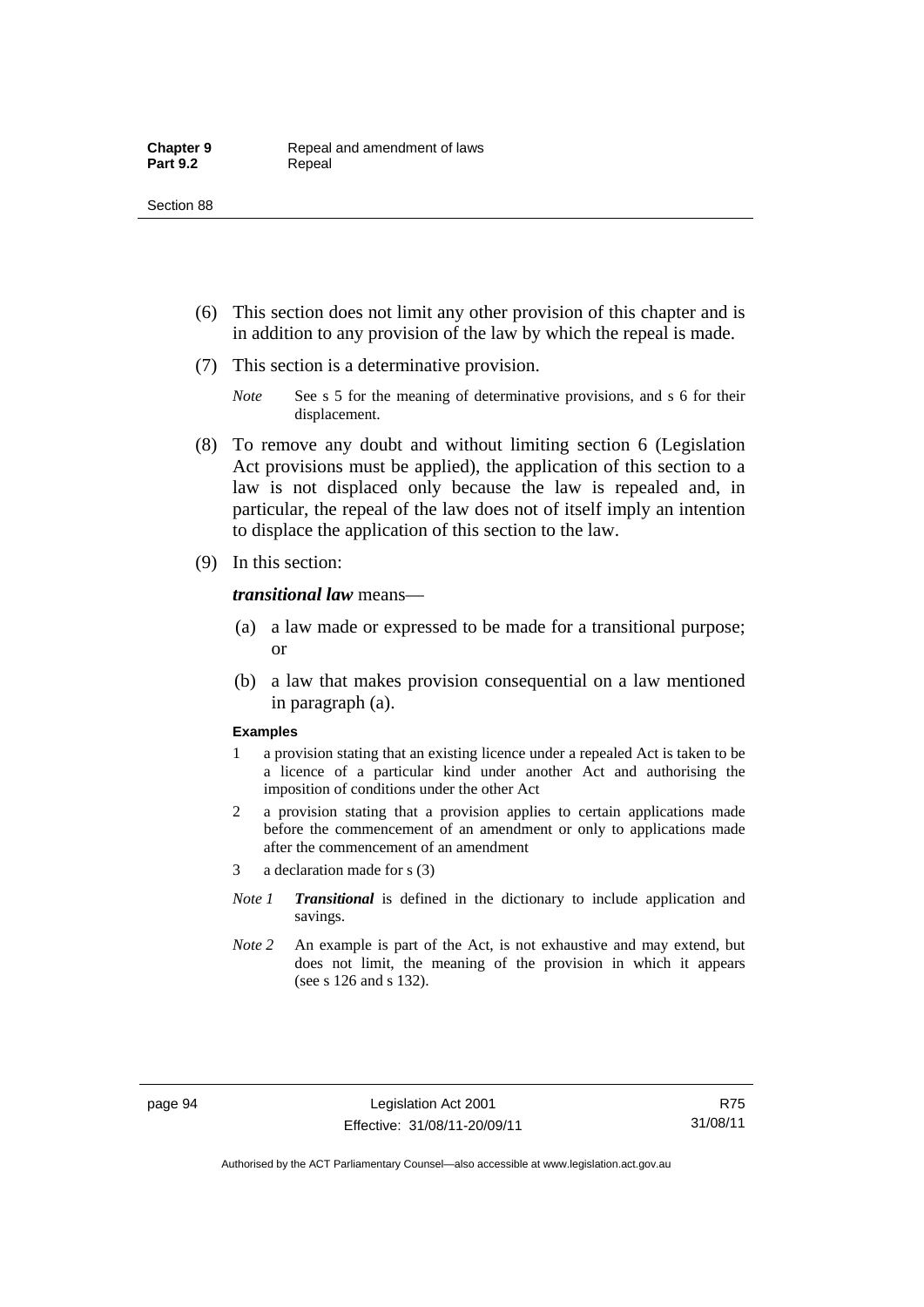(6) This section does not limit any other provision of this chapter and is in addition to any provision of the law by which the repeal is made.

(7) This section is a determinative provision.

*Note* See s 5 for the meaning of determinative provisions, and s 6 for their displacement.

(8) To remove any doubt and without limiting section 6 (Legislation Act provisions must be applied), the application of this section to a law is not displaced only because the law is repealed and, in particular, the repeal of the law does not of itself imply an intention to displace the application of this section to the law.

(9) In this section:

***transitional law*** means—

(a) a law made or expressed to be made for a transitional purpose; or

(b) a law that makes provision consequential on a law mentioned in paragraph (a).

**Examples**

1 a provision stating that an existing licence under a repealed Act is taken to be a licence of a particular kind under another Act and authorising the imposition of conditions under the other Act

2 a provision stating that a provision applies to certain applications made before the commencement of an amendment or only to applications made after the commencement of an amendment

3 a declaration made for s (3)

*Note 1* ***Transitional*** is defined in the dictionary to include application and savings.

*Note 2* An example is part of the Act, is not exhaustive and may extend, but does not limit, the meaning of the provision in which it appears (see s 126 and s 132).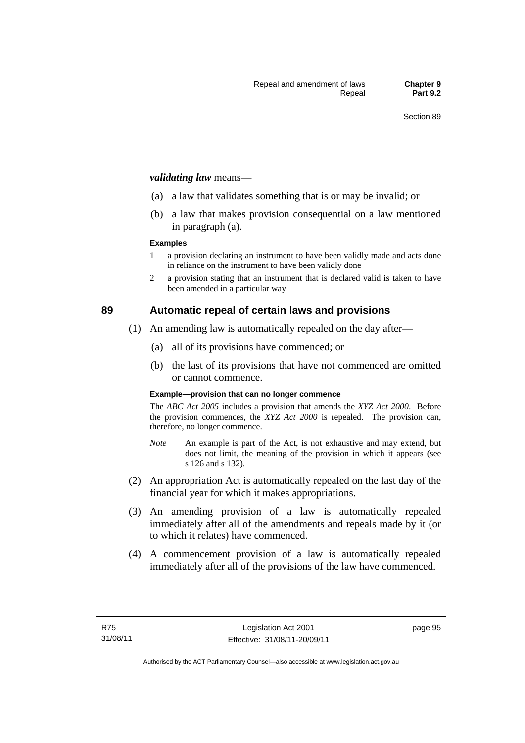***validating law*** means—

(a) a law that validates something that is or may be invalid; or

(b) a law that makes provision consequential on a law mentioned in paragraph (a).

**Examples**

1 a provision declaring an instrument to have been validly made and acts done in reliance on the instrument to have been validly done

2 a provision stating that an instrument that is declared valid is taken to have been amended in a particular way

## 89 Automatic repeal of certain laws and provisions

(1) An amending law is automatically repealed on the day after—

(a) all of its provisions have commenced; or

(b) the last of its provisions that have not commenced are omitted or cannot commence.

**Example—provision that can no longer commence**

The *ABC Act 2005* includes a provision that amends the *XYZ Act 2000*. Before the provision commences, the *XYZ Act 2000* is repealed. The provision can, therefore, no longer commence.

*Note* An example is part of the Act, is not exhaustive and may extend, but does not limit, the meaning of the provision in which it appears (see s 126 and s 132).

(2) An appropriation Act is automatically repealed on the last day of the financial year for which it makes appropriations.

(3) An amending provision of a law is automatically repealed immediately after all of the amendments and repeals made by it (or to which it relates) have commenced.

(4) A commencement provision of a law is automatically repealed immediately after all of the provisions of the law have commenced.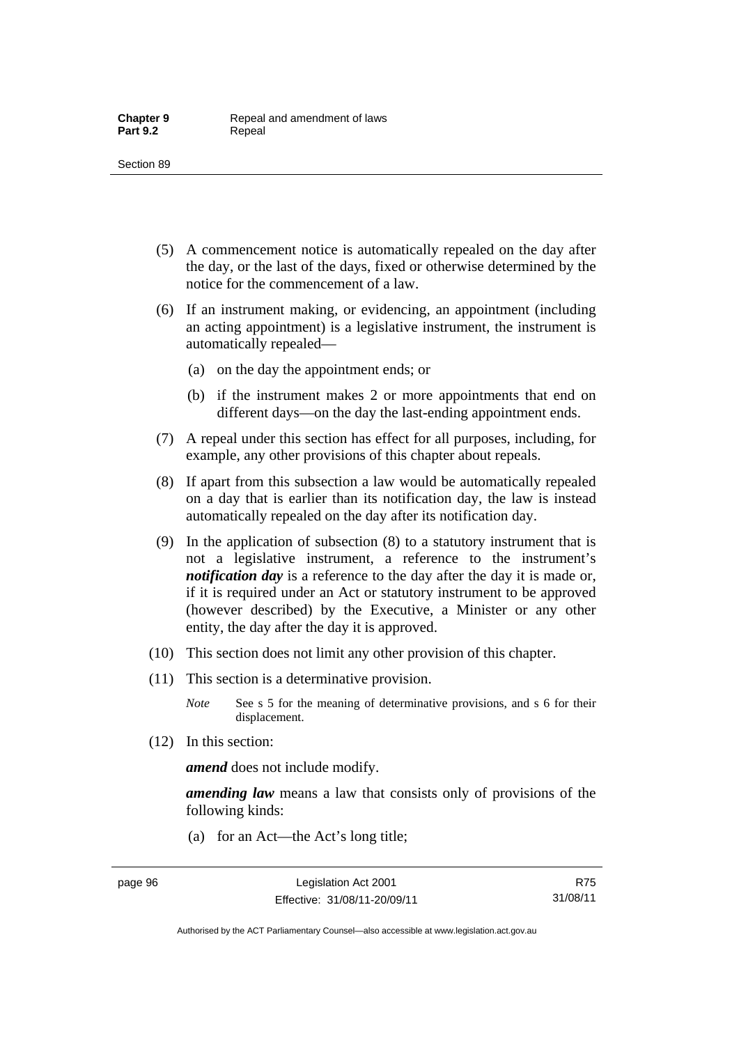(5) A commencement notice is automatically repealed on the day after the day, or the last of the days, fixed or otherwise determined by the notice for the commencement of a law.

(6) If an instrument making, or evidencing, an appointment (including an acting appointment) is a legislative instrument, the instrument is automatically repealed—

  (a) on the day the appointment ends; or

  (b) if the instrument makes 2 or more appointments that end on different days—on the day the last-ending appointment ends.

(7) A repeal under this section has effect for all purposes, including, for example, any other provisions of this chapter about repeals.

(8) If apart from this subsection a law would be automatically repealed on a day that is earlier than its notification day, the law is instead automatically repealed on the day after its notification day.

(9) In the application of subsection (8) to a statutory instrument that is not a legislative instrument, a reference to the instrument's ***notification day*** is a reference to the day after the day it is made or, if it is required under an Act or statutory instrument to be approved (however described) by the Executive, a Minister or any other entity, the day after the day it is approved.

(10) This section does not limit any other provision of this chapter.

(11) This section is a determinative provision.

*Note* See s 5 for the meaning of determinative provisions, and s 6 for their displacement.

(12) In this section:

***amend*** does not include modify.

***amending law*** means a law that consists only of provisions of the following kinds:

  (a) for an Act—the Act's long title;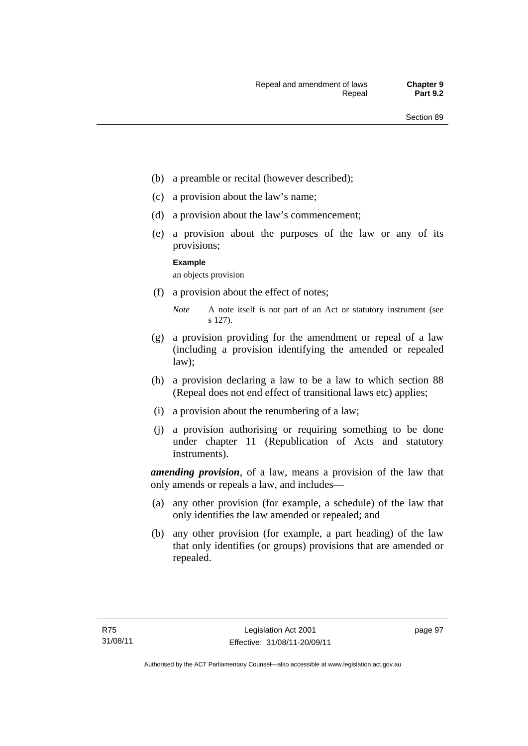- (b) a preamble or recital (however described);
- (c) a provision about the law's name;
- (d) a provision about the law's commencement;
- (e) a provision about the purposes of the law or any of its provisions;

  **Example**

  an objects provision

- (f) a provision about the effect of notes;

  *Note* A note itself is not part of an Act or statutory instrument (see s 127).

- (g) a provision providing for the amendment or repeal of a law (including a provision identifying the amended or repealed law);
- (h) a provision declaring a law to be a law to which section 88 (Repeal does not end effect of transitional laws etc) applies;
- (i) a provision about the renumbering of a law;
- (j) a provision authorising or requiring something to be done under chapter 11 (Republication of Acts and statutory instruments).

***amending provision***, of a law, means a provision of the law that only amends or repeals a law, and includes—

- (a) any other provision (for example, a schedule) of the law that only identifies the law amended or repealed; and
- (b) any other provision (for example, a part heading) of the law that only identifies (or groups) provisions that are amended or repealed.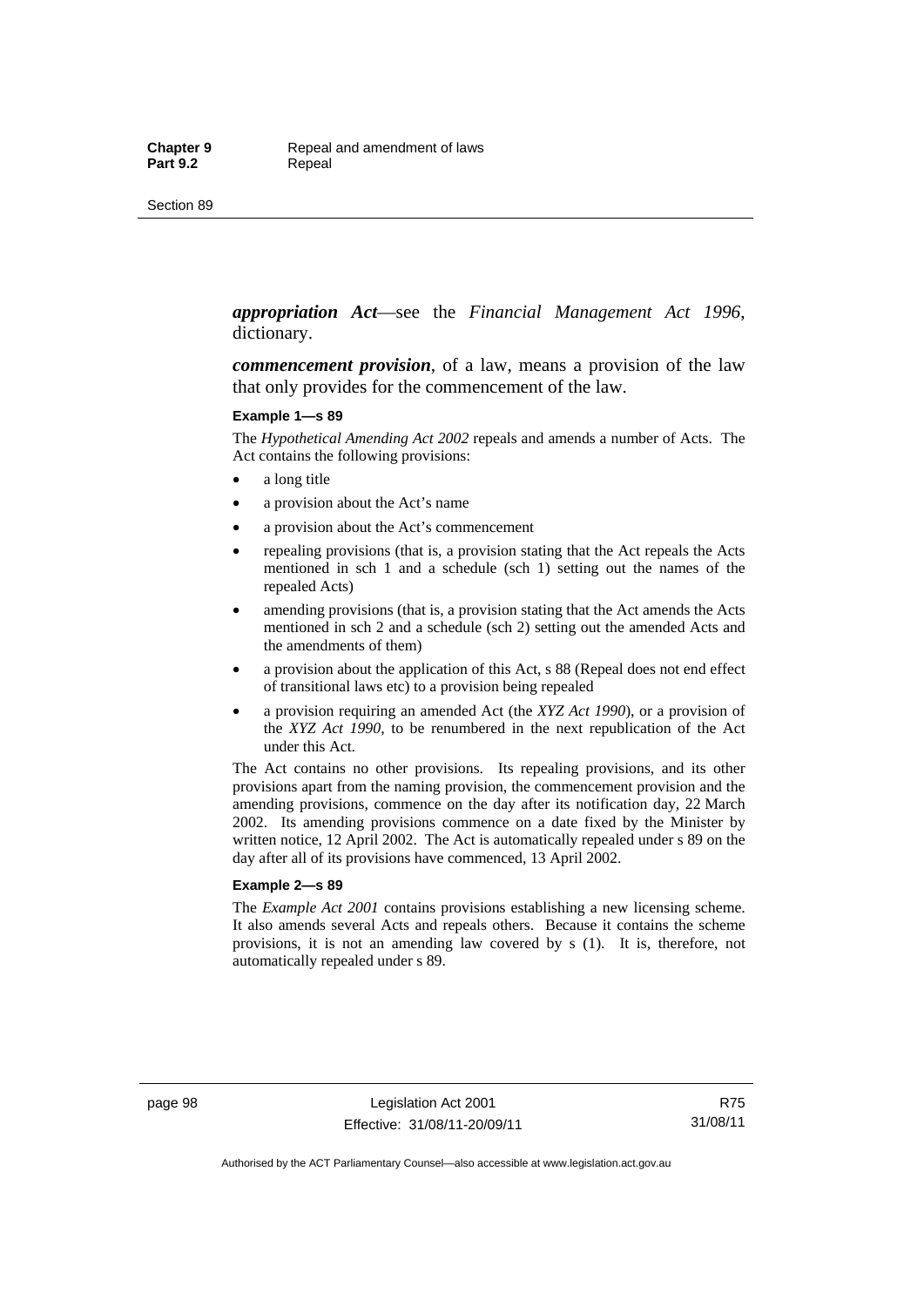***appropriation Act***—see the *Financial Management Act 1996*, dictionary.

***commencement provision***, of a law, means a provision of the law that only provides for the commencement of the law.

**Example 1—s 89**

The *Hypothetical Amending Act 2002* repeals and amends a number of Acts. The Act contains the following provisions:

- a long title
- a provision about the Act's name
- a provision about the Act's commencement
- repealing provisions (that is, a provision stating that the Act repeals the Acts mentioned in sch 1 and a schedule (sch 1) setting out the names of the repealed Acts)
- amending provisions (that is, a provision stating that the Act amends the Acts mentioned in sch 2 and a schedule (sch 2) setting out the amended Acts and the amendments of them)
- a provision about the application of this Act, s 88 (Repeal does not end effect of transitional laws etc) to a provision being repealed
- a provision requiring an amended Act (the *XYZ Act 1990*), or a provision of the *XYZ Act 1990*, to be renumbered in the next republication of the Act under this Act.

The Act contains no other provisions. Its repealing provisions, and its other provisions apart from the naming provision, the commencement provision and the amending provisions, commence on the day after its notification day, 22 March 2002. Its amending provisions commence on a date fixed by the Minister by written notice, 12 April 2002. The Act is automatically repealed under s 89 on the day after all of its provisions have commenced, 13 April 2002.

**Example 2—s 89**

The *Example Act 2001* contains provisions establishing a new licensing scheme. It also amends several Acts and repeals others. Because it contains the scheme provisions, it is not an amending law covered by s (1). It is, therefore, not automatically repealed under s 89.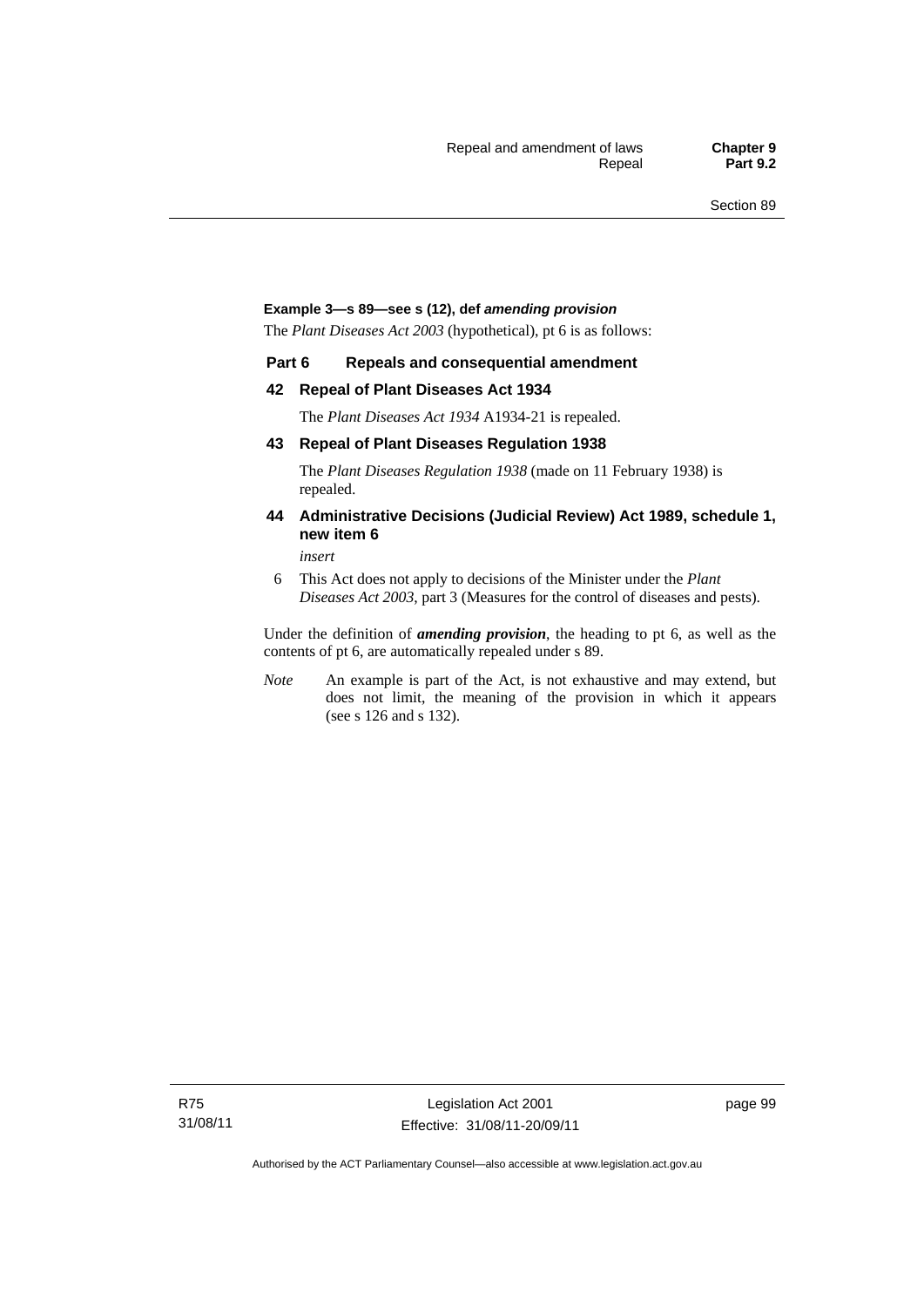**Example 3—s 89—see s (12), def *amending provision***

The *Plant Diseases Act 2003* (hypothetical), pt 6 is as follows:

**Part 6 Repeals and consequential amendment**

**42 Repeal of Plant Diseases Act 1934**

The *Plant Diseases Act 1934* A1934-21 is repealed.

**43 Repeal of Plant Diseases Regulation 1938**

The *Plant Diseases Regulation 1938* (made on 11 February 1938) is repealed.

**44 Administrative Decisions (Judicial Review) Act 1989, schedule 1, new item 6**

*insert*

6 This Act does not apply to decisions of the Minister under the *Plant Diseases Act 2003*, part 3 (Measures for the control of diseases and pests).

Under the definition of ***amending provision***, the heading to pt 6, as well as the contents of pt 6, are automatically repealed under s 89.

*Note* An example is part of the Act, is not exhaustive and may extend, but does not limit, the meaning of the provision in which it appears (see s 126 and s 132).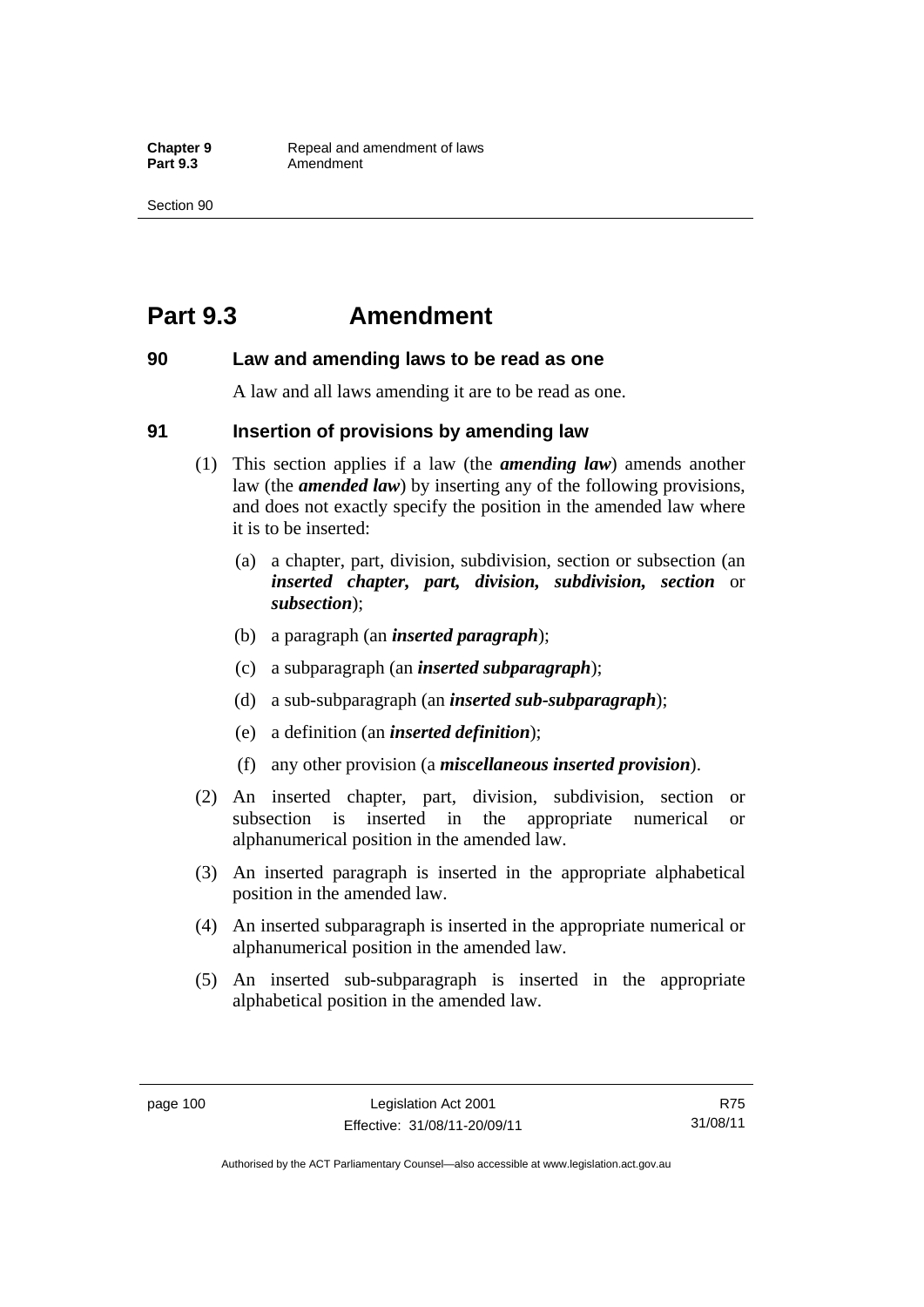# Part 9.3 Amendment

## 90 Law and amending laws to be read as one

A law and all laws amending it are to be read as one.

## 91 Insertion of provisions by amending law

(1) This section applies if a law (the ***amending law***) amends another law (the ***amended law***) by inserting any of the following provisions, and does not exactly specify the position in the amended law where it is to be inserted:

   (a) a chapter, part, division, subdivision, section or subsection (an ***inserted chapter, part, division, subdivision, section*** or ***subsection***);

   (b) a paragraph (an ***inserted paragraph***);

   (c) a subparagraph (an ***inserted subparagraph***);

   (d) a sub-subparagraph (an ***inserted sub-subparagraph***);

   (e) a definition (an ***inserted definition***);

   (f) any other provision (a ***miscellaneous inserted provision***).

(2) An inserted chapter, part, division, subdivision, section or subsection is inserted in the appropriate numerical or alphanumerical position in the amended law.

(3) An inserted paragraph is inserted in the appropriate alphabetical position in the amended law.

(4) An inserted subparagraph is inserted in the appropriate numerical or alphanumerical position in the amended law.

(5) An inserted sub-subparagraph is inserted in the appropriate alphabetical position in the amended law.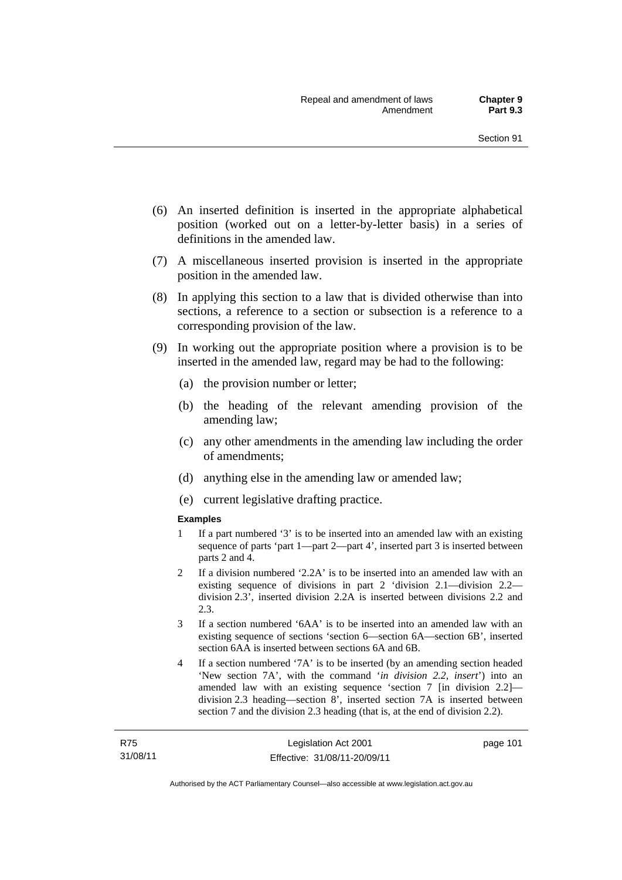(6) An inserted definition is inserted in the appropriate alphabetical position (worked out on a letter-by-letter basis) in a series of definitions in the amended law.

(7) A miscellaneous inserted provision is inserted in the appropriate position in the amended law.

(8) In applying this section to a law that is divided otherwise than into sections, a reference to a section or subsection is a reference to a corresponding provision of the law.

(9) In working out the appropriate position where a provision is to be inserted in the amended law, regard may be had to the following:

(a) the provision number or letter;

(b) the heading of the relevant amending provision of the amending law;

(c) any other amendments in the amending law including the order of amendments;

(d) anything else in the amending law or amended law;

(e) current legislative drafting practice.

**Examples**

1 If a part numbered '3' is to be inserted into an amended law with an existing sequence of parts 'part 1—part 2—part 4', inserted part 3 is inserted between parts 2 and 4.

2 If a division numbered '2.2A' is to be inserted into an amended law with an existing sequence of divisions in part 2 'division 2.1—division 2.2—division 2.3', inserted division 2.2A is inserted between divisions 2.2 and 2.3.

3 If a section numbered '6AA' is to be inserted into an amended law with an existing sequence of sections 'section 6—section 6A—section 6B', inserted section 6AA is inserted between sections 6A and 6B.

4 If a section numbered '7A' is to be inserted (by an amending section headed 'New section 7A', with the command '*in division 2.2, insert*') into an amended law with an existing sequence 'section 7 [in division 2.2]—division 2.3 heading—section 8', inserted section 7A is inserted between section 7 and the division 2.3 heading (that is, at the end of division 2.2).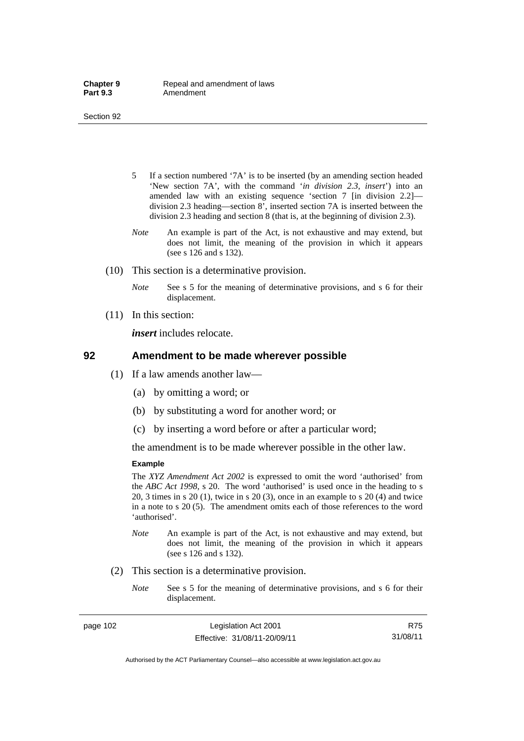5 If a section numbered '7A' is to be inserted (by an amending section headed 'New section 7A', with the command '*in division 2.3, insert*') into an amended law with an existing sequence 'section 7 [in division 2.2]—division 2.3 heading—section 8', inserted section 7A is inserted between the division 2.3 heading and section 8 (that is, at the beginning of division 2.3).

*Note* An example is part of the Act, is not exhaustive and may extend, but does not limit, the meaning of the provision in which it appears (see s 126 and s 132).

(10) This section is a determinative provision.

*Note* See s 5 for the meaning of determinative provisions, and s 6 for their displacement.

(11) In this section:

***insert*** includes relocate.

## 92 Amendment to be made wherever possible

(1) If a law amends another law—

(a) by omitting a word; or

(b) by substituting a word for another word; or

(c) by inserting a word before or after a particular word;

the amendment is to be made wherever possible in the other law.

**Example**

The *XYZ Amendment Act 2002* is expressed to omit the word 'authorised' from the *ABC Act 1998*, s 20. The word 'authorised' is used once in the heading to s 20, 3 times in s 20 (1), twice in s 20 (3), once in an example to s 20 (4) and twice in a note to s 20 (5). The amendment omits each of those references to the word 'authorised'.

*Note* An example is part of the Act, is not exhaustive and may extend, but does not limit, the meaning of the provision in which it appears (see s 126 and s 132).

(2) This section is a determinative provision.

*Note* See s 5 for the meaning of determinative provisions, and s 6 for their displacement.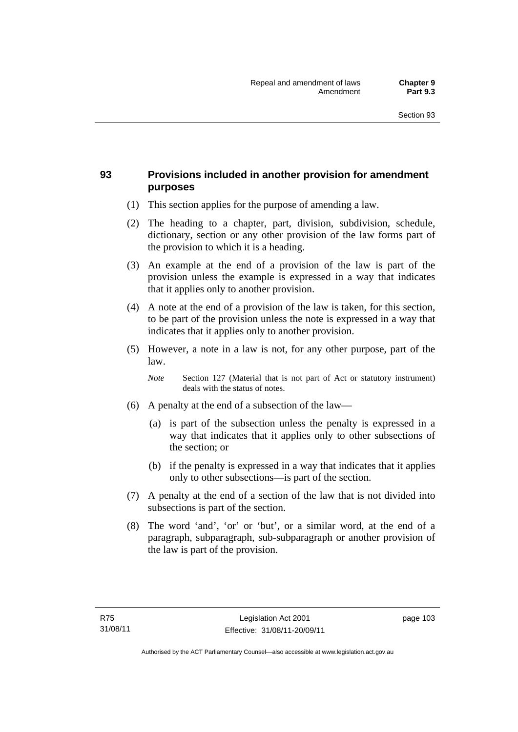## 93 Provisions included in another provision for amendment purposes

(1) This section applies for the purpose of amending a law.

(2) The heading to a chapter, part, division, subdivision, schedule, dictionary, section or any other provision of the law forms part of the provision to which it is a heading.

(3) An example at the end of a provision of the law is part of the provision unless the example is expressed in a way that indicates that it applies only to another provision.

(4) A note at the end of a provision of the law is taken, for this section, to be part of the provision unless the note is expressed in a way that indicates that it applies only to another provision.

(5) However, a note in a law is not, for any other purpose, part of the law.

*Note* Section 127 (Material that is not part of Act or statutory instrument) deals with the status of notes.

(6) A penalty at the end of a subsection of the law—

(a) is part of the subsection unless the penalty is expressed in a way that indicates that it applies only to other subsections of the section; or

(b) if the penalty is expressed in a way that indicates that it applies only to other subsections—is part of the section.

(7) A penalty at the end of a section of the law that is not divided into subsections is part of the section.

(8) The word 'and', 'or' or 'but', or a similar word, at the end of a paragraph, subparagraph, sub-subparagraph or another provision of the law is part of the provision.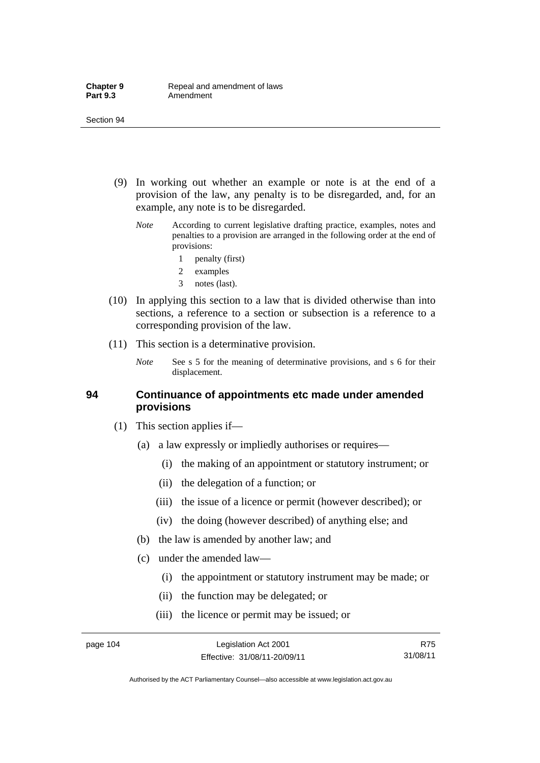(9) In working out whether an example or note is at the end of a provision of the law, any penalty is to be disregarded, and, for an example, any note is to be disregarded.

*Note* According to current legislative drafting practice, examples, notes and penalties to a provision are arranged in the following order at the end of provisions:

1 penalty (first)
2 examples
3 notes (last).

(10) In applying this section to a law that is divided otherwise than into sections, a reference to a section or subsection is a reference to a corresponding provision of the law.

(11) This section is a determinative provision.

*Note* See s 5 for the meaning of determinative provisions, and s 6 for their displacement.

### 94 Continuance of appointments etc made under amended provisions

(1) This section applies if—

(a) a law expressly or impliedly authorises or requires—

(i) the making of an appointment or statutory instrument; or

(ii) the delegation of a function; or

(iii) the issue of a licence or permit (however described); or

(iv) the doing (however described) of anything else; and

(b) the law is amended by another law; and

(c) under the amended law—

(i) the appointment or statutory instrument may be made; or

(ii) the function may be delegated; or

(iii) the licence or permit may be issued; or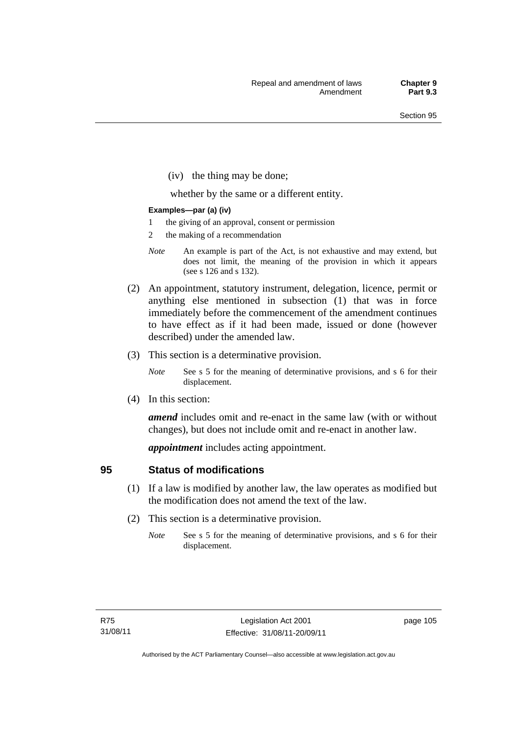(iv) the thing may be done;

whether by the same or a different entity.

**Examples—par (a) (iv)**

1 the giving of an approval, consent or permission
2 the making of a recommendation

*Note* An example is part of the Act, is not exhaustive and may extend, but does not limit, the meaning of the provision in which it appears (see s 126 and s 132).

(2) An appointment, statutory instrument, delegation, licence, permit or anything else mentioned in subsection (1) that was in force immediately before the commencement of the amendment continues to have effect as if it had been made, issued or done (however described) under the amended law.

(3) This section is a determinative provision.

*Note* See s 5 for the meaning of determinative provisions, and s 6 for their displacement.

(4) In this section:

***amend*** includes omit and re-enact in the same law (with or without changes), but does not include omit and re-enact in another law.

***appointment*** includes acting appointment.

## 95 Status of modifications

(1) If a law is modified by another law, the law operates as modified but the modification does not amend the text of the law.

(2) This section is a determinative provision.

*Note* See s 5 for the meaning of determinative provisions, and s 6 for their displacement.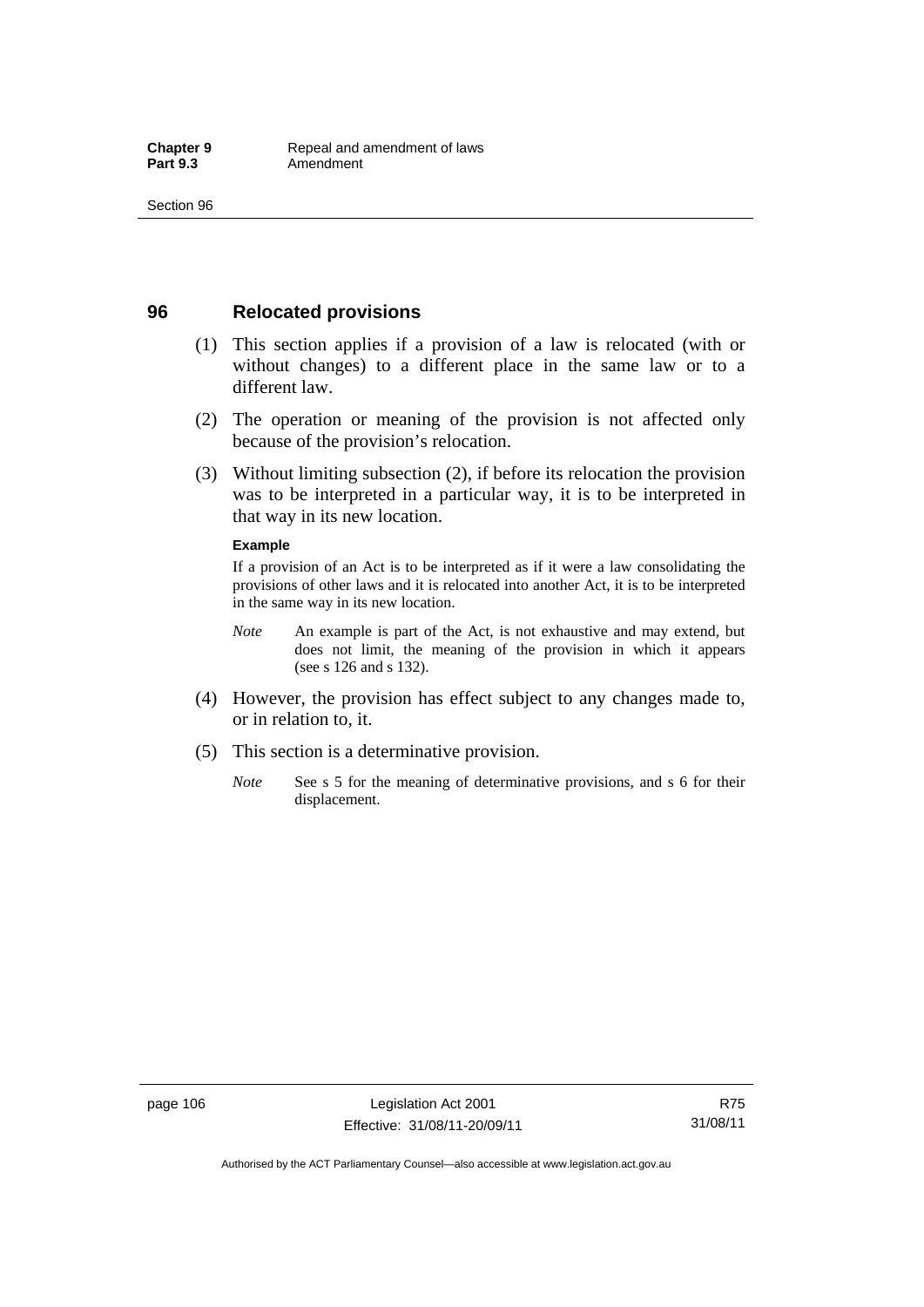## 96 Relocated provisions

(1) This section applies if a provision of a law is relocated (with or without changes) to a different place in the same law or to a different law.

(2) The operation or meaning of the provision is not affected only because of the provision's relocation.

(3) Without limiting subsection (2), if before its relocation the provision was to be interpreted in a particular way, it is to be interpreted in that way in its new location.

**Example**

If a provision of an Act is to be interpreted as if it were a law consolidating the provisions of other laws and it is relocated into another Act, it is to be interpreted in the same way in its new location.

*Note* An example is part of the Act, is not exhaustive and may extend, but does not limit, the meaning of the provision in which it appears (see s 126 and s 132).

(4) However, the provision has effect subject to any changes made to, or in relation to, it.

(5) This section is a determinative provision.

*Note* See s 5 for the meaning of determinative provisions, and s 6 for their displacement.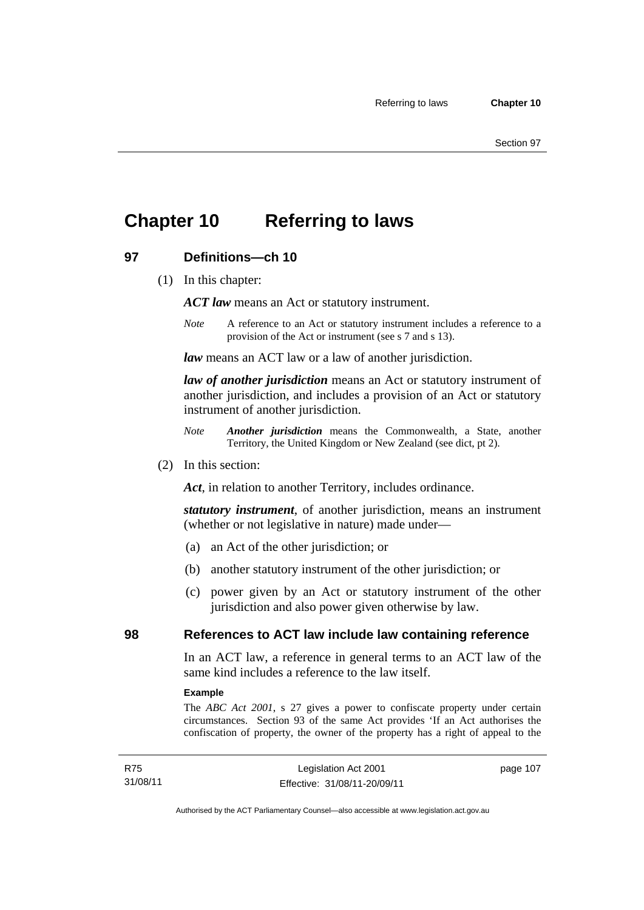# Chapter 10 Referring to laws

## 97 Definitions—ch 10

(1) In this chapter:

***ACT law*** means an Act or statutory instrument.

*Note* A reference to an Act or statutory instrument includes a reference to a provision of the Act or instrument (see s 7 and s 13).

***law*** means an ACT law or a law of another jurisdiction.

***law of another jurisdiction*** means an Act or statutory instrument of another jurisdiction, and includes a provision of an Act or statutory instrument of another jurisdiction.

*Note* ***Another jurisdiction*** means the Commonwealth, a State, another Territory, the United Kingdom or New Zealand (see dict, pt 2).

(2) In this section:

***Act***, in relation to another Territory, includes ordinance.

***statutory instrument***, of another jurisdiction, means an instrument (whether or not legislative in nature) made under—

(a) an Act of the other jurisdiction; or

(b) another statutory instrument of the other jurisdiction; or

(c) power given by an Act or statutory instrument of the other jurisdiction and also power given otherwise by law.

## 98 References to ACT law include law containing reference

In an ACT law, a reference in general terms to an ACT law of the same kind includes a reference to the law itself.

**Example**

The *ABC Act 2001*, s 27 gives a power to confiscate property under certain circumstances. Section 93 of the same Act provides 'If an Act authorises the confiscation of property, the owner of the property has a right of appeal to the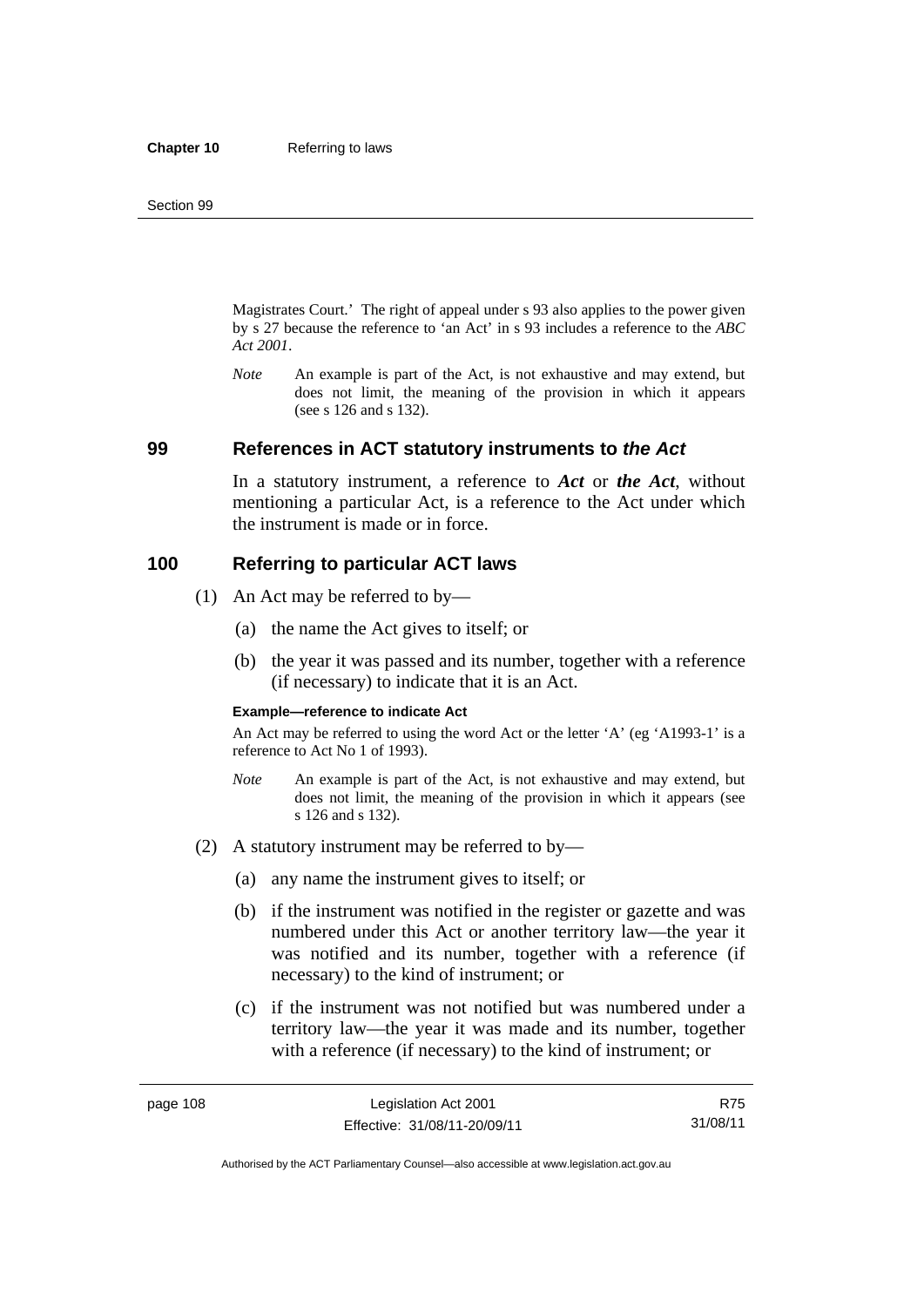Magistrates Court.' The right of appeal under s 93 also applies to the power given by s 27 because the reference to 'an Act' in s 93 includes a reference to the *ABC Act 2001*.

*Note* An example is part of the Act, is not exhaustive and may extend, but does not limit, the meaning of the provision in which it appears (see s 126 and s 132).

## 99 References in ACT statutory instruments to *the Act*

In a statutory instrument, a reference to ***Act*** or ***the Act***, without mentioning a particular Act, is a reference to the Act under which the instrument is made or in force.

## 100 Referring to particular ACT laws

(1) An Act may be referred to by—

(a) the name the Act gives to itself; or

(b) the year it was passed and its number, together with a reference (if necessary) to indicate that it is an Act.

**Example—reference to indicate Act**

An Act may be referred to using the word Act or the letter 'A' (eg 'A1993-1' is a reference to Act No 1 of 1993).

*Note* An example is part of the Act, is not exhaustive and may extend, but does not limit, the meaning of the provision in which it appears (see s 126 and s 132).

(2) A statutory instrument may be referred to by—

(a) any name the instrument gives to itself; or

(b) if the instrument was notified in the register or gazette and was numbered under this Act or another territory law—the year it was notified and its number, together with a reference (if necessary) to the kind of instrument; or

(c) if the instrument was not notified but was numbered under a territory law—the year it was made and its number, together with a reference (if necessary) to the kind of instrument; or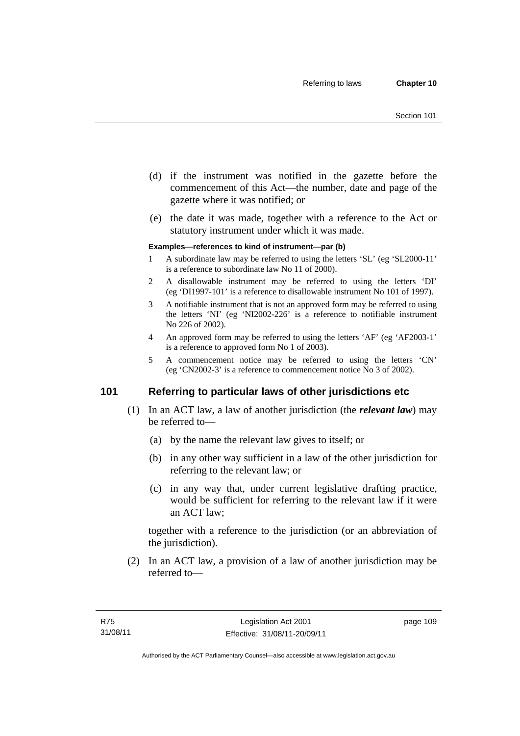(d) if the instrument was notified in the gazette before the commencement of this Act—the number, date and page of the gazette where it was notified; or

(e) the date it was made, together with a reference to the Act or statutory instrument under which it was made.

**Examples—references to kind of instrument—par (b)**

1 A subordinate law may be referred to using the letters 'SL' (eg 'SL2000-11' is a reference to subordinate law No 11 of 2000).

2 A disallowable instrument may be referred to using the letters 'DI' (eg 'DI1997-101' is a reference to disallowable instrument No 101 of 1997).

3 A notifiable instrument that is not an approved form may be referred to using the letters 'NI' (eg 'NI2002-226' is a reference to notifiable instrument No 226 of 2002).

4 An approved form may be referred to using the letters 'AF' (eg 'AF2003-1' is a reference to approved form No 1 of 2003).

5 A commencement notice may be referred to using the letters 'CN' (eg 'CN2002-3' is a reference to commencement notice No 3 of 2002).

## 101 Referring to particular laws of other jurisdictions etc

(1) In an ACT law, a law of another jurisdiction (the ***relevant law***) may be referred to—

(a) by the name the relevant law gives to itself; or

(b) in any other way sufficient in a law of the other jurisdiction for referring to the relevant law; or

(c) in any way that, under current legislative drafting practice, would be sufficient for referring to the relevant law if it were an ACT law;

together with a reference to the jurisdiction (or an abbreviation of the jurisdiction).

(2) In an ACT law, a provision of a law of another jurisdiction may be referred to—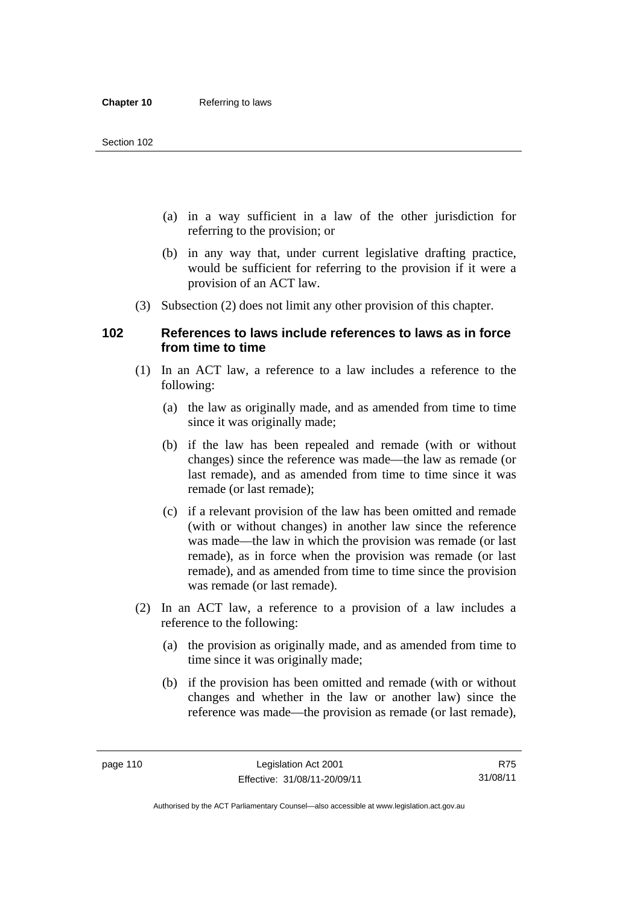(a) in a way sufficient in a law of the other jurisdiction for referring to the provision; or

(b) in any way that, under current legislative drafting practice, would be sufficient for referring to the provision if it were a provision of an ACT law.

(3) Subsection (2) does not limit any other provision of this chapter.

### 102 References to laws include references to laws as in force from time to time

(1) In an ACT law, a reference to a law includes a reference to the following:

(a) the law as originally made, and as amended from time to time since it was originally made;

(b) if the law has been repealed and remade (with or without changes) since the reference was made—the law as remade (or last remade), and as amended from time to time since it was remade (or last remade);

(c) if a relevant provision of the law has been omitted and remade (with or without changes) in another law since the reference was made—the law in which the provision was remade (or last remade), as in force when the provision was remade (or last remade), and as amended from time to time since the provision was remade (or last remade).

(2) In an ACT law, a reference to a provision of a law includes a reference to the following:

(a) the provision as originally made, and as amended from time to time since it was originally made;

(b) if the provision has been omitted and remade (with or without changes and whether in the law or another law) since the reference was made—the provision as remade (or last remade),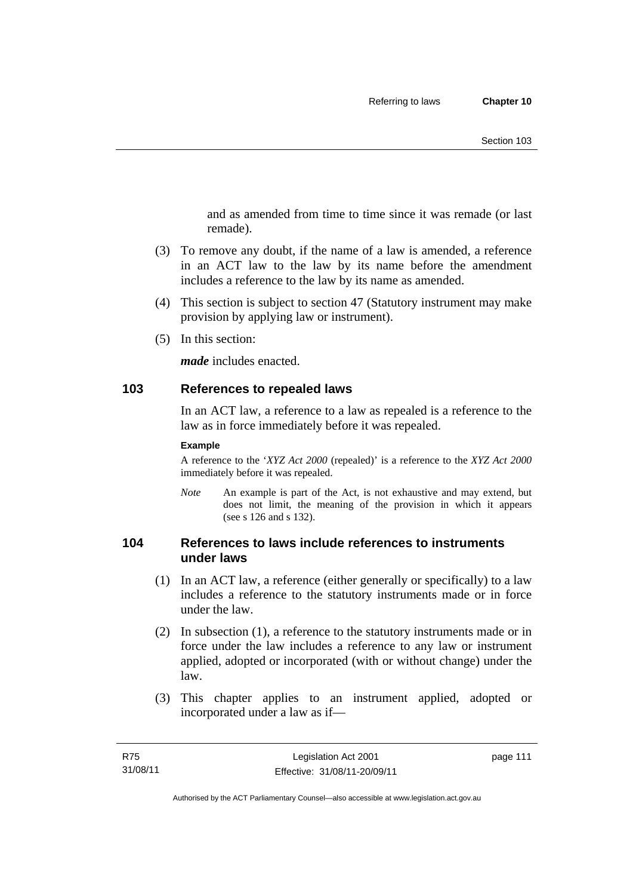and as amended from time to time since it was remade (or last remade).

(3) To remove any doubt, if the name of a law is amended, a reference in an ACT law to the law by its name before the amendment includes a reference to the law by its name as amended.

(4) This section is subject to section 47 (Statutory instrument may make provision by applying law or instrument).

(5) In this section:

***made*** includes enacted.

## 103 References to repealed laws

In an ACT law, a reference to a law as repealed is a reference to the law as in force immediately before it was repealed.

**Example**

A reference to the '*XYZ Act 2000* (repealed)' is a reference to the *XYZ Act 2000* immediately before it was repealed.

*Note* An example is part of the Act, is not exhaustive and may extend, but does not limit, the meaning of the provision in which it appears (see s 126 and s 132).

## 104 References to laws include references to instruments under laws

(1) In an ACT law, a reference (either generally or specifically) to a law includes a reference to the statutory instruments made or in force under the law.

(2) In subsection (1), a reference to the statutory instruments made or in force under the law includes a reference to any law or instrument applied, adopted or incorporated (with or without change) under the law.

(3) This chapter applies to an instrument applied, adopted or incorporated under a law as if—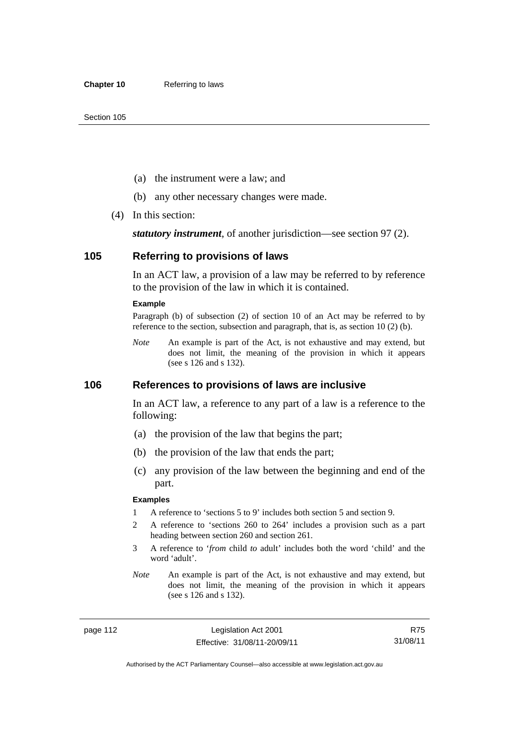(a) the instrument were a law; and

(b) any other necessary changes were made.

(4) In this section:

***statutory instrument***, of another jurisdiction—see section 97 (2).

## 105 Referring to provisions of laws

In an ACT law, a provision of a law may be referred to by reference to the provision of the law in which it is contained.

**Example**

Paragraph (b) of subsection (2) of section 10 of an Act may be referred to by reference to the section, subsection and paragraph, that is, as section 10 (2) (b).

*Note* An example is part of the Act, is not exhaustive and may extend, but does not limit, the meaning of the provision in which it appears (see s 126 and s 132).

## 106 References to provisions of laws are inclusive

In an ACT law, a reference to any part of a law is a reference to the following:

(a) the provision of the law that begins the part;

(b) the provision of the law that ends the part;

(c) any provision of the law between the beginning and end of the part.

**Examples**

1 A reference to 'sections 5 to 9' includes both section 5 and section 9.

2 A reference to 'sections 260 to 264' includes a provision such as a part heading between section 260 and section 261.

3 A reference to '*from* child *to* adult' includes both the word 'child' and the word 'adult'.

*Note* An example is part of the Act, is not exhaustive and may extend, but does not limit, the meaning of the provision in which it appears (see s 126 and s 132).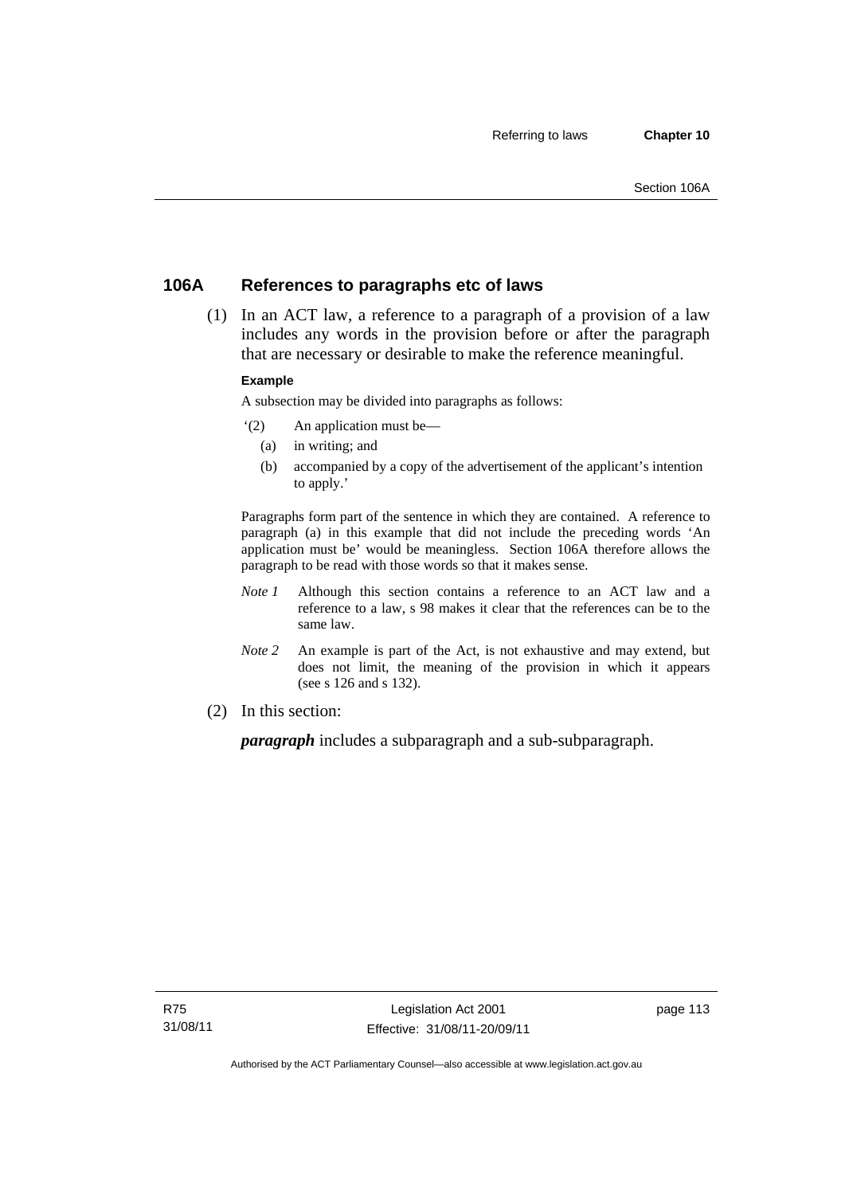## 106A References to paragraphs etc of laws

(1) In an ACT law, a reference to a paragraph of a provision of a law includes any words in the provision before or after the paragraph that are necessary or desirable to make the reference meaningful.

**Example**

A subsection may be divided into paragraphs as follows:

'(2) An application must be—

(a) in writing; and

(b) accompanied by a copy of the advertisement of the applicant's intention to apply.'

Paragraphs form part of the sentence in which they are contained. A reference to paragraph (a) in this example that did not include the preceding words 'An application must be' would be meaningless. Section 106A therefore allows the paragraph to be read with those words so that it makes sense.

*Note 1* Although this section contains a reference to an ACT law and a reference to a law, s 98 makes it clear that the references can be to the same law.

*Note 2* An example is part of the Act, is not exhaustive and may extend, but does not limit, the meaning of the provision in which it appears (see s 126 and s 132).

(2) In this section:

***paragraph*** includes a subparagraph and a sub-subparagraph.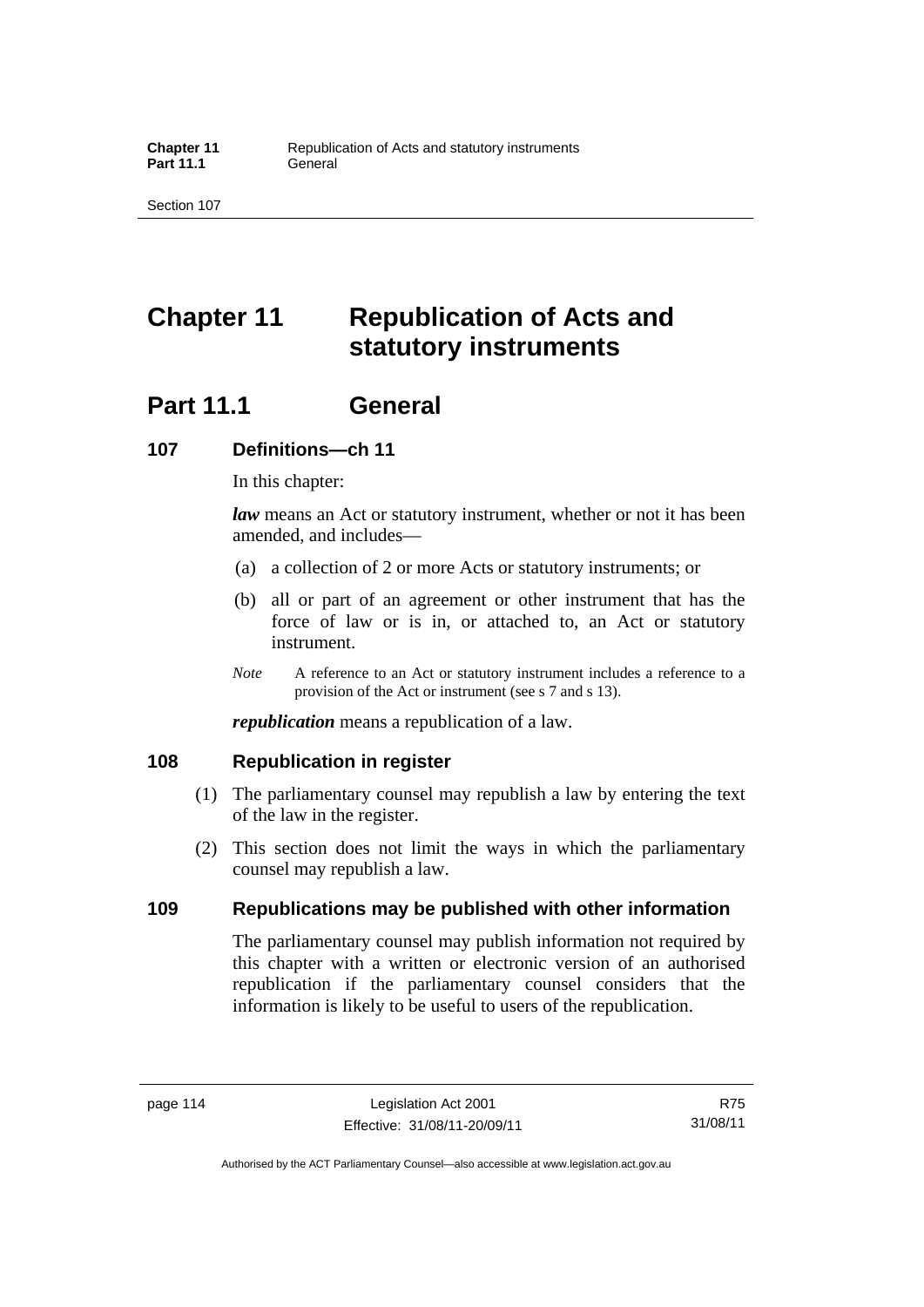# Chapter 11 Republication of Acts and statutory instruments

## Part 11.1 General

### 107 Definitions—ch 11

In this chapter:

***law*** means an Act or statutory instrument, whether or not it has been amended, and includes—

(a) a collection of 2 or more Acts or statutory instruments; or

(b) all or part of an agreement or other instrument that has the force of law or is in, or attached to, an Act or statutory instrument.

*Note* A reference to an Act or statutory instrument includes a reference to a provision of the Act or instrument (see s 7 and s 13).

***republication*** means a republication of a law.

### 108 Republication in register

(1) The parliamentary counsel may republish a law by entering the text of the law in the register.

(2) This section does not limit the ways in which the parliamentary counsel may republish a law.

### 109 Republications may be published with other information

The parliamentary counsel may publish information not required by this chapter with a written or electronic version of an authorised republication if the parliamentary counsel considers that the information is likely to be useful to users of the republication.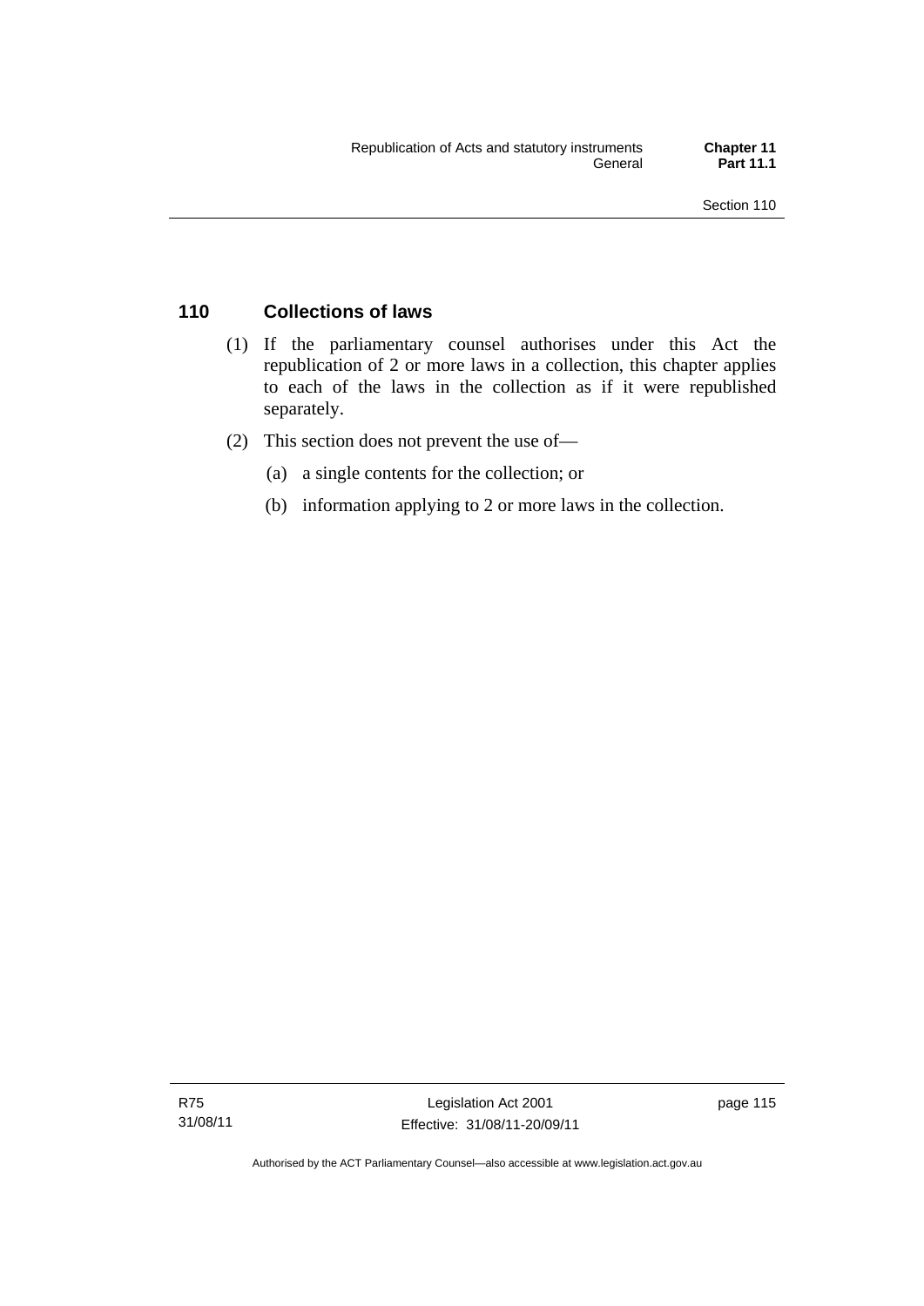## 110 Collections of laws

(1) If the parliamentary counsel authorises under this Act the republication of 2 or more laws in a collection, this chapter applies to each of the laws in the collection as if it were republished separately.

(2) This section does not prevent the use of—

(a) a single contents for the collection; or

(b) information applying to 2 or more laws in the collection.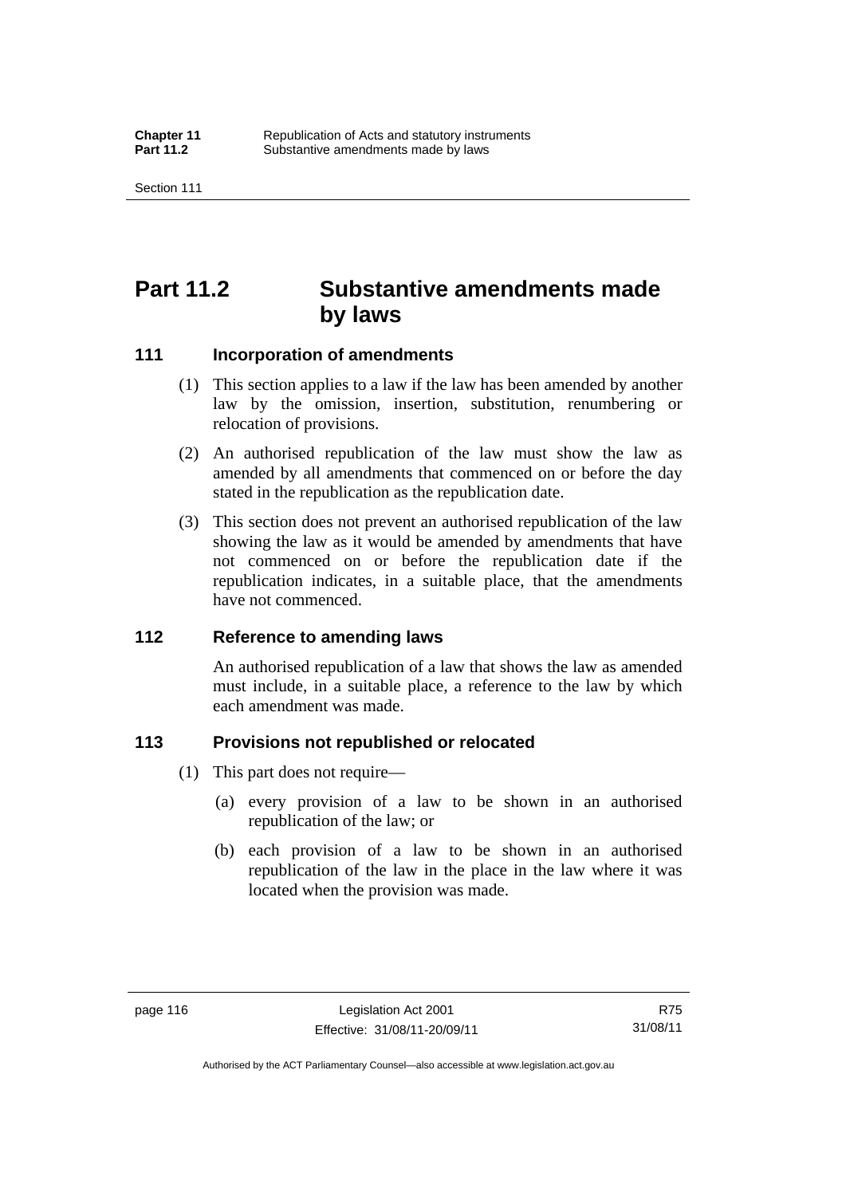# Part 11.2 Substantive amendments made by laws

### 111 Incorporation of amendments

(1) This section applies to a law if the law has been amended by another law by the omission, insertion, substitution, renumbering or relocation of provisions.

(2) An authorised republication of the law must show the law as amended by all amendments that commenced on or before the day stated in the republication as the republication date.

(3) This section does not prevent an authorised republication of the law showing the law as it would be amended by amendments that have not commenced on or before the republication date if the republication indicates, in a suitable place, that the amendments have not commenced.

### 112 Reference to amending laws

An authorised republication of a law that shows the law as amended must include, in a suitable place, a reference to the law by which each amendment was made.

### 113 Provisions not republished or relocated

(1) This part does not require—

(a) every provision of a law to be shown in an authorised republication of the law; or

(b) each provision of a law to be shown in an authorised republication of the law in the place in the law where it was located when the provision was made.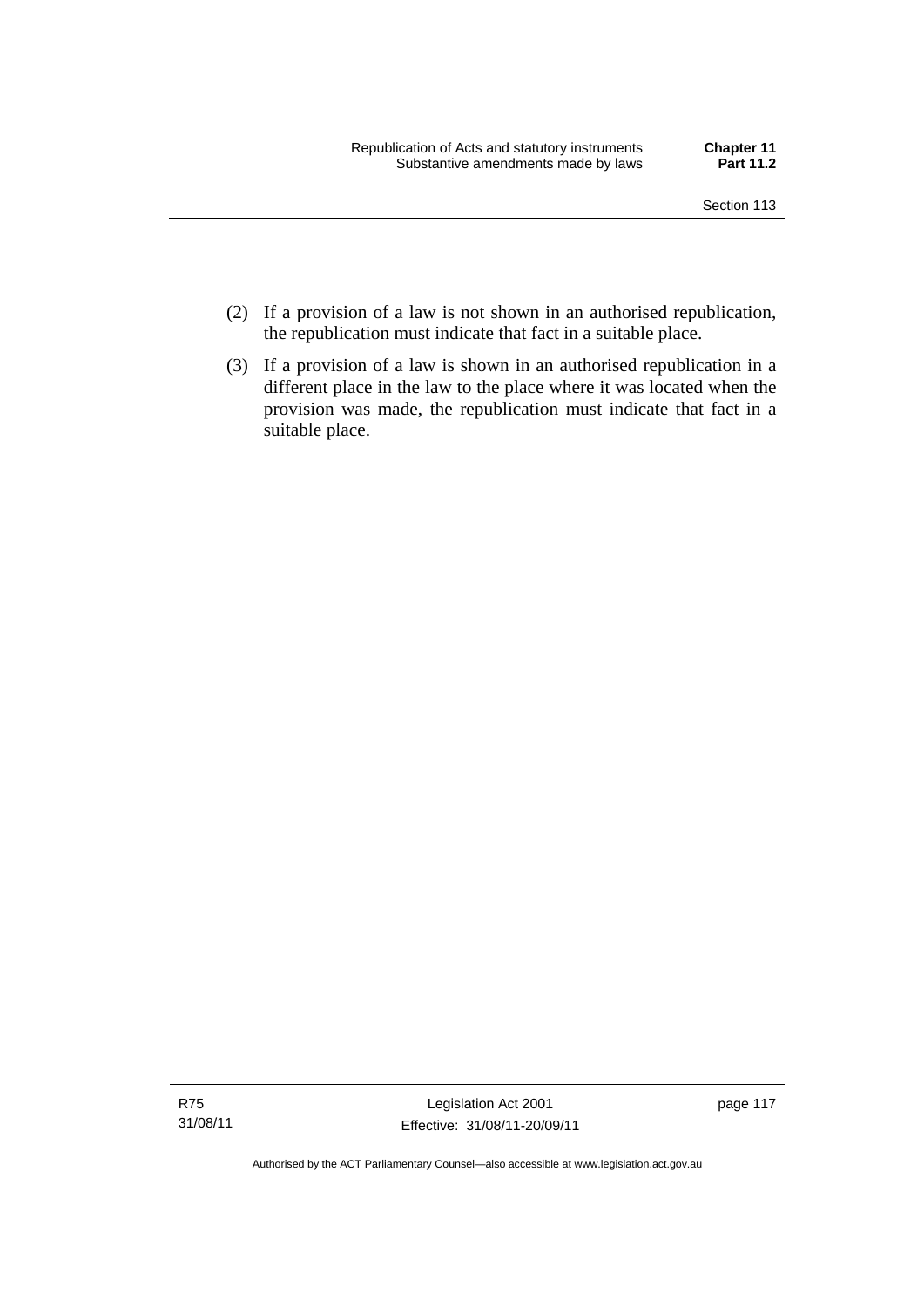(2) If a provision of a law is not shown in an authorised republication, the republication must indicate that fact in a suitable place.

(3) If a provision of a law is shown in an authorised republication in a different place in the law to the place where it was located when the provision was made, the republication must indicate that fact in a suitable place.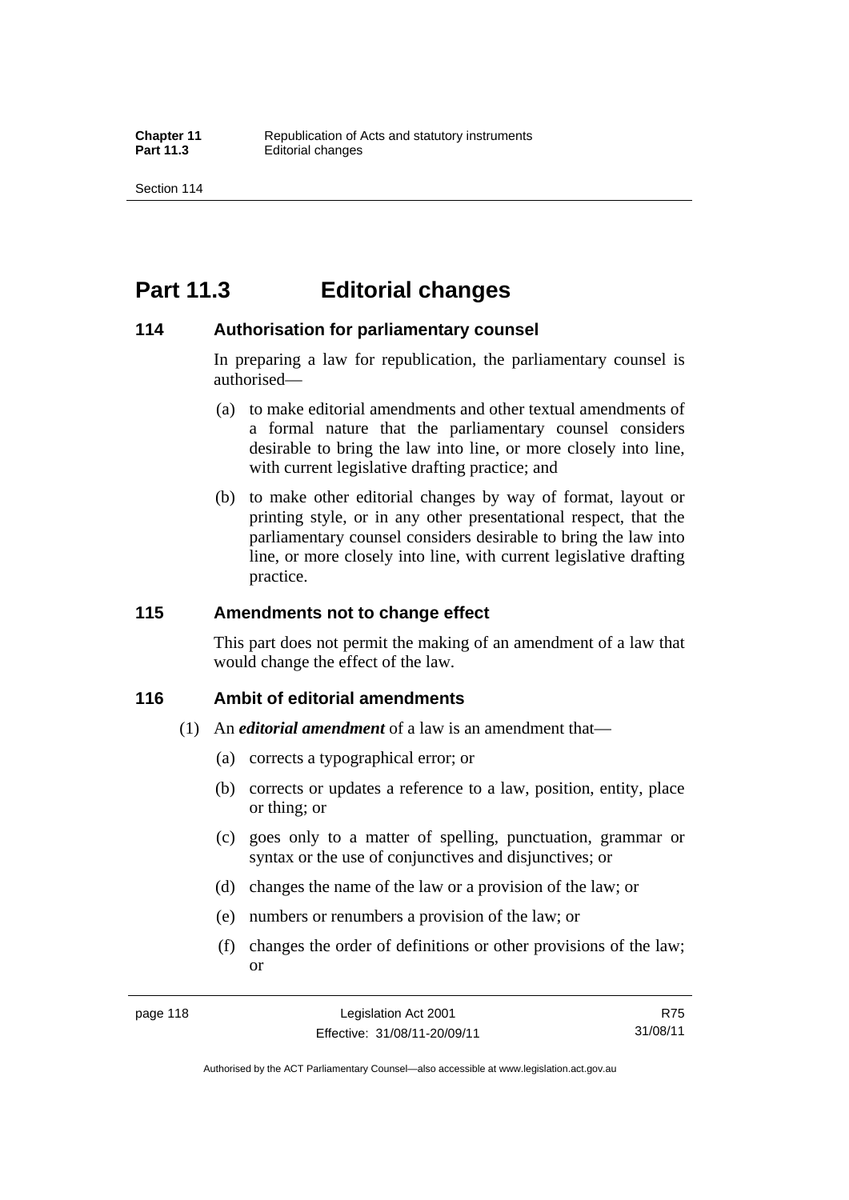# Part 11.3 Editorial changes

## 114 Authorisation for parliamentary counsel

In preparing a law for republication, the parliamentary counsel is authorised—

(a) to make editorial amendments and other textual amendments of a formal nature that the parliamentary counsel considers desirable to bring the law into line, or more closely into line, with current legislative drafting practice; and

(b) to make other editorial changes by way of format, layout or printing style, or in any other presentational respect, that the parliamentary counsel considers desirable to bring the law into line, or more closely into line, with current legislative drafting practice.

## 115 Amendments not to change effect

This part does not permit the making of an amendment of a law that would change the effect of the law.

## 116 Ambit of editorial amendments

(1) An ***editorial amendment*** of a law is an amendment that—

(a) corrects a typographical error; or

(b) corrects or updates a reference to a law, position, entity, place or thing; or

(c) goes only to a matter of spelling, punctuation, grammar or syntax or the use of conjunctives and disjunctives; or

(d) changes the name of the law or a provision of the law; or

(e) numbers or renumbers a provision of the law; or

(f) changes the order of definitions or other provisions of the law; or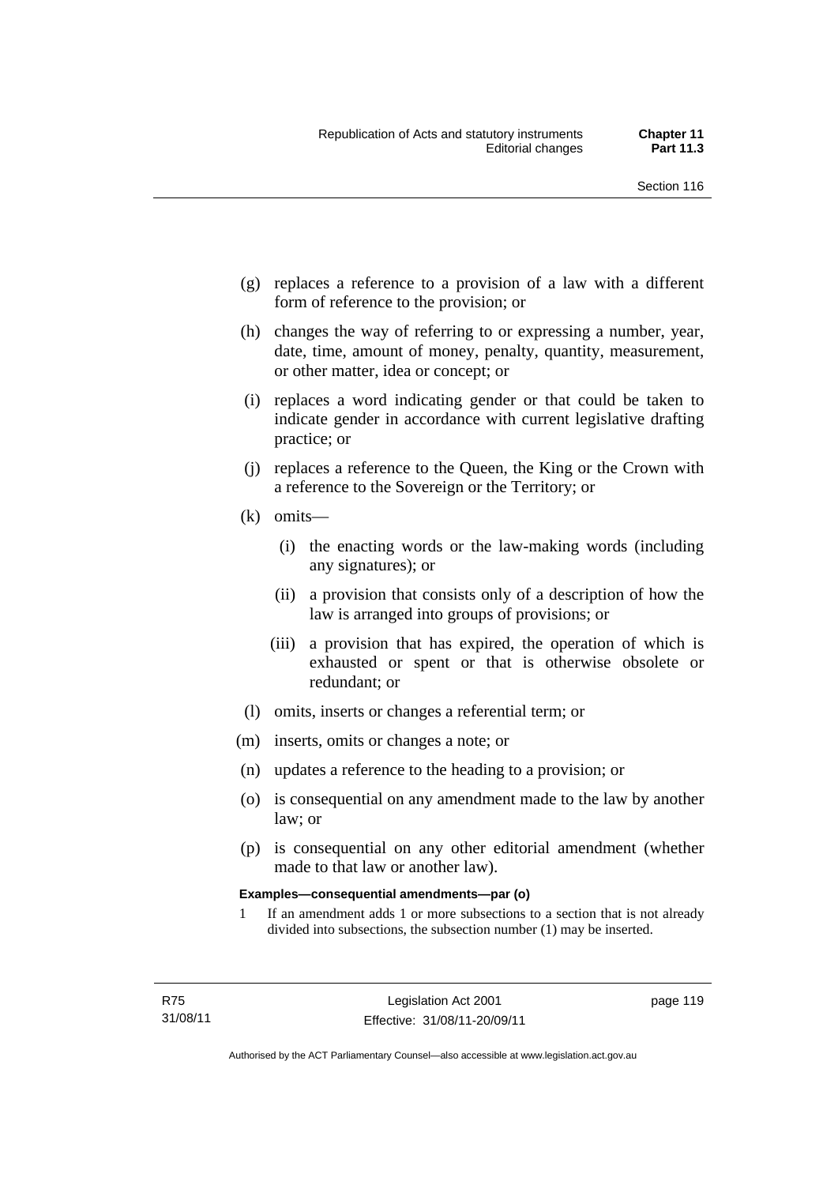(g) replaces a reference to a provision of a law with a different form of reference to the provision; or

(h) changes the way of referring to or expressing a number, year, date, time, amount of money, penalty, quantity, measurement, or other matter, idea or concept; or

(i) replaces a word indicating gender or that could be taken to indicate gender in accordance with current legislative drafting practice; or

(j) replaces a reference to the Queen, the King or the Crown with a reference to the Sovereign or the Territory; or

(k) omits—

   (i) the enacting words or the law-making words (including any signatures); or

   (ii) a provision that consists only of a description of how the law is arranged into groups of provisions; or

   (iii) a provision that has expired, the operation of which is exhausted or spent or that is otherwise obsolete or redundant; or

(l) omits, inserts or changes a referential term; or

(m) inserts, omits or changes a note; or

(n) updates a reference to the heading to a provision; or

(o) is consequential on any amendment made to the law by another law; or

(p) is consequential on any other editorial amendment (whether made to that law or another law).

**Examples—consequential amendments—par (o)**

1 If an amendment adds 1 or more subsections to a section that is not already divided into subsections, the subsection number (1) may be inserted.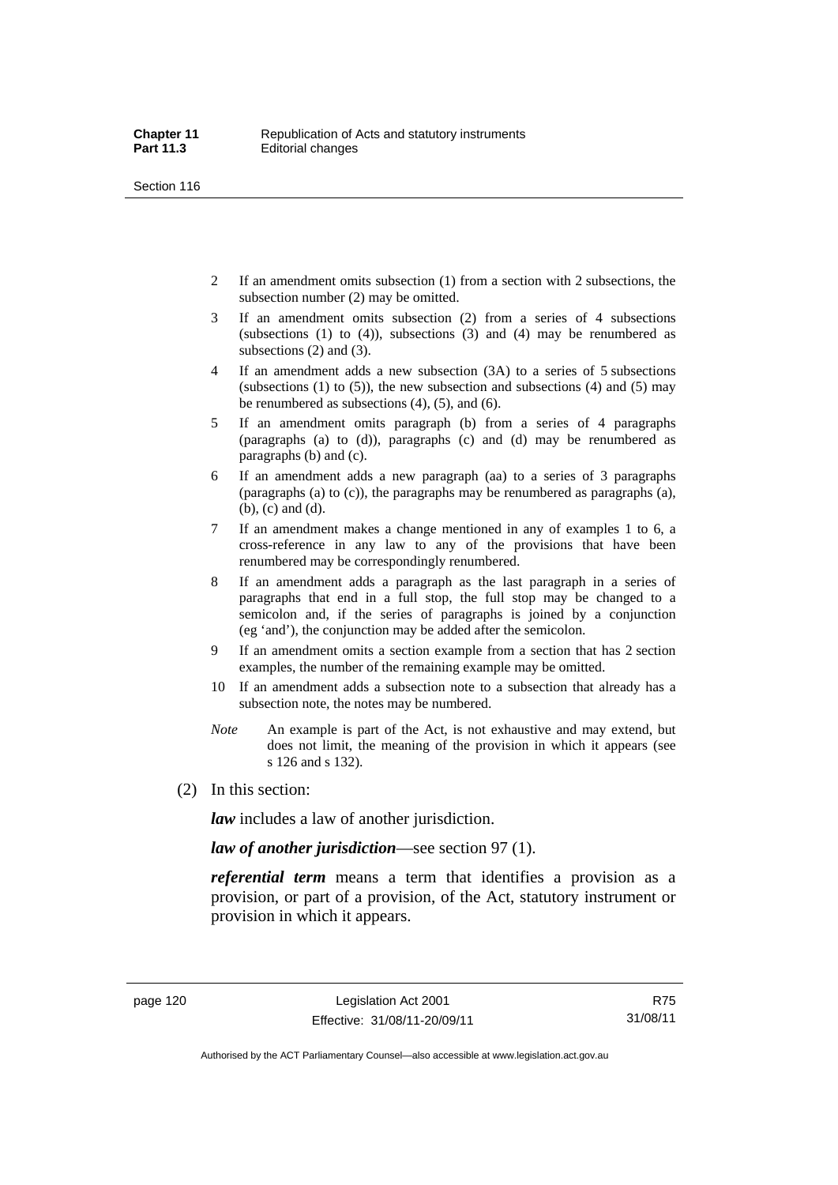2 If an amendment omits subsection (1) from a section with 2 subsections, the subsection number (2) may be omitted.

3 If an amendment omits subsection (2) from a series of 4 subsections (subsections (1) to (4)), subsections (3) and (4) may be renumbered as subsections (2) and (3).

4 If an amendment adds a new subsection (3A) to a series of 5 subsections (subsections (1) to (5)), the new subsection and subsections (4) and (5) may be renumbered as subsections (4), (5), and (6).

5 If an amendment omits paragraph (b) from a series of 4 paragraphs (paragraphs (a) to (d)), paragraphs (c) and (d) may be renumbered as paragraphs (b) and (c).

6 If an amendment adds a new paragraph (aa) to a series of 3 paragraphs (paragraphs (a) to (c)), the paragraphs may be renumbered as paragraphs (a), (b), (c) and (d).

7 If an amendment makes a change mentioned in any of examples 1 to 6, a cross-reference in any law to any of the provisions that have been renumbered may be correspondingly renumbered.

8 If an amendment adds a paragraph as the last paragraph in a series of paragraphs that end in a full stop, the full stop may be changed to a semicolon and, if the series of paragraphs is joined by a conjunction (eg 'and'), the conjunction may be added after the semicolon.

9 If an amendment omits a section example from a section that has 2 section examples, the number of the remaining example may be omitted.

10 If an amendment adds a subsection note to a subsection that already has a subsection note, the notes may be numbered.

*Note* An example is part of the Act, is not exhaustive and may extend, but does not limit, the meaning of the provision in which it appears (see s 126 and s 132).

(2) In this section:

***law*** includes a law of another jurisdiction.

***law of another jurisdiction***—see section 97 (1).

***referential term*** means a term that identifies a provision as a provision, or part of a provision, of the Act, statutory instrument or provision in which it appears.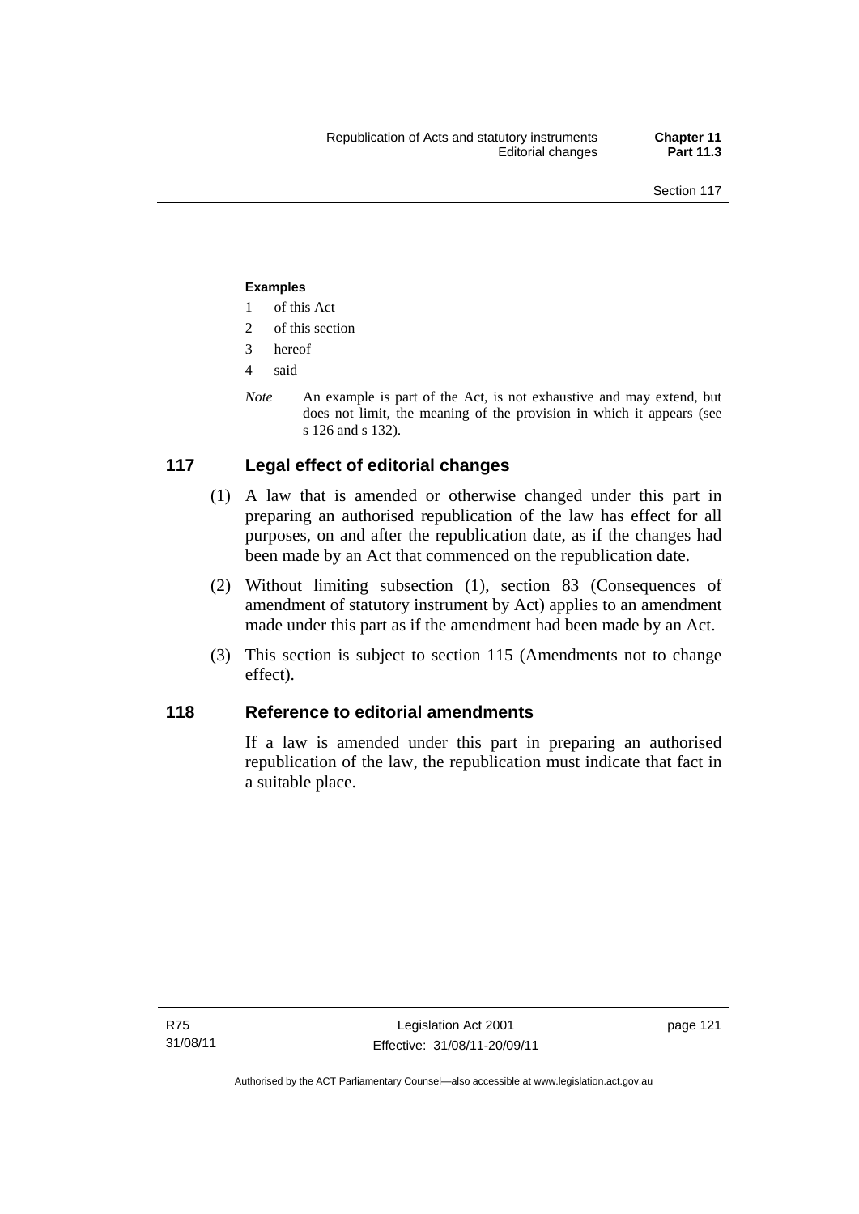**Examples**

1 of this Act

2 of this section

3 hereof

4 said

*Note* An example is part of the Act, is not exhaustive and may extend, but does not limit, the meaning of the provision in which it appears (see s 126 and s 132).

## 117 Legal effect of editorial changes

(1) A law that is amended or otherwise changed under this part in preparing an authorised republication of the law has effect for all purposes, on and after the republication date, as if the changes had been made by an Act that commenced on the republication date.

(2) Without limiting subsection (1), section 83 (Consequences of amendment of statutory instrument by Act) applies to an amendment made under this part as if the amendment had been made by an Act.

(3) This section is subject to section 115 (Amendments not to change effect).

## 118 Reference to editorial amendments

If a law is amended under this part in preparing an authorised republication of the law, the republication must indicate that fact in a suitable place.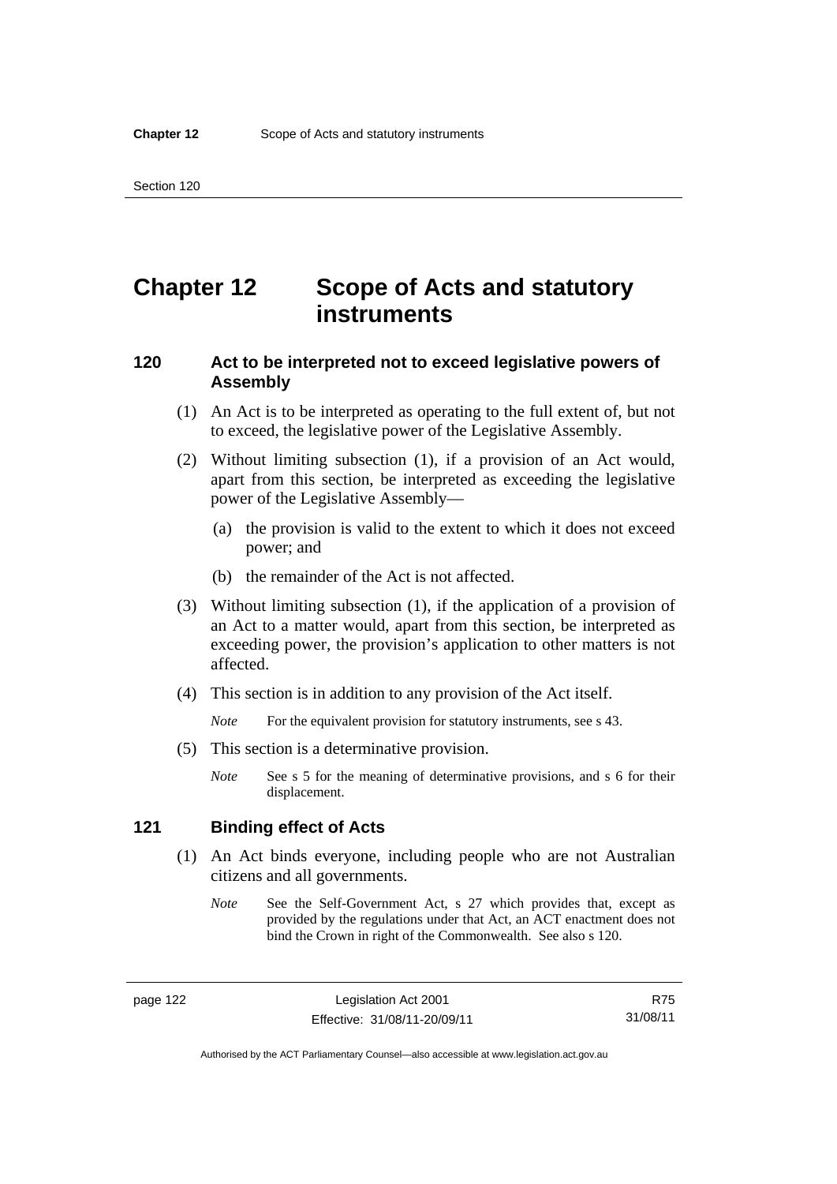# Chapter 12 Scope of Acts and statutory instruments

## 120 Act to be interpreted not to exceed legislative powers of Assembly

(1) An Act is to be interpreted as operating to the full extent of, but not to exceed, the legislative power of the Legislative Assembly.

(2) Without limiting subsection (1), if a provision of an Act would, apart from this section, be interpreted as exceeding the legislative power of the Legislative Assembly—

(a) the provision is valid to the extent to which it does not exceed power; and

(b) the remainder of the Act is not affected.

(3) Without limiting subsection (1), if the application of a provision of an Act to a matter would, apart from this section, be interpreted as exceeding power, the provision's application to other matters is not affected.

(4) This section is in addition to any provision of the Act itself.

*Note* For the equivalent provision for statutory instruments, see s 43.

(5) This section is a determinative provision.

*Note* See s 5 for the meaning of determinative provisions, and s 6 for their displacement.

## 121 Binding effect of Acts

(1) An Act binds everyone, including people who are not Australian citizens and all governments.

*Note* See the Self-Government Act, s 27 which provides that, except as provided by the regulations under that Act, an ACT enactment does not bind the Crown in right of the Commonwealth. See also s 120.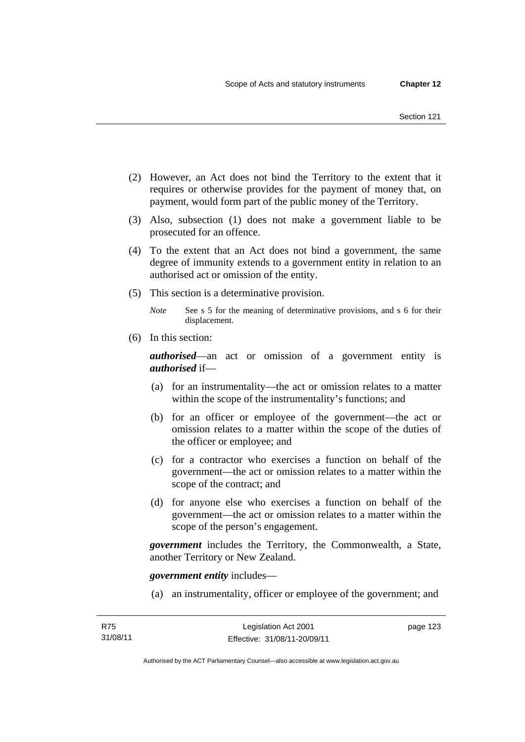(2) However, an Act does not bind the Territory to the extent that it requires or otherwise provides for the payment of money that, on payment, would form part of the public money of the Territory.

(3) Also, subsection (1) does not make a government liable to be prosecuted for an offence.

(4) To the extent that an Act does not bind a government, the same degree of immunity extends to a government entity in relation to an authorised act or omission of the entity.

(5) This section is a determinative provision.

*Note* See s 5 for the meaning of determinative provisions, and s 6 for their displacement.

(6) In this section:

***authorised***—an act or omission of a government entity is ***authorised*** if—

(a) for an instrumentality—the act or omission relates to a matter within the scope of the instrumentality's functions; and

(b) for an officer or employee of the government—the act or omission relates to a matter within the scope of the duties of the officer or employee; and

(c) for a contractor who exercises a function on behalf of the government—the act or omission relates to a matter within the scope of the contract; and

(d) for anyone else who exercises a function on behalf of the government—the act or omission relates to a matter within the scope of the person's engagement.

***government*** includes the Territory, the Commonwealth, a State, another Territory or New Zealand.

***government entity*** includes—

(a) an instrumentality, officer or employee of the government; and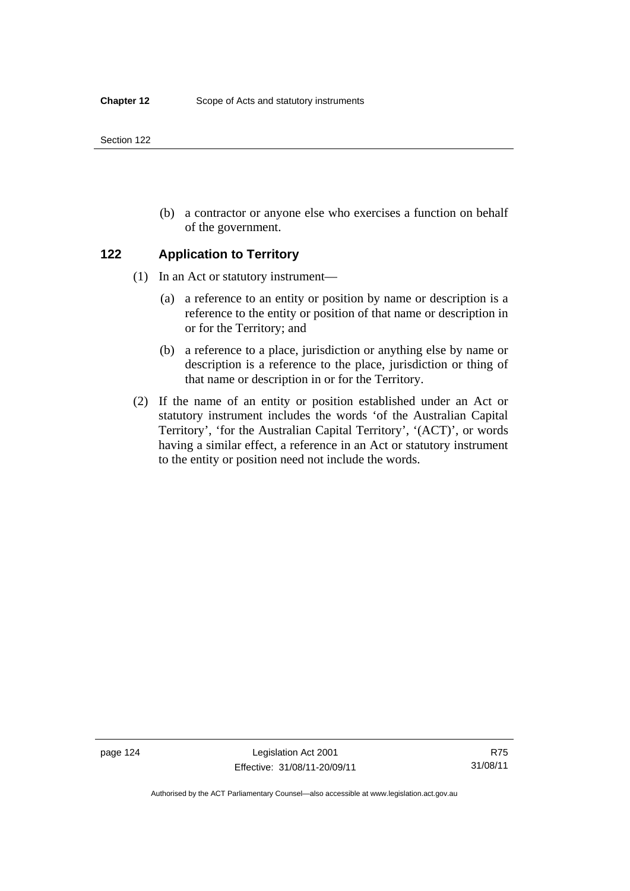(b) a contractor or anyone else who exercises a function on behalf of the government.

## 122 Application to Territory

(1) In an Act or statutory instrument—

(a) a reference to an entity or position by name or description is a reference to the entity or position of that name or description in or for the Territory; and

(b) a reference to a place, jurisdiction or anything else by name or description is a reference to the place, jurisdiction or thing of that name or description in or for the Territory.

(2) If the name of an entity or position established under an Act or statutory instrument includes the words 'of the Australian Capital Territory', 'for the Australian Capital Territory', '(ACT)', or words having a similar effect, a reference in an Act or statutory instrument to the entity or position need not include the words.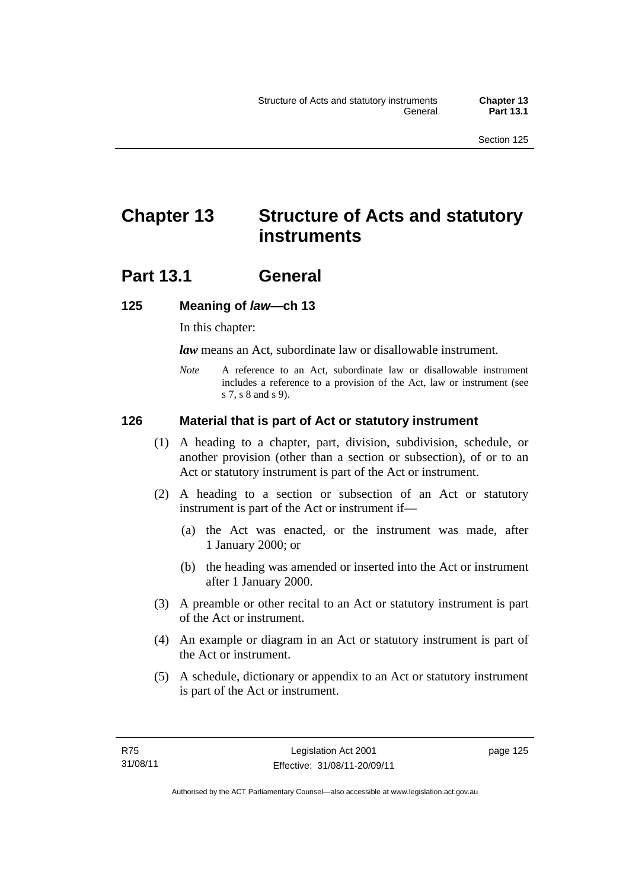# Chapter 13 Structure of Acts and statutory instruments

## Part 13.1 General

### 125 Meaning of *law*—ch 13

In this chapter:

***law*** means an Act, subordinate law or disallowable instrument.

*Note* A reference to an Act, subordinate law or disallowable instrument includes a reference to a provision of the Act, law or instrument (see s 7, s 8 and s 9).

### 126 Material that is part of Act or statutory instrument

(1) A heading to a chapter, part, division, subdivision, schedule, or another provision (other than a section or subsection), of or to an Act or statutory instrument is part of the Act or instrument.

(2) A heading to a section or subsection of an Act or statutory instrument is part of the Act or instrument if—

(a) the Act was enacted, or the instrument was made, after 1 January 2000; or

(b) the heading was amended or inserted into the Act or instrument after 1 January 2000.

(3) A preamble or other recital to an Act or statutory instrument is part of the Act or instrument.

(4) An example or diagram in an Act or statutory instrument is part of the Act or instrument.

(5) A schedule, dictionary or appendix to an Act or statutory instrument is part of the Act or instrument.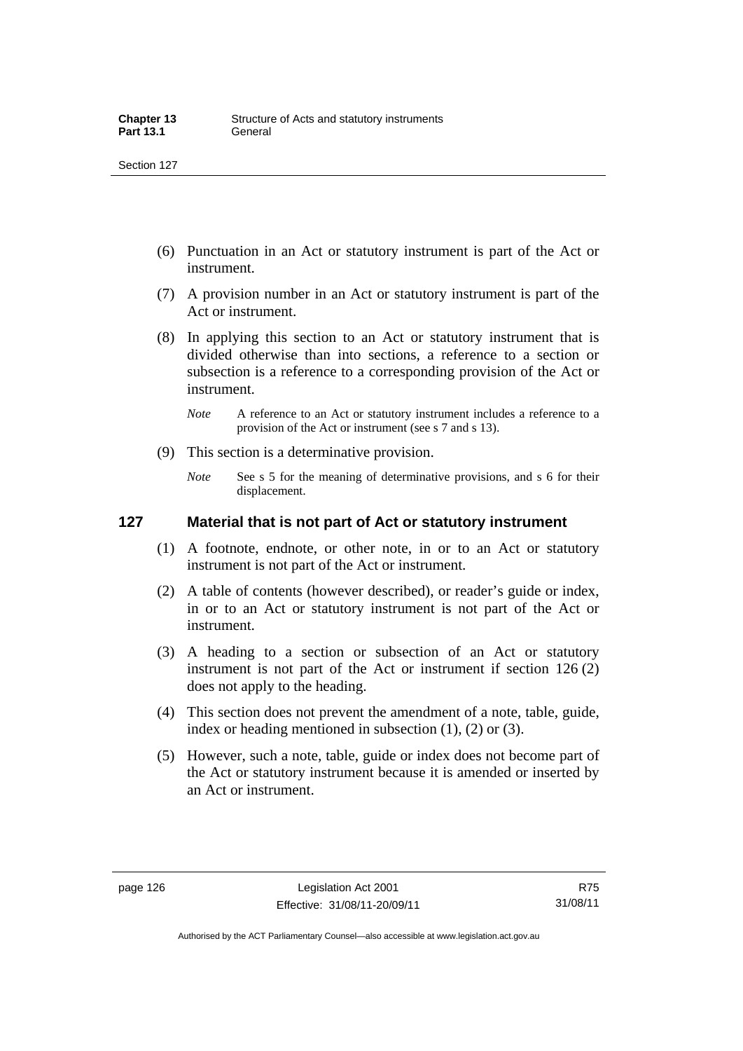(6) Punctuation in an Act or statutory instrument is part of the Act or instrument.

(7) A provision number in an Act or statutory instrument is part of the Act or instrument.

(8) In applying this section to an Act or statutory instrument that is divided otherwise than into sections, a reference to a section or subsection is a reference to a corresponding provision of the Act or instrument.

*Note* A reference to an Act or statutory instrument includes a reference to a provision of the Act or instrument (see s 7 and s 13).

(9) This section is a determinative provision.

*Note* See s 5 for the meaning of determinative provisions, and s 6 for their displacement.

## 127 Material that is not part of Act or statutory instrument

(1) A footnote, endnote, or other note, in or to an Act or statutory instrument is not part of the Act or instrument.

(2) A table of contents (however described), or reader's guide or index, in or to an Act or statutory instrument is not part of the Act or instrument.

(3) A heading to a section or subsection of an Act or statutory instrument is not part of the Act or instrument if section 126 (2) does not apply to the heading.

(4) This section does not prevent the amendment of a note, table, guide, index or heading mentioned in subsection (1), (2) or (3).

(5) However, such a note, table, guide or index does not become part of the Act or statutory instrument because it is amended or inserted by an Act or instrument.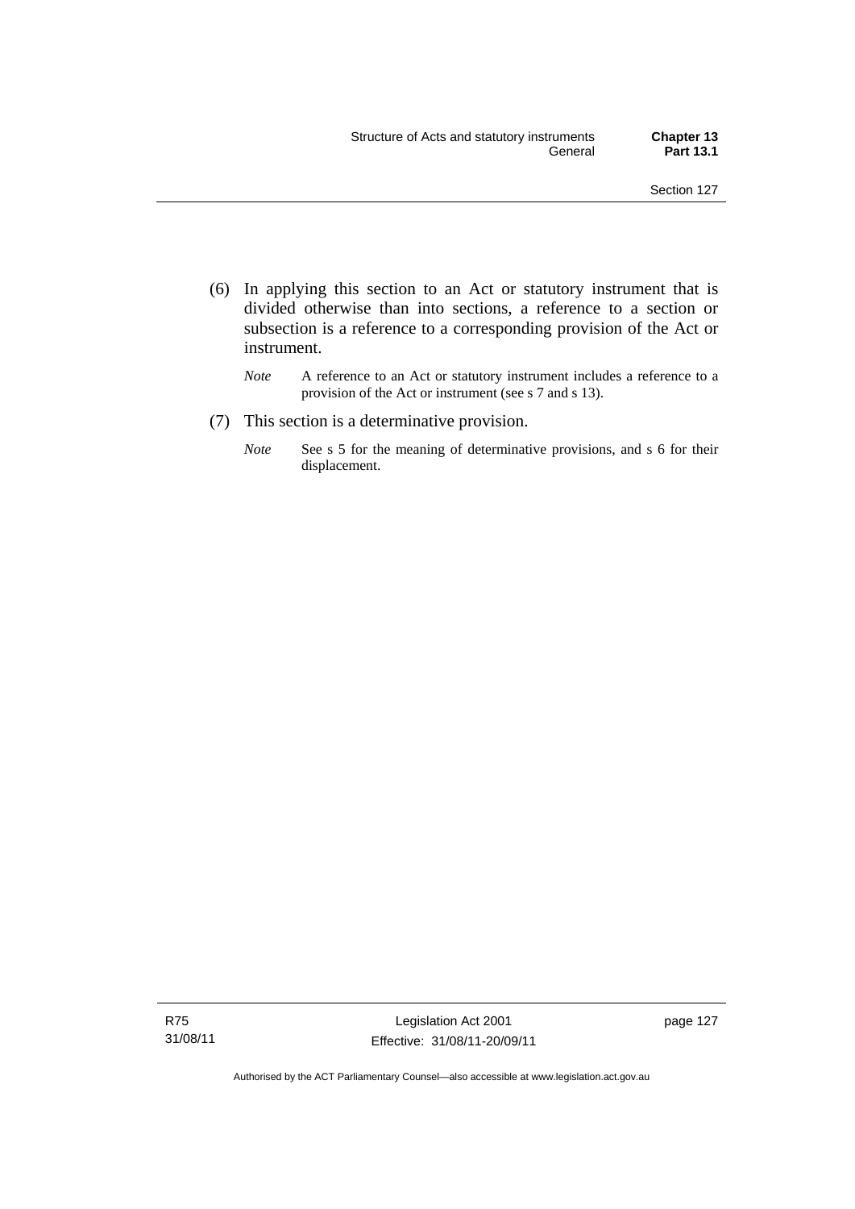(6) In applying this section to an Act or statutory instrument that is divided otherwise than into sections, a reference to a section or subsection is a reference to a corresponding provision of the Act or instrument.

*Note* A reference to an Act or statutory instrument includes a reference to a provision of the Act or instrument (see s 7 and s 13).

(7) This section is a determinative provision.

*Note* See s 5 for the meaning of determinative provisions, and s 6 for their displacement.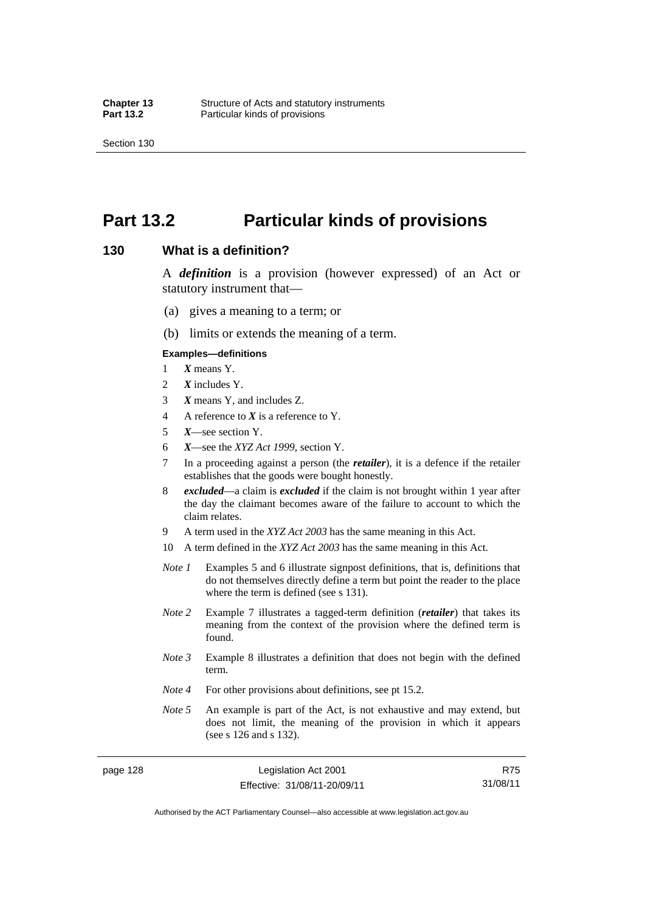# Part 13.2 Particular kinds of provisions

## 130 What is a definition?

A ***definition*** is a provision (however expressed) of an Act or statutory instrument that—

(a) gives a meaning to a term; or

(b) limits or extends the meaning of a term.

#### Examples—definitions

1. ***X*** means Y.
2. ***X*** includes Y.
3. ***X*** means Y, and includes Z.
4. A reference to ***X*** is a reference to Y.
5. ***X***—see section Y.
6. ***X***—see the *XYZ Act 1999*, section Y.
7. In a proceeding against a person (the ***retailer***), it is a defence if the retailer establishes that the goods were bought honestly.
8. ***excluded***—a claim is ***excluded*** if the claim is not brought within 1 year after the day the claimant becomes aware of the failure to account to which the claim relates.
9. A term used in the *XYZ Act 2003* has the same meaning in this Act.
10. A term defined in the *XYZ Act 2003* has the same meaning in this Act.

*Note 1* Examples 5 and 6 illustrate signpost definitions, that is, definitions that do not themselves directly define a term but point the reader to the place where the term is defined (see s 131).

*Note 2* Example 7 illustrates a tagged-term definition (***retailer***) that takes its meaning from the context of the provision where the defined term is found.

*Note 3* Example 8 illustrates a definition that does not begin with the defined term.

*Note 4* For other provisions about definitions, see pt 15.2.

*Note 5* An example is part of the Act, is not exhaustive and may extend, but does not limit, the meaning of the provision in which it appears (see s 126 and s 132).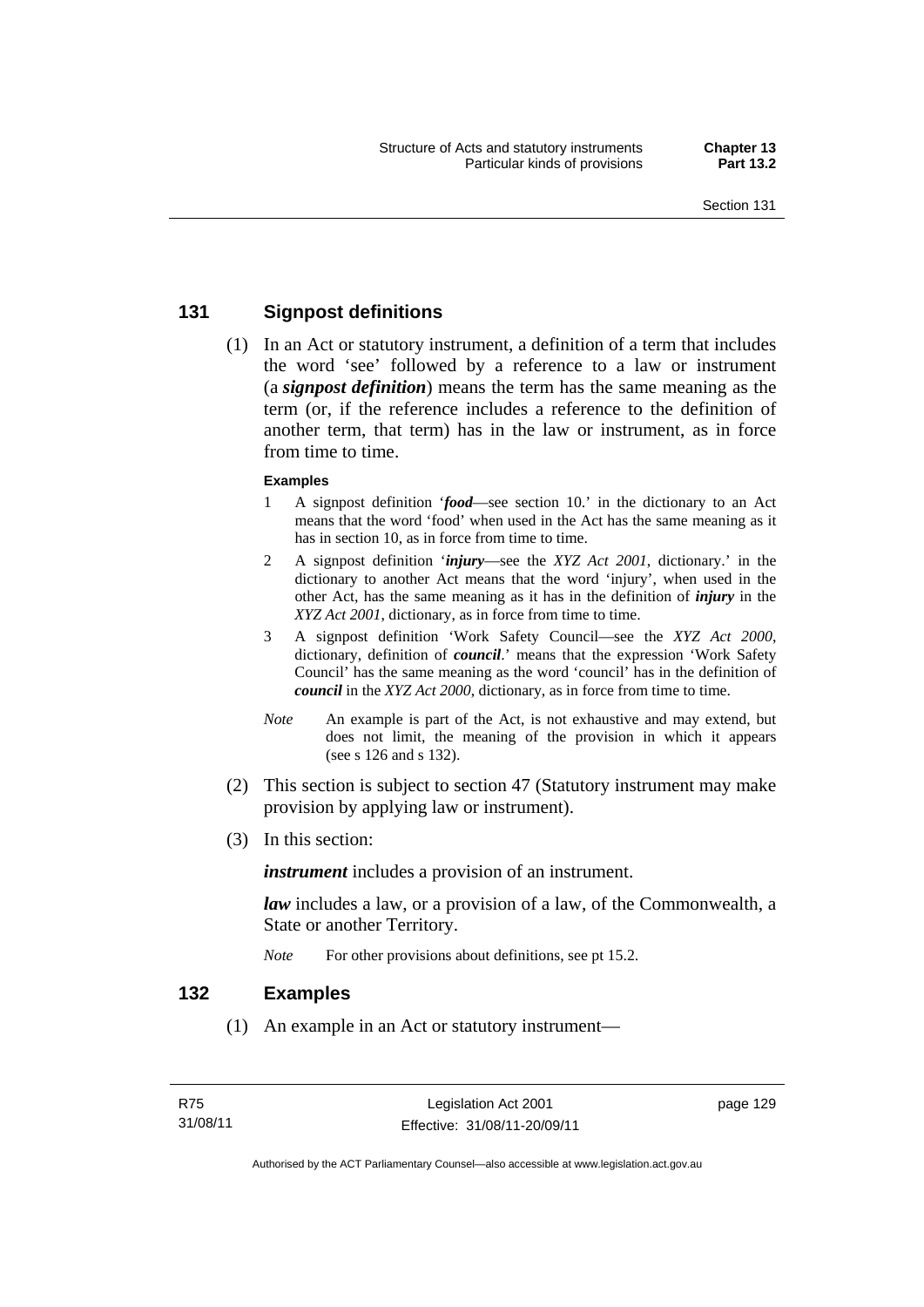## 131 Signpost definitions

(1) In an Act or statutory instrument, a definition of a term that includes the word 'see' followed by a reference to a law or instrument (a ***signpost definition***) means the term has the same meaning as the term (or, if the reference includes a reference to the definition of another term, that term) has in the law or instrument, as in force from time to time.

**Examples**

1 A signpost definition '***food***—see section 10.' in the dictionary to an Act means that the word 'food' when used in the Act has the same meaning as it has in section 10, as in force from time to time.

2 A signpost definition '***injury***—see the *XYZ Act 2001*, dictionary.' in the dictionary to another Act means that the word 'injury', when used in the other Act, has the same meaning as it has in the definition of ***injury*** in the *XYZ Act 2001*, dictionary, as in force from time to time.

3 A signpost definition 'Work Safety Council—see the *XYZ Act 2000*, dictionary, definition of ***council***.' means that the expression 'Work Safety Council' has the same meaning as the word 'council' has in the definition of ***council*** in the *XYZ Act 2000*, dictionary, as in force from time to time.

*Note* An example is part of the Act, is not exhaustive and may extend, but does not limit, the meaning of the provision in which it appears (see s 126 and s 132).

(2) This section is subject to section 47 (Statutory instrument may make provision by applying law or instrument).

(3) In this section:

***instrument*** includes a provision of an instrument.

***law*** includes a law, or a provision of a law, of the Commonwealth, a State or another Territory.

*Note* For other provisions about definitions, see pt 15.2.

## 132 Examples

(1) An example in an Act or statutory instrument—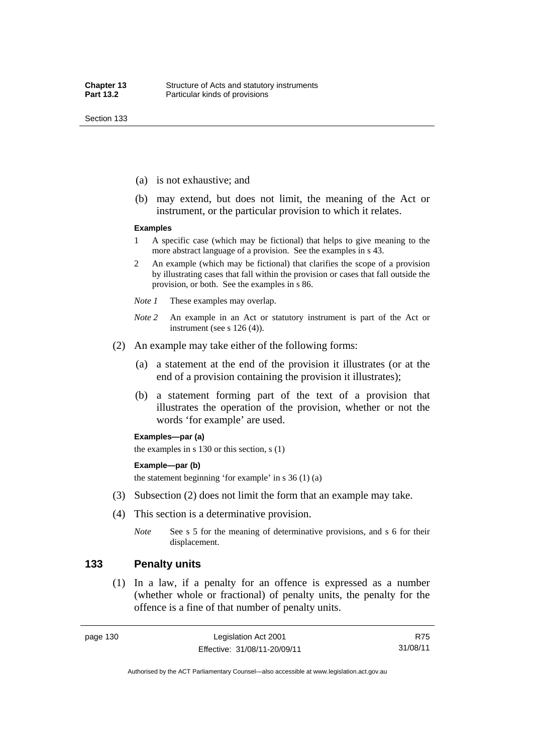(a) is not exhaustive; and

(b) may extend, but does not limit, the meaning of the Act or instrument, or the particular provision to which it relates.

**Examples**

1 A specific case (which may be fictional) that helps to give meaning to the more abstract language of a provision. See the examples in s 43.

2 An example (which may be fictional) that clarifies the scope of a provision by illustrating cases that fall within the provision or cases that fall outside the provision, or both. See the examples in s 86.

*Note 1* These examples may overlap.

*Note 2* An example in an Act or statutory instrument is part of the Act or instrument (see s 126 (4)).

(2) An example may take either of the following forms:

(a) a statement at the end of the provision it illustrates (or at the end of a provision containing the provision it illustrates);

(b) a statement forming part of the text of a provision that illustrates the operation of the provision, whether or not the words 'for example' are used.

**Examples—par (a)**

the examples in s 130 or this section, s (1)

**Example—par (b)**

the statement beginning 'for example' in s 36 (1) (a)

(3) Subsection (2) does not limit the form that an example may take.

(4) This section is a determinative provision.

*Note* See s 5 for the meaning of determinative provisions, and s 6 for their displacement.

## 133 Penalty units

(1) In a law, if a penalty for an offence is expressed as a number (whether whole or fractional) of penalty units, the penalty for the offence is a fine of that number of penalty units.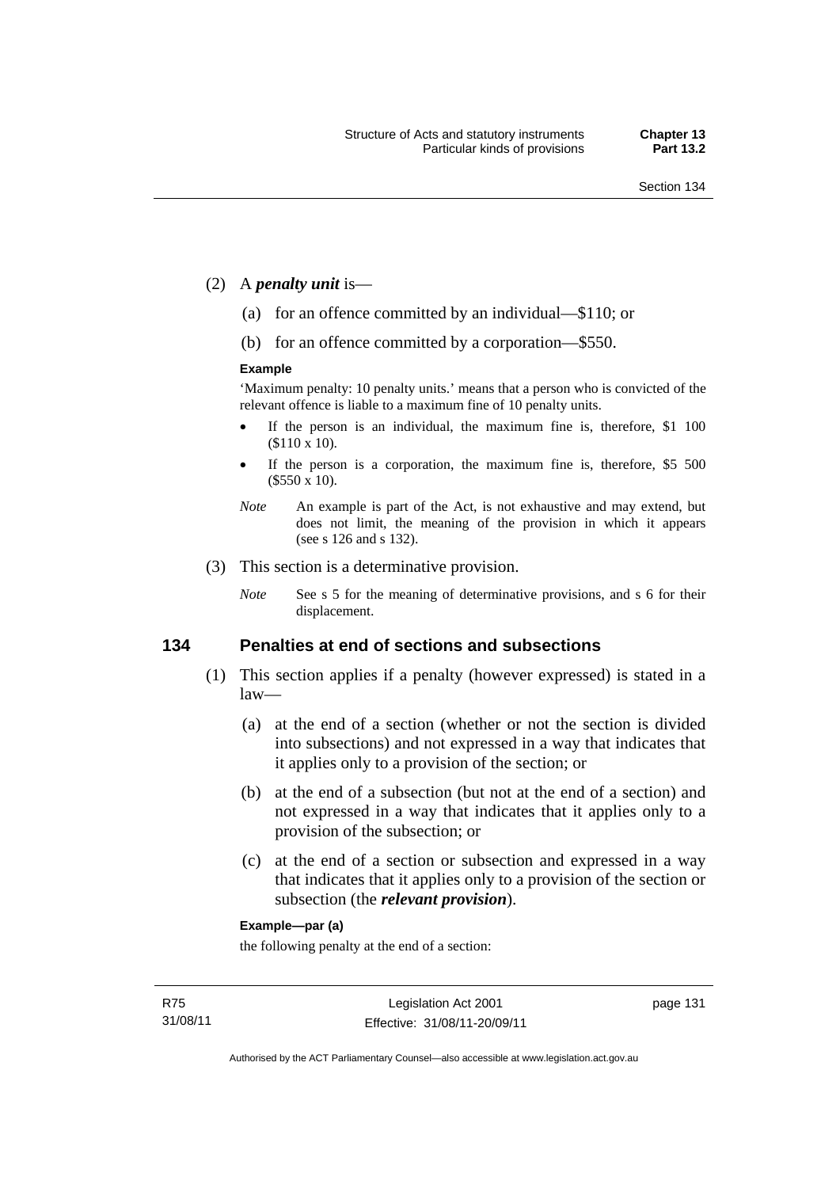(2) A ***penalty unit*** is—

(a) for an offence committed by an individual—$110; or

(b) for an offence committed by a corporation—$550.

**Example**

'Maximum penalty: 10 penalty units.' means that a person who is convicted of the relevant offence is liable to a maximum fine of 10 penalty units.

- If the person is an individual, the maximum fine is, therefore, $1 100 ($110 x 10).
- If the person is a corporation, the maximum fine is, therefore, $5 500 ($550 x 10).

*Note* An example is part of the Act, is not exhaustive and may extend, but does not limit, the meaning of the provision in which it appears (see s 126 and s 132).

(3) This section is a determinative provision.

*Note* See s 5 for the meaning of determinative provisions, and s 6 for their displacement.

## 134 Penalties at end of sections and subsections

(1) This section applies if a penalty (however expressed) is stated in a law—

(a) at the end of a section (whether or not the section is divided into subsections) and not expressed in a way that indicates that it applies only to a provision of the section; or

(b) at the end of a subsection (but not at the end of a section) and not expressed in a way that indicates that it applies only to a provision of the subsection; or

(c) at the end of a section or subsection and expressed in a way that indicates that it applies only to a provision of the section or subsection (the ***relevant provision***).

**Example—par (a)**

the following penalty at the end of a section: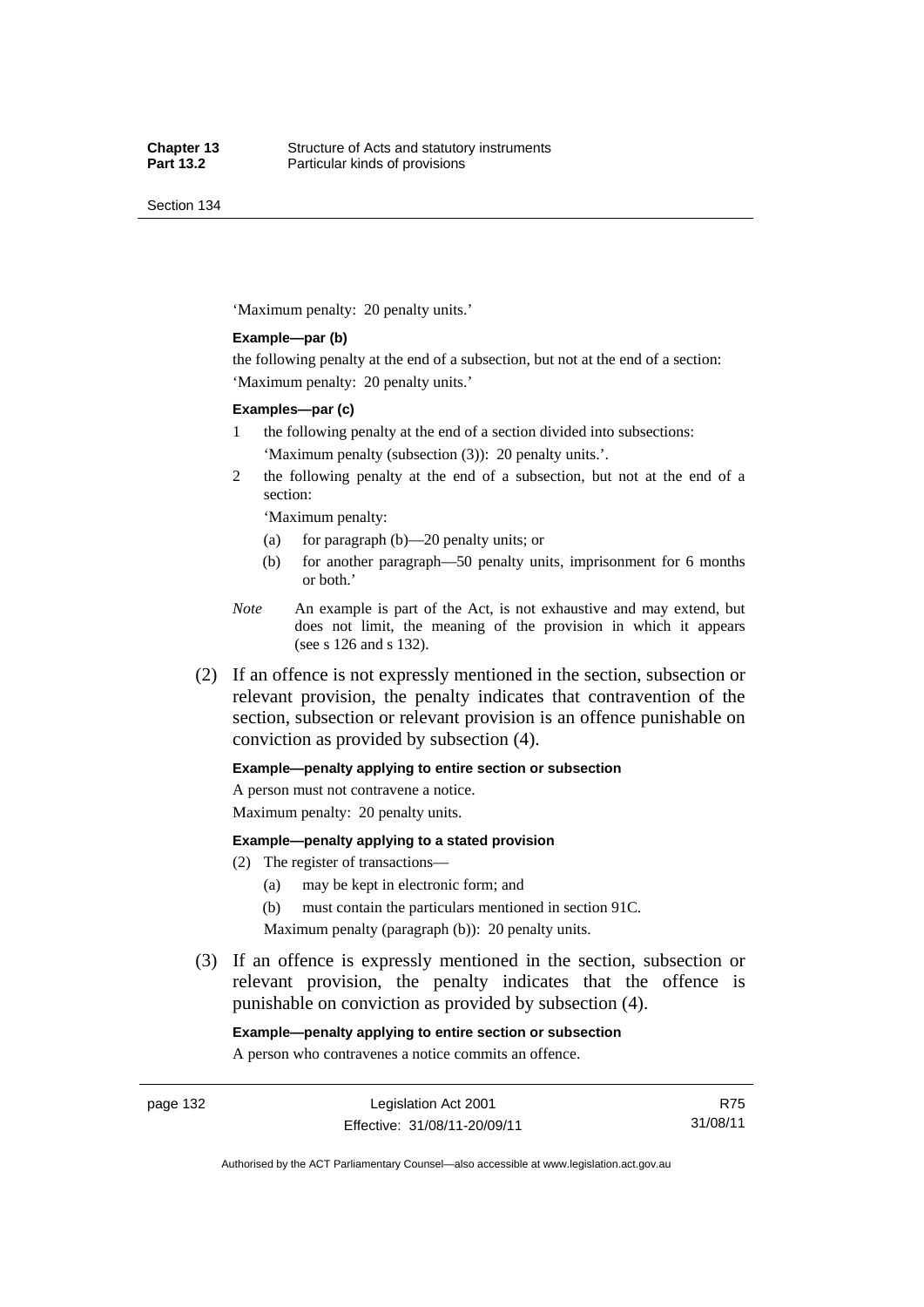'Maximum penalty: 20 penalty units.'

**Example—par (b)**

the following penalty at the end of a subsection, but not at the end of a section:

'Maximum penalty: 20 penalty units.'

**Examples—par (c)**

1 the following penalty at the end of a section divided into subsections:

 'Maximum penalty (subsection (3)): 20 penalty units.'.

2 the following penalty at the end of a subsection, but not at the end of a section:

 'Maximum penalty:

 (a) for paragraph (b)—20 penalty units; or

 (b) for another paragraph—50 penalty units, imprisonment for 6 months or both.'

*Note* An example is part of the Act, is not exhaustive and may extend, but does not limit, the meaning of the provision in which it appears (see s 126 and s 132).

(2) If an offence is not expressly mentioned in the section, subsection or relevant provision, the penalty indicates that contravention of the section, subsection or relevant provision is an offence punishable on conviction as provided by subsection (4).

**Example—penalty applying to entire section or subsection**

A person must not contravene a notice.

Maximum penalty: 20 penalty units.

**Example—penalty applying to a stated provision**

(2) The register of transactions—

 (a) may be kept in electronic form; and

 (b) must contain the particulars mentioned in section 91C.

 Maximum penalty (paragraph (b)): 20 penalty units.

(3) If an offence is expressly mentioned in the section, subsection or relevant provision, the penalty indicates that the offence is punishable on conviction as provided by subsection (4).

**Example—penalty applying to entire section or subsection**

A person who contravenes a notice commits an offence.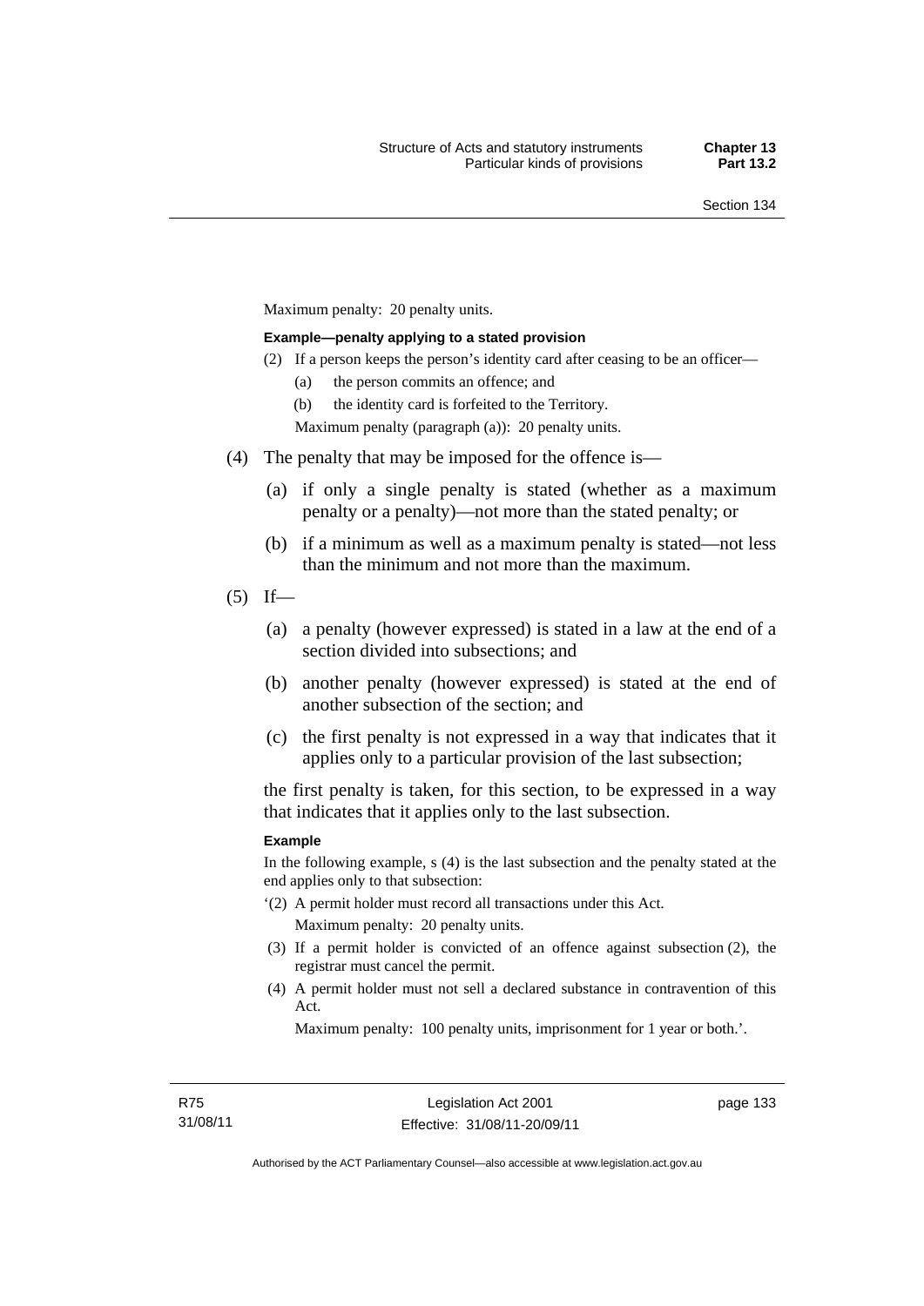Maximum penalty: 20 penalty units.

**Example—penalty applying to a stated provision**

(2) If a person keeps the person's identity card after ceasing to be an officer—

(a) the person commits an offence; and

(b) the identity card is forfeited to the Territory.

Maximum penalty (paragraph (a)): 20 penalty units.

(4) The penalty that may be imposed for the offence is—

(a) if only a single penalty is stated (whether as a maximum penalty or a penalty)—not more than the stated penalty; or

(b) if a minimum as well as a maximum penalty is stated—not less than the minimum and not more than the maximum.

(5) If—

(a) a penalty (however expressed) is stated in a law at the end of a section divided into subsections; and

(b) another penalty (however expressed) is stated at the end of another subsection of the section; and

(c) the first penalty is not expressed in a way that indicates that it applies only to a particular provision of the last subsection;

the first penalty is taken, for this section, to be expressed in a way that indicates that it applies only to the last subsection.

**Example**

In the following example, s (4) is the last subsection and the penalty stated at the end applies only to that subsection:

'(2) A permit holder must record all transactions under this Act.

Maximum penalty: 20 penalty units.

(3) If a permit holder is convicted of an offence against subsection (2), the registrar must cancel the permit.

(4) A permit holder must not sell a declared substance in contravention of this Act.

Maximum penalty: 100 penalty units, imprisonment for 1 year or both.'.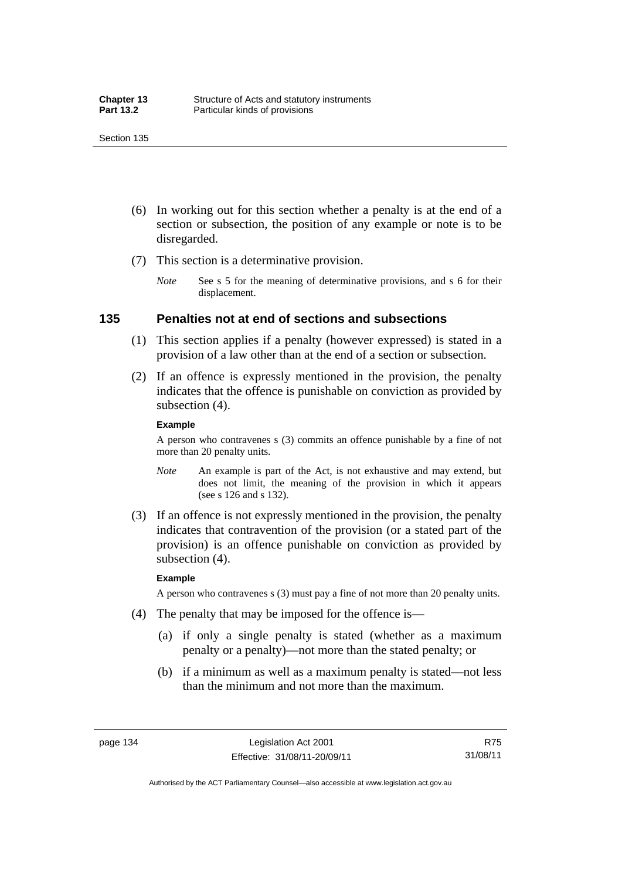(6) In working out for this section whether a penalty is at the end of a section or subsection, the position of any example or note is to be disregarded.

(7) This section is a determinative provision.

*Note* See s 5 for the meaning of determinative provisions, and s 6 for their displacement.

## 135 Penalties not at end of sections and subsections

(1) This section applies if a penalty (however expressed) is stated in a provision of a law other than at the end of a section or subsection.

(2) If an offence is expressly mentioned in the provision, the penalty indicates that the offence is punishable on conviction as provided by subsection (4).

**Example**

A person who contravenes s (3) commits an offence punishable by a fine of not more than 20 penalty units.

*Note* An example is part of the Act, is not exhaustive and may extend, but does not limit, the meaning of the provision in which it appears (see s 126 and s 132).

(3) If an offence is not expressly mentioned in the provision, the penalty indicates that contravention of the provision (or a stated part of the provision) is an offence punishable on conviction as provided by subsection (4).

**Example**

A person who contravenes s (3) must pay a fine of not more than 20 penalty units.

(4) The penalty that may be imposed for the offence is—

(a) if only a single penalty is stated (whether as a maximum penalty or a penalty)—not more than the stated penalty; or

(b) if a minimum as well as a maximum penalty is stated—not less than the minimum and not more than the maximum.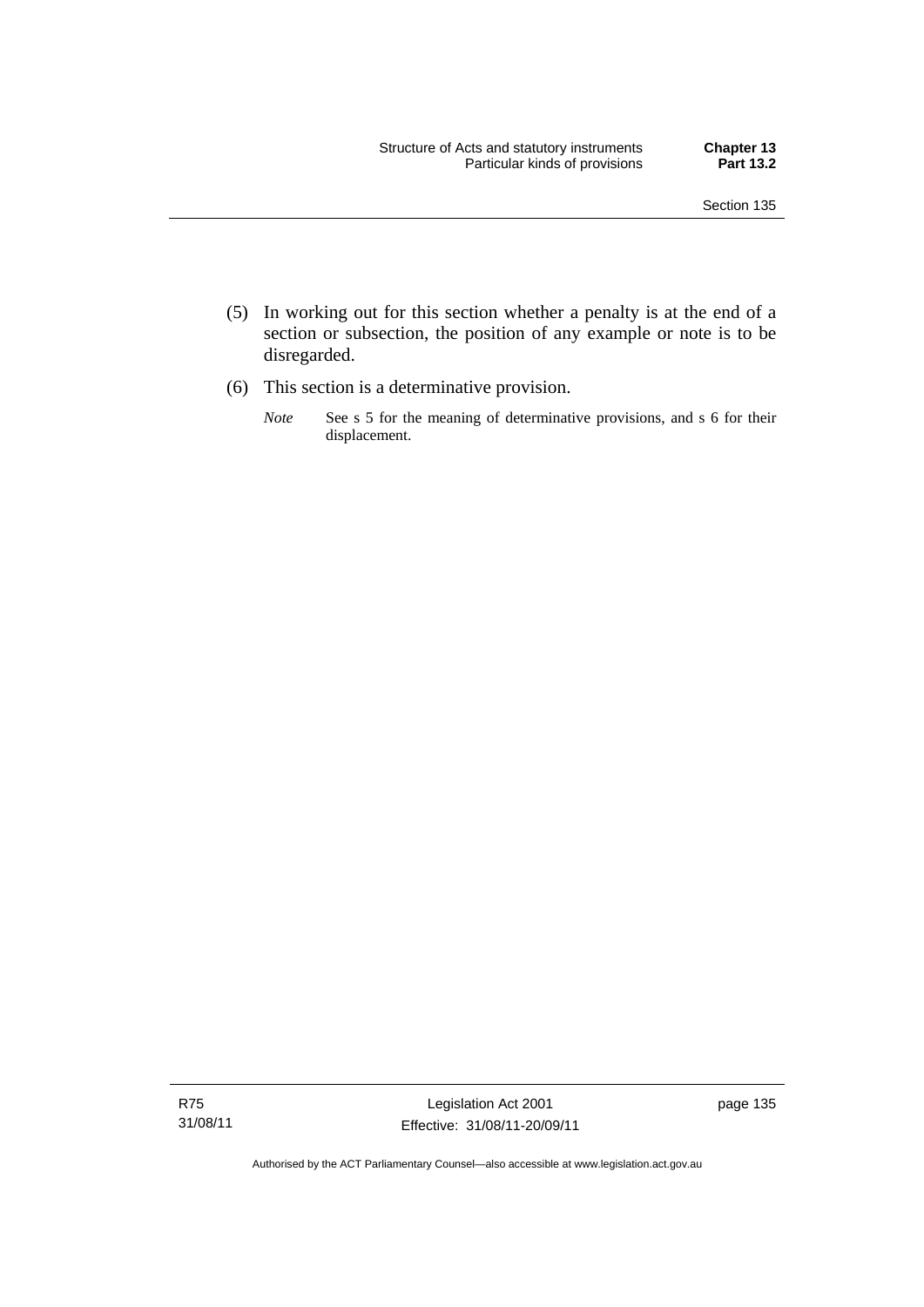(5) In working out for this section whether a penalty is at the end of a section or subsection, the position of any example or note is to be disregarded.

(6) This section is a determinative provision.

*Note* See s 5 for the meaning of determinative provisions, and s 6 for their displacement.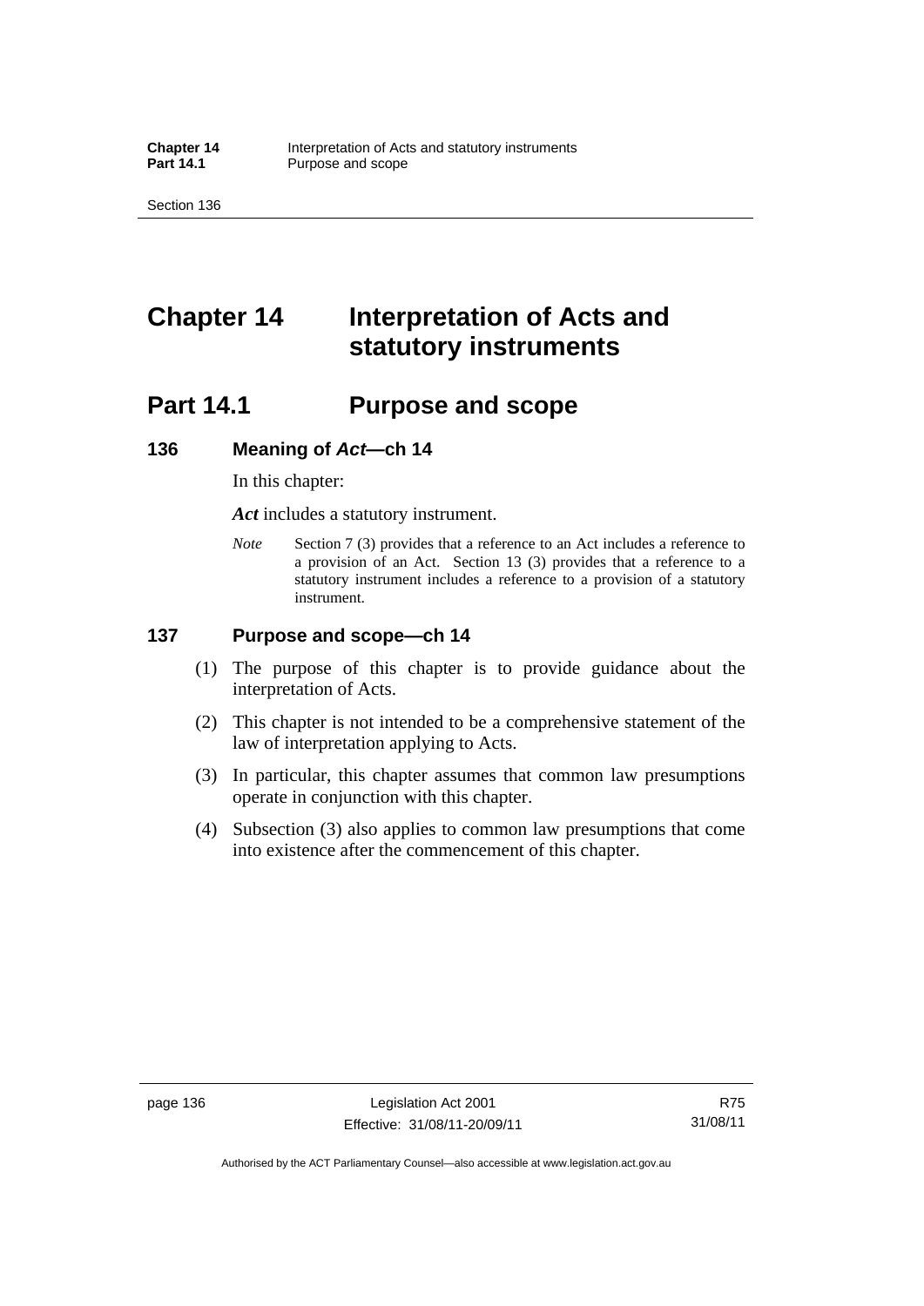# Chapter 14 Interpretation of Acts and statutory instruments

## Part 14.1 Purpose and scope

### 136 Meaning of *Act*—ch 14

In this chapter:

***Act*** includes a statutory instrument.

*Note* Section 7 (3) provides that a reference to an Act includes a reference to a provision of an Act. Section 13 (3) provides that a reference to a statutory instrument includes a reference to a provision of a statutory instrument.

### 137 Purpose and scope—ch 14

(1) The purpose of this chapter is to provide guidance about the interpretation of Acts.

(2) This chapter is not intended to be a comprehensive statement of the law of interpretation applying to Acts.

(3) In particular, this chapter assumes that common law presumptions operate in conjunction with this chapter.

(4) Subsection (3) also applies to common law presumptions that come into existence after the commencement of this chapter.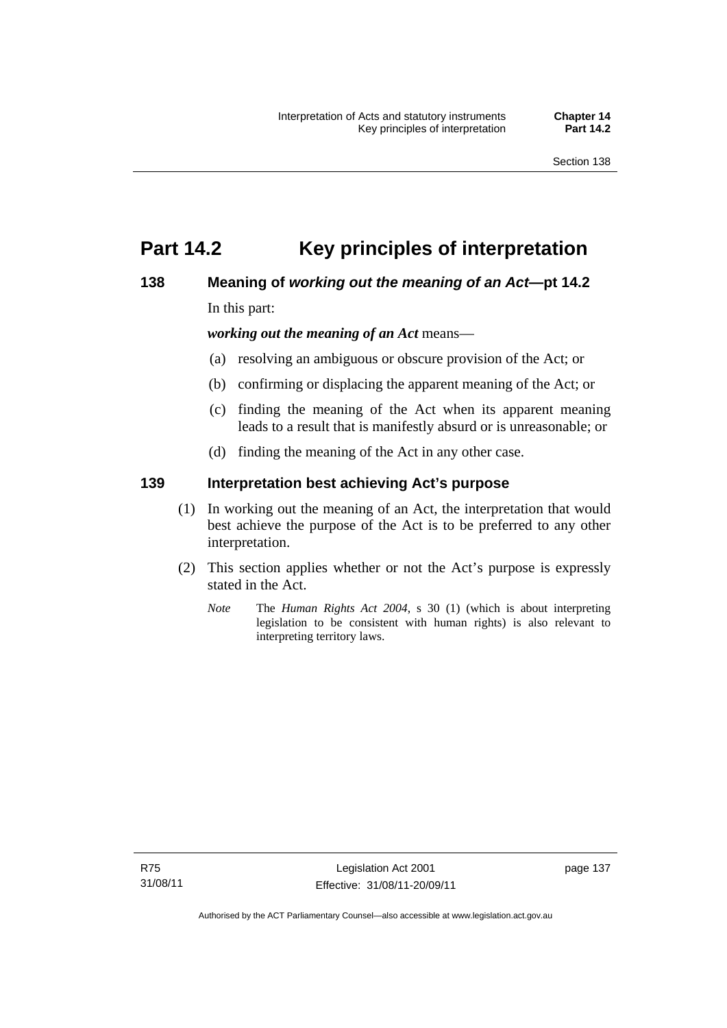# Part 14.2 Key principles of interpretation

## 138 Meaning of *working out the meaning of an Act*—pt 14.2

In this part:

***working out the meaning of an Act*** means—

(a) resolving an ambiguous or obscure provision of the Act; or

(b) confirming or displacing the apparent meaning of the Act; or

(c) finding the meaning of the Act when its apparent meaning leads to a result that is manifestly absurd or is unreasonable; or

(d) finding the meaning of the Act in any other case.

## 139 Interpretation best achieving Act's purpose

(1) In working out the meaning of an Act, the interpretation that would best achieve the purpose of the Act is to be preferred to any other interpretation.

(2) This section applies whether or not the Act's purpose is expressly stated in the Act.

*Note* The *Human Rights Act 2004*, s 30 (1) (which is about interpreting legislation to be consistent with human rights) is also relevant to interpreting territory laws.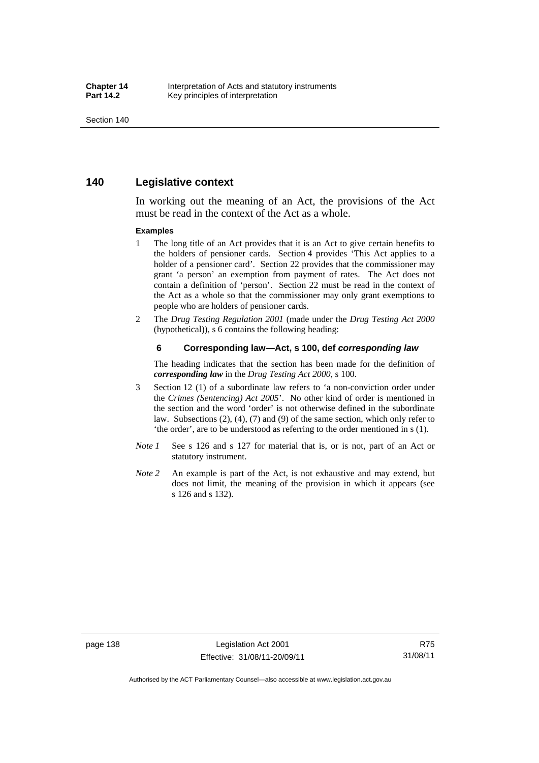## 140 Legislative context

In working out the meaning of an Act, the provisions of the Act must be read in the context of the Act as a whole.

**Examples**

1 The long title of an Act provides that it is an Act to give certain benefits to the holders of pensioner cards. Section 4 provides 'This Act applies to a holder of a pensioner card'. Section 22 provides that the commissioner may grant 'a person' an exemption from payment of rates. The Act does not contain a definition of 'person'. Section 22 must be read in the context of the Act as a whole so that the commissioner may only grant exemptions to people who are holders of pensioner cards.

2 The *Drug Testing Regulation 2001* (made under the *Drug Testing Act 2000* (hypothetical)), s 6 contains the following heading:

**6 Corresponding law—Act, s 100, def *corresponding law***

The heading indicates that the section has been made for the definition of ***corresponding law*** in the *Drug Testing Act 2000*, s 100.

3 Section 12 (1) of a subordinate law refers to 'a non-conviction order under the *Crimes (Sentencing) Act 2005*'. No other kind of order is mentioned in the section and the word 'order' is not otherwise defined in the subordinate law. Subsections (2), (4), (7) and (9) of the same section, which only refer to 'the order', are to be understood as referring to the order mentioned in s (1).

*Note 1* See s 126 and s 127 for material that is, or is not, part of an Act or statutory instrument.

*Note 2* An example is part of the Act, is not exhaustive and may extend, but does not limit, the meaning of the provision in which it appears (see s 126 and s 132).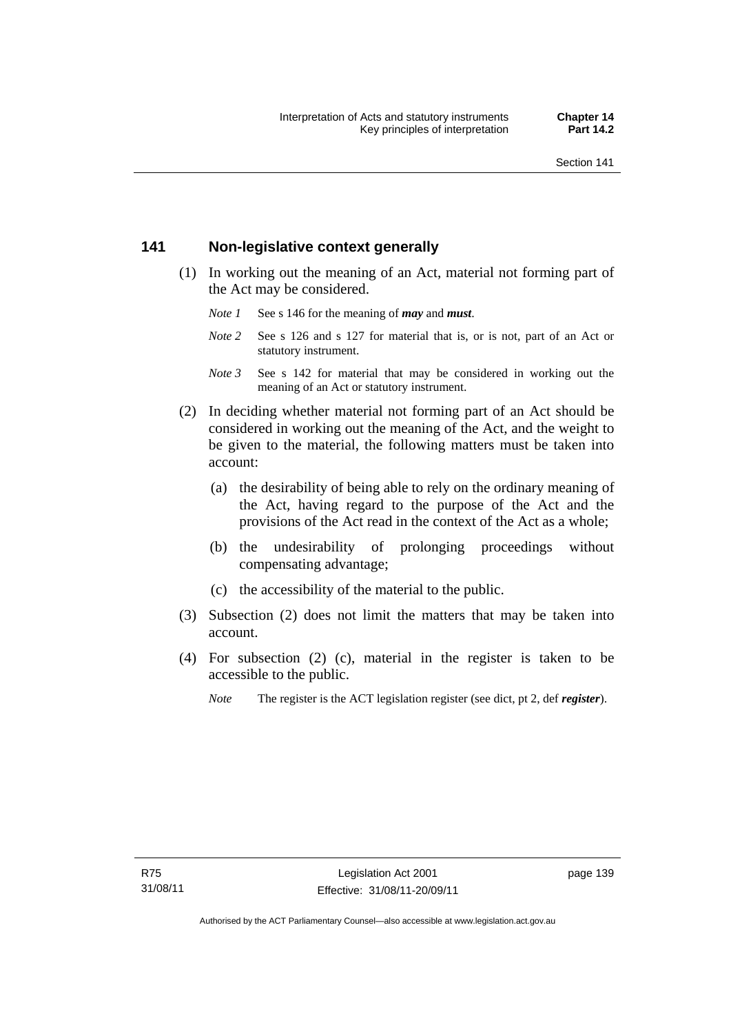## 141 Non-legislative context generally

(1) In working out the meaning of an Act, material not forming part of the Act may be considered.

*Note 1* See s 146 for the meaning of ***may*** and ***must***.

*Note 2* See s 126 and s 127 for material that is, or is not, part of an Act or statutory instrument.

*Note 3* See s 142 for material that may be considered in working out the meaning of an Act or statutory instrument.

(2) In deciding whether material not forming part of an Act should be considered in working out the meaning of the Act, and the weight to be given to the material, the following matters must be taken into account:

(a) the desirability of being able to rely on the ordinary meaning of the Act, having regard to the purpose of the Act and the provisions of the Act read in the context of the Act as a whole;

(b) the undesirability of prolonging proceedings without compensating advantage;

(c) the accessibility of the material to the public.

(3) Subsection (2) does not limit the matters that may be taken into account.

(4) For subsection (2) (c), material in the register is taken to be accessible to the public.

*Note* The register is the ACT legislation register (see dict, pt 2, def ***register***).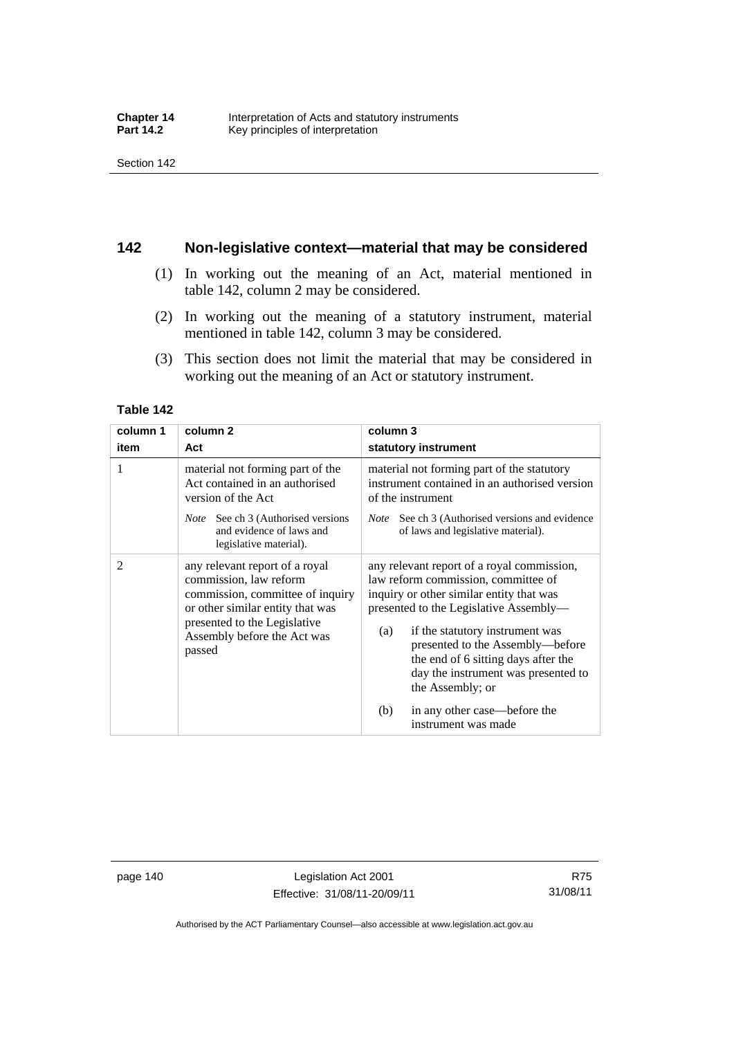## 142 Non-legislative context—material that may be considered

(1) In working out the meaning of an Act, material mentioned in table 142, column 2 may be considered.

(2) In working out the meaning of a statutory instrument, material mentioned in table 142, column 3 may be considered.

(3) This section does not limit the material that may be considered in working out the meaning of an Act or statutory instrument.

**Table 142**

| column 1<br>item | column 2<br>Act | column 3<br>statutory instrument |
|---|---|---|
| 1 | material not forming part of the Act contained in an authorised version of the Act<br><br>*Note* See ch 3 (Authorised versions and evidence of laws and legislative material). | material not forming part of the statutory instrument contained in an authorised version of the instrument<br><br>*Note* See ch 3 (Authorised versions and evidence of laws and legislative material). |
| 2 | any relevant report of a royal commission, law reform commission, committee of inquiry or other similar entity that was presented to the Legislative Assembly before the Act was passed | any relevant report of a royal commission, law reform commission, committee of inquiry or other similar entity that was presented to the Legislative Assembly—<br><br>(a) if the statutory instrument was presented to the Assembly—before the end of 6 sitting days after the day the instrument was presented to the Assembly; or<br><br>(b) in any other case—before the instrument was made |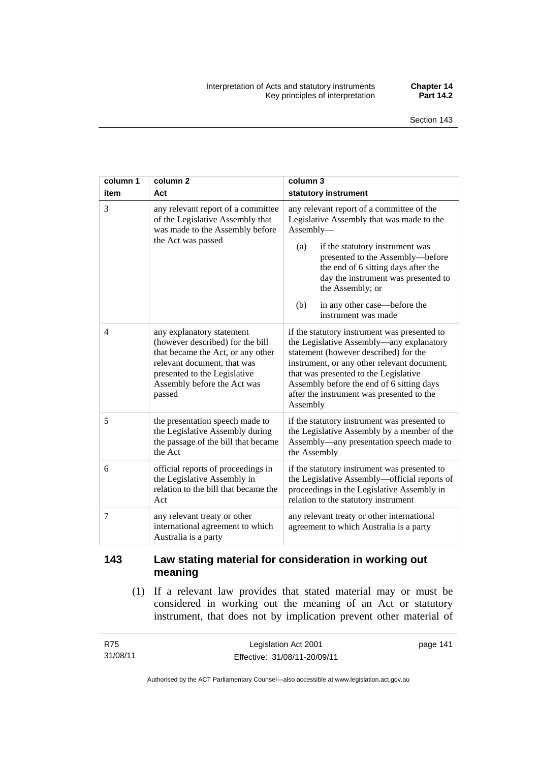| column 1 item | column 2 Act | column 3 statutory instrument |
|---|---|---|
| 3 | any relevant report of a committee of the Legislative Assembly that was made to the Assembly before the Act was passed | any relevant report of a committee of the Legislative Assembly that was made to the Assembly—<br>(a) if the statutory instrument was presented to the Assembly—before the end of 6 sitting days after the day the instrument was presented to the Assembly; or<br>(b) in any other case—before the instrument was made |
| 4 | any explanatory statement (however described) for the bill that became the Act, or any other relevant document, that was presented to the Legislative Assembly before the Act was passed | if the statutory instrument was presented to the Legislative Assembly—any explanatory statement (however described) for the instrument, or any other relevant document, that was presented to the Legislative Assembly before the end of 6 sitting days after the instrument was presented to the Assembly |
| 5 | the presentation speech made to the Legislative Assembly during the passage of the bill that became the Act | if the statutory instrument was presented to the Legislative Assembly by a member of the Assembly—any presentation speech made to the Assembly |
| 6 | official reports of proceedings in the Legislative Assembly in relation to the bill that became the Act | if the statutory instrument was presented to the Legislative Assembly—official reports of proceedings in the Legislative Assembly in relation to the statutory instrument |
| 7 | any relevant treaty or other international agreement to which Australia is a party | any relevant treaty or other international agreement to which Australia is a party |

## 143 Law stating material for consideration in working out meaning

(1) If a relevant law provides that stated material may or must be considered in working out the meaning of an Act or statutory instrument, that does not by implication prevent other material of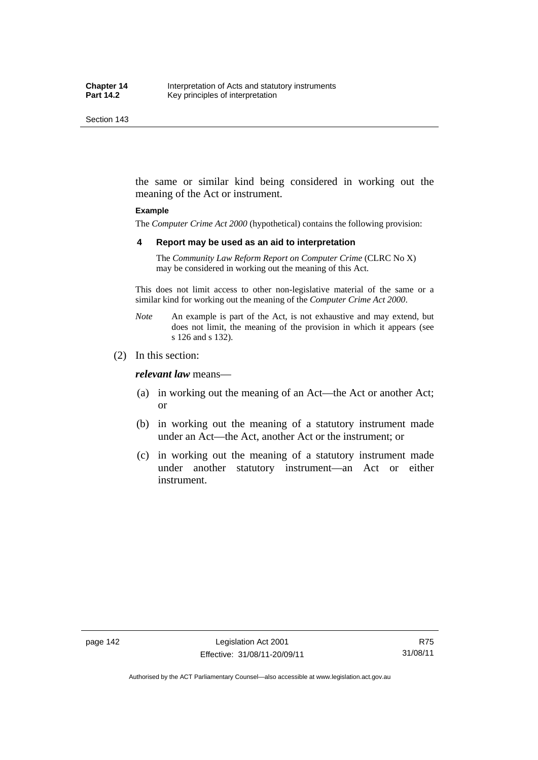the same or similar kind being considered in working out the meaning of the Act or instrument.

**Example**

The *Computer Crime Act 2000* (hypothetical) contains the following provision:

**4 Report may be used as an aid to interpretation**

The *Community Law Reform Report on Computer Crime* (CLRC No X) may be considered in working out the meaning of this Act.

This does not limit access to other non-legislative material of the same or a similar kind for working out the meaning of the *Computer Crime Act 2000*.

*Note* An example is part of the Act, is not exhaustive and may extend, but does not limit, the meaning of the provision in which it appears (see s 126 and s 132).

(2) In this section:

***relevant law*** means—

(a) in working out the meaning of an Act—the Act or another Act; or

(b) in working out the meaning of a statutory instrument made under an Act—the Act, another Act or the instrument; or

(c) in working out the meaning of a statutory instrument made under another statutory instrument—an Act or either instrument.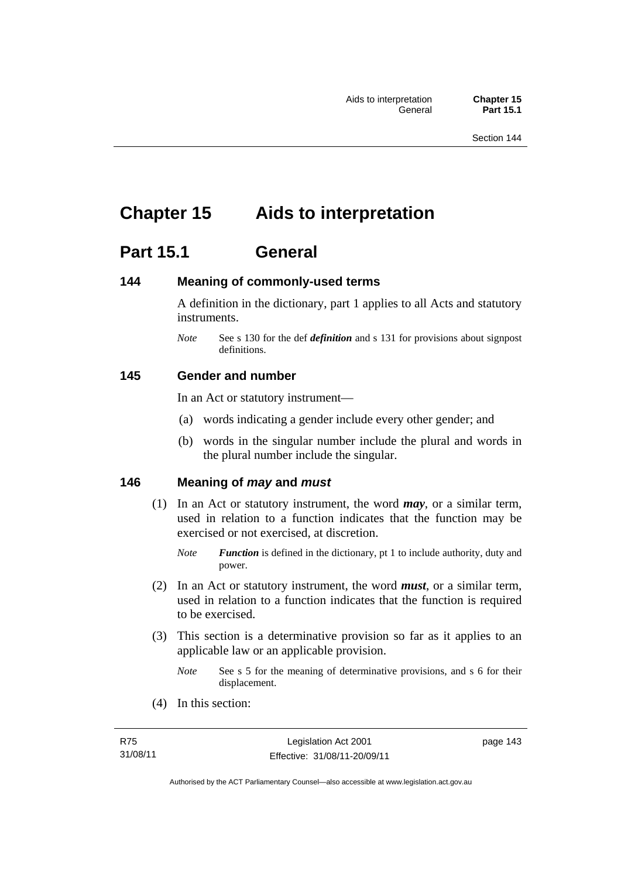# Chapter 15 Aids to interpretation

## Part 15.1 General

### 144 Meaning of commonly-used terms

A definition in the dictionary, part 1 applies to all Acts and statutory instruments.

*Note* See s 130 for the def ***definition*** and s 131 for provisions about signpost definitions.

### 145 Gender and number

In an Act or statutory instrument—

(a) words indicating a gender include every other gender; and

(b) words in the singular number include the plural and words in the plural number include the singular.

### 146 Meaning of *may* and *must*

(1) In an Act or statutory instrument, the word ***may***, or a similar term, used in relation to a function indicates that the function may be exercised or not exercised, at discretion.

*Note* ***Function*** is defined in the dictionary, pt 1 to include authority, duty and power.

(2) In an Act or statutory instrument, the word ***must***, or a similar term, used in relation to a function indicates that the function is required to be exercised.

(3) This section is a determinative provision so far as it applies to an applicable law or an applicable provision.

*Note* See s 5 for the meaning of determinative provisions, and s 6 for their displacement.

(4) In this section: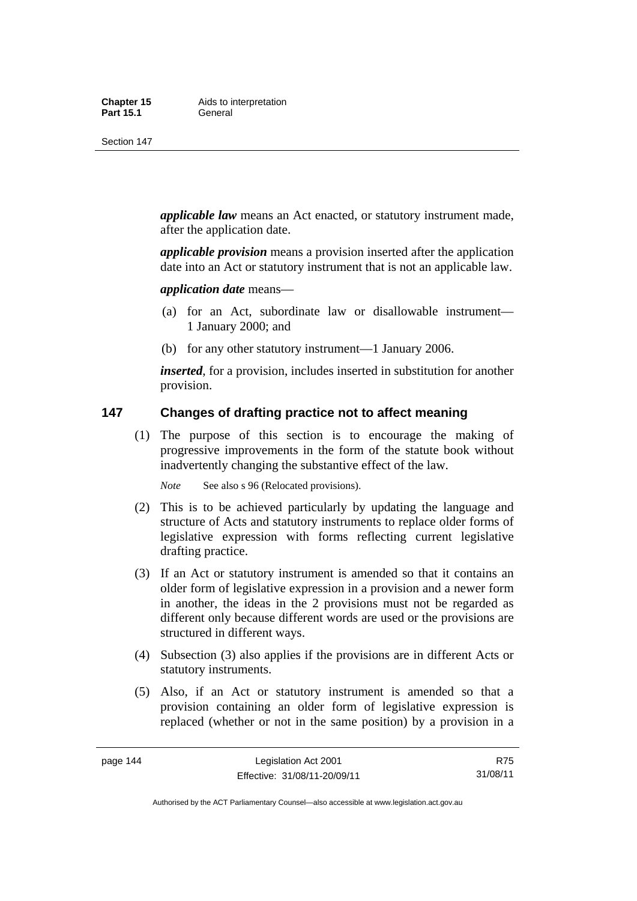***applicable law*** means an Act enacted, or statutory instrument made, after the application date.

***applicable provision*** means a provision inserted after the application date into an Act or statutory instrument that is not an applicable law.

***application date*** means—

(a) for an Act, subordinate law or disallowable instrument—1 January 2000; and

(b) for any other statutory instrument—1 January 2006.

***inserted***, for a provision, includes inserted in substitution for another provision.

## 147 Changes of drafting practice not to affect meaning

(1) The purpose of this section is to encourage the making of progressive improvements in the form of the statute book without inadvertently changing the substantive effect of the law.

*Note* See also s 96 (Relocated provisions).

(2) This is to be achieved particularly by updating the language and structure of Acts and statutory instruments to replace older forms of legislative expression with forms reflecting current legislative drafting practice.

(3) If an Act or statutory instrument is amended so that it contains an older form of legislative expression in a provision and a newer form in another, the ideas in the 2 provisions must not be regarded as different only because different words are used or the provisions are structured in different ways.

(4) Subsection (3) also applies if the provisions are in different Acts or statutory instruments.

(5) Also, if an Act or statutory instrument is amended so that a provision containing an older form of legislative expression is replaced (whether or not in the same position) by a provision in a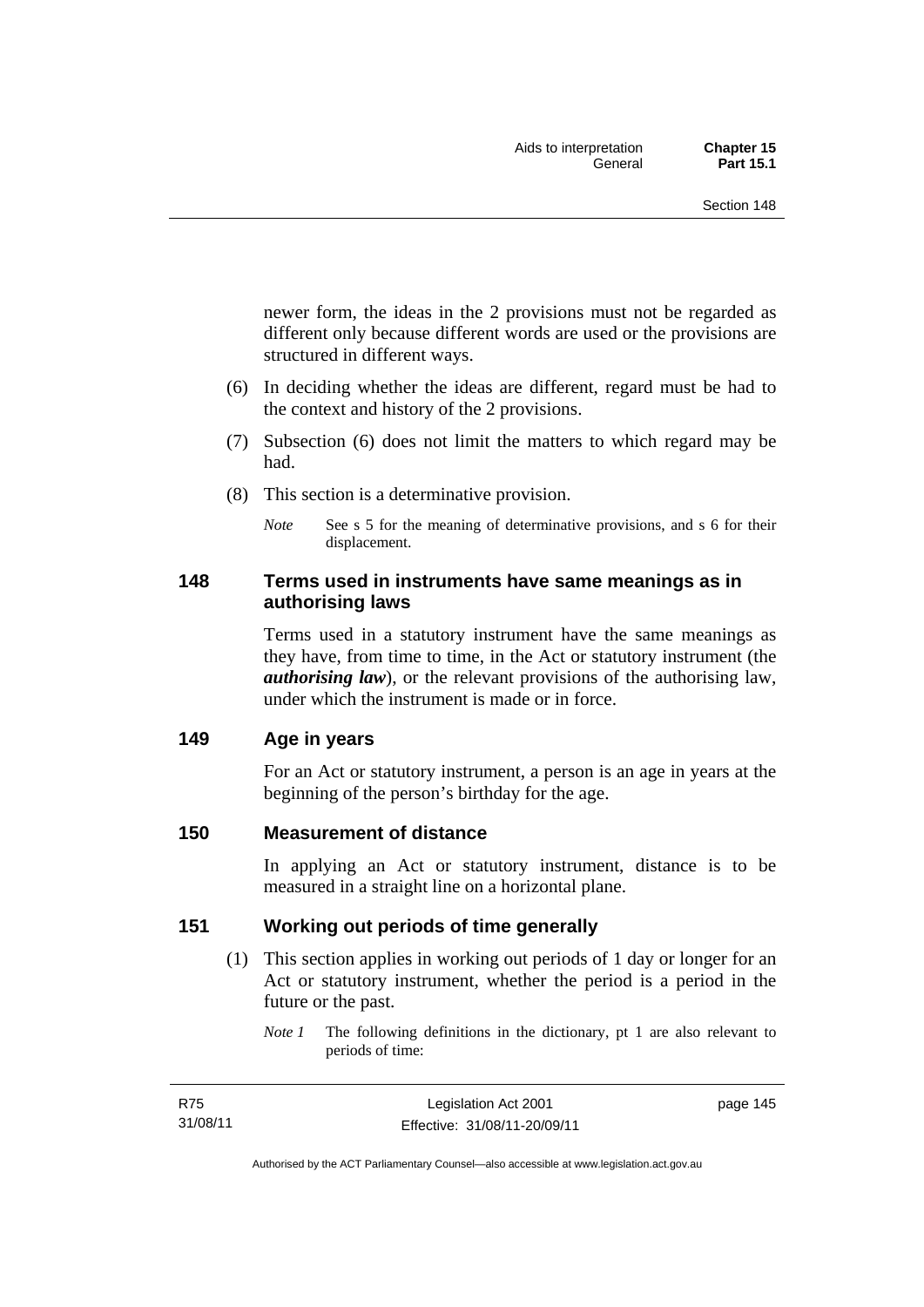newer form, the ideas in the 2 provisions must not be regarded as different only because different words are used or the provisions are structured in different ways.

(6) In deciding whether the ideas are different, regard must be had to the context and history of the 2 provisions.

(7) Subsection (6) does not limit the matters to which regard may be had.

(8) This section is a determinative provision.

*Note* See s 5 for the meaning of determinative provisions, and s 6 for their displacement.

### 148 Terms used in instruments have same meanings as in authorising laws

Terms used in a statutory instrument have the same meanings as they have, from time to time, in the Act or statutory instrument (the ***authorising law***), or the relevant provisions of the authorising law, under which the instrument is made or in force.

### 149 Age in years

For an Act or statutory instrument, a person is an age in years at the beginning of the person's birthday for the age.

### 150 Measurement of distance

In applying an Act or statutory instrument, distance is to be measured in a straight line on a horizontal plane.

### 151 Working out periods of time generally

(1) This section applies in working out periods of 1 day or longer for an Act or statutory instrument, whether the period is a period in the future or the past.

*Note 1* The following definitions in the dictionary, pt 1 are also relevant to periods of time: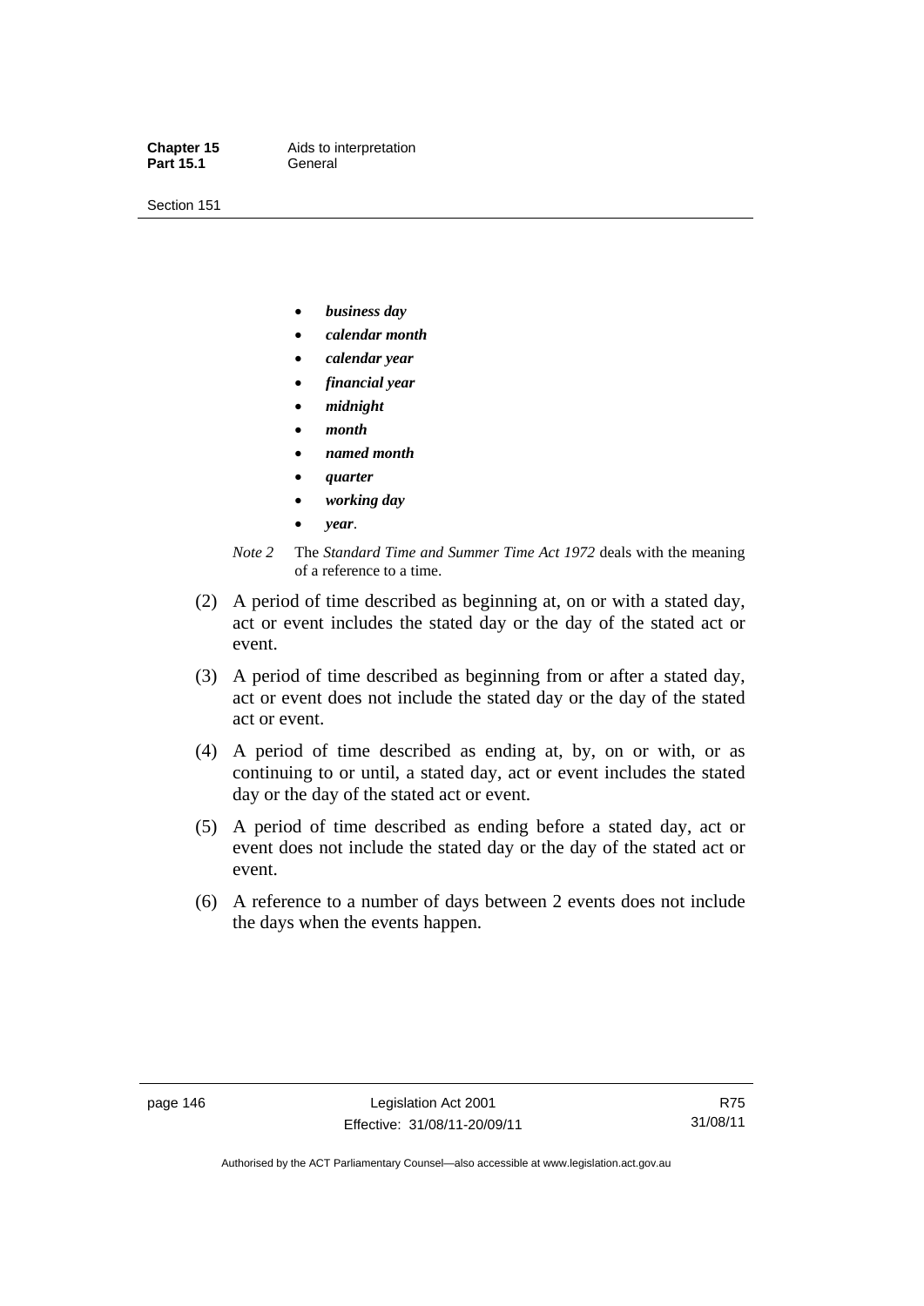- ***business day***
- ***calendar month***
- ***calendar year***
- ***financial year***
- ***midnight***
- ***month***
- ***named month***
- ***quarter***
- ***working day***
- ***year***.

*Note 2* The *Standard Time and Summer Time Act 1972* deals with the meaning of a reference to a time.

(2) A period of time described as beginning at, on or with a stated day, act or event includes the stated day or the day of the stated act or event.

(3) A period of time described as beginning from or after a stated day, act or event does not include the stated day or the day of the stated act or event.

(4) A period of time described as ending at, by, on or with, or as continuing to or until, a stated day, act or event includes the stated day or the day of the stated act or event.

(5) A period of time described as ending before a stated day, act or event does not include the stated day or the day of the stated act or event.

(6) A reference to a number of days between 2 events does not include the days when the events happen.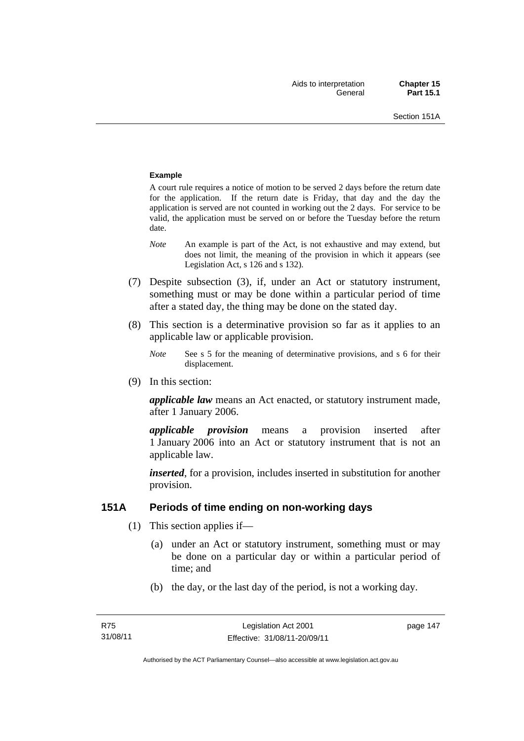**Example**

A court rule requires a notice of motion to be served 2 days before the return date for the application. If the return date is Friday, that day and the day the application is served are not counted in working out the 2 days. For service to be valid, the application must be served on or before the Tuesday before the return date.

*Note* An example is part of the Act, is not exhaustive and may extend, but does not limit, the meaning of the provision in which it appears (see Legislation Act, s 126 and s 132).

(7) Despite subsection (3), if, under an Act or statutory instrument, something must or may be done within a particular period of time after a stated day, the thing may be done on the stated day.

(8) This section is a determinative provision so far as it applies to an applicable law or applicable provision.

*Note* See s 5 for the meaning of determinative provisions, and s 6 for their displacement.

(9) In this section:

***applicable law*** means an Act enacted, or statutory instrument made, after 1 January 2006.

***applicable provision*** means a provision inserted after 1 January 2006 into an Act or statutory instrument that is not an applicable law.

***inserted***, for a provision, includes inserted in substitution for another provision.

## 151A Periods of time ending on non-working days

(1) This section applies if—

(a) under an Act or statutory instrument, something must or may be done on a particular day or within a particular period of time; and

(b) the day, or the last day of the period, is not a working day.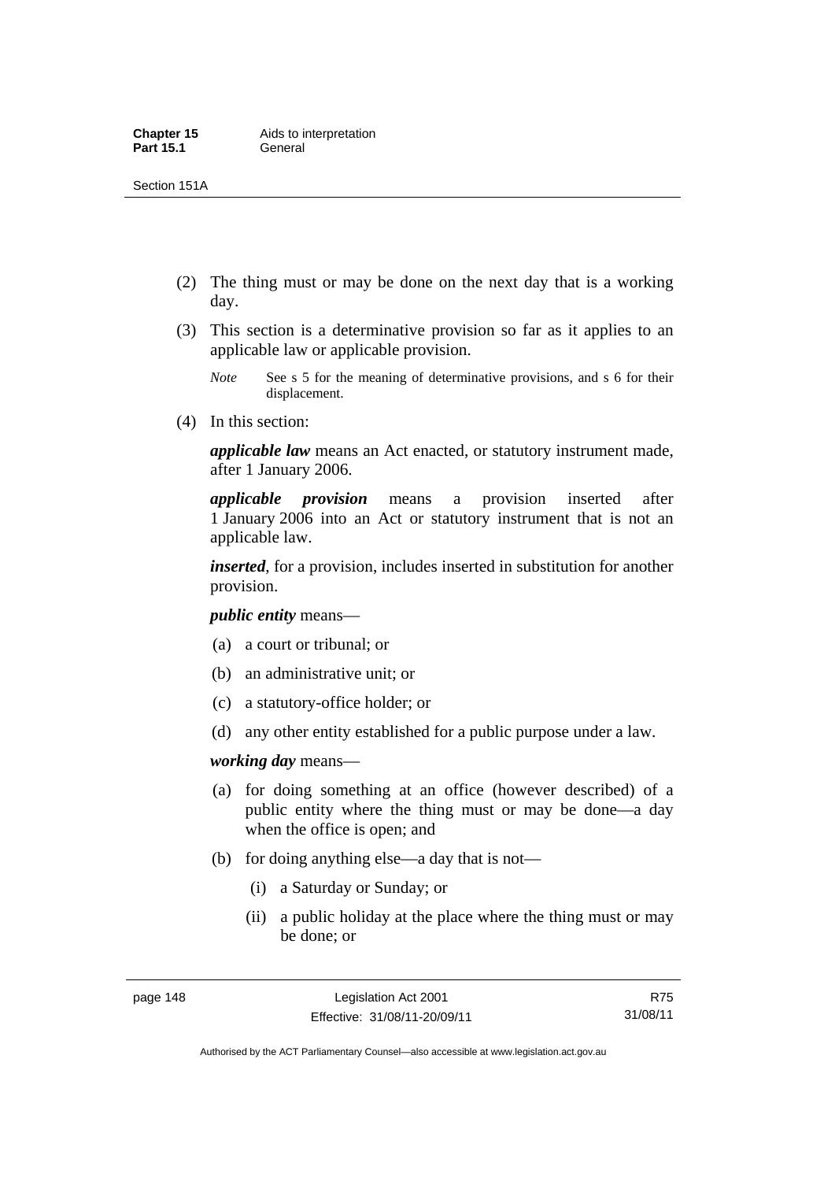(2) The thing must or may be done on the next day that is a working day.

(3) This section is a determinative provision so far as it applies to an applicable law or applicable provision.

*Note* See s 5 for the meaning of determinative provisions, and s 6 for their displacement.

(4) In this section:

***applicable law*** means an Act enacted, or statutory instrument made, after 1 January 2006.

***applicable provision*** means a provision inserted after 1 January 2006 into an Act or statutory instrument that is not an applicable law.

***inserted***, for a provision, includes inserted in substitution for another provision.

***public entity*** means—

(a) a court or tribunal; or

(b) an administrative unit; or

(c) a statutory-office holder; or

(d) any other entity established for a public purpose under a law.

***working day*** means—

(a) for doing something at an office (however described) of a public entity where the thing must or may be done—a day when the office is open; and

(b) for doing anything else—a day that is not—

(i) a Saturday or Sunday; or

(ii) a public holiday at the place where the thing must or may be done; or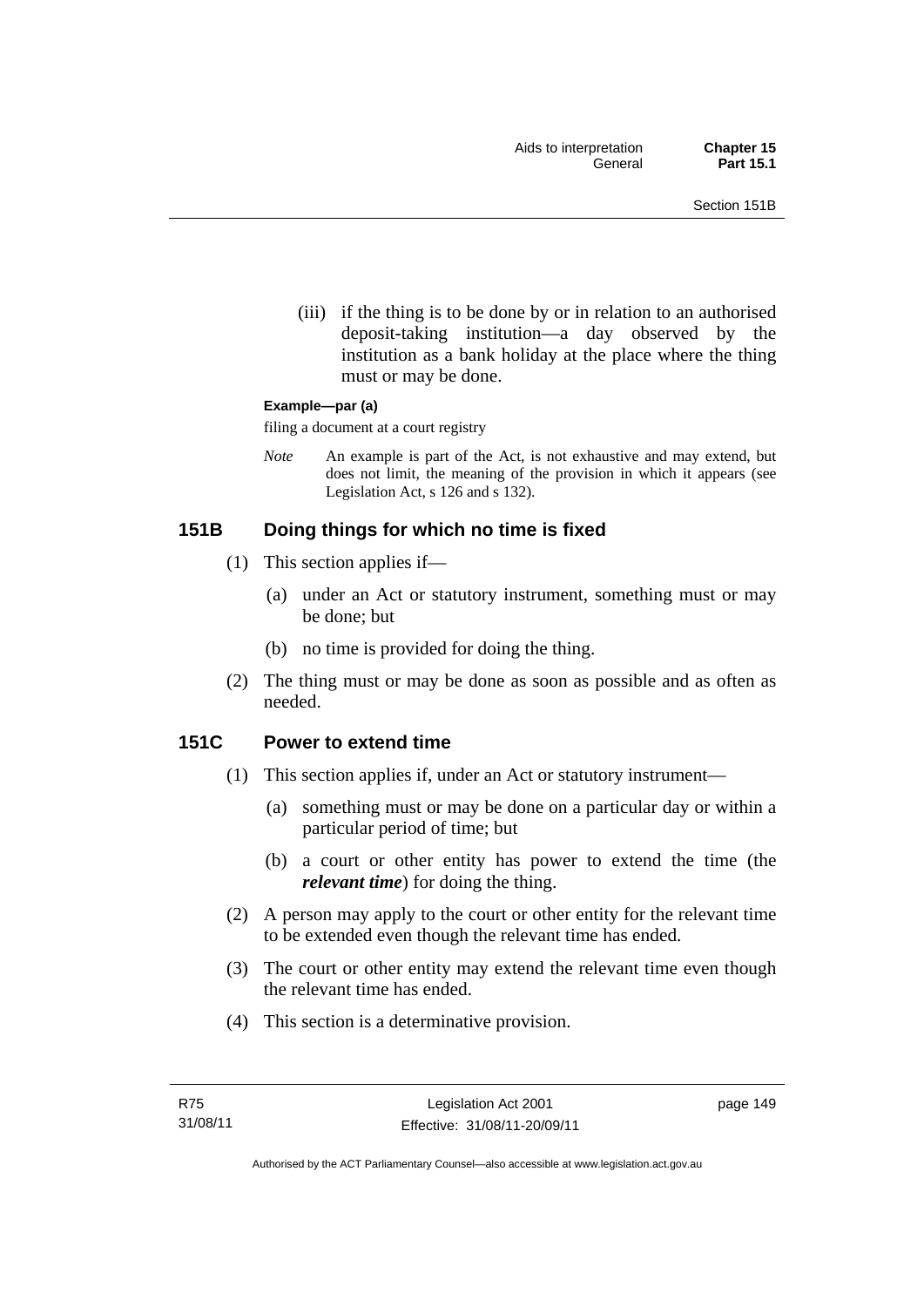(iii) if the thing is to be done by or in relation to an authorised deposit-taking institution—a day observed by the institution as a bank holiday at the place where the thing must or may be done.

**Example—par (a)**

filing a document at a court registry

*Note* An example is part of the Act, is not exhaustive and may extend, but does not limit, the meaning of the provision in which it appears (see Legislation Act, s 126 and s 132).

## 151B Doing things for which no time is fixed

(1) This section applies if—

(a) under an Act or statutory instrument, something must or may be done; but

(b) no time is provided for doing the thing.

(2) The thing must or may be done as soon as possible and as often as needed.

## 151C Power to extend time

(1) This section applies if, under an Act or statutory instrument—

(a) something must or may be done on a particular day or within a particular period of time; but

(b) a court or other entity has power to extend the time (the ***relevant time***) for doing the thing.

(2) A person may apply to the court or other entity for the relevant time to be extended even though the relevant time has ended.

(3) The court or other entity may extend the relevant time even though the relevant time has ended.

(4) This section is a determinative provision.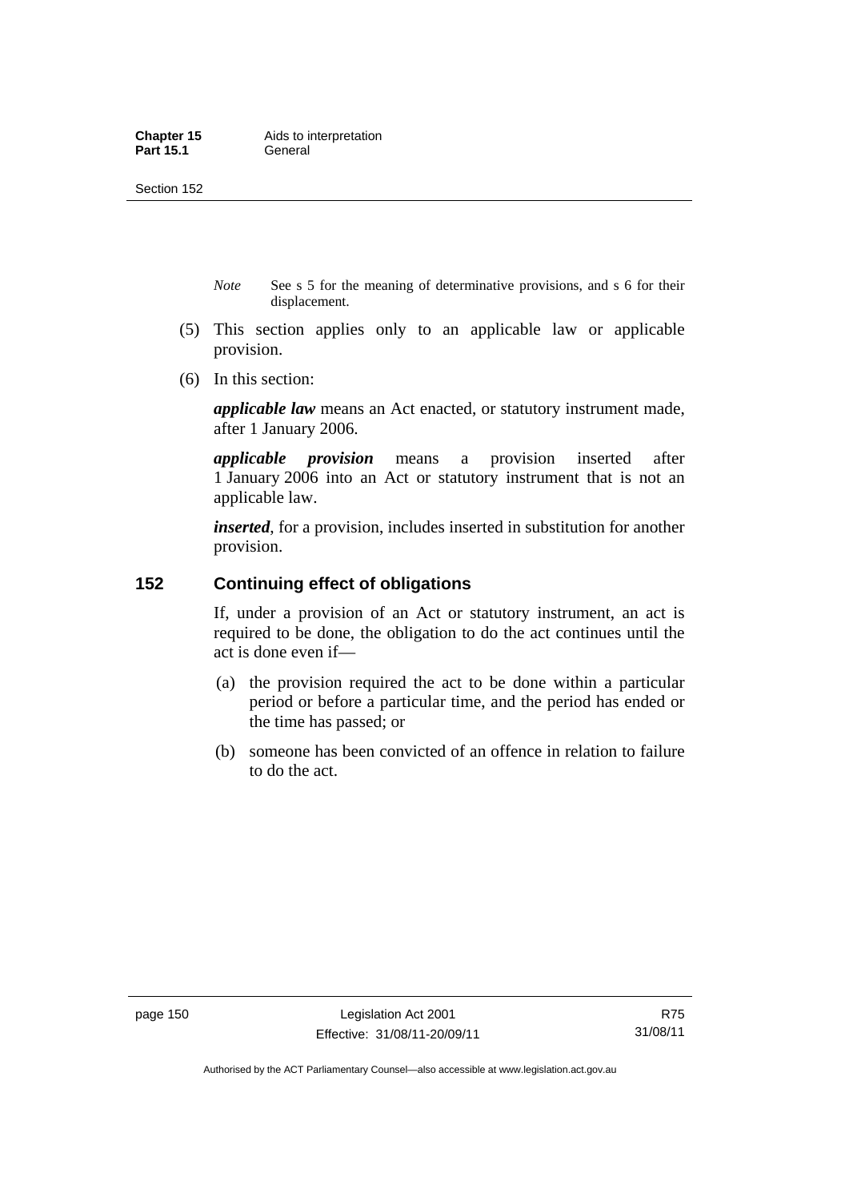*Note* See s 5 for the meaning of determinative provisions, and s 6 for their displacement.

(5) This section applies only to an applicable law or applicable provision.

(6) In this section:

***applicable law*** means an Act enacted, or statutory instrument made, after 1 January 2006.

***applicable provision*** means a provision inserted after 1 January 2006 into an Act or statutory instrument that is not an applicable law.

***inserted***, for a provision, includes inserted in substitution for another provision.

## 152 Continuing effect of obligations

If, under a provision of an Act or statutory instrument, an act is required to be done, the obligation to do the act continues until the act is done even if—

(a) the provision required the act to be done within a particular period or before a particular time, and the period has ended or the time has passed; or

(b) someone has been convicted of an offence in relation to failure to do the act.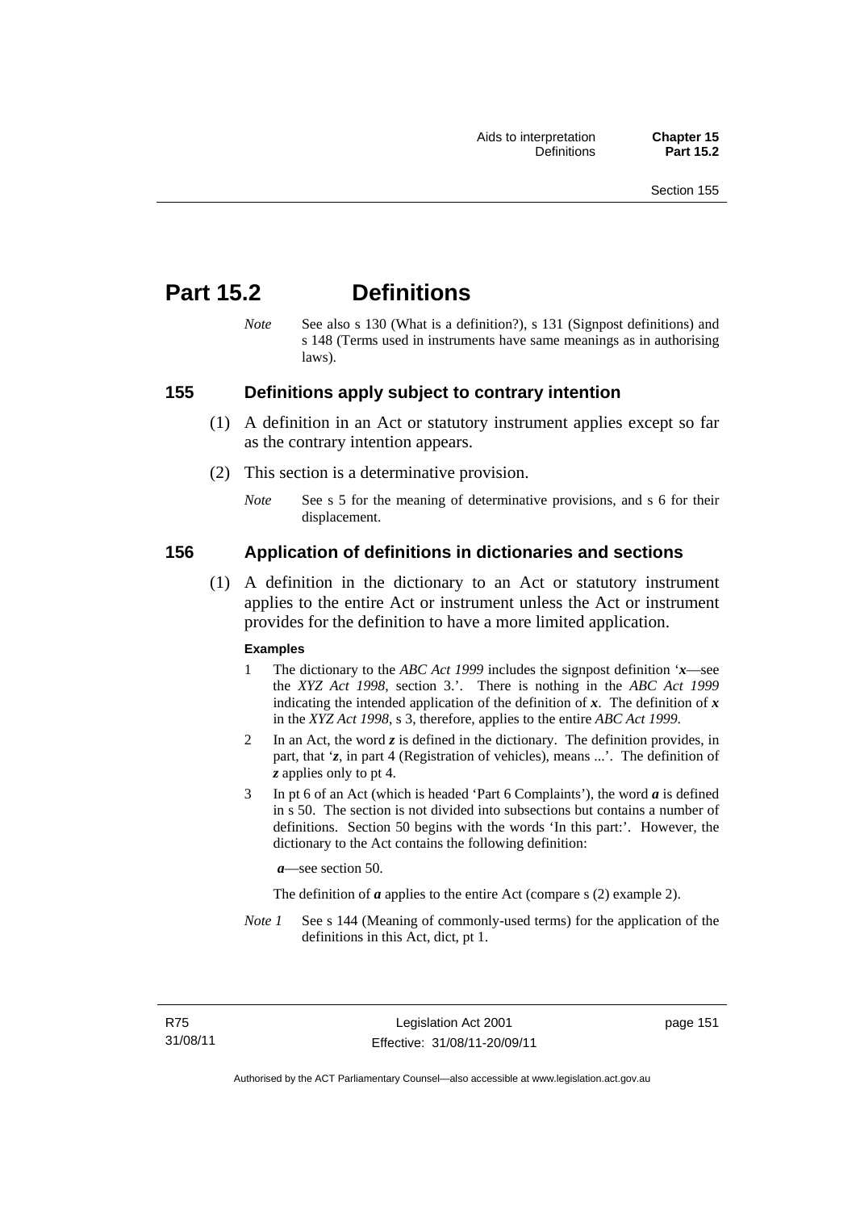# Part 15.2 Definitions

*Note* See also s 130 (What is a definition?), s 131 (Signpost definitions) and s 148 (Terms used in instruments have same meanings as in authorising laws).

## 155 Definitions apply subject to contrary intention

(1) A definition in an Act or statutory instrument applies except so far as the contrary intention appears.

(2) This section is a determinative provision.

*Note* See s 5 for the meaning of determinative provisions, and s 6 for their displacement.

## 156 Application of definitions in dictionaries and sections

(1) A definition in the dictionary to an Act or statutory instrument applies to the entire Act or instrument unless the Act or instrument provides for the definition to have a more limited application.

**Examples**

1 The dictionary to the *ABC Act 1999* includes the signpost definition '***x***—see the *XYZ Act 1998*, section 3.'. There is nothing in the *ABC Act 1999* indicating the intended application of the definition of ***x***. The definition of ***x*** in the *XYZ Act 1998*, s 3, therefore, applies to the entire *ABC Act 1999*.

2 In an Act, the word ***z*** is defined in the dictionary. The definition provides, in part, that '***z***, in part 4 (Registration of vehicles), means ...'. The definition of ***z*** applies only to pt 4.

3 In pt 6 of an Act (which is headed 'Part 6 Complaints'), the word ***a*** is defined in s 50. The section is not divided into subsections but contains a number of definitions. Section 50 begins with the words 'In this part:'. However, the dictionary to the Act contains the following definition:

***a***—see section 50.

The definition of ***a*** applies to the entire Act (compare s (2) example 2).

*Note 1* See s 144 (Meaning of commonly-used terms) for the application of the definitions in this Act, dict, pt 1.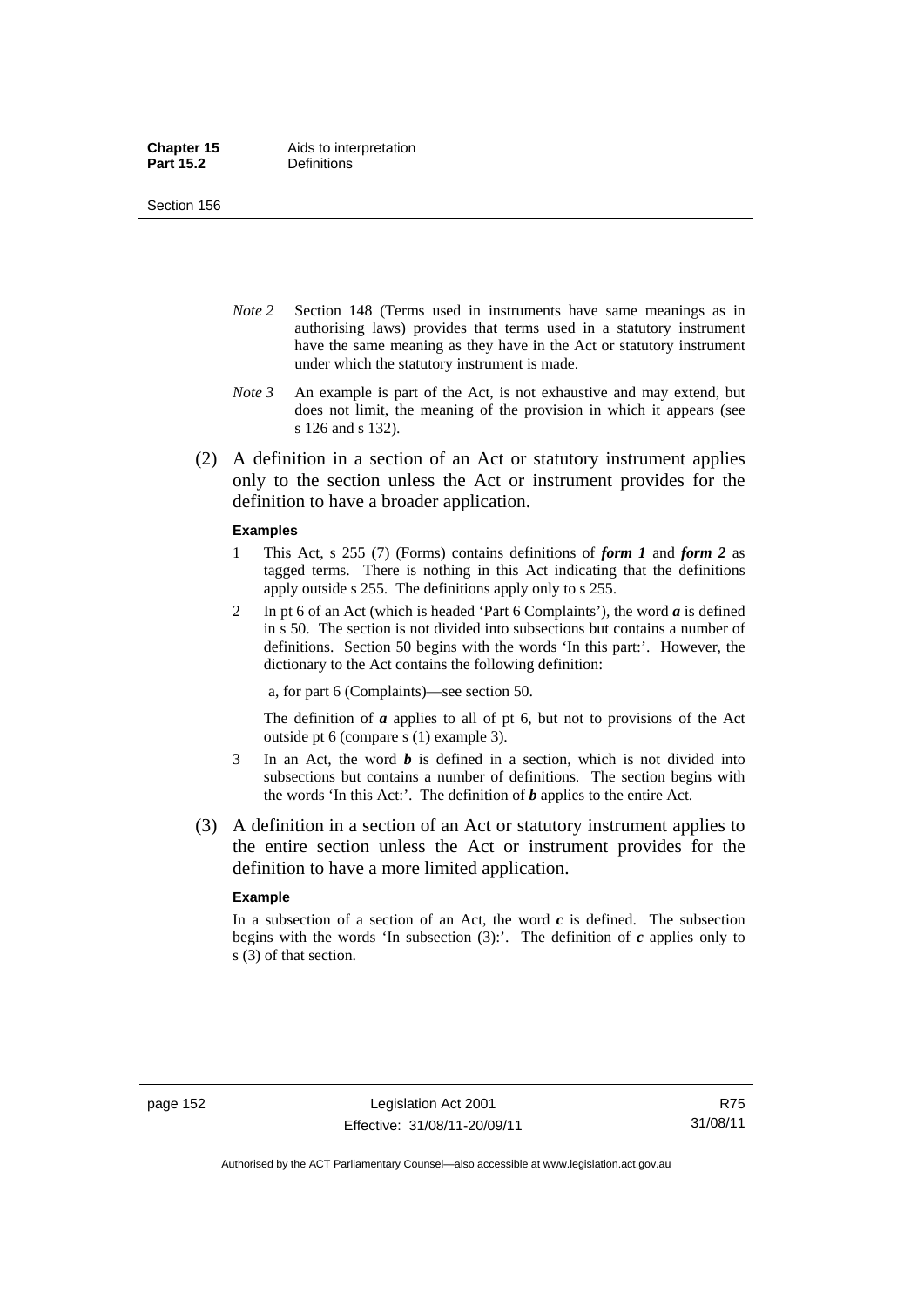*Note 2* Section 148 (Terms used in instruments have same meanings as in authorising laws) provides that terms used in a statutory instrument have the same meaning as they have in the Act or statutory instrument under which the statutory instrument is made.

*Note 3* An example is part of the Act, is not exhaustive and may extend, but does not limit, the meaning of the provision in which it appears (see s 126 and s 132).

(2) A definition in a section of an Act or statutory instrument applies only to the section unless the Act or instrument provides for the definition to have a broader application.

**Examples**

1 This Act, s 255 (7) (Forms) contains definitions of ***form 1*** and ***form 2*** as tagged terms. There is nothing in this Act indicating that the definitions apply outside s 255. The definitions apply only to s 255.

2 In pt 6 of an Act (which is headed 'Part 6 Complaints'), the word ***a*** is defined in s 50. The section is not divided into subsections but contains a number of definitions. Section 50 begins with the words 'In this part:'. However, the dictionary to the Act contains the following definition:

a, for part 6 (Complaints)—see section 50.

The definition of ***a*** applies to all of pt 6, but not to provisions of the Act outside pt 6 (compare s (1) example 3).

3 In an Act, the word ***b*** is defined in a section, which is not divided into subsections but contains a number of definitions. The section begins with the words 'In this Act:'. The definition of ***b*** applies to the entire Act.

(3) A definition in a section of an Act or statutory instrument applies to the entire section unless the Act or instrument provides for the definition to have a more limited application.

**Example**

In a subsection of a section of an Act, the word ***c*** is defined. The subsection begins with the words 'In subsection (3):'. The definition of ***c*** applies only to s (3) of that section.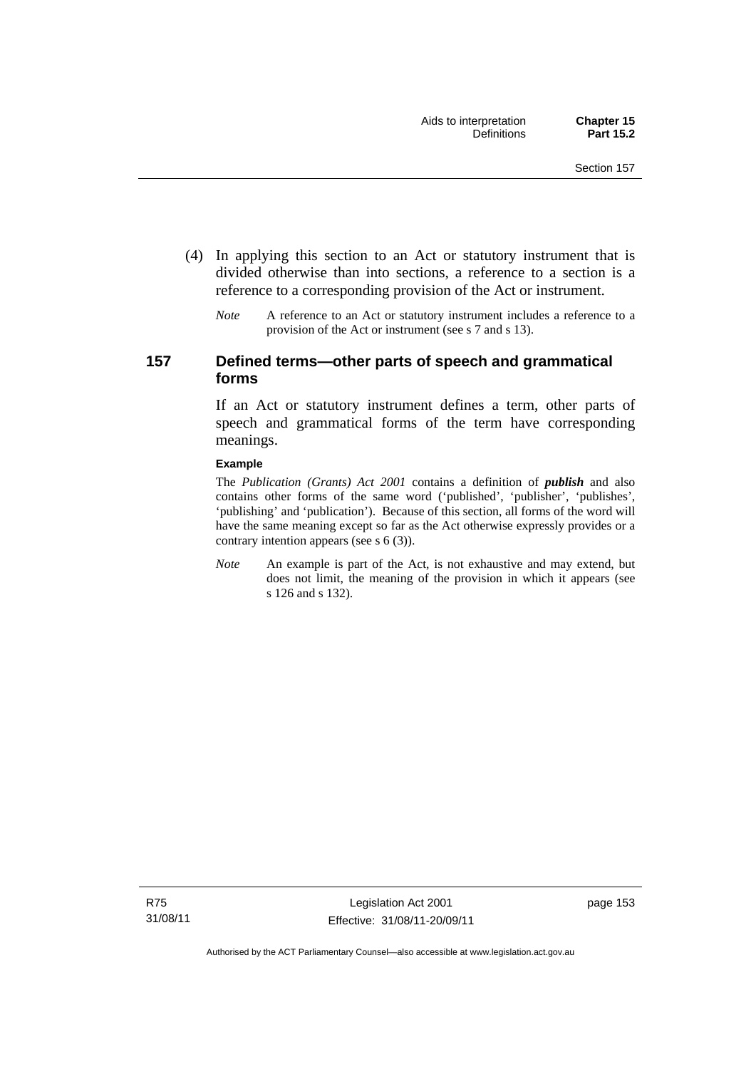(4) In applying this section to an Act or statutory instrument that is divided otherwise than into sections, a reference to a section is a reference to a corresponding provision of the Act or instrument.

*Note* A reference to an Act or statutory instrument includes a reference to a provision of the Act or instrument (see s 7 and s 13).

## 157 Defined terms—other parts of speech and grammatical forms

If an Act or statutory instrument defines a term, other parts of speech and grammatical forms of the term have corresponding meanings.

**Example**

The *Publication (Grants) Act 2001* contains a definition of ***publish*** and also contains other forms of the same word ('published', 'publisher', 'publishes', 'publishing' and 'publication'). Because of this section, all forms of the word will have the same meaning except so far as the Act otherwise expressly provides or a contrary intention appears (see s 6 (3)).

*Note* An example is part of the Act, is not exhaustive and may extend, but does not limit, the meaning of the provision in which it appears (see s 126 and s 132).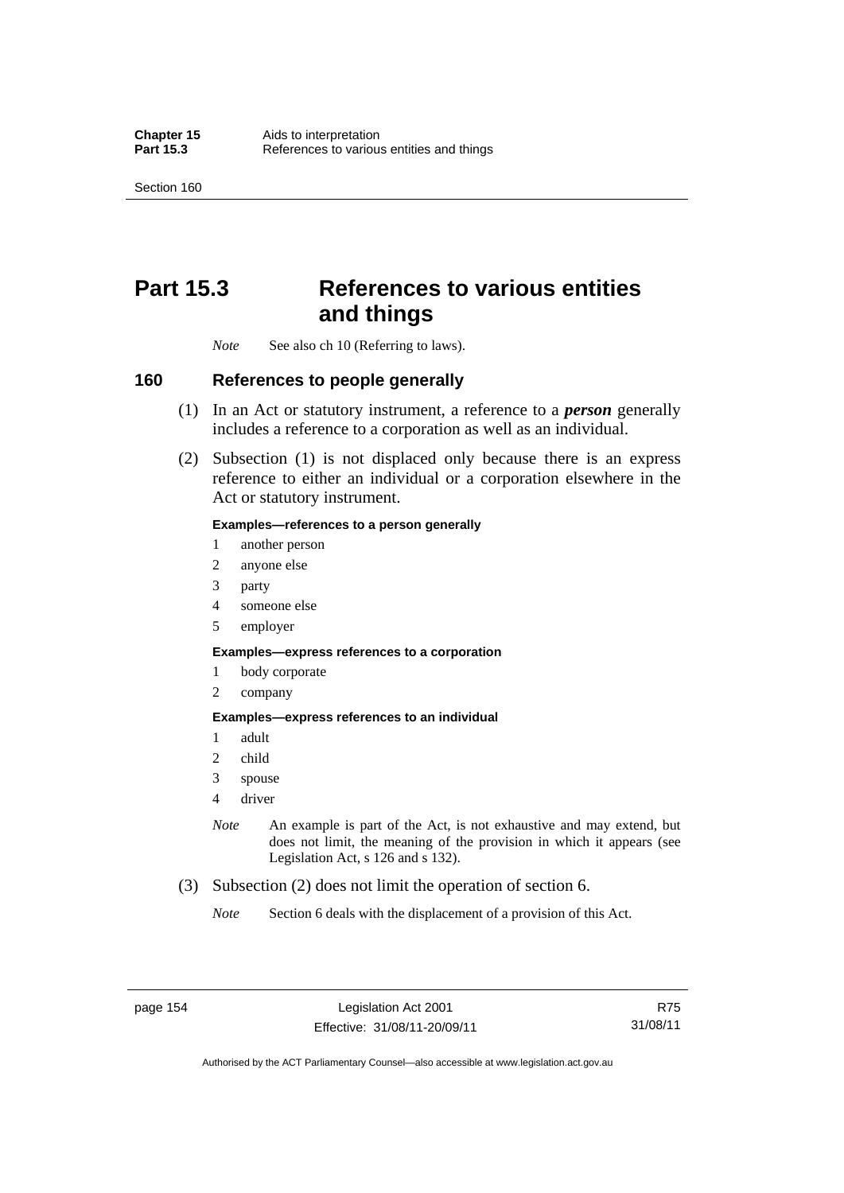# Part 15.3 References to various entities and things

*Note* See also ch 10 (Referring to laws).

## 160 References to people generally

(1) In an Act or statutory instrument, a reference to a ***person*** generally includes a reference to a corporation as well as an individual.

(2) Subsection (1) is not displaced only because there is an express reference to either an individual or a corporation elsewhere in the Act or statutory instrument.

**Examples—references to a person generally**

1 another person
2 anyone else
3 party
4 someone else
5 employer

**Examples—express references to a corporation**

1 body corporate
2 company

**Examples—express references to an individual**

1 adult
2 child
3 spouse
4 driver

*Note* An example is part of the Act, is not exhaustive and may extend, but does not limit, the meaning of the provision in which it appears (see Legislation Act, s 126 and s 132).

(3) Subsection (2) does not limit the operation of section 6.

*Note* Section 6 deals with the displacement of a provision of this Act.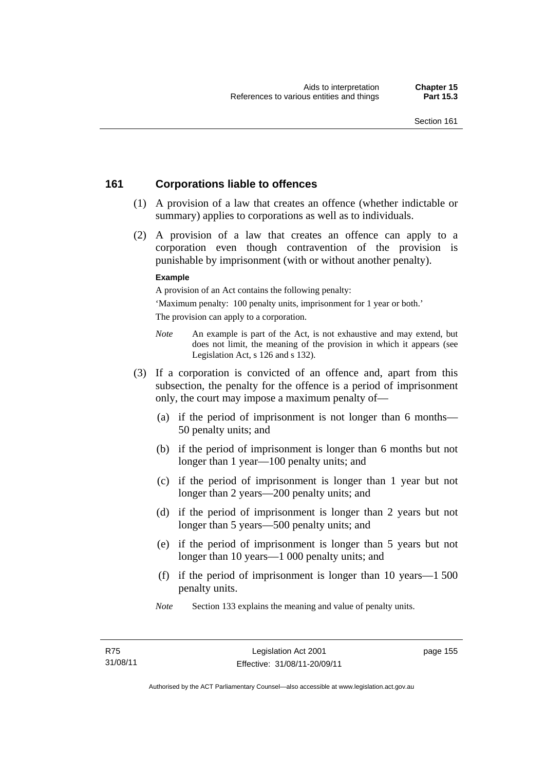## 161 Corporations liable to offences

(1) A provision of a law that creates an offence (whether indictable or summary) applies to corporations as well as to individuals.

(2) A provision of a law that creates an offence can apply to a corporation even though contravention of the provision is punishable by imprisonment (with or without another penalty).

**Example**

A provision of an Act contains the following penalty:

'Maximum penalty: 100 penalty units, imprisonment for 1 year or both.'

The provision can apply to a corporation.

*Note* An example is part of the Act, is not exhaustive and may extend, but does not limit, the meaning of the provision in which it appears (see Legislation Act, s 126 and s 132).

(3) If a corporation is convicted of an offence and, apart from this subsection, the penalty for the offence is a period of imprisonment only, the court may impose a maximum penalty of—

(a) if the period of imprisonment is not longer than 6 months—50 penalty units; and

(b) if the period of imprisonment is longer than 6 months but not longer than 1 year—100 penalty units; and

(c) if the period of imprisonment is longer than 1 year but not longer than 2 years—200 penalty units; and

(d) if the period of imprisonment is longer than 2 years but not longer than 5 years—500 penalty units; and

(e) if the period of imprisonment is longer than 5 years but not longer than 10 years—1 000 penalty units; and

(f) if the period of imprisonment is longer than 10 years—1 500 penalty units.

*Note* Section 133 explains the meaning and value of penalty units.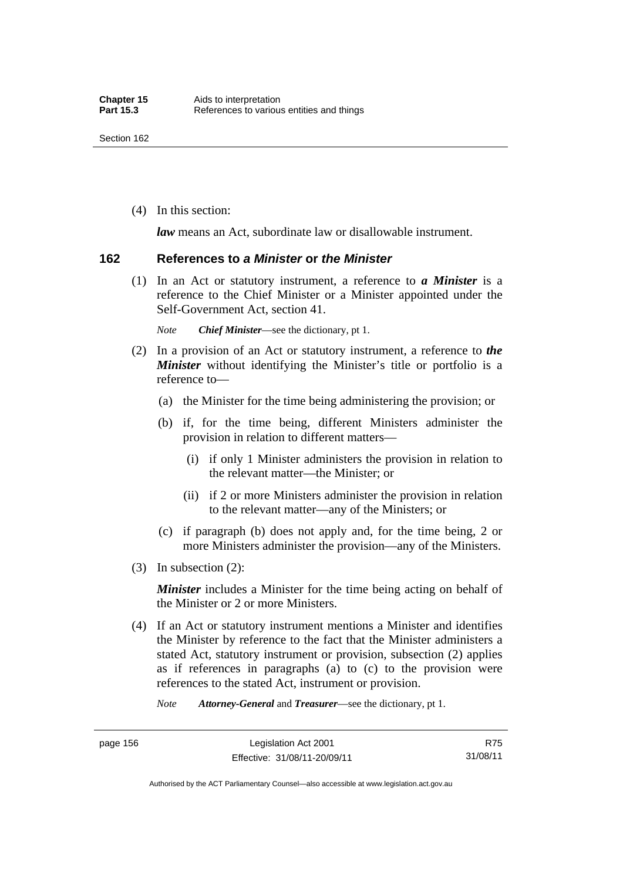(4) In this section:

***law*** means an Act, subordinate law or disallowable instrument.

## 162 References to *a Minister* or *the Minister*

(1) In an Act or statutory instrument, a reference to ***a Minister*** is a reference to the Chief Minister or a Minister appointed under the Self-Government Act, section 41.

*Note* ***Chief Minister***—see the dictionary, pt 1.

(2) In a provision of an Act or statutory instrument, a reference to ***the Minister*** without identifying the Minister's title or portfolio is a reference to—

(a) the Minister for the time being administering the provision; or

(b) if, for the time being, different Ministers administer the provision in relation to different matters—

(i) if only 1 Minister administers the provision in relation to the relevant matter—the Minister; or

(ii) if 2 or more Ministers administer the provision in relation to the relevant matter—any of the Ministers; or

(c) if paragraph (b) does not apply and, for the time being, 2 or more Ministers administer the provision—any of the Ministers.

(3) In subsection (2):

***Minister*** includes a Minister for the time being acting on behalf of the Minister or 2 or more Ministers.

(4) If an Act or statutory instrument mentions a Minister and identifies the Minister by reference to the fact that the Minister administers a stated Act, statutory instrument or provision, subsection (2) applies as if references in paragraphs (a) to (c) to the provision were references to the stated Act, instrument or provision.

*Note* ***Attorney-General*** and ***Treasurer***—see the dictionary, pt 1.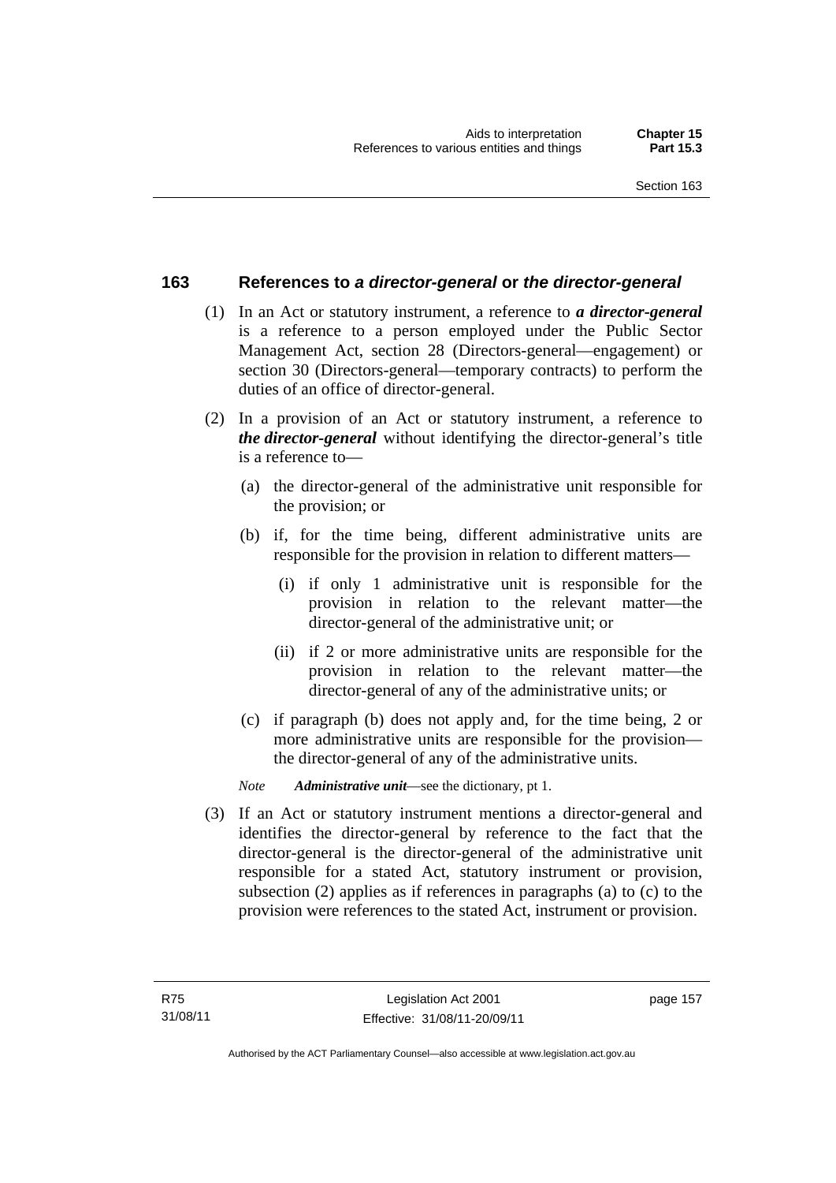## 163 References to *a director-general* or *the director-general*

(1) In an Act or statutory instrument, a reference to ***a director-general*** is a reference to a person employed under the Public Sector Management Act, section 28 (Directors-general—engagement) or section 30 (Directors-general—temporary contracts) to perform the duties of an office of director-general.

(2) In a provision of an Act or statutory instrument, a reference to ***the director-general*** without identifying the director-general's title is a reference to—

(a) the director-general of the administrative unit responsible for the provision; or

(b) if, for the time being, different administrative units are responsible for the provision in relation to different matters—

(i) if only 1 administrative unit is responsible for the provision in relation to the relevant matter—the director-general of the administrative unit; or

(ii) if 2 or more administrative units are responsible for the provision in relation to the relevant matter—the director-general of any of the administrative units; or

(c) if paragraph (b) does not apply and, for the time being, 2 or more administrative units are responsible for the provision—the director-general of any of the administrative units.

*Note* ***Administrative unit***—see the dictionary, pt 1.

(3) If an Act or statutory instrument mentions a director-general and identifies the director-general by reference to the fact that the director-general is the director-general of the administrative unit responsible for a stated Act, statutory instrument or provision, subsection (2) applies as if references in paragraphs (a) to (c) to the provision were references to the stated Act, instrument or provision.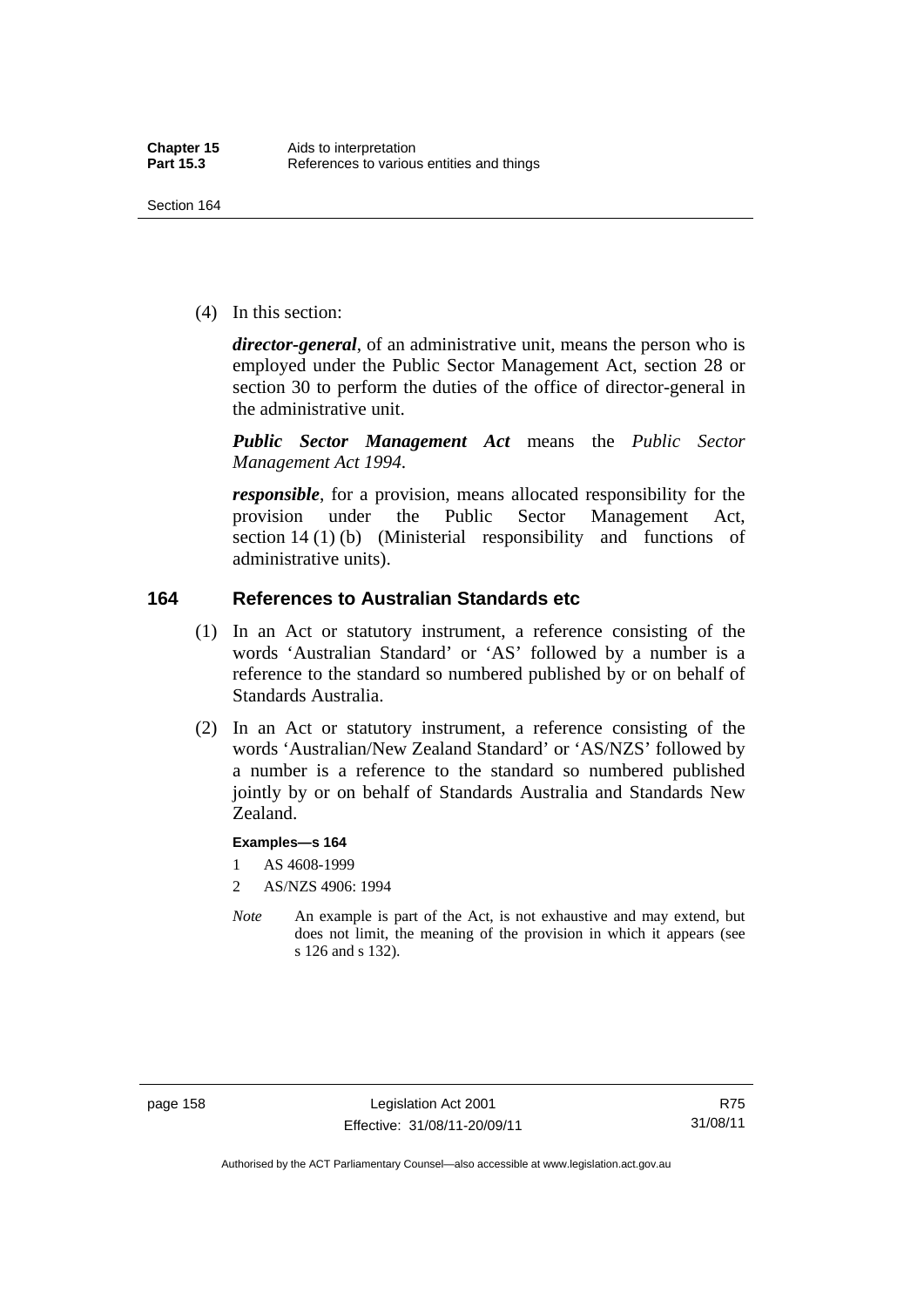(4) In this section:

***director-general***, of an administrative unit, means the person who is employed under the Public Sector Management Act, section 28 or section 30 to perform the duties of the office of director-general in the administrative unit.

***Public Sector Management Act*** means the *Public Sector Management Act 1994*.

***responsible***, for a provision, means allocated responsibility for the provision under the Public Sector Management Act, section 14 (1) (b) (Ministerial responsibility and functions of administrative units).

## 164 References to Australian Standards etc

(1) In an Act or statutory instrument, a reference consisting of the words 'Australian Standard' or 'AS' followed by a number is a reference to the standard so numbered published by or on behalf of Standards Australia.

(2) In an Act or statutory instrument, a reference consisting of the words 'Australian/New Zealand Standard' or 'AS/NZS' followed by a number is a reference to the standard so numbered published jointly by or on behalf of Standards Australia and Standards New Zealand.

**Examples—s 164**

1 AS 4608-1999

2 AS/NZS 4906: 1994

*Note* An example is part of the Act, is not exhaustive and may extend, but does not limit, the meaning of the provision in which it appears (see s 126 and s 132).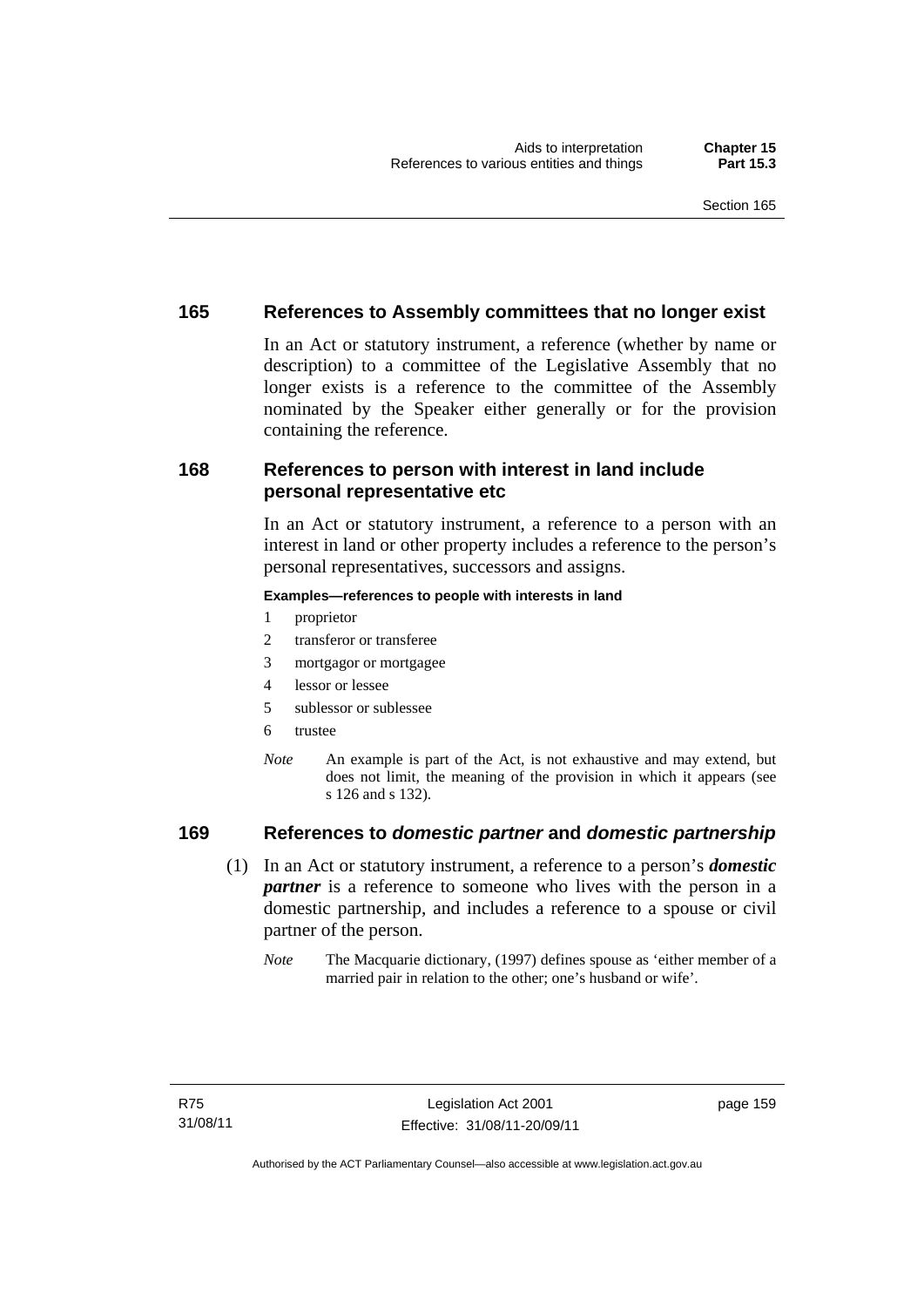## 165 References to Assembly committees that no longer exist

In an Act or statutory instrument, a reference (whether by name or description) to a committee of the Legislative Assembly that no longer exists is a reference to the committee of the Assembly nominated by the Speaker either generally or for the provision containing the reference.

## 168 References to person with interest in land include personal representative etc

In an Act or statutory instrument, a reference to a person with an interest in land or other property includes a reference to the person's personal representatives, successors and assigns.

**Examples—references to people with interests in land**

1 proprietor
2 transferor or transferee
3 mortgagor or mortgagee
4 lessor or lessee
5 sublessor or sublessee
6 trustee

*Note* An example is part of the Act, is not exhaustive and may extend, but does not limit, the meaning of the provision in which it appears (see s 126 and s 132).

## 169 References to *domestic partner* and *domestic partnership*

(1) In an Act or statutory instrument, a reference to a person's ***domestic partner*** is a reference to someone who lives with the person in a domestic partnership, and includes a reference to a spouse or civil partner of the person.

*Note* The Macquarie dictionary, (1997) defines spouse as 'either member of a married pair in relation to the other; one's husband or wife'.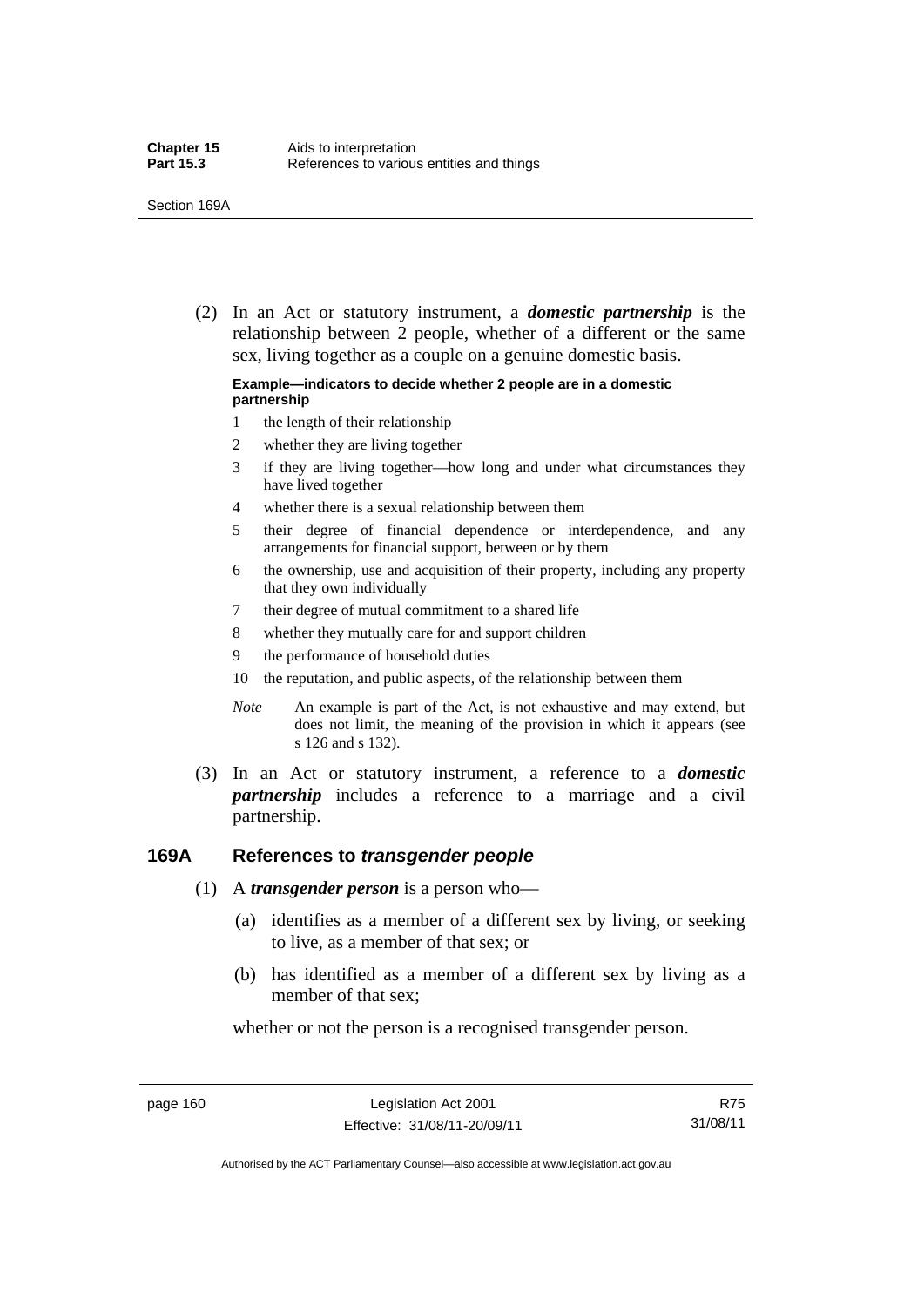(2) In an Act or statutory instrument, a ***domestic partnership*** is the relationship between 2 people, whether of a different or the same sex, living together as a couple on a genuine domestic basis.

**Example—indicators to decide whether 2 people are in a domestic partnership**

1 the length of their relationship

2 whether they are living together

3 if they are living together—how long and under what circumstances they have lived together

4 whether there is a sexual relationship between them

5 their degree of financial dependence or interdependence, and any arrangements for financial support, between or by them

6 the ownership, use and acquisition of their property, including any property that they own individually

7 their degree of mutual commitment to a shared life

8 whether they mutually care for and support children

9 the performance of household duties

10 the reputation, and public aspects, of the relationship between them

*Note* An example is part of the Act, is not exhaustive and may extend, but does not limit, the meaning of the provision in which it appears (see s 126 and s 132).

(3) In an Act or statutory instrument, a reference to a ***domestic partnership*** includes a reference to a marriage and a civil partnership.

## 169A References to *transgender people*

(1) A ***transgender person*** is a person who—

(a) identifies as a member of a different sex by living, or seeking to live, as a member of that sex; or

(b) has identified as a member of a different sex by living as a member of that sex;

whether or not the person is a recognised transgender person.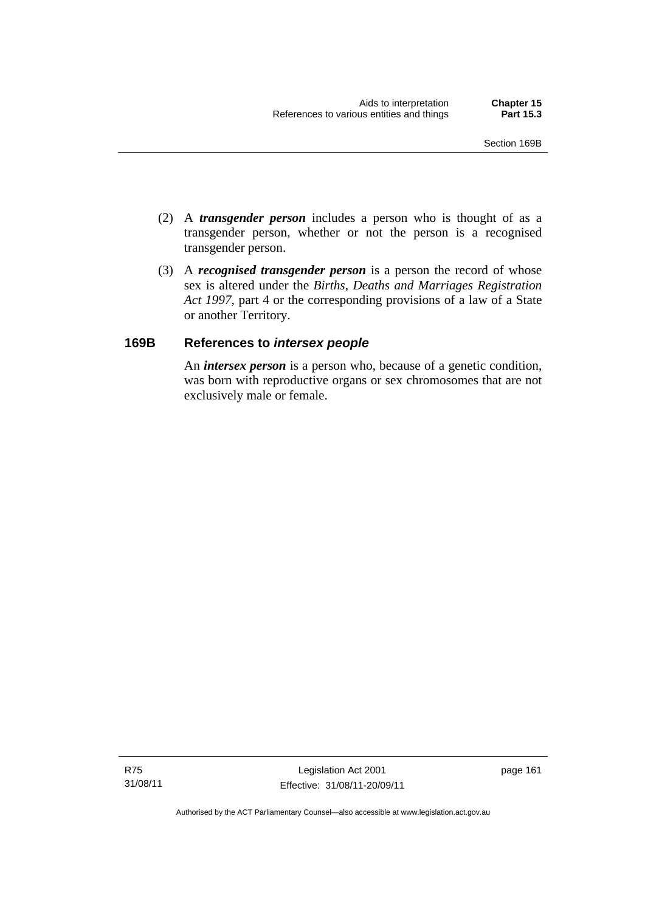(2) A ***transgender person*** includes a person who is thought of as a transgender person, whether or not the person is a recognised transgender person.

(3) A ***recognised transgender person*** is a person the record of whose sex is altered under the *Births, Deaths and Marriages Registration Act 1997*, part 4 or the corresponding provisions of a law of a State or another Territory.

### 169B References to *intersex people*

An ***intersex person*** is a person who, because of a genetic condition, was born with reproductive organs or sex chromosomes that are not exclusively male or female.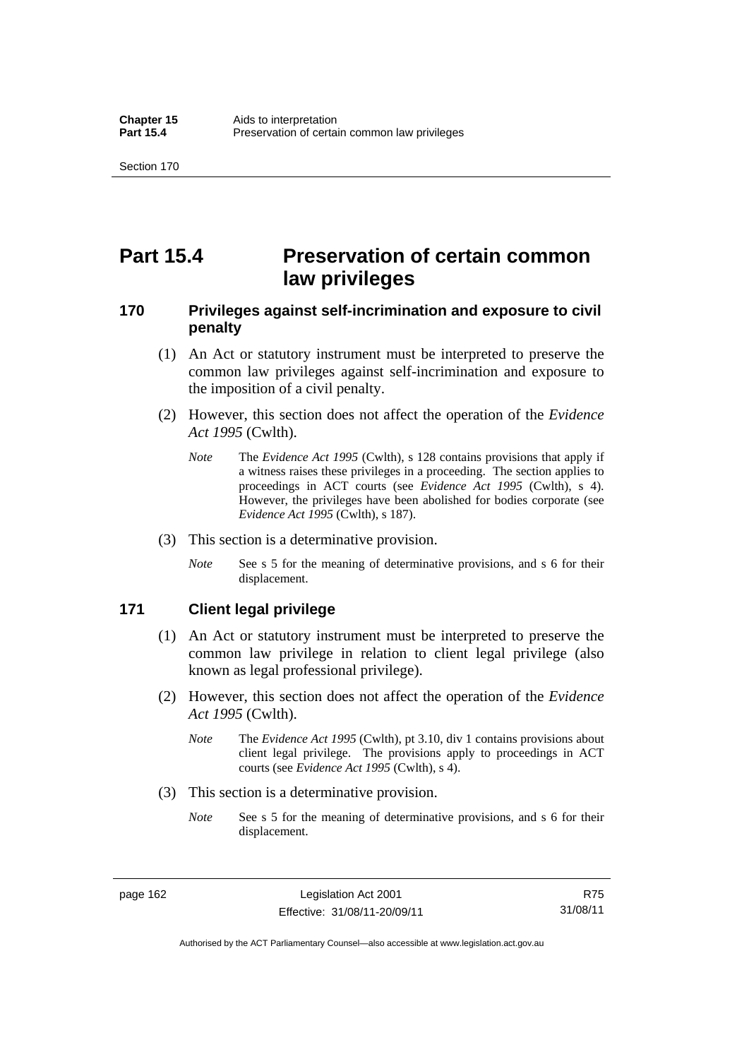# Part 15.4 Preservation of certain common law privileges

## 170 Privileges against self-incrimination and exposure to civil penalty

(1) An Act or statutory instrument must be interpreted to preserve the common law privileges against self-incrimination and exposure to the imposition of a civil penalty.

(2) However, this section does not affect the operation of the *Evidence Act 1995* (Cwlth).

*Note* The *Evidence Act 1995* (Cwlth), s 128 contains provisions that apply if a witness raises these privileges in a proceeding. The section applies to proceedings in ACT courts (see *Evidence Act 1995* (Cwlth), s 4). However, the privileges have been abolished for bodies corporate (see *Evidence Act 1995* (Cwlth), s 187).

(3) This section is a determinative provision.

*Note* See s 5 for the meaning of determinative provisions, and s 6 for their displacement.

## 171 Client legal privilege

(1) An Act or statutory instrument must be interpreted to preserve the common law privilege in relation to client legal privilege (also known as legal professional privilege).

(2) However, this section does not affect the operation of the *Evidence Act 1995* (Cwlth).

*Note* The *Evidence Act 1995* (Cwlth), pt 3.10, div 1 contains provisions about client legal privilege. The provisions apply to proceedings in ACT courts (see *Evidence Act 1995* (Cwlth), s 4).

(3) This section is a determinative provision.

*Note* See s 5 for the meaning of determinative provisions, and s 6 for their displacement.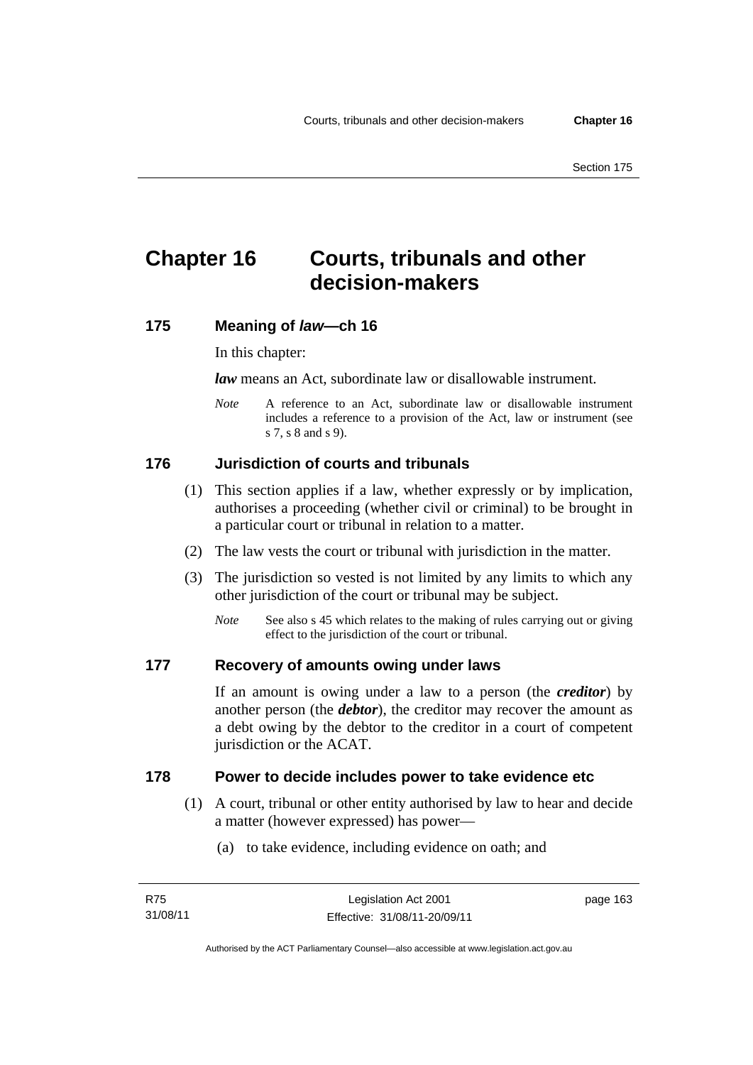# Chapter 16 Courts, tribunals and other decision-makers

## 175 Meaning of *law*—ch 16

In this chapter:

***law*** means an Act, subordinate law or disallowable instrument.

*Note* A reference to an Act, subordinate law or disallowable instrument includes a reference to a provision of the Act, law or instrument (see s 7, s 8 and s 9).

## 176 Jurisdiction of courts and tribunals

(1) This section applies if a law, whether expressly or by implication, authorises a proceeding (whether civil or criminal) to be brought in a particular court or tribunal in relation to a matter.

(2) The law vests the court or tribunal with jurisdiction in the matter.

(3) The jurisdiction so vested is not limited by any limits to which any other jurisdiction of the court or tribunal may be subject.

*Note* See also s 45 which relates to the making of rules carrying out or giving effect to the jurisdiction of the court or tribunal.

## 177 Recovery of amounts owing under laws

If an amount is owing under a law to a person (the ***creditor***) by another person (the ***debtor***), the creditor may recover the amount as a debt owing by the debtor to the creditor in a court of competent jurisdiction or the ACAT.

## 178 Power to decide includes power to take evidence etc

(1) A court, tribunal or other entity authorised by law to hear and decide a matter (however expressed) has power—

(a) to take evidence, including evidence on oath; and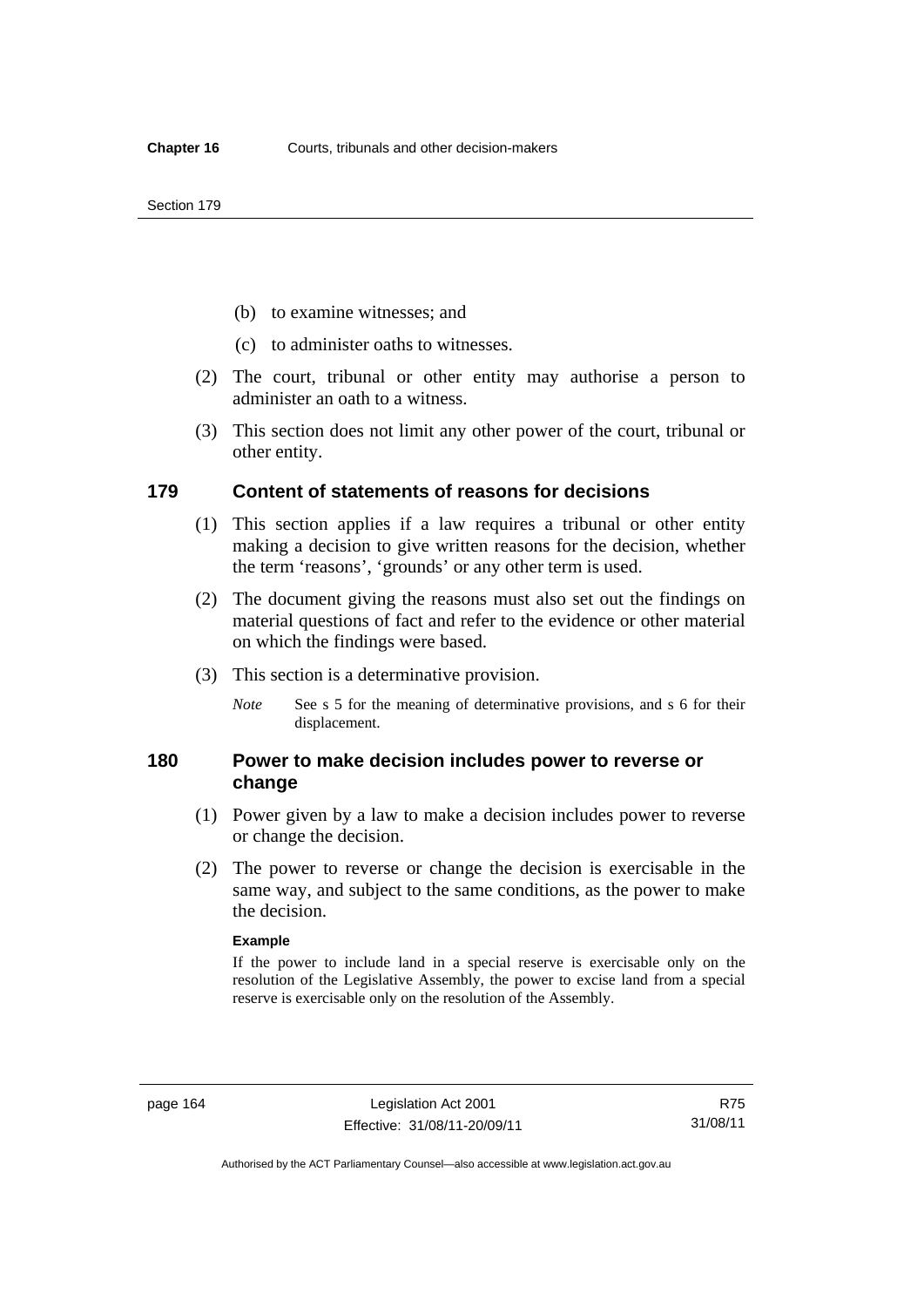(b) to examine witnesses; and

(c) to administer oaths to witnesses.

(2) The court, tribunal or other entity may authorise a person to administer an oath to a witness.

(3) This section does not limit any other power of the court, tribunal or other entity.

## 179 Content of statements of reasons for decisions

(1) This section applies if a law requires a tribunal or other entity making a decision to give written reasons for the decision, whether the term 'reasons', 'grounds' or any other term is used.

(2) The document giving the reasons must also set out the findings on material questions of fact and refer to the evidence or other material on which the findings were based.

(3) This section is a determinative provision.

*Note* See s 5 for the meaning of determinative provisions, and s 6 for their displacement.

## 180 Power to make decision includes power to reverse or change

(1) Power given by a law to make a decision includes power to reverse or change the decision.

(2) The power to reverse or change the decision is exercisable in the same way, and subject to the same conditions, as the power to make the decision.

**Example**

If the power to include land in a special reserve is exercisable only on the resolution of the Legislative Assembly, the power to excise land from a special reserve is exercisable only on the resolution of the Assembly.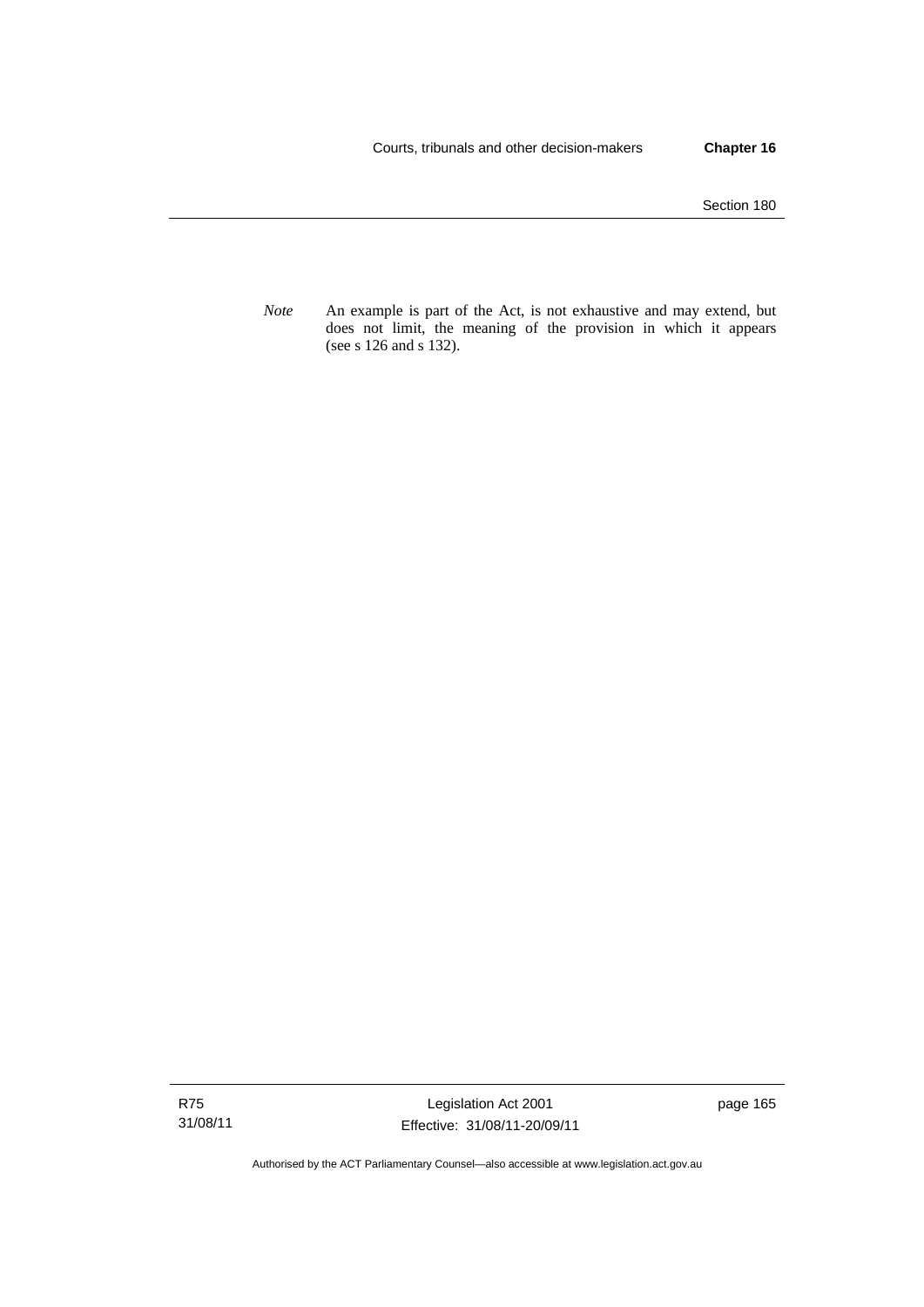*Note* An example is part of the Act, is not exhaustive and may extend, but does not limit, the meaning of the provision in which it appears (see s 126 and s 132).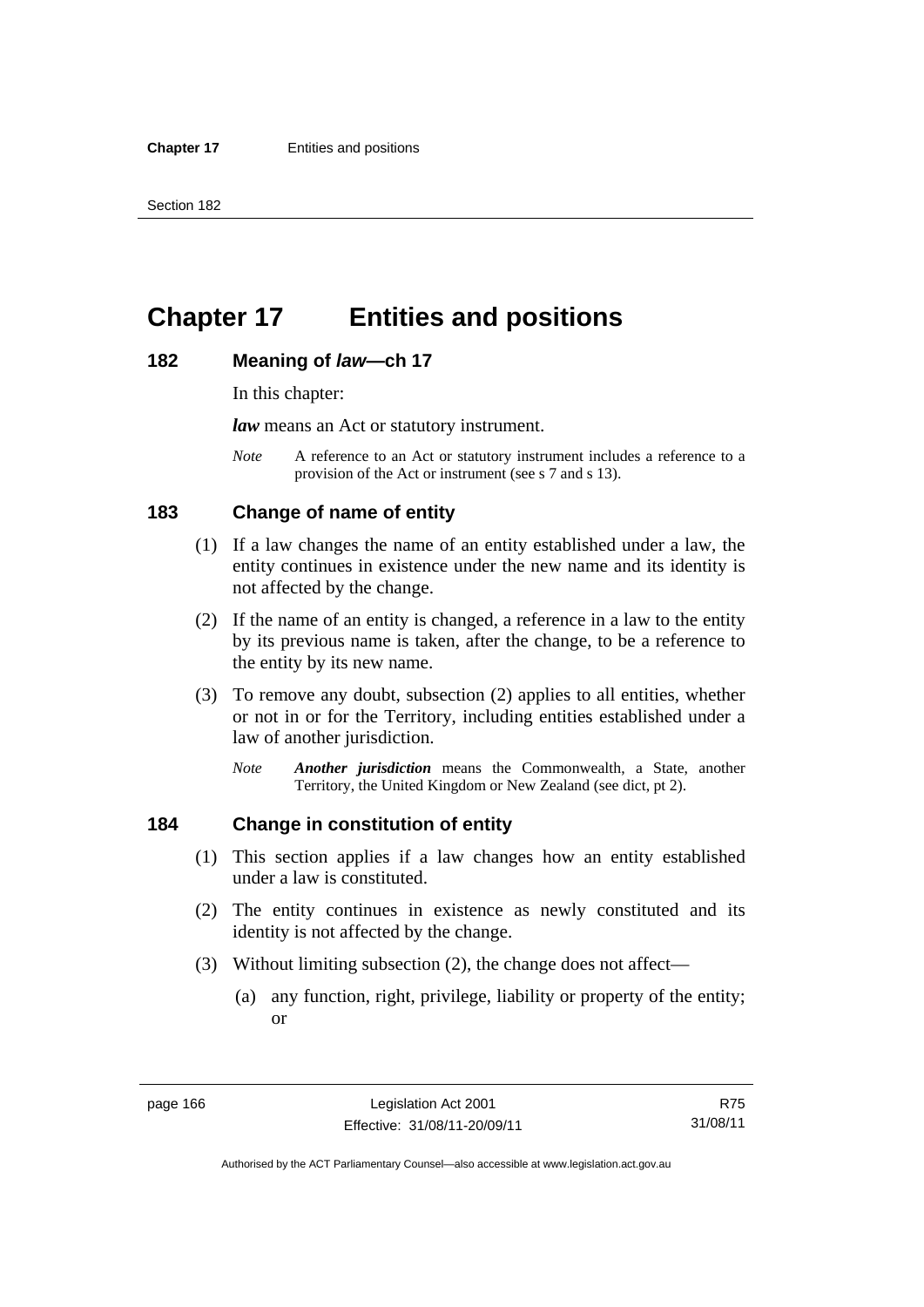# Chapter 17 Entities and positions

## 182 Meaning of *law*—ch 17

In this chapter:

***law*** means an Act or statutory instrument.

*Note* A reference to an Act or statutory instrument includes a reference to a provision of the Act or instrument (see s 7 and s 13).

## 183 Change of name of entity

(1) If a law changes the name of an entity established under a law, the entity continues in existence under the new name and its identity is not affected by the change.

(2) If the name of an entity is changed, a reference in a law to the entity by its previous name is taken, after the change, to be a reference to the entity by its new name.

(3) To remove any doubt, subsection (2) applies to all entities, whether or not in or for the Territory, including entities established under a law of another jurisdiction.

*Note* ***Another jurisdiction*** means the Commonwealth, a State, another Territory, the United Kingdom or New Zealand (see dict, pt 2).

## 184 Change in constitution of entity

(1) This section applies if a law changes how an entity established under a law is constituted.

(2) The entity continues in existence as newly constituted and its identity is not affected by the change.

(3) Without limiting subsection (2), the change does not affect—

(a) any function, right, privilege, liability or property of the entity; or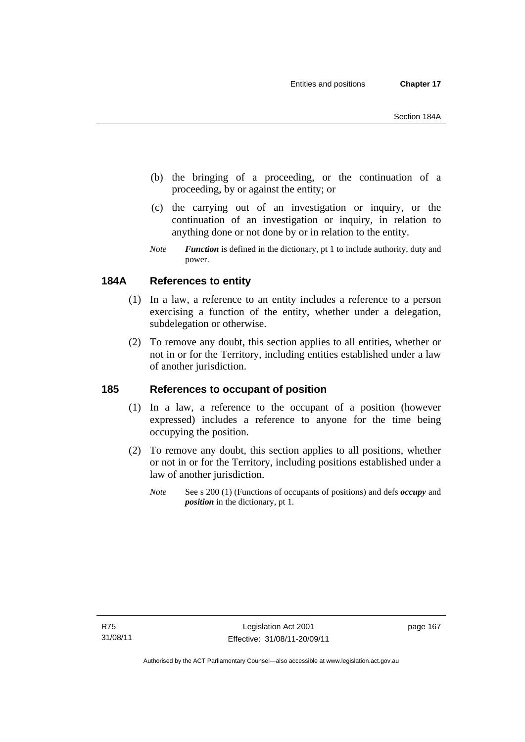(b) the bringing of a proceeding, or the continuation of a proceeding, by or against the entity; or

(c) the carrying out of an investigation or inquiry, or the continuation of an investigation or inquiry, in relation to anything done or not done by or in relation to the entity.

*Note* ***Function*** is defined in the dictionary, pt 1 to include authority, duty and power.

## 184A References to entity

(1) In a law, a reference to an entity includes a reference to a person exercising a function of the entity, whether under a delegation, subdelegation or otherwise.

(2) To remove any doubt, this section applies to all entities, whether or not in or for the Territory, including entities established under a law of another jurisdiction.

## 185 References to occupant of position

(1) In a law, a reference to the occupant of a position (however expressed) includes a reference to anyone for the time being occupying the position.

(2) To remove any doubt, this section applies to all positions, whether or not in or for the Territory, including positions established under a law of another jurisdiction.

*Note* See s 200 (1) (Functions of occupants of positions) and defs ***occupy*** and ***position*** in the dictionary, pt 1.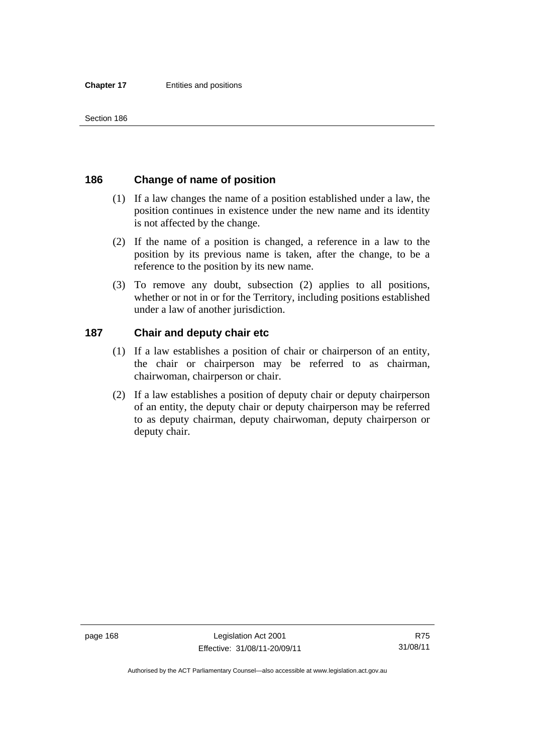## 186 Change of name of position

(1) If a law changes the name of a position established under a law, the position continues in existence under the new name and its identity is not affected by the change.

(2) If the name of a position is changed, a reference in a law to the position by its previous name is taken, after the change, to be a reference to the position by its new name.

(3) To remove any doubt, subsection (2) applies to all positions, whether or not in or for the Territory, including positions established under a law of another jurisdiction.

## 187 Chair and deputy chair etc

(1) If a law establishes a position of chair or chairperson of an entity, the chair or chairperson may be referred to as chairman, chairwoman, chairperson or chair.

(2) If a law establishes a position of deputy chair or deputy chairperson of an entity, the deputy chair or deputy chairperson may be referred to as deputy chairman, deputy chairwoman, deputy chairperson or deputy chair.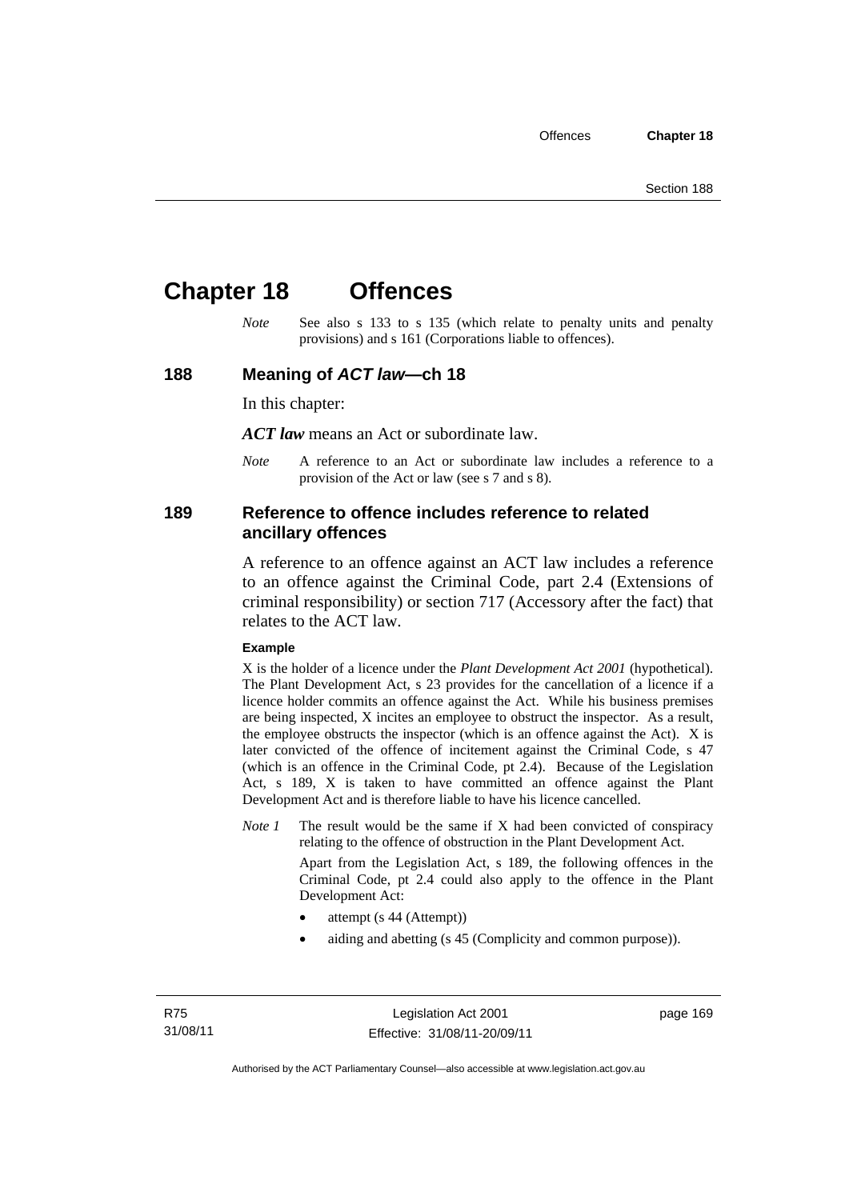# Chapter 18 Offences

*Note* See also s 133 to s 135 (which relate to penalty units and penalty provisions) and s 161 (Corporations liable to offences).

## 188 Meaning of *ACT law*—ch 18

In this chapter:

***ACT law*** means an Act or subordinate law.

*Note* A reference to an Act or subordinate law includes a reference to a provision of the Act or law (see s 7 and s 8).

## 189 Reference to offence includes reference to related ancillary offences

A reference to an offence against an ACT law includes a reference to an offence against the Criminal Code, part 2.4 (Extensions of criminal responsibility) or section 717 (Accessory after the fact) that relates to the ACT law.

**Example**

X is the holder of a licence under the *Plant Development Act 2001* (hypothetical). The Plant Development Act, s 23 provides for the cancellation of a licence if a licence holder commits an offence against the Act. While his business premises are being inspected, X incites an employee to obstruct the inspector. As a result, the employee obstructs the inspector (which is an offence against the Act). X is later convicted of the offence of incitement against the Criminal Code, s 47 (which is an offence in the Criminal Code, pt 2.4). Because of the Legislation Act, s 189, X is taken to have committed an offence against the Plant Development Act and is therefore liable to have his licence cancelled.

*Note 1* The result would be the same if X had been convicted of conspiracy relating to the offence of obstruction in the Plant Development Act.

Apart from the Legislation Act, s 189, the following offences in the Criminal Code, pt 2.4 could also apply to the offence in the Plant Development Act:

- attempt (s 44 (Attempt))
- aiding and abetting (s 45 (Complicity and common purpose)).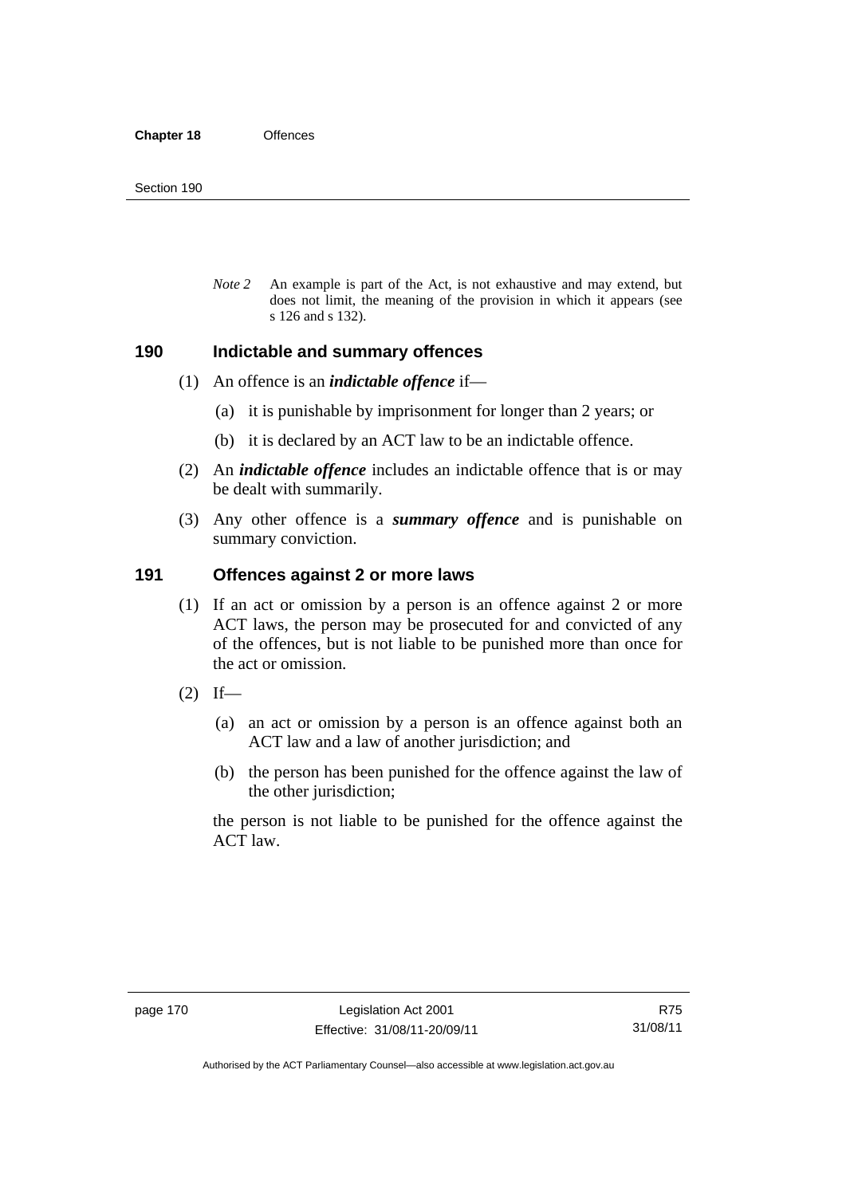*Note 2* An example is part of the Act, is not exhaustive and may extend, but does not limit, the meaning of the provision in which it appears (see s 126 and s 132).

## 190 Indictable and summary offences

(1) An offence is an ***indictable offence*** if—

(a) it is punishable by imprisonment for longer than 2 years; or

(b) it is declared by an ACT law to be an indictable offence.

(2) An ***indictable offence*** includes an indictable offence that is or may be dealt with summarily.

(3) Any other offence is a ***summary offence*** and is punishable on summary conviction.

## 191 Offences against 2 or more laws

(1) If an act or omission by a person is an offence against 2 or more ACT laws, the person may be prosecuted for and convicted of any of the offences, but is not liable to be punished more than once for the act or omission.

(2) If—

(a) an act or omission by a person is an offence against both an ACT law and a law of another jurisdiction; and

(b) the person has been punished for the offence against the law of the other jurisdiction;

the person is not liable to be punished for the offence against the ACT law.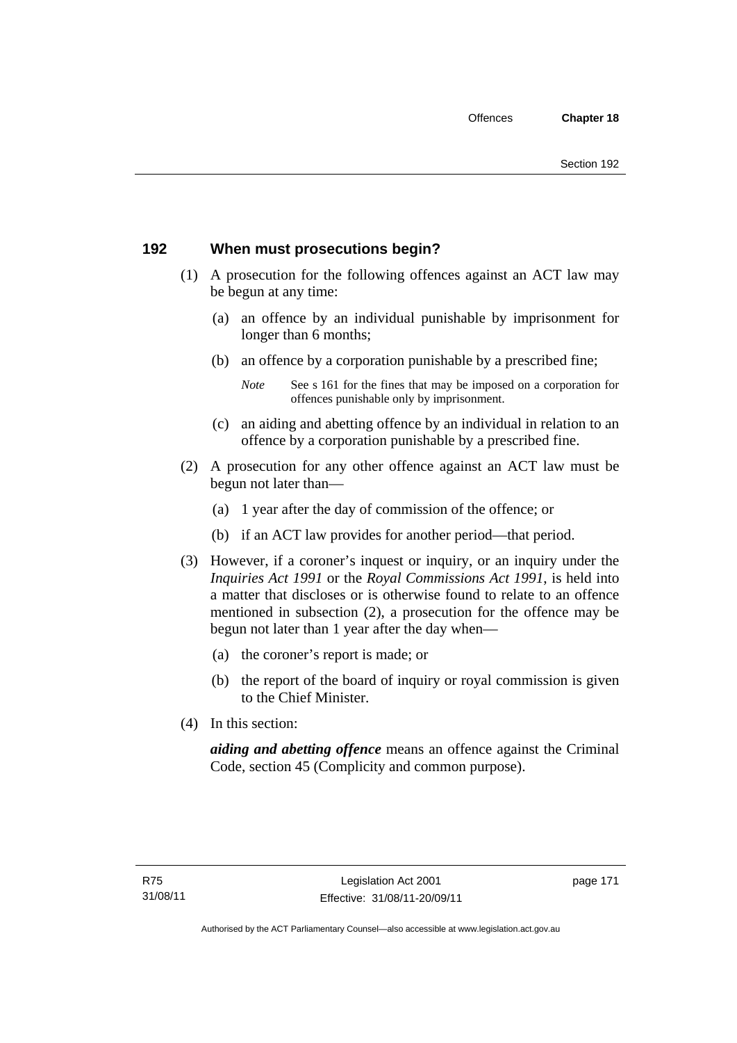## 192 When must prosecutions begin?

(1) A prosecution for the following offences against an ACT law may be begun at any time:

(a) an offence by an individual punishable by imprisonment for longer than 6 months;

(b) an offence by a corporation punishable by a prescribed fine;

*Note* See s 161 for the fines that may be imposed on a corporation for offences punishable only by imprisonment.

(c) an aiding and abetting offence by an individual in relation to an offence by a corporation punishable by a prescribed fine.

(2) A prosecution for any other offence against an ACT law must be begun not later than—

(a) 1 year after the day of commission of the offence; or

(b) if an ACT law provides for another period—that period.

(3) However, if a coroner's inquest or inquiry, or an inquiry under the *Inquiries Act 1991* or the *Royal Commissions Act 1991*, is held into a matter that discloses or is otherwise found to relate to an offence mentioned in subsection (2), a prosecution for the offence may be begun not later than 1 year after the day when—

(a) the coroner's report is made; or

(b) the report of the board of inquiry or royal commission is given to the Chief Minister.

(4) In this section:

***aiding and abetting offence*** means an offence against the Criminal Code, section 45 (Complicity and common purpose).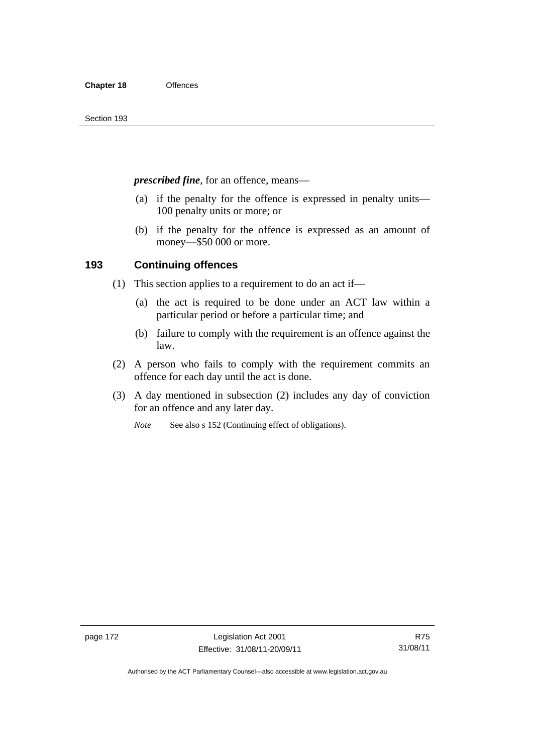***prescribed fine***, for an offence, means—

(a) if the penalty for the offence is expressed in penalty units—100 penalty units or more; or

(b) if the penalty for the offence is expressed as an amount of money—$50 000 or more.

## 193 Continuing offences

(1) This section applies to a requirement to do an act if—

(a) the act is required to be done under an ACT law within a particular period or before a particular time; and

(b) failure to comply with the requirement is an offence against the law.

(2) A person who fails to comply with the requirement commits an offence for each day until the act is done.

(3) A day mentioned in subsection (2) includes any day of conviction for an offence and any later day.

*Note* See also s 152 (Continuing effect of obligations).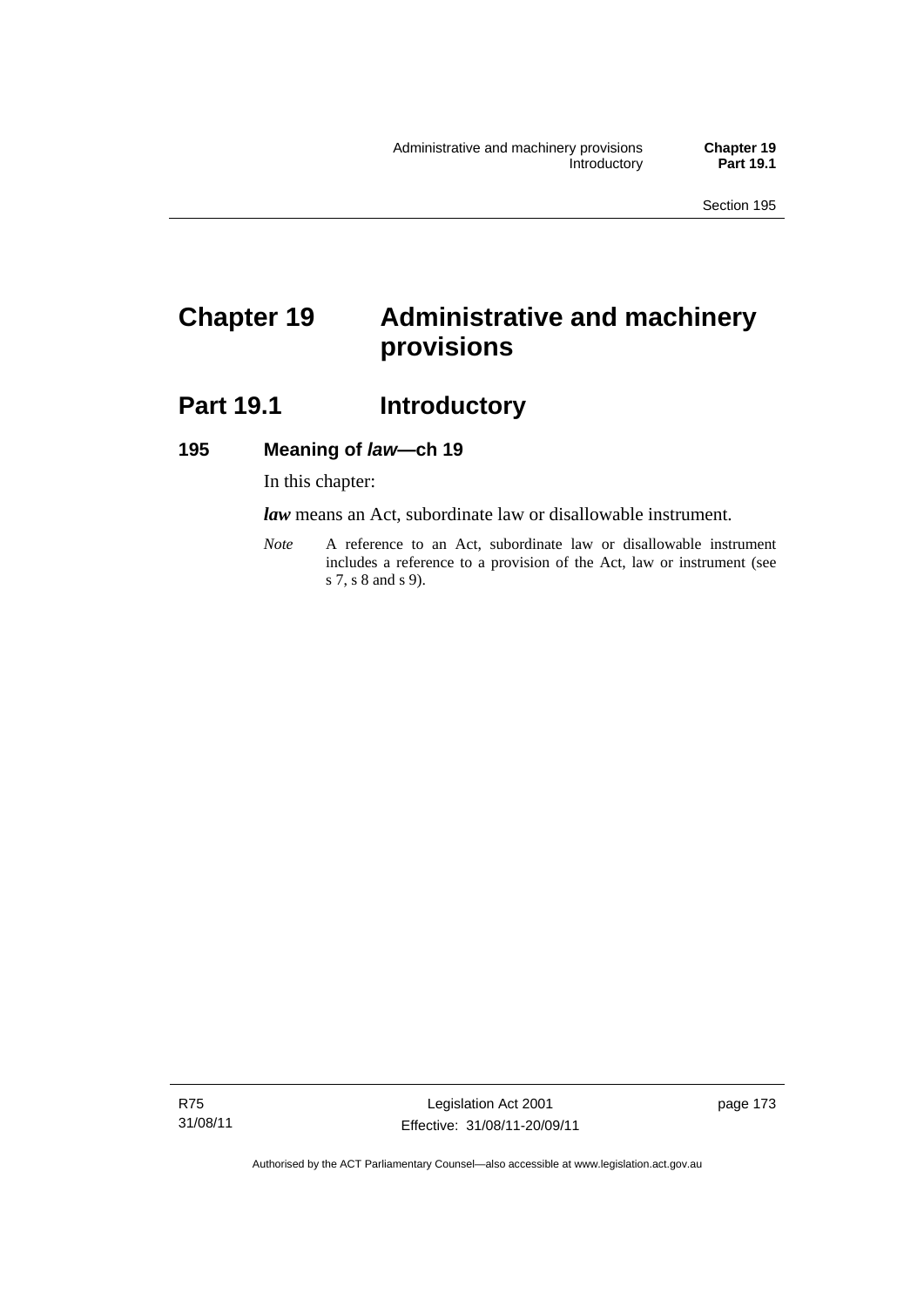# Chapter 19 Administrative and machinery provisions

## Part 19.1 Introductory

### 195 Meaning of *law*—ch 19

In this chapter:

***law*** means an Act, subordinate law or disallowable instrument.

*Note* A reference to an Act, subordinate law or disallowable instrument includes a reference to a provision of the Act, law or instrument (see s 7, s 8 and s 9).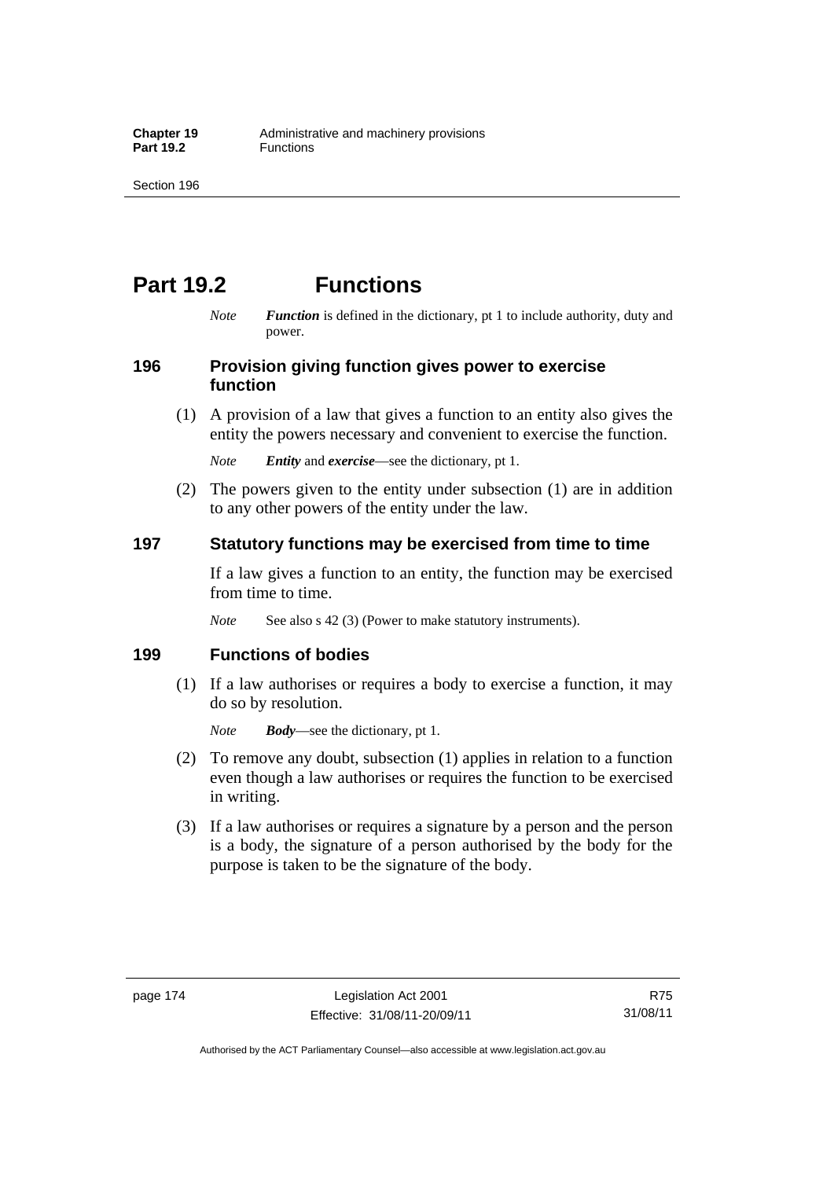# Part 19.2 Functions

*Note* ***Function*** is defined in the dictionary, pt 1 to include authority, duty and power.

## 196 Provision giving function gives power to exercise function

(1) A provision of a law that gives a function to an entity also gives the entity the powers necessary and convenient to exercise the function.

*Note* ***Entity*** and ***exercise***—see the dictionary, pt 1.

(2) The powers given to the entity under subsection (1) are in addition to any other powers of the entity under the law.

## 197 Statutory functions may be exercised from time to time

If a law gives a function to an entity, the function may be exercised from time to time.

*Note* See also s 42 (3) (Power to make statutory instruments).

## 199 Functions of bodies

(1) If a law authorises or requires a body to exercise a function, it may do so by resolution.

*Note* ***Body***—see the dictionary, pt 1.

(2) To remove any doubt, subsection (1) applies in relation to a function even though a law authorises or requires the function to be exercised in writing.

(3) If a law authorises or requires a signature by a person and the person is a body, the signature of a person authorised by the body for the purpose is taken to be the signature of the body.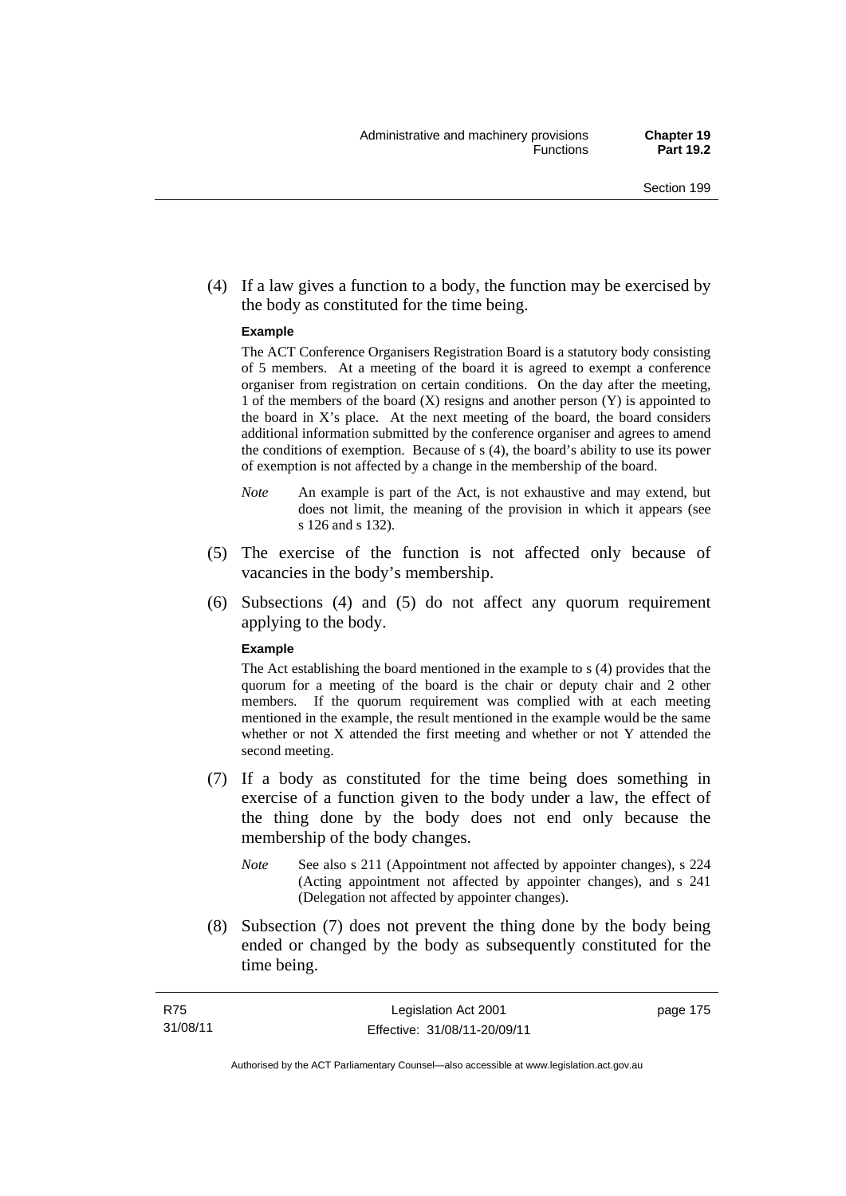(4) If a law gives a function to a body, the function may be exercised by the body as constituted for the time being.

**Example**

The ACT Conference Organisers Registration Board is a statutory body consisting of 5 members. At a meeting of the board it is agreed to exempt a conference organiser from registration on certain conditions. On the day after the meeting, 1 of the members of the board (X) resigns and another person (Y) is appointed to the board in X's place. At the next meeting of the board, the board considers additional information submitted by the conference organiser and agrees to amend the conditions of exemption. Because of s (4), the board's ability to use its power of exemption is not affected by a change in the membership of the board.

*Note* An example is part of the Act, is not exhaustive and may extend, but does not limit, the meaning of the provision in which it appears (see s 126 and s 132).

(5) The exercise of the function is not affected only because of vacancies in the body's membership.

(6) Subsections (4) and (5) do not affect any quorum requirement applying to the body.

**Example**

The Act establishing the board mentioned in the example to s (4) provides that the quorum for a meeting of the board is the chair or deputy chair and 2 other members. If the quorum requirement was complied with at each meeting mentioned in the example, the result mentioned in the example would be the same whether or not X attended the first meeting and whether or not Y attended the second meeting.

(7) If a body as constituted for the time being does something in exercise of a function given to the body under a law, the effect of the thing done by the body does not end only because the membership of the body changes.

*Note* See also s 211 (Appointment not affected by appointer changes), s 224 (Acting appointment not affected by appointer changes), and s 241 (Delegation not affected by appointer changes).

(8) Subsection (7) does not prevent the thing done by the body being ended or changed by the body as subsequently constituted for the time being.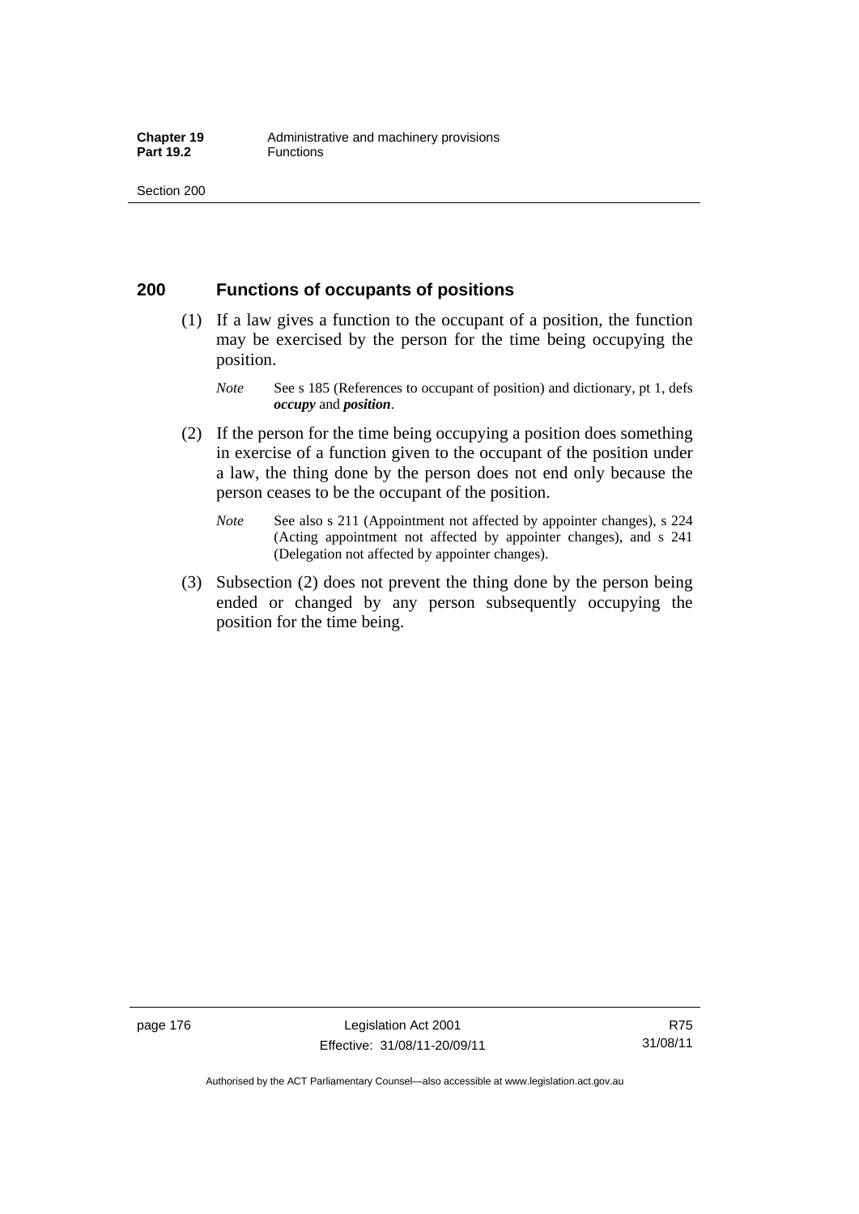## 200 Functions of occupants of positions

(1) If a law gives a function to the occupant of a position, the function may be exercised by the person for the time being occupying the position.

*Note* See s 185 (References to occupant of position) and dictionary, pt 1, defs ***occupy*** and ***position***.

(2) If the person for the time being occupying a position does something in exercise of a function given to the occupant of the position under a law, the thing done by the person does not end only because the person ceases to be the occupant of the position.

*Note* See also s 211 (Appointment not affected by appointer changes), s 224 (Acting appointment not affected by appointer changes), and s 241 (Delegation not affected by appointer changes).

(3) Subsection (2) does not prevent the thing done by the person being ended or changed by any person subsequently occupying the position for the time being.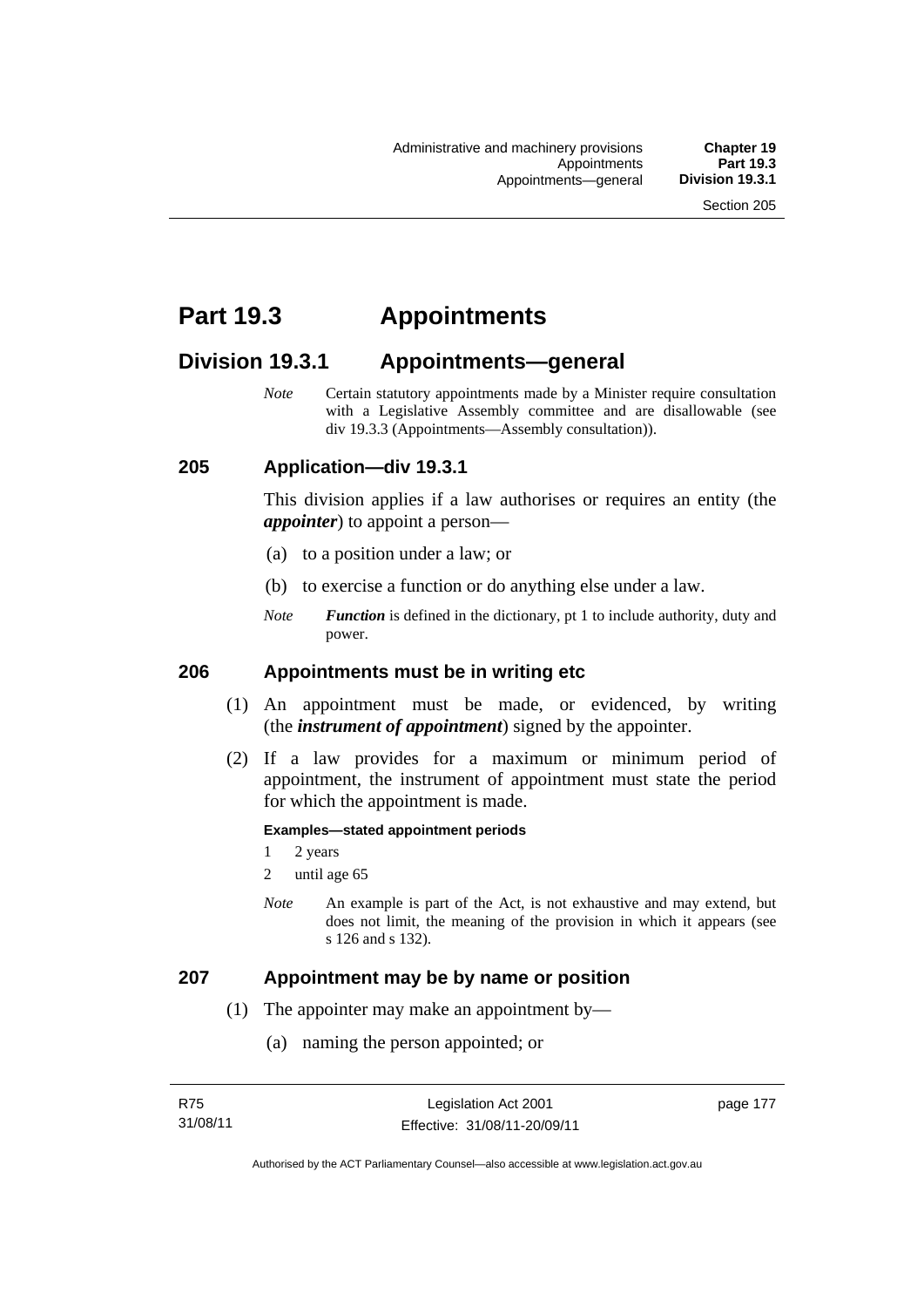# Part 19.3 Appointments

## Division 19.3.1 Appointments—general

*Note* Certain statutory appointments made by a Minister require consultation with a Legislative Assembly committee and are disallowable (see div 19.3.3 (Appointments—Assembly consultation)).

### 205 Application—div 19.3.1

This division applies if a law authorises or requires an entity (the ***appointer***) to appoint a person—

(a) to a position under a law; or

(b) to exercise a function or do anything else under a law.

*Note* ***Function*** is defined in the dictionary, pt 1 to include authority, duty and power.

### 206 Appointments must be in writing etc

(1) An appointment must be made, or evidenced, by writing (the ***instrument of appointment***) signed by the appointer.

(2) If a law provides for a maximum or minimum period of appointment, the instrument of appointment must state the period for which the appointment is made.

**Examples—stated appointment periods**

1 2 years

2 until age 65

*Note* An example is part of the Act, is not exhaustive and may extend, but does not limit, the meaning of the provision in which it appears (see s 126 and s 132).

### 207 Appointment may be by name or position

(1) The appointer may make an appointment by—

(a) naming the person appointed; or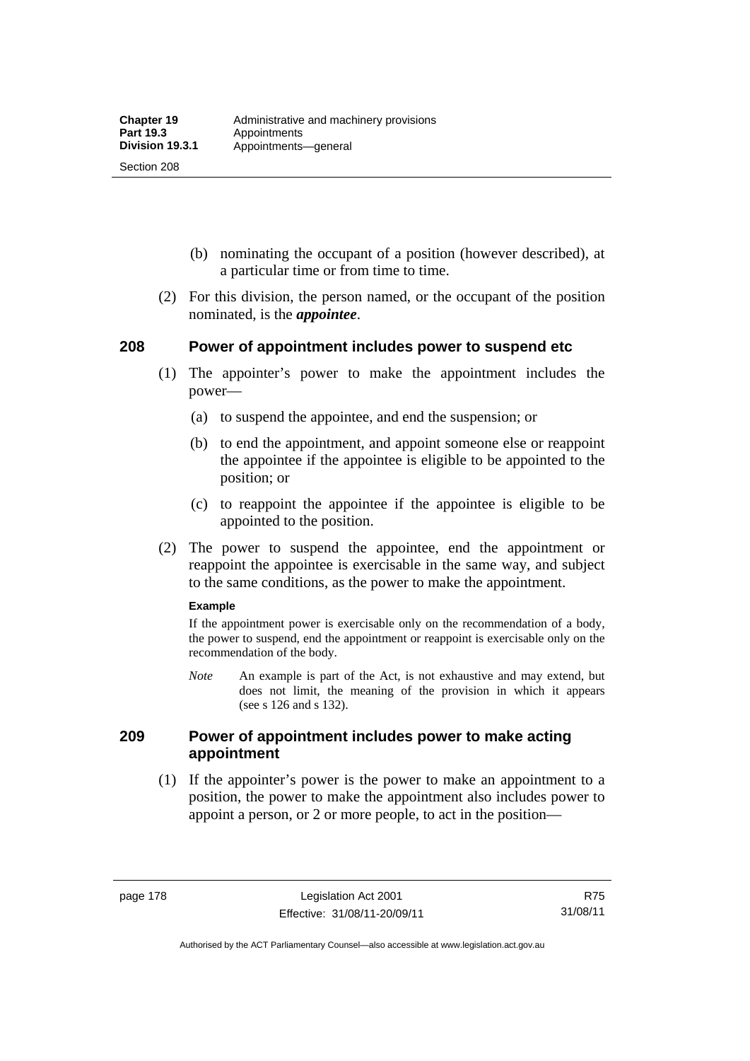(b) nominating the occupant of a position (however described), at a particular time or from time to time.

(2) For this division, the person named, or the occupant of the position nominated, is the ***appointee***.

## 208 Power of appointment includes power to suspend etc

(1) The appointer's power to make the appointment includes the power—

(a) to suspend the appointee, and end the suspension; or

(b) to end the appointment, and appoint someone else or reappoint the appointee if the appointee is eligible to be appointed to the position; or

(c) to reappoint the appointee if the appointee is eligible to be appointed to the position.

(2) The power to suspend the appointee, end the appointment or reappoint the appointee is exercisable in the same way, and subject to the same conditions, as the power to make the appointment.

**Example**

If the appointment power is exercisable only on the recommendation of a body, the power to suspend, end the appointment or reappoint is exercisable only on the recommendation of the body.

*Note* An example is part of the Act, is not exhaustive and may extend, but does not limit, the meaning of the provision in which it appears (see s 126 and s 132).

## 209 Power of appointment includes power to make acting appointment

(1) If the appointer's power is the power to make an appointment to a position, the power to make the appointment also includes power to appoint a person, or 2 or more people, to act in the position—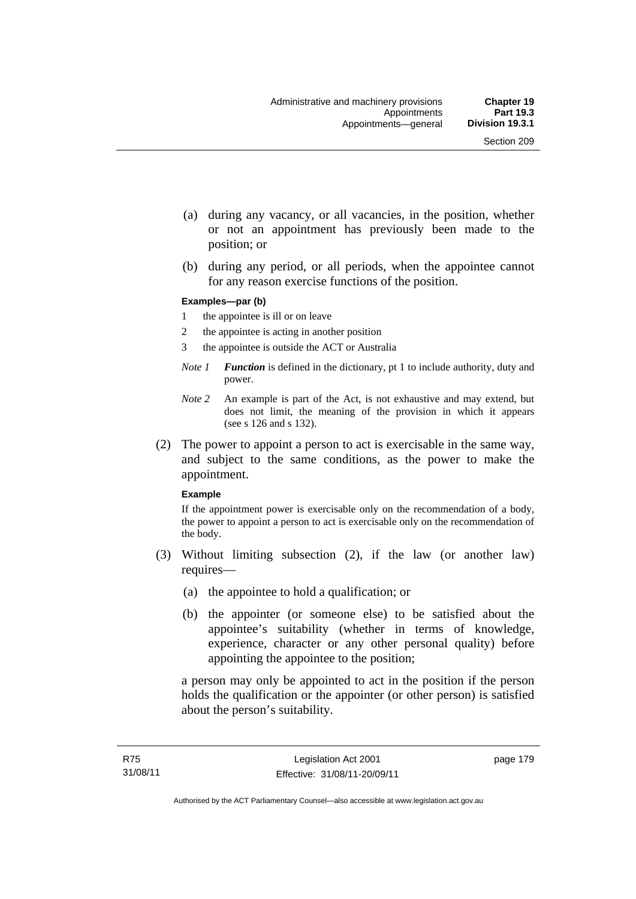(a) during any vacancy, or all vacancies, in the position, whether or not an appointment has previously been made to the position; or

(b) during any period, or all periods, when the appointee cannot for any reason exercise functions of the position.

**Examples—par (b)**

1 the appointee is ill or on leave

2 the appointee is acting in another position

3 the appointee is outside the ACT or Australia

*Note 1* ***Function*** is defined in the dictionary, pt 1 to include authority, duty and power.

*Note 2* An example is part of the Act, is not exhaustive and may extend, but does not limit, the meaning of the provision in which it appears (see s 126 and s 132).

(2) The power to appoint a person to act is exercisable in the same way, and subject to the same conditions, as the power to make the appointment.

**Example**

If the appointment power is exercisable only on the recommendation of a body, the power to appoint a person to act is exercisable only on the recommendation of the body.

(3) Without limiting subsection (2), if the law (or another law) requires—

(a) the appointee to hold a qualification; or

(b) the appointer (or someone else) to be satisfied about the appointee's suitability (whether in terms of knowledge, experience, character or any other personal quality) before appointing the appointee to the position;

a person may only be appointed to act in the position if the person holds the qualification or the appointer (or other person) is satisfied about the person's suitability.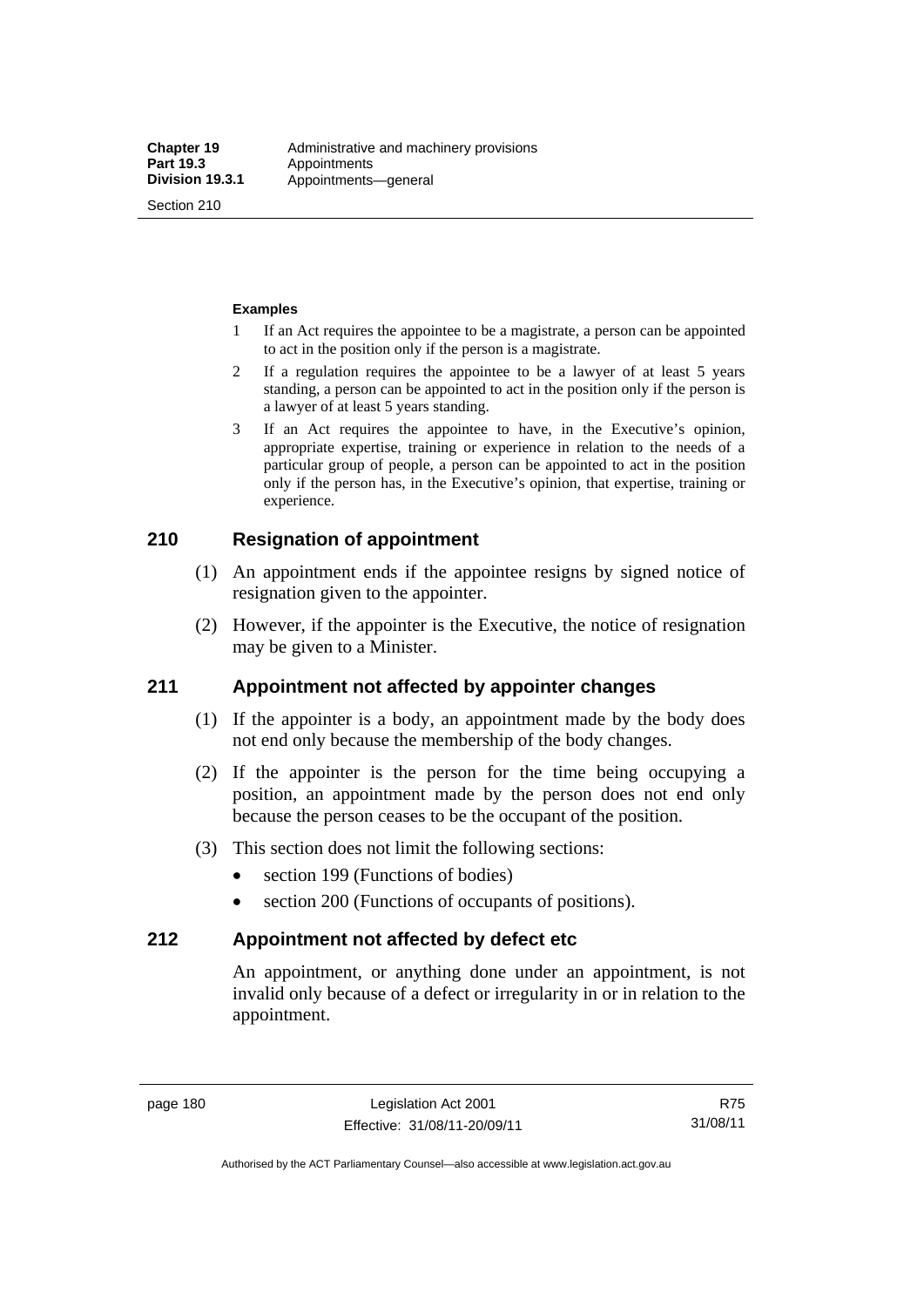**Examples**

1 If an Act requires the appointee to be a magistrate, a person can be appointed to act in the position only if the person is a magistrate.

2 If a regulation requires the appointee to be a lawyer of at least 5 years standing, a person can be appointed to act in the position only if the person is a lawyer of at least 5 years standing.

3 If an Act requires the appointee to have, in the Executive's opinion, appropriate expertise, training or experience in relation to the needs of a particular group of people, a person can be appointed to act in the position only if the person has, in the Executive's opinion, that expertise, training or experience.

## 210 Resignation of appointment

(1) An appointment ends if the appointee resigns by signed notice of resignation given to the appointer.

(2) However, if the appointer is the Executive, the notice of resignation may be given to a Minister.

## 211 Appointment not affected by appointer changes

(1) If the appointer is a body, an appointment made by the body does not end only because the membership of the body changes.

(2) If the appointer is the person for the time being occupying a position, an appointment made by the person does not end only because the person ceases to be the occupant of the position.

(3) This section does not limit the following sections:

- section 199 (Functions of bodies)
- section 200 (Functions of occupants of positions).

## 212 Appointment not affected by defect etc

An appointment, or anything done under an appointment, is not invalid only because of a defect or irregularity in or in relation to the appointment.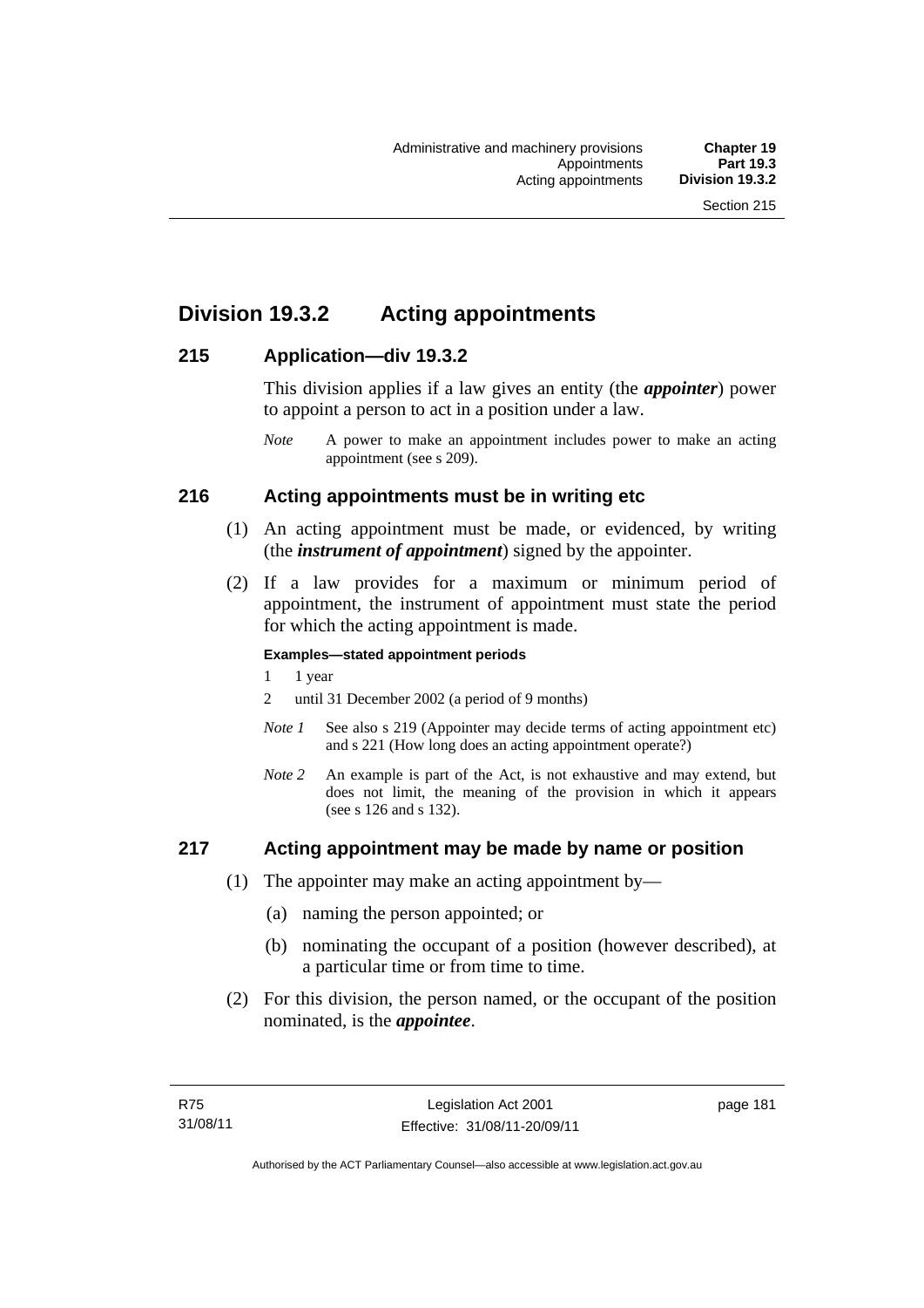## Division 19.3.2 Acting appointments

### 215 Application—div 19.3.2

This division applies if a law gives an entity (the ***appointer***) power to appoint a person to act in a position under a law.

*Note* A power to make an appointment includes power to make an acting appointment (see s 209).

### 216 Acting appointments must be in writing etc

(1) An acting appointment must be made, or evidenced, by writing (the ***instrument of appointment***) signed by the appointer.

(2) If a law provides for a maximum or minimum period of appointment, the instrument of appointment must state the period for which the acting appointment is made.

**Examples—stated appointment periods**

1 1 year

2 until 31 December 2002 (a period of 9 months)

*Note 1* See also s 219 (Appointer may decide terms of acting appointment etc) and s 221 (How long does an acting appointment operate?)

*Note 2* An example is part of the Act, is not exhaustive and may extend, but does not limit, the meaning of the provision in which it appears (see s 126 and s 132).

### 217 Acting appointment may be made by name or position

(1) The appointer may make an acting appointment by—

(a) naming the person appointed; or

(b) nominating the occupant of a position (however described), at a particular time or from time to time.

(2) For this division, the person named, or the occupant of the position nominated, is the ***appointee***.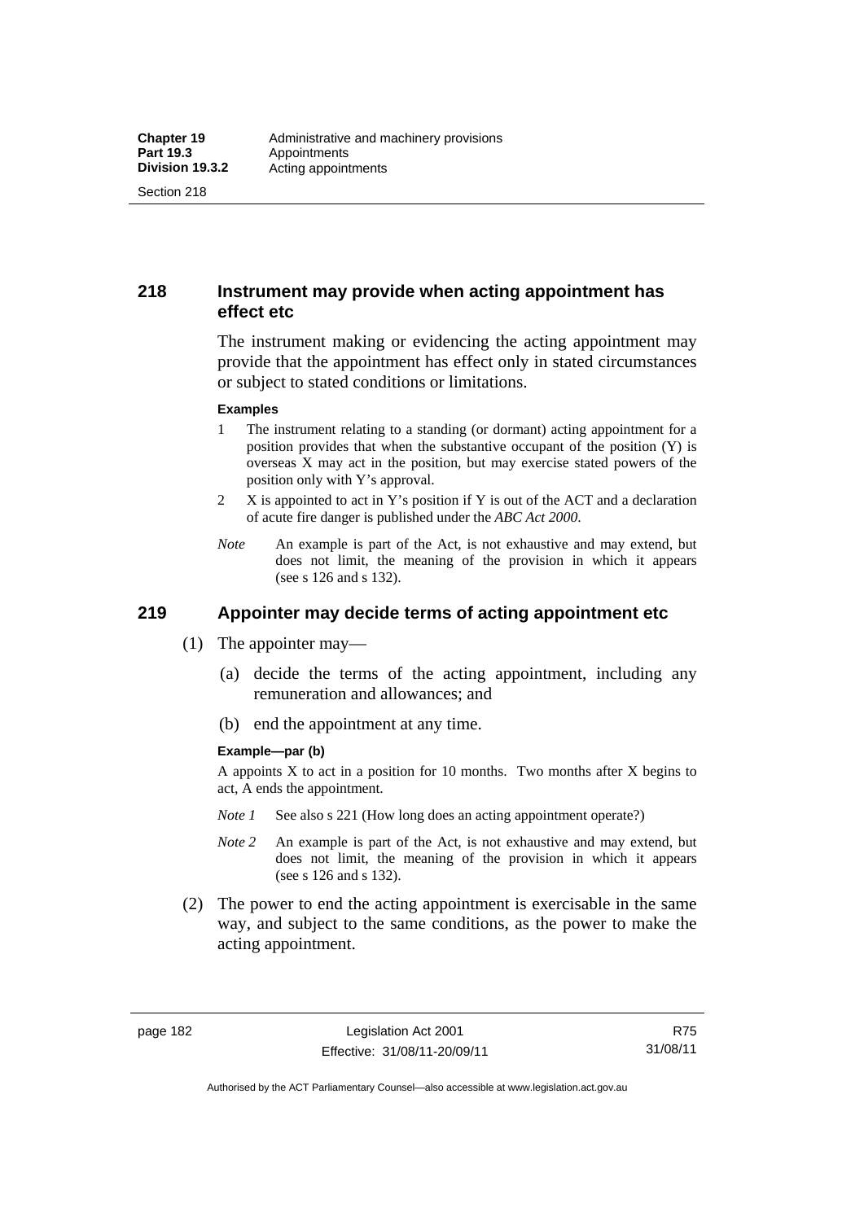## 218 Instrument may provide when acting appointment has effect etc

The instrument making or evidencing the acting appointment may provide that the appointment has effect only in stated circumstances or subject to stated conditions or limitations.

**Examples**

1 The instrument relating to a standing (or dormant) acting appointment for a position provides that when the substantive occupant of the position (Y) is overseas X may act in the position, but may exercise stated powers of the position only with Y's approval.

2 X is appointed to act in Y's position if Y is out of the ACT and a declaration of acute fire danger is published under the *ABC Act 2000*.

*Note* An example is part of the Act, is not exhaustive and may extend, but does not limit, the meaning of the provision in which it appears (see s 126 and s 132).

## 219 Appointer may decide terms of acting appointment etc

(1) The appointer may—

(a) decide the terms of the acting appointment, including any remuneration and allowances; and

(b) end the appointment at any time.

**Example—par (b)**

A appoints X to act in a position for 10 months. Two months after X begins to act, A ends the appointment.

*Note 1* See also s 221 (How long does an acting appointment operate?)

*Note 2* An example is part of the Act, is not exhaustive and may extend, but does not limit, the meaning of the provision in which it appears (see s 126 and s 132).

(2) The power to end the acting appointment is exercisable in the same way, and subject to the same conditions, as the power to make the acting appointment.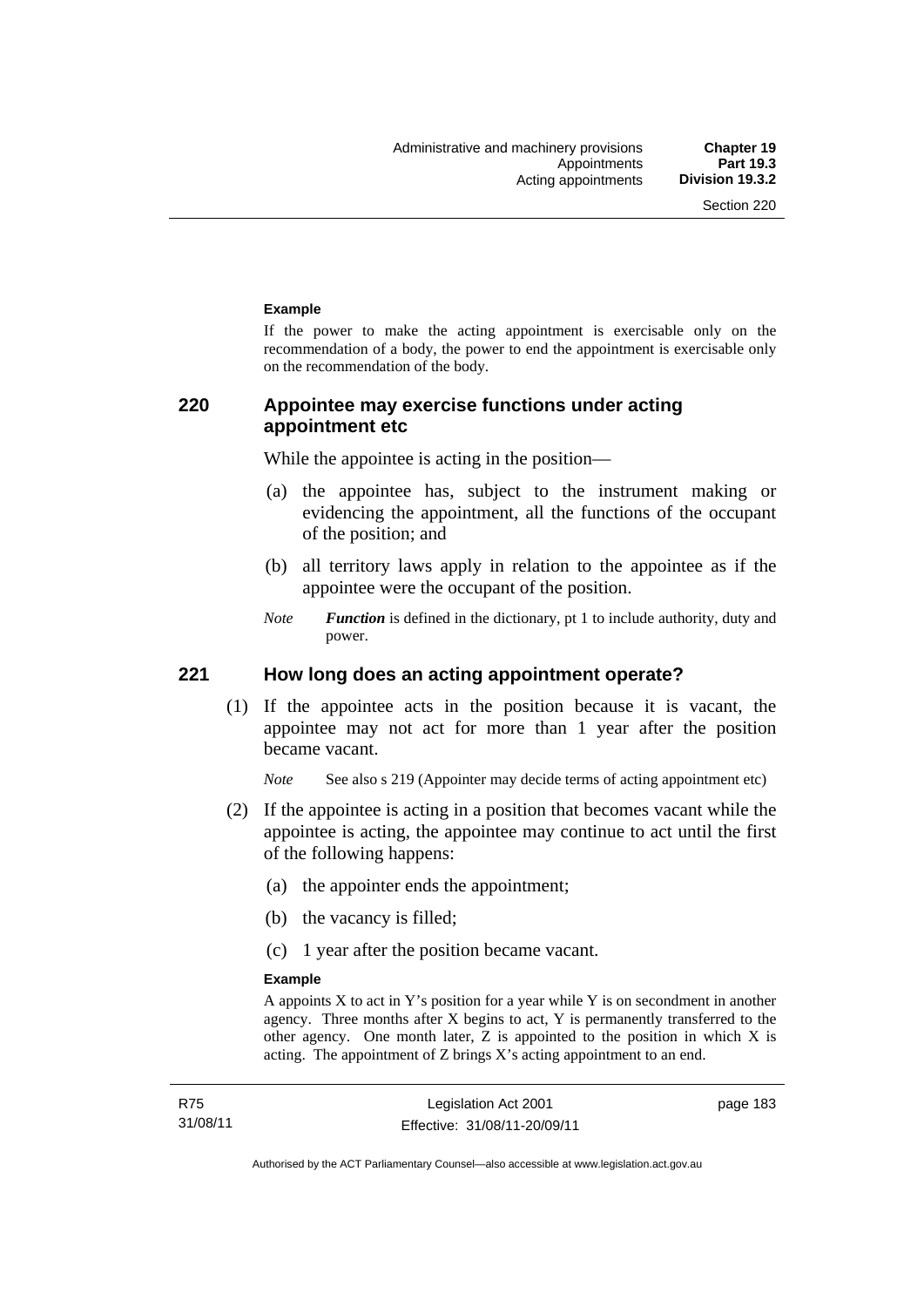**Example**

If the power to make the acting appointment is exercisable only on the recommendation of a body, the power to end the appointment is exercisable only on the recommendation of the body.

## 220 Appointee may exercise functions under acting appointment etc

While the appointee is acting in the position—

(a) the appointee has, subject to the instrument making or evidencing the appointment, all the functions of the occupant of the position; and

(b) all territory laws apply in relation to the appointee as if the appointee were the occupant of the position.

*Note* ***Function*** is defined in the dictionary, pt 1 to include authority, duty and power.

## 221 How long does an acting appointment operate?

(1) If the appointee acts in the position because it is vacant, the appointee may not act for more than 1 year after the position became vacant.

*Note* See also s 219 (Appointer may decide terms of acting appointment etc)

(2) If the appointee is acting in a position that becomes vacant while the appointee is acting, the appointee may continue to act until the first of the following happens:

(a) the appointer ends the appointment;

(b) the vacancy is filled;

(c) 1 year after the position became vacant.

**Example**

A appoints X to act in Y's position for a year while Y is on secondment in another agency. Three months after X begins to act, Y is permanently transferred to the other agency. One month later, Z is appointed to the position in which X is acting. The appointment of Z brings X's acting appointment to an end.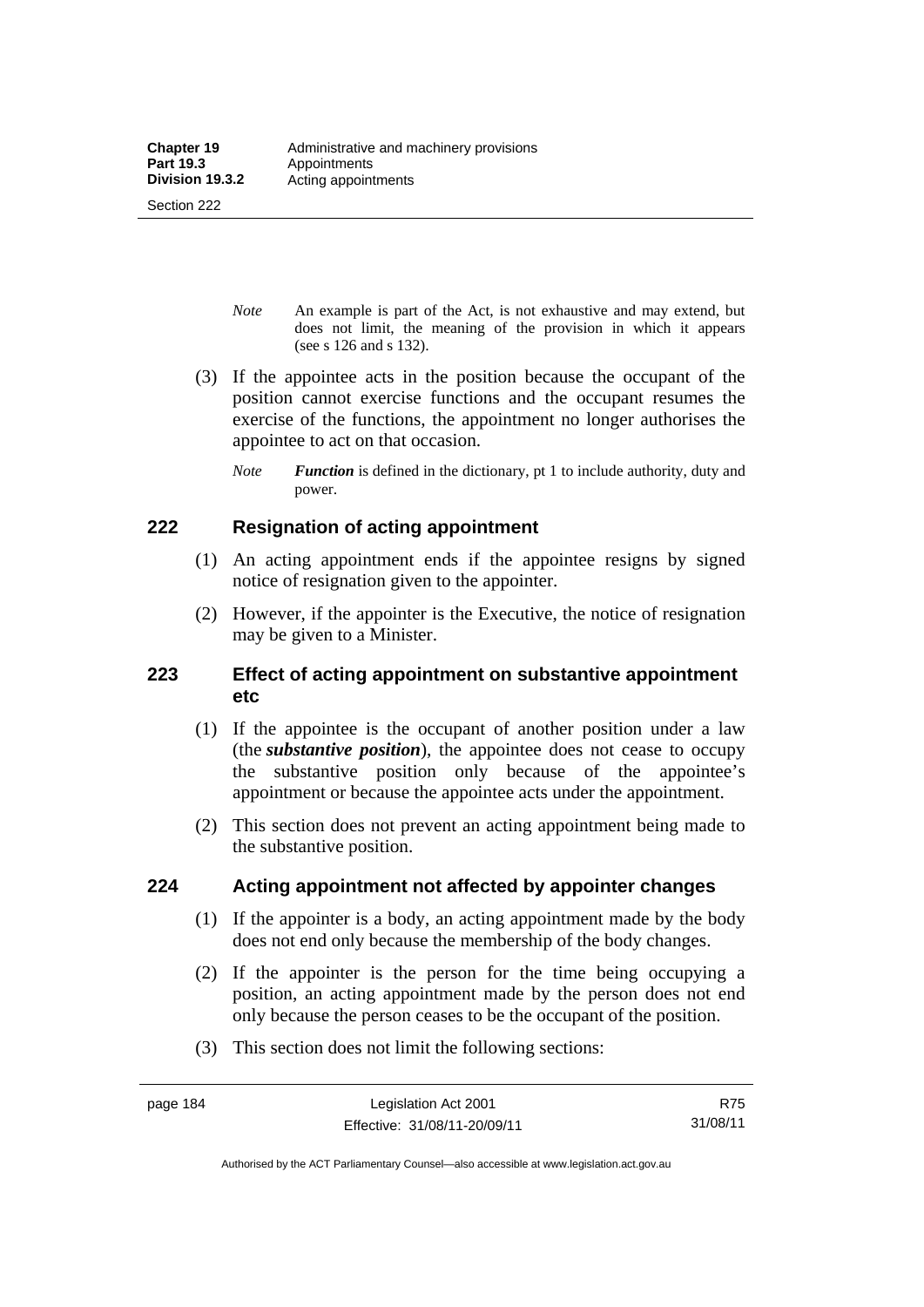*Note* An example is part of the Act, is not exhaustive and may extend, but does not limit, the meaning of the provision in which it appears (see s 126 and s 132).

(3) If the appointee acts in the position because the occupant of the position cannot exercise functions and the occupant resumes the exercise of the functions, the appointment no longer authorises the appointee to act on that occasion.

*Note* ***Function*** is defined in the dictionary, pt 1 to include authority, duty and power.

## 222 Resignation of acting appointment

(1) An acting appointment ends if the appointee resigns by signed notice of resignation given to the appointer.

(2) However, if the appointer is the Executive, the notice of resignation may be given to a Minister.

## 223 Effect of acting appointment on substantive appointment etc

(1) If the appointee is the occupant of another position under a law (the ***substantive position***), the appointee does not cease to occupy the substantive position only because of the appointee's appointment or because the appointee acts under the appointment.

(2) This section does not prevent an acting appointment being made to the substantive position.

## 224 Acting appointment not affected by appointer changes

(1) If the appointer is a body, an acting appointment made by the body does not end only because the membership of the body changes.

(2) If the appointer is the person for the time being occupying a position, an acting appointment made by the person does not end only because the person ceases to be the occupant of the position.

(3) This section does not limit the following sections: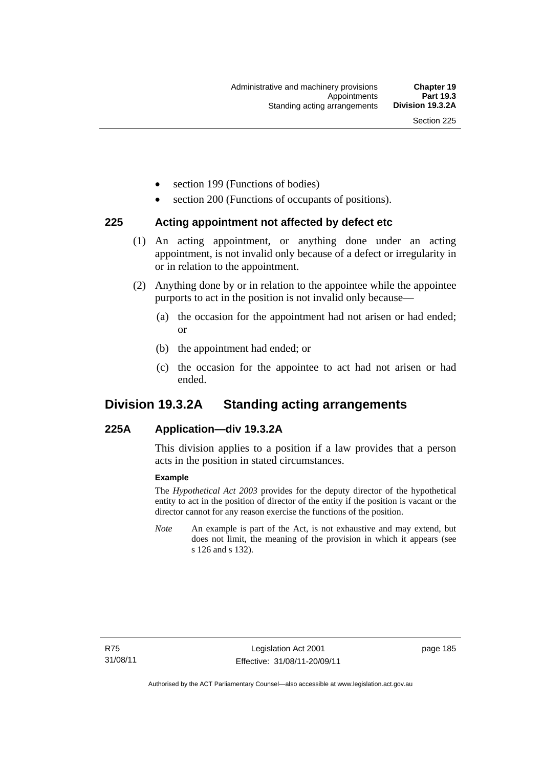- section 199 (Functions of bodies)
- section 200 (Functions of occupants of positions).

### 225 Acting appointment not affected by defect etc

(1) An acting appointment, or anything done under an acting appointment, is not invalid only because of a defect or irregularity in or in relation to the appointment.

(2) Anything done by or in relation to the appointee while the appointee purports to act in the position is not invalid only because—

(a) the occasion for the appointment had not arisen or had ended; or

(b) the appointment had ended; or

(c) the occasion for the appointee to act had not arisen or had ended.

## Division 19.3.2A Standing acting arrangements

### 225A Application—div 19.3.2A

This division applies to a position if a law provides that a person acts in the position in stated circumstances.

**Example**

The *Hypothetical Act 2003* provides for the deputy director of the hypothetical entity to act in the position of director of the entity if the position is vacant or the director cannot for any reason exercise the functions of the position.

*Note* An example is part of the Act, is not exhaustive and may extend, but does not limit, the meaning of the provision in which it appears (see s 126 and s 132).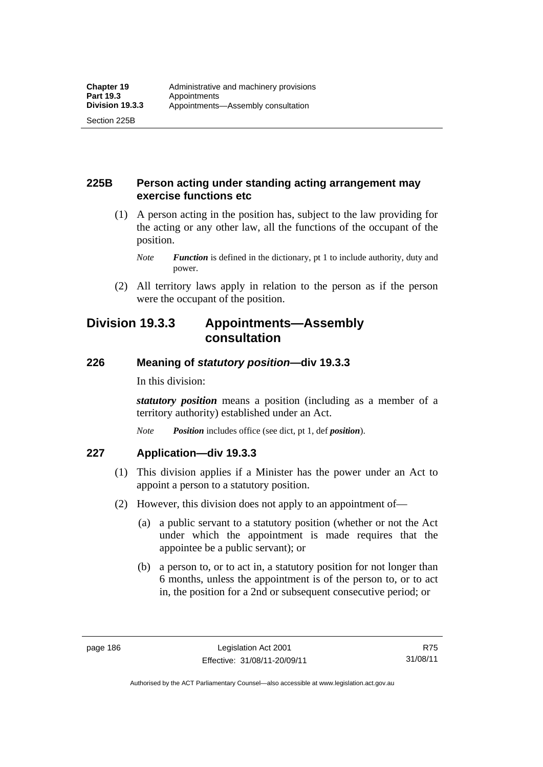### 225B Person acting under standing acting arrangement may exercise functions etc

(1) A person acting in the position has, subject to the law providing for the acting or any other law, all the functions of the occupant of the position.

*Note* ***Function*** is defined in the dictionary, pt 1 to include authority, duty and power.

(2) All territory laws apply in relation to the person as if the person were the occupant of the position.

## Division 19.3.3 Appointments—Assembly consultation

### 226 Meaning of *statutory position*—div 19.3.3

In this division:

***statutory position*** means a position (including as a member of a territory authority) established under an Act.

*Note* ***Position*** includes office (see dict, pt 1, def ***position***).

### 227 Application—div 19.3.3

(1) This division applies if a Minister has the power under an Act to appoint a person to a statutory position.

(2) However, this division does not apply to an appointment of—

(a) a public servant to a statutory position (whether or not the Act under which the appointment is made requires that the appointee be a public servant); or

(b) a person to, or to act in, a statutory position for not longer than 6 months, unless the appointment is of the person to, or to act in, the position for a 2nd or subsequent consecutive period; or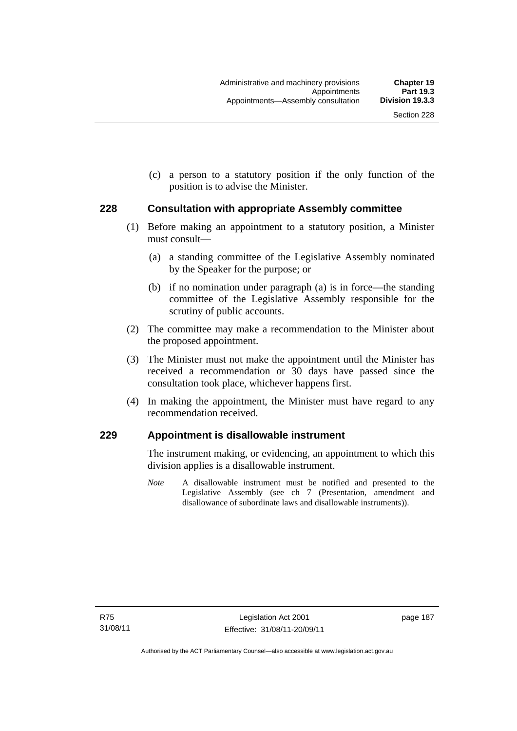(c) a person to a statutory position if the only function of the position is to advise the Minister.

## 228 Consultation with appropriate Assembly committee

(1) Before making an appointment to a statutory position, a Minister must consult—

(a) a standing committee of the Legislative Assembly nominated by the Speaker for the purpose; or

(b) if no nomination under paragraph (a) is in force—the standing committee of the Legislative Assembly responsible for the scrutiny of public accounts.

(2) The committee may make a recommendation to the Minister about the proposed appointment.

(3) The Minister must not make the appointment until the Minister has received a recommendation or 30 days have passed since the consultation took place, whichever happens first.

(4) In making the appointment, the Minister must have regard to any recommendation received.

## 229 Appointment is disallowable instrument

The instrument making, or evidencing, an appointment to which this division applies is a disallowable instrument.

*Note* A disallowable instrument must be notified and presented to the Legislative Assembly (see ch 7 (Presentation, amendment and disallowance of subordinate laws and disallowable instruments)).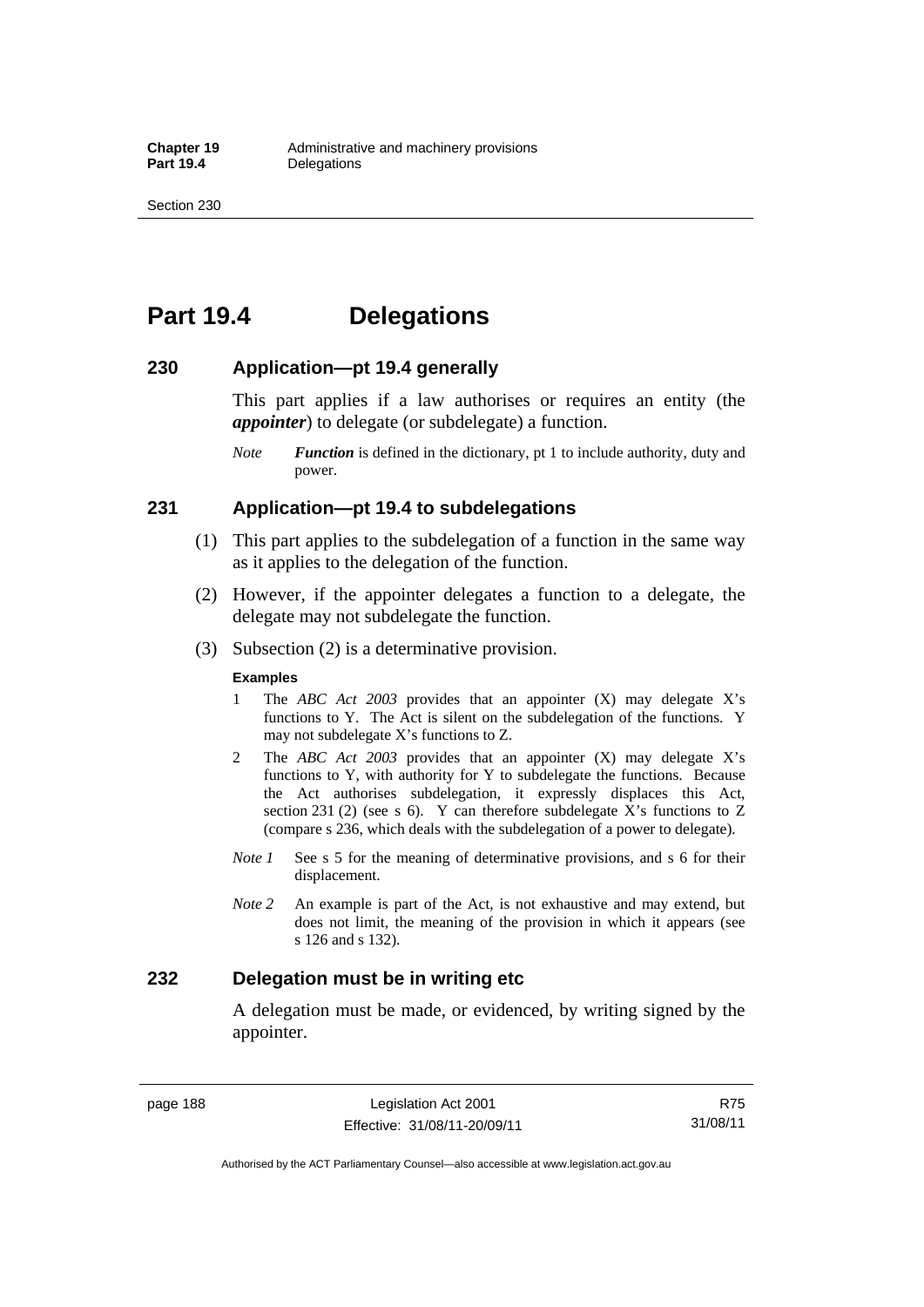# Part 19.4 Delegations

## 230 Application—pt 19.4 generally

This part applies if a law authorises or requires an entity (the ***appointer***) to delegate (or subdelegate) a function.

*Note* ***Function*** is defined in the dictionary, pt 1 to include authority, duty and power.

## 231 Application—pt 19.4 to subdelegations

(1) This part applies to the subdelegation of a function in the same way as it applies to the delegation of the function.

(2) However, if the appointer delegates a function to a delegate, the delegate may not subdelegate the function.

(3) Subsection (2) is a determinative provision.

**Examples**

1 The *ABC Act 2003* provides that an appointer (X) may delegate X's functions to Y. The Act is silent on the subdelegation of the functions. Y may not subdelegate X's functions to Z.

2 The *ABC Act 2003* provides that an appointer (X) may delegate X's functions to Y, with authority for Y to subdelegate the functions. Because the Act authorises subdelegation, it expressly displaces this Act, section 231 (2) (see s 6). Y can therefore subdelegate X's functions to Z (compare s 236, which deals with the subdelegation of a power to delegate).

*Note 1* See s 5 for the meaning of determinative provisions, and s 6 for their displacement.

*Note 2* An example is part of the Act, is not exhaustive and may extend, but does not limit, the meaning of the provision in which it appears (see s 126 and s 132).

## 232 Delegation must be in writing etc

A delegation must be made, or evidenced, by writing signed by the appointer.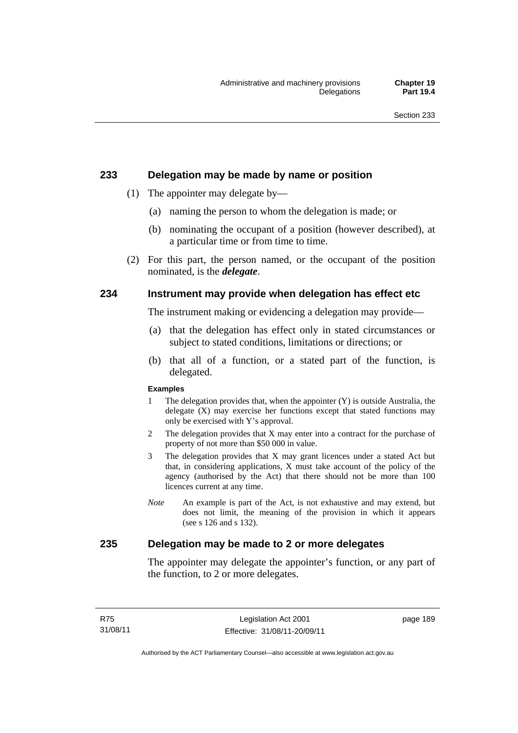## 233 Delegation may be made by name or position

(1) The appointer may delegate by—

(a) naming the person to whom the delegation is made; or

(b) nominating the occupant of a position (however described), at a particular time or from time to time.

(2) For this part, the person named, or the occupant of the position nominated, is the ***delegate***.

## 234 Instrument may provide when delegation has effect etc

The instrument making or evidencing a delegation may provide—

(a) that the delegation has effect only in stated circumstances or subject to stated conditions, limitations or directions; or

(b) that all of a function, or a stated part of the function, is delegated.

**Examples**

1 The delegation provides that, when the appointer (Y) is outside Australia, the delegate (X) may exercise her functions except that stated functions may only be exercised with Y's approval.

2 The delegation provides that X may enter into a contract for the purchase of property of not more than $50 000 in value.

3 The delegation provides that X may grant licences under a stated Act but that, in considering applications, X must take account of the policy of the agency (authorised by the Act) that there should not be more than 100 licences current at any time.

*Note* An example is part of the Act, is not exhaustive and may extend, but does not limit, the meaning of the provision in which it appears (see s 126 and s 132).

## 235 Delegation may be made to 2 or more delegates

The appointer may delegate the appointer's function, or any part of the function, to 2 or more delegates.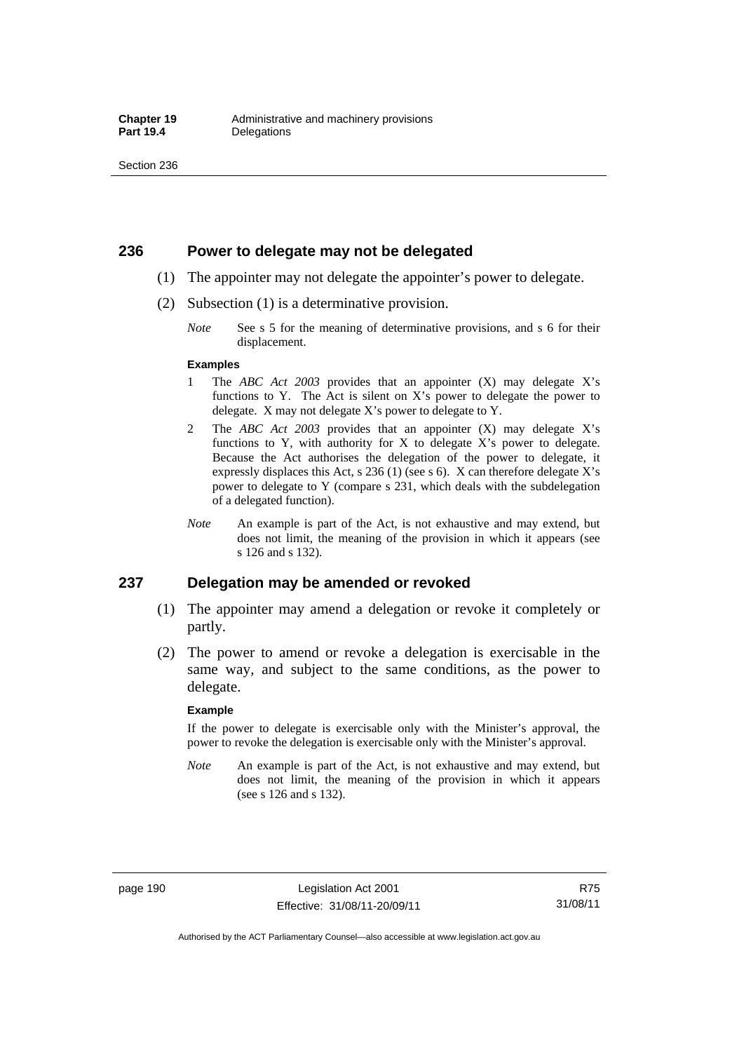## 236 Power to delegate may not be delegated

(1) The appointer may not delegate the appointer's power to delegate.

(2) Subsection (1) is a determinative provision.

*Note* See s 5 for the meaning of determinative provisions, and s 6 for their displacement.

**Examples**

1 The *ABC Act 2003* provides that an appointer (X) may delegate X's functions to Y. The Act is silent on X's power to delegate the power to delegate. X may not delegate X's power to delegate to Y.

2 The *ABC Act 2003* provides that an appointer (X) may delegate X's functions to Y, with authority for X to delegate X's power to delegate. Because the Act authorises the delegation of the power to delegate, it expressly displaces this Act, s 236 (1) (see s 6). X can therefore delegate X's power to delegate to Y (compare s 231, which deals with the subdelegation of a delegated function).

*Note* An example is part of the Act, is not exhaustive and may extend, but does not limit, the meaning of the provision in which it appears (see s 126 and s 132).

## 237 Delegation may be amended or revoked

(1) The appointer may amend a delegation or revoke it completely or partly.

(2) The power to amend or revoke a delegation is exercisable in the same way, and subject to the same conditions, as the power to delegate.

**Example**

If the power to delegate is exercisable only with the Minister's approval, the power to revoke the delegation is exercisable only with the Minister's approval.

*Note* An example is part of the Act, is not exhaustive and may extend, but does not limit, the meaning of the provision in which it appears (see s 126 and s 132).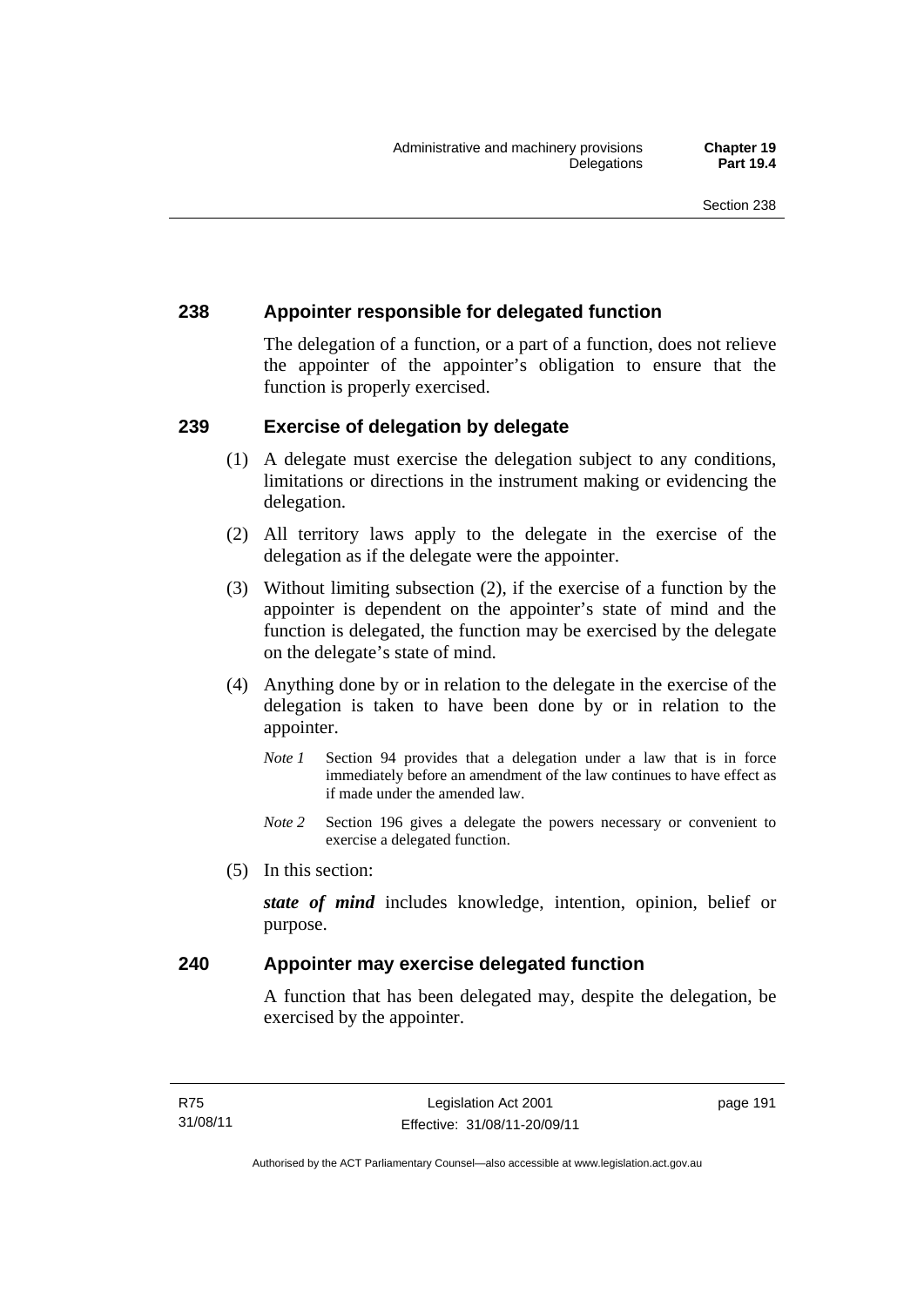## 238 Appointer responsible for delegated function

The delegation of a function, or a part of a function, does not relieve the appointer of the appointer's obligation to ensure that the function is properly exercised.

## 239 Exercise of delegation by delegate

(1) A delegate must exercise the delegation subject to any conditions, limitations or directions in the instrument making or evidencing the delegation.

(2) All territory laws apply to the delegate in the exercise of the delegation as if the delegate were the appointer.

(3) Without limiting subsection (2), if the exercise of a function by the appointer is dependent on the appointer's state of mind and the function is delegated, the function may be exercised by the delegate on the delegate's state of mind.

(4) Anything done by or in relation to the delegate in the exercise of the delegation is taken to have been done by or in relation to the appointer.

*Note 1* Section 94 provides that a delegation under a law that is in force immediately before an amendment of the law continues to have effect as if made under the amended law.

*Note 2* Section 196 gives a delegate the powers necessary or convenient to exercise a delegated function.

(5) In this section:

***state of mind*** includes knowledge, intention, opinion, belief or purpose.

## 240 Appointer may exercise delegated function

A function that has been delegated may, despite the delegation, be exercised by the appointer.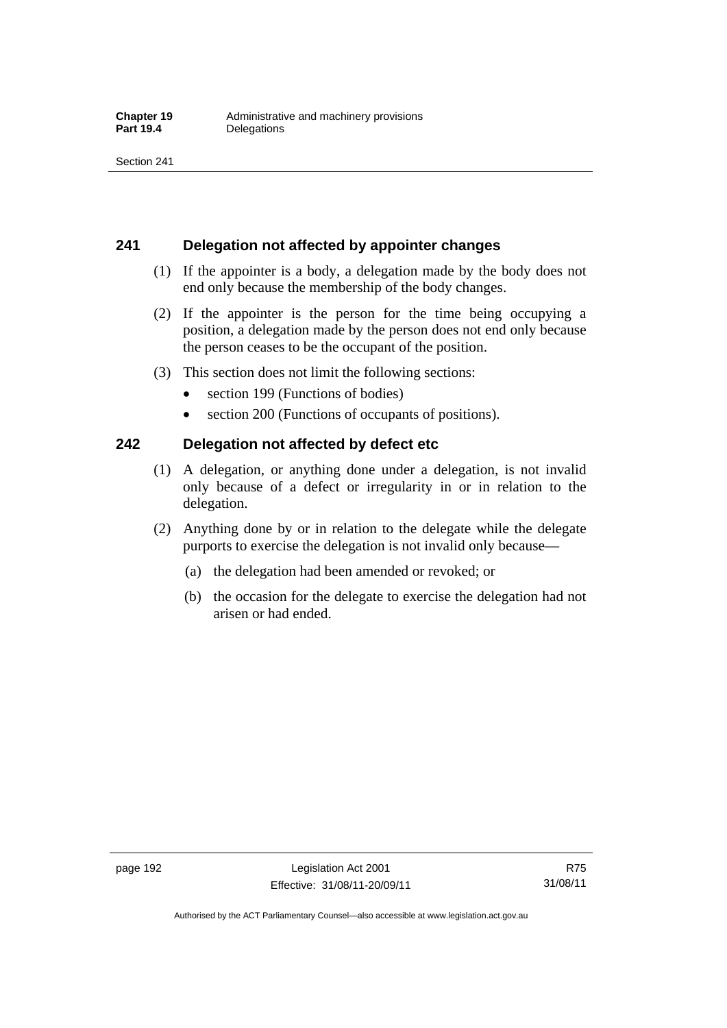## 241 Delegation not affected by appointer changes

(1) If the appointer is a body, a delegation made by the body does not end only because the membership of the body changes.

(2) If the appointer is the person for the time being occupying a position, a delegation made by the person does not end only because the person ceases to be the occupant of the position.

(3) This section does not limit the following sections:

- section 199 (Functions of bodies)
- section 200 (Functions of occupants of positions).

## 242 Delegation not affected by defect etc

(1) A delegation, or anything done under a delegation, is not invalid only because of a defect or irregularity in or in relation to the delegation.

(2) Anything done by or in relation to the delegate while the delegate purports to exercise the delegation is not invalid only because—

(a) the delegation had been amended or revoked; or

(b) the occasion for the delegate to exercise the delegation had not arisen or had ended.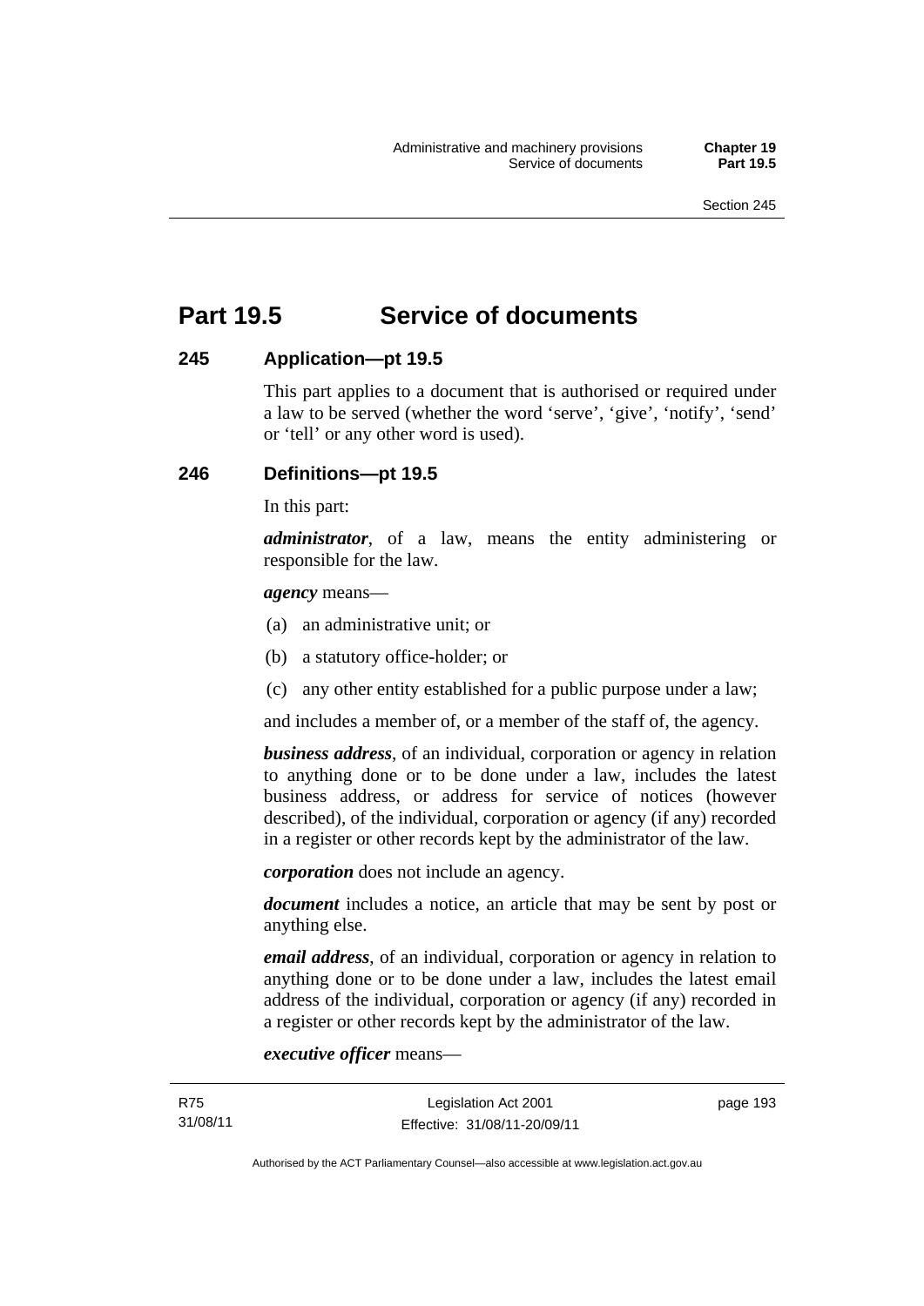# Part 19.5 Service of documents

## 245 Application—pt 19.5

This part applies to a document that is authorised or required under a law to be served (whether the word 'serve', 'give', 'notify', 'send' or 'tell' or any other word is used).

## 246 Definitions—pt 19.5

In this part:

***administrator***, of a law, means the entity administering or responsible for the law.

***agency*** means—

(a) an administrative unit; or

(b) a statutory office-holder; or

(c) any other entity established for a public purpose under a law;

and includes a member of, or a member of the staff of, the agency.

***business address***, of an individual, corporation or agency in relation to anything done or to be done under a law, includes the latest business address, or address for service of notices (however described), of the individual, corporation or agency (if any) recorded in a register or other records kept by the administrator of the law.

***corporation*** does not include an agency.

***document*** includes a notice, an article that may be sent by post or anything else.

***email address***, of an individual, corporation or agency in relation to anything done or to be done under a law, includes the latest email address of the individual, corporation or agency (if any) recorded in a register or other records kept by the administrator of the law.

***executive officer*** means—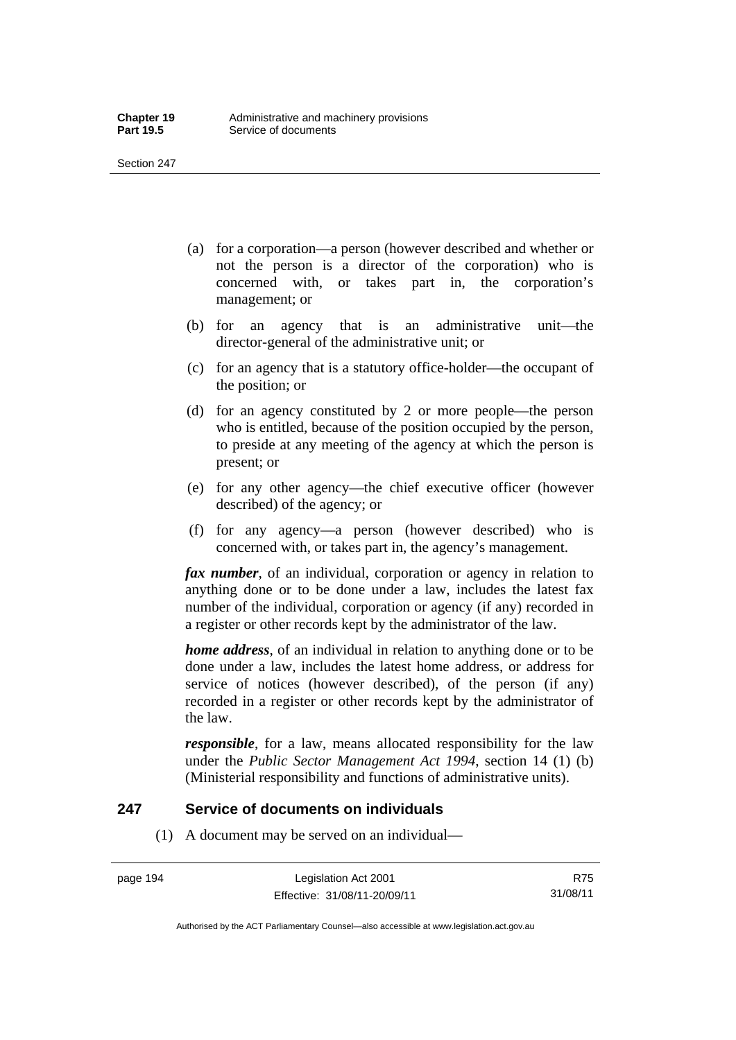(a) for a corporation—a person (however described and whether or not the person is a director of the corporation) who is concerned with, or takes part in, the corporation's management; or

(b) for an agency that is an administrative unit—the director-general of the administrative unit; or

(c) for an agency that is a statutory office-holder—the occupant of the position; or

(d) for an agency constituted by 2 or more people—the person who is entitled, because of the position occupied by the person, to preside at any meeting of the agency at which the person is present; or

(e) for any other agency—the chief executive officer (however described) of the agency; or

(f) for any agency—a person (however described) who is concerned with, or takes part in, the agency's management.

***fax number***, of an individual, corporation or agency in relation to anything done or to be done under a law, includes the latest fax number of the individual, corporation or agency (if any) recorded in a register or other records kept by the administrator of the law.

***home address***, of an individual in relation to anything done or to be done under a law, includes the latest home address, or address for service of notices (however described), of the person (if any) recorded in a register or other records kept by the administrator of the law.

***responsible***, for a law, means allocated responsibility for the law under the *Public Sector Management Act 1994*, section 14 (1) (b) (Ministerial responsibility and functions of administrative units).

## 247 Service of documents on individuals

(1) A document may be served on an individual—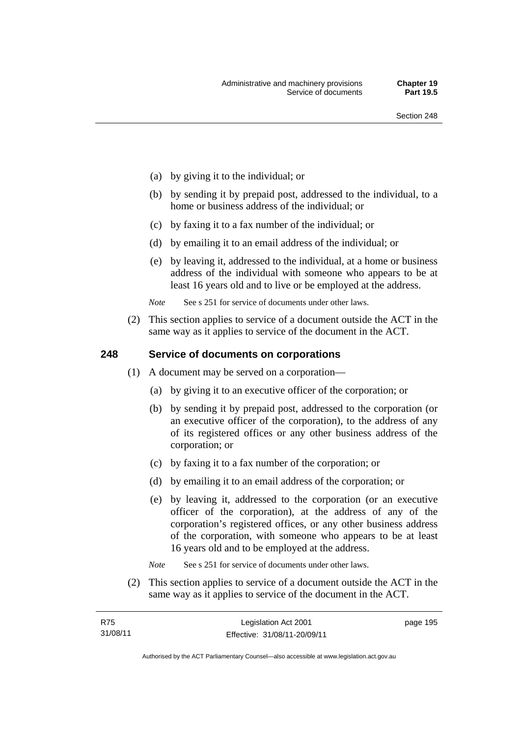(a) by giving it to the individual; or

(b) by sending it by prepaid post, addressed to the individual, to a home or business address of the individual; or

(c) by faxing it to a fax number of the individual; or

(d) by emailing it to an email address of the individual; or

(e) by leaving it, addressed to the individual, at a home or business address of the individual with someone who appears to be at least 16 years old and to live or be employed at the address.

*Note* See s 251 for service of documents under other laws.

(2) This section applies to service of a document outside the ACT in the same way as it applies to service of the document in the ACT.

## 248 Service of documents on corporations

(1) A document may be served on a corporation—

(a) by giving it to an executive officer of the corporation; or

(b) by sending it by prepaid post, addressed to the corporation (or an executive officer of the corporation), to the address of any of its registered offices or any other business address of the corporation; or

(c) by faxing it to a fax number of the corporation; or

(d) by emailing it to an email address of the corporation; or

(e) by leaving it, addressed to the corporation (or an executive officer of the corporation), at the address of any of the corporation's registered offices, or any other business address of the corporation, with someone who appears to be at least 16 years old and to be employed at the address.

*Note* See s 251 for service of documents under other laws.

(2) This section applies to service of a document outside the ACT in the same way as it applies to service of the document in the ACT.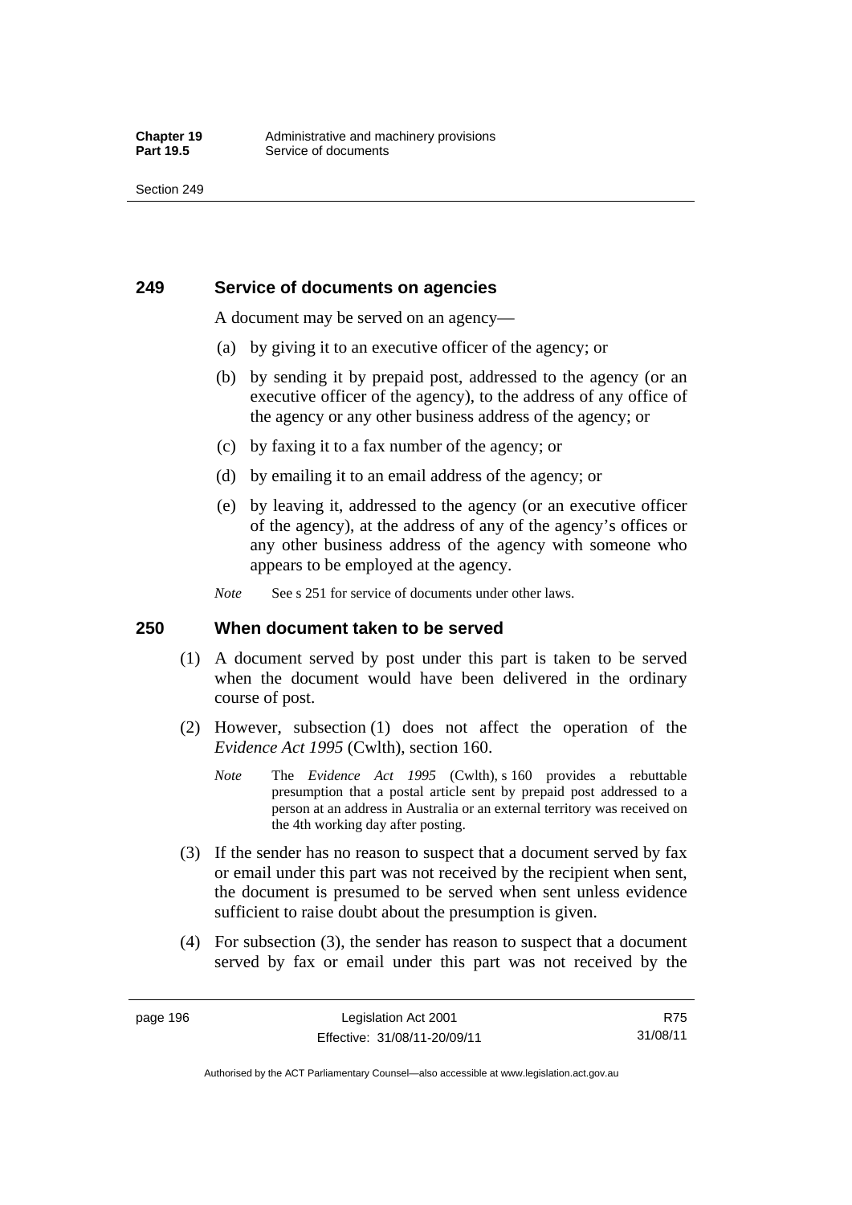## 249 Service of documents on agencies

A document may be served on an agency—

(a) by giving it to an executive officer of the agency; or

(b) by sending it by prepaid post, addressed to the agency (or an executive officer of the agency), to the address of any office of the agency or any other business address of the agency; or

(c) by faxing it to a fax number of the agency; or

(d) by emailing it to an email address of the agency; or

(e) by leaving it, addressed to the agency (or an executive officer of the agency), at the address of any of the agency's offices or any other business address of the agency with someone who appears to be employed at the agency.

*Note* See s 251 for service of documents under other laws.

## 250 When document taken to be served

(1) A document served by post under this part is taken to be served when the document would have been delivered in the ordinary course of post.

(2) However, subsection (1) does not affect the operation of the *Evidence Act 1995* (Cwlth), section 160.

*Note* The *Evidence Act 1995* (Cwlth), s 160 provides a rebuttable presumption that a postal article sent by prepaid post addressed to a person at an address in Australia or an external territory was received on the 4th working day after posting.

(3) If the sender has no reason to suspect that a document served by fax or email under this part was not received by the recipient when sent, the document is presumed to be served when sent unless evidence sufficient to raise doubt about the presumption is given.

(4) For subsection (3), the sender has reason to suspect that a document served by fax or email under this part was not received by the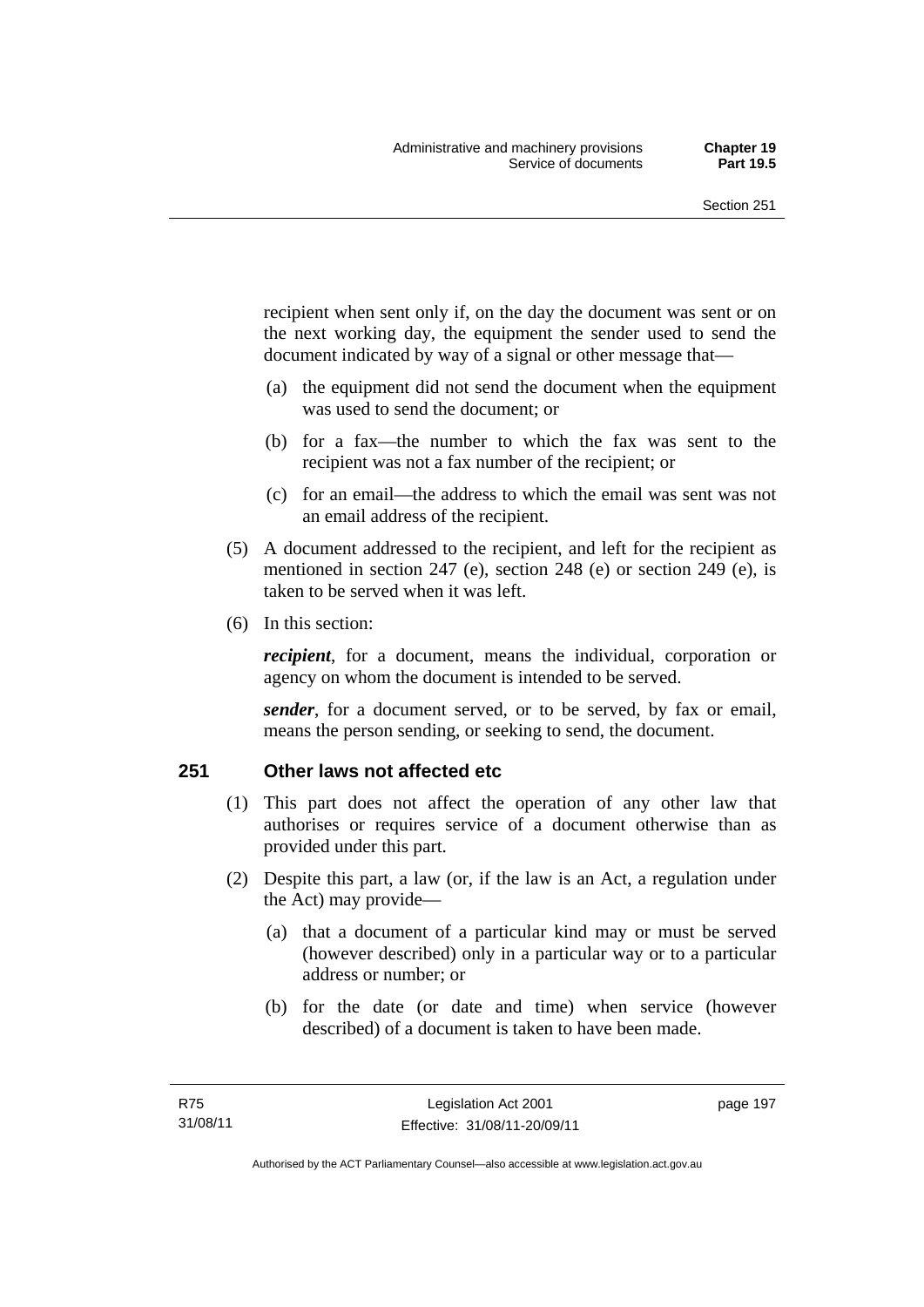recipient when sent only if, on the day the document was sent or on the next working day, the equipment the sender used to send the document indicated by way of a signal or other message that—

(a) the equipment did not send the document when the equipment was used to send the document; or

(b) for a fax—the number to which the fax was sent to the recipient was not a fax number of the recipient; or

(c) for an email—the address to which the email was sent was not an email address of the recipient.

(5) A document addressed to the recipient, and left for the recipient as mentioned in section 247 (e), section 248 (e) or section 249 (e), is taken to be served when it was left.

(6) In this section:

***recipient***, for a document, means the individual, corporation or agency on whom the document is intended to be served.

***sender***, for a document served, or to be served, by fax or email, means the person sending, or seeking to send, the document.

## 251 Other laws not affected etc

(1) This part does not affect the operation of any other law that authorises or requires service of a document otherwise than as provided under this part.

(2) Despite this part, a law (or, if the law is an Act, a regulation under the Act) may provide—

(a) that a document of a particular kind may or must be served (however described) only in a particular way or to a particular address or number; or

(b) for the date (or date and time) when service (however described) of a document is taken to have been made.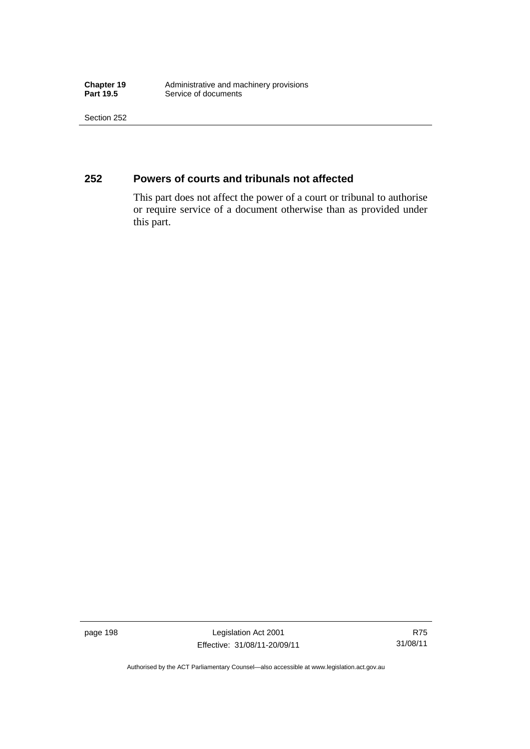## 252 Powers of courts and tribunals not affected

This part does not affect the power of a court or tribunal to authorise or require service of a document otherwise than as provided under this part.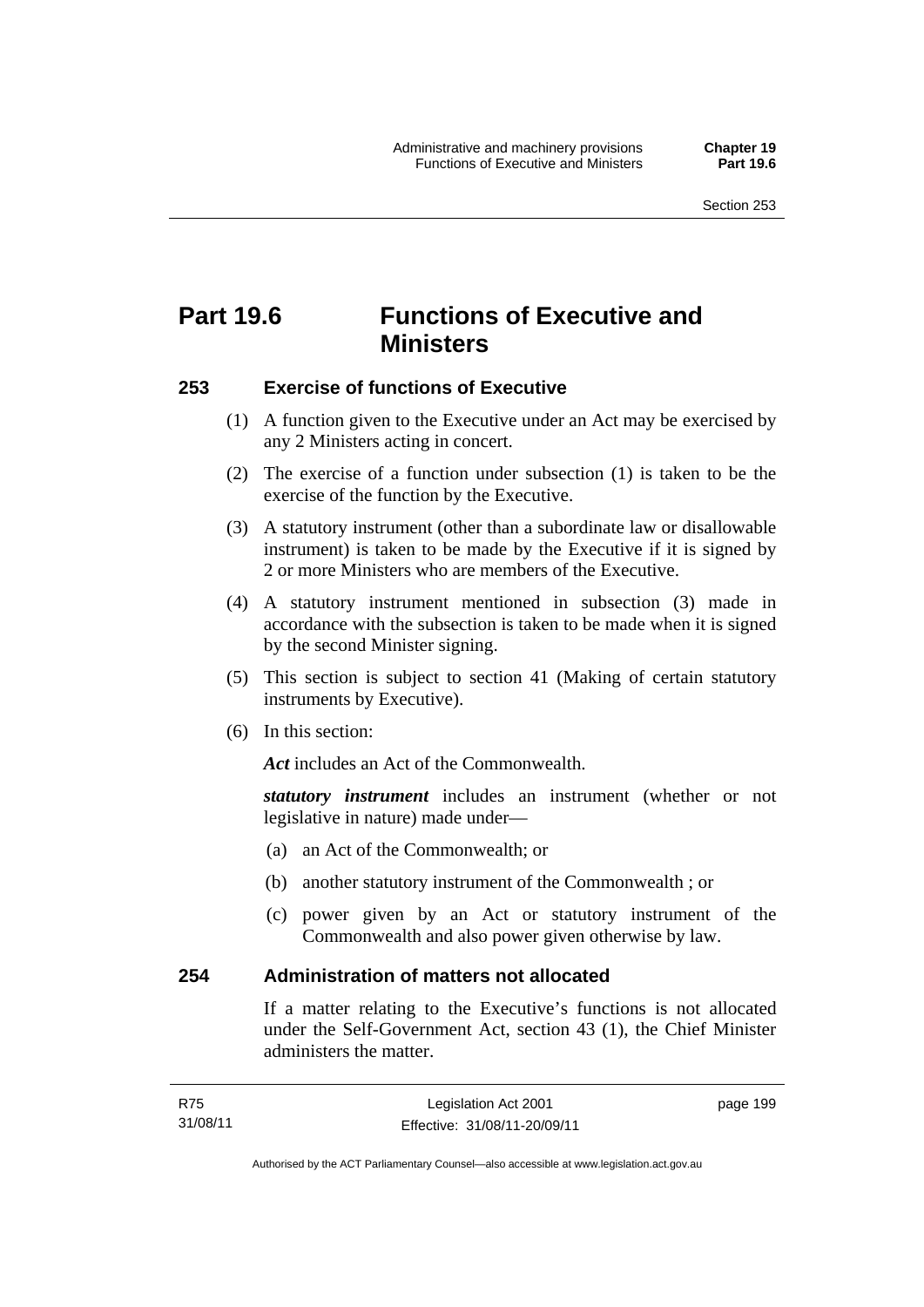# Part 19.6 Functions of Executive and Ministers

## 253 Exercise of functions of Executive

(1) A function given to the Executive under an Act may be exercised by any 2 Ministers acting in concert.

(2) The exercise of a function under subsection (1) is taken to be the exercise of the function by the Executive.

(3) A statutory instrument (other than a subordinate law or disallowable instrument) is taken to be made by the Executive if it is signed by 2 or more Ministers who are members of the Executive.

(4) A statutory instrument mentioned in subsection (3) made in accordance with the subsection is taken to be made when it is signed by the second Minister signing.

(5) This section is subject to section 41 (Making of certain statutory instruments by Executive).

(6) In this section:

***Act*** includes an Act of the Commonwealth.

***statutory instrument*** includes an instrument (whether or not legislative in nature) made under—

(a) an Act of the Commonwealth; or

(b) another statutory instrument of the Commonwealth ; or

(c) power given by an Act or statutory instrument of the Commonwealth and also power given otherwise by law.

## 254 Administration of matters not allocated

If a matter relating to the Executive's functions is not allocated under the Self-Government Act, section 43 (1), the Chief Minister administers the matter.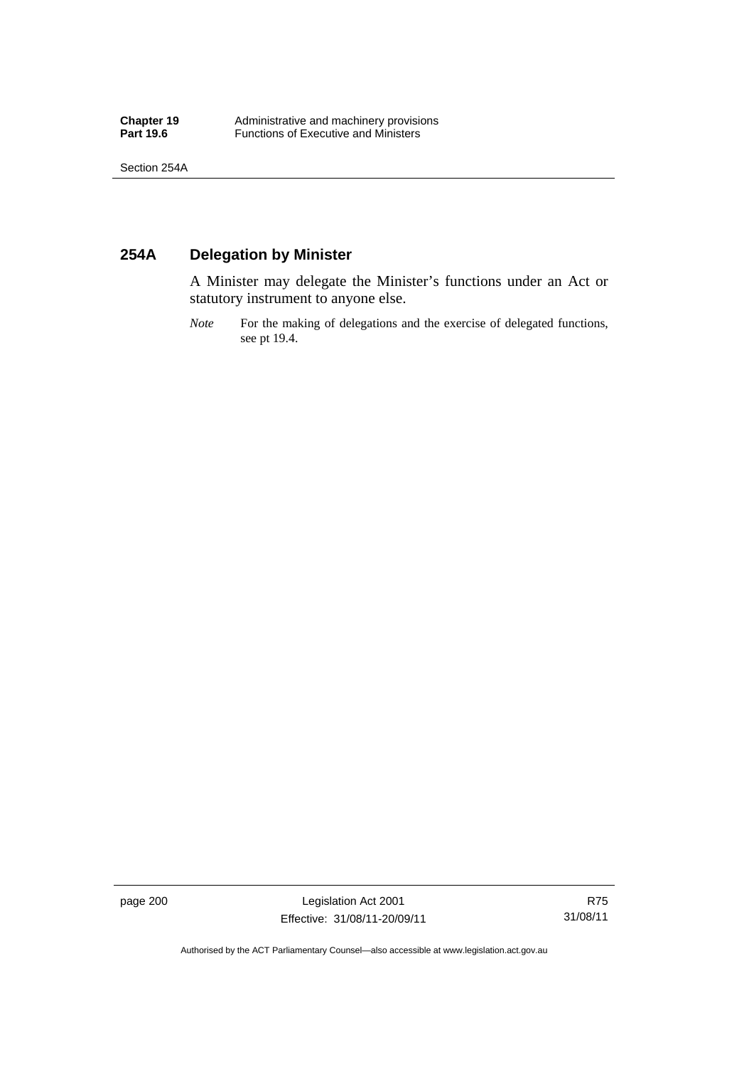## 254A Delegation by Minister

A Minister may delegate the Minister's functions under an Act or statutory instrument to anyone else.

*Note* For the making of delegations and the exercise of delegated functions, see pt 19.4.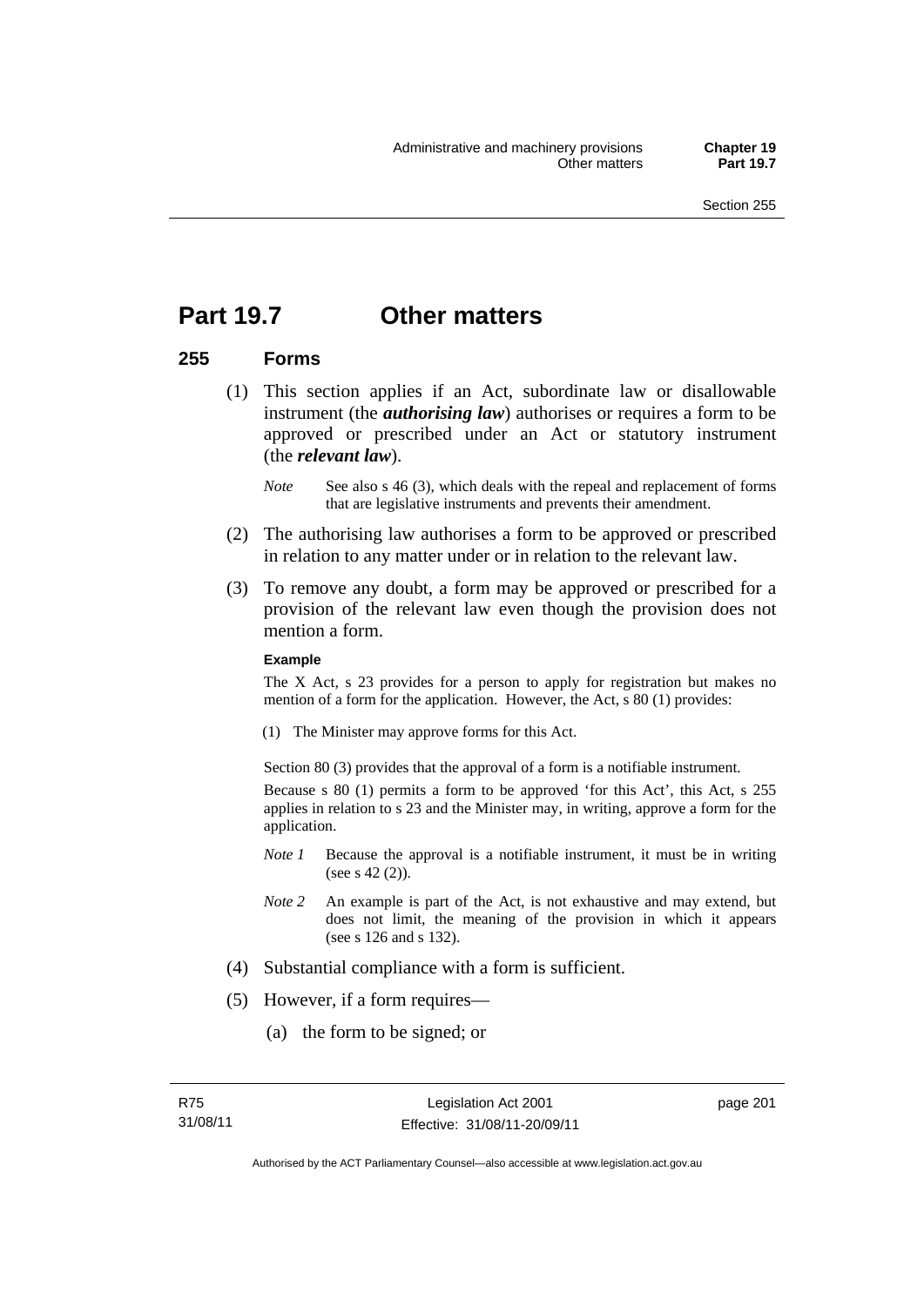# Part 19.7 Other matters

## 255 Forms

(1) This section applies if an Act, subordinate law or disallowable instrument (the ***authorising law***) authorises or requires a form to be approved or prescribed under an Act or statutory instrument (the ***relevant law***).

*Note* See also s 46 (3), which deals with the repeal and replacement of forms that are legislative instruments and prevents their amendment.

(2) The authorising law authorises a form to be approved or prescribed in relation to any matter under or in relation to the relevant law.

(3) To remove any doubt, a form may be approved or prescribed for a provision of the relevant law even though the provision does not mention a form.

**Example**

The X Act, s 23 provides for a person to apply for registration but makes no mention of a form for the application. However, the Act, s 80 (1) provides:

(1) The Minister may approve forms for this Act.

Section 80 (3) provides that the approval of a form is a notifiable instrument.

Because s 80 (1) permits a form to be approved 'for this Act', this Act, s 255 applies in relation to s 23 and the Minister may, in writing, approve a form for the application.

*Note 1* Because the approval is a notifiable instrument, it must be in writing (see s 42 (2)).

*Note 2* An example is part of the Act, is not exhaustive and may extend, but does not limit, the meaning of the provision in which it appears (see s 126 and s 132).

(4) Substantial compliance with a form is sufficient.

(5) However, if a form requires—

(a) the form to be signed; or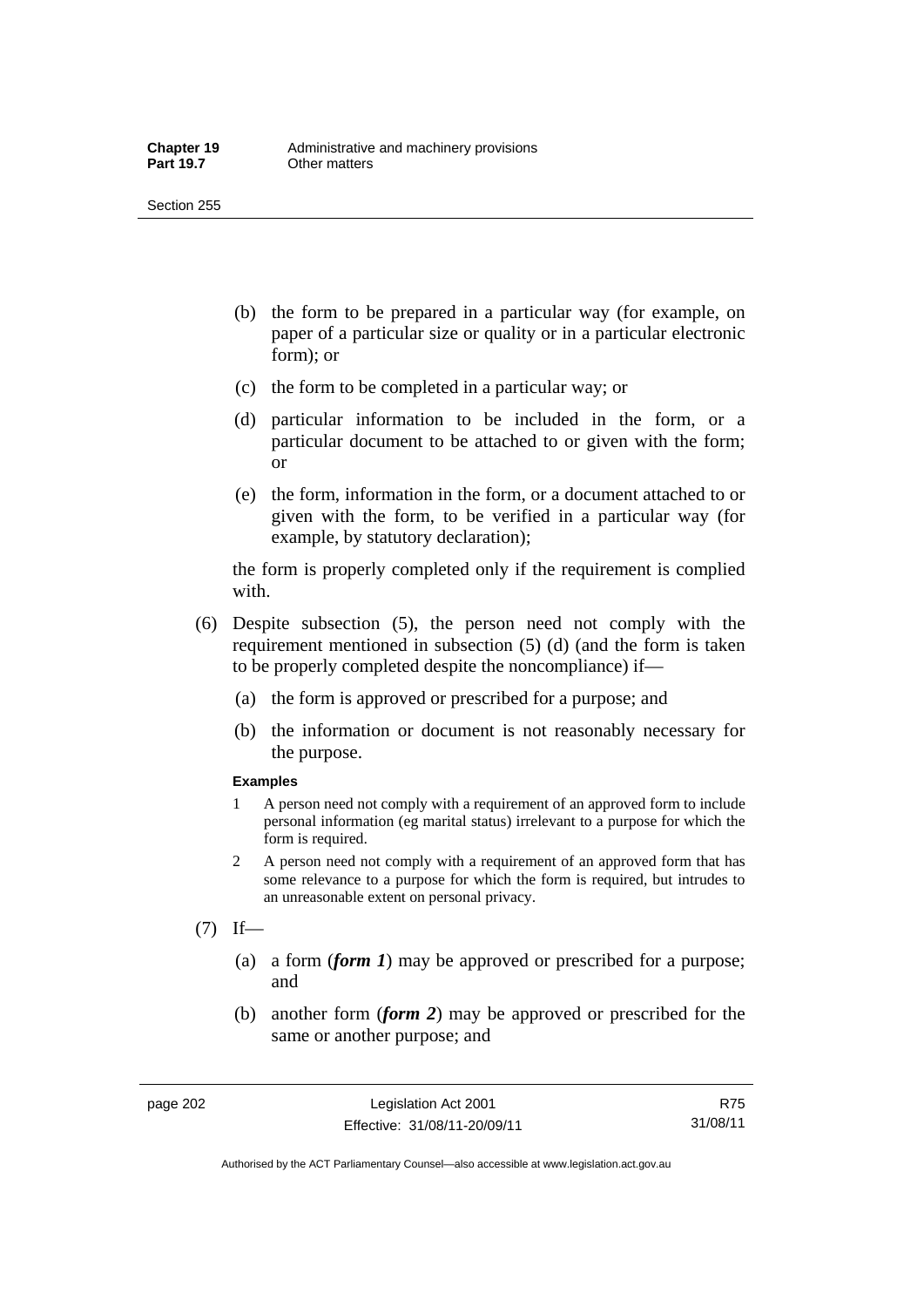(b) the form to be prepared in a particular way (for example, on paper of a particular size or quality or in a particular electronic form); or

(c) the form to be completed in a particular way; or

(d) particular information to be included in the form, or a particular document to be attached to or given with the form; or

(e) the form, information in the form, or a document attached to or given with the form, to be verified in a particular way (for example, by statutory declaration);

the form is properly completed only if the requirement is complied with.

(6) Despite subsection (5), the person need not comply with the requirement mentioned in subsection (5) (d) (and the form is taken to be properly completed despite the noncompliance) if—

(a) the form is approved or prescribed for a purpose; and

(b) the information or document is not reasonably necessary for the purpose.

**Examples**

1 A person need not comply with a requirement of an approved form to include personal information (eg marital status) irrelevant to a purpose for which the form is required.

2 A person need not comply with a requirement of an approved form that has some relevance to a purpose for which the form is required, but intrudes to an unreasonable extent on personal privacy.

(7) If—

(a) a form (***form 1***) may be approved or prescribed for a purpose; and

(b) another form (***form 2***) may be approved or prescribed for the same or another purpose; and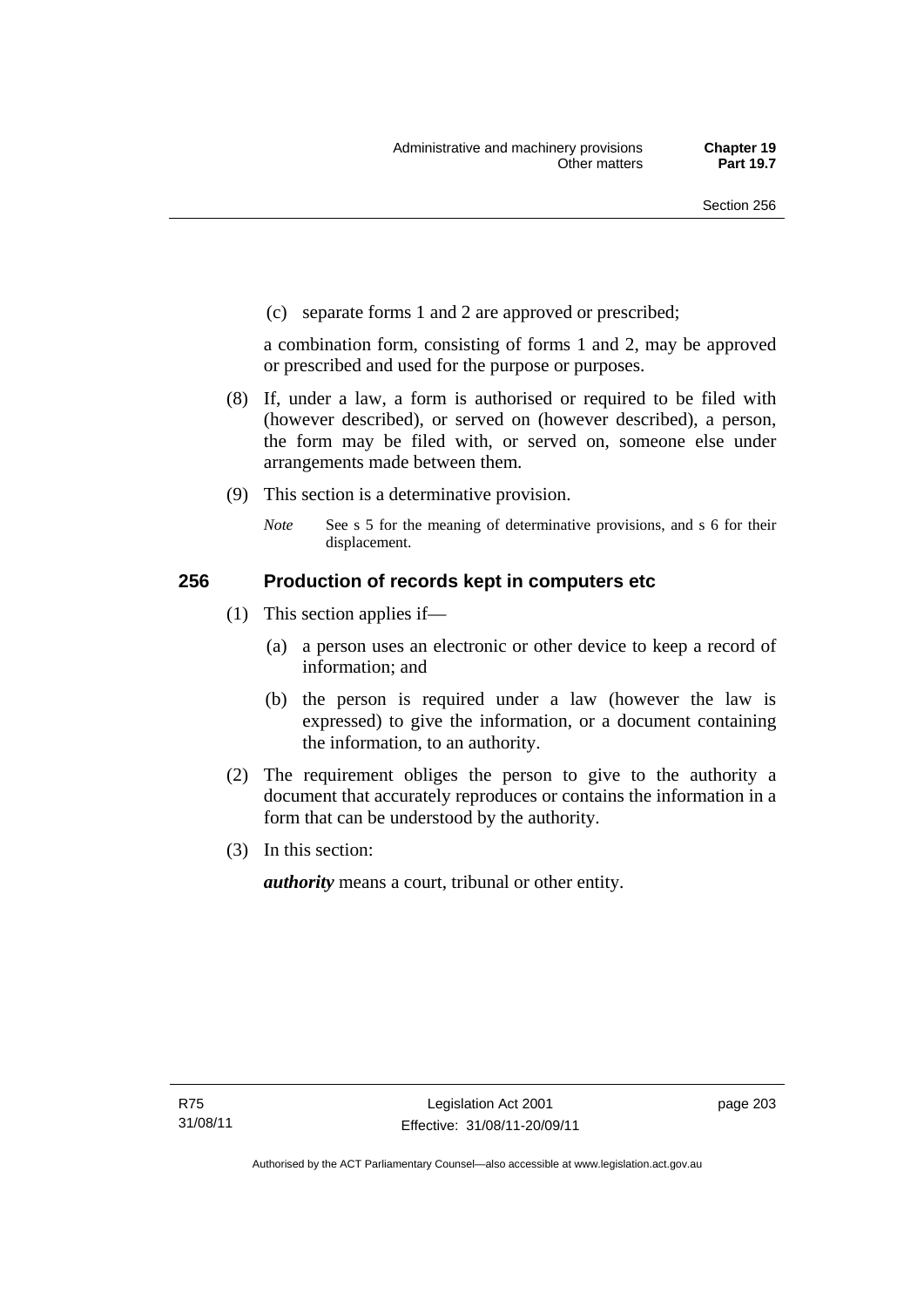(c) separate forms 1 and 2 are approved or prescribed;

a combination form, consisting of forms 1 and 2, may be approved or prescribed and used for the purpose or purposes.

(8) If, under a law, a form is authorised or required to be filed with (however described), or served on (however described), a person, the form may be filed with, or served on, someone else under arrangements made between them.

(9) This section is a determinative provision.

*Note* See s 5 for the meaning of determinative provisions, and s 6 for their displacement.

### 256 Production of records kept in computers etc

(1) This section applies if—

(a) a person uses an electronic or other device to keep a record of information; and

(b) the person is required under a law (however the law is expressed) to give the information, or a document containing the information, to an authority.

(2) The requirement obliges the person to give to the authority a document that accurately reproduces or contains the information in a form that can be understood by the authority.

(3) In this section:

***authority*** means a court, tribunal or other entity.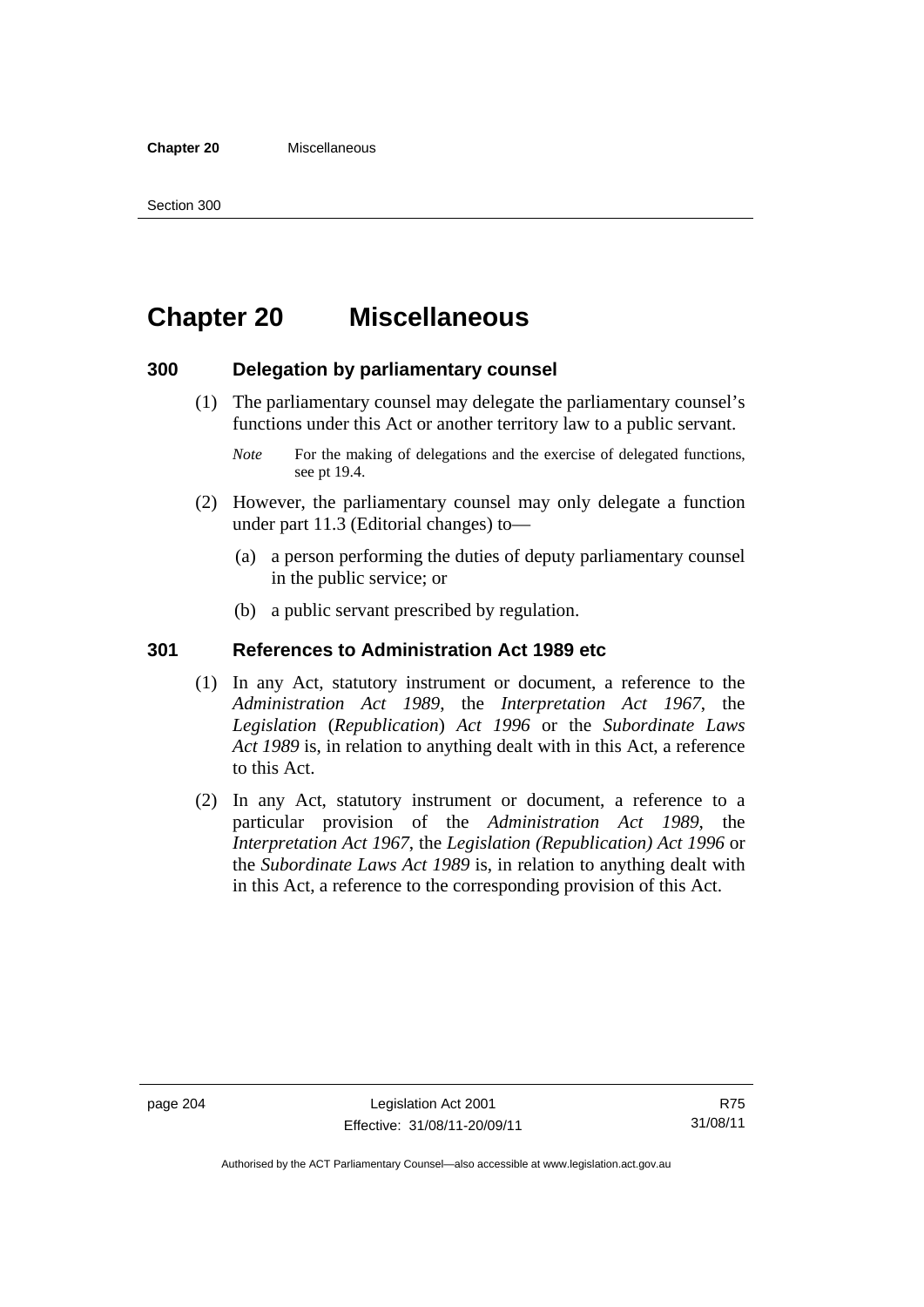# Chapter 20 Miscellaneous

## 300 Delegation by parliamentary counsel

(1) The parliamentary counsel may delegate the parliamentary counsel's functions under this Act or another territory law to a public servant.

*Note* For the making of delegations and the exercise of delegated functions, see pt 19.4.

(2) However, the parliamentary counsel may only delegate a function under part 11.3 (Editorial changes) to—

(a) a person performing the duties of deputy parliamentary counsel in the public service; or

(b) a public servant prescribed by regulation.

## 301 References to Administration Act 1989 etc

(1) In any Act, statutory instrument or document, a reference to the *Administration Act 1989*, the *Interpretation Act 1967*, the *Legislation* (*Republication*) *Act 1996* or the *Subordinate Laws Act 1989* is, in relation to anything dealt with in this Act, a reference to this Act.

(2) In any Act, statutory instrument or document, a reference to a particular provision of the *Administration Act 1989*, the *Interpretation Act 1967*, the *Legislation (Republication) Act 1996* or the *Subordinate Laws Act 1989* is, in relation to anything dealt with in this Act, a reference to the corresponding provision of this Act.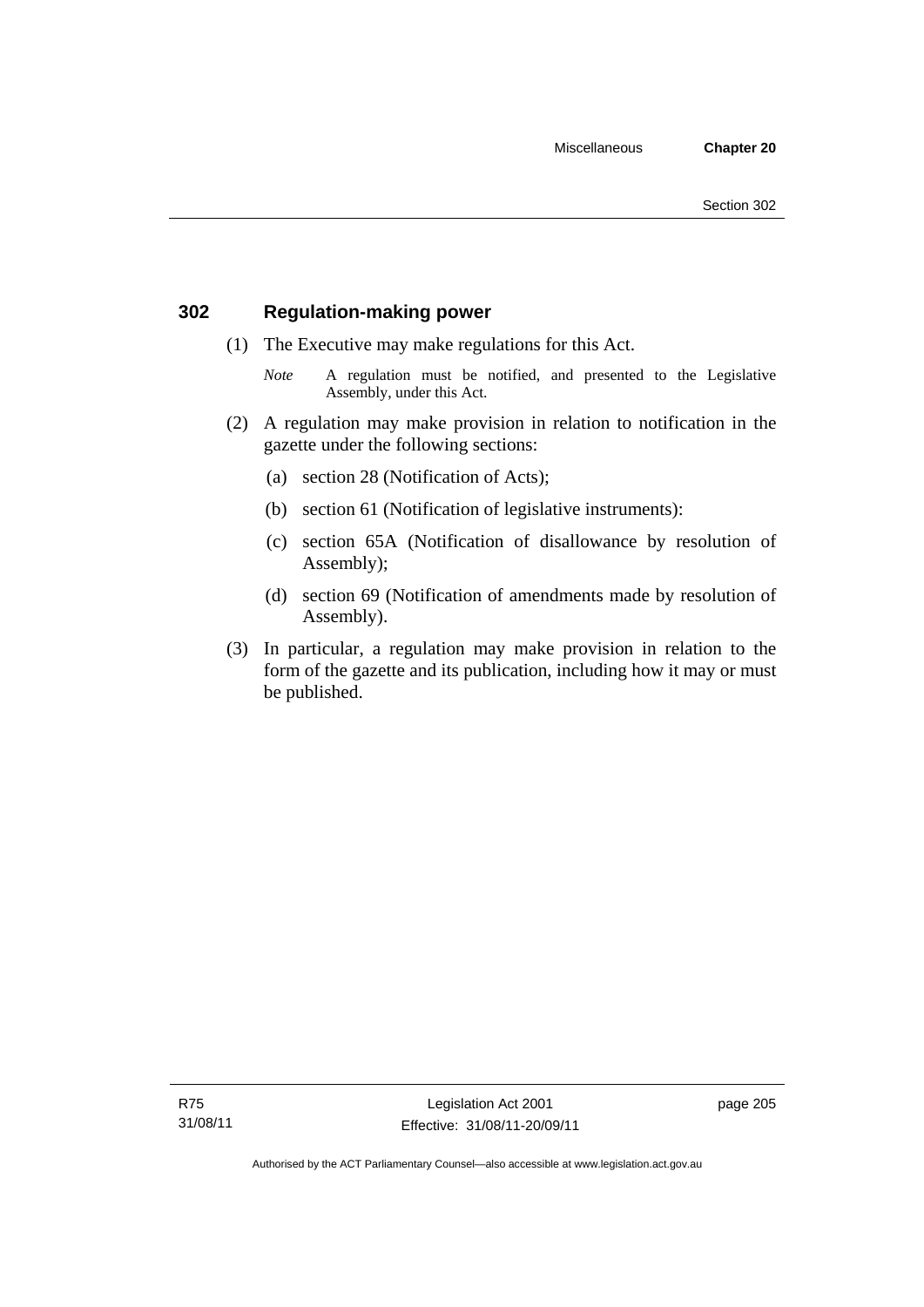## 302 Regulation-making power

(1) The Executive may make regulations for this Act.

*Note* A regulation must be notified, and presented to the Legislative Assembly, under this Act.

(2) A regulation may make provision in relation to notification in the gazette under the following sections:

(a) section 28 (Notification of Acts);

(b) section 61 (Notification of legislative instruments):

(c) section 65A (Notification of disallowance by resolution of Assembly);

(d) section 69 (Notification of amendments made by resolution of Assembly).

(3) In particular, a regulation may make provision in relation to the form of the gazette and its publication, including how it may or must be published.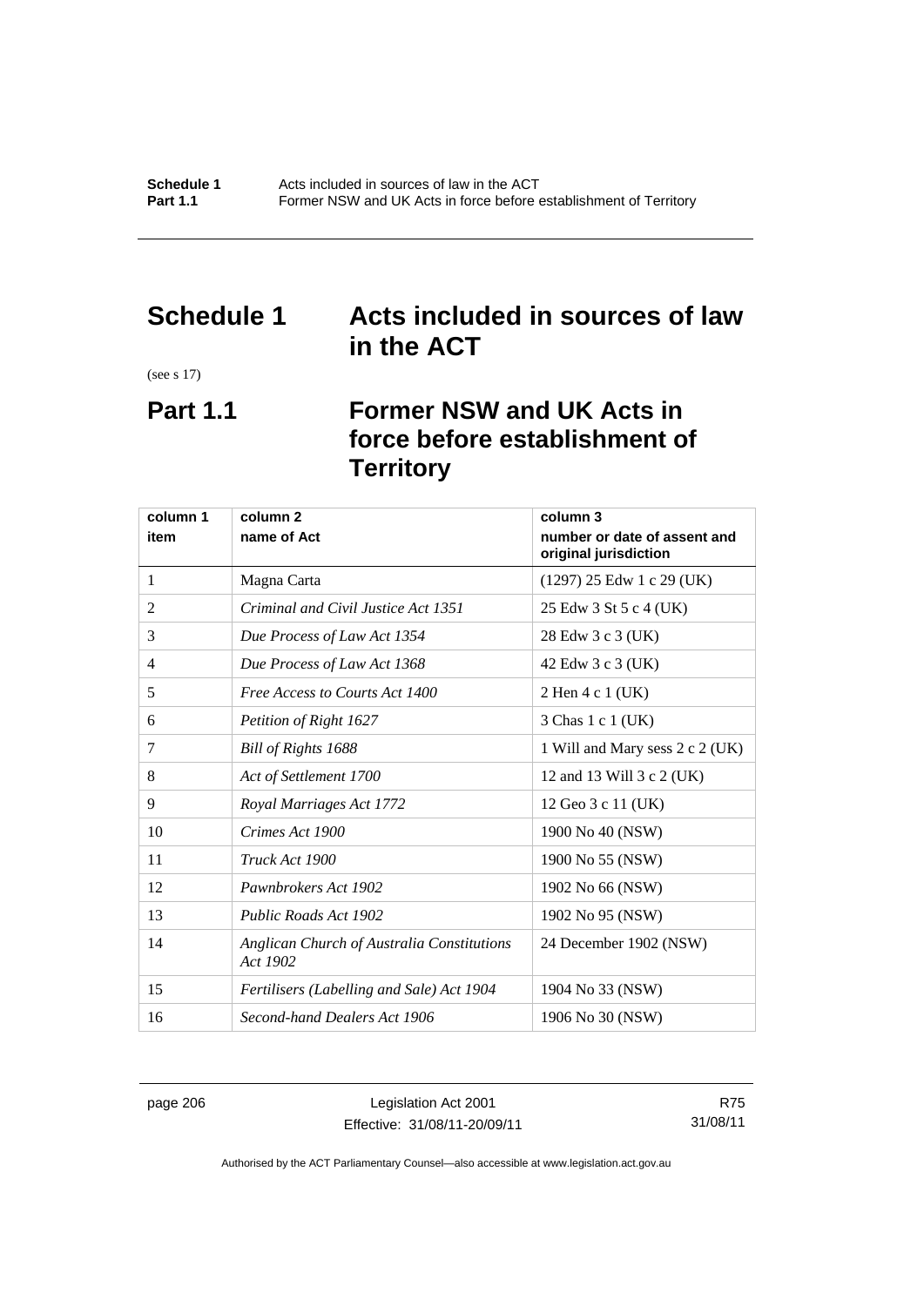# Schedule 1 Acts included in sources of law in the ACT

(see s 17)

## Part 1.1 Former NSW and UK Acts in force before establishment of Territory

| column 1<br>item | column 2<br>name of Act | column 3<br>number or date of assent and original jurisdiction |
|---|---|---|
| 1 | Magna Carta | (1297) 25 Edw 1 c 29 (UK) |
| 2 | *Criminal and Civil Justice Act 1351* | 25 Edw 3 St 5 c 4 (UK) |
| 3 | *Due Process of Law Act 1354* | 28 Edw 3 c 3 (UK) |
| 4 | *Due Process of Law Act 1368* | 42 Edw 3 c 3 (UK) |
| 5 | *Free Access to Courts Act 1400* | 2 Hen 4 c 1 (UK) |
| 6 | *Petition of Right 1627* | 3 Chas 1 c 1 (UK) |
| 7 | *Bill of Rights 1688* | 1 Will and Mary sess 2 c 2 (UK) |
| 8 | *Act of Settlement 1700* | 12 and 13 Will 3 c 2 (UK) |
| 9 | *Royal Marriages Act 1772* | 12 Geo 3 c 11 (UK) |
| 10 | *Crimes Act 1900* | 1900 No 40 (NSW) |
| 11 | *Truck Act 1900* | 1900 No 55 (NSW) |
| 12 | *Pawnbrokers Act 1902* | 1902 No 66 (NSW) |
| 13 | *Public Roads Act 1902* | 1902 No 95 (NSW) |
| 14 | *Anglican Church of Australia Constitutions Act 1902* | 24 December 1902 (NSW) |
| 15 | *Fertilisers (Labelling and Sale) Act 1904* | 1904 No 33 (NSW) |
| 16 | *Second-hand Dealers Act 1906* | 1906 No 30 (NSW) |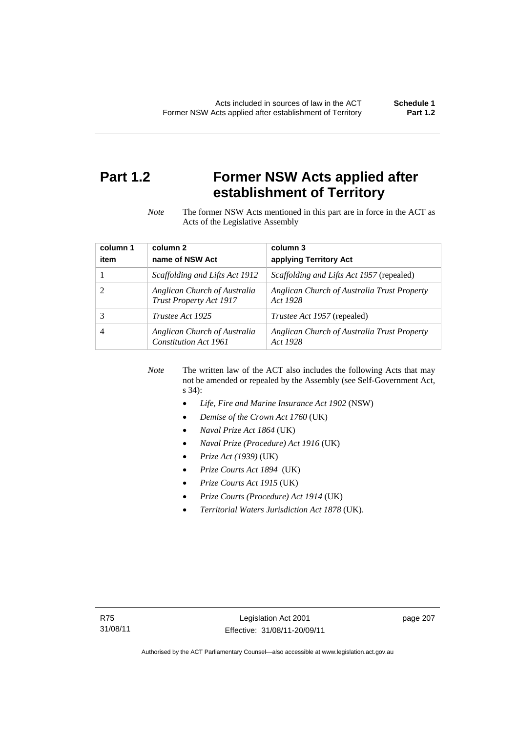# Part 1.2 Former NSW Acts applied after establishment of Territory

*Note* The former NSW Acts mentioned in this part are in force in the ACT as Acts of the Legislative Assembly

| column 1<br>item | column 2<br>name of NSW Act | column 3<br>applying Territory Act |
|---|---|---|
| 1 | *Scaffolding and Lifts Act 1912* | *Scaffolding and Lifts Act 1957* (repealed) |
| 2 | *Anglican Church of Australia Trust Property Act 1917* | *Anglican Church of Australia Trust Property Act 1928* |
| 3 | *Trustee Act 1925* | *Trustee Act 1957* (repealed) |
| 4 | *Anglican Church of Australia Constitution Act 1961* | *Anglican Church of Australia Trust Property Act 1928* |

*Note* The written law of the ACT also includes the following Acts that may not be amended or repealed by the Assembly (see Self-Government Act, s 34):

- *Life, Fire and Marine Insurance Act 1902* (NSW)
- *Demise of the Crown Act 1760* (UK)
- *Naval Prize Act 1864* (UK)
- *Naval Prize (Procedure) Act 1916* (UK)
- *Prize Act (1939)* (UK)
- *Prize Courts Act 1894* (UK)
- *Prize Courts Act 1915* (UK)
- *Prize Courts (Procedure) Act 1914* (UK)
- *Territorial Waters Jurisdiction Act 1878* (UK).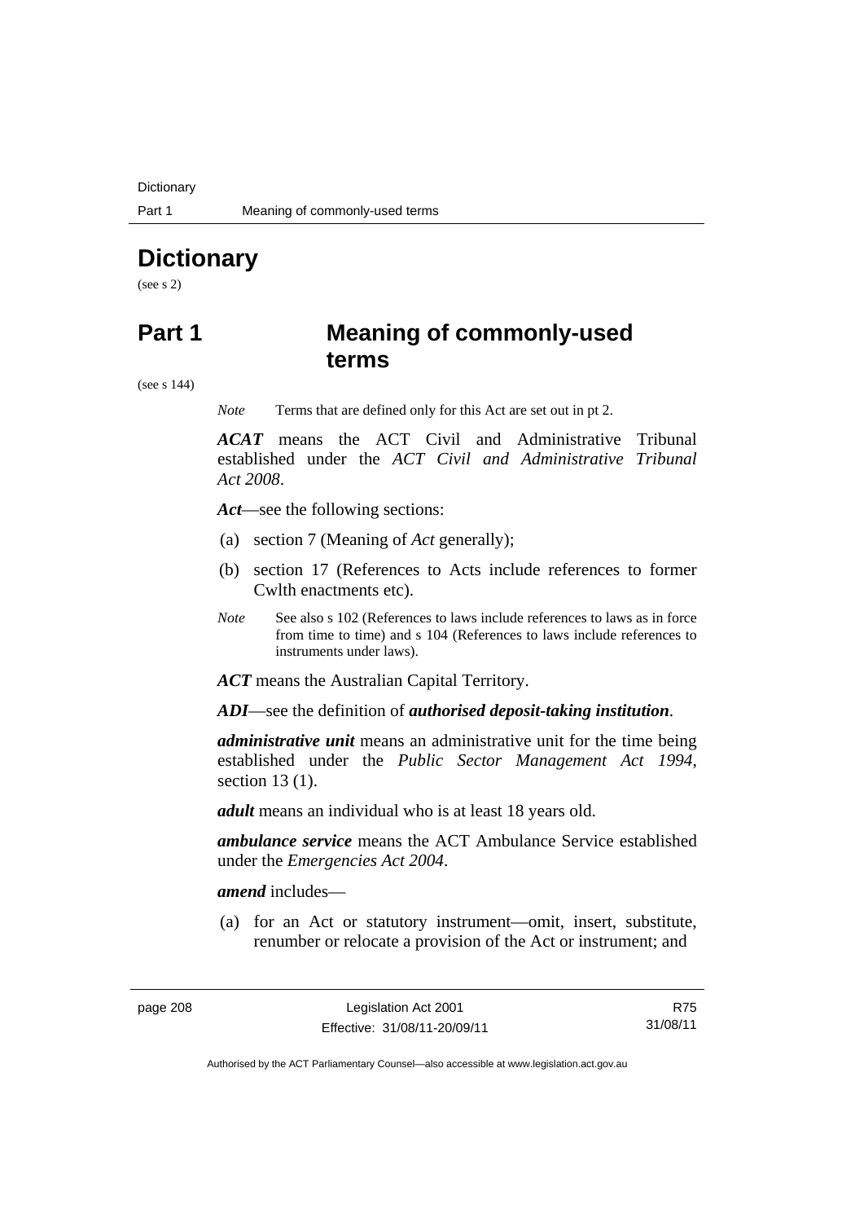# Dictionary

(see s 2)

# Part 1 Meaning of commonly-used terms

(see s 144)

*Note* Terms that are defined only for this Act are set out in pt 2.

***ACAT*** means the ACT Civil and Administrative Tribunal established under the *ACT Civil and Administrative Tribunal Act 2008*.

***Act***—see the following sections:

(a) section 7 (Meaning of *Act* generally);

(b) section 17 (References to Acts include references to former Cwlth enactments etc).

*Note* See also s 102 (References to laws include references to laws as in force from time to time) and s 104 (References to laws include references to instruments under laws).

***ACT*** means the Australian Capital Territory.

***ADI***—see the definition of ***authorised deposit-taking institution***.

***administrative unit*** means an administrative unit for the time being established under the *Public Sector Management Act 1994*, section 13 (1).

***adult*** means an individual who is at least 18 years old.

***ambulance service*** means the ACT Ambulance Service established under the *Emergencies Act 2004*.

***amend*** includes—

(a) for an Act or statutory instrument—omit, insert, substitute, renumber or relocate a provision of the Act or instrument; and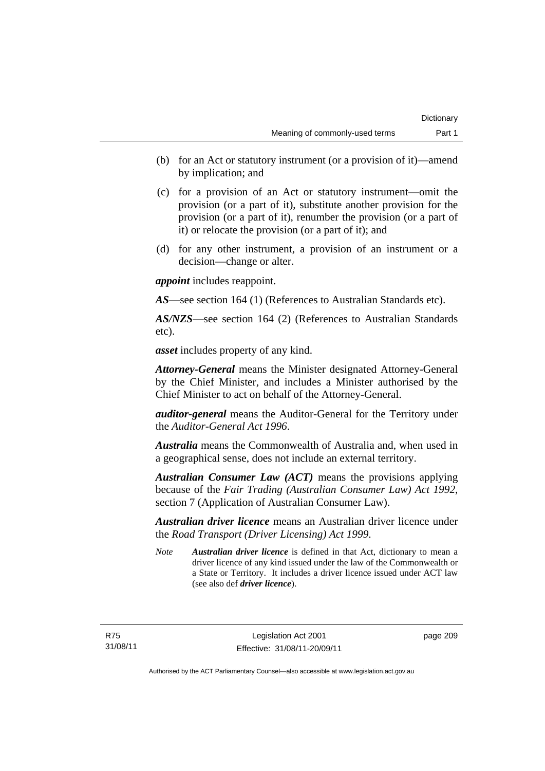(b) for an Act or statutory instrument (or a provision of it)—amend by implication; and

(c) for a provision of an Act or statutory instrument—omit the provision (or a part of it), substitute another provision for the provision (or a part of it), renumber the provision (or a part of it) or relocate the provision (or a part of it); and

(d) for any other instrument, a provision of an instrument or a decision—change or alter.

***appoint*** includes reappoint.

***AS***—see section 164 (1) (References to Australian Standards etc).

***AS/NZS***—see section 164 (2) (References to Australian Standards etc).

***asset*** includes property of any kind.

***Attorney-General*** means the Minister designated Attorney-General by the Chief Minister, and includes a Minister authorised by the Chief Minister to act on behalf of the Attorney-General.

***auditor-general*** means the Auditor-General for the Territory under the *Auditor-General Act 1996*.

***Australia*** means the Commonwealth of Australia and, when used in a geographical sense, does not include an external territory.

***Australian Consumer Law (ACT)*** means the provisions applying because of the *Fair Trading (Australian Consumer Law) Act 1992*, section 7 (Application of Australian Consumer Law).

***Australian driver licence*** means an Australian driver licence under the *Road Transport (Driver Licensing) Act 1999*.

*Note* ***Australian driver licence*** is defined in that Act, dictionary to mean a driver licence of any kind issued under the law of the Commonwealth or a State or Territory. It includes a driver licence issued under ACT law (see also def ***driver licence***).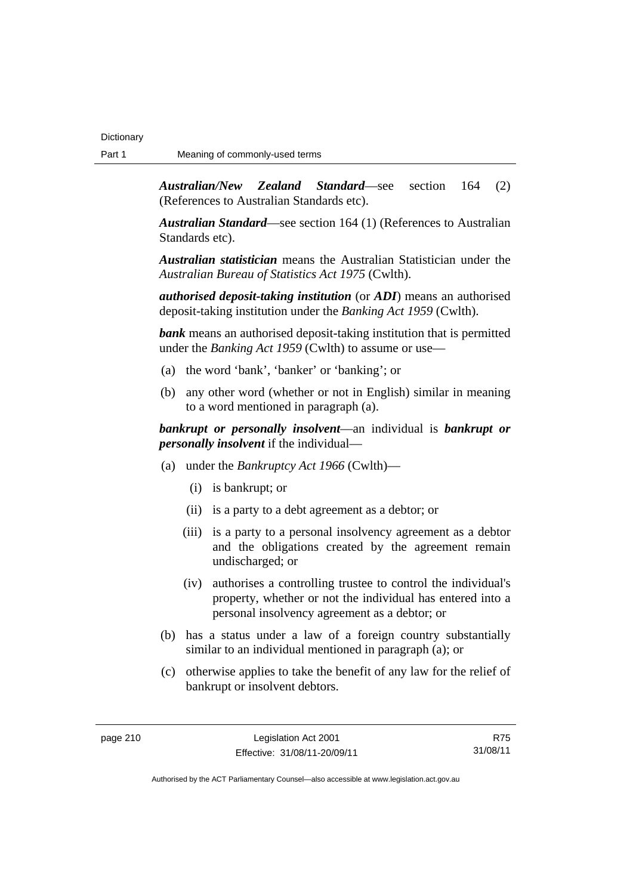***Australian/New Zealand Standard***—see section 164 (2) (References to Australian Standards etc).

***Australian Standard***—see section 164 (1) (References to Australian Standards etc).

***Australian statistician*** means the Australian Statistician under the *Australian Bureau of Statistics Act 1975* (Cwlth).

***authorised deposit-taking institution*** (or ***ADI***) means an authorised deposit-taking institution under the *Banking Act 1959* (Cwlth).

***bank*** means an authorised deposit-taking institution that is permitted under the *Banking Act 1959* (Cwlth) to assume or use—

(a) the word 'bank', 'banker' or 'banking'; or

(b) any other word (whether or not in English) similar in meaning to a word mentioned in paragraph (a).

***bankrupt or personally insolvent***—an individual is ***bankrupt or personally insolvent*** if the individual—

(a) under the *Bankruptcy Act 1966* (Cwlth)—

  (i) is bankrupt; or

  (ii) is a party to a debt agreement as a debtor; or

  (iii) is a party to a personal insolvency agreement as a debtor and the obligations created by the agreement remain undischarged; or

  (iv) authorises a controlling trustee to control the individual's property, whether or not the individual has entered into a personal insolvency agreement as a debtor; or

(b) has a status under a law of a foreign country substantially similar to an individual mentioned in paragraph (a); or

(c) otherwise applies to take the benefit of any law for the relief of bankrupt or insolvent debtors.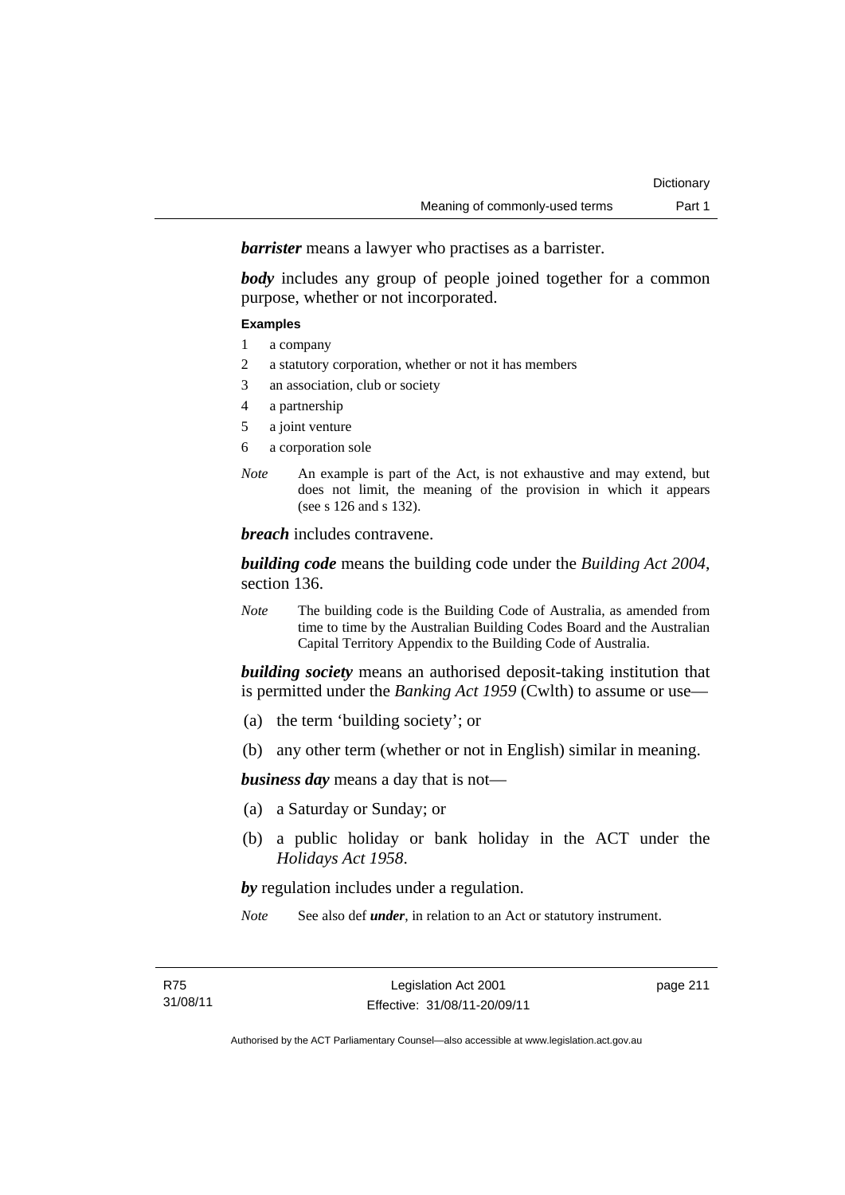***barrister*** means a lawyer who practises as a barrister.

***body*** includes any group of people joined together for a common purpose, whether or not incorporated.

**Examples**

1 a company

2 a statutory corporation, whether or not it has members

3 an association, club or society

4 a partnership

5 a joint venture

6 a corporation sole

*Note* An example is part of the Act, is not exhaustive and may extend, but does not limit, the meaning of the provision in which it appears (see s 126 and s 132).

***breach*** includes contravene.

***building code*** means the building code under the *Building Act 2004*, section 136.

*Note* The building code is the Building Code of Australia, as amended from time to time by the Australian Building Codes Board and the Australian Capital Territory Appendix to the Building Code of Australia.

***building society*** means an authorised deposit-taking institution that is permitted under the *Banking Act 1959* (Cwlth) to assume or use—

(a) the term 'building society'; or

(b) any other term (whether or not in English) similar in meaning.

***business day*** means a day that is not—

(a) a Saturday or Sunday; or

(b) a public holiday or bank holiday in the ACT under the *Holidays Act 1958*.

***by*** regulation includes under a regulation.

*Note* See also def ***under***, in relation to an Act or statutory instrument.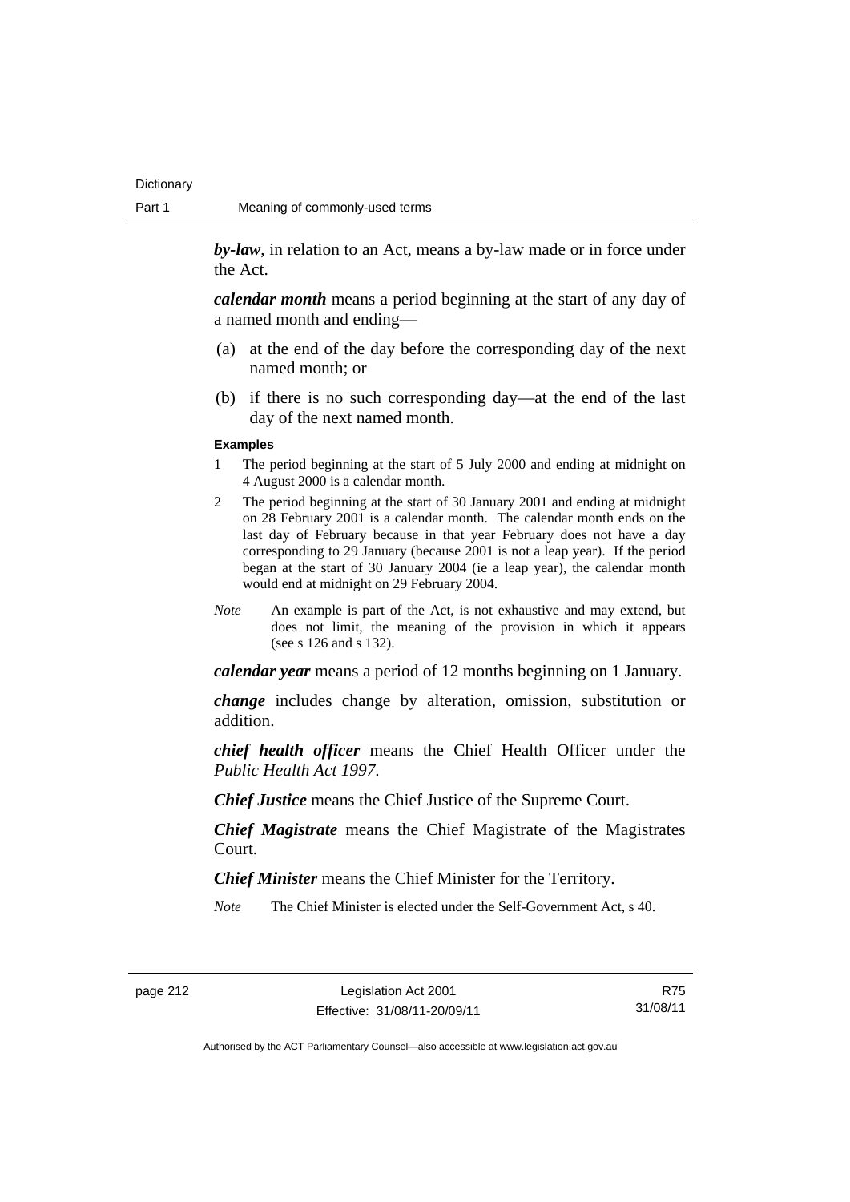***by-law***, in relation to an Act, means a by-law made or in force under the Act.

***calendar month*** means a period beginning at the start of any day of a named month and ending—

(a) at the end of the day before the corresponding day of the next named month; or

(b) if there is no such corresponding day—at the end of the last day of the next named month.

**Examples**

1 The period beginning at the start of 5 July 2000 and ending at midnight on 4 August 2000 is a calendar month.

2 The period beginning at the start of 30 January 2001 and ending at midnight on 28 February 2001 is a calendar month. The calendar month ends on the last day of February because in that year February does not have a day corresponding to 29 January (because 2001 is not a leap year). If the period began at the start of 30 January 2004 (ie a leap year), the calendar month would end at midnight on 29 February 2004.

*Note* An example is part of the Act, is not exhaustive and may extend, but does not limit, the meaning of the provision in which it appears (see s 126 and s 132).

***calendar year*** means a period of 12 months beginning on 1 January.

***change*** includes change by alteration, omission, substitution or addition.

***chief health officer*** means the Chief Health Officer under the *Public Health Act 1997*.

***Chief Justice*** means the Chief Justice of the Supreme Court.

***Chief Magistrate*** means the Chief Magistrate of the Magistrates Court.

***Chief Minister*** means the Chief Minister for the Territory.

*Note* The Chief Minister is elected under the Self-Government Act, s 40.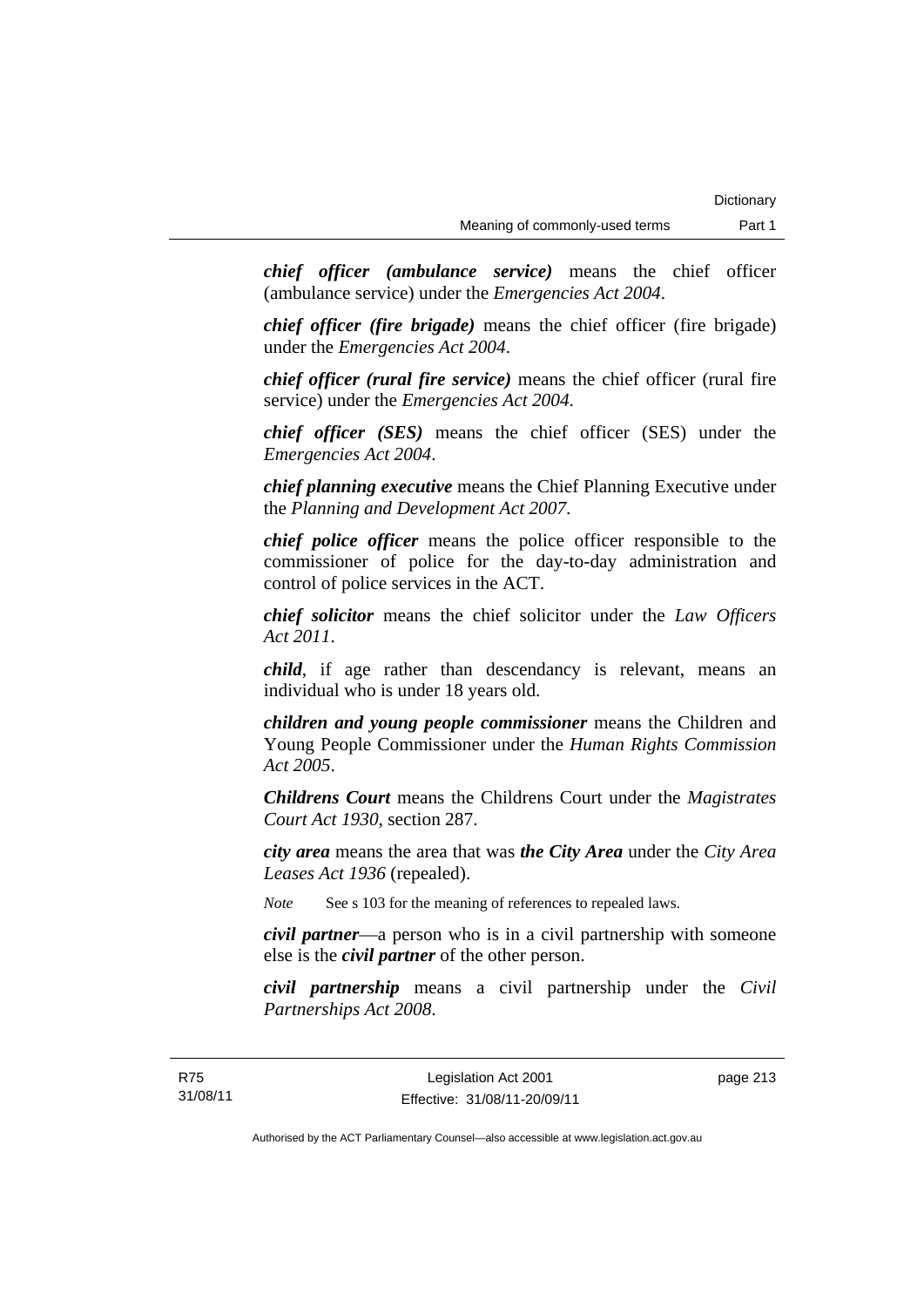***chief officer (ambulance service)*** means the chief officer (ambulance service) under the *Emergencies Act 2004*.

***chief officer (fire brigade)*** means the chief officer (fire brigade) under the *Emergencies Act 2004*.

***chief officer (rural fire service)*** means the chief officer (rural fire service) under the *Emergencies Act 2004*.

***chief officer (SES)*** means the chief officer (SES) under the *Emergencies Act 2004*.

***chief planning executive*** means the Chief Planning Executive under the *Planning and Development Act 2007*.

***chief police officer*** means the police officer responsible to the commissioner of police for the day-to-day administration and control of police services in the ACT.

***chief solicitor*** means the chief solicitor under the *Law Officers Act 2011*.

***child***, if age rather than descendancy is relevant, means an individual who is under 18 years old.

***children and young people commissioner*** means the Children and Young People Commissioner under the *Human Rights Commission Act 2005*.

***Childrens Court*** means the Childrens Court under the *Magistrates Court Act 1930*, section 287.

***city area*** means the area that was ***the City Area*** under the *City Area Leases Act 1936* (repealed).

*Note* See s 103 for the meaning of references to repealed laws.

***civil partner***—a person who is in a civil partnership with someone else is the ***civil partner*** of the other person.

***civil partnership*** means a civil partnership under the *Civil Partnerships Act 2008*.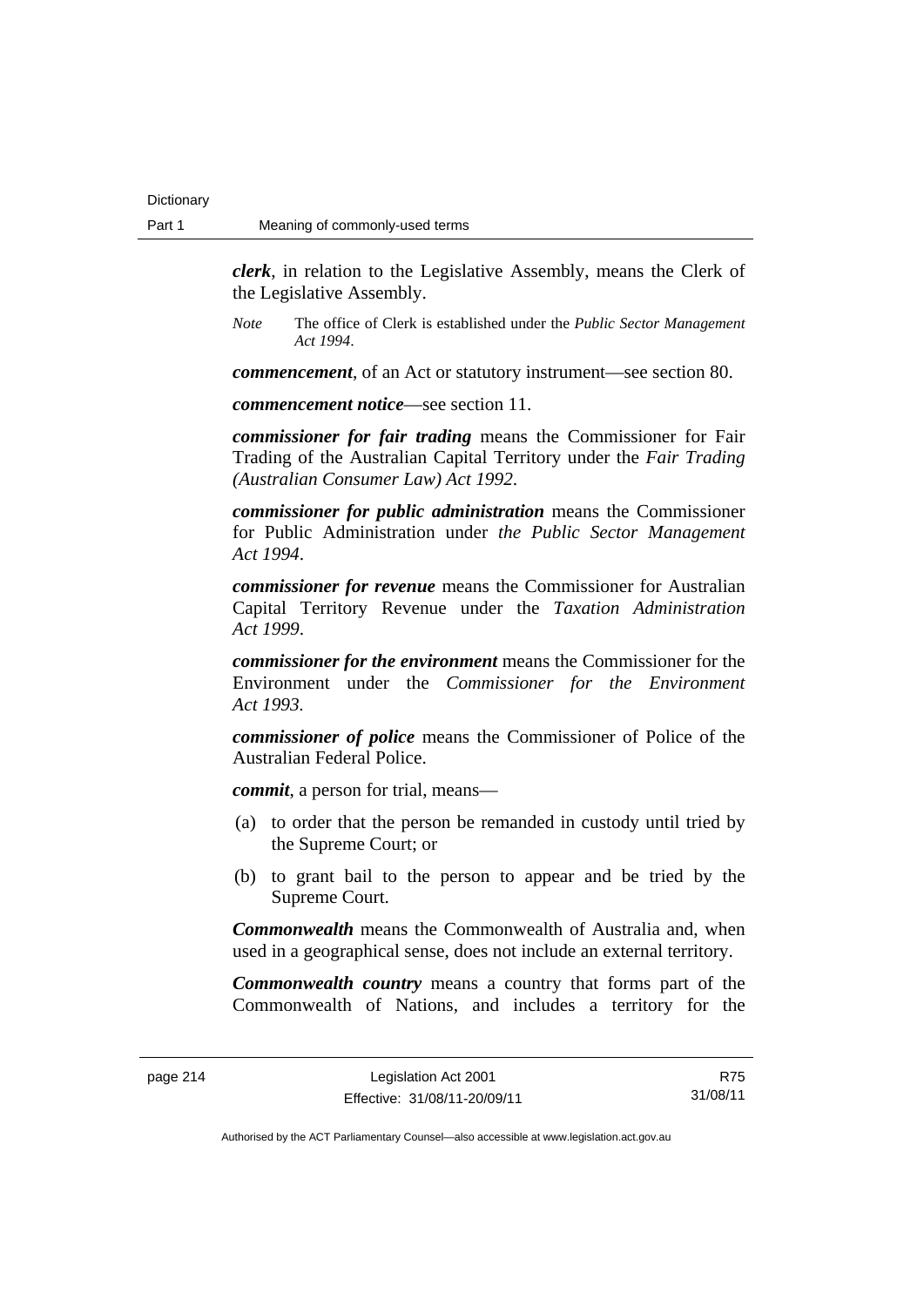***clerk***, in relation to the Legislative Assembly, means the Clerk of the Legislative Assembly.

*Note* The office of Clerk is established under the *Public Sector Management Act 1994*.

***commencement***, of an Act or statutory instrument—see section 80.

***commencement notice***—see section 11.

***commissioner for fair trading*** means the Commissioner for Fair Trading of the Australian Capital Territory under the *Fair Trading (Australian Consumer Law) Act 1992*.

***commissioner for public administration*** means the Commissioner for Public Administration under *the Public Sector Management Act 1994*.

***commissioner for revenue*** means the Commissioner for Australian Capital Territory Revenue under the *Taxation Administration Act 1999*.

***commissioner for the environment*** means the Commissioner for the Environment under the *Commissioner for the Environment Act 1993.*

***commissioner of police*** means the Commissioner of Police of the Australian Federal Police.

***commit***, a person for trial, means—

(a) to order that the person be remanded in custody until tried by the Supreme Court; or

(b) to grant bail to the person to appear and be tried by the Supreme Court.

***Commonwealth*** means the Commonwealth of Australia and, when used in a geographical sense, does not include an external territory.

***Commonwealth country*** means a country that forms part of the Commonwealth of Nations, and includes a territory for the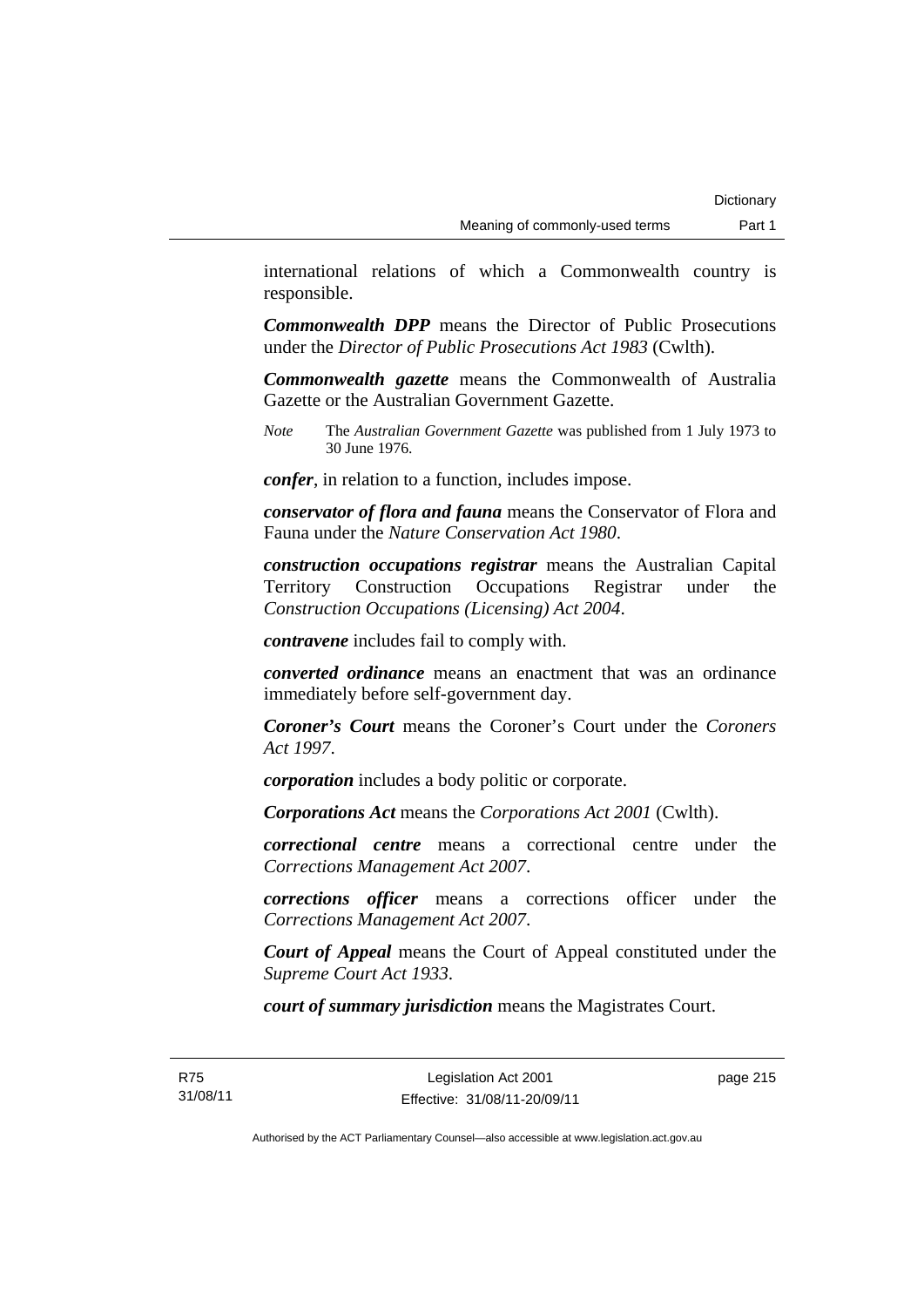international relations of which a Commonwealth country is responsible.

***Commonwealth DPP*** means the Director of Public Prosecutions under the *Director of Public Prosecutions Act 1983* (Cwlth).

***Commonwealth gazette*** means the Commonwealth of Australia Gazette or the Australian Government Gazette.

*Note* The *Australian Government Gazette* was published from 1 July 1973 to 30 June 1976.

***confer***, in relation to a function, includes impose.

***conservator of flora and fauna*** means the Conservator of Flora and Fauna under the *Nature Conservation Act 1980*.

***construction occupations registrar*** means the Australian Capital Territory Construction Occupations Registrar under the *Construction Occupations (Licensing) Act 2004*.

***contravene*** includes fail to comply with.

***converted ordinance*** means an enactment that was an ordinance immediately before self-government day.

***Coroner's Court*** means the Coroner's Court under the *Coroners Act 1997*.

***corporation*** includes a body politic or corporate.

***Corporations Act*** means the *Corporations Act 2001* (Cwlth).

***correctional centre*** means a correctional centre under the *Corrections Management Act 2007*.

***corrections officer*** means a corrections officer under the *Corrections Management Act 2007*.

***Court of Appeal*** means the Court of Appeal constituted under the *Supreme Court Act 1933*.

***court of summary jurisdiction*** means the Magistrates Court.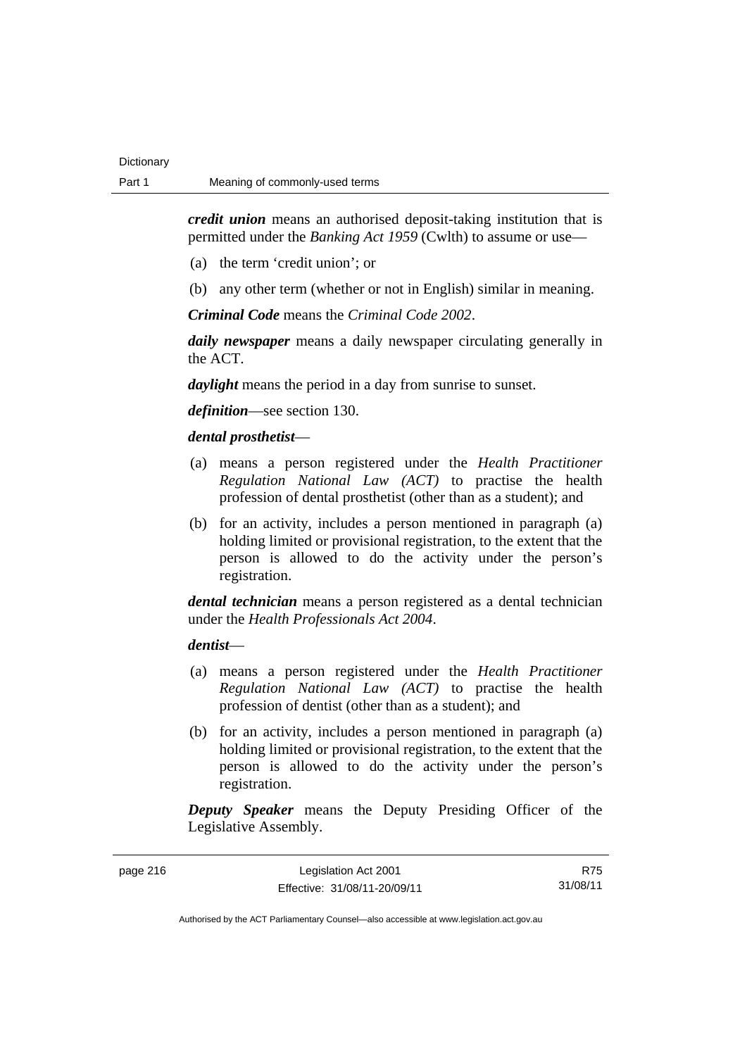***credit union*** means an authorised deposit-taking institution that is permitted under the *Banking Act 1959* (Cwlth) to assume or use—

(a) the term 'credit union'; or

(b) any other term (whether or not in English) similar in meaning.

***Criminal Code*** means the *Criminal Code 2002*.

***daily newspaper*** means a daily newspaper circulating generally in the ACT.

***daylight*** means the period in a day from sunrise to sunset.

***definition***—see section 130.

***dental prosthetist***—

(a) means a person registered under the *Health Practitioner Regulation National Law (ACT)* to practise the health profession of dental prosthetist (other than as a student); and

(b) for an activity, includes a person mentioned in paragraph (a) holding limited or provisional registration, to the extent that the person is allowed to do the activity under the person's registration.

***dental technician*** means a person registered as a dental technician under the *Health Professionals Act 2004*.

***dentist***—

(a) means a person registered under the *Health Practitioner Regulation National Law (ACT)* to practise the health profession of dentist (other than as a student); and

(b) for an activity, includes a person mentioned in paragraph (a) holding limited or provisional registration, to the extent that the person is allowed to do the activity under the person's registration.

***Deputy Speaker*** means the Deputy Presiding Officer of the Legislative Assembly.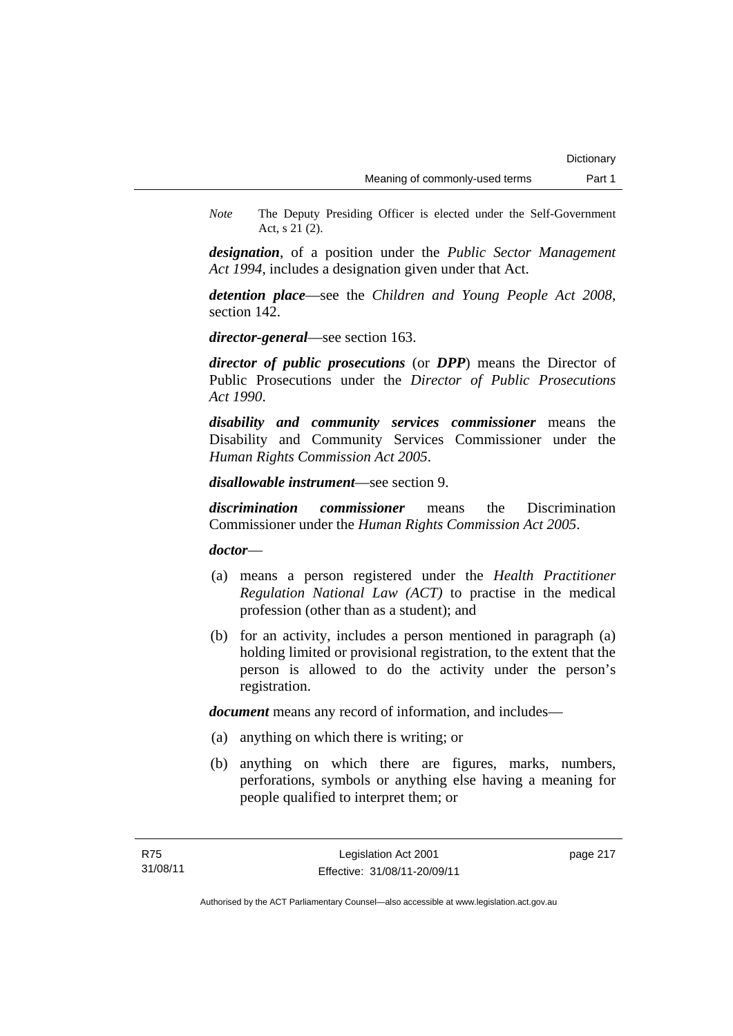*Note* The Deputy Presiding Officer is elected under the Self-Government Act, s 21 (2).

***designation***, of a position under the *Public Sector Management Act 1994*, includes a designation given under that Act.

***detention place***—see the *Children and Young People Act 2008*, section 142.

***director-general***—see section 163.

***director of public prosecutions*** (or ***DPP***) means the Director of Public Prosecutions under the *Director of Public Prosecutions Act 1990*.

***disability and community services commissioner*** means the Disability and Community Services Commissioner under the *Human Rights Commission Act 2005*.

***disallowable instrument***—see section 9.

***discrimination commissioner*** means the Discrimination Commissioner under the *Human Rights Commission Act 2005*.

***doctor***—

(a) means a person registered under the *Health Practitioner Regulation National Law (ACT)* to practise in the medical profession (other than as a student); and

(b) for an activity, includes a person mentioned in paragraph (a) holding limited or provisional registration, to the extent that the person is allowed to do the activity under the person's registration.

***document*** means any record of information, and includes—

(a) anything on which there is writing; or

(b) anything on which there are figures, marks, numbers, perforations, symbols or anything else having a meaning for people qualified to interpret them; or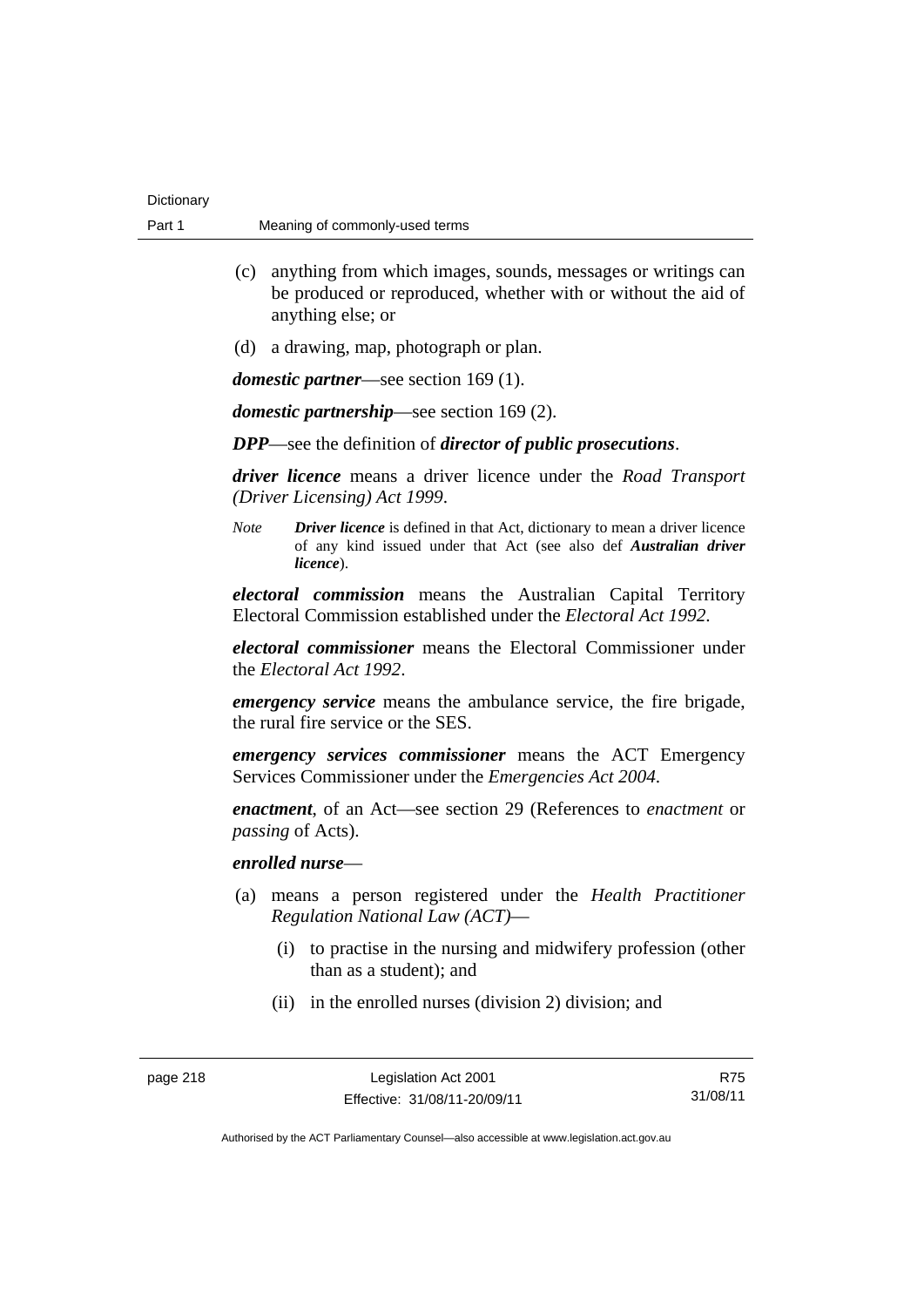(c) anything from which images, sounds, messages or writings can be produced or reproduced, whether with or without the aid of anything else; or

(d) a drawing, map, photograph or plan.

***domestic partner***—see section 169 (1).

***domestic partnership***—see section 169 (2).

***DPP***—see the definition of ***director of public prosecutions***.

***driver licence*** means a driver licence under the *Road Transport (Driver Licensing) Act 1999*.

*Note* ***Driver licence*** is defined in that Act, dictionary to mean a driver licence of any kind issued under that Act (see also def ***Australian driver licence***).

***electoral commission*** means the Australian Capital Territory Electoral Commission established under the *Electoral Act 1992*.

***electoral commissioner*** means the Electoral Commissioner under the *Electoral Act 1992*.

***emergency service*** means the ambulance service, the fire brigade, the rural fire service or the SES.

***emergency services commissioner*** means the ACT Emergency Services Commissioner under the *Emergencies Act 2004*.

***enactment***, of an Act—see section 29 (References to *enactment* or *passing* of Acts).

***enrolled nurse***—

(a) means a person registered under the *Health Practitioner Regulation National Law (ACT)*—

(i) to practise in the nursing and midwifery profession (other than as a student); and

(ii) in the enrolled nurses (division 2) division; and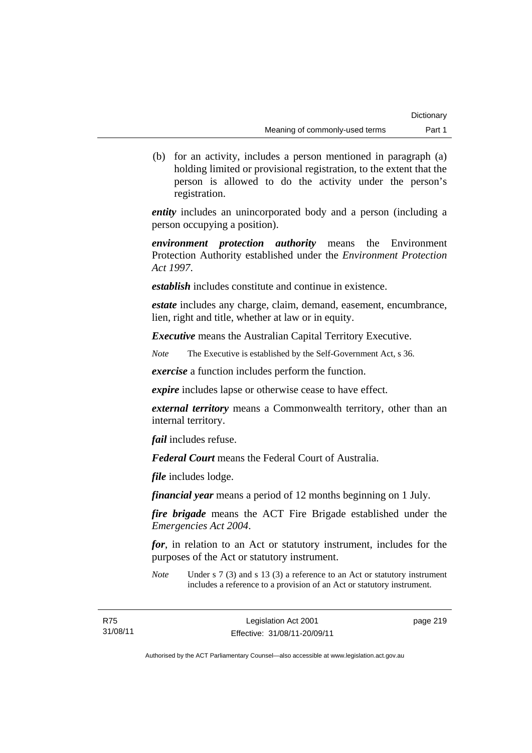(b) for an activity, includes a person mentioned in paragraph (a) holding limited or provisional registration, to the extent that the person is allowed to do the activity under the person's registration.

***entity*** includes an unincorporated body and a person (including a person occupying a position).

***environment protection authority*** means the Environment Protection Authority established under the *Environment Protection Act 1997*.

***establish*** includes constitute and continue in existence.

***estate*** includes any charge, claim, demand, easement, encumbrance, lien, right and title, whether at law or in equity.

***Executive*** means the Australian Capital Territory Executive.

*Note* The Executive is established by the Self-Government Act, s 36.

***exercise*** a function includes perform the function.

***expire*** includes lapse or otherwise cease to have effect.

***external territory*** means a Commonwealth territory, other than an internal territory.

***fail*** includes refuse.

***Federal Court*** means the Federal Court of Australia.

***file*** includes lodge.

***financial year*** means a period of 12 months beginning on 1 July.

***fire brigade*** means the ACT Fire Brigade established under the *Emergencies Act 2004*.

***for***, in relation to an Act or statutory instrument, includes for the purposes of the Act or statutory instrument.

*Note* Under s 7 (3) and s 13 (3) a reference to an Act or statutory instrument includes a reference to a provision of an Act or statutory instrument.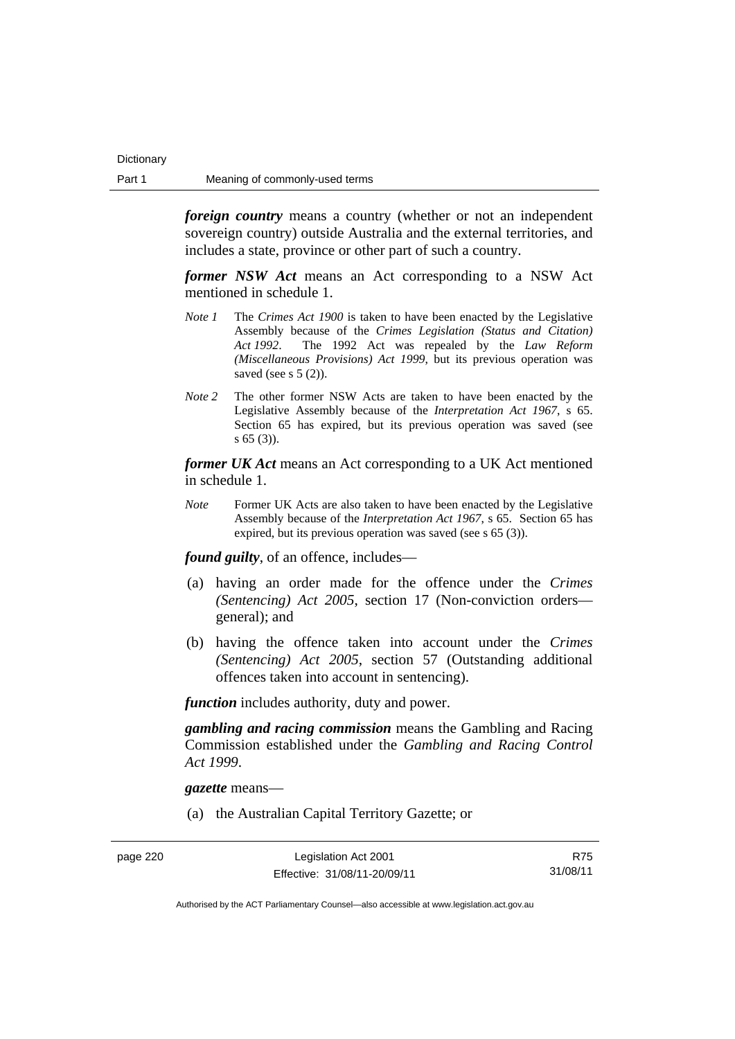***foreign country*** means a country (whether or not an independent sovereign country) outside Australia and the external territories, and includes a state, province or other part of such a country.

***former NSW Act*** means an Act corresponding to a NSW Act mentioned in schedule 1.

*Note 1* The *Crimes Act 1900* is taken to have been enacted by the Legislative Assembly because of the *Crimes Legislation (Status and Citation) Act 1992*. The 1992 Act was repealed by the *Law Reform (Miscellaneous Provisions) Act 1999*, but its previous operation was saved (see s 5 (2)).

*Note 2* The other former NSW Acts are taken to have been enacted by the Legislative Assembly because of the *Interpretation Act 1967*, s 65. Section 65 has expired, but its previous operation was saved (see s 65 (3)).

***former UK Act*** means an Act corresponding to a UK Act mentioned in schedule 1.

*Note* Former UK Acts are also taken to have been enacted by the Legislative Assembly because of the *Interpretation Act 1967*, s 65. Section 65 has expired, but its previous operation was saved (see s 65 (3)).

***found guilty***, of an offence, includes—

(a) having an order made for the offence under the *Crimes (Sentencing) Act 2005*, section 17 (Non-conviction orders—general); and

(b) having the offence taken into account under the *Crimes (Sentencing) Act 2005*, section 57 (Outstanding additional offences taken into account in sentencing).

***function*** includes authority, duty and power.

***gambling and racing commission*** means the Gambling and Racing Commission established under the *Gambling and Racing Control Act 1999*.

***gazette*** means—

(a) the Australian Capital Territory Gazette; or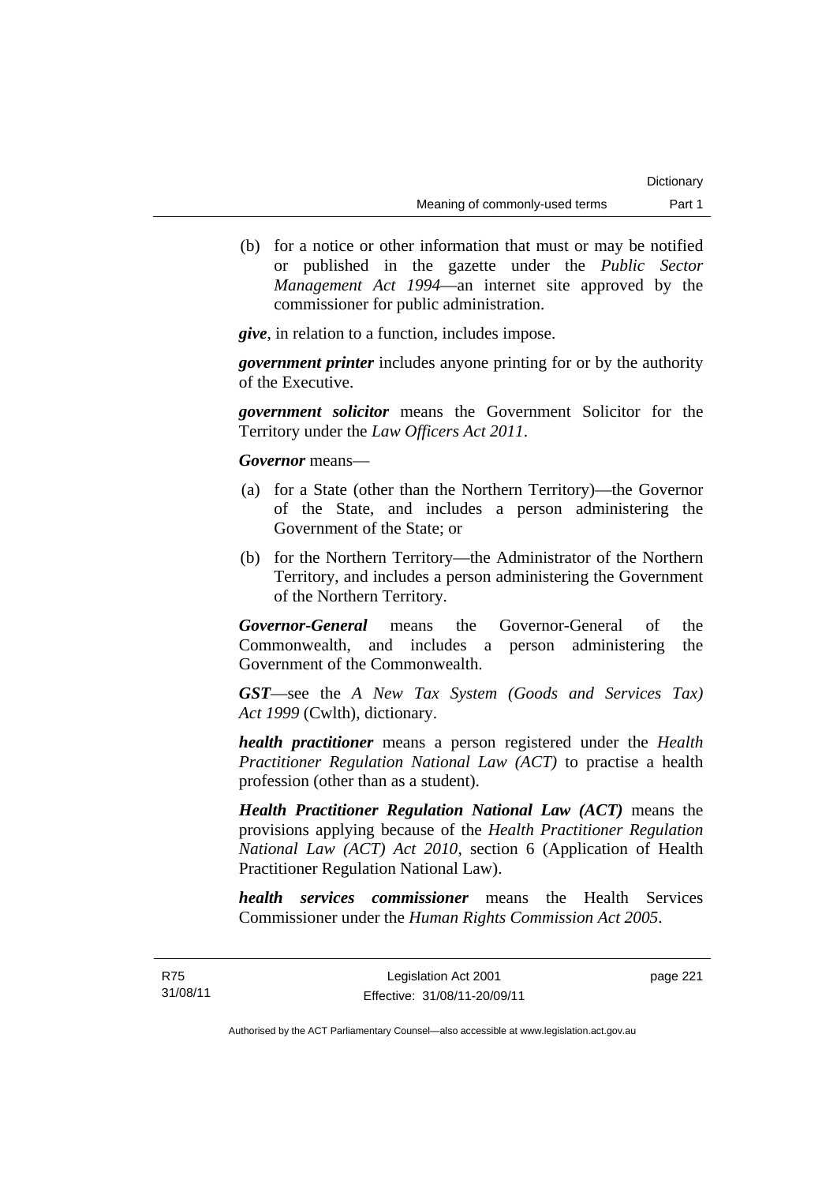(b) for a notice or other information that must or may be notified or published in the gazette under the *Public Sector Management Act 1994*—an internet site approved by the commissioner for public administration.

***give***, in relation to a function, includes impose.

***government printer*** includes anyone printing for or by the authority of the Executive.

***government solicitor*** means the Government Solicitor for the Territory under the *Law Officers Act 2011*.

***Governor*** means—

(a) for a State (other than the Northern Territory)—the Governor of the State, and includes a person administering the Government of the State; or

(b) for the Northern Territory—the Administrator of the Northern Territory, and includes a person administering the Government of the Northern Territory.

***Governor-General*** means the Governor-General of the Commonwealth, and includes a person administering the Government of the Commonwealth.

***GST***—see the *A New Tax System (Goods and Services Tax) Act 1999* (Cwlth), dictionary.

***health practitioner*** means a person registered under the *Health Practitioner Regulation National Law (ACT)* to practise a health profession (other than as a student).

***Health Practitioner Regulation National Law (ACT)*** means the provisions applying because of the *Health Practitioner Regulation National Law (ACT) Act 2010*, section 6 (Application of Health Practitioner Regulation National Law).

***health services commissioner*** means the Health Services Commissioner under the *Human Rights Commission Act 2005*.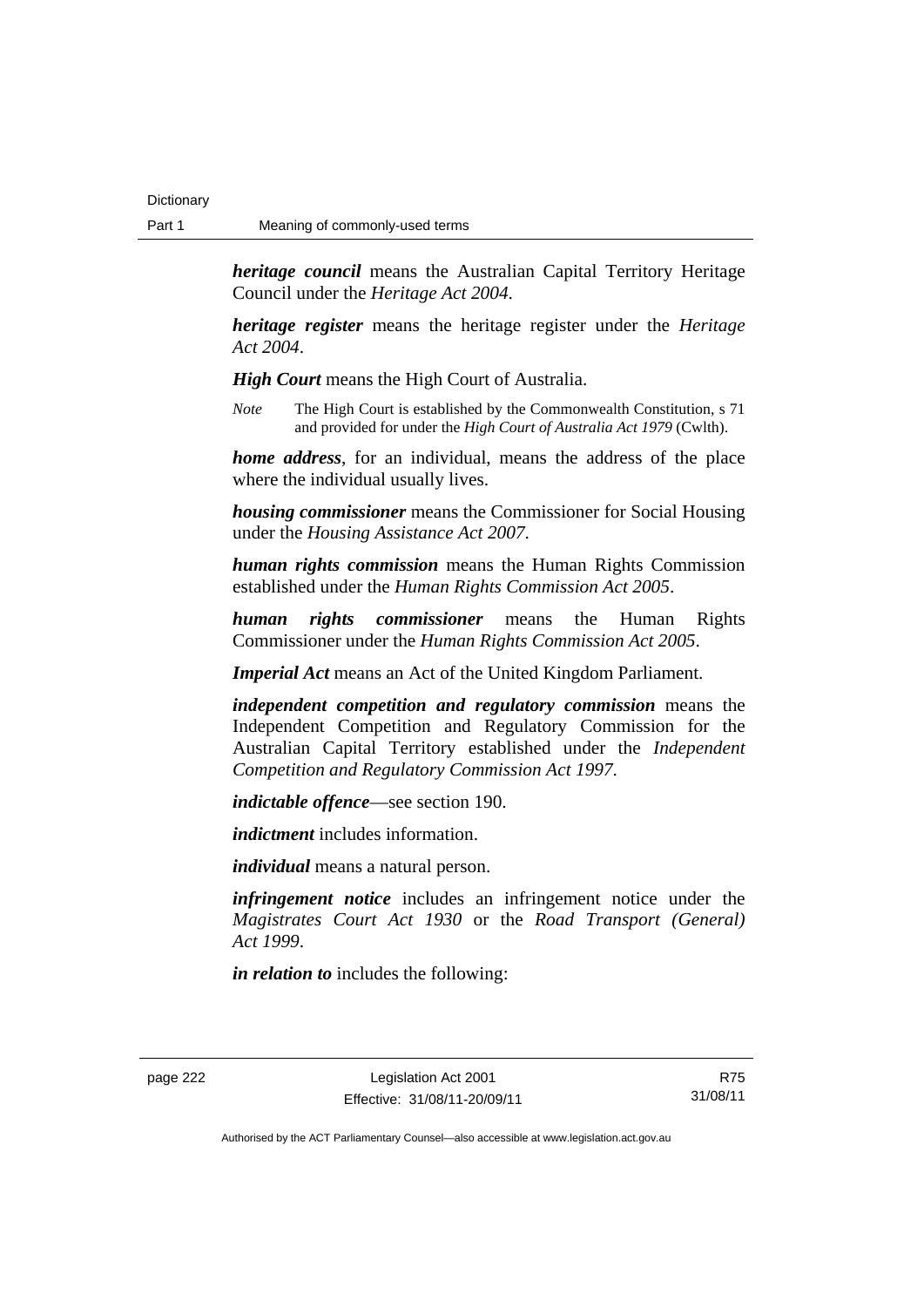***heritage council*** means the Australian Capital Territory Heritage Council under the *Heritage Act 2004*.

***heritage register*** means the heritage register under the *Heritage Act 2004*.

***High Court*** means the High Court of Australia.

*Note* The High Court is established by the Commonwealth Constitution, s 71 and provided for under the *High Court of Australia Act 1979* (Cwlth).

***home address***, for an individual, means the address of the place where the individual usually lives.

***housing commissioner*** means the Commissioner for Social Housing under the *Housing Assistance Act 2007*.

***human rights commission*** means the Human Rights Commission established under the *Human Rights Commission Act 2005*.

***human rights commissioner*** means the Human Rights Commissioner under the *Human Rights Commission Act 2005*.

***Imperial Act*** means an Act of the United Kingdom Parliament.

***independent competition and regulatory commission*** means the Independent Competition and Regulatory Commission for the Australian Capital Territory established under the *Independent Competition and Regulatory Commission Act 1997*.

***indictable offence***—see section 190.

***indictment*** includes information.

***individual*** means a natural person.

***infringement notice*** includes an infringement notice under the *Magistrates Court Act 1930* or the *Road Transport (General) Act 1999*.

***in relation to*** includes the following: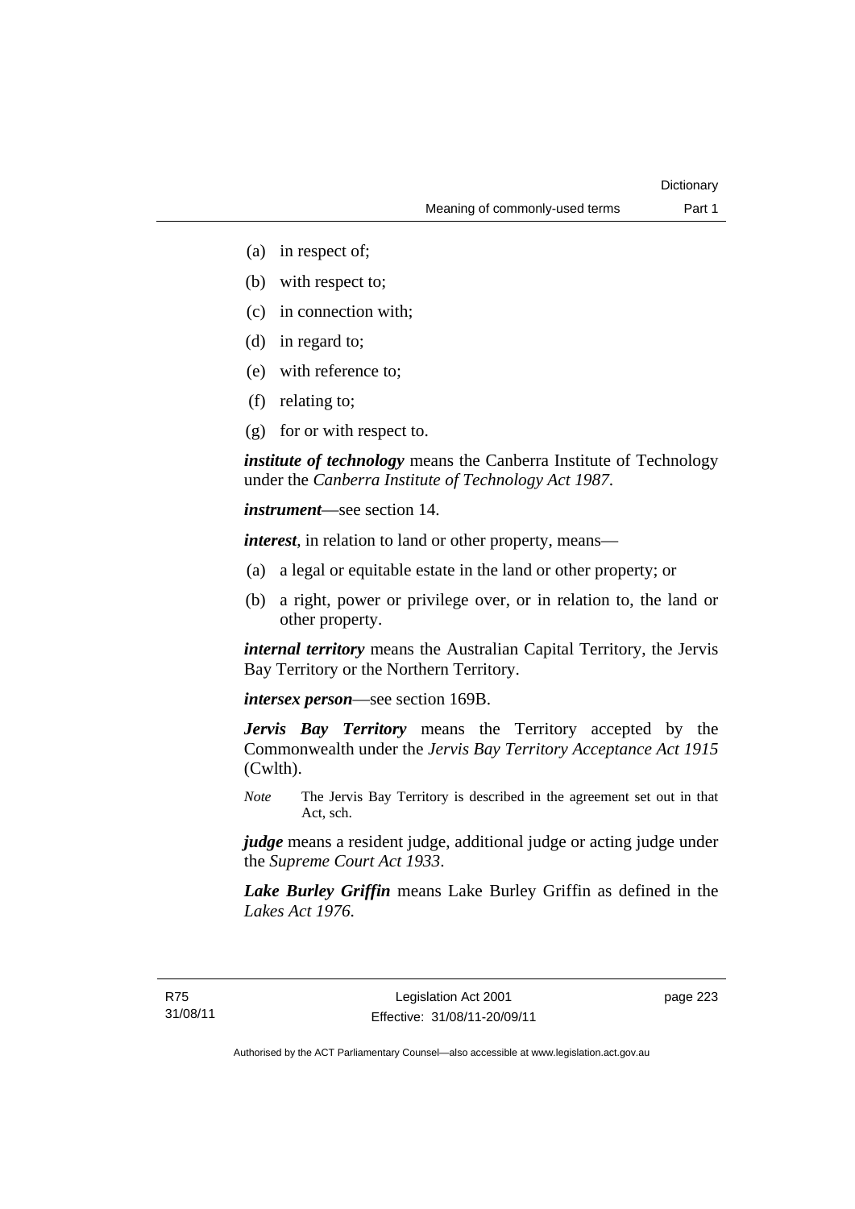- (a) in respect of;
- (b) with respect to;
- (c) in connection with;
- (d) in regard to;
- (e) with reference to;
- (f) relating to;
- (g) for or with respect to.

***institute of technology*** means the Canberra Institute of Technology under the *Canberra Institute of Technology Act 1987*.

***instrument***—see section 14.

***interest***, in relation to land or other property, means—

- (a) a legal or equitable estate in the land or other property; or
- (b) a right, power or privilege over, or in relation to, the land or other property.

***internal territory*** means the Australian Capital Territory, the Jervis Bay Territory or the Northern Territory.

***intersex person***—see section 169B.

***Jervis Bay Territory*** means the Territory accepted by the Commonwealth under the *Jervis Bay Territory Acceptance Act 1915* (Cwlth).

*Note* The Jervis Bay Territory is described in the agreement set out in that Act, sch.

***judge*** means a resident judge, additional judge or acting judge under the *Supreme Court Act 1933*.

***Lake Burley Griffin*** means Lake Burley Griffin as defined in the *Lakes Act 1976*.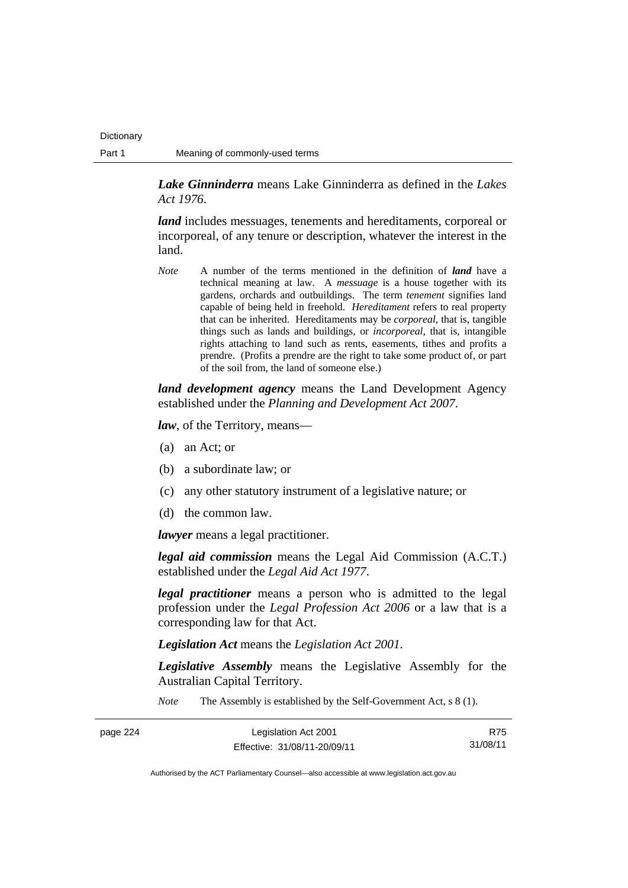***Lake Ginninderra*** means Lake Ginninderra as defined in the *Lakes Act 1976*.

***land*** includes messuages, tenements and hereditaments, corporeal or incorporeal, of any tenure or description, whatever the interest in the land.

*Note* A number of the terms mentioned in the definition of ***land*** have a technical meaning at law. A *messuage* is a house together with its gardens, orchards and outbuildings. The term *tenement* signifies land capable of being held in freehold. *Hereditament* refers to real property that can be inherited. Hereditaments may be *corporeal*, that is, tangible things such as lands and buildings, or *incorporeal*, that is, intangible rights attaching to land such as rents, easements, tithes and profits a prendre. (Profits a prendre are the right to take some product of, or part of the soil from, the land of someone else.)

***land development agency*** means the Land Development Agency established under the *Planning and Development Act 2007*.

***law***, of the Territory, means—

(a) an Act; or

(b) a subordinate law; or

(c) any other statutory instrument of a legislative nature; or

(d) the common law.

***lawyer*** means a legal practitioner.

***legal aid commission*** means the Legal Aid Commission (A.C.T.) established under the *Legal Aid Act 1977*.

***legal practitioner*** means a person who is admitted to the legal profession under the *Legal Profession Act 2006* or a law that is a corresponding law for that Act.

***Legislation Act*** means the *Legislation Act 2001*.

***Legislative Assembly*** means the Legislative Assembly for the Australian Capital Territory.

*Note* The Assembly is established by the Self-Government Act, s 8 (1).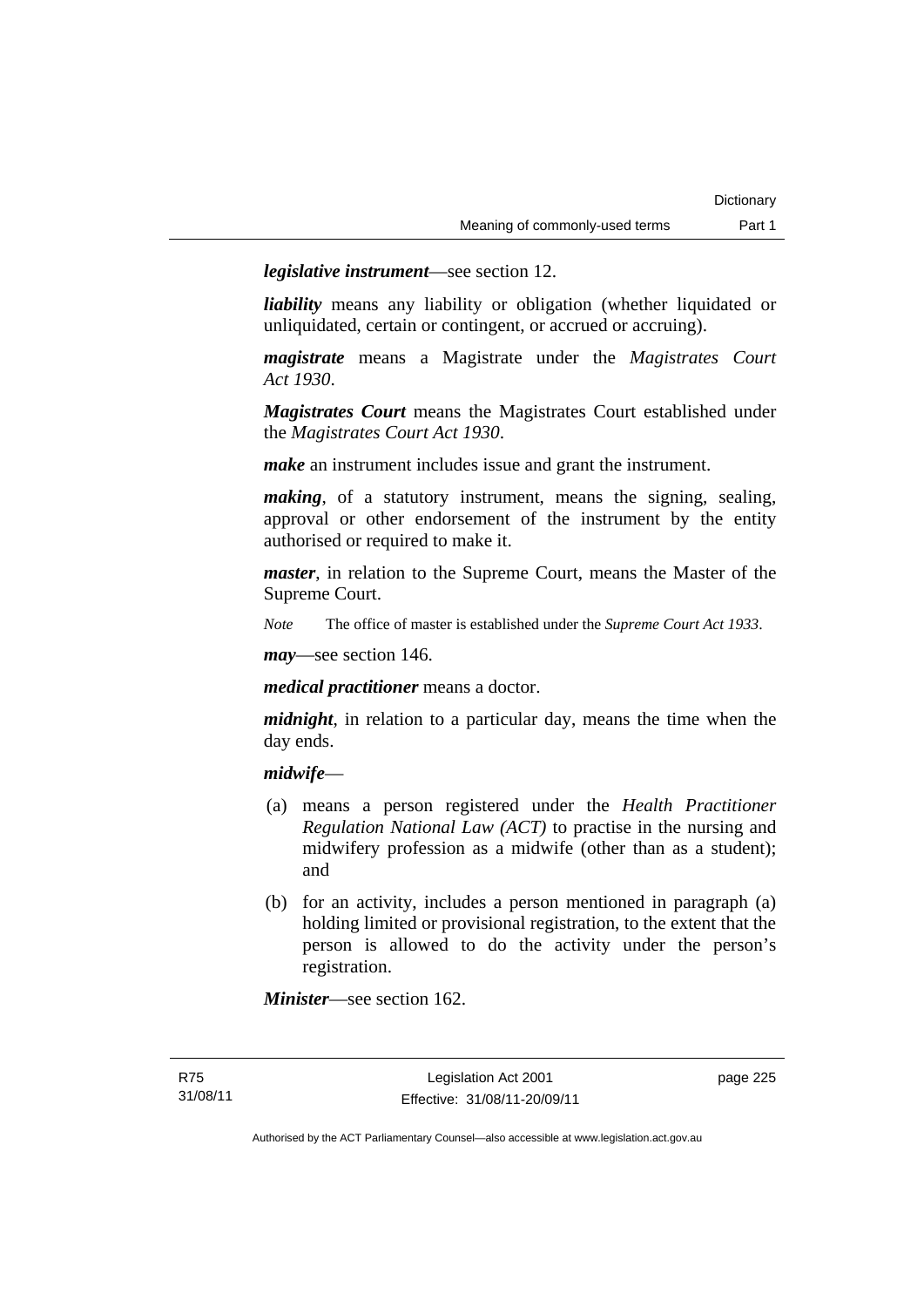***legislative instrument***—see section 12.

***liability*** means any liability or obligation (whether liquidated or unliquidated, certain or contingent, or accrued or accruing).

***magistrate*** means a Magistrate under the *Magistrates Court Act 1930*.

***Magistrates Court*** means the Magistrates Court established under the *Magistrates Court Act 1930*.

***make*** an instrument includes issue and grant the instrument.

***making***, of a statutory instrument, means the signing, sealing, approval or other endorsement of the instrument by the entity authorised or required to make it.

***master***, in relation to the Supreme Court, means the Master of the Supreme Court.

*Note* The office of master is established under the *Supreme Court Act 1933*.

***may***—see section 146.

***medical practitioner*** means a doctor.

***midnight***, in relation to a particular day, means the time when the day ends.

***midwife***—

(a) means a person registered under the *Health Practitioner Regulation National Law (ACT)* to practise in the nursing and midwifery profession as a midwife (other than as a student); and

(b) for an activity, includes a person mentioned in paragraph (a) holding limited or provisional registration, to the extent that the person is allowed to do the activity under the person's registration.

***Minister***—see section 162.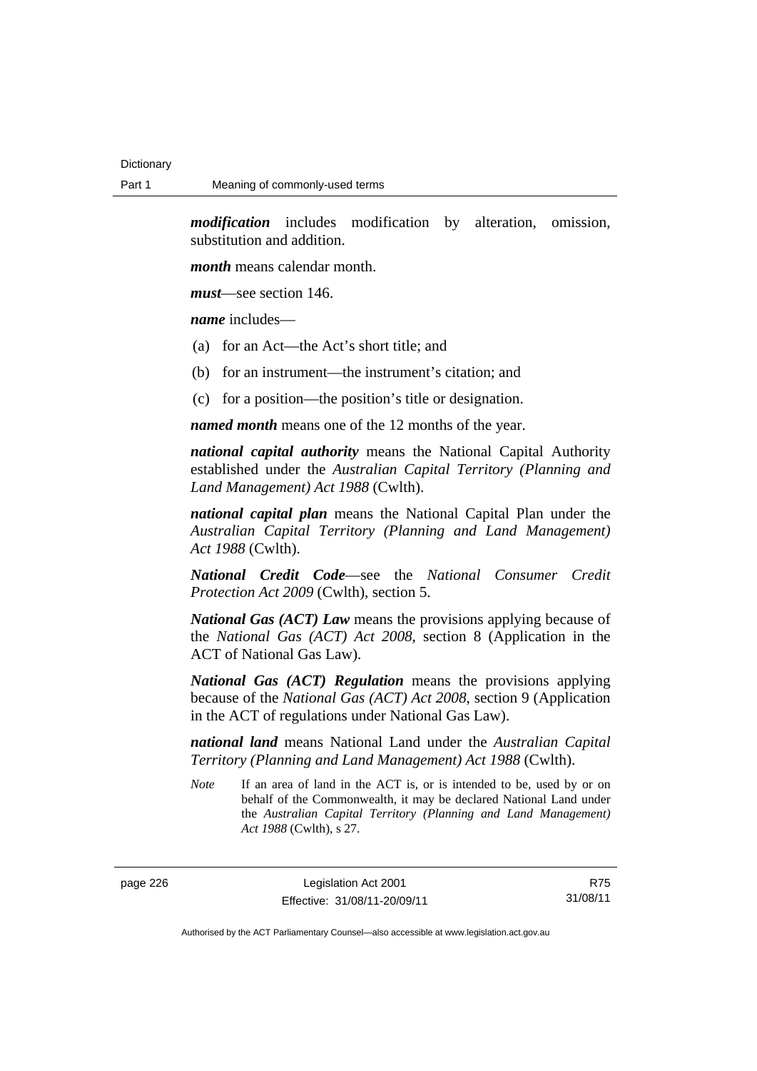***modification*** includes modification by alteration, omission, substitution and addition.

***month*** means calendar month.

***must***—see section 146.

***name*** includes—

(a) for an Act—the Act's short title; and

(b) for an instrument—the instrument's citation; and

(c) for a position—the position's title or designation.

***named month*** means one of the 12 months of the year.

***national capital authority*** means the National Capital Authority established under the *Australian Capital Territory (Planning and Land Management) Act 1988* (Cwlth).

***national capital plan*** means the National Capital Plan under the *Australian Capital Territory (Planning and Land Management) Act 1988* (Cwlth).

***National Credit Code***—see the *National Consumer Credit Protection Act 2009* (Cwlth), section 5.

***National Gas (ACT) Law*** means the provisions applying because of the *National Gas (ACT) Act 2008*, section 8 (Application in the ACT of National Gas Law).

***National Gas (ACT) Regulation*** means the provisions applying because of the *National Gas (ACT) Act 2008*, section 9 (Application in the ACT of regulations under National Gas Law).

***national land*** means National Land under the *Australian Capital Territory (Planning and Land Management) Act 1988* (Cwlth).

*Note* If an area of land in the ACT is, or is intended to be, used by or on behalf of the Commonwealth, it may be declared National Land under the *Australian Capital Territory (Planning and Land Management) Act 1988* (Cwlth), s 27.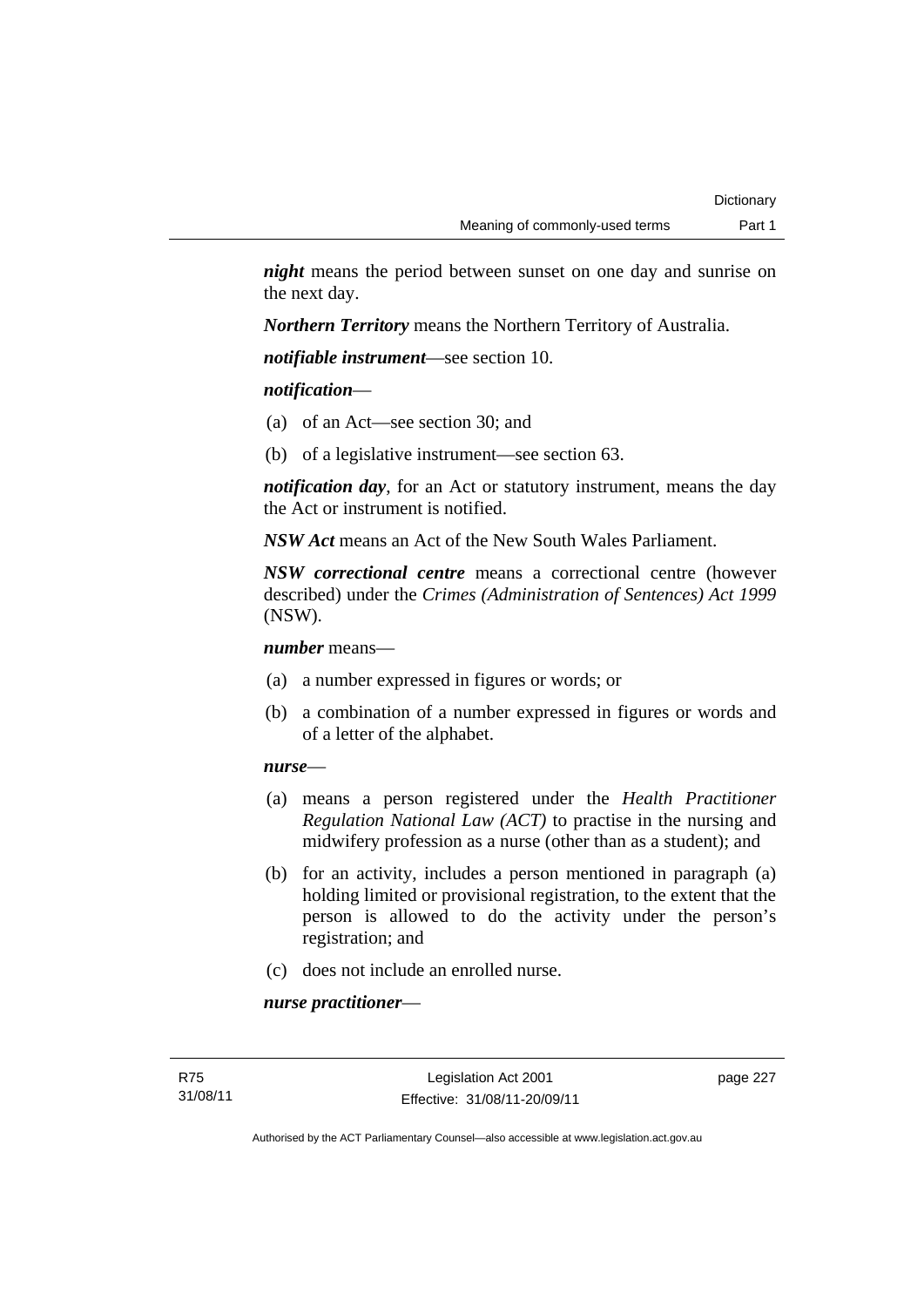***night*** means the period between sunset on one day and sunrise on the next day.

***Northern Territory*** means the Northern Territory of Australia.

***notifiable instrument***—see section 10.

***notification***—

(a) of an Act—see section 30; and

(b) of a legislative instrument—see section 63.

***notification day***, for an Act or statutory instrument, means the day the Act or instrument is notified.

***NSW Act*** means an Act of the New South Wales Parliament.

***NSW correctional centre*** means a correctional centre (however described) under the *Crimes (Administration of Sentences) Act 1999* (NSW).

***number*** means—

(a) a number expressed in figures or words; or

(b) a combination of a number expressed in figures or words and of a letter of the alphabet.

***nurse***—

(a) means a person registered under the *Health Practitioner Regulation National Law (ACT)* to practise in the nursing and midwifery profession as a nurse (other than as a student); and

(b) for an activity, includes a person mentioned in paragraph (a) holding limited or provisional registration, to the extent that the person is allowed to do the activity under the person's registration; and

(c) does not include an enrolled nurse.

***nurse practitioner***—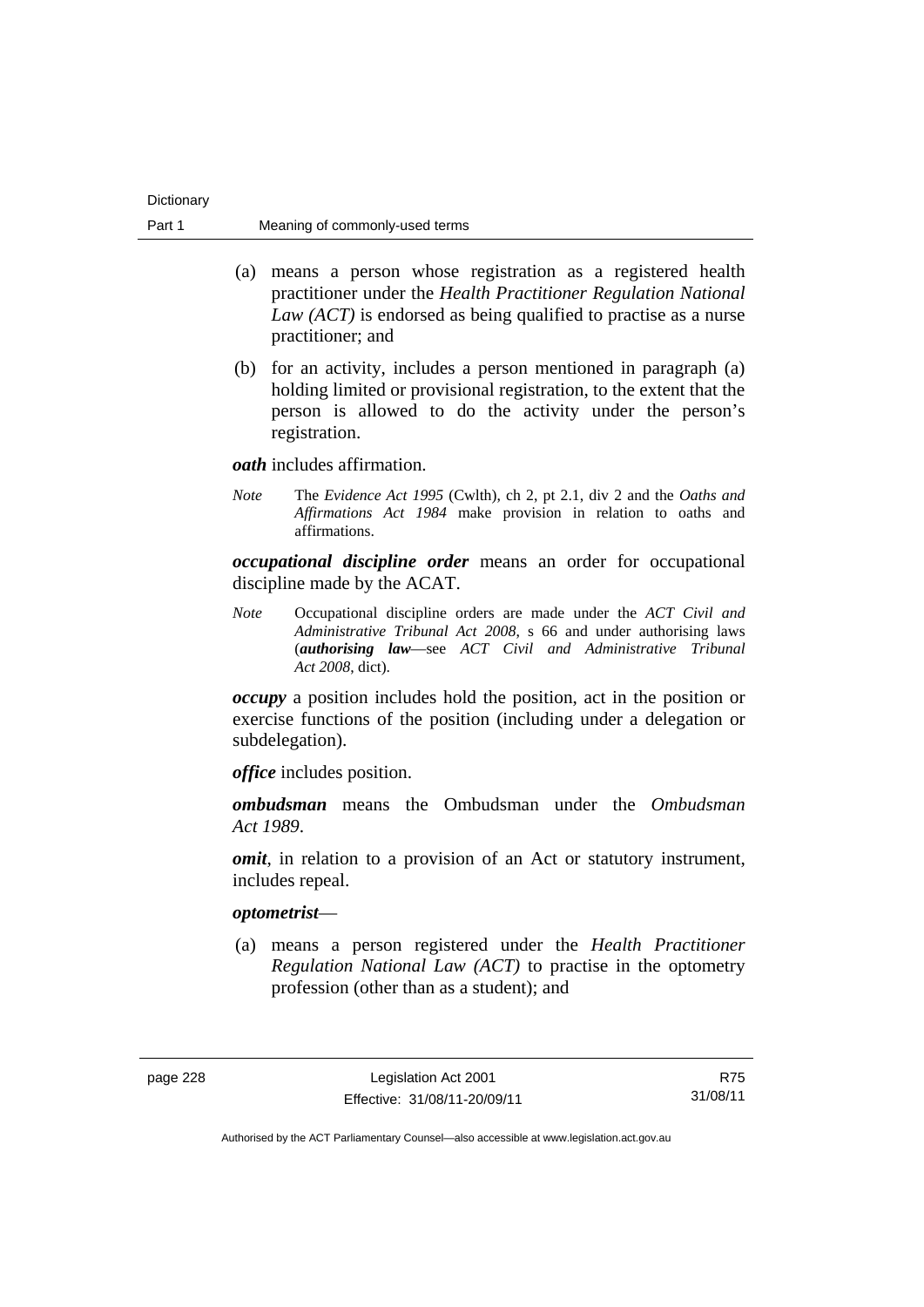(a) means a person whose registration as a registered health practitioner under the *Health Practitioner Regulation National Law (ACT)* is endorsed as being qualified to practise as a nurse practitioner; and

(b) for an activity, includes a person mentioned in paragraph (a) holding limited or provisional registration, to the extent that the person is allowed to do the activity under the person's registration.

***oath*** includes affirmation.

*Note* The *Evidence Act 1995* (Cwlth), ch 2, pt 2.1, div 2 and the *Oaths and Affirmations Act 1984* make provision in relation to oaths and affirmations.

***occupational discipline order*** means an order for occupational discipline made by the ACAT.

*Note* Occupational discipline orders are made under the *ACT Civil and Administrative Tribunal Act 2008*, s 66 and under authorising laws (***authorising law***—see *ACT Civil and Administrative Tribunal Act 2008*, dict).

***occupy*** a position includes hold the position, act in the position or exercise functions of the position (including under a delegation or subdelegation).

***office*** includes position.

***ombudsman*** means the Ombudsman under the *Ombudsman Act 1989*.

***omit***, in relation to a provision of an Act or statutory instrument, includes repeal.

***optometrist***—

(a) means a person registered under the *Health Practitioner Regulation National Law (ACT)* to practise in the optometry profession (other than as a student); and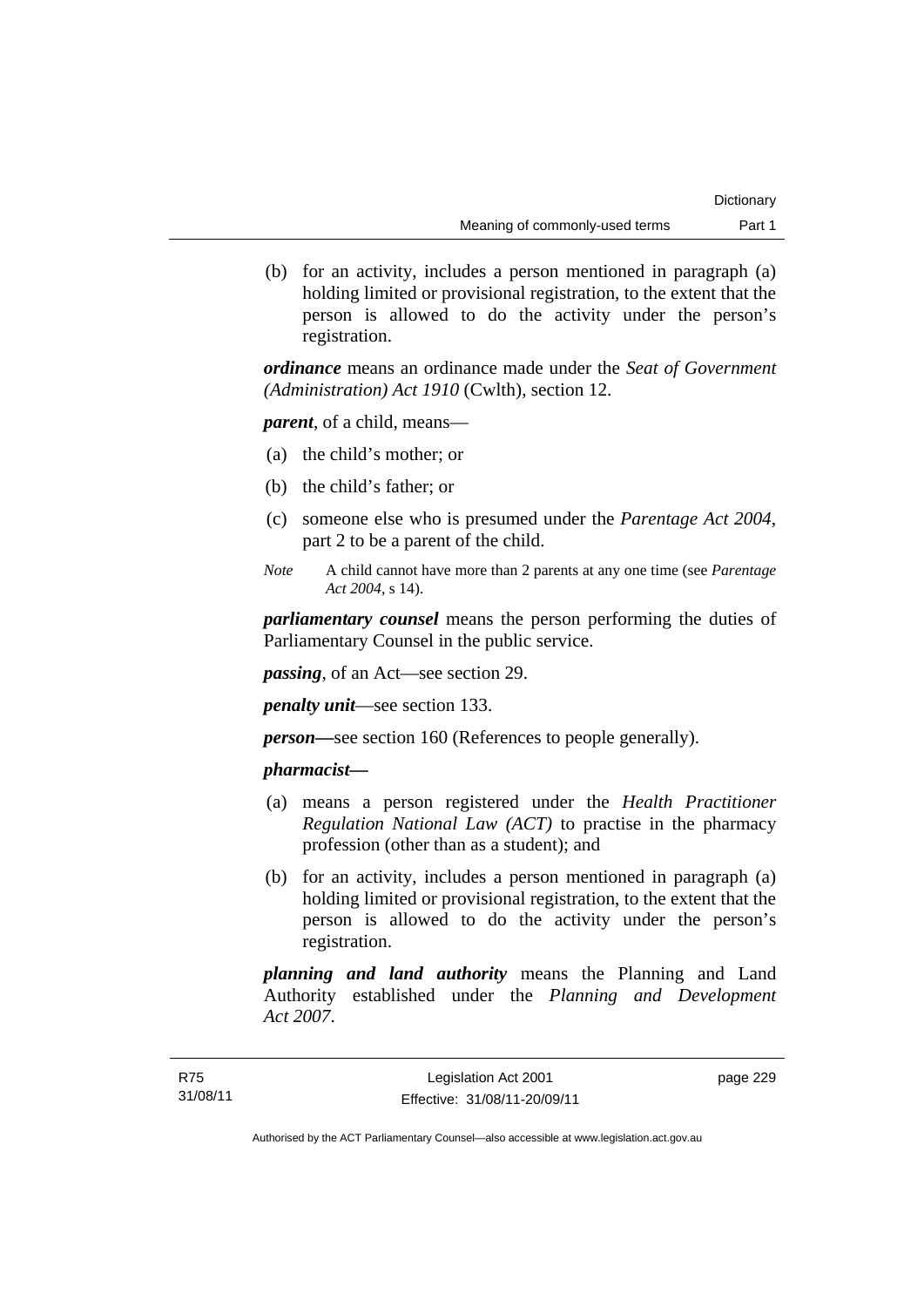(b) for an activity, includes a person mentioned in paragraph (a) holding limited or provisional registration, to the extent that the person is allowed to do the activity under the person's registration.

***ordinance*** means an ordinance made under the *Seat of Government (Administration) Act 1910* (Cwlth), section 12.

***parent***, of a child, means—

(a) the child's mother; or

(b) the child's father; or

(c) someone else who is presumed under the *Parentage Act 2004*, part 2 to be a parent of the child.

*Note* A child cannot have more than 2 parents at any one time (see *Parentage Act 2004*, s 14).

***parliamentary counsel*** means the person performing the duties of Parliamentary Counsel in the public service.

***passing***, of an Act—see section 29.

***penalty unit***—see section 133.

***person***—see section 160 (References to people generally).

***pharmacist***—

(a) means a person registered under the *Health Practitioner Regulation National Law (ACT)* to practise in the pharmacy profession (other than as a student); and

(b) for an activity, includes a person mentioned in paragraph (a) holding limited or provisional registration, to the extent that the person is allowed to do the activity under the person's registration.

***planning and land authority*** means the Planning and Land Authority established under the *Planning and Development Act 2007*.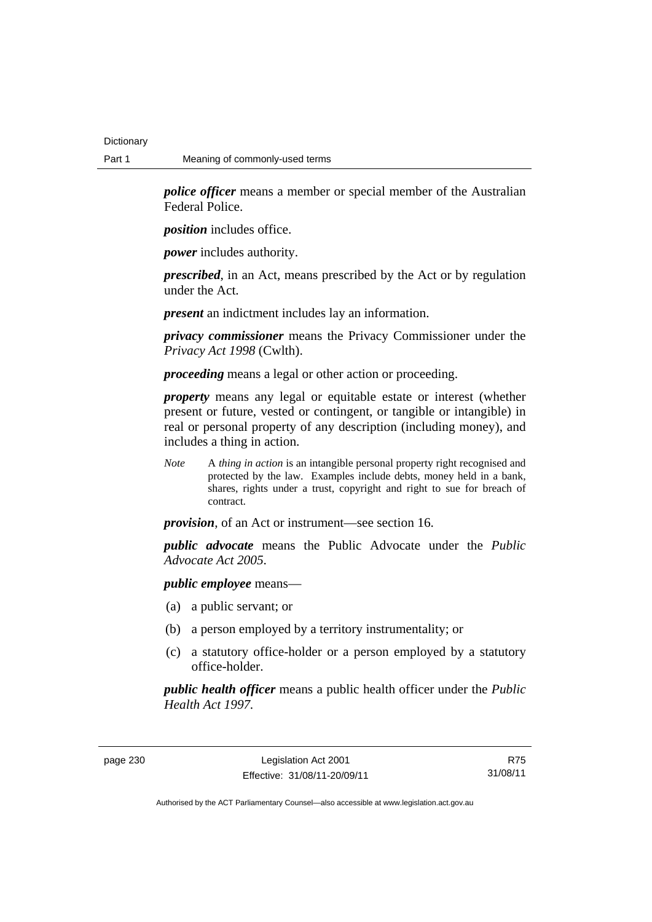***police officer*** means a member or special member of the Australian Federal Police.

***position*** includes office.

***power*** includes authority.

***prescribed***, in an Act, means prescribed by the Act or by regulation under the Act.

***present*** an indictment includes lay an information.

***privacy commissioner*** means the Privacy Commissioner under the *Privacy Act 1998* (Cwlth).

***proceeding*** means a legal or other action or proceeding.

***property*** means any legal or equitable estate or interest (whether present or future, vested or contingent, or tangible or intangible) in real or personal property of any description (including money), and includes a thing in action.

*Note* A *thing in action* is an intangible personal property right recognised and protected by the law. Examples include debts, money held in a bank, shares, rights under a trust, copyright and right to sue for breach of contract.

***provision***, of an Act or instrument—see section 16.

***public advocate*** means the Public Advocate under the *Public Advocate Act 2005*.

***public employee*** means—

(a) a public servant; or

(b) a person employed by a territory instrumentality; or

(c) a statutory office-holder or a person employed by a statutory office-holder.

***public health officer*** means a public health officer under the *Public Health Act 1997*.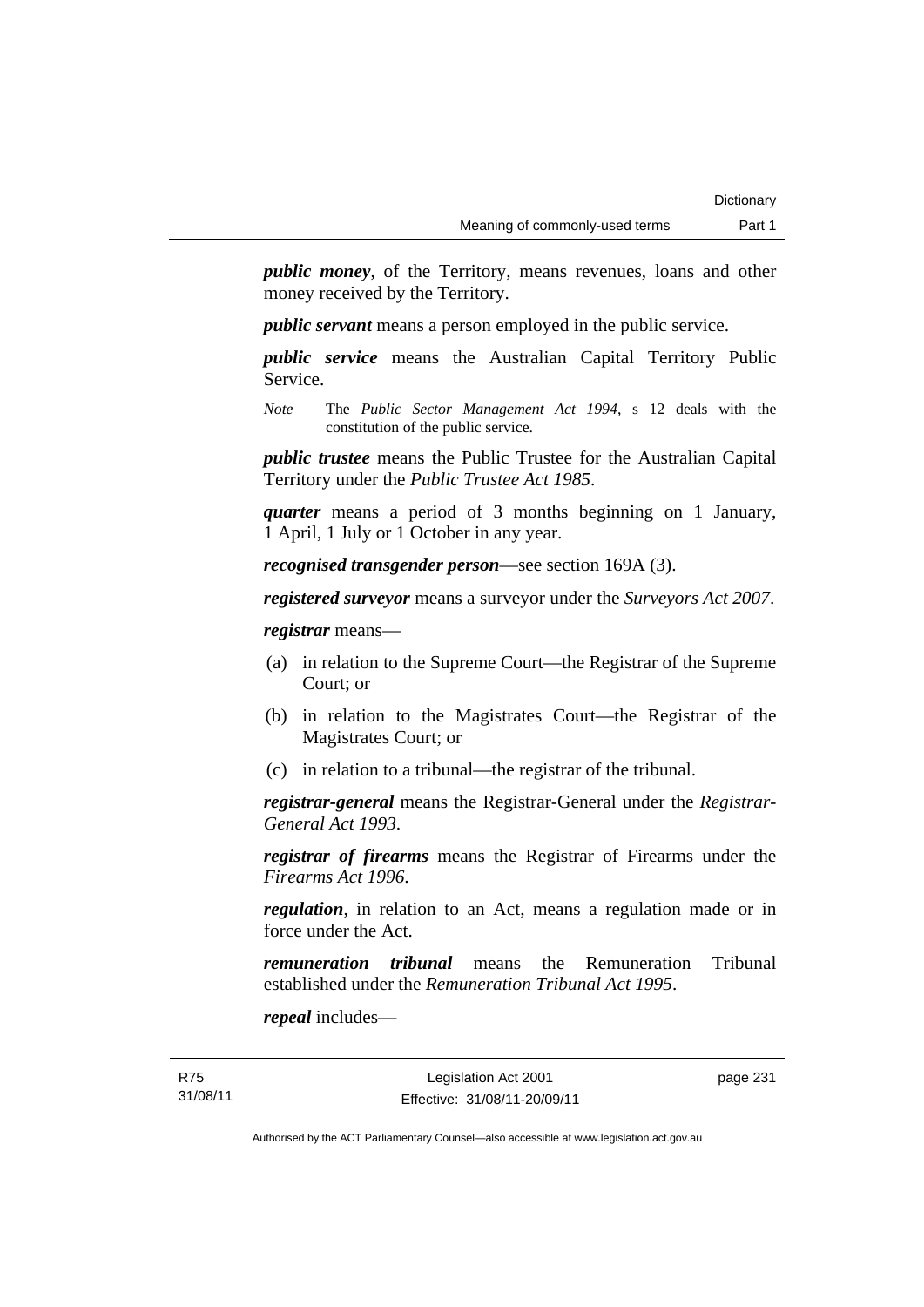***public money***, of the Territory, means revenues, loans and other money received by the Territory.

***public servant*** means a person employed in the public service.

***public service*** means the Australian Capital Territory Public Service.

*Note* The *Public Sector Management Act 1994*, s 12 deals with the constitution of the public service.

***public trustee*** means the Public Trustee for the Australian Capital Territory under the *Public Trustee Act 1985*.

***quarter*** means a period of 3 months beginning on 1 January, 1 April, 1 July or 1 October in any year.

***recognised transgender person***—see section 169A (3).

***registered surveyor*** means a surveyor under the *Surveyors Act 2007*.

***registrar*** means—

(a) in relation to the Supreme Court—the Registrar of the Supreme Court; or

(b) in relation to the Magistrates Court—the Registrar of the Magistrates Court; or

(c) in relation to a tribunal—the registrar of the tribunal.

***registrar-general*** means the Registrar-General under the *Registrar-General Act 1993*.

***registrar of firearms*** means the Registrar of Firearms under the *Firearms Act 1996*.

***regulation***, in relation to an Act, means a regulation made or in force under the Act.

***remuneration tribunal*** means the Remuneration Tribunal established under the *Remuneration Tribunal Act 1995*.

***repeal*** includes—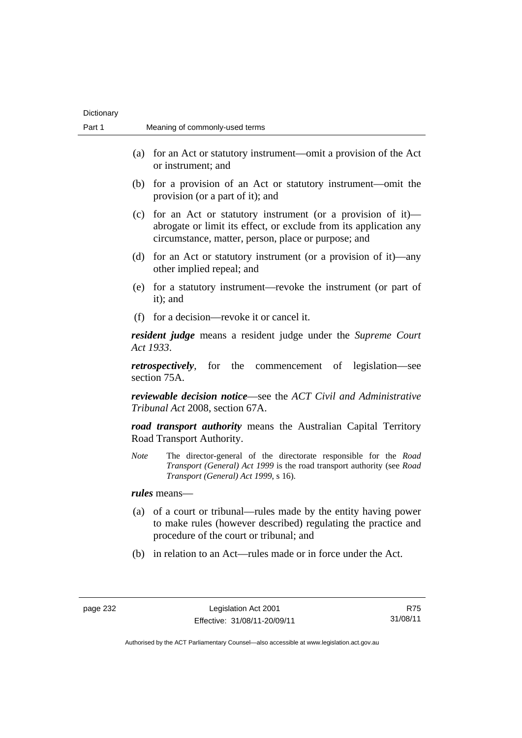(a) for an Act or statutory instrument—omit a provision of the Act or instrument; and

(b) for a provision of an Act or statutory instrument—omit the provision (or a part of it); and

(c) for an Act or statutory instrument (or a provision of it)—abrogate or limit its effect, or exclude from its application any circumstance, matter, person, place or purpose; and

(d) for an Act or statutory instrument (or a provision of it)—any other implied repeal; and

(e) for a statutory instrument—revoke the instrument (or part of it); and

(f) for a decision—revoke it or cancel it.

***resident judge*** means a resident judge under the *Supreme Court Act 1933*.

***retrospectively***, for the commencement of legislation—see section 75A.

***reviewable decision notice***—see the *ACT Civil and Administrative Tribunal Act* 2008, section 67A.

***road transport authority*** means the Australian Capital Territory Road Transport Authority.

*Note* The director-general of the directorate responsible for the *Road Transport (General) Act 1999* is the road transport authority (see *Road Transport (General) Act 1999*, s 16).

***rules*** means—

(a) of a court or tribunal—rules made by the entity having power to make rules (however described) regulating the practice and procedure of the court or tribunal; and

(b) in relation to an Act—rules made or in force under the Act.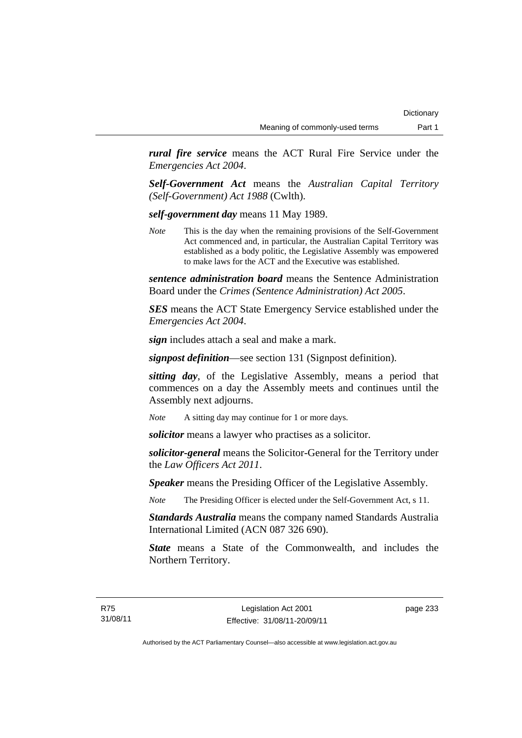***rural fire service*** means the ACT Rural Fire Service under the *Emergencies Act 2004*.

***Self-Government Act*** means the *Australian Capital Territory (Self-Government) Act 1988* (Cwlth).

***self-government day*** means 11 May 1989.

*Note* This is the day when the remaining provisions of the Self-Government Act commenced and, in particular, the Australian Capital Territory was established as a body politic, the Legislative Assembly was empowered to make laws for the ACT and the Executive was established.

***sentence administration board*** means the Sentence Administration Board under the *Crimes (Sentence Administration) Act 2005*.

***SES*** means the ACT State Emergency Service established under the *Emergencies Act 2004*.

***sign*** includes attach a seal and make a mark.

***signpost definition***—see section 131 (Signpost definition).

***sitting day***, of the Legislative Assembly, means a period that commences on a day the Assembly meets and continues until the Assembly next adjourns.

*Note* A sitting day may continue for 1 or more days.

***solicitor*** means a lawyer who practises as a solicitor.

***solicitor-general*** means the Solicitor-General for the Territory under the *Law Officers Act 2011*.

***Speaker*** means the Presiding Officer of the Legislative Assembly.

*Note* The Presiding Officer is elected under the Self-Government Act, s 11.

***Standards Australia*** means the company named Standards Australia International Limited (ACN 087 326 690).

***State*** means a State of the Commonwealth, and includes the Northern Territory.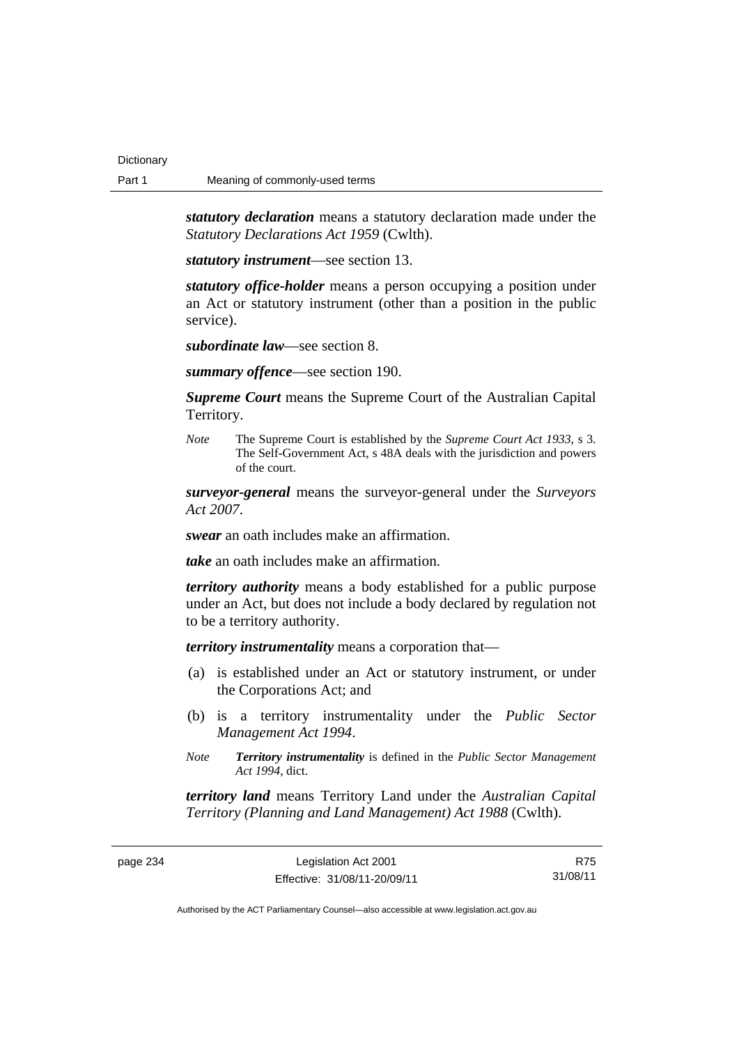***statutory declaration*** means a statutory declaration made under the *Statutory Declarations Act 1959* (Cwlth).

***statutory instrument***—see section 13.

***statutory office-holder*** means a person occupying a position under an Act or statutory instrument (other than a position in the public service).

***subordinate law***—see section 8.

***summary offence***—see section 190.

***Supreme Court*** means the Supreme Court of the Australian Capital Territory.

*Note* The Supreme Court is established by the *Supreme Court Act 1933*, s 3. The Self-Government Act, s 48A deals with the jurisdiction and powers of the court.

***surveyor-general*** means the surveyor-general under the *Surveyors Act 2007*.

***swear*** an oath includes make an affirmation.

***take*** an oath includes make an affirmation.

***territory authority*** means a body established for a public purpose under an Act, but does not include a body declared by regulation not to be a territory authority.

***territory instrumentality*** means a corporation that—

(a) is established under an Act or statutory instrument, or under the Corporations Act; and

(b) is a territory instrumentality under the *Public Sector Management Act 1994*.

*Note* ***Territory instrumentality*** is defined in the *Public Sector Management Act 1994*, dict.

***territory land*** means Territory Land under the *Australian Capital Territory (Planning and Land Management) Act 1988* (Cwlth).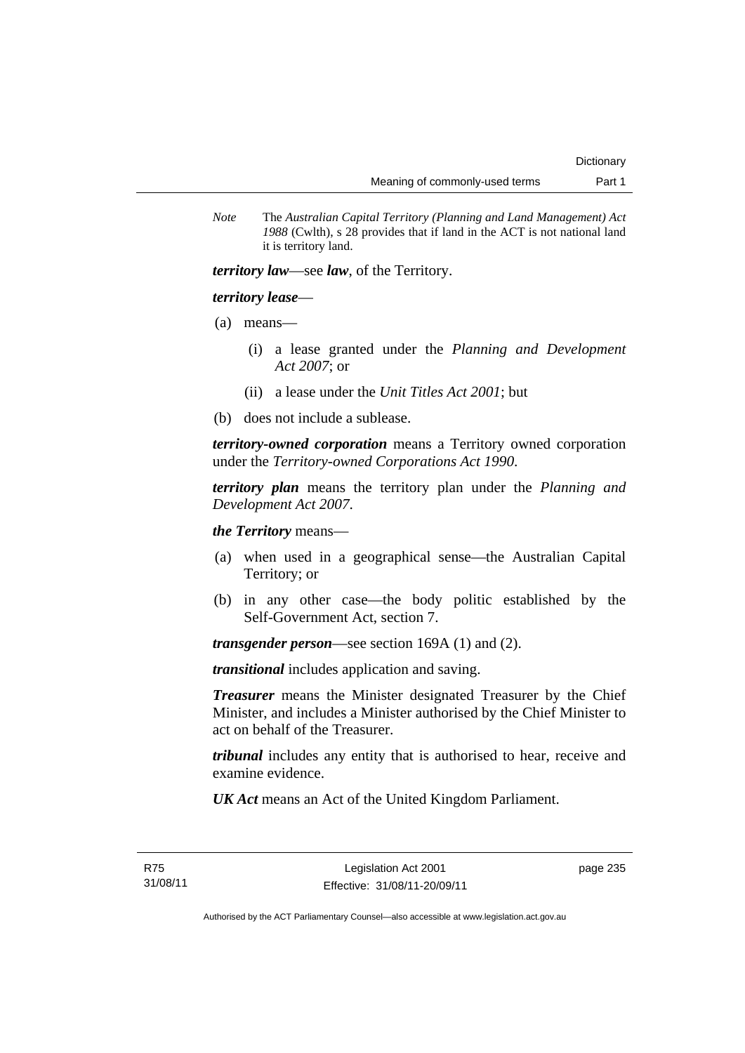*Note* The *Australian Capital Territory (Planning and Land Management) Act 1988* (Cwlth), s 28 provides that if land in the ACT is not national land it is territory land.

***territory law***—see ***law***, of the Territory.

***territory lease***—

(a) means—

   (i) a lease granted under the *Planning and Development Act 2007*; or

   (ii) a lease under the *Unit Titles Act 2001*; but

(b) does not include a sublease.

***territory-owned corporation*** means a Territory owned corporation under the *Territory-owned Corporations Act 1990*.

***territory plan*** means the territory plan under the *Planning and Development Act 2007*.

***the Territory*** means—

(a) when used in a geographical sense—the Australian Capital Territory; or

(b) in any other case—the body politic established by the Self-Government Act, section 7.

***transgender person***—see section 169A (1) and (2).

***transitional*** includes application and saving.

***Treasurer*** means the Minister designated Treasurer by the Chief Minister, and includes a Minister authorised by the Chief Minister to act on behalf of the Treasurer.

***tribunal*** includes any entity that is authorised to hear, receive and examine evidence.

***UK Act*** means an Act of the United Kingdom Parliament.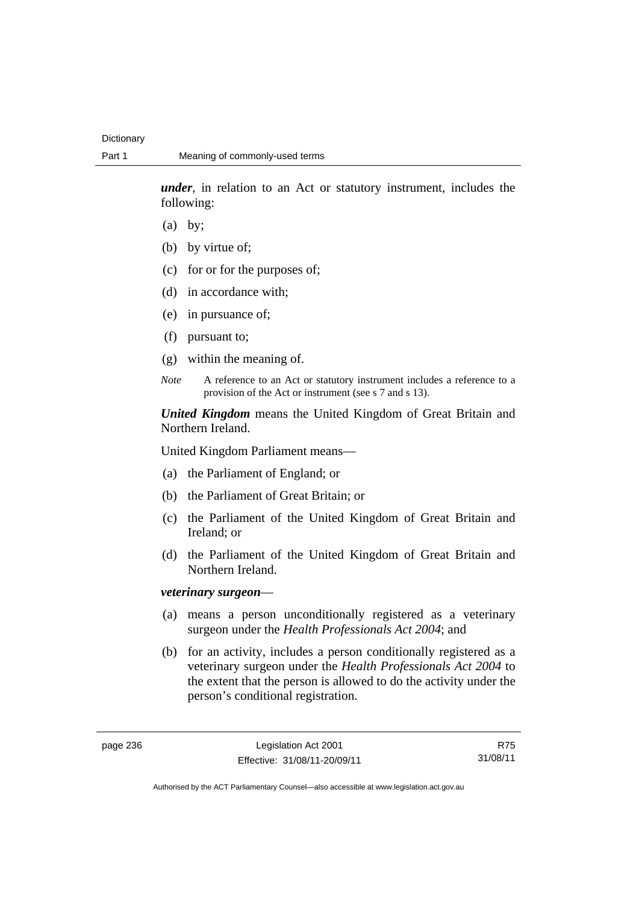***under***, in relation to an Act or statutory instrument, includes the following:

(a) by;

(b) by virtue of;

(c) for or for the purposes of;

(d) in accordance with;

(e) in pursuance of;

(f) pursuant to;

(g) within the meaning of.

*Note* A reference to an Act or statutory instrument includes a reference to a provision of the Act or instrument (see s 7 and s 13).

***United Kingdom*** means the United Kingdom of Great Britain and Northern Ireland.

United Kingdom Parliament means—

(a) the Parliament of England; or

(b) the Parliament of Great Britain; or

(c) the Parliament of the United Kingdom of Great Britain and Ireland; or

(d) the Parliament of the United Kingdom of Great Britain and Northern Ireland.

***veterinary surgeon***—

(a) means a person unconditionally registered as a veterinary surgeon under the *Health Professionals Act 2004*; and

(b) for an activity, includes a person conditionally registered as a veterinary surgeon under the *Health Professionals Act 2004* to the extent that the person is allowed to do the activity under the person's conditional registration.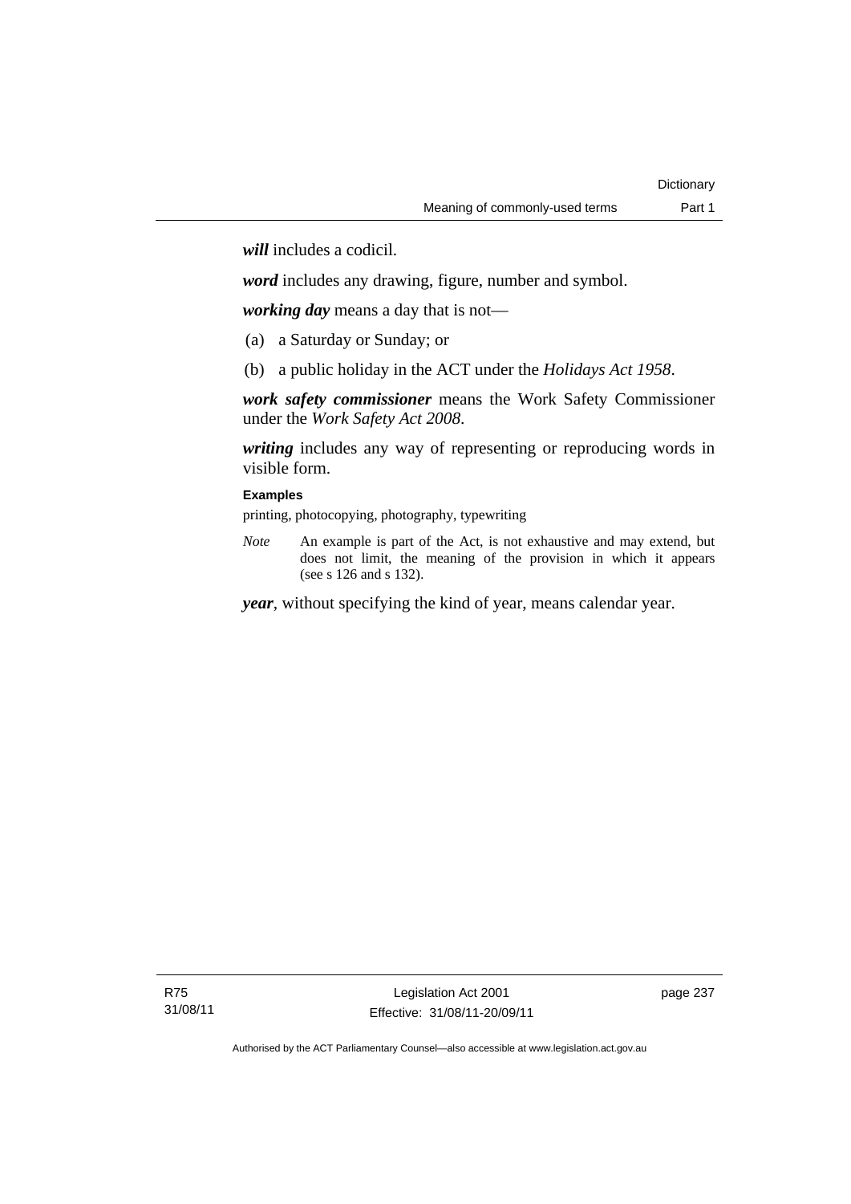***will*** includes a codicil.

***word*** includes any drawing, figure, number and symbol.

***working day*** means a day that is not—

(a) a Saturday or Sunday; or

(b) a public holiday in the ACT under the *Holidays Act 1958*.

***work safety commissioner*** means the Work Safety Commissioner under the *Work Safety Act 2008*.

***writing*** includes any way of representing or reproducing words in visible form.

**Examples**

printing, photocopying, photography, typewriting

*Note* An example is part of the Act, is not exhaustive and may extend, but does not limit, the meaning of the provision in which it appears (see s 126 and s 132).

***year***, without specifying the kind of year, means calendar year.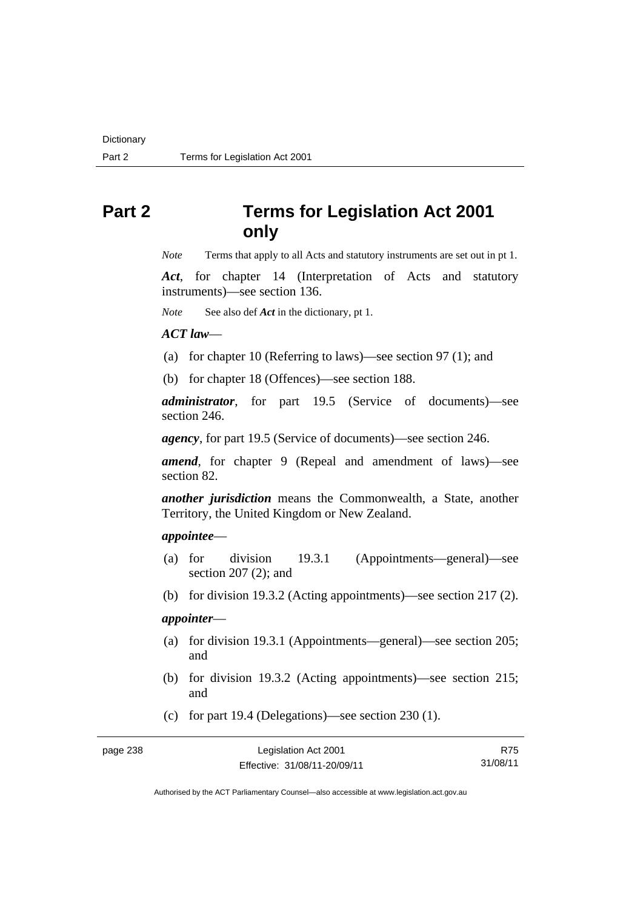# Part 2 Terms for Legislation Act 2001 only

*Note* Terms that apply to all Acts and statutory instruments are set out in pt 1.

***Act***, for chapter 14 (Interpretation of Acts and statutory instruments)—see section 136.

*Note* See also def ***Act*** in the dictionary, pt 1.

***ACT law***—

(a) for chapter 10 (Referring to laws)—see section 97 (1); and

(b) for chapter 18 (Offences)—see section 188.

***administrator***, for part 19.5 (Service of documents)—see section 246.

***agency***, for part 19.5 (Service of documents)—see section 246.

***amend***, for chapter 9 (Repeal and amendment of laws)—see section 82.

***another jurisdiction*** means the Commonwealth, a State, another Territory, the United Kingdom or New Zealand.

***appointee***—

(a) for division 19.3.1 (Appointments—general)—see section 207 (2); and

(b) for division 19.3.2 (Acting appointments)—see section 217 (2).

***appointer***—

(a) for division 19.3.1 (Appointments—general)—see section 205; and

(b) for division 19.3.2 (Acting appointments)—see section 215; and

(c) for part 19.4 (Delegations)—see section 230 (1).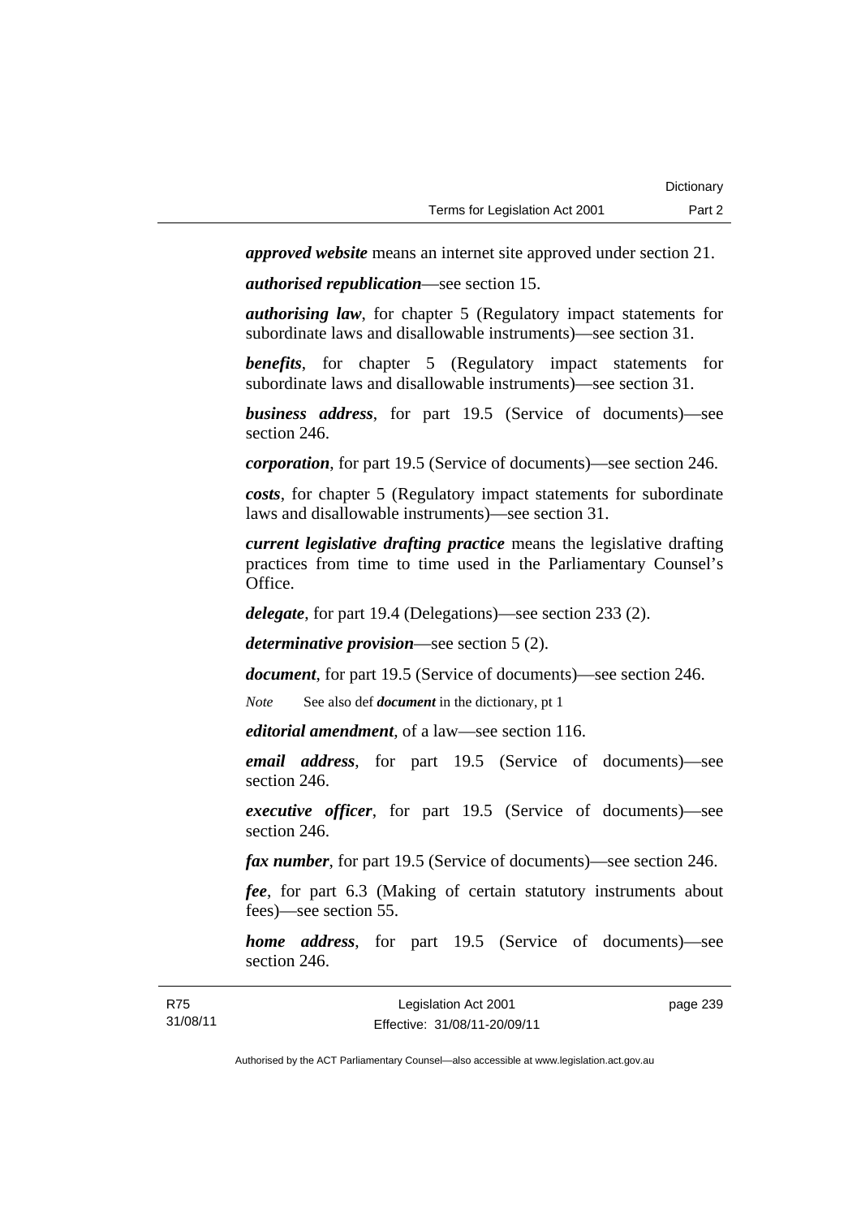***approved website*** means an internet site approved under section 21.

***authorised republication***—see section 15.

***authorising law***, for chapter 5 (Regulatory impact statements for subordinate laws and disallowable instruments)—see section 31.

***benefits***, for chapter 5 (Regulatory impact statements for subordinate laws and disallowable instruments)—see section 31.

***business address***, for part 19.5 (Service of documents)—see section 246.

***corporation***, for part 19.5 (Service of documents)—see section 246.

***costs***, for chapter 5 (Regulatory impact statements for subordinate laws and disallowable instruments)—see section 31.

***current legislative drafting practice*** means the legislative drafting practices from time to time used in the Parliamentary Counsel's Office.

***delegate***, for part 19.4 (Delegations)—see section 233 (2).

***determinative provision***—see section 5 (2).

***document***, for part 19.5 (Service of documents)—see section 246.

*Note* See also def ***document*** in the dictionary, pt 1

***editorial amendment***, of a law—see section 116.

***email address***, for part 19.5 (Service of documents)—see section 246.

***executive officer***, for part 19.5 (Service of documents)—see section 246.

***fax number***, for part 19.5 (Service of documents)—see section 246.

***fee***, for part 6.3 (Making of certain statutory instruments about fees)—see section 55.

***home address***, for part 19.5 (Service of documents)—see section 246.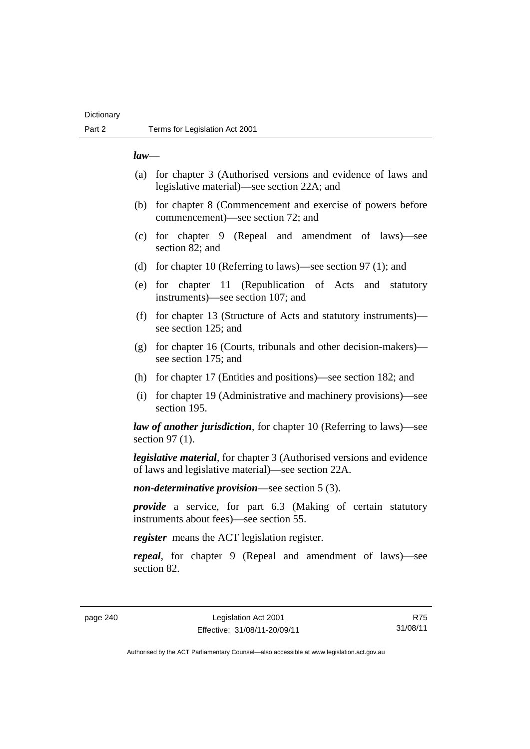***law***—

(a) for chapter 3 (Authorised versions and evidence of laws and legislative material)—see section 22A; and

(b) for chapter 8 (Commencement and exercise of powers before commencement)—see section 72; and

(c) for chapter 9 (Repeal and amendment of laws)—see section 82; and

(d) for chapter 10 (Referring to laws)—see section 97 (1); and

(e) for chapter 11 (Republication of Acts and statutory instruments)—see section 107; and

(f) for chapter 13 (Structure of Acts and statutory instruments)—see section 125; and

(g) for chapter 16 (Courts, tribunals and other decision-makers)—see section 175; and

(h) for chapter 17 (Entities and positions)—see section 182; and

(i) for chapter 19 (Administrative and machinery provisions)—see section 195.

***law of another jurisdiction***, for chapter 10 (Referring to laws)—see section 97 (1).

***legislative material***, for chapter 3 (Authorised versions and evidence of laws and legislative material)—see section 22A.

***non-determinative provision***—see section 5 (3).

***provide*** a service, for part 6.3 (Making of certain statutory instruments about fees)—see section 55.

***register*** means the ACT legislation register.

***repeal***, for chapter 9 (Repeal and amendment of laws)—see section 82.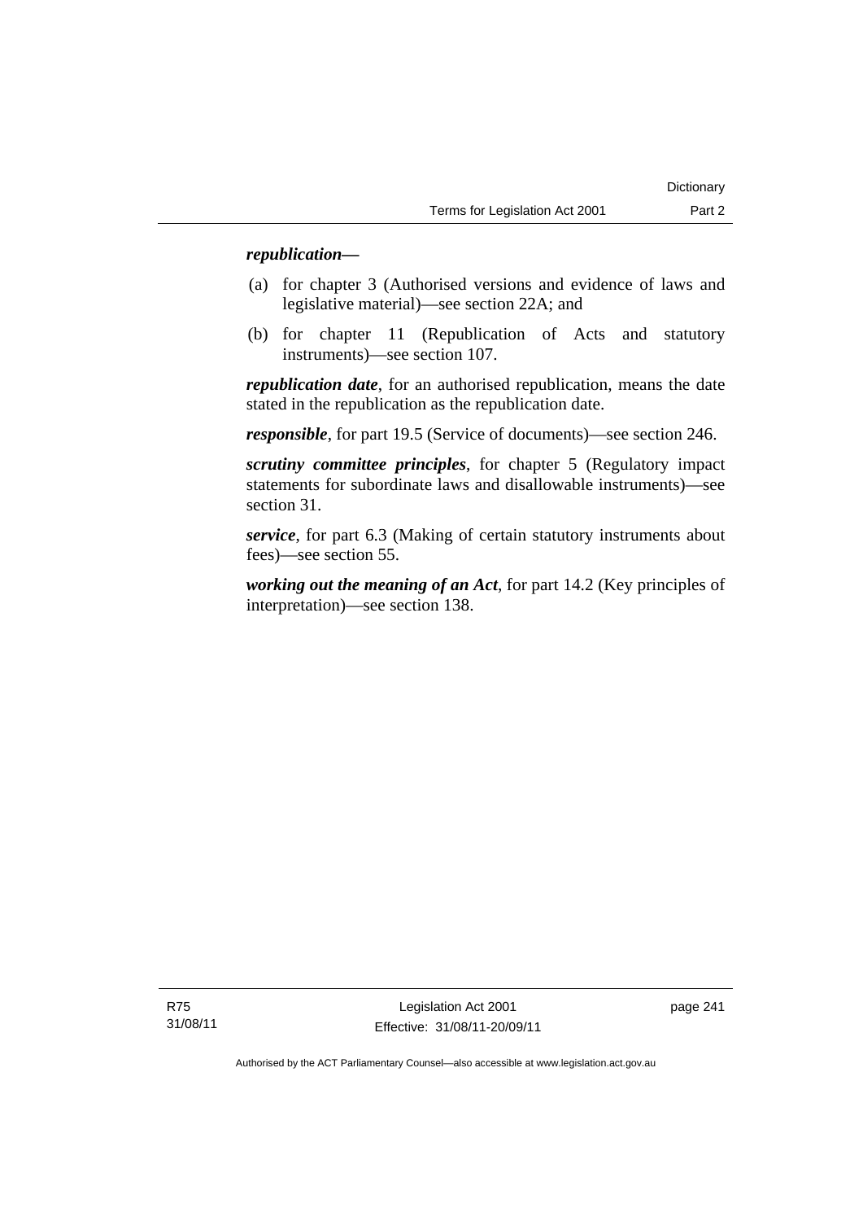***republication—***

(a) for chapter 3 (Authorised versions and evidence of laws and legislative material)—see section 22A; and

(b) for chapter 11 (Republication of Acts and statutory instruments)—see section 107.

***republication date***, for an authorised republication, means the date stated in the republication as the republication date.

***responsible***, for part 19.5 (Service of documents)—see section 246.

***scrutiny committee principles***, for chapter 5 (Regulatory impact statements for subordinate laws and disallowable instruments)—see section 31.

***service***, for part 6.3 (Making of certain statutory instruments about fees)—see section 55.

***working out the meaning of an Act***, for part 14.2 (Key principles of interpretation)—see section 138.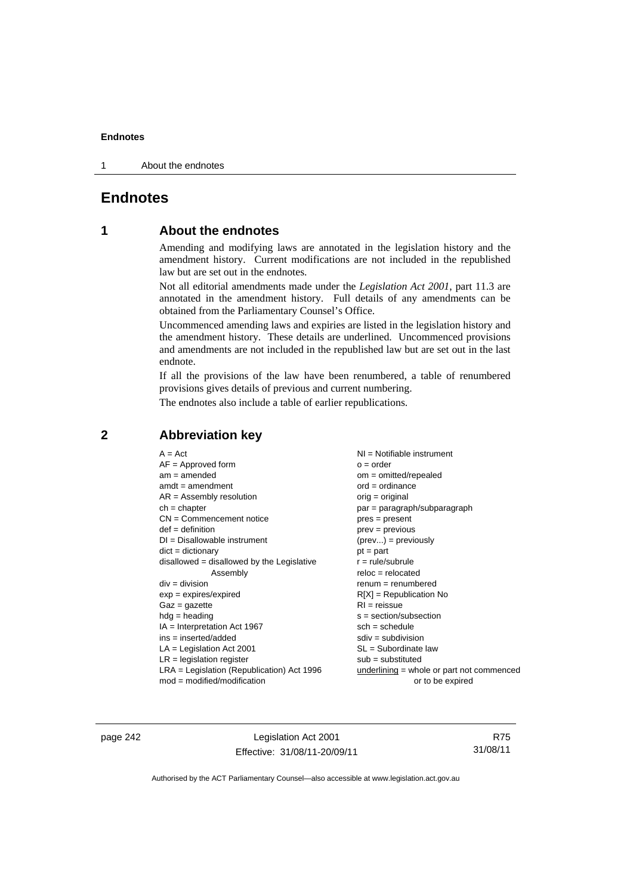# Endnotes

## 1 About the endnotes

Amending and modifying laws are annotated in the legislation history and the amendment history. Current modifications are not included in the republished law but are set out in the endnotes.

Not all editorial amendments made under the *Legislation Act 2001*, part 11.3 are annotated in the amendment history. Full details of any amendments can be obtained from the Parliamentary Counsel's Office.

Uncommenced amending laws and expiries are listed in the legislation history and the amendment history. These details are underlined. Uncommenced provisions and amendments are not included in the republished law but are set out in the last endnote.

If all the provisions of the law have been renumbered, a table of renumbered provisions gives details of previous and current numbering.

The endnotes also include a table of earlier republications.

## 2 Abbreviation key

A = Act
AF = Approved form
am = amended
amdt = amendment
AR = Assembly resolution
ch = chapter
CN = Commencement notice
def = definition
DI = Disallowable instrument
dict = dictionary
disallowed = disallowed by the Legislative Assembly
div = division
exp = expires/expired
Gaz = gazette
hdg = heading
IA = Interpretation Act 1967
ins = inserted/added
LA = Legislation Act 2001
LR = legislation register
LRA = Legislation (Republication) Act 1996
mod = modified/modification
NI = Notifiable instrument
o = order
om = omitted/repealed
ord = ordinance
orig = original
par = paragraph/subparagraph
pres = present
prev = previous
(prev...) = previously
pt = part
r = rule/subrule
reloc = relocated
renum = renumbered
R[X] = Republication No
RI = reissue
s = section/subsection
sch = schedule
sdiv = subdivision
SL = Subordinate law
sub = substituted
<u>underlining</u> = whole or part not commenced or to be expired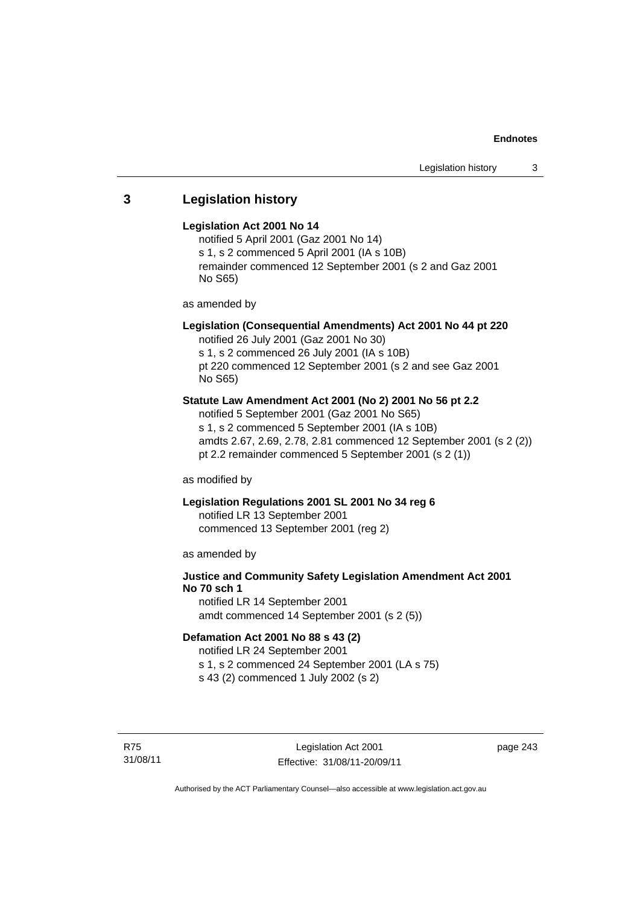## 3 Legislation history

**Legislation Act 2001 No 14**

notified 5 April 2001 (Gaz 2001 No 14)
s 1, s 2 commenced 5 April 2001 (IA s 10B)
remainder commenced 12 September 2001 (s 2 and Gaz 2001 No S65)

as amended by

**Legislation (Consequential Amendments) Act 2001 No 44 pt 220**

notified 26 July 2001 (Gaz 2001 No 30)
s 1, s 2 commenced 26 July 2001 (IA s 10B)
pt 220 commenced 12 September 2001 (s 2 and see Gaz 2001 No S65)

**Statute Law Amendment Act 2001 (No 2) 2001 No 56 pt 2.2**

notified 5 September 2001 (Gaz 2001 No S65)
s 1, s 2 commenced 5 September 2001 (IA s 10B)
amdts 2.67, 2.69, 2.78, 2.81 commenced 12 September 2001 (s 2 (2))
pt 2.2 remainder commenced 5 September 2001 (s 2 (1))

as modified by

**Legislation Regulations 2001 SL 2001 No 34 reg 6**

notified LR 13 September 2001
commenced 13 September 2001 (reg 2)

as amended by

**Justice and Community Safety Legislation Amendment Act 2001 No 70 sch 1**

notified LR 14 September 2001
amdt commenced 14 September 2001 (s 2 (5))

**Defamation Act 2001 No 88 s 43 (2)**

notified LR 24 September 2001
s 1, s 2 commenced 24 September 2001 (LA s 75)
s 43 (2) commenced 1 July 2002 (s 2)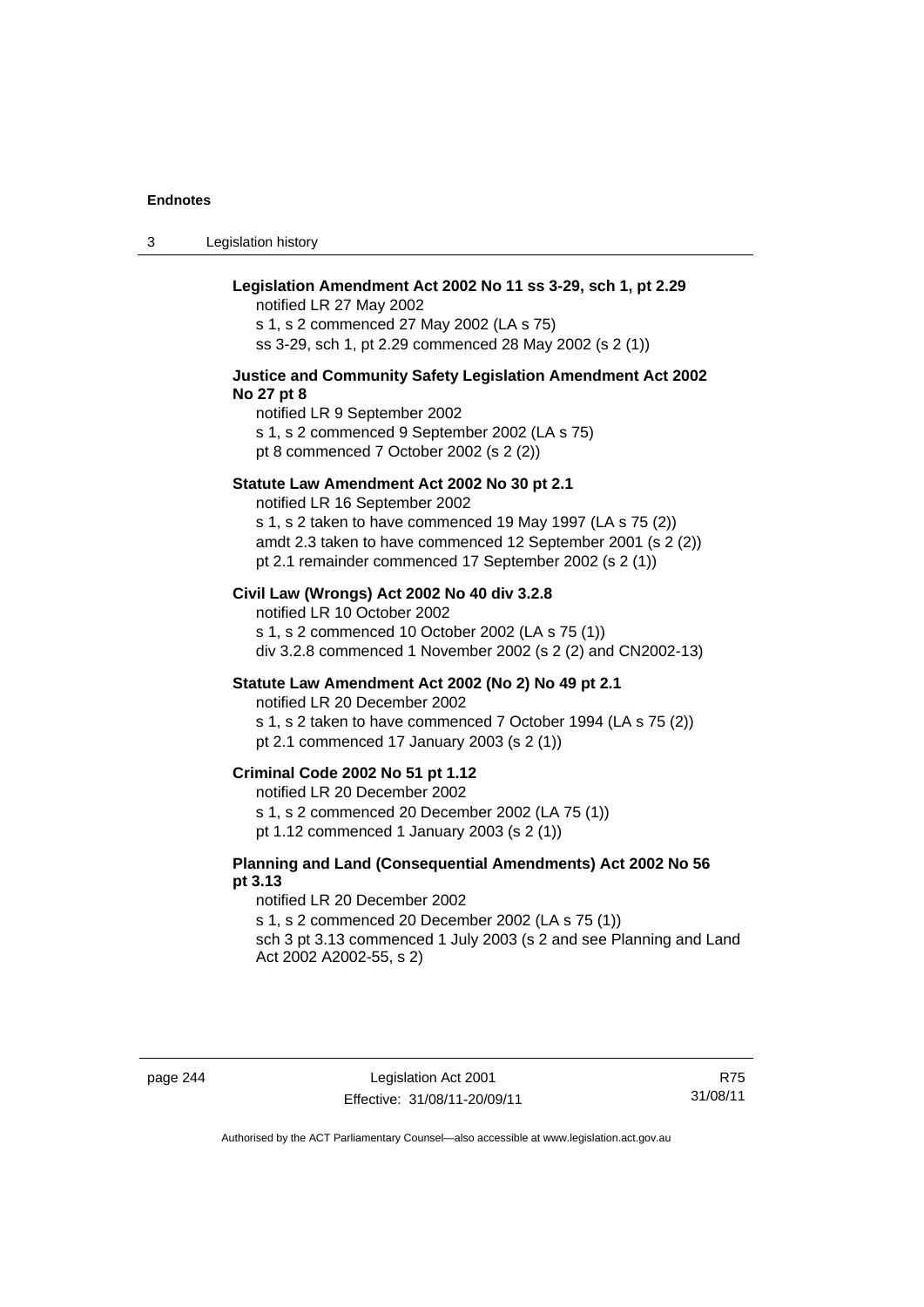**Legislation Amendment Act 2002 No 11 ss 3-29, sch 1, pt 2.29**

notified LR 27 May 2002
s 1, s 2 commenced 27 May 2002 (LA s 75)
ss 3-29, sch 1, pt 2.29 commenced 28 May 2002 (s 2 (1))

**Justice and Community Safety Legislation Amendment Act 2002 No 27 pt 8**

notified LR 9 September 2002
s 1, s 2 commenced 9 September 2002 (LA s 75)
pt 8 commenced 7 October 2002 (s 2 (2))

**Statute Law Amendment Act 2002 No 30 pt 2.1**

notified LR 16 September 2002
s 1, s 2 taken to have commenced 19 May 1997 (LA s 75 (2))
amdt 2.3 taken to have commenced 12 September 2001 (s 2 (2))
pt 2.1 remainder commenced 17 September 2002 (s 2 (1))

**Civil Law (Wrongs) Act 2002 No 40 div 3.2.8**

notified LR 10 October 2002
s 1, s 2 commenced 10 October 2002 (LA s 75 (1))
div 3.2.8 commenced 1 November 2002 (s 2 (2) and CN2002-13)

**Statute Law Amendment Act 2002 (No 2) No 49 pt 2.1**

notified LR 20 December 2002
s 1, s 2 taken to have commenced 7 October 1994 (LA s 75 (2))
pt 2.1 commenced 17 January 2003 (s 2 (1))

**Criminal Code 2002 No 51 pt 1.12**

notified LR 20 December 2002
s 1, s 2 commenced 20 December 2002 (LA 75 (1))
pt 1.12 commenced 1 January 2003 (s 2 (1))

**Planning and Land (Consequential Amendments) Act 2002 No 56 pt 3.13**

notified LR 20 December 2002
s 1, s 2 commenced 20 December 2002 (LA s 75 (1))
sch 3 pt 3.13 commenced 1 July 2003 (s 2 and see Planning and Land Act 2002 A2002-55, s 2)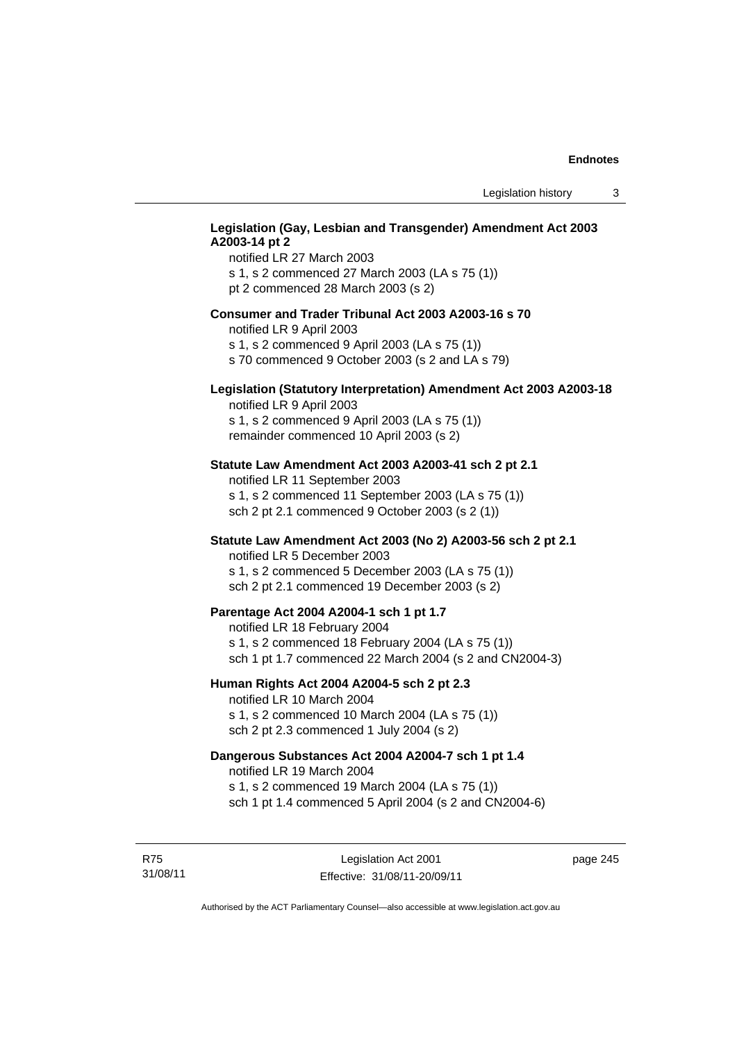**Legislation (Gay, Lesbian and Transgender) Amendment Act 2003 A2003-14 pt 2**

notified LR 27 March 2003
s 1, s 2 commenced 27 March 2003 (LA s 75 (1))
pt 2 commenced 28 March 2003 (s 2)

**Consumer and Trader Tribunal Act 2003 A2003-16 s 70**

notified LR 9 April 2003
s 1, s 2 commenced 9 April 2003 (LA s 75 (1))
s 70 commenced 9 October 2003 (s 2 and LA s 79)

**Legislation (Statutory Interpretation) Amendment Act 2003 A2003-18**

notified LR 9 April 2003
s 1, s 2 commenced 9 April 2003 (LA s 75 (1))
remainder commenced 10 April 2003 (s 2)

**Statute Law Amendment Act 2003 A2003-41 sch 2 pt 2.1**

notified LR 11 September 2003
s 1, s 2 commenced 11 September 2003 (LA s 75 (1))
sch 2 pt 2.1 commenced 9 October 2003 (s 2 (1))

**Statute Law Amendment Act 2003 (No 2) A2003-56 sch 2 pt 2.1**

notified LR 5 December 2003
s 1, s 2 commenced 5 December 2003 (LA s 75 (1))
sch 2 pt 2.1 commenced 19 December 2003 (s 2)

**Parentage Act 2004 A2004-1 sch 1 pt 1.7**

notified LR 18 February 2004
s 1, s 2 commenced 18 February 2004 (LA s 75 (1))
sch 1 pt 1.7 commenced 22 March 2004 (s 2 and CN2004-3)

**Human Rights Act 2004 A2004-5 sch 2 pt 2.3**

notified LR 10 March 2004
s 1, s 2 commenced 10 March 2004 (LA s 75 (1))
sch 2 pt 2.3 commenced 1 July 2004 (s 2)

**Dangerous Substances Act 2004 A2004-7 sch 1 pt 1.4**

notified LR 19 March 2004
s 1, s 2 commenced 19 March 2004 (LA s 75 (1))
sch 1 pt 1.4 commenced 5 April 2004 (s 2 and CN2004-6)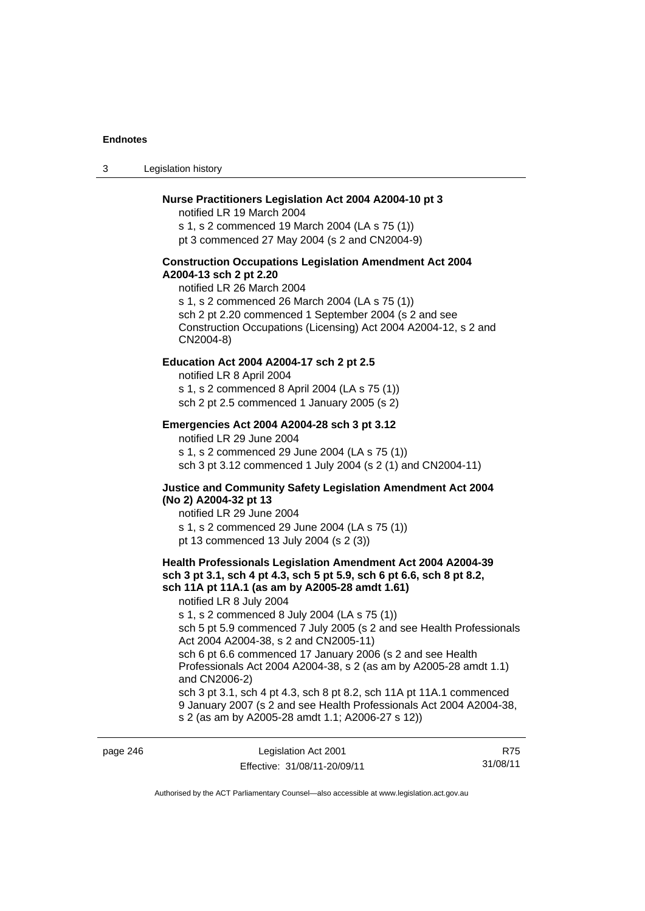**Nurse Practitioners Legislation Act 2004 A2004-10 pt 3**

notified LR 19 March 2004

s 1, s 2 commenced 19 March 2004 (LA s 75 (1))

pt 3 commenced 27 May 2004 (s 2 and CN2004-9)

**Construction Occupations Legislation Amendment Act 2004 A2004-13 sch 2 pt 2.20**

notified LR 26 March 2004

s 1, s 2 commenced 26 March 2004 (LA s 75 (1))

sch 2 pt 2.20 commenced 1 September 2004 (s 2 and see Construction Occupations (Licensing) Act 2004 A2004-12, s 2 and CN2004-8)

**Education Act 2004 A2004-17 sch 2 pt 2.5**

notified LR 8 April 2004

s 1, s 2 commenced 8 April 2004 (LA s 75 (1))

sch 2 pt 2.5 commenced 1 January 2005 (s 2)

**Emergencies Act 2004 A2004-28 sch 3 pt 3.12**

notified LR 29 June 2004

s 1, s 2 commenced 29 June 2004 (LA s 75 (1))

sch 3 pt 3.12 commenced 1 July 2004 (s 2 (1) and CN2004-11)

**Justice and Community Safety Legislation Amendment Act 2004 (No 2) A2004-32 pt 13**

notified LR 29 June 2004

s 1, s 2 commenced 29 June 2004 (LA s 75 (1))

pt 13 commenced 13 July 2004 (s 2 (3))

**Health Professionals Legislation Amendment Act 2004 A2004-39 sch 3 pt 3.1, sch 4 pt 4.3, sch 5 pt 5.9, sch 6 pt 6.6, sch 8 pt 8.2, sch 11A pt 11A.1 (as am by A2005-28 amdt 1.61)**

notified LR 8 July 2004

s 1, s 2 commenced 8 July 2004 (LA s 75 (1))

sch 5 pt 5.9 commenced 7 July 2005 (s 2 and see Health Professionals Act 2004 A2004-38, s 2 and CN2005-11)

sch 6 pt 6.6 commenced 17 January 2006 (s 2 and see Health Professionals Act 2004 A2004-38, s 2 (as am by A2005-28 amdt 1.1) and CN2006-2)

sch 3 pt 3.1, sch 4 pt 4.3, sch 8 pt 8.2, sch 11A pt 11A.1 commenced 9 January 2007 (s 2 and see Health Professionals Act 2004 A2004-38, s 2 (as am by A2005-28 amdt 1.1; A2006-27 s 12))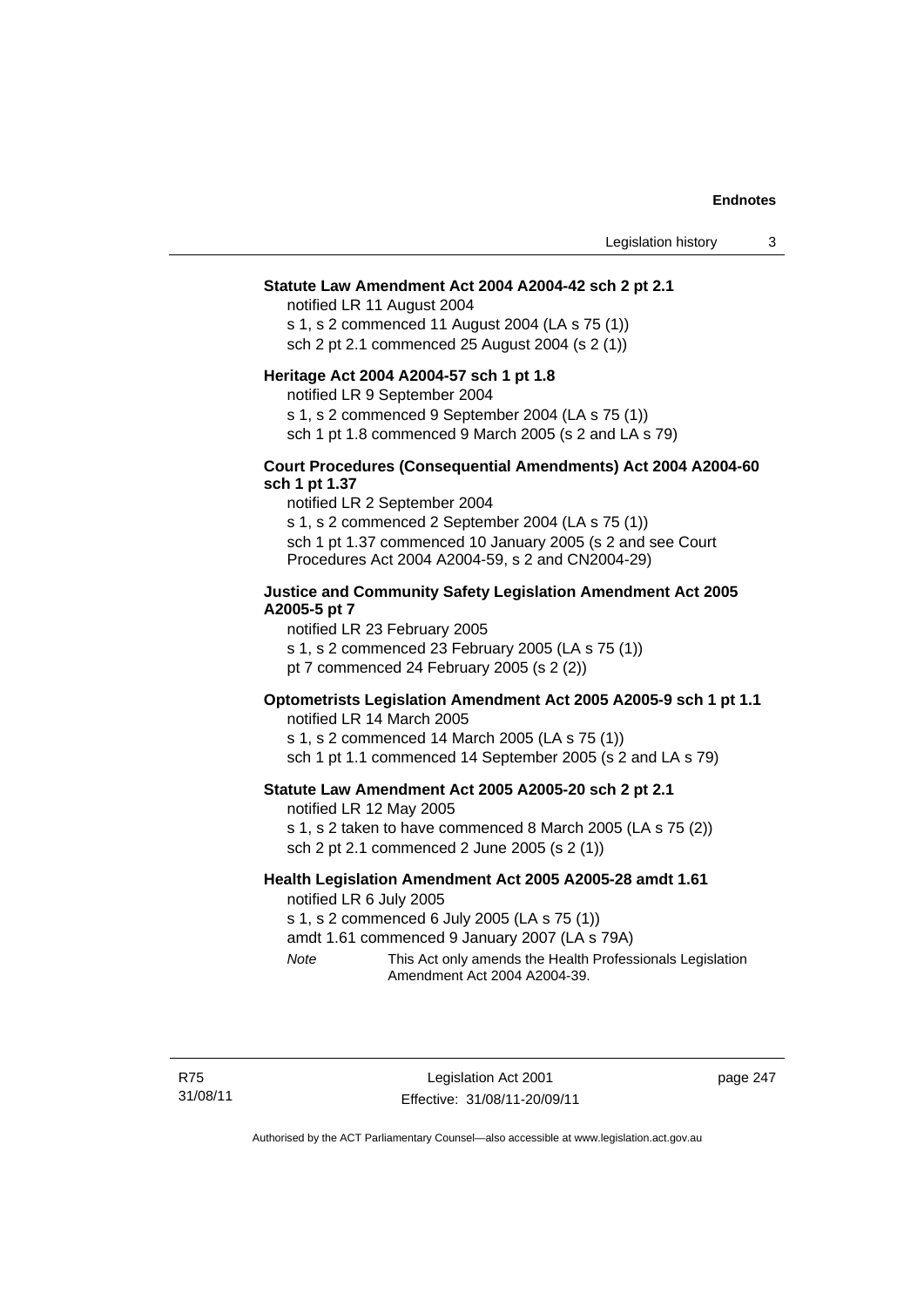**Statute Law Amendment Act 2004 A2004-42 sch 2 pt 2.1**

notified LR 11 August 2004

s 1, s 2 commenced 11 August 2004 (LA s 75 (1))

sch 2 pt 2.1 commenced 25 August 2004 (s 2 (1))

**Heritage Act 2004 A2004-57 sch 1 pt 1.8**

notified LR 9 September 2004

s 1, s 2 commenced 9 September 2004 (LA s 75 (1))

sch 1 pt 1.8 commenced 9 March 2005 (s 2 and LA s 79)

**Court Procedures (Consequential Amendments) Act 2004 A2004-60 sch 1 pt 1.37**

notified LR 2 September 2004

s 1, s 2 commenced 2 September 2004 (LA s 75 (1))

sch 1 pt 1.37 commenced 10 January 2005 (s 2 and see Court Procedures Act 2004 A2004-59, s 2 and CN2004-29)

**Justice and Community Safety Legislation Amendment Act 2005 A2005-5 pt 7**

notified LR 23 February 2005

s 1, s 2 commenced 23 February 2005 (LA s 75 (1))

pt 7 commenced 24 February 2005 (s 2 (2))

**Optometrists Legislation Amendment Act 2005 A2005-9 sch 1 pt 1.1**

notified LR 14 March 2005

s 1, s 2 commenced 14 March 2005 (LA s 75 (1))

sch 1 pt 1.1 commenced 14 September 2005 (s 2 and LA s 79)

**Statute Law Amendment Act 2005 A2005-20 sch 2 pt 2.1**

notified LR 12 May 2005

s 1, s 2 taken to have commenced 8 March 2005 (LA s 75 (2))

sch 2 pt 2.1 commenced 2 June 2005 (s 2 (1))

**Health Legislation Amendment Act 2005 A2005-28 amdt 1.61**

notified LR 6 July 2005

s 1, s 2 commenced 6 July 2005 (LA s 75 (1))

amdt 1.61 commenced 9 January 2007 (LA s 79A)

*Note* This Act only amends the Health Professionals Legislation Amendment Act 2004 A2004-39.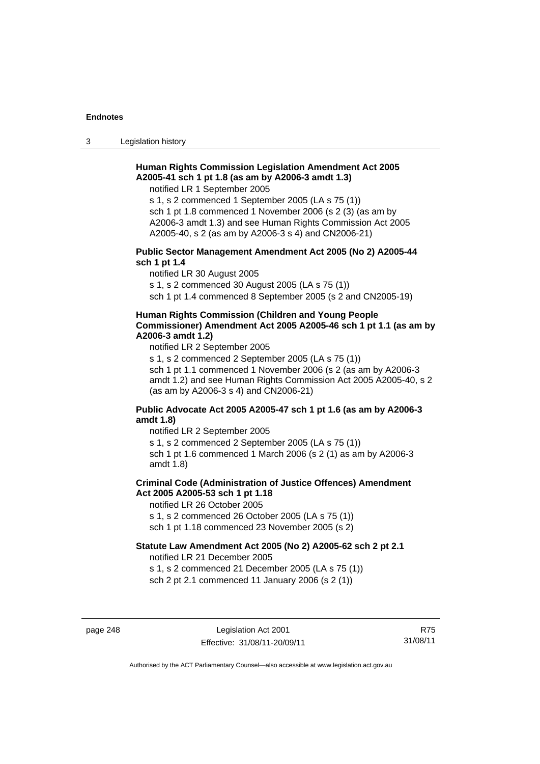**Human Rights Commission Legislation Amendment Act 2005 A2005-41 sch 1 pt 1.8 (as am by A2006-3 amdt 1.3)**

notified LR 1 September 2005

s 1, s 2 commenced 1 September 2005 (LA s 75 (1))

sch 1 pt 1.8 commenced 1 November 2006 (s 2 (3) (as am by A2006-3 amdt 1.3) and see Human Rights Commission Act 2005 A2005-40, s 2 (as am by A2006-3 s 4) and CN2006-21)

**Public Sector Management Amendment Act 2005 (No 2) A2005-44 sch 1 pt 1.4**

notified LR 30 August 2005

s 1, s 2 commenced 30 August 2005 (LA s 75 (1))

sch 1 pt 1.4 commenced 8 September 2005 (s 2 and CN2005-19)

**Human Rights Commission (Children and Young People Commissioner) Amendment Act 2005 A2005-46 sch 1 pt 1.1 (as am by A2006-3 amdt 1.2)**

notified LR 2 September 2005

s 1, s 2 commenced 2 September 2005 (LA s 75 (1))

sch 1 pt 1.1 commenced 1 November 2006 (s 2 (as am by A2006-3 amdt 1.2) and see Human Rights Commission Act 2005 A2005-40, s 2 (as am by A2006-3 s 4) and CN2006-21)

**Public Advocate Act 2005 A2005-47 sch 1 pt 1.6 (as am by A2006-3 amdt 1.8)**

notified LR 2 September 2005

s 1, s 2 commenced 2 September 2005 (LA s 75 (1))

sch 1 pt 1.6 commenced 1 March 2006 (s 2 (1) as am by A2006-3 amdt 1.8)

**Criminal Code (Administration of Justice Offences) Amendment Act 2005 A2005-53 sch 1 pt 1.18**

notified LR 26 October 2005

s 1, s 2 commenced 26 October 2005 (LA s 75 (1))

sch 1 pt 1.18 commenced 23 November 2005 (s 2)

**Statute Law Amendment Act 2005 (No 2) A2005-62 sch 2 pt 2.1**

notified LR 21 December 2005

s 1, s 2 commenced 21 December 2005 (LA s 75 (1))

sch 2 pt 2.1 commenced 11 January 2006 (s 2 (1))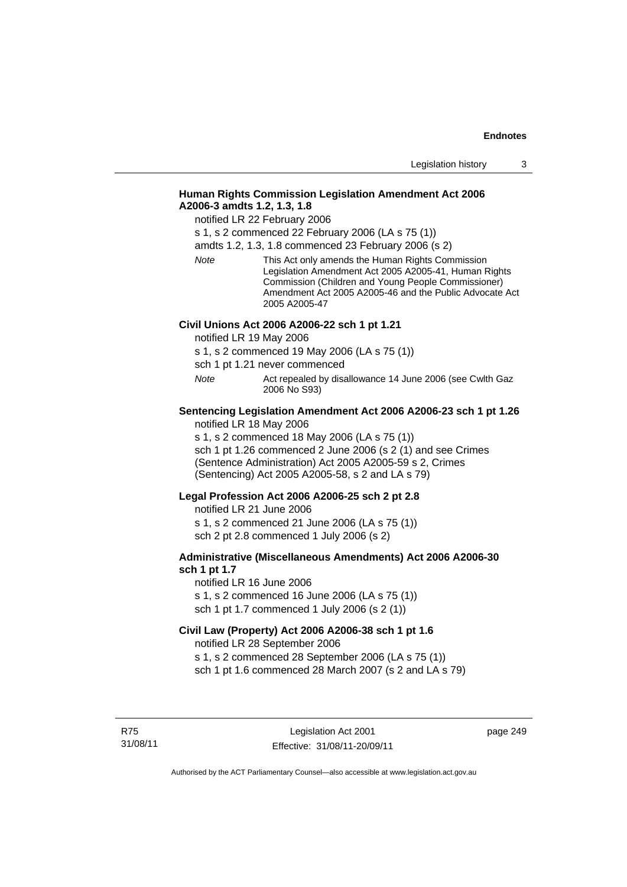**Human Rights Commission Legislation Amendment Act 2006 A2006-3 amdts 1.2, 1.3, 1.8**

notified LR 22 February 2006

s 1, s 2 commenced 22 February 2006 (LA s 75 (1))

amdts 1.2, 1.3, 1.8 commenced 23 February 2006 (s 2)

*Note* This Act only amends the Human Rights Commission Legislation Amendment Act 2005 A2005-41, Human Rights Commission (Children and Young People Commissioner) Amendment Act 2005 A2005-46 and the Public Advocate Act 2005 A2005-47

**Civil Unions Act 2006 A2006-22 sch 1 pt 1.21**

notified LR 19 May 2006

s 1, s 2 commenced 19 May 2006 (LA s 75 (1))

sch 1 pt 1.21 never commenced

*Note* Act repealed by disallowance 14 June 2006 (see Cwlth Gaz 2006 No S93)

**Sentencing Legislation Amendment Act 2006 A2006-23 sch 1 pt 1.26**

notified LR 18 May 2006

s 1, s 2 commenced 18 May 2006 (LA s 75 (1))

sch 1 pt 1.26 commenced 2 June 2006 (s 2 (1) and see Crimes (Sentence Administration) Act 2005 A2005-59 s 2, Crimes (Sentencing) Act 2005 A2005-58, s 2 and LA s 79)

**Legal Profession Act 2006 A2006-25 sch 2 pt 2.8**

notified LR 21 June 2006

s 1, s 2 commenced 21 June 2006 (LA s 75 (1))

sch 2 pt 2.8 commenced 1 July 2006 (s 2)

**Administrative (Miscellaneous Amendments) Act 2006 A2006-30 sch 1 pt 1.7**

notified LR 16 June 2006

s 1, s 2 commenced 16 June 2006 (LA s 75 (1))

sch 1 pt 1.7 commenced 1 July 2006 (s 2 (1))

**Civil Law (Property) Act 2006 A2006-38 sch 1 pt 1.6**

notified LR 28 September 2006

s 1, s 2 commenced 28 September 2006 (LA s 75 (1))

sch 1 pt 1.6 commenced 28 March 2007 (s 2 and LA s 79)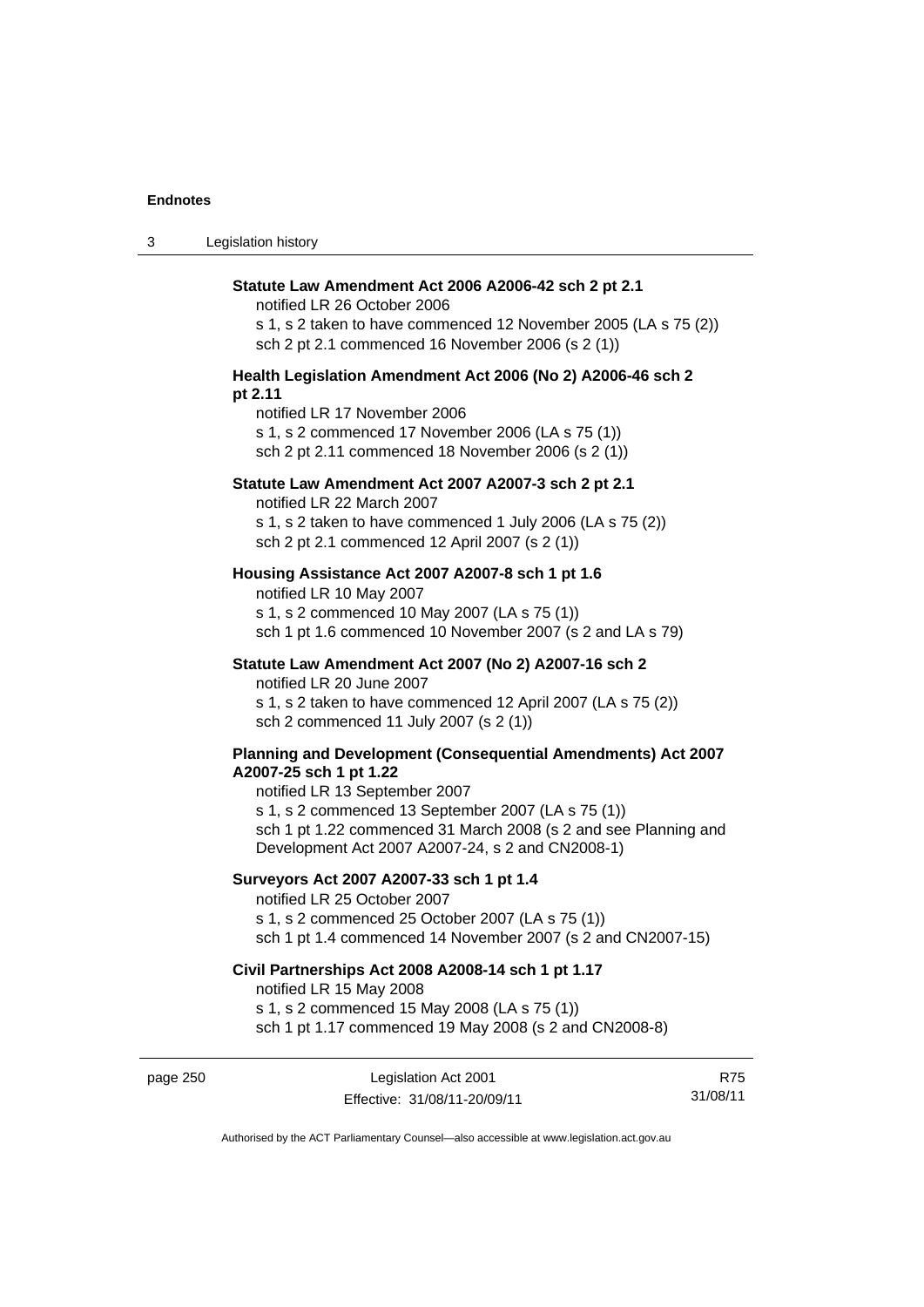**Statute Law Amendment Act 2006 A2006-42 sch 2 pt 2.1**
notified LR 26 October 2006
s 1, s 2 taken to have commenced 12 November 2005 (LA s 75 (2))
sch 2 pt 2.1 commenced 16 November 2006 (s 2 (1))

**Health Legislation Amendment Act 2006 (No 2) A2006-46 sch 2 pt 2.11**
notified LR 17 November 2006
s 1, s 2 commenced 17 November 2006 (LA s 75 (1))
sch 2 pt 2.11 commenced 18 November 2006 (s 2 (1))

**Statute Law Amendment Act 2007 A2007-3 sch 2 pt 2.1**
notified LR 22 March 2007
s 1, s 2 taken to have commenced 1 July 2006 (LA s 75 (2))
sch 2 pt 2.1 commenced 12 April 2007 (s 2 (1))

**Housing Assistance Act 2007 A2007-8 sch 1 pt 1.6**
notified LR 10 May 2007
s 1, s 2 commenced 10 May 2007 (LA s 75 (1))
sch 1 pt 1.6 commenced 10 November 2007 (s 2 and LA s 79)

**Statute Law Amendment Act 2007 (No 2) A2007-16 sch 2**
notified LR 20 June 2007
s 1, s 2 taken to have commenced 12 April 2007 (LA s 75 (2))
sch 2 commenced 11 July 2007 (s 2 (1))

**Planning and Development (Consequential Amendments) Act 2007 A2007-25 sch 1 pt 1.22**
notified LR 13 September 2007
s 1, s 2 commenced 13 September 2007 (LA s 75 (1))
sch 1 pt 1.22 commenced 31 March 2008 (s 2 and see Planning and Development Act 2007 A2007-24, s 2 and CN2008-1)

**Surveyors Act 2007 A2007-33 sch 1 pt 1.4**
notified LR 25 October 2007
s 1, s 2 commenced 25 October 2007 (LA s 75 (1))
sch 1 pt 1.4 commenced 14 November 2007 (s 2 and CN2007-15)

**Civil Partnerships Act 2008 A2008-14 sch 1 pt 1.17**
notified LR 15 May 2008
s 1, s 2 commenced 15 May 2008 (LA s 75 (1))
sch 1 pt 1.17 commenced 19 May 2008 (s 2 and CN2008-8)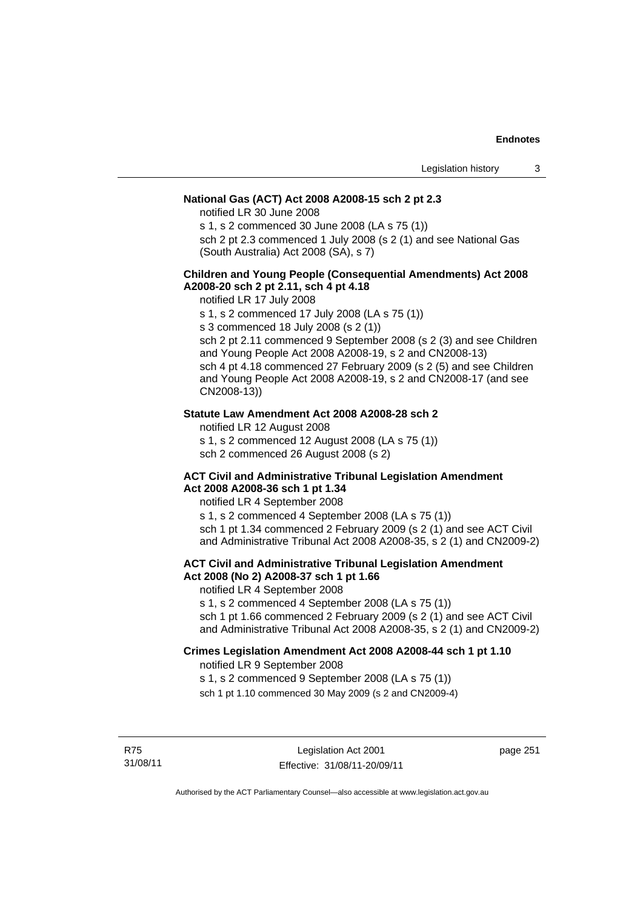**National Gas (ACT) Act 2008 A2008-15 sch 2 pt 2.3**

notified LR 30 June 2008

s 1, s 2 commenced 30 June 2008 (LA s 75 (1))

sch 2 pt 2.3 commenced 1 July 2008 (s 2 (1) and see National Gas (South Australia) Act 2008 (SA), s 7)

**Children and Young People (Consequential Amendments) Act 2008 A2008-20 sch 2 pt 2.11, sch 4 pt 4.18**

notified LR 17 July 2008

s 1, s 2 commenced 17 July 2008 (LA s 75 (1))

s 3 commenced 18 July 2008 (s 2 (1))

sch 2 pt 2.11 commenced 9 September 2008 (s 2 (3) and see Children and Young People Act 2008 A2008-19, s 2 and CN2008-13)

sch 4 pt 4.18 commenced 27 February 2009 (s 2 (5) and see Children and Young People Act 2008 A2008-19, s 2 and CN2008-17 (and see CN2008-13))

**Statute Law Amendment Act 2008 A2008-28 sch 2**

notified LR 12 August 2008

s 1, s 2 commenced 12 August 2008 (LA s 75 (1))

sch 2 commenced 26 August 2008 (s 2)

**ACT Civil and Administrative Tribunal Legislation Amendment Act 2008 A2008-36 sch 1 pt 1.34**

notified LR 4 September 2008

s 1, s 2 commenced 4 September 2008 (LA s 75 (1))

sch 1 pt 1.34 commenced 2 February 2009 (s 2 (1) and see ACT Civil and Administrative Tribunal Act 2008 A2008-35, s 2 (1) and CN2009-2)

**ACT Civil and Administrative Tribunal Legislation Amendment Act 2008 (No 2) A2008-37 sch 1 pt 1.66**

notified LR 4 September 2008

s 1, s 2 commenced 4 September 2008 (LA s 75 (1))

sch 1 pt 1.66 commenced 2 February 2009 (s 2 (1) and see ACT Civil and Administrative Tribunal Act 2008 A2008-35, s 2 (1) and CN2009-2)

**Crimes Legislation Amendment Act 2008 A2008-44 sch 1 pt 1.10**

notified LR 9 September 2008

s 1, s 2 commenced 9 September 2008 (LA s 75 (1))

sch 1 pt 1.10 commenced 30 May 2009 (s 2 and CN2009-4)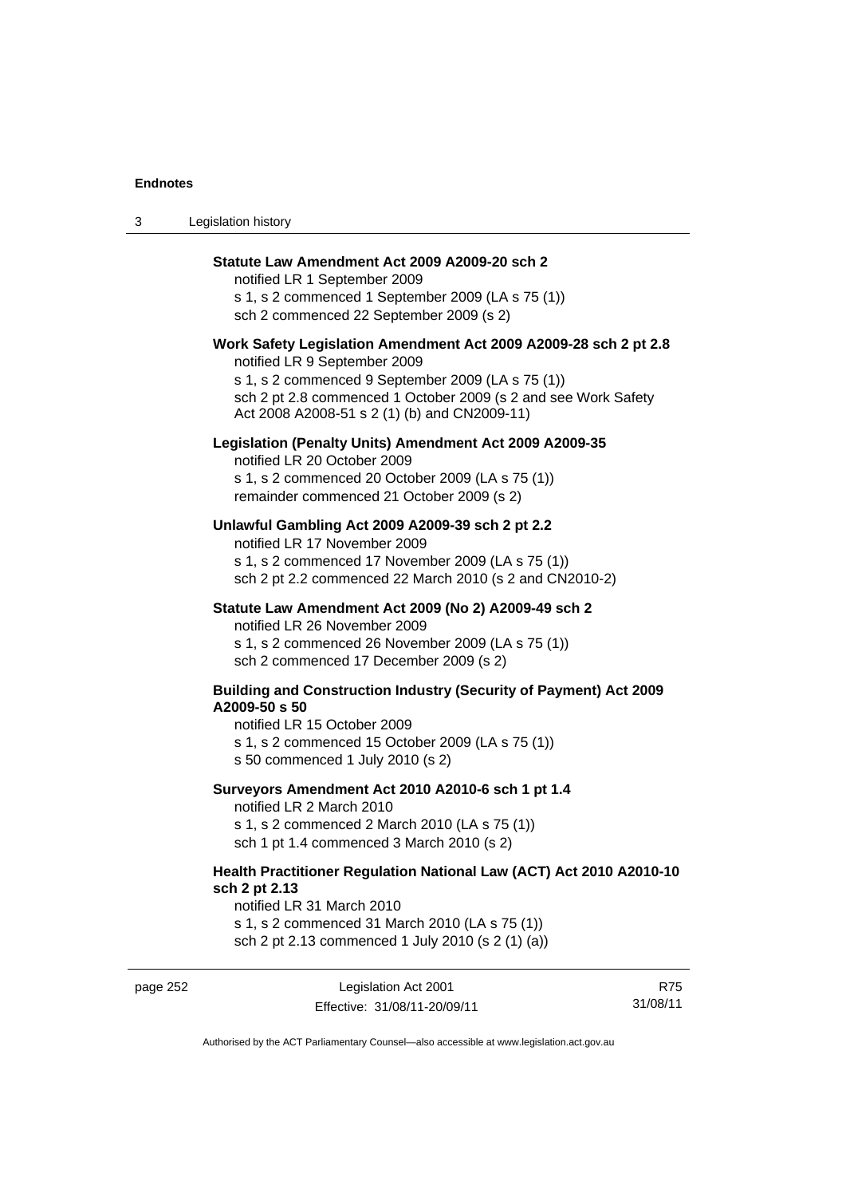**Statute Law Amendment Act 2009 A2009-20 sch 2**
notified LR 1 September 2009
s 1, s 2 commenced 1 September 2009 (LA s 75 (1))
sch 2 commenced 22 September 2009 (s 2)

**Work Safety Legislation Amendment Act 2009 A2009-28 sch 2 pt 2.8**
notified LR 9 September 2009
s 1, s 2 commenced 9 September 2009 (LA s 75 (1))
sch 2 pt 2.8 commenced 1 October 2009 (s 2 and see Work Safety Act 2008 A2008-51 s 2 (1) (b) and CN2009-11)

**Legislation (Penalty Units) Amendment Act 2009 A2009-35**
notified LR 20 October 2009
s 1, s 2 commenced 20 October 2009 (LA s 75 (1))
remainder commenced 21 October 2009 (s 2)

**Unlawful Gambling Act 2009 A2009-39 sch 2 pt 2.2**
notified LR 17 November 2009
s 1, s 2 commenced 17 November 2009 (LA s 75 (1))
sch 2 pt 2.2 commenced 22 March 2010 (s 2 and CN2010-2)

**Statute Law Amendment Act 2009 (No 2) A2009-49 sch 2**
notified LR 26 November 2009
s 1, s 2 commenced 26 November 2009 (LA s 75 (1))
sch 2 commenced 17 December 2009 (s 2)

**Building and Construction Industry (Security of Payment) Act 2009 A2009-50 s 50**
notified LR 15 October 2009
s 1, s 2 commenced 15 October 2009 (LA s 75 (1))
s 50 commenced 1 July 2010 (s 2)

**Surveyors Amendment Act 2010 A2010-6 sch 1 pt 1.4**
notified LR 2 March 2010
s 1, s 2 commenced 2 March 2010 (LA s 75 (1))
sch 1 pt 1.4 commenced 3 March 2010 (s 2)

**Health Practitioner Regulation National Law (ACT) Act 2010 A2010-10 sch 2 pt 2.13**
notified LR 31 March 2010
s 1, s 2 commenced 31 March 2010 (LA s 75 (1))
sch 2 pt 2.13 commenced 1 July 2010 (s 2 (1) (a))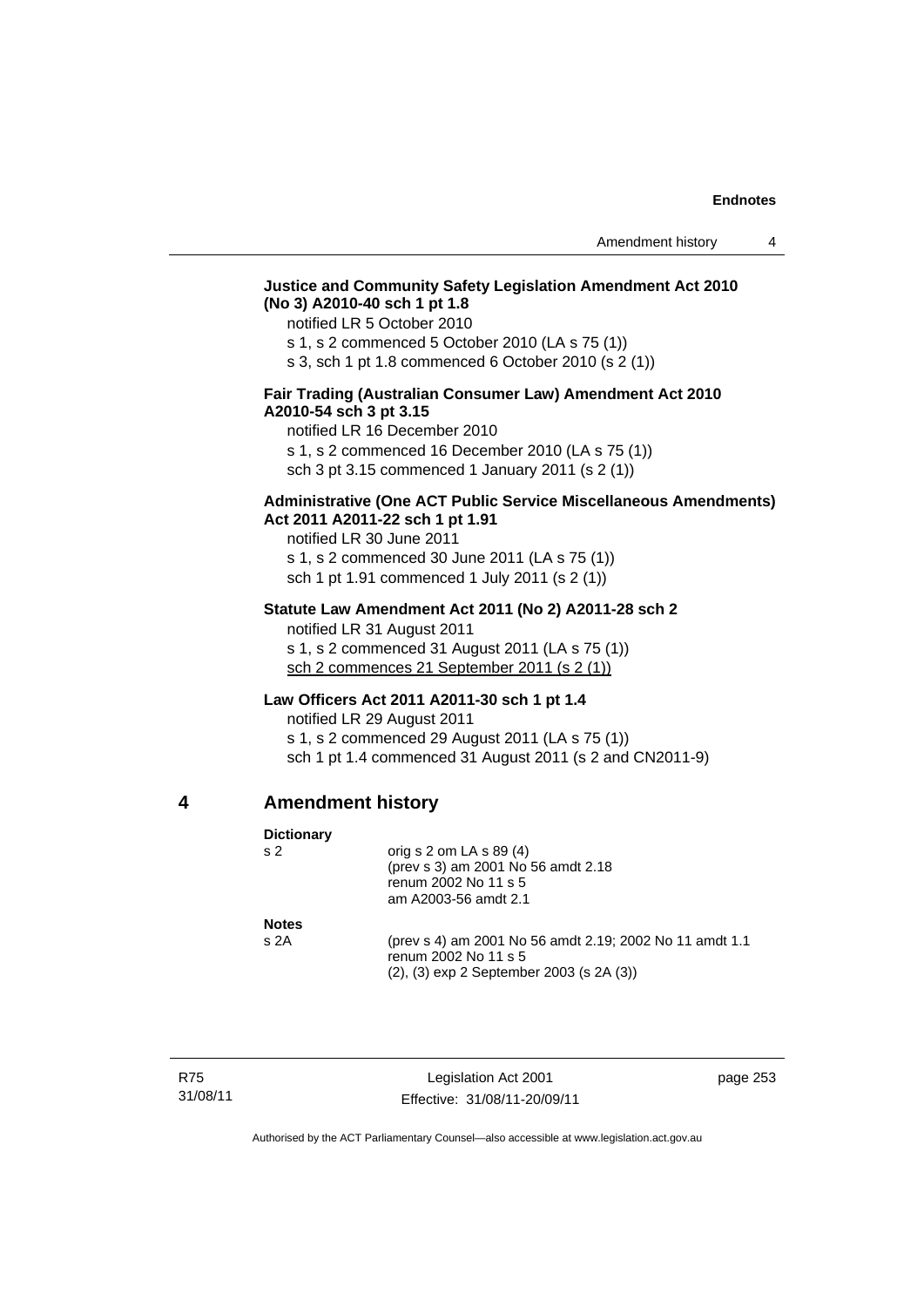**Justice and Community Safety Legislation Amendment Act 2010 (No 3) A2010-40 sch 1 pt 1.8**

notified LR 5 October 2010

s 1, s 2 commenced 5 October 2010 (LA s 75 (1))

s 3, sch 1 pt 1.8 commenced 6 October 2010 (s 2 (1))

**Fair Trading (Australian Consumer Law) Amendment Act 2010 A2010-54 sch 3 pt 3.15**

notified LR 16 December 2010

s 1, s 2 commenced 16 December 2010 (LA s 75 (1))

sch 3 pt 3.15 commenced 1 January 2011 (s 2 (1))

**Administrative (One ACT Public Service Miscellaneous Amendments) Act 2011 A2011-22 sch 1 pt 1.91**

notified LR 30 June 2011

s 1, s 2 commenced 30 June 2011 (LA s 75 (1))

sch 1 pt 1.91 commenced 1 July 2011 (s 2 (1))

**Statute Law Amendment Act 2011 (No 2) A2011-28 sch 2**

notified LR 31 August 2011

s 1, s 2 commenced 31 August 2011 (LA s 75 (1))

<u>sch 2 commences 21 September 2011 (s 2 (1))</u>

**Law Officers Act 2011 A2011-30 sch 1 pt 1.4**

notified LR 29 August 2011

s 1, s 2 commenced 29 August 2011 (LA s 75 (1))

sch 1 pt 1.4 commenced 31 August 2011 (s 2 and CN2011-9)

## 4 Amendment history

**Dictionary**

| | |
|---|---|
| s 2 | orig s 2 om LA s 89 (4)<br>(prev s 3) am 2001 No 56 amdt 2.18<br>renum 2002 No 11 s 5<br>am A2003-56 amdt 2.1 |

**Notes**

| | |
|---|---|
| s 2A | (prev s 4) am 2001 No 56 amdt 2.19; 2002 No 11 amdt 1.1<br>renum 2002 No 11 s 5<br>(2), (3) exp 2 September 2003 (s 2A (3)) |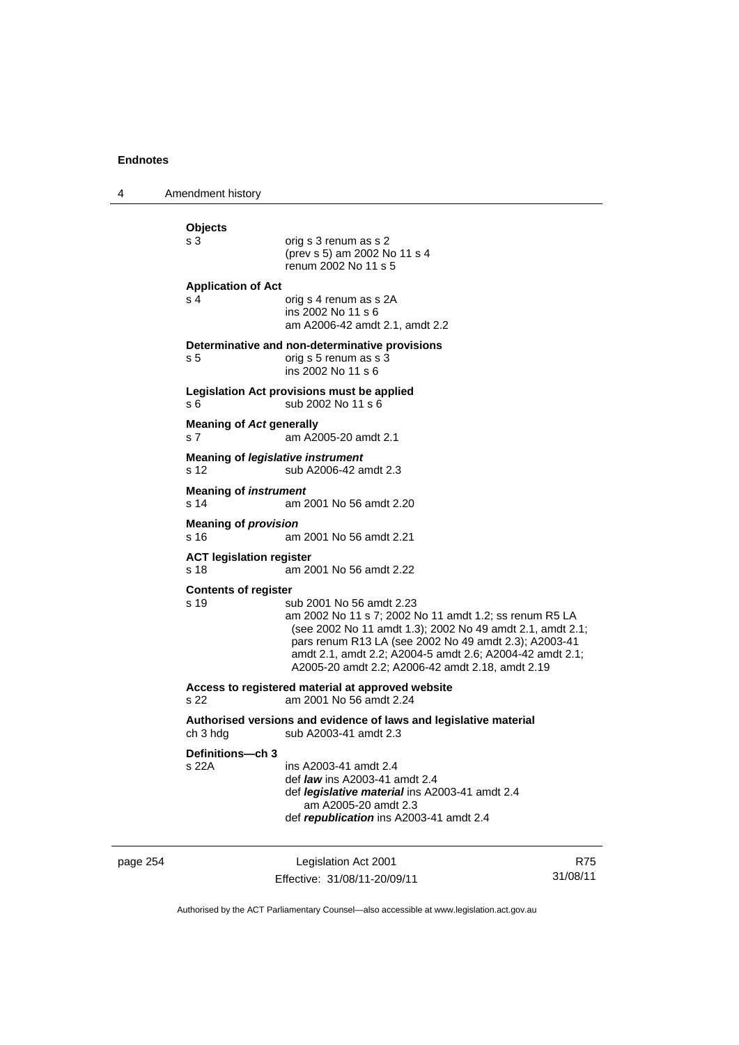**Objects**

s 3 orig s 3 renum as s 2
(prev s 5) am 2002 No 11 s 4
renum 2002 No 11 s 5

**Application of Act**

s 4 orig s 4 renum as s 2A
ins 2002 No 11 s 6
am A2006-42 amdt 2.1, amdt 2.2

**Determinative and non-determinative provisions**

s 5 orig s 5 renum as s 3
ins 2002 No 11 s 6

**Legislation Act provisions must be applied**

s 6 sub 2002 No 11 s 6

**Meaning of *Act* generally**

s 7 am A2005-20 amdt 2.1

**Meaning of *legislative instrument***

s 12 sub A2006-42 amdt 2.3

**Meaning of *instrument***

s 14 am 2001 No 56 amdt 2.20

**Meaning of *provision***

s 16 am 2001 No 56 amdt 2.21

**ACT legislation register**

s 18 am 2001 No 56 amdt 2.22

**Contents of register**

s 19 sub 2001 No 56 amdt 2.23
am 2002 No 11 s 7; 2002 No 11 amdt 1.2; ss renum R5 LA (see 2002 No 11 amdt 1.3); 2002 No 49 amdt 2.1, amdt 2.1; pars renum R13 LA (see 2002 No 49 amdt 2.3); A2003-41 amdt 2.1, amdt 2.2; A2004-5 amdt 2.6; A2004-42 amdt 2.1; A2005-20 amdt 2.2; A2006-42 amdt 2.18, amdt 2.19

**Access to registered material at approved website**

s 22 am 2001 No 56 amdt 2.24

**Authorised versions and evidence of laws and legislative material**

ch 3 hdg sub A2003-41 amdt 2.3

**Definitions—ch 3**

s 22A ins A2003-41 amdt 2.4
def ***law*** ins A2003-41 amdt 2.4
def ***legislative material*** ins A2003-41 amdt 2.4
am A2005-20 amdt 2.3
def ***republication*** ins A2003-41 amdt 2.4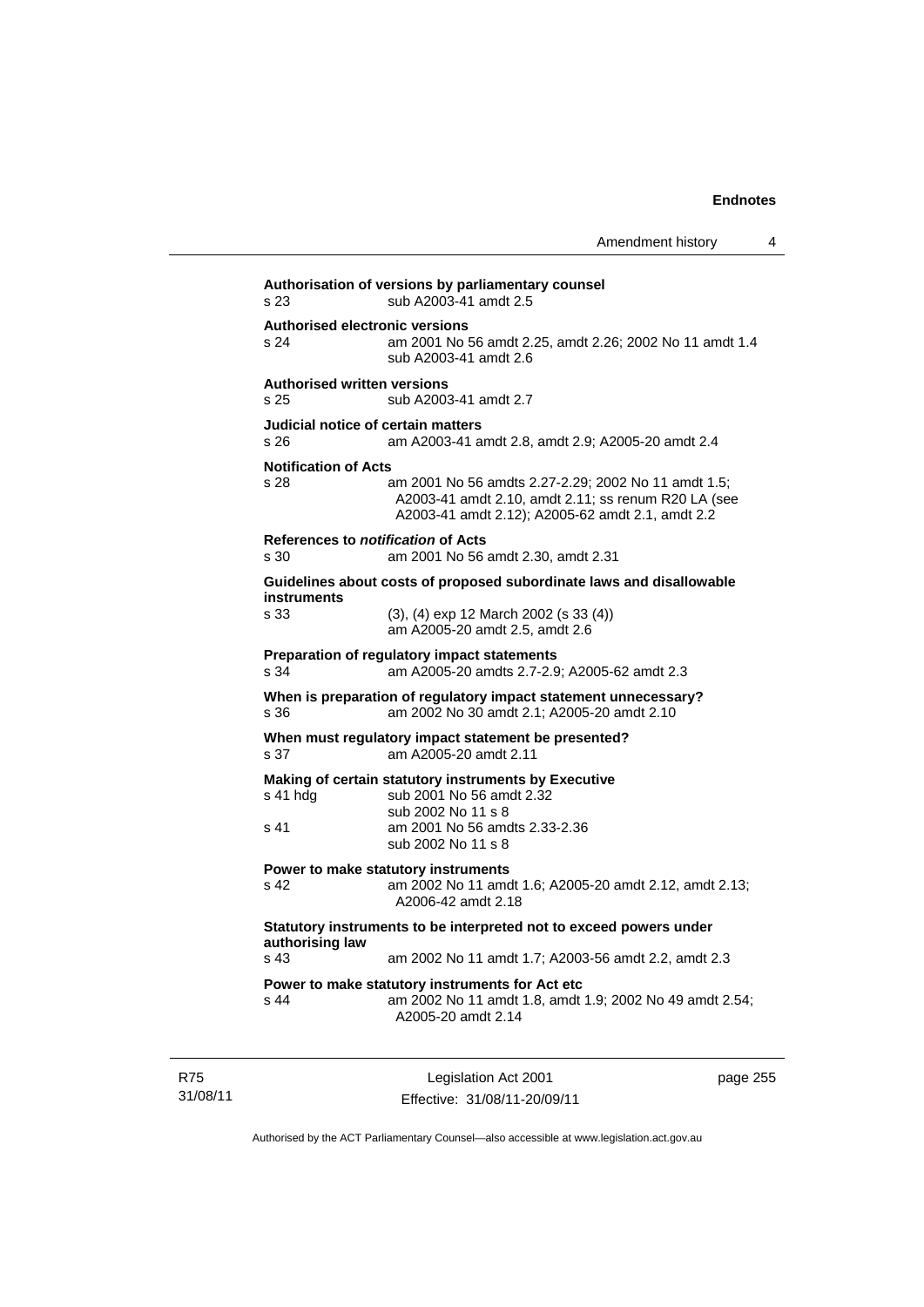**Authorisation of versions by parliamentary counsel**
s 23 sub A2003-41 amdt 2.5

**Authorised electronic versions**
s 24 am 2001 No 56 amdt 2.25, amdt 2.26; 2002 No 11 amdt 1.4
sub A2003-41 amdt 2.6

**Authorised written versions**
s 25 sub A2003-41 amdt 2.7

**Judicial notice of certain matters**
s 26 am A2003-41 amdt 2.8, amdt 2.9; A2005-20 amdt 2.4

**Notification of Acts**
s 28 am 2001 No 56 amdts 2.27-2.29; 2002 No 11 amdt 1.5; A2003-41 amdt 2.10, amdt 2.11; ss renum R20 LA (see A2003-41 amdt 2.12); A2005-62 amdt 2.1, amdt 2.2

**References to *notification* of Acts**
s 30 am 2001 No 56 amdt 2.30, amdt 2.31

**Guidelines about costs of proposed subordinate laws and disallowable instruments**
s 33 (3), (4) exp 12 March 2002 (s 33 (4))
am A2005-20 amdt 2.5, amdt 2.6

**Preparation of regulatory impact statements**
s 34 am A2005-20 amdts 2.7-2.9; A2005-62 amdt 2.3

**When is preparation of regulatory impact statement unnecessary?**
s 36 am 2002 No 30 amdt 2.1; A2005-20 amdt 2.10

**When must regulatory impact statement be presented?**
s 37 am A2005-20 amdt 2.11

**Making of certain statutory instruments by Executive**
s 41 hdg sub 2001 No 56 amdt 2.32
sub 2002 No 11 s 8
s 41 am 2001 No 56 amdts 2.33-2.36
sub 2002 No 11 s 8

**Power to make statutory instruments**
s 42 am 2002 No 11 amdt 1.6; A2005-20 amdt 2.12, amdt 2.13; A2006-42 amdt 2.18

**Statutory instruments to be interpreted not to exceed powers under authorising law**
s 43 am 2002 No 11 amdt 1.7; A2003-56 amdt 2.2, amdt 2.3

**Power to make statutory instruments for Act etc**
s 44 am 2002 No 11 amdt 1.8, amdt 1.9; 2002 No 49 amdt 2.54; A2005-20 amdt 2.14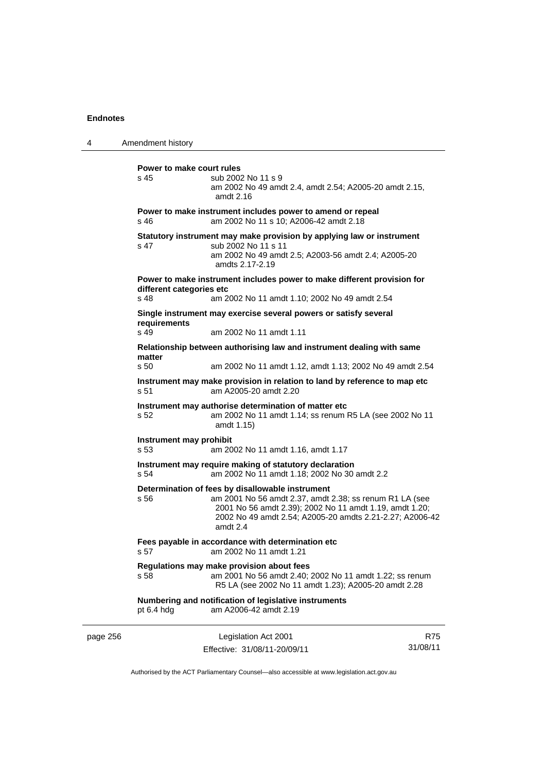**Power to make court rules**

s 45 sub 2002 No 11 s 9
am 2002 No 49 amdt 2.4, amdt 2.54; A2005-20 amdt 2.15, amdt 2.16

**Power to make instrument includes power to amend or repeal**

s 46 am 2002 No 11 s 10; A2006-42 amdt 2.18

**Statutory instrument may make provision by applying law or instrument**

s 47 sub 2002 No 11 s 11
am 2002 No 49 amdt 2.5; A2003-56 amdt 2.4; A2005-20 amdts 2.17-2.19

**Power to make instrument includes power to make different provision for different categories etc**

s 48 am 2002 No 11 amdt 1.10; 2002 No 49 amdt 2.54

**Single instrument may exercise several powers or satisfy several requirements**

s 49 am 2002 No 11 amdt 1.11

**Relationship between authorising law and instrument dealing with same matter**

s 50 am 2002 No 11 amdt 1.12, amdt 1.13; 2002 No 49 amdt 2.54

**Instrument may make provision in relation to land by reference to map etc**

s 51 am A2005-20 amdt 2.20

**Instrument may authorise determination of matter etc**

s 52 am 2002 No 11 amdt 1.14; ss renum R5 LA (see 2002 No 11 amdt 1.15)

**Instrument may prohibit**

s 53 am 2002 No 11 amdt 1.16, amdt 1.17

**Instrument may require making of statutory declaration**

s 54 am 2002 No 11 amdt 1.18; 2002 No 30 amdt 2.2

**Determination of fees by disallowable instrument**

s 56 am 2001 No 56 amdt 2.37, amdt 2.38; ss renum R1 LA (see 2001 No 56 amdt 2.39); 2002 No 11 amdt 1.19, amdt 1.20; 2002 No 49 amdt 2.54; A2005-20 amdts 2.21-2.27; A2006-42 amdt 2.4

**Fees payable in accordance with determination etc**

s 57 am 2002 No 11 amdt 1.21

**Regulations may make provision about fees**

s 58 am 2001 No 56 amdt 2.40; 2002 No 11 amdt 1.22; ss renum R5 LA (see 2002 No 11 amdt 1.23); A2005-20 amdt 2.28

**Numbering and notification of legislative instruments**

pt 6.4 hdg am A2006-42 amdt 2.19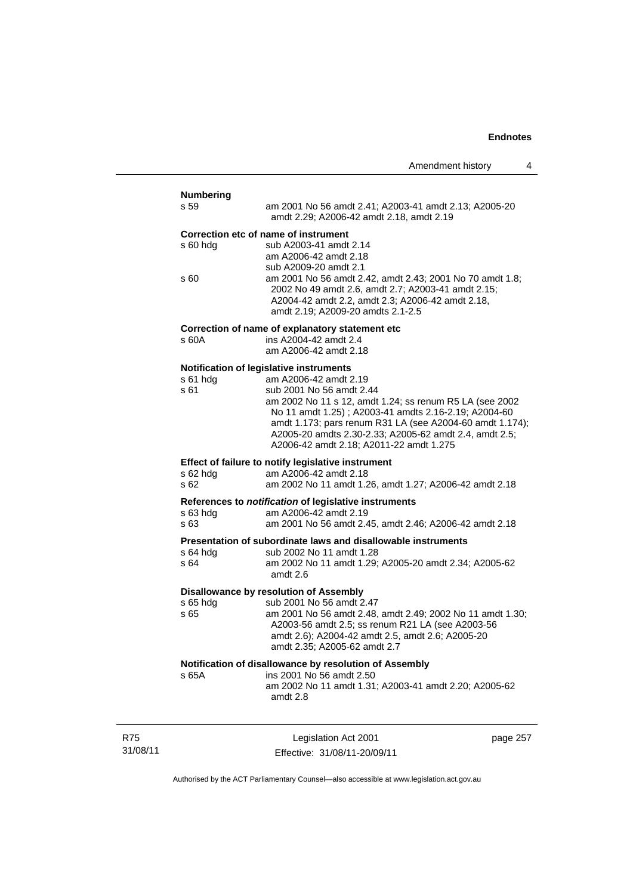**Numbering**

s 59 — am 2001 No 56 amdt 2.41; A2003-41 amdt 2.13; A2005-20 amdt 2.29; A2006-42 amdt 2.18, amdt 2.19

**Correction etc of name of instrument**

s 60 hdg — sub A2003-41 amdt 2.14
am A2006-42 amdt 2.18
sub A2009-20 amdt 2.1

s 60 — am 2001 No 56 amdt 2.42, amdt 2.43; 2001 No 70 amdt 1.8; 2002 No 49 amdt 2.6, amdt 2.7; A2003-41 amdt 2.15; A2004-42 amdt 2.2, amdt 2.3; A2006-42 amdt 2.18, amdt 2.19; A2009-20 amdts 2.1-2.5

**Correction of name of explanatory statement etc**

s 60A — ins A2004-42 amdt 2.4
am A2006-42 amdt 2.18

**Notification of legislative instruments**

s 61 hdg — am A2006-42 amdt 2.19

s 61 — sub 2001 No 56 amdt 2.44
am 2002 No 11 s 12, amdt 1.24; ss renum R5 LA (see 2002 No 11 amdt 1.25) ; A2003-41 amdts 2.16-2.19; A2004-60 amdt 1.173; pars renum R31 LA (see A2004-60 amdt 1.174); A2005-20 amdts 2.30-2.33; A2005-62 amdt 2.4, amdt 2.5; A2006-42 amdt 2.18; A2011-22 amdt 1.275

**Effect of failure to notify legislative instrument**

s 62 hdg — am A2006-42 amdt 2.18

s 62 — am 2002 No 11 amdt 1.26, amdt 1.27; A2006-42 amdt 2.18

**References to *notification* of legislative instruments**

s 63 hdg — am A2006-42 amdt 2.19

s 63 — am 2001 No 56 amdt 2.45, amdt 2.46; A2006-42 amdt 2.18

**Presentation of subordinate laws and disallowable instruments**

s 64 hdg — sub 2002 No 11 amdt 1.28

s 64 — am 2002 No 11 amdt 1.29; A2005-20 amdt 2.34; A2005-62 amdt 2.6

**Disallowance by resolution of Assembly**

s 65 hdg — sub 2001 No 56 amdt 2.47

s 65 — am 2001 No 56 amdt 2.48, amdt 2.49; 2002 No 11 amdt 1.30; A2003-56 amdt 2.5; ss renum R21 LA (see A2003-56 amdt 2.6); A2004-42 amdt 2.5, amdt 2.6; A2005-20 amdt 2.35; A2005-62 amdt 2.7

**Notification of disallowance by resolution of Assembly**

s 65A — ins 2001 No 56 amdt 2.50
am 2002 No 11 amdt 1.31; A2003-41 amdt 2.20; A2005-62 amdt 2.8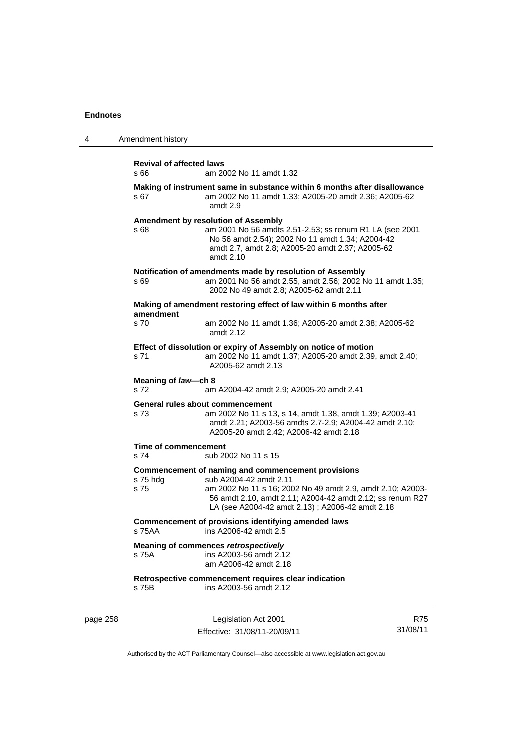**Revival of affected laws**
s 66 am 2002 No 11 amdt 1.32

**Making of instrument same in substance within 6 months after disallowance**
s 67 am 2002 No 11 amdt 1.33; A2005-20 amdt 2.36; A2005-62 amdt 2.9

**Amendment by resolution of Assembly**
s 68 am 2001 No 56 amdts 2.51-2.53; ss renum R1 LA (see 2001 No 56 amdt 2.54); 2002 No 11 amdt 1.34; A2004-42 amdt 2.7, amdt 2.8; A2005-20 amdt 2.37; A2005-62 amdt 2.10

**Notification of amendments made by resolution of Assembly**
s 69 am 2001 No 56 amdt 2.55, amdt 2.56; 2002 No 11 amdt 1.35; 2002 No 49 amdt 2.8; A2005-62 amdt 2.11

**Making of amendment restoring effect of law within 6 months after amendment**
s 70 am 2002 No 11 amdt 1.36; A2005-20 amdt 2.38; A2005-62 amdt 2.12

**Effect of dissolution or expiry of Assembly on notice of motion**
s 71 am 2002 No 11 amdt 1.37; A2005-20 amdt 2.39, amdt 2.40; A2005-62 amdt 2.13

**Meaning of *law*—ch 8**
s 72 am A2004-42 amdt 2.9; A2005-20 amdt 2.41

**General rules about commencement**
s 73 am 2002 No 11 s 13, s 14, amdt 1.38, amdt 1.39; A2003-41 amdt 2.21; A2003-56 amdts 2.7-2.9; A2004-42 amdt 2.10; A2005-20 amdt 2.42; A2006-42 amdt 2.18

**Time of commencement**
s 74 sub 2002 No 11 s 15

**Commencement of naming and commencement provisions**
s 75 hdg sub A2004-42 amdt 2.11
s 75 am 2002 No 11 s 16; 2002 No 49 amdt 2.9, amdt 2.10; A2003-56 amdt 2.10, amdt 2.11; A2004-42 amdt 2.12; ss renum R27 LA (see A2004-42 amdt 2.13) ; A2006-42 amdt 2.18

**Commencement of provisions identifying amended laws**
s 75AA ins A2006-42 amdt 2.5

**Meaning of commences *retrospectively***
s 75A ins A2003-56 amdt 2.12
am A2006-42 amdt 2.18

**Retrospective commencement requires clear indication**
s 75B ins A2003-56 amdt 2.12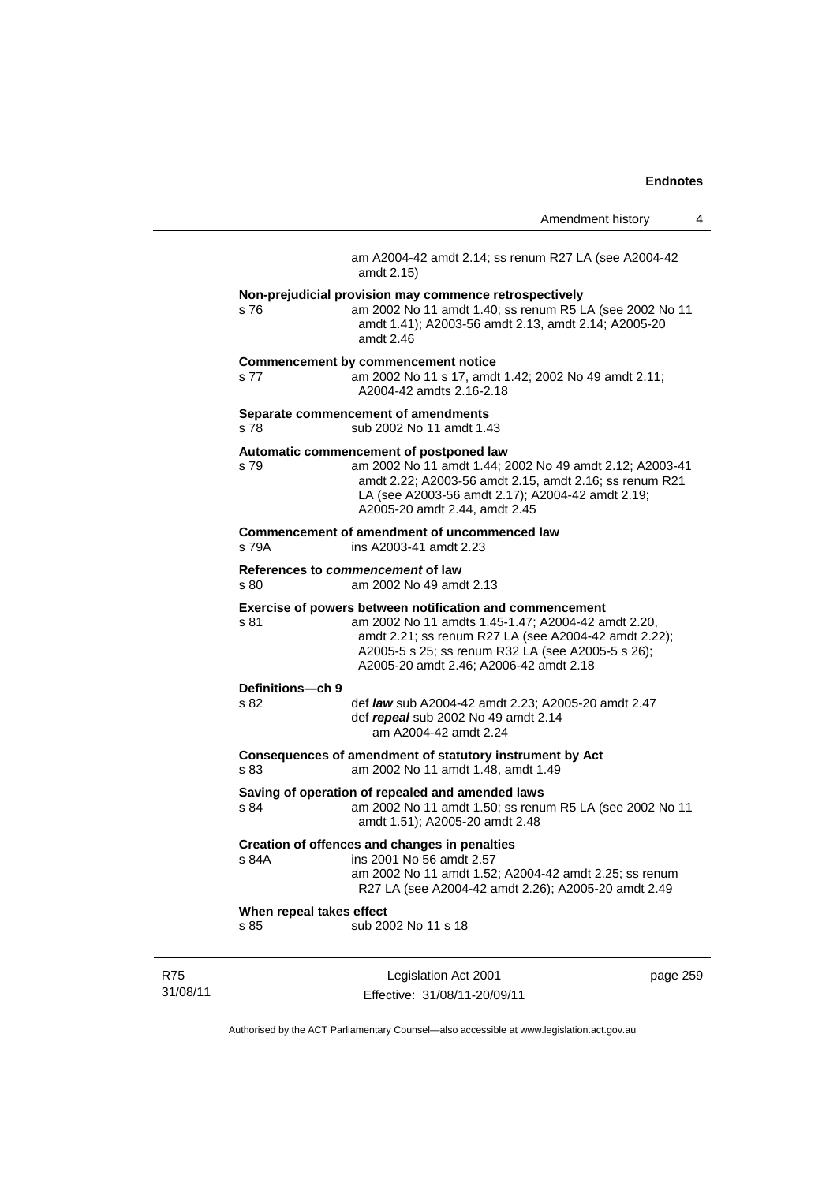am A2004-42 amdt 2.14; ss renum R27 LA (see A2004-42 amdt 2.15)

**Non-prejudicial provision may commence retrospectively**

s 76 am 2002 No 11 amdt 1.40; ss renum R5 LA (see 2002 No 11 amdt 1.41); A2003-56 amdt 2.13, amdt 2.14; A2005-20 amdt 2.46

**Commencement by commencement notice**

s 77 am 2002 No 11 s 17, amdt 1.42; 2002 No 49 amdt 2.11; A2004-42 amdts 2.16-2.18

**Separate commencement of amendments**

s 78 sub 2002 No 11 amdt 1.43

**Automatic commencement of postponed law**

s 79 am 2002 No 11 amdt 1.44; 2002 No 49 amdt 2.12; A2003-41 amdt 2.22; A2003-56 amdt 2.15, amdt 2.16; ss renum R21 LA (see A2003-56 amdt 2.17); A2004-42 amdt 2.19; A2005-20 amdt 2.44, amdt 2.45

**Commencement of amendment of uncommenced law**

s 79A ins A2003-41 amdt 2.23

**References to *commencement* of law**

s 80 am 2002 No 49 amdt 2.13

**Exercise of powers between notification and commencement**

s 81 am 2002 No 11 amdts 1.45-1.47; A2004-42 amdt 2.20, amdt 2.21; ss renum R27 LA (see A2004-42 amdt 2.22); A2005-5 s 25; ss renum R32 LA (see A2005-5 s 26); A2005-20 amdt 2.46; A2006-42 amdt 2.18

**Definitions—ch 9**

s 82 def ***law*** sub A2004-42 amdt 2.23; A2005-20 amdt 2.47
def ***repeal*** sub 2002 No 49 amdt 2.14
am A2004-42 amdt 2.24

**Consequences of amendment of statutory instrument by Act**

s 83 am 2002 No 11 amdt 1.48, amdt 1.49

**Saving of operation of repealed and amended laws**

s 84 am 2002 No 11 amdt 1.50; ss renum R5 LA (see 2002 No 11 amdt 1.51); A2005-20 amdt 2.48

**Creation of offences and changes in penalties**

s 84A ins 2001 No 56 amdt 2.57
am 2002 No 11 amdt 1.52; A2004-42 amdt 2.25; ss renum R27 LA (see A2004-42 amdt 2.26); A2005-20 amdt 2.49

**When repeal takes effect**

s 85 sub 2002 No 11 s 18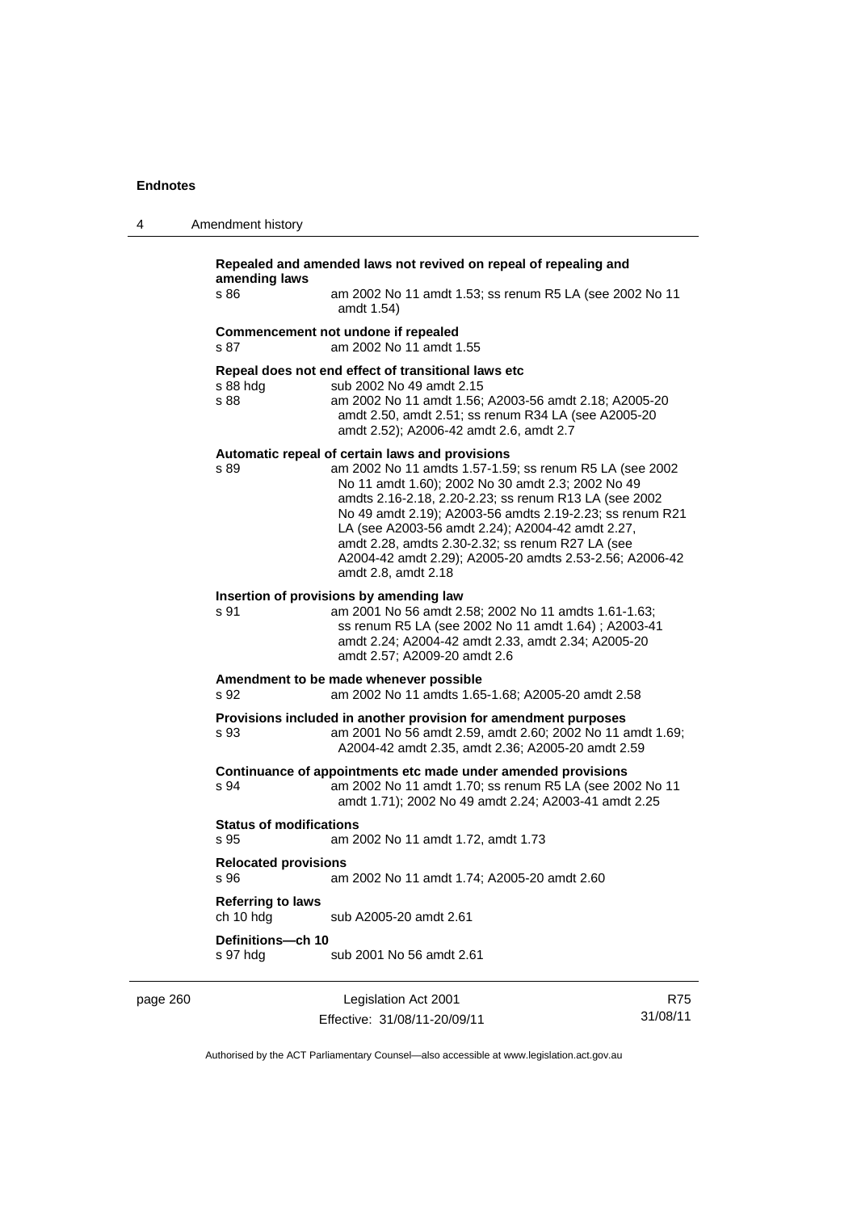**Repealed and amended laws not revived on repeal of repealing and amending laws**

s 86 am 2002 No 11 amdt 1.53; ss renum R5 LA (see 2002 No 11 amdt 1.54)

**Commencement not undone if repealed**

s 87 am 2002 No 11 amdt 1.55

**Repeal does not end effect of transitional laws etc**

s 88 hdg sub 2002 No 49 amdt 2.15

s 88 am 2002 No 11 amdt 1.56; A2003-56 amdt 2.18; A2005-20 amdt 2.50, amdt 2.51; ss renum R34 LA (see A2005-20 amdt 2.52); A2006-42 amdt 2.6, amdt 2.7

**Automatic repeal of certain laws and provisions**

s 89 am 2002 No 11 amdts 1.57-1.59; ss renum R5 LA (see 2002 No 11 amdt 1.60); 2002 No 30 amdt 2.3; 2002 No 49 amdts 2.16-2.18, 2.20-2.23; ss renum R13 LA (see 2002 No 49 amdt 2.19); A2003-56 amdts 2.19-2.23; ss renum R21 LA (see A2003-56 amdt 2.24); A2004-42 amdt 2.27, amdt 2.28, amdts 2.30-2.32; ss renum R27 LA (see A2004-42 amdt 2.29); A2005-20 amdts 2.53-2.56; A2006-42 amdt 2.8, amdt 2.18

**Insertion of provisions by amending law**

s 91 am 2001 No 56 amdt 2.58; 2002 No 11 amdts 1.61-1.63; ss renum R5 LA (see 2002 No 11 amdt 1.64) ; A2003-41 amdt 2.24; A2004-42 amdt 2.33, amdt 2.34; A2005-20 amdt 2.57; A2009-20 amdt 2.6

**Amendment to be made whenever possible**

s 92 am 2002 No 11 amdts 1.65-1.68; A2005-20 amdt 2.58

**Provisions included in another provision for amendment purposes**

s 93 am 2001 No 56 amdt 2.59, amdt 2.60; 2002 No 11 amdt 1.69; A2004-42 amdt 2.35, amdt 2.36; A2005-20 amdt 2.59

**Continuance of appointments etc made under amended provisions**

s 94 am 2002 No 11 amdt 1.70; ss renum R5 LA (see 2002 No 11 amdt 1.71); 2002 No 49 amdt 2.24; A2003-41 amdt 2.25

**Status of modifications**

s 95 am 2002 No 11 amdt 1.72, amdt 1.73

**Relocated provisions**

s 96 am 2002 No 11 amdt 1.74; A2005-20 amdt 2.60

**Referring to laws**

ch 10 hdg sub A2005-20 amdt 2.61

**Definitions—ch 10**

s 97 hdg sub 2001 No 56 amdt 2.61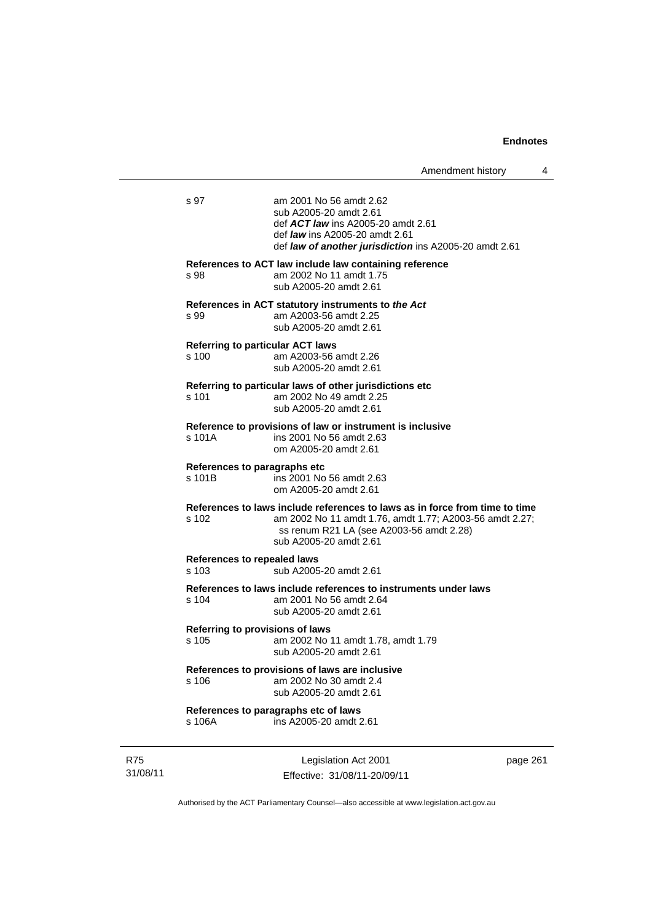| | |
|---|---|
| s 97 | am 2001 No 56 amdt 2.62<br>sub A2005-20 amdt 2.61<br>def ***ACT law*** ins A2005-20 amdt 2.61<br>def ***law*** ins A2005-20 amdt 2.61<br>def ***law of another jurisdiction*** ins A2005-20 amdt 2.61 |

**References to ACT law include law containing reference**

| | |
|---|---|
| s 98 | am 2002 No 11 amdt 1.75<br>sub A2005-20 amdt 2.61 |

**References in ACT statutory instruments to *the Act***

| | |
|---|---|
| s 99 | am A2003-56 amdt 2.25<br>sub A2005-20 amdt 2.61 |

**Referring to particular ACT laws**

| | |
|---|---|
| s 100 | am A2003-56 amdt 2.26<br>sub A2005-20 amdt 2.61 |

**Referring to particular laws of other jurisdictions etc**

| | |
|---|---|
| s 101 | am 2002 No 49 amdt 2.25<br>sub A2005-20 amdt 2.61 |

**Reference to provisions of law or instrument is inclusive**

| | |
|---|---|
| s 101A | ins 2001 No 56 amdt 2.63<br>om A2005-20 amdt 2.61 |

**References to paragraphs etc**

| | |
|---|---|
| s 101B | ins 2001 No 56 amdt 2.63<br>om A2005-20 amdt 2.61 |

**References to laws include references to laws as in force from time to time**

| | |
|---|---|
| s 102 | am 2002 No 11 amdt 1.76, amdt 1.77; A2003-56 amdt 2.27; ss renum R21 LA (see A2003-56 amdt 2.28)<br>sub A2005-20 amdt 2.61 |

**References to repealed laws**

| | |
|---|---|
| s 103 | sub A2005-20 amdt 2.61 |

**References to laws include references to instruments under laws**

| | |
|---|---|
| s 104 | am 2001 No 56 amdt 2.64<br>sub A2005-20 amdt 2.61 |

**Referring to provisions of laws**

| | |
|---|---|
| s 105 | am 2002 No 11 amdt 1.78, amdt 1.79<br>sub A2005-20 amdt 2.61 |

**References to provisions of laws are inclusive**

| | |
|---|---|
| s 106 | am 2002 No 30 amdt 2.4<br>sub A2005-20 amdt 2.61 |

**References to paragraphs etc of laws**

| | |
|---|---|
| s 106A | ins A2005-20 amdt 2.61 |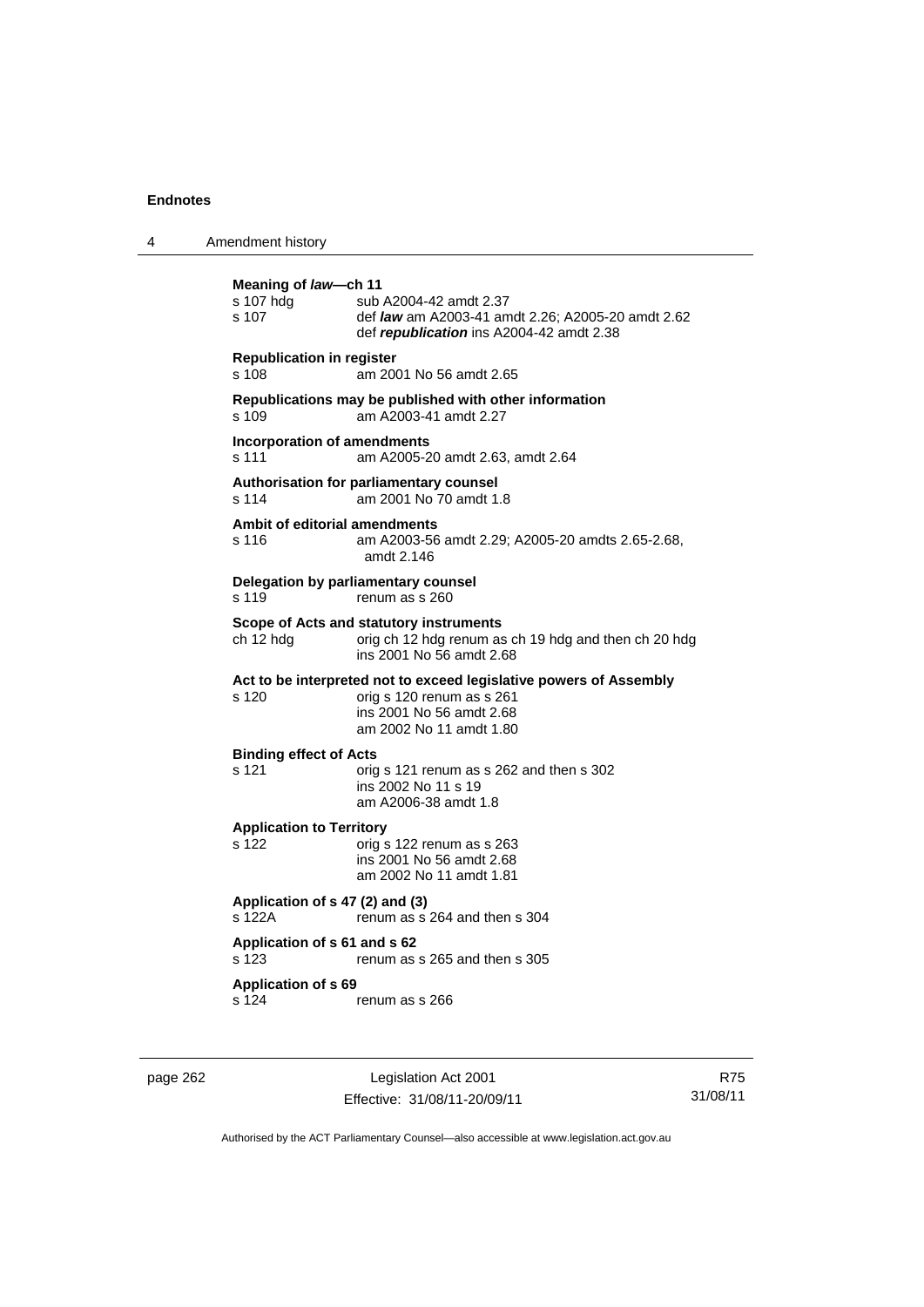**Meaning of *law*—ch 11**

| | |
|---|---|
| s 107 hdg | sub A2004-42 amdt 2.37 |
| s 107 | def ***law*** am A2003-41 amdt 2.26; A2005-20 amdt 2.62<br>def ***republication*** ins A2004-42 amdt 2.38 |

**Republication in register**

| | |
|---|---|
| s 108 | am 2001 No 56 amdt 2.65 |

**Republications may be published with other information**

| | |
|---|---|
| s 109 | am A2003-41 amdt 2.27 |

**Incorporation of amendments**

| | |
|---|---|
| s 111 | am A2005-20 amdt 2.63, amdt 2.64 |

**Authorisation for parliamentary counsel**

| | |
|---|---|
| s 114 | am 2001 No 70 amdt 1.8 |

**Ambit of editorial amendments**

| | |
|---|---|
| s 116 | am A2003-56 amdt 2.29; A2005-20 amdts 2.65-2.68, amdt 2.146 |

**Delegation by parliamentary counsel**

| | |
|---|---|
| s 119 | renum as s 260 |

**Scope of Acts and statutory instruments**

| | |
|---|---|
| ch 12 hdg | orig ch 12 hdg renum as ch 19 hdg and then ch 20 hdg<br>ins 2001 No 56 amdt 2.68 |

**Act to be interpreted not to exceed legislative powers of Assembly**

| | |
|---|---|
| s 120 | orig s 120 renum as s 261<br>ins 2001 No 56 amdt 2.68<br>am 2002 No 11 amdt 1.80 |

**Binding effect of Acts**

| | |
|---|---|
| s 121 | orig s 121 renum as s 262 and then s 302<br>ins 2002 No 11 s 19<br>am A2006-38 amdt 1.8 |

**Application to Territory**

| | |
|---|---|
| s 122 | orig s 122 renum as s 263<br>ins 2001 No 56 amdt 2.68<br>am 2002 No 11 amdt 1.81 |

**Application of s 47 (2) and (3)**

| | |
|---|---|
| s 122A | renum as s 264 and then s 304 |

**Application of s 61 and s 62**

| | |
|---|---|
| s 123 | renum as s 265 and then s 305 |

**Application of s 69**

| | |
|---|---|
| s 124 | renum as s 266 |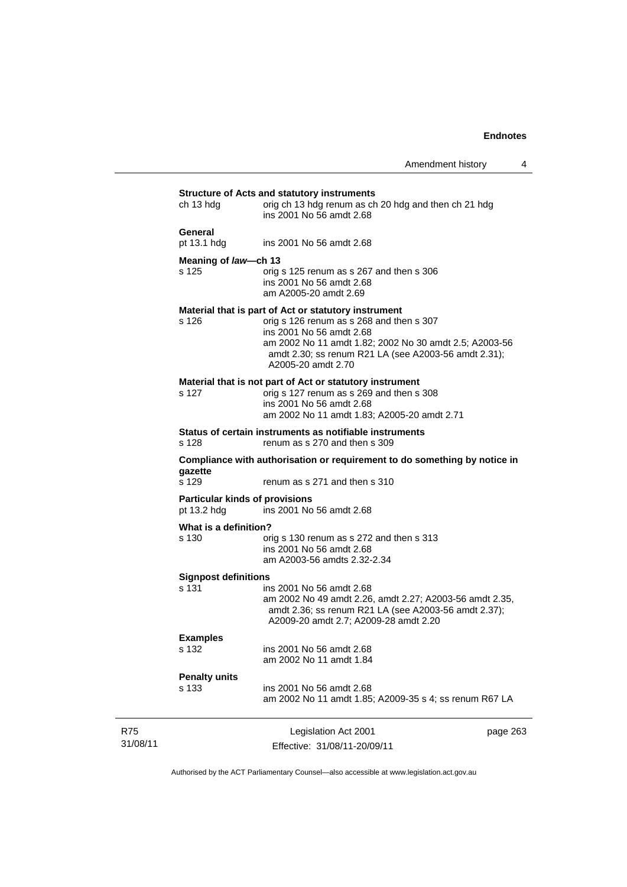**Structure of Acts and statutory instruments**

ch 13 hdg orig ch 13 hdg renum as ch 20 hdg and then ch 21 hdg
ins 2001 No 56 amdt 2.68

**General**

pt 13.1 hdg ins 2001 No 56 amdt 2.68

**Meaning of *law*—ch 13**

s 125 orig s 125 renum as s 267 and then s 306
ins 2001 No 56 amdt 2.68
am A2005-20 amdt 2.69

**Material that is part of Act or statutory instrument**

s 126 orig s 126 renum as s 268 and then s 307
ins 2001 No 56 amdt 2.68
am 2002 No 11 amdt 1.82; 2002 No 30 amdt 2.5; A2003-56 amdt 2.30; ss renum R21 LA (see A2003-56 amdt 2.31); A2005-20 amdt 2.70

**Material that is not part of Act or statutory instrument**

s 127 orig s 127 renum as s 269 and then s 308
ins 2001 No 56 amdt 2.68
am 2002 No 11 amdt 1.83; A2005-20 amdt 2.71

**Status of certain instruments as notifiable instruments**

s 128 renum as s 270 and then s 309

**Compliance with authorisation or requirement to do something by notice in gazette**

s 129 renum as s 271 and then s 310

**Particular kinds of provisions**

pt 13.2 hdg ins 2001 No 56 amdt 2.68

**What is a definition?**

s 130 orig s 130 renum as s 272 and then s 313
ins 2001 No 56 amdt 2.68
am A2003-56 amdts 2.32-2.34

**Signpost definitions**

s 131 ins 2001 No 56 amdt 2.68
am 2002 No 49 amdt 2.26, amdt 2.27; A2003-56 amdt 2.35, amdt 2.36; ss renum R21 LA (see A2003-56 amdt 2.37); A2009-20 amdt 2.7; A2009-28 amdt 2.20

**Examples**

s 132 ins 2001 No 56 amdt 2.68
am 2002 No 11 amdt 1.84

**Penalty units**

s 133 ins 2001 No 56 amdt 2.68
am 2002 No 11 amdt 1.85; A2009-35 s 4; ss renum R67 LA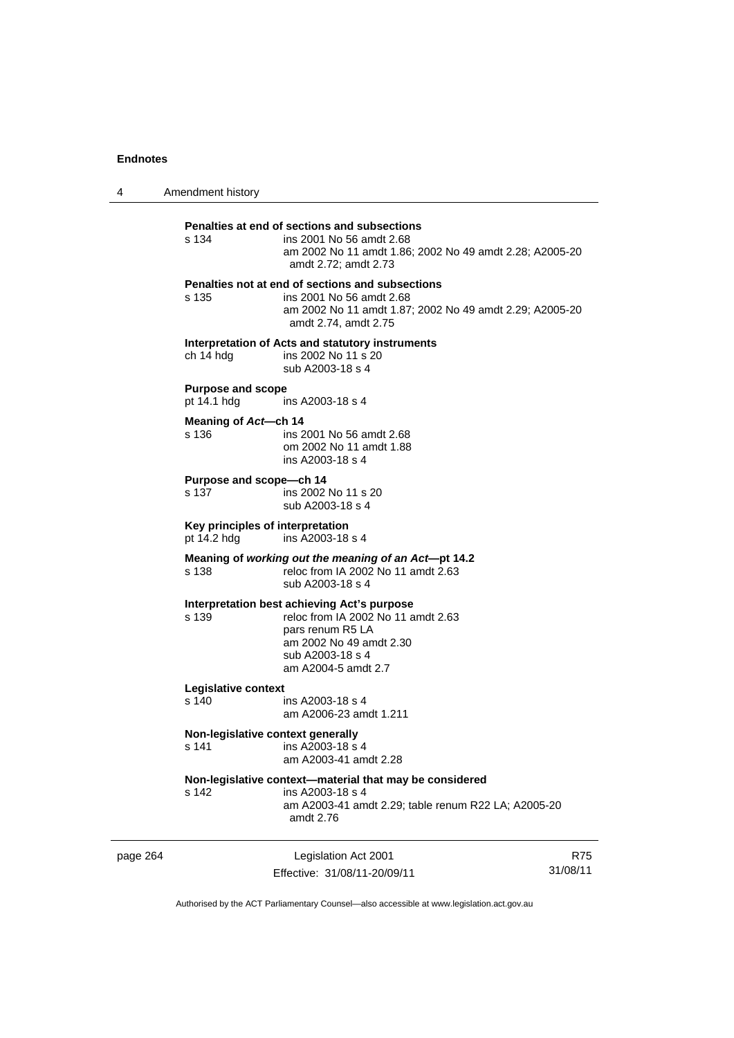**Penalties at end of sections and subsections**

s 134 ins 2001 No 56 amdt 2.68
am 2002 No 11 amdt 1.86; 2002 No 49 amdt 2.28; A2005-20 amdt 2.72; amdt 2.73

**Penalties not at end of sections and subsections**

s 135 ins 2001 No 56 amdt 2.68
am 2002 No 11 amdt 1.87; 2002 No 49 amdt 2.29; A2005-20 amdt 2.74, amdt 2.75

**Interpretation of Acts and statutory instruments**

ch 14 hdg ins 2002 No 11 s 20
sub A2003-18 s 4

**Purpose and scope**

pt 14.1 hdg ins A2003-18 s 4

**Meaning of *Act*—ch 14**

s 136 ins 2001 No 56 amdt 2.68
om 2002 No 11 amdt 1.88
ins A2003-18 s 4

**Purpose and scope—ch 14**

s 137 ins 2002 No 11 s 20
sub A2003-18 s 4

**Key principles of interpretation**

pt 14.2 hdg ins A2003-18 s 4

**Meaning of *working out the meaning of an Act*—pt 14.2**

s 138 reloc from IA 2002 No 11 amdt 2.63
sub A2003-18 s 4

**Interpretation best achieving Act's purpose**

s 139 reloc from IA 2002 No 11 amdt 2.63
pars renum R5 LA
am 2002 No 49 amdt 2.30
sub A2003-18 s 4
am A2004-5 amdt 2.7

**Legislative context**

s 140 ins A2003-18 s 4
am A2006-23 amdt 1.211

**Non-legislative context generally**

s 141 ins A2003-18 s 4
am A2003-41 amdt 2.28

**Non-legislative context—material that may be considered**

s 142 ins A2003-18 s 4
am A2003-41 amdt 2.29; table renum R22 LA; A2005-20 amdt 2.76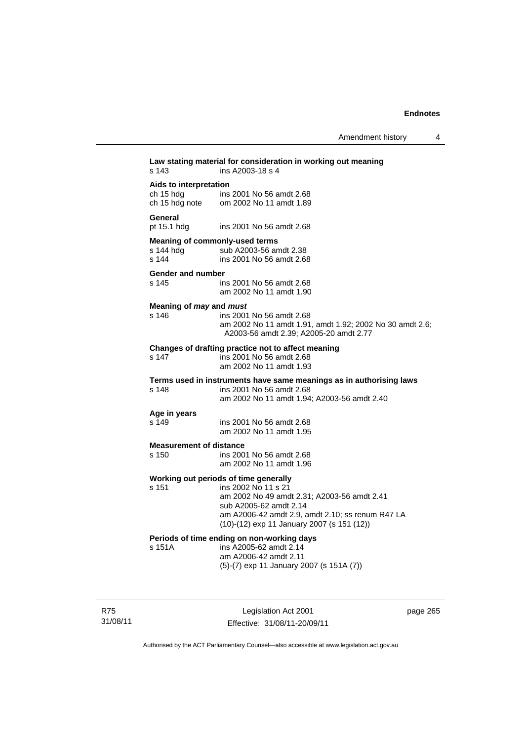**Law stating material for consideration in working out meaning**

s 143 ins A2003-18 s 4

**Aids to interpretation**

ch 15 hdg ins 2001 No 56 amdt 2.68

ch 15 hdg note om 2002 No 11 amdt 1.89

**General**

pt 15.1 hdg ins 2001 No 56 amdt 2.68

**Meaning of commonly-used terms**

s 144 hdg sub A2003-56 amdt 2.38

s 144 ins 2001 No 56 amdt 2.68

**Gender and number**

s 145 ins 2001 No 56 amdt 2.68
am 2002 No 11 amdt 1.90

**Meaning of *may* and *must***

s 146 ins 2001 No 56 amdt 2.68
am 2002 No 11 amdt 1.91, amdt 1.92; 2002 No 30 amdt 2.6; A2003-56 amdt 2.39; A2005-20 amdt 2.77

**Changes of drafting practice not to affect meaning**

s 147 ins 2001 No 56 amdt 2.68
am 2002 No 11 amdt 1.93

**Terms used in instruments have same meanings as in authorising laws**

s 148 ins 2001 No 56 amdt 2.68
am 2002 No 11 amdt 1.94; A2003-56 amdt 2.40

**Age in years**

s 149 ins 2001 No 56 amdt 2.68
am 2002 No 11 amdt 1.95

**Measurement of distance**

s 150 ins 2001 No 56 amdt 2.68
am 2002 No 11 amdt 1.96

**Working out periods of time generally**

s 151 ins 2002 No 11 s 21
am 2002 No 49 amdt 2.31; A2003-56 amdt 2.41
sub A2005-62 amdt 2.14
am A2006-42 amdt 2.9, amdt 2.10; ss renum R47 LA
(10)-(12) exp 11 January 2007 (s 151 (12))

**Periods of time ending on non-working days**

s 151A ins A2005-62 amdt 2.14
am A2006-42 amdt 2.11
(5)-(7) exp 11 January 2007 (s 151A (7))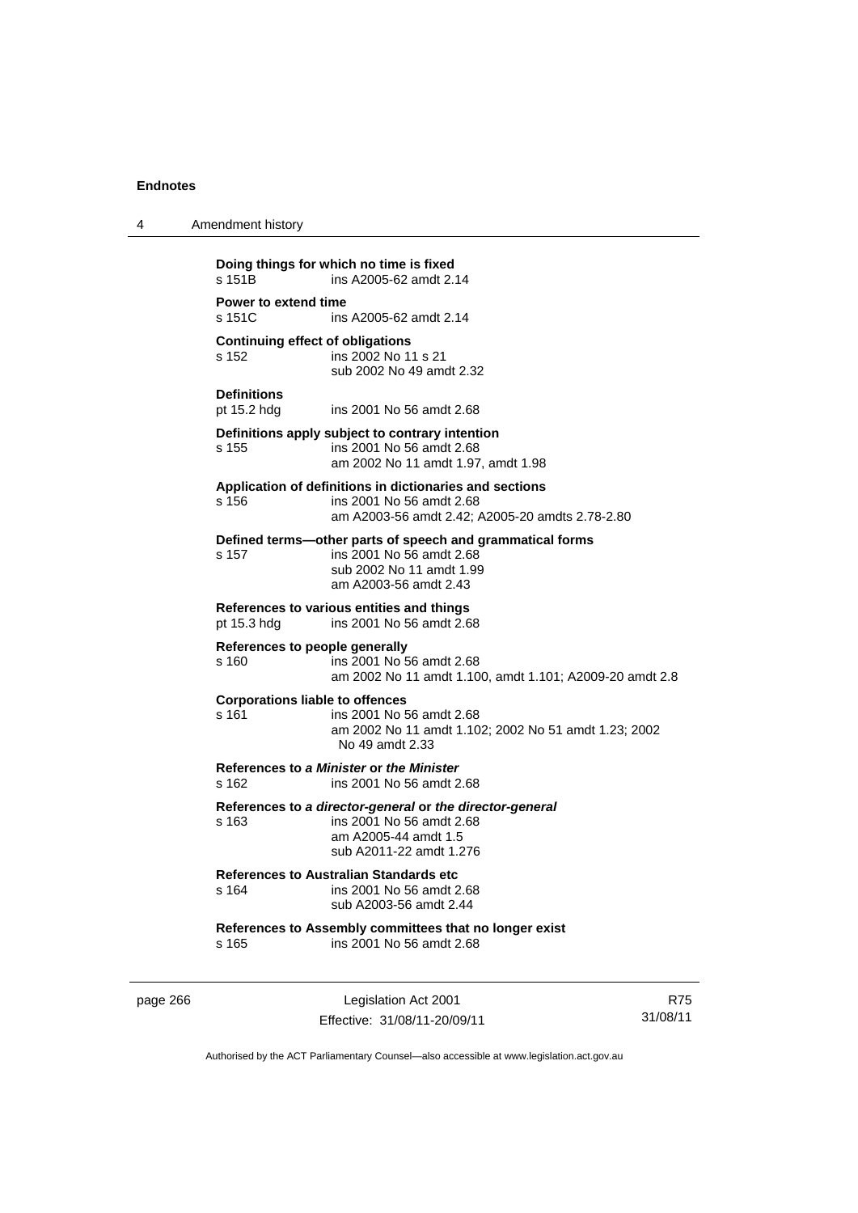**Doing things for which no time is fixed**
s 151B ins A2005-62 amdt 2.14

**Power to extend time**
s 151C ins A2005-62 amdt 2.14

**Continuing effect of obligations**
s 152 ins 2002 No 11 s 21
sub 2002 No 49 amdt 2.32

**Definitions**
pt 15.2 hdg ins 2001 No 56 amdt 2.68

**Definitions apply subject to contrary intention**
s 155 ins 2001 No 56 amdt 2.68
am 2002 No 11 amdt 1.97, amdt 1.98

**Application of definitions in dictionaries and sections**
s 156 ins 2001 No 56 amdt 2.68
am A2003-56 amdt 2.42; A2005-20 amdts 2.78-2.80

**Defined terms—other parts of speech and grammatical forms**
s 157 ins 2001 No 56 amdt 2.68
sub 2002 No 11 amdt 1.99
am A2003-56 amdt 2.43

**References to various entities and things**
pt 15.3 hdg ins 2001 No 56 amdt 2.68

**References to people generally**
s 160 ins 2001 No 56 amdt 2.68
am 2002 No 11 amdt 1.100, amdt 1.101; A2009-20 amdt 2.8

**Corporations liable to offences**
s 161 ins 2001 No 56 amdt 2.68
am 2002 No 11 amdt 1.102; 2002 No 51 amdt 1.23; 2002 No 49 amdt 2.33

**References to *a Minister* or *the Minister***
s 162 ins 2001 No 56 amdt 2.68

**References to *a director-general* or *the director-general***
s 163 ins 2001 No 56 amdt 2.68
am A2005-44 amdt 1.5
sub A2011-22 amdt 1.276

**References to Australian Standards etc**
s 164 ins 2001 No 56 amdt 2.68
sub A2003-56 amdt 2.44

**References to Assembly committees that no longer exist**
s 165 ins 2001 No 56 amdt 2.68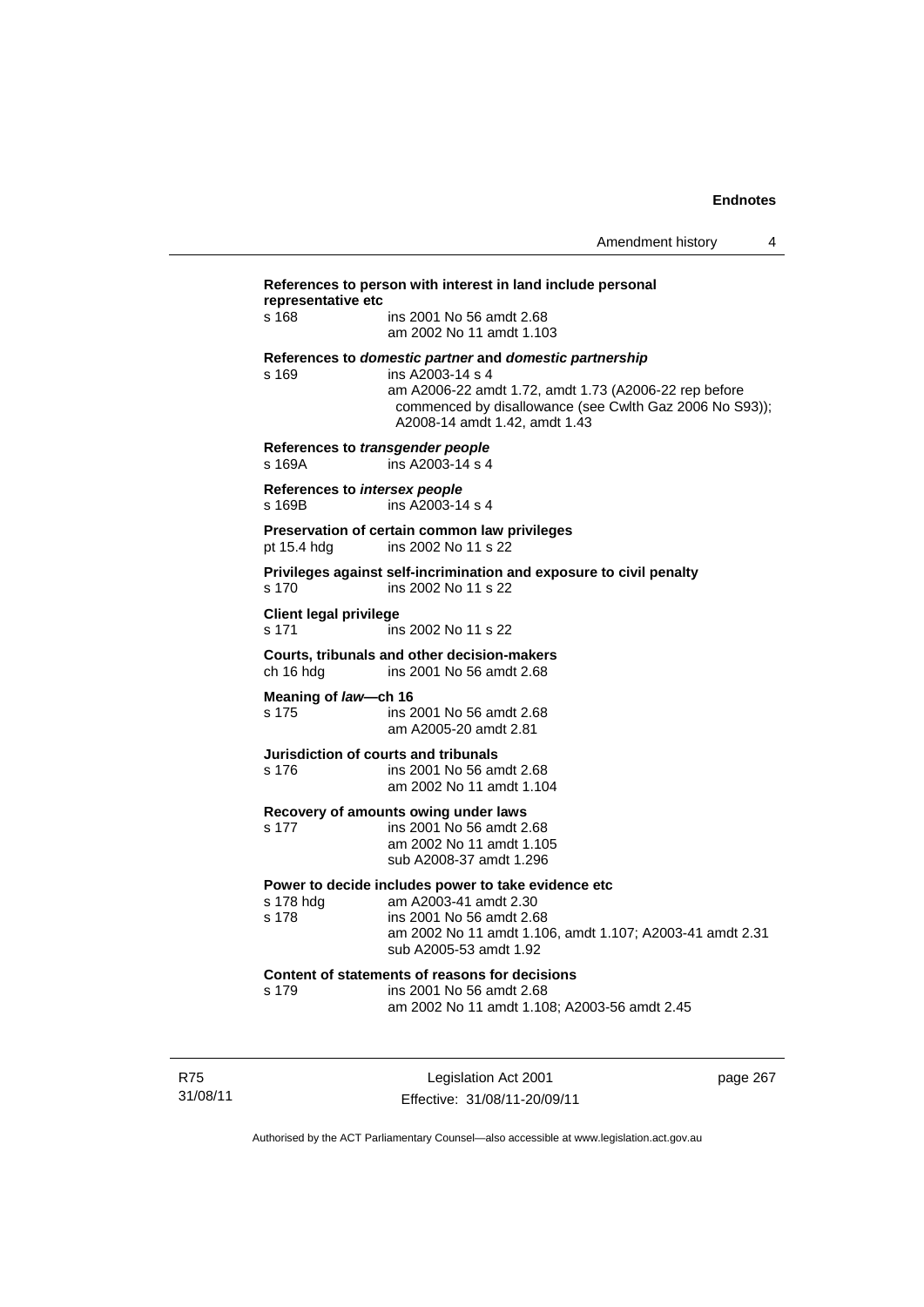**References to person with interest in land include personal representative etc**

s 168 ins 2001 No 56 amdt 2.68
am 2002 No 11 amdt 1.103

**References to *domestic partner* and *domestic partnership***

s 169 ins A2003-14 s 4
am A2006-22 amdt 1.72, amdt 1.73 (A2006-22 rep before commenced by disallowance (see Cwlth Gaz 2006 No S93)); A2008-14 amdt 1.42, amdt 1.43

**References to *transgender people***

s 169A ins A2003-14 s 4

**References to *intersex people***

s 169B ins A2003-14 s 4

**Preservation of certain common law privileges**

pt 15.4 hdg ins 2002 No 11 s 22

**Privileges against self-incrimination and exposure to civil penalty**

s 170 ins 2002 No 11 s 22

**Client legal privilege**

s 171 ins 2002 No 11 s 22

**Courts, tribunals and other decision-makers**

ch 16 hdg ins 2001 No 56 amdt 2.68

**Meaning of *law*—ch 16**

s 175 ins 2001 No 56 amdt 2.68
am A2005-20 amdt 2.81

**Jurisdiction of courts and tribunals**

s 176 ins 2001 No 56 amdt 2.68
am 2002 No 11 amdt 1.104

**Recovery of amounts owing under laws**

s 177 ins 2001 No 56 amdt 2.68
am 2002 No 11 amdt 1.105
sub A2008-37 amdt 1.296

**Power to decide includes power to take evidence etc**

s 178 hdg am A2003-41 amdt 2.30
s 178 ins 2001 No 56 amdt 2.68
am 2002 No 11 amdt 1.106, amdt 1.107; A2003-41 amdt 2.31
sub A2005-53 amdt 1.92

**Content of statements of reasons for decisions**

s 179 ins 2001 No 56 amdt 2.68
am 2002 No 11 amdt 1.108; A2003-56 amdt 2.45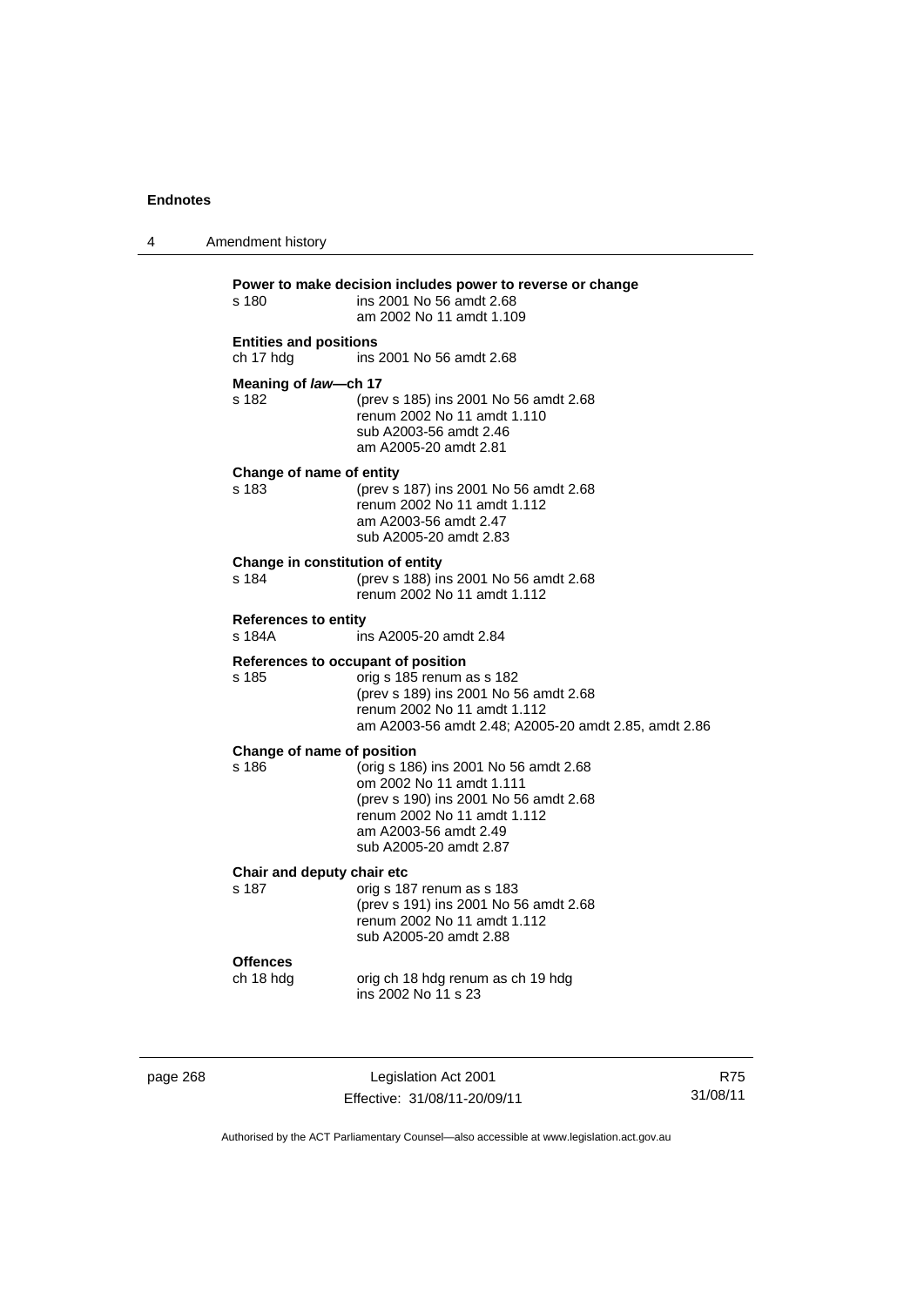**Power to make decision includes power to reverse or change**

s 180 ins 2001 No 56 amdt 2.68
am 2002 No 11 amdt 1.109

**Entities and positions**

ch 17 hdg ins 2001 No 56 amdt 2.68

**Meaning of *law*—ch 17**

s 182 (prev s 185) ins 2001 No 56 amdt 2.68
renum 2002 No 11 amdt 1.110
sub A2003-56 amdt 2.46
am A2005-20 amdt 2.81

**Change of name of entity**

s 183 (prev s 187) ins 2001 No 56 amdt 2.68
renum 2002 No 11 amdt 1.112
am A2003-56 amdt 2.47
sub A2005-20 amdt 2.83

**Change in constitution of entity**

s 184 (prev s 188) ins 2001 No 56 amdt 2.68
renum 2002 No 11 amdt 1.112

**References to entity**

s 184A ins A2005-20 amdt 2.84

**References to occupant of position**

s 185 orig s 185 renum as s 182
(prev s 189) ins 2001 No 56 amdt 2.68
renum 2002 No 11 amdt 1.112
am A2003-56 amdt 2.48; A2005-20 amdt 2.85, amdt 2.86

**Change of name of position**

s 186 (orig s 186) ins 2001 No 56 amdt 2.68
om 2002 No 11 amdt 1.111
(prev s 190) ins 2001 No 56 amdt 2.68
renum 2002 No 11 amdt 1.112
am A2003-56 amdt 2.49
sub A2005-20 amdt 2.87

**Chair and deputy chair etc**

s 187 orig s 187 renum as s 183
(prev s 191) ins 2001 No 56 amdt 2.68
renum 2002 No 11 amdt 1.112
sub A2005-20 amdt 2.88

**Offences**

ch 18 hdg orig ch 18 hdg renum as ch 19 hdg
ins 2002 No 11 s 23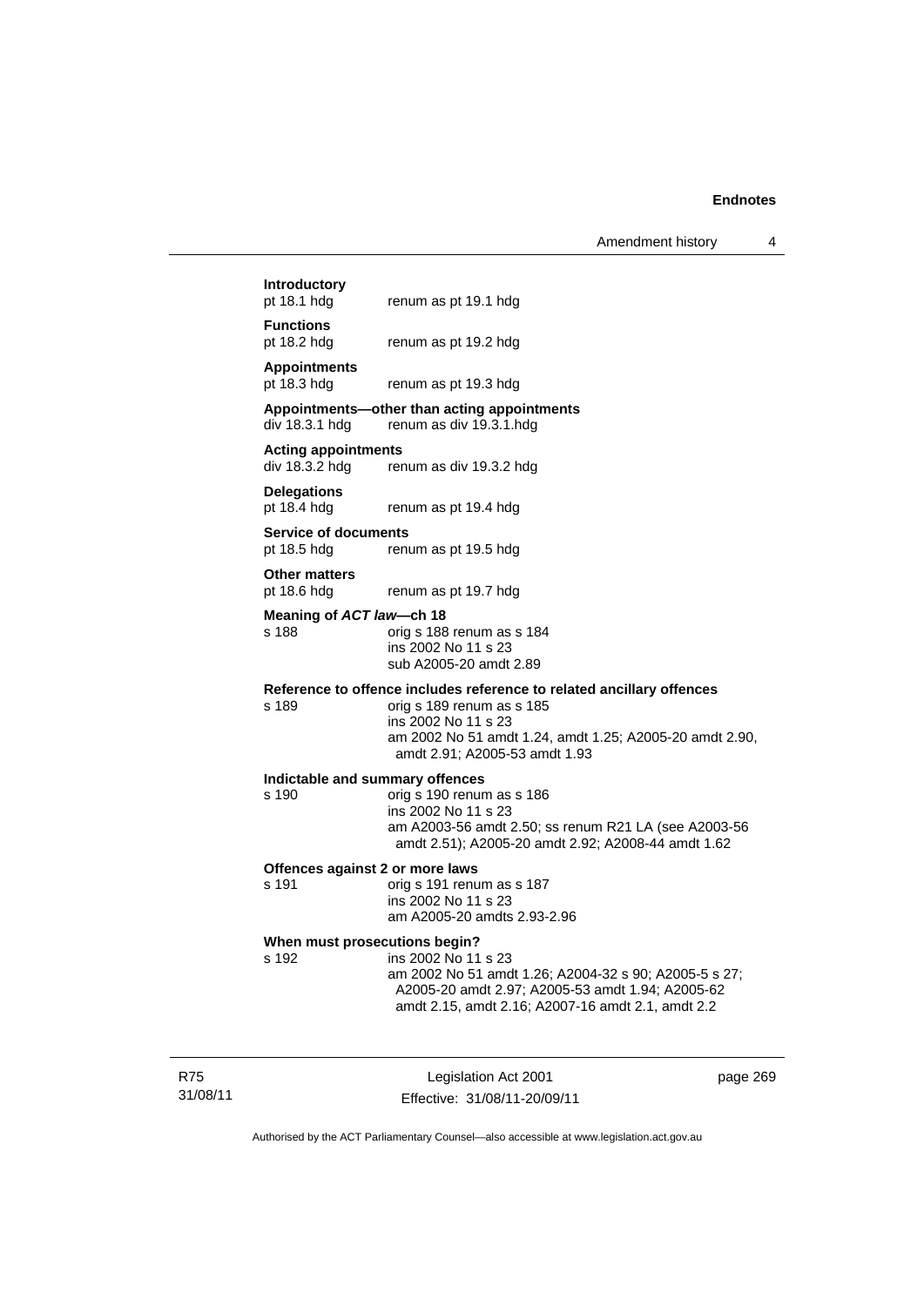**Introductory**
pt 18.1 hdg renum as pt 19.1 hdg

**Functions**
pt 18.2 hdg renum as pt 19.2 hdg

**Appointments**
pt 18.3 hdg renum as pt 19.3 hdg

**Appointments—other than acting appointments**
div 18.3.1 hdg renum as div 19.3.1.hdg

**Acting appointments**
div 18.3.2 hdg renum as div 19.3.2 hdg

**Delegations**
pt 18.4 hdg renum as pt 19.4 hdg

**Service of documents**
pt 18.5 hdg renum as pt 19.5 hdg

**Other matters**
pt 18.6 hdg renum as pt 19.7 hdg

**Meaning of *ACT law*—ch 18**
s 188 orig s 188 renum as s 184
ins 2002 No 11 s 23
sub A2005-20 amdt 2.89

**Reference to offence includes reference to related ancillary offences**
s 189 orig s 189 renum as s 185
ins 2002 No 11 s 23
am 2002 No 51 amdt 1.24, amdt 1.25; A2005-20 amdt 2.90, amdt 2.91; A2005-53 amdt 1.93

**Indictable and summary offences**
s 190 orig s 190 renum as s 186
ins 2002 No 11 s 23
am A2003-56 amdt 2.50; ss renum R21 LA (see A2003-56 amdt 2.51); A2005-20 amdt 2.92; A2008-44 amdt 1.62

**Offences against 2 or more laws**
s 191 orig s 191 renum as s 187
ins 2002 No 11 s 23
am A2005-20 amdts 2.93-2.96

**When must prosecutions begin?**
s 192 ins 2002 No 11 s 23
am 2002 No 51 amdt 1.26; A2004-32 s 90; A2005-5 s 27; A2005-20 amdt 2.97; A2005-53 amdt 1.94; A2005-62 amdt 2.15, amdt 2.16; A2007-16 amdt 2.1, amdt 2.2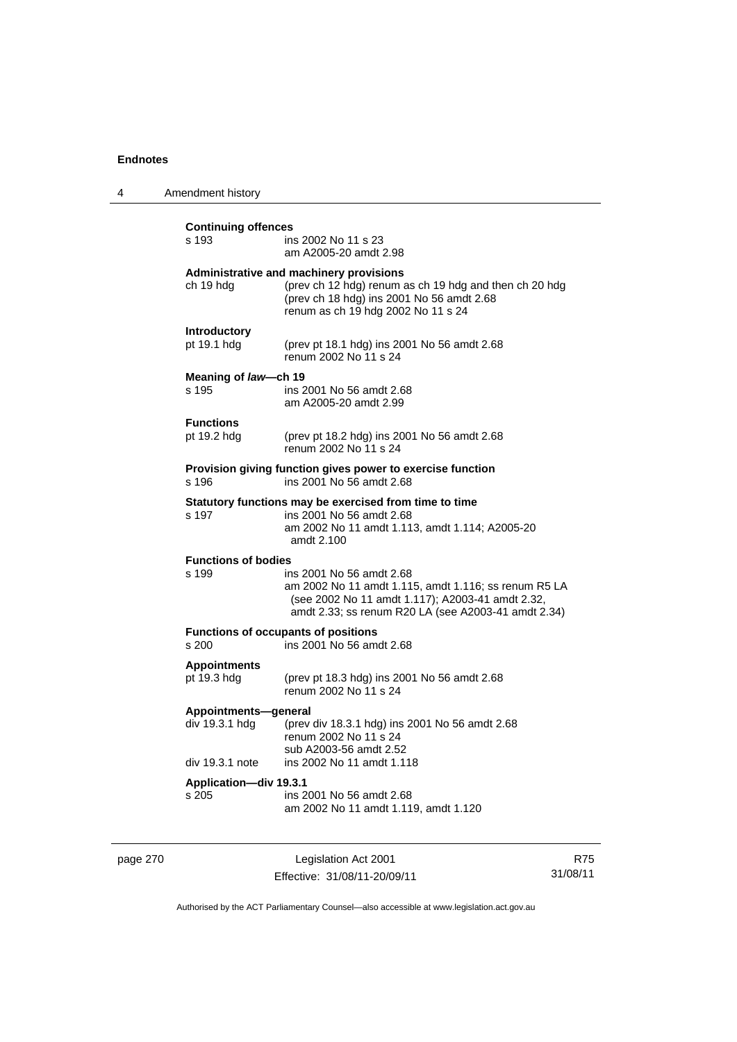**Continuing offences**

s 193 ins 2002 No 11 s 23
am A2005-20 amdt 2.98

**Administrative and machinery provisions**

ch 19 hdg (prev ch 12 hdg) renum as ch 19 hdg and then ch 20 hdg
(prev ch 18 hdg) ins 2001 No 56 amdt 2.68
renum as ch 19 hdg 2002 No 11 s 24

**Introductory**

pt 19.1 hdg (prev pt 18.1 hdg) ins 2001 No 56 amdt 2.68
renum 2002 No 11 s 24

**Meaning of *law*—ch 19**

s 195 ins 2001 No 56 amdt 2.68
am A2005-20 amdt 2.99

**Functions**

pt 19.2 hdg (prev pt 18.2 hdg) ins 2001 No 56 amdt 2.68
renum 2002 No 11 s 24

**Provision giving function gives power to exercise function**

s 196 ins 2001 No 56 amdt 2.68

**Statutory functions may be exercised from time to time**

s 197 ins 2001 No 56 amdt 2.68
am 2002 No 11 amdt 1.113, amdt 1.114; A2005-20 amdt 2.100

**Functions of bodies**

s 199 ins 2001 No 56 amdt 2.68
am 2002 No 11 amdt 1.115, amdt 1.116; ss renum R5 LA (see 2002 No 11 amdt 1.117); A2003-41 amdt 2.32, amdt 2.33; ss renum R20 LA (see A2003-41 amdt 2.34)

**Functions of occupants of positions**

s 200 ins 2001 No 56 amdt 2.68

**Appointments**

pt 19.3 hdg (prev pt 18.3 hdg) ins 2001 No 56 amdt 2.68
renum 2002 No 11 s 24

**Appointments—general**

div 19.3.1 hdg (prev div 18.3.1 hdg) ins 2001 No 56 amdt 2.68
renum 2002 No 11 s 24
sub A2003-56 amdt 2.52

div 19.3.1 note ins 2002 No 11 amdt 1.118

**Application—div 19.3.1**

s 205 ins 2001 No 56 amdt 2.68
am 2002 No 11 amdt 1.119, amdt 1.120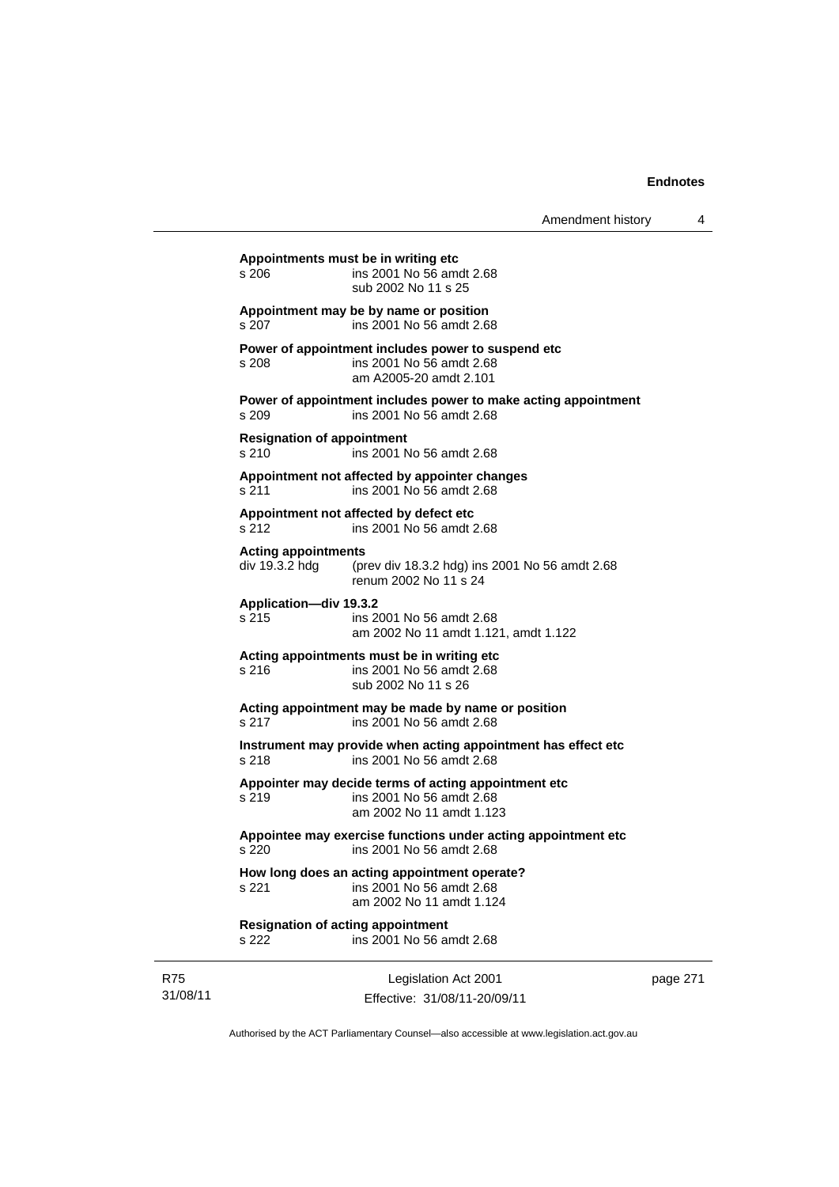**Appointments must be in writing etc**

| | |
|---|---|
| s 206 | ins 2001 No 56 amdt 2.68<br>sub 2002 No 11 s 25 |

**Appointment may be by name or position**

| | |
|---|---|
| s 207 | ins 2001 No 56 amdt 2.68 |

**Power of appointment includes power to suspend etc**

| | |
|---|---|
| s 208 | ins 2001 No 56 amdt 2.68<br>am A2005-20 amdt 2.101 |

**Power of appointment includes power to make acting appointment**

| | |
|---|---|
| s 209 | ins 2001 No 56 amdt 2.68 |

**Resignation of appointment**

| | |
|---|---|
| s 210 | ins 2001 No 56 amdt 2.68 |

**Appointment not affected by appointer changes**

| | |
|---|---|
| s 211 | ins 2001 No 56 amdt 2.68 |

**Appointment not affected by defect etc**

| | |
|---|---|
| s 212 | ins 2001 No 56 amdt 2.68 |

**Acting appointments**

| | |
|---|---|
| div 19.3.2 hdg | (prev div 18.3.2 hdg) ins 2001 No 56 amdt 2.68<br>renum 2002 No 11 s 24 |

**Application—div 19.3.2**

| | |
|---|---|
| s 215 | ins 2001 No 56 amdt 2.68<br>am 2002 No 11 amdt 1.121, amdt 1.122 |

**Acting appointments must be in writing etc**

| | |
|---|---|
| s 216 | ins 2001 No 56 amdt 2.68<br>sub 2002 No 11 s 26 |

**Acting appointment may be made by name or position**

| | |
|---|---|
| s 217 | ins 2001 No 56 amdt 2.68 |

**Instrument may provide when acting appointment has effect etc**

| | |
|---|---|
| s 218 | ins 2001 No 56 amdt 2.68 |

**Appointer may decide terms of acting appointment etc**

| | |
|---|---|
| s 219 | ins 2001 No 56 amdt 2.68<br>am 2002 No 11 amdt 1.123 |

**Appointee may exercise functions under acting appointment etc**

| | |
|---|---|
| s 220 | ins 2001 No 56 amdt 2.68 |

**How long does an acting appointment operate?**

| | |
|---|---|
| s 221 | ins 2001 No 56 amdt 2.68<br>am 2002 No 11 amdt 1.124 |

**Resignation of acting appointment**

| | |
|---|---|
| s 222 | ins 2001 No 56 amdt 2.68 |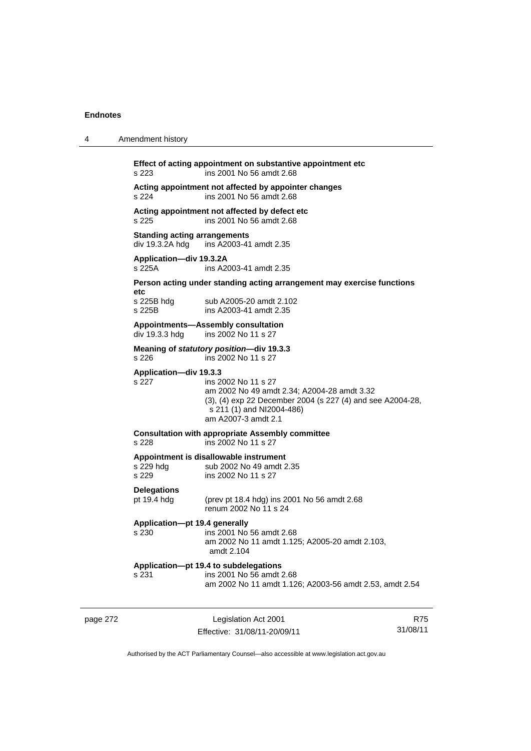**Effect of acting appointment on substantive appointment etc**
s 223 ins 2001 No 56 amdt 2.68

**Acting appointment not affected by appointer changes**
s 224 ins 2001 No 56 amdt 2.68

**Acting appointment not affected by defect etc**
s 225 ins 2001 No 56 amdt 2.68

**Standing acting arrangements**
div 19.3.2A hdg ins A2003-41 amdt 2.35

**Application—div 19.3.2A**
s 225A ins A2003-41 amdt 2.35

**Person acting under standing acting arrangement may exercise functions etc**
s 225B hdg sub A2005-20 amdt 2.102
s 225B ins A2003-41 amdt 2.35

**Appointments—Assembly consultation**
div 19.3.3 hdg ins 2002 No 11 s 27

**Meaning of *statutory position*—div 19.3.3**
s 226 ins 2002 No 11 s 27

**Application—div 19.3.3**
s 227 ins 2002 No 11 s 27
am 2002 No 49 amdt 2.34; A2004-28 amdt 3.32
(3), (4) exp 22 December 2004 (s 227 (4) and see A2004-28, s 211 (1) and NI2004-486)
am A2007-3 amdt 2.1

**Consultation with appropriate Assembly committee**
s 228 ins 2002 No 11 s 27

**Appointment is disallowable instrument**
s 229 hdg sub 2002 No 49 amdt 2.35
s 229 ins 2002 No 11 s 27

**Delegations**
pt 19.4 hdg (prev pt 18.4 hdg) ins 2001 No 56 amdt 2.68
renum 2002 No 11 s 24

**Application—pt 19.4 generally**
s 230 ins 2001 No 56 amdt 2.68
am 2002 No 11 amdt 1.125; A2005-20 amdt 2.103, amdt 2.104

**Application—pt 19.4 to subdelegations**
s 231 ins 2001 No 56 amdt 2.68
am 2002 No 11 amdt 1.126; A2003-56 amdt 2.53, amdt 2.54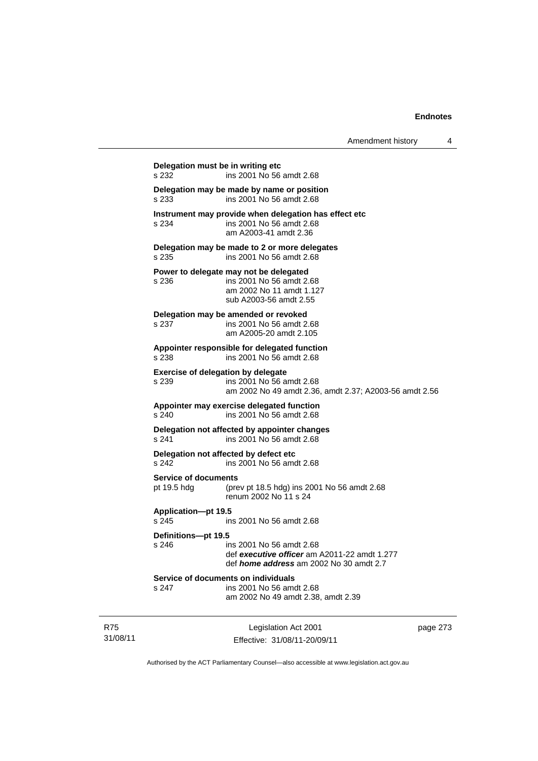**Delegation must be in writing etc**

s 232 ins 2001 No 56 amdt 2.68

**Delegation may be made by name or position**

s 233 ins 2001 No 56 amdt 2.68

**Instrument may provide when delegation has effect etc**

s 234 ins 2001 No 56 amdt 2.68
am A2003-41 amdt 2.36

**Delegation may be made to 2 or more delegates**

s 235 ins 2001 No 56 amdt 2.68

**Power to delegate may not be delegated**

s 236 ins 2001 No 56 amdt 2.68
am 2002 No 11 amdt 1.127
sub A2003-56 amdt 2.55

**Delegation may be amended or revoked**

s 237 ins 2001 No 56 amdt 2.68
am A2005-20 amdt 2.105

**Appointer responsible for delegated function**

s 238 ins 2001 No 56 amdt 2.68

**Exercise of delegation by delegate**

s 239 ins 2001 No 56 amdt 2.68
am 2002 No 49 amdt 2.36, amdt 2.37; A2003-56 amdt 2.56

**Appointer may exercise delegated function**

s 240 ins 2001 No 56 amdt 2.68

**Delegation not affected by appointer changes**

s 241 ins 2001 No 56 amdt 2.68

**Delegation not affected by defect etc**

s 242 ins 2001 No 56 amdt 2.68

**Service of documents**

pt 19.5 hdg (prev pt 18.5 hdg) ins 2001 No 56 amdt 2.68
renum 2002 No 11 s 24

**Application—pt 19.5**

s 245 ins 2001 No 56 amdt 2.68

**Definitions—pt 19.5**

s 246 ins 2001 No 56 amdt 2.68
def ***executive officer*** am A2011-22 amdt 1.277
def ***home address*** am 2002 No 30 amdt 2.7

**Service of documents on individuals**

s 247 ins 2001 No 56 amdt 2.68
am 2002 No 49 amdt 2.38, amdt 2.39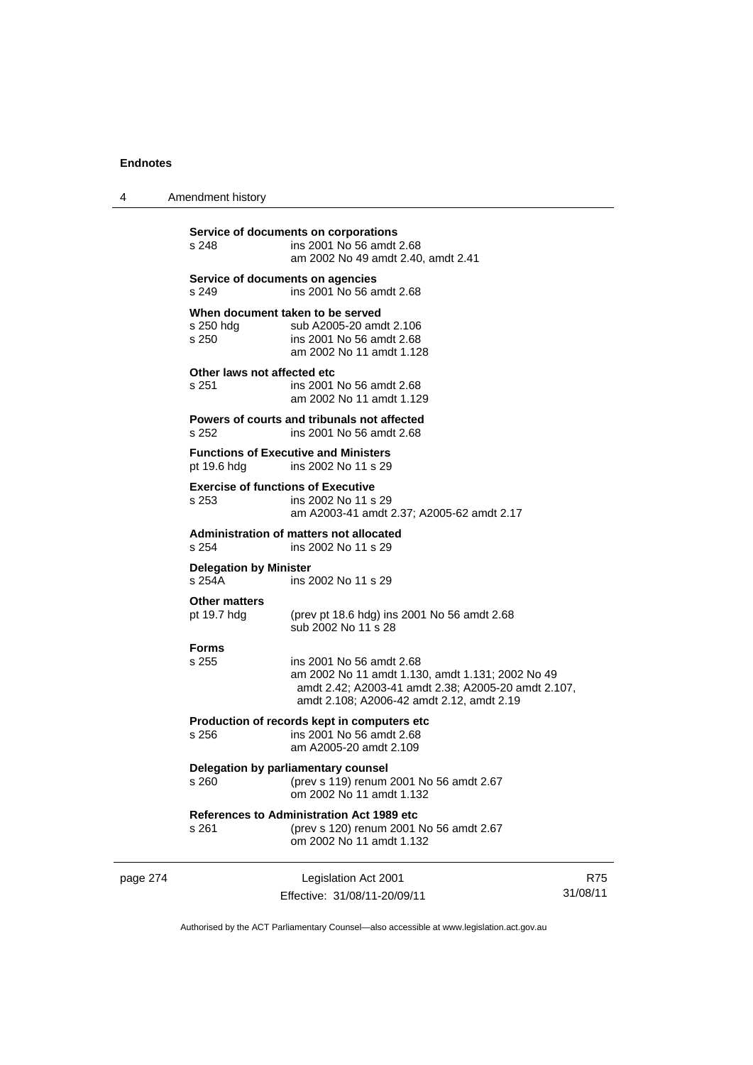**Service of documents on corporations**

s 248 — ins 2001 No 56 amdt 2.68
am 2002 No 49 amdt 2.40, amdt 2.41

**Service of documents on agencies**

s 249 — ins 2001 No 56 amdt 2.68

**When document taken to be served**

s 250 hdg — sub A2005-20 amdt 2.106
s 250 — ins 2001 No 56 amdt 2.68
am 2002 No 11 amdt 1.128

**Other laws not affected etc**

s 251 — ins 2001 No 56 amdt 2.68
am 2002 No 11 amdt 1.129

**Powers of courts and tribunals not affected**

s 252 — ins 2001 No 56 amdt 2.68

**Functions of Executive and Ministers**

pt 19.6 hdg — ins 2002 No 11 s 29

**Exercise of functions of Executive**

s 253 — ins 2002 No 11 s 29
am A2003-41 amdt 2.37; A2005-62 amdt 2.17

**Administration of matters not allocated**

s 254 — ins 2002 No 11 s 29

**Delegation by Minister**

s 254A — ins 2002 No 11 s 29

**Other matters**

pt 19.7 hdg — (prev pt 18.6 hdg) ins 2001 No 56 amdt 2.68
sub 2002 No 11 s 28

**Forms**

s 255 — ins 2001 No 56 amdt 2.68
am 2002 No 11 amdt 1.130, amdt 1.131; 2002 No 49 amdt 2.42; A2003-41 amdt 2.38; A2005-20 amdt 2.107, amdt 2.108; A2006-42 amdt 2.12, amdt 2.19

**Production of records kept in computers etc**

s 256 — ins 2001 No 56 amdt 2.68
am A2005-20 amdt 2.109

**Delegation by parliamentary counsel**

s 260 — (prev s 119) renum 2001 No 56 amdt 2.67
om 2002 No 11 amdt 1.132

**References to Administration Act 1989 etc**

s 261 — (prev s 120) renum 2001 No 56 amdt 2.67
om 2002 No 11 amdt 1.132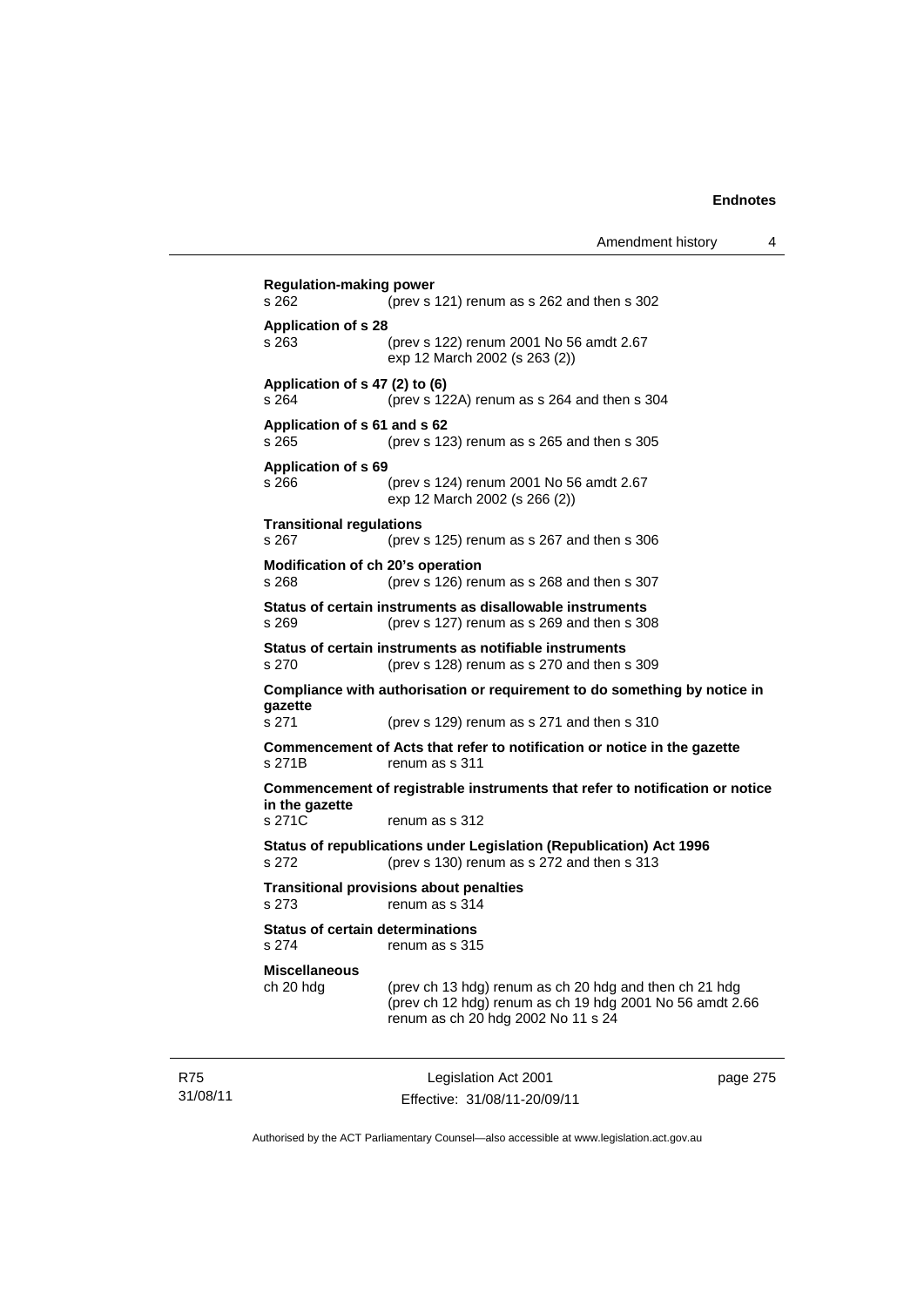**Regulation-making power**
s 262 (prev s 121) renum as s 262 and then s 302

**Application of s 28**
s 263 (prev s 122) renum 2001 No 56 amdt 2.67
exp 12 March 2002 (s 263 (2))

**Application of s 47 (2) to (6)**
s 264 (prev s 122A) renum as s 264 and then s 304

**Application of s 61 and s 62**
s 265 (prev s 123) renum as s 265 and then s 305

**Application of s 69**
s 266 (prev s 124) renum 2001 No 56 amdt 2.67
exp 12 March 2002 (s 266 (2))

**Transitional regulations**
s 267 (prev s 125) renum as s 267 and then s 306

**Modification of ch 20's operation**
s 268 (prev s 126) renum as s 268 and then s 307

**Status of certain instruments as disallowable instruments**
s 269 (prev s 127) renum as s 269 and then s 308

**Status of certain instruments as notifiable instruments**
s 270 (prev s 128) renum as s 270 and then s 309

**Compliance with authorisation or requirement to do something by notice in gazette**
s 271 (prev s 129) renum as s 271 and then s 310

**Commencement of Acts that refer to notification or notice in the gazette**
s 271B renum as s 311

**Commencement of registrable instruments that refer to notification or notice in the gazette**
s 271C renum as s 312

**Status of republications under Legislation (Republication) Act 1996**
s 272 (prev s 130) renum as s 272 and then s 313

**Transitional provisions about penalties**
s 273 renum as s 314

**Status of certain determinations**
s 274 renum as s 315

**Miscellaneous**
ch 20 hdg (prev ch 13 hdg) renum as ch 20 hdg and then ch 21 hdg
(prev ch 12 hdg) renum as ch 19 hdg 2001 No 56 amdt 2.66
renum as ch 20 hdg 2002 No 11 s 24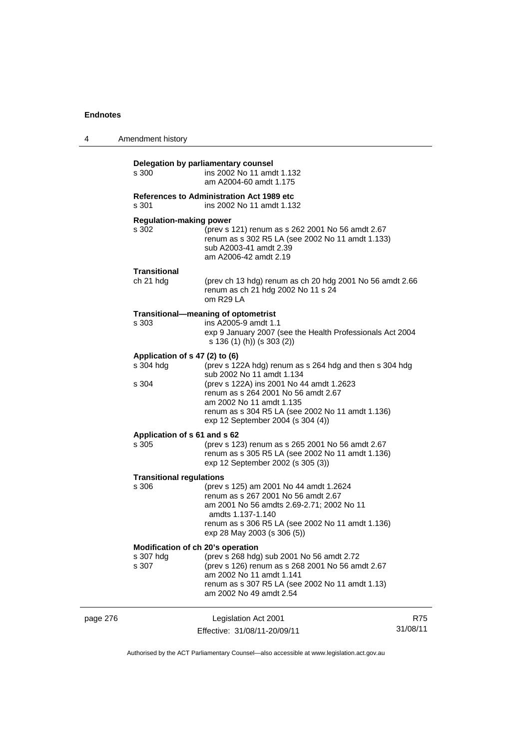**Delegation by parliamentary counsel**

s 300 ins 2002 No 11 amdt 1.132
am A2004-60 amdt 1.175

**References to Administration Act 1989 etc**

s 301 ins 2002 No 11 amdt 1.132

**Regulation-making power**

s 302 (prev s 121) renum as s 262 2001 No 56 amdt 2.67
renum as s 302 R5 LA (see 2002 No 11 amdt 1.133)
sub A2003-41 amdt 2.39
am A2006-42 amdt 2.19

**Transitional**

ch 21 hdg (prev ch 13 hdg) renum as ch 20 hdg 2001 No 56 amdt 2.66
renum as ch 21 hdg 2002 No 11 s 24
om R29 LA

**Transitional—meaning of optometrist**

s 303 ins A2005-9 amdt 1.1
exp 9 January 2007 (see the Health Professionals Act 2004 s 136 (1) (h)) (s 303 (2))

**Application of s 47 (2) to (6)**

s 304 hdg (prev s 122A hdg) renum as s 264 hdg and then s 304 hdg
sub 2002 No 11 amdt 1.134

s 304 (prev s 122A) ins 2001 No 44 amdt 1.2623
renum as s 264 2001 No 56 amdt 2.67
am 2002 No 11 amdt 1.135
renum as s 304 R5 LA (see 2002 No 11 amdt 1.136)
exp 12 September 2004 (s 304 (4))

**Application of s 61 and s 62**

s 305 (prev s 123) renum as s 265 2001 No 56 amdt 2.67
renum as s 305 R5 LA (see 2002 No 11 amdt 1.136)
exp 12 September 2002 (s 305 (3))

**Transitional regulations**

s 306 (prev s 125) am 2001 No 44 amdt 1.2624
renum as s 267 2001 No 56 amdt 2.67
am 2001 No 56 amdts 2.69-2.71; 2002 No 11 amdts 1.137-1.140
renum as s 306 R5 LA (see 2002 No 11 amdt 1.136)
exp 28 May 2003 (s 306 (5))

**Modification of ch 20's operation**

s 307 hdg (prev s 268 hdg) sub 2001 No 56 amdt 2.72

s 307 (prev s 126) renum as s 268 2001 No 56 amdt 2.67
am 2002 No 11 amdt 1.141
renum as s 307 R5 LA (see 2002 No 11 amdt 1.13)
am 2002 No 49 amdt 2.54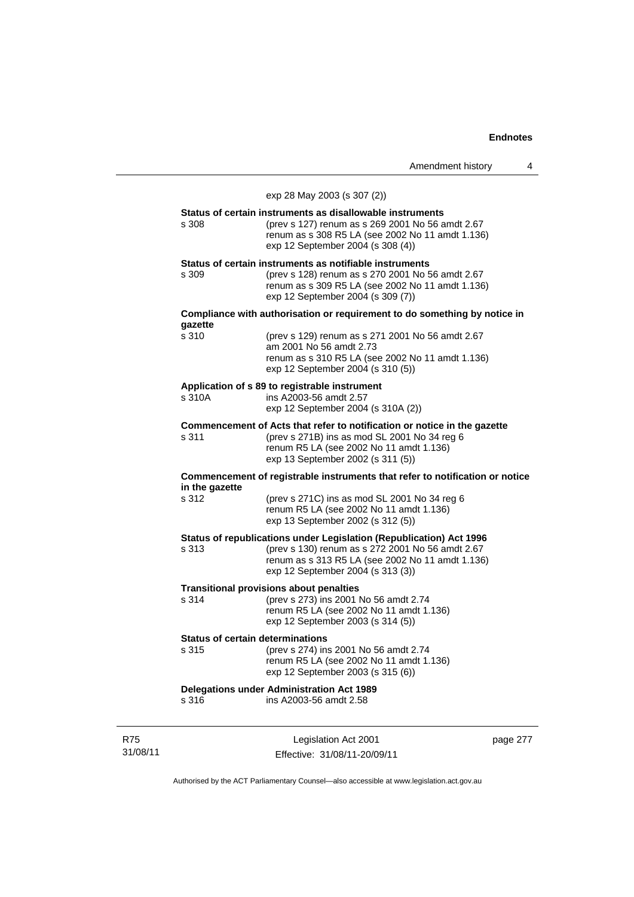exp 28 May 2003 (s 307 (2))

**Status of certain instruments as disallowable instruments**

s 308 (prev s 127) renum as s 269 2001 No 56 amdt 2.67
renum as s 308 R5 LA (see 2002 No 11 amdt 1.136)
exp 12 September 2004 (s 308 (4))

**Status of certain instruments as notifiable instruments**

s 309 (prev s 128) renum as s 270 2001 No 56 amdt 2.67
renum as s 309 R5 LA (see 2002 No 11 amdt 1.136)
exp 12 September 2004 (s 309 (7))

**Compliance with authorisation or requirement to do something by notice in gazette**

s 310 (prev s 129) renum as s 271 2001 No 56 amdt 2.67
am 2001 No 56 amdt 2.73
renum as s 310 R5 LA (see 2002 No 11 amdt 1.136)
exp 12 September 2004 (s 310 (5))

**Application of s 89 to registrable instrument**

s 310A ins A2003-56 amdt 2.57
exp 12 September 2004 (s 310A (2))

**Commencement of Acts that refer to notification or notice in the gazette**

s 311 (prev s 271B) ins as mod SL 2001 No 34 reg 6
renum R5 LA (see 2002 No 11 amdt 1.136)
exp 13 September 2002 (s 311 (5))

**Commencement of registrable instruments that refer to notification or notice in the gazette**

s 312 (prev s 271C) ins as mod SL 2001 No 34 reg 6
renum R5 LA (see 2002 No 11 amdt 1.136)
exp 13 September 2002 (s 312 (5))

**Status of republications under Legislation (Republication) Act 1996**

s 313 (prev s 130) renum as s 272 2001 No 56 amdt 2.67
renum as s 313 R5 LA (see 2002 No 11 amdt 1.136)
exp 12 September 2004 (s 313 (3))

**Transitional provisions about penalties**

s 314 (prev s 273) ins 2001 No 56 amdt 2.74
renum R5 LA (see 2002 No 11 amdt 1.136)
exp 12 September 2003 (s 314 (5))

**Status of certain determinations**

s 315 (prev s 274) ins 2001 No 56 amdt 2.74
renum R5 LA (see 2002 No 11 amdt 1.136)
exp 12 September 2003 (s 315 (6))

**Delegations under Administration Act 1989**

s 316 ins A2003-56 amdt 2.58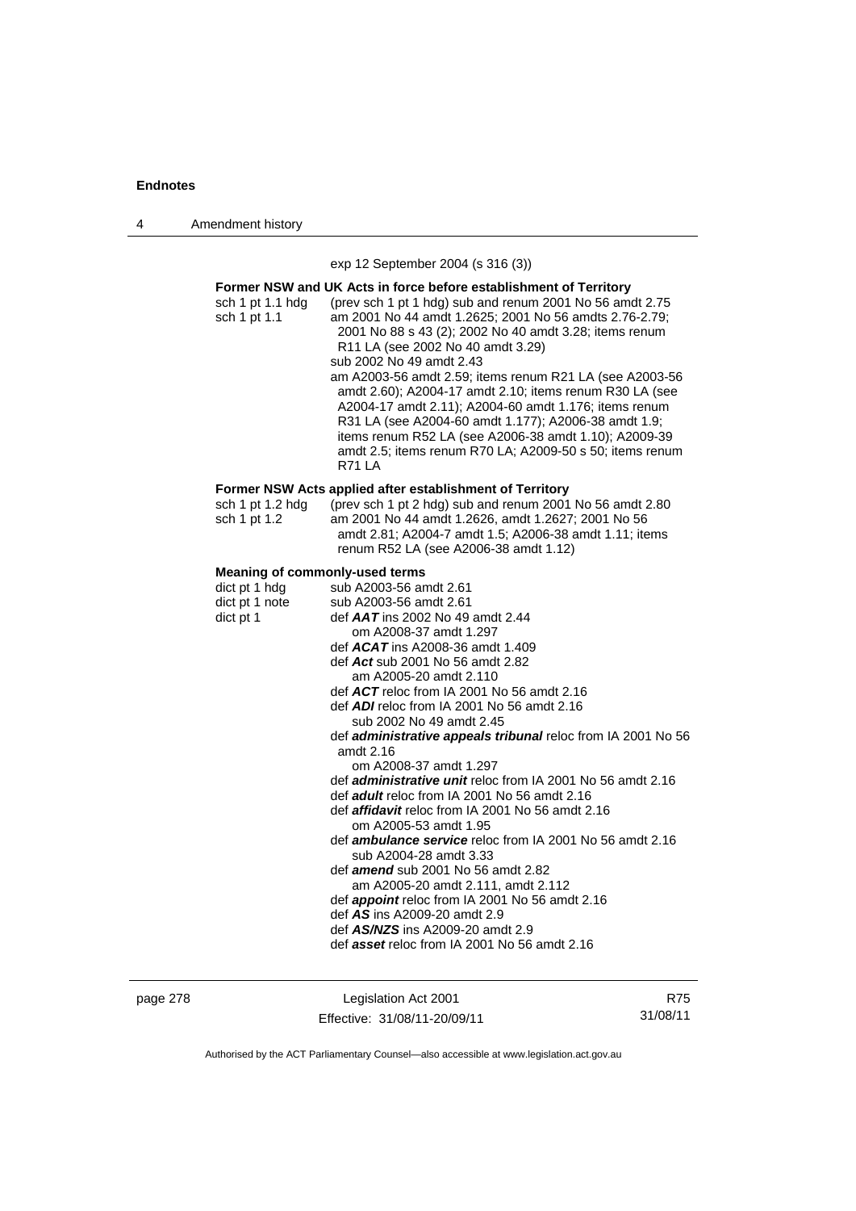exp 12 September 2004 (s 316 (3))

**Former NSW and UK Acts in force before establishment of Territory**

sch 1 pt 1.1 hdg (prev sch 1 pt 1 hdg) sub and renum 2001 No 56 amdt 2.75

sch 1 pt 1.1 am 2001 No 44 amdt 1.2625; 2001 No 56 amdts 2.76-2.79; 2001 No 88 s 43 (2); 2002 No 40 amdt 3.28; items renum R11 LA (see 2002 No 40 amdt 3.29)
sub 2002 No 49 amdt 2.43
am A2003-56 amdt 2.59; items renum R21 LA (see A2003-56 amdt 2.60); A2004-17 amdt 2.10; items renum R30 LA (see A2004-17 amdt 2.11); A2004-60 amdt 1.176; items renum R31 LA (see A2004-60 amdt 1.177); A2006-38 amdt 1.9; items renum R52 LA (see A2006-38 amdt 1.10); A2009-39 amdt 2.5; items renum R70 LA; A2009-50 s 50; items renum R71 LA

**Former NSW Acts applied after establishment of Territory**

sch 1 pt 1.2 hdg (prev sch 1 pt 2 hdg) sub and renum 2001 No 56 amdt 2.80

sch 1 pt 1.2 am 2001 No 44 amdt 1.2626, amdt 1.2627; 2001 No 56 amdt 2.81; A2004-7 amdt 1.5; A2006-38 amdt 1.11; items renum R52 LA (see A2006-38 amdt 1.12)

**Meaning of commonly-used terms**

dict pt 1 hdg sub A2003-56 amdt 2.61

dict pt 1 note sub A2003-56 amdt 2.61

dict pt 1 def ***AAT*** ins 2002 No 49 amdt 2.44
om A2008-37 amdt 1.297
def ***ACAT*** ins A2008-36 amdt 1.409
def ***Act*** sub 2001 No 56 amdt 2.82
am A2005-20 amdt 2.110
def ***ACT*** reloc from IA 2001 No 56 amdt 2.16
def ***ADI*** reloc from IA 2001 No 56 amdt 2.16
sub 2002 No 49 amdt 2.45
def ***administrative appeals tribunal*** reloc from IA 2001 No 56 amdt 2.16
om A2008-37 amdt 1.297
def ***administrative unit*** reloc from IA 2001 No 56 amdt 2.16
def ***adult*** reloc from IA 2001 No 56 amdt 2.16
def ***affidavit*** reloc from IA 2001 No 56 amdt 2.16
om A2005-53 amdt 1.95
def ***ambulance service*** reloc from IA 2001 No 56 amdt 2.16
sub A2004-28 amdt 3.33
def ***amend*** sub 2001 No 56 amdt 2.82
am A2005-20 amdt 2.111, amdt 2.112
def ***appoint*** reloc from IA 2001 No 56 amdt 2.16
def ***AS*** ins A2009-20 amdt 2.9
def ***AS/NZS*** ins A2009-20 amdt 2.9
def ***asset*** reloc from IA 2001 No 56 amdt 2.16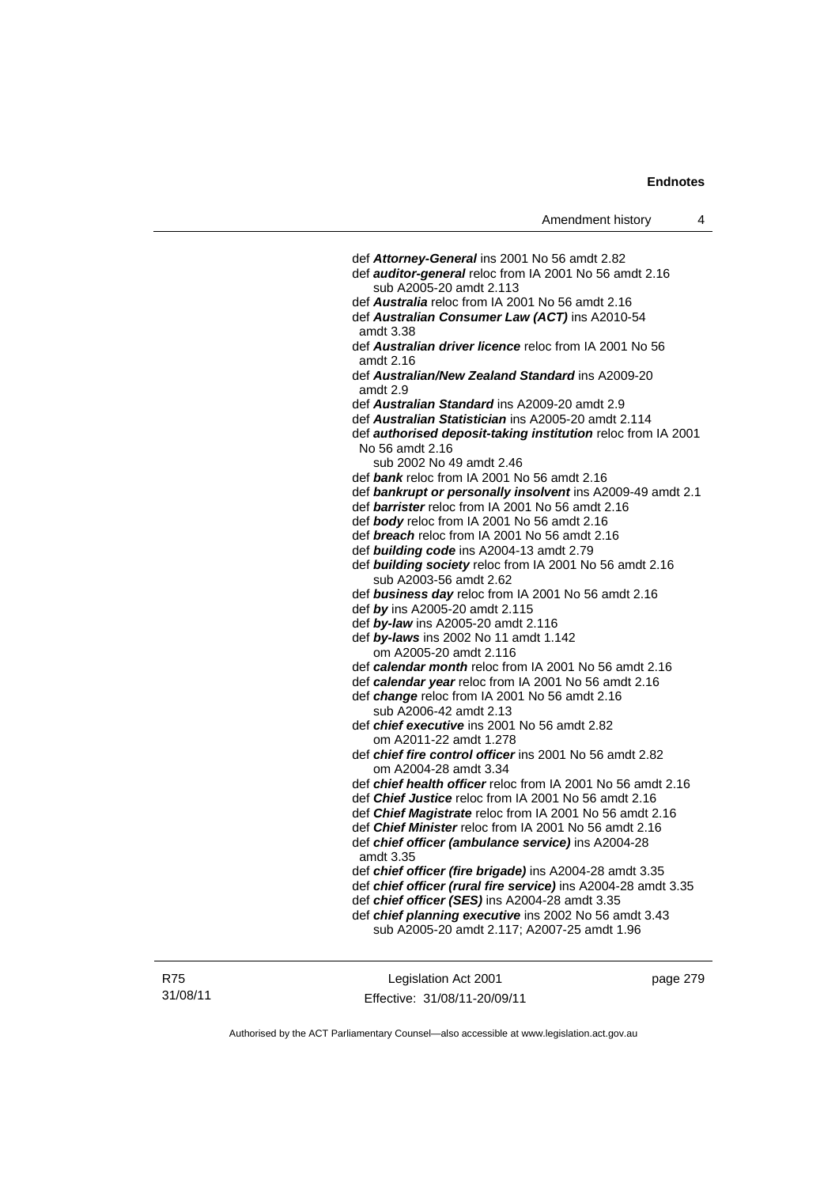def ***Attorney-General*** ins 2001 No 56 amdt 2.82

def ***auditor-general*** reloc from IA 2001 No 56 amdt 2.16
    sub A2005-20 amdt 2.113

def ***Australia*** reloc from IA 2001 No 56 amdt 2.16

def ***Australian Consumer Law (ACT)*** ins A2010-54 amdt 3.38

def ***Australian driver licence*** reloc from IA 2001 No 56 amdt 2.16

def ***Australian/New Zealand Standard*** ins A2009-20 amdt 2.9

def ***Australian Standard*** ins A2009-20 amdt 2.9

def ***Australian Statistician*** ins A2005-20 amdt 2.114

def ***authorised deposit-taking institution*** reloc from IA 2001 No 56 amdt 2.16
    sub 2002 No 49 amdt 2.46

def ***bank*** reloc from IA 2001 No 56 amdt 2.16

def ***bankrupt or personally insolvent*** ins A2009-49 amdt 2.1

def ***barrister*** reloc from IA 2001 No 56 amdt 2.16

def ***body*** reloc from IA 2001 No 56 amdt 2.16

def ***breach*** reloc from IA 2001 No 56 amdt 2.16

def ***building code*** ins A2004-13 amdt 2.79

def ***building society*** reloc from IA 2001 No 56 amdt 2.16
    sub A2003-56 amdt 2.62

def ***business day*** reloc from IA 2001 No 56 amdt 2.16

def ***by*** ins A2005-20 amdt 2.115

def ***by-law*** ins A2005-20 amdt 2.116

def ***by-laws*** ins 2002 No 11 amdt 1.142
    om A2005-20 amdt 2.116

def ***calendar month*** reloc from IA 2001 No 56 amdt 2.16

def ***calendar year*** reloc from IA 2001 No 56 amdt 2.16

def ***change*** reloc from IA 2001 No 56 amdt 2.16
    sub A2006-42 amdt 2.13

def ***chief executive*** ins 2001 No 56 amdt 2.82
    om A2011-22 amdt 1.278

def ***chief fire control officer*** ins 2001 No 56 amdt 2.82
    om A2004-28 amdt 3.34

def ***chief health officer*** reloc from IA 2001 No 56 amdt 2.16

def ***Chief Justice*** reloc from IA 2001 No 56 amdt 2.16

def ***Chief Magistrate*** reloc from IA 2001 No 56 amdt 2.16

def ***Chief Minister*** reloc from IA 2001 No 56 amdt 2.16

def ***chief officer (ambulance service)*** ins A2004-28 amdt 3.35

def ***chief officer (fire brigade)*** ins A2004-28 amdt 3.35

def ***chief officer (rural fire service)*** ins A2004-28 amdt 3.35

def ***chief officer (SES)*** ins A2004-28 amdt 3.35

def ***chief planning executive*** ins 2002 No 56 amdt 3.43
    sub A2005-20 amdt 2.117; A2007-25 amdt 1.96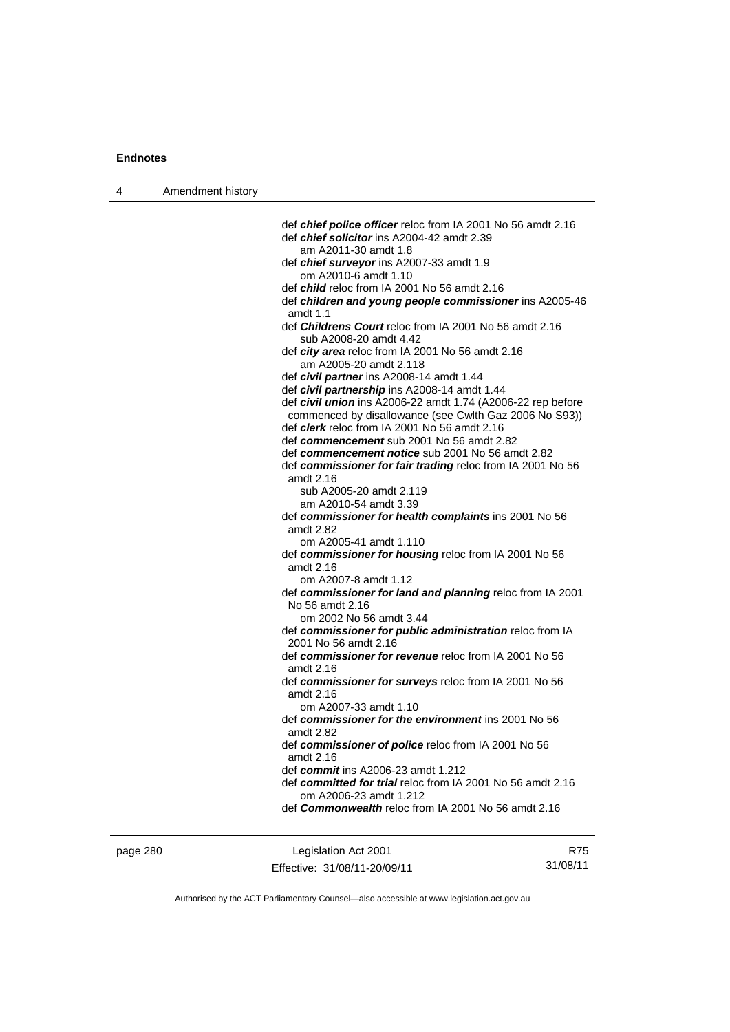def ***chief police officer*** reloc from IA 2001 No 56 amdt 2.16
def ***chief solicitor*** ins A2004-42 amdt 2.39
    am A2011-30 amdt 1.8
def ***chief surveyor*** ins A2007-33 amdt 1.9
    om A2010-6 amdt 1.10
def ***child*** reloc from IA 2001 No 56 amdt 2.16
def ***children and young people commissioner*** ins A2005-46 amdt 1.1
def ***Childrens Court*** reloc from IA 2001 No 56 amdt 2.16
    sub A2008-20 amdt 4.42
def ***city area*** reloc from IA 2001 No 56 amdt 2.16
    am A2005-20 amdt 2.118
def ***civil partner*** ins A2008-14 amdt 1.44
def ***civil partnership*** ins A2008-14 amdt 1.44
def ***civil union*** ins A2006-22 amdt 1.74 (A2006-22 rep before commenced by disallowance (see Cwlth Gaz 2006 No S93))
def ***clerk*** reloc from IA 2001 No 56 amdt 2.16
def ***commencement*** sub 2001 No 56 amdt 2.82
def ***commencement notice*** sub 2001 No 56 amdt 2.82
def ***commissioner for fair trading*** reloc from IA 2001 No 56 amdt 2.16
    sub A2005-20 amdt 2.119
    am A2010-54 amdt 3.39
def ***commissioner for health complaints*** ins 2001 No 56 amdt 2.82
    om A2005-41 amdt 1.110
def ***commissioner for housing*** reloc from IA 2001 No 56 amdt 2.16
    om A2007-8 amdt 1.12
def ***commissioner for land and planning*** reloc from IA 2001 No 56 amdt 2.16
    om 2002 No 56 amdt 3.44
def ***commissioner for public administration*** reloc from IA 2001 No 56 amdt 2.16
def ***commissioner for revenue*** reloc from IA 2001 No 56 amdt 2.16
def ***commissioner for surveys*** reloc from IA 2001 No 56 amdt 2.16
    om A2007-33 amdt 1.10
def ***commissioner for the environment*** ins 2001 No 56 amdt 2.82
def ***commissioner of police*** reloc from IA 2001 No 56 amdt 2.16
def ***commit*** ins A2006-23 amdt 1.212
def ***committed for trial*** reloc from IA 2001 No 56 amdt 2.16
    om A2006-23 amdt 1.212
def ***Commonwealth*** reloc from IA 2001 No 56 amdt 2.16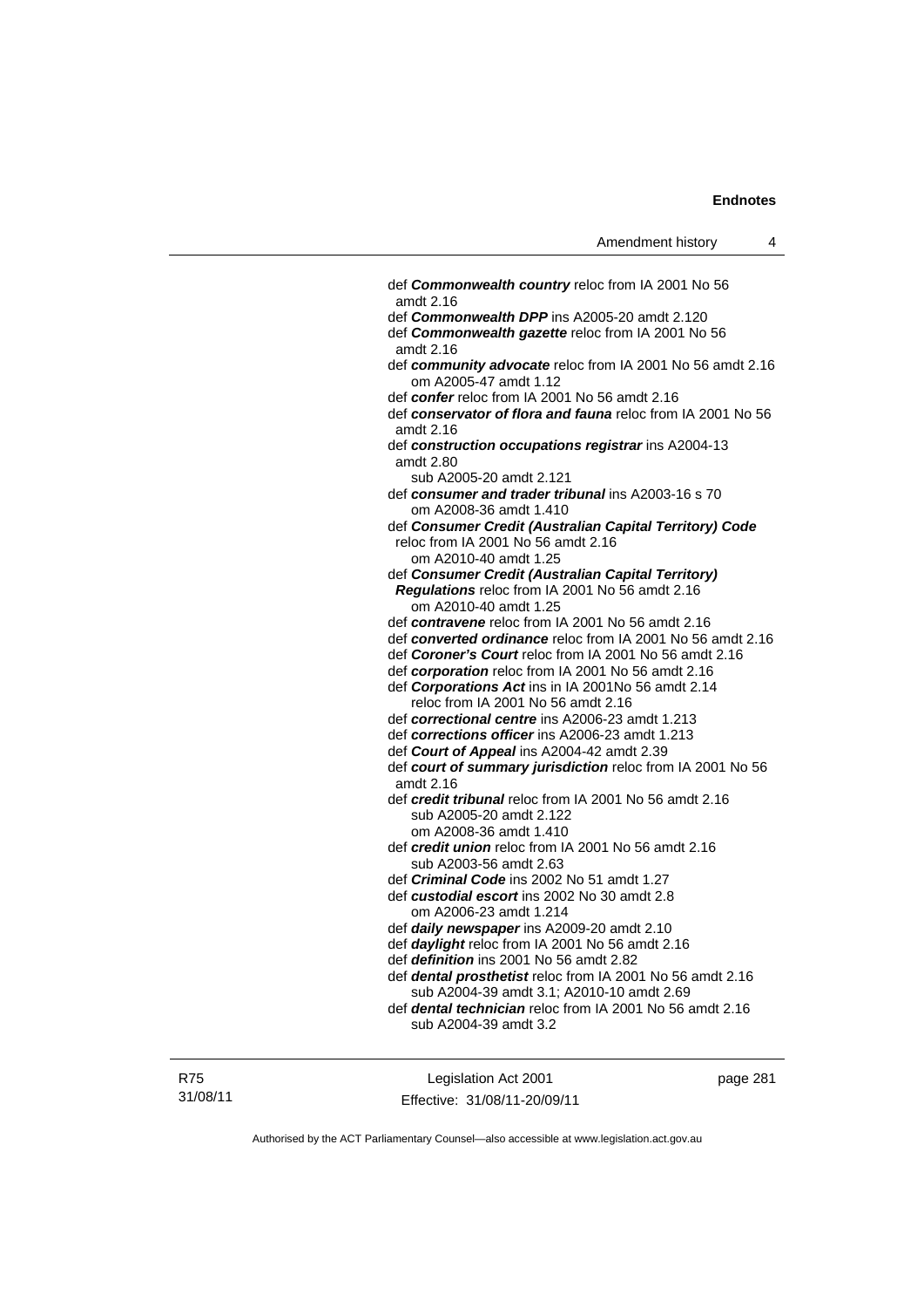def ***Commonwealth country*** reloc from IA 2001 No 56 amdt 2.16

def ***Commonwealth DPP*** ins A2005-20 amdt 2.120

def ***Commonwealth gazette*** reloc from IA 2001 No 56 amdt 2.16

def ***community advocate*** reloc from IA 2001 No 56 amdt 2.16
  om A2005-47 amdt 1.12

def ***confer*** reloc from IA 2001 No 56 amdt 2.16

def ***conservator of flora and fauna*** reloc from IA 2001 No 56 amdt 2.16

def ***construction occupations registrar*** ins A2004-13 amdt 2.80
  sub A2005-20 amdt 2.121

def ***consumer and trader tribunal*** ins A2003-16 s 70
  om A2008-36 amdt 1.410

def ***Consumer Credit (Australian Capital Territory) Code*** reloc from IA 2001 No 56 amdt 2.16
  om A2010-40 amdt 1.25

def ***Consumer Credit (Australian Capital Territory) Regulations*** reloc from IA 2001 No 56 amdt 2.16
  om A2010-40 amdt 1.25

def ***contravene*** reloc from IA 2001 No 56 amdt 2.16

def ***converted ordinance*** reloc from IA 2001 No 56 amdt 2.16

def ***Coroner's Court*** reloc from IA 2001 No 56 amdt 2.16

def ***corporation*** reloc from IA 2001 No 56 amdt 2.16

def ***Corporations Act*** ins in IA 2001No 56 amdt 2.14
  reloc from IA 2001 No 56 amdt 2.16

def ***correctional centre*** ins A2006-23 amdt 1.213

def ***corrections officer*** ins A2006-23 amdt 1.213

def ***Court of Appeal*** ins A2004-42 amdt 2.39

def ***court of summary jurisdiction*** reloc from IA 2001 No 56 amdt 2.16

def ***credit tribunal*** reloc from IA 2001 No 56 amdt 2.16
  sub A2005-20 amdt 2.122
  om A2008-36 amdt 1.410

def ***credit union*** reloc from IA 2001 No 56 amdt 2.16
  sub A2003-56 amdt 2.63

def ***Criminal Code*** ins 2002 No 51 amdt 1.27

def ***custodial escort*** ins 2002 No 30 amdt 2.8
  om A2006-23 amdt 1.214

def ***daily newspaper*** ins A2009-20 amdt 2.10

def ***daylight*** reloc from IA 2001 No 56 amdt 2.16

def ***definition*** ins 2001 No 56 amdt 2.82

def ***dental prosthetist*** reloc from IA 2001 No 56 amdt 2.16
  sub A2004-39 amdt 3.1; A2010-10 amdt 2.69

def ***dental technician*** reloc from IA 2001 No 56 amdt 2.16
  sub A2004-39 amdt 3.2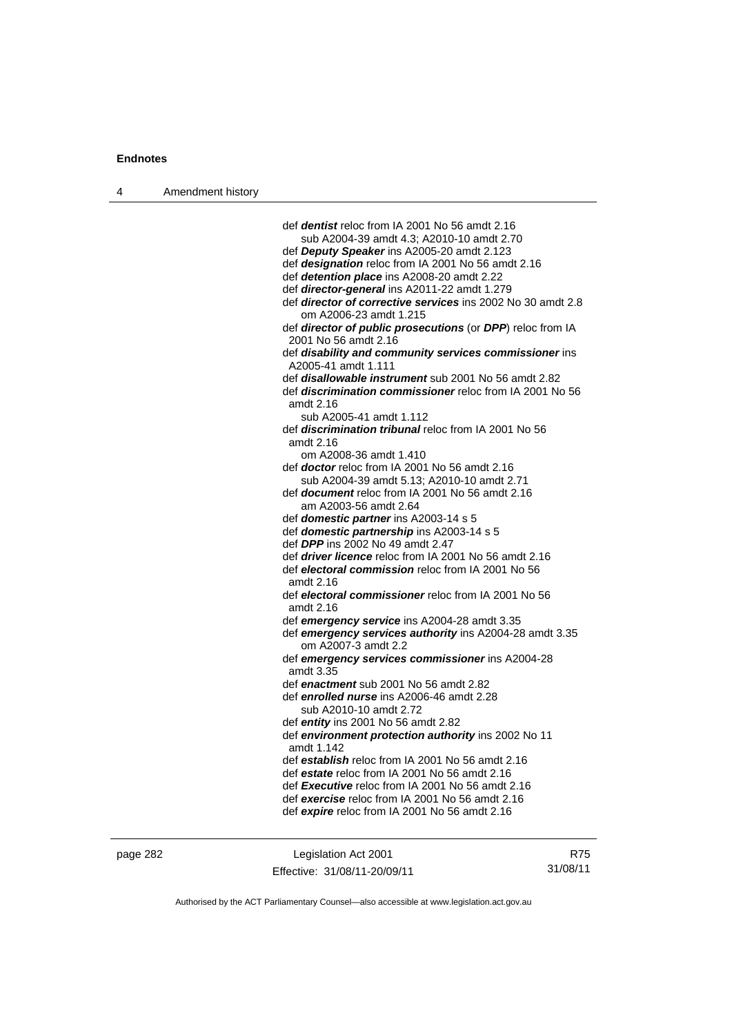def ***dentist*** reloc from IA 2001 No 56 amdt 2.16
    sub A2004-39 amdt 4.3; A2010-10 amdt 2.70
def ***Deputy Speaker*** ins A2005-20 amdt 2.123
def ***designation*** reloc from IA 2001 No 56 amdt 2.16
def ***detention place*** ins A2008-20 amdt 2.22
def ***director-general*** ins A2011-22 amdt 1.279
def ***director of corrective services*** ins 2002 No 30 amdt 2.8
    om A2006-23 amdt 1.215
def ***director of public prosecutions*** (or ***DPP***) reloc from IA 2001 No 56 amdt 2.16
def ***disability and community services commissioner*** ins A2005-41 amdt 1.111
def ***disallowable instrument*** sub 2001 No 56 amdt 2.82
def ***discrimination commissioner*** reloc from IA 2001 No 56 amdt 2.16
    sub A2005-41 amdt 1.112
def ***discrimination tribunal*** reloc from IA 2001 No 56 amdt 2.16
    om A2008-36 amdt 1.410
def ***doctor*** reloc from IA 2001 No 56 amdt 2.16
    sub A2004-39 amdt 5.13; A2010-10 amdt 2.71
def ***document*** reloc from IA 2001 No 56 amdt 2.16
    am A2003-56 amdt 2.64
def ***domestic partner*** ins A2003-14 s 5
def ***domestic partnership*** ins A2003-14 s 5
def ***DPP*** ins 2002 No 49 amdt 2.47
def ***driver licence*** reloc from IA 2001 No 56 amdt 2.16
def ***electoral commission*** reloc from IA 2001 No 56 amdt 2.16
def ***electoral commissioner*** reloc from IA 2001 No 56 amdt 2.16
def ***emergency service*** ins A2004-28 amdt 3.35
def ***emergency services authority*** ins A2004-28 amdt 3.35
    om A2007-3 amdt 2.2
def ***emergency services commissioner*** ins A2004-28 amdt 3.35
def ***enactment*** sub 2001 No 56 amdt 2.82
def ***enrolled nurse*** ins A2006-46 amdt 2.28
    sub A2010-10 amdt 2.72
def ***entity*** ins 2001 No 56 amdt 2.82
def ***environment protection authority*** ins 2002 No 11 amdt 1.142
def ***establish*** reloc from IA 2001 No 56 amdt 2.16
def ***estate*** reloc from IA 2001 No 56 amdt 2.16
def ***Executive*** reloc from IA 2001 No 56 amdt 2.16
def ***exercise*** reloc from IA 2001 No 56 amdt 2.16
def ***expire*** reloc from IA 2001 No 56 amdt 2.16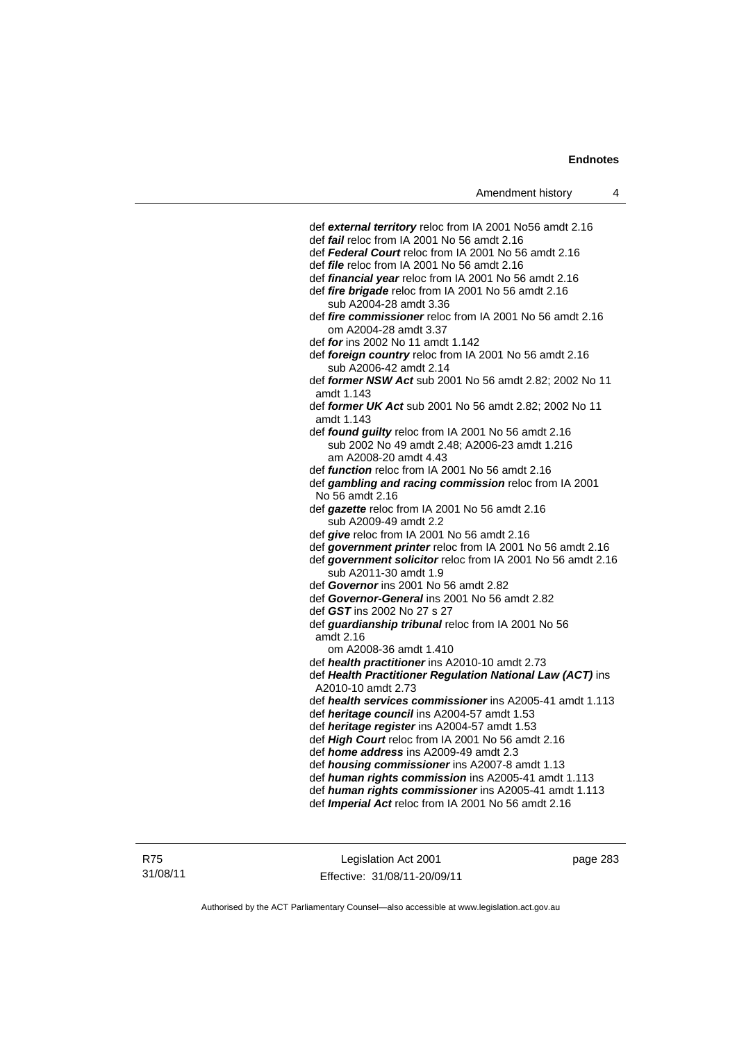def ***external territory*** reloc from IA 2001 No56 amdt 2.16
def ***fail*** reloc from IA 2001 No 56 amdt 2.16
def ***Federal Court*** reloc from IA 2001 No 56 amdt 2.16
def ***file*** reloc from IA 2001 No 56 amdt 2.16
def ***financial year*** reloc from IA 2001 No 56 amdt 2.16
def ***fire brigade*** reloc from IA 2001 No 56 amdt 2.16
  sub A2004-28 amdt 3.36
def ***fire commissioner*** reloc from IA 2001 No 56 amdt 2.16
  om A2004-28 amdt 3.37
def ***for*** ins 2002 No 11 amdt 1.142
def ***foreign country*** reloc from IA 2001 No 56 amdt 2.16
  sub A2006-42 amdt 2.14
def ***former NSW Act*** sub 2001 No 56 amdt 2.82; 2002 No 11 amdt 1.143
def ***former UK Act*** sub 2001 No 56 amdt 2.82; 2002 No 11 amdt 1.143
def ***found guilty*** reloc from IA 2001 No 56 amdt 2.16
  sub 2002 No 49 amdt 2.48; A2006-23 amdt 1.216
  am A2008-20 amdt 4.43
def ***function*** reloc from IA 2001 No 56 amdt 2.16
def ***gambling and racing commission*** reloc from IA 2001 No 56 amdt 2.16
def ***gazette*** reloc from IA 2001 No 56 amdt 2.16
  sub A2009-49 amdt 2.2
def ***give*** reloc from IA 2001 No 56 amdt 2.16
def ***government printer*** reloc from IA 2001 No 56 amdt 2.16
def ***government solicitor*** reloc from IA 2001 No 56 amdt 2.16
  sub A2011-30 amdt 1.9
def ***Governor*** ins 2001 No 56 amdt 2.82
def ***Governor-General*** ins 2001 No 56 amdt 2.82
def ***GST*** ins 2002 No 27 s 27
def ***guardianship tribunal*** reloc from IA 2001 No 56 amdt 2.16
  om A2008-36 amdt 1.410
def ***health practitioner*** ins A2010-10 amdt 2.73
def ***Health Practitioner Regulation National Law (ACT)*** ins A2010-10 amdt 2.73
def ***health services commissioner*** ins A2005-41 amdt 1.113
def ***heritage council*** ins A2004-57 amdt 1.53
def ***heritage register*** ins A2004-57 amdt 1.53
def ***High Court*** reloc from IA 2001 No 56 amdt 2.16
def ***home address*** ins A2009-49 amdt 2.3
def ***housing commissioner*** ins A2007-8 amdt 1.13
def ***human rights commission*** ins A2005-41 amdt 1.113
def ***human rights commissioner*** ins A2005-41 amdt 1.113
def ***Imperial Act*** reloc from IA 2001 No 56 amdt 2.16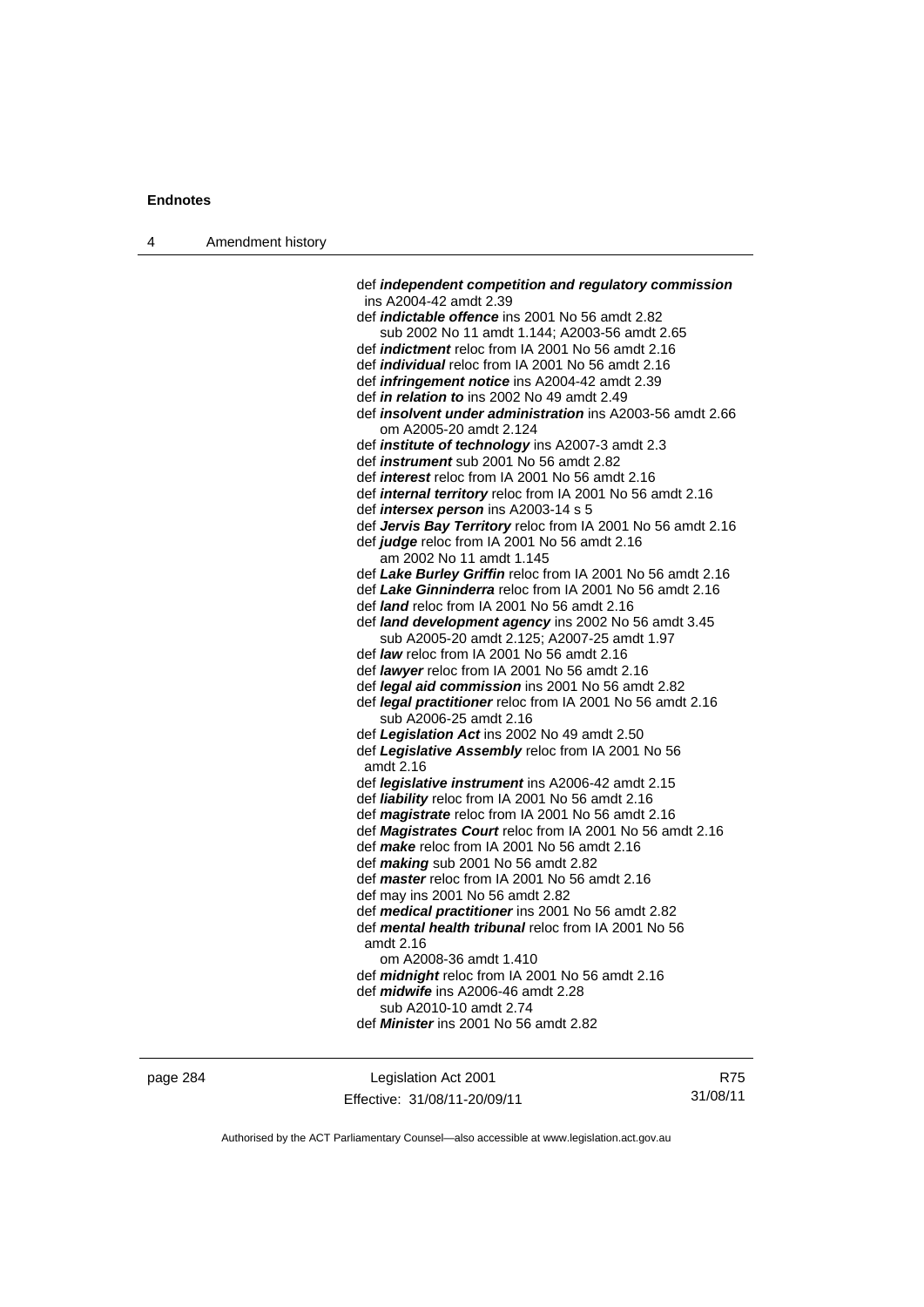def ***independent competition and regulatory commission*** ins A2004-42 amdt 2.39

def ***indictable offence*** ins 2001 No 56 amdt 2.82
sub 2002 No 11 amdt 1.144; A2003-56 amdt 2.65

def ***indictment*** reloc from IA 2001 No 56 amdt 2.16

def ***individual*** reloc from IA 2001 No 56 amdt 2.16

def ***infringement notice*** ins A2004-42 amdt 2.39

def ***in relation to*** ins 2002 No 49 amdt 2.49

def ***insolvent under administration*** ins A2003-56 amdt 2.66
om A2005-20 amdt 2.124

def ***institute of technology*** ins A2007-3 amdt 2.3

def ***instrument*** sub 2001 No 56 amdt 2.82

def ***interest*** reloc from IA 2001 No 56 amdt 2.16

def ***internal territory*** reloc from IA 2001 No 56 amdt 2.16

def ***intersex person*** ins A2003-14 s 5

def ***Jervis Bay Territory*** reloc from IA 2001 No 56 amdt 2.16

def ***judge*** reloc from IA 2001 No 56 amdt 2.16
am 2002 No 11 amdt 1.145

def ***Lake Burley Griffin*** reloc from IA 2001 No 56 amdt 2.16

def ***Lake Ginninderra*** reloc from IA 2001 No 56 amdt 2.16

def ***land*** reloc from IA 2001 No 56 amdt 2.16

def ***land development agency*** ins 2002 No 56 amdt 3.45
sub A2005-20 amdt 2.125; A2007-25 amdt 1.97

def ***law*** reloc from IA 2001 No 56 amdt 2.16

def ***lawyer*** reloc from IA 2001 No 56 amdt 2.16

def ***legal aid commission*** ins 2001 No 56 amdt 2.82

def ***legal practitioner*** reloc from IA 2001 No 56 amdt 2.16
sub A2006-25 amdt 2.16

def ***Legislation Act*** ins 2002 No 49 amdt 2.50

def ***Legislative Assembly*** reloc from IA 2001 No 56 amdt 2.16

def ***legislative instrument*** ins A2006-42 amdt 2.15

def ***liability*** reloc from IA 2001 No 56 amdt 2.16

def ***magistrate*** reloc from IA 2001 No 56 amdt 2.16

def ***Magistrates Court*** reloc from IA 2001 No 56 amdt 2.16

def ***make*** reloc from IA 2001 No 56 amdt 2.16

def ***making*** sub 2001 No 56 amdt 2.82

def ***master*** reloc from IA 2001 No 56 amdt 2.16

def may ins 2001 No 56 amdt 2.82

def ***medical practitioner*** ins 2001 No 56 amdt 2.82

def ***mental health tribunal*** reloc from IA 2001 No 56 amdt 2.16
om A2008-36 amdt 1.410

def ***midnight*** reloc from IA 2001 No 56 amdt 2.16

def ***midwife*** ins A2006-46 amdt 2.28
sub A2010-10 amdt 2.74

def ***Minister*** ins 2001 No 56 amdt 2.82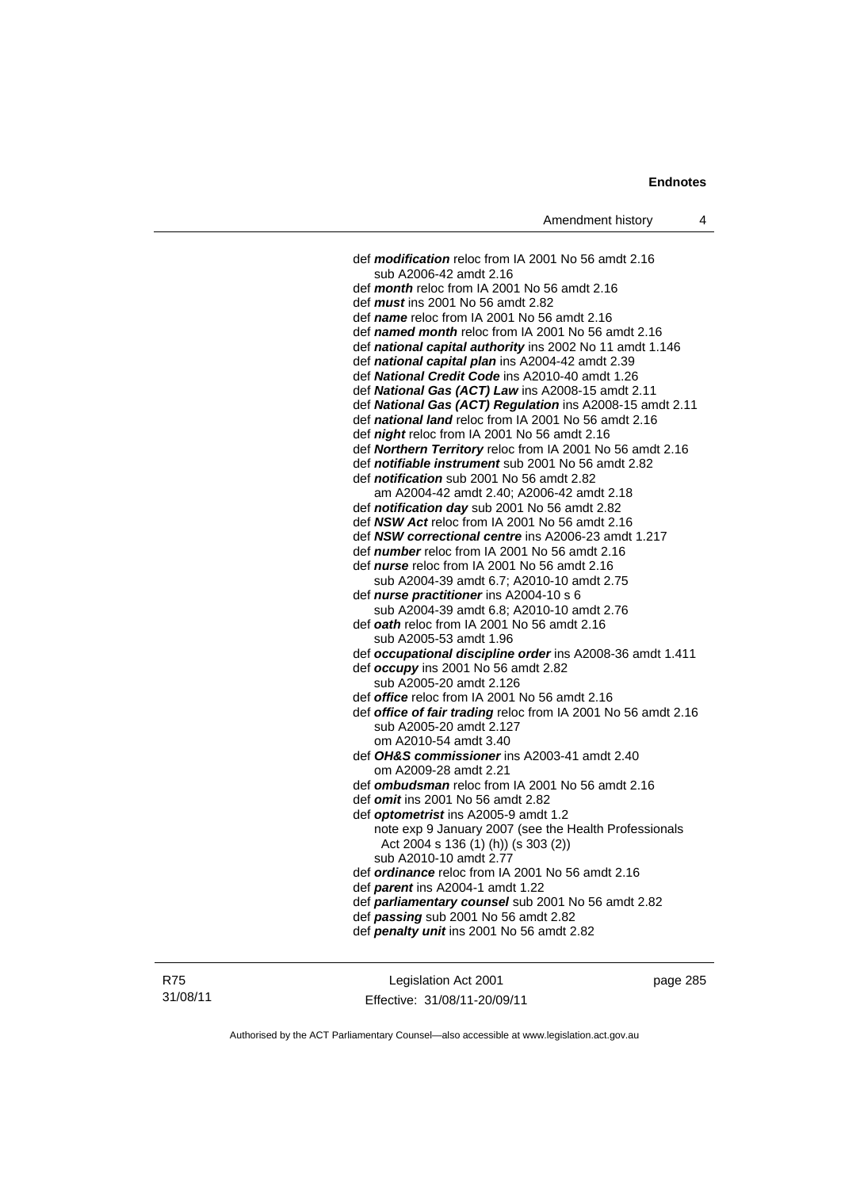def ***modification*** reloc from IA 2001 No 56 amdt 2.16
  sub A2006-42 amdt 2.16
def ***month*** reloc from IA 2001 No 56 amdt 2.16
def ***must*** ins 2001 No 56 amdt 2.82
def ***name*** reloc from IA 2001 No 56 amdt 2.16
def ***named month*** reloc from IA 2001 No 56 amdt 2.16
def ***national capital authority*** ins 2002 No 11 amdt 1.146
def ***national capital plan*** ins A2004-42 amdt 2.39
def ***National Credit Code*** ins A2010-40 amdt 1.26
def ***National Gas (ACT) Law*** ins A2008-15 amdt 2.11
def ***National Gas (ACT) Regulation*** ins A2008-15 amdt 2.11
def ***national land*** reloc from IA 2001 No 56 amdt 2.16
def ***night*** reloc from IA 2001 No 56 amdt 2.16
def ***Northern Territory*** reloc from IA 2001 No 56 amdt 2.16
def ***notifiable instrument*** sub 2001 No 56 amdt 2.82
def ***notification*** sub 2001 No 56 amdt 2.82
  am A2004-42 amdt 2.40; A2006-42 amdt 2.18
def ***notification day*** sub 2001 No 56 amdt 2.82
def ***NSW Act*** reloc from IA 2001 No 56 amdt 2.16
def ***NSW correctional centre*** ins A2006-23 amdt 1.217
def ***number*** reloc from IA 2001 No 56 amdt 2.16
def ***nurse*** reloc from IA 2001 No 56 amdt 2.16
  sub A2004-39 amdt 6.7; A2010-10 amdt 2.75
def ***nurse practitioner*** ins A2004-10 s 6
  sub A2004-39 amdt 6.8; A2010-10 amdt 2.76
def ***oath*** reloc from IA 2001 No 56 amdt 2.16
  sub A2005-53 amdt 1.96
def ***occupational discipline order*** ins A2008-36 amdt 1.411
def ***occupy*** ins 2001 No 56 amdt 2.82
  sub A2005-20 amdt 2.126
def ***office*** reloc from IA 2001 No 56 amdt 2.16
def ***office of fair trading*** reloc from IA 2001 No 56 amdt 2.16
  sub A2005-20 amdt 2.127
  om A2010-54 amdt 3.40
def ***OH&S commissioner*** ins A2003-41 amdt 2.40
  om A2009-28 amdt 2.21
def ***ombudsman*** reloc from IA 2001 No 56 amdt 2.16
def ***omit*** ins 2001 No 56 amdt 2.82
def ***optometrist*** ins A2005-9 amdt 1.2
  note exp 9 January 2007 (see the Health Professionals Act 2004 s 136 (1) (h)) (s 303 (2))
  sub A2010-10 amdt 2.77
def ***ordinance*** reloc from IA 2001 No 56 amdt 2.16
def ***parent*** ins A2004-1 amdt 1.22
def ***parliamentary counsel*** sub 2001 No 56 amdt 2.82
def ***passing*** sub 2001 No 56 amdt 2.82
def ***penalty unit*** ins 2001 No 56 amdt 2.82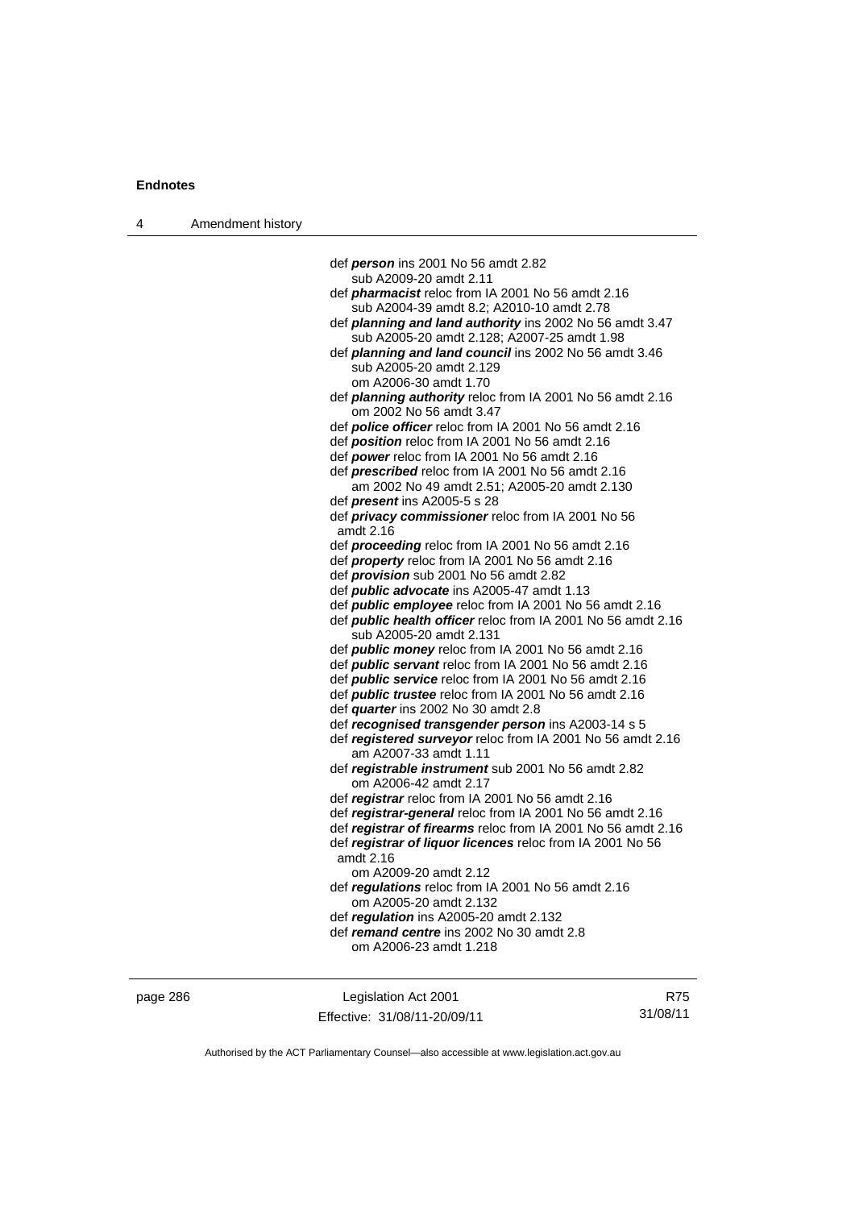def ***person*** ins 2001 No 56 amdt 2.82
sub A2009-20 amdt 2.11

def ***pharmacist*** reloc from IA 2001 No 56 amdt 2.16
sub A2004-39 amdt 8.2; A2010-10 amdt 2.78

def ***planning and land authority*** ins 2002 No 56 amdt 3.47
sub A2005-20 amdt 2.128; A2007-25 amdt 1.98

def ***planning and land council*** ins 2002 No 56 amdt 3.46
sub A2005-20 amdt 2.129
om A2006-30 amdt 1.70

def ***planning authority*** reloc from IA 2001 No 56 amdt 2.16
om 2002 No 56 amdt 3.47

def ***police officer*** reloc from IA 2001 No 56 amdt 2.16

def ***position*** reloc from IA 2001 No 56 amdt 2.16

def ***power*** reloc from IA 2001 No 56 amdt 2.16

def ***prescribed*** reloc from IA 2001 No 56 amdt 2.16
am 2002 No 49 amdt 2.51; A2005-20 amdt 2.130

def ***present*** ins A2005-5 s 28

def ***privacy commissioner*** reloc from IA 2001 No 56 amdt 2.16

def ***proceeding*** reloc from IA 2001 No 56 amdt 2.16

def ***property*** reloc from IA 2001 No 56 amdt 2.16

def ***provision*** sub 2001 No 56 amdt 2.82

def ***public advocate*** ins A2005-47 amdt 1.13

def ***public employee*** reloc from IA 2001 No 56 amdt 2.16

def ***public health officer*** reloc from IA 2001 No 56 amdt 2.16
sub A2005-20 amdt 2.131

def ***public money*** reloc from IA 2001 No 56 amdt 2.16

def ***public servant*** reloc from IA 2001 No 56 amdt 2.16

def ***public service*** reloc from IA 2001 No 56 amdt 2.16

def ***public trustee*** reloc from IA 2001 No 56 amdt 2.16

def ***quarter*** ins 2002 No 30 amdt 2.8

def ***recognised transgender person*** ins A2003-14 s 5

def ***registered surveyor*** reloc from IA 2001 No 56 amdt 2.16
am A2007-33 amdt 1.11

def ***registrable instrument*** sub 2001 No 56 amdt 2.82
om A2006-42 amdt 2.17

def ***registrar*** reloc from IA 2001 No 56 amdt 2.16

def ***registrar-general*** reloc from IA 2001 No 56 amdt 2.16

def ***registrar of firearms*** reloc from IA 2001 No 56 amdt 2.16

def ***registrar of liquor licences*** reloc from IA 2001 No 56 amdt 2.16
om A2009-20 amdt 2.12

def ***regulations*** reloc from IA 2001 No 56 amdt 2.16
om A2005-20 amdt 2.132

def ***regulation*** ins A2005-20 amdt 2.132

def ***remand centre*** ins 2002 No 30 amdt 2.8
om A2006-23 amdt 1.218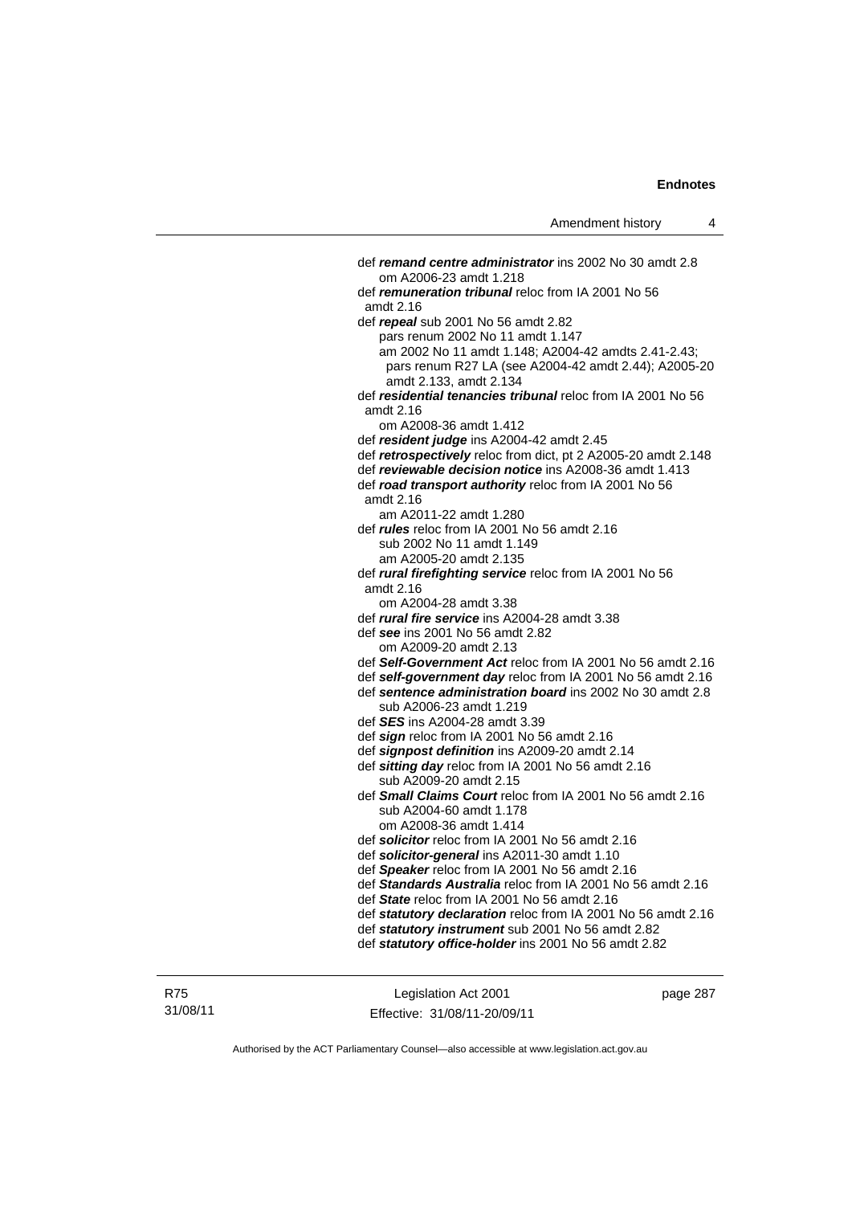def ***remand centre administrator*** ins 2002 No 30 amdt 2.8
om A2006-23 amdt 1.218

def ***remuneration tribunal*** reloc from IA 2001 No 56 amdt 2.16

def ***repeal*** sub 2001 No 56 amdt 2.82
pars renum 2002 No 11 amdt 1.147
am 2002 No 11 amdt 1.148; A2004-42 amdts 2.41-2.43; pars renum R27 LA (see A2004-42 amdt 2.44); A2005-20 amdt 2.133, amdt 2.134

def ***residential tenancies tribunal*** reloc from IA 2001 No 56 amdt 2.16
om A2008-36 amdt 1.412

def ***resident judge*** ins A2004-42 amdt 2.45

def ***retrospectively*** reloc from dict, pt 2 A2005-20 amdt 2.148

def ***reviewable decision notice*** ins A2008-36 amdt 1.413

def ***road transport authority*** reloc from IA 2001 No 56 amdt 2.16
am A2011-22 amdt 1.280

def ***rules*** reloc from IA 2001 No 56 amdt 2.16
sub 2002 No 11 amdt 1.149
am A2005-20 amdt 2.135

def ***rural firefighting service*** reloc from IA 2001 No 56 amdt 2.16
om A2004-28 amdt 3.38

def ***rural fire service*** ins A2004-28 amdt 3.38

def ***see*** ins 2001 No 56 amdt 2.82
om A2009-20 amdt 2.13

def ***Self-Government Act*** reloc from IA 2001 No 56 amdt 2.16

def ***self-government day*** reloc from IA 2001 No 56 amdt 2.16

def ***sentence administration board*** ins 2002 No 30 amdt 2.8
sub A2006-23 amdt 1.219

def ***SES*** ins A2004-28 amdt 3.39

def ***sign*** reloc from IA 2001 No 56 amdt 2.16

def ***signpost definition*** ins A2009-20 amdt 2.14

def ***sitting day*** reloc from IA 2001 No 56 amdt 2.16
sub A2009-20 amdt 2.15

def ***Small Claims Court*** reloc from IA 2001 No 56 amdt 2.16
sub A2004-60 amdt 1.178
om A2008-36 amdt 1.414

def ***solicitor*** reloc from IA 2001 No 56 amdt 2.16

def ***solicitor-general*** ins A2011-30 amdt 1.10

def ***Speaker*** reloc from IA 2001 No 56 amdt 2.16

def ***Standards Australia*** reloc from IA 2001 No 56 amdt 2.16

def ***State*** reloc from IA 2001 No 56 amdt 2.16

def ***statutory declaration*** reloc from IA 2001 No 56 amdt 2.16

def ***statutory instrument*** sub 2001 No 56 amdt 2.82

def ***statutory office-holder*** ins 2001 No 56 amdt 2.82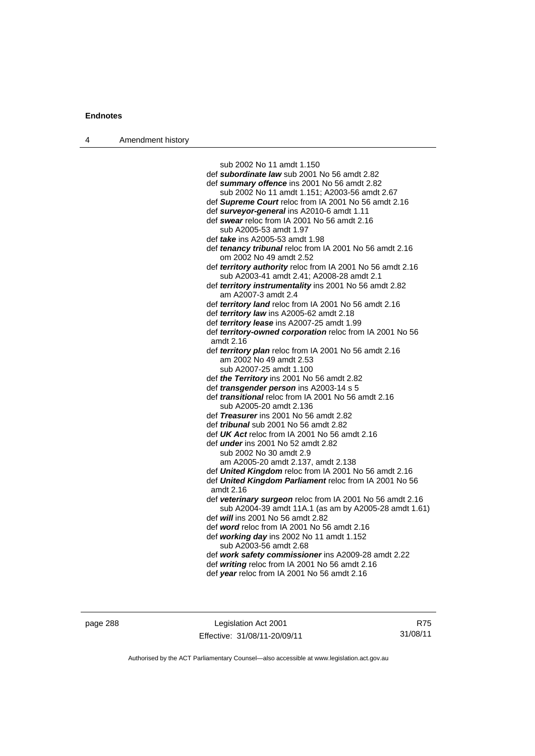sub 2002 No 11 amdt 1.150

def ***subordinate law*** sub 2001 No 56 amdt 2.82

def ***summary offence*** ins 2001 No 56 amdt 2.82
sub 2002 No 11 amdt 1.151; A2003-56 amdt 2.67

def ***Supreme Court*** reloc from IA 2001 No 56 amdt 2.16

def ***surveyor-general*** ins A2010-6 amdt 1.11

def ***swear*** reloc from IA 2001 No 56 amdt 2.16
sub A2005-53 amdt 1.97

def ***take*** ins A2005-53 amdt 1.98

def ***tenancy tribunal*** reloc from IA 2001 No 56 amdt 2.16
om 2002 No 49 amdt 2.52

def ***territory authority*** reloc from IA 2001 No 56 amdt 2.16
sub A2003-41 amdt 2.41; A2008-28 amdt 2.1

def ***territory instrumentality*** ins 2001 No 56 amdt 2.82
am A2007-3 amdt 2.4

def ***territory land*** reloc from IA 2001 No 56 amdt 2.16

def ***territory law*** ins A2005-62 amdt 2.18

def ***territory lease*** ins A2007-25 amdt 1.99

def ***territory-owned corporation*** reloc from IA 2001 No 56 amdt 2.16

def ***territory plan*** reloc from IA 2001 No 56 amdt 2.16
am 2002 No 49 amdt 2.53
sub A2007-25 amdt 1.100

def ***the Territory*** ins 2001 No 56 amdt 2.82

def ***transgender person*** ins A2003-14 s 5

def ***transitional*** reloc from IA 2001 No 56 amdt 2.16
sub A2005-20 amdt 2.136

def ***Treasurer*** ins 2001 No 56 amdt 2.82

def ***tribunal*** sub 2001 No 56 amdt 2.82

def ***UK Act*** reloc from IA 2001 No 56 amdt 2.16

def ***under*** ins 2001 No 52 amdt 2.82
sub 2002 No 30 amdt 2.9
am A2005-20 amdt 2.137, amdt 2.138

def ***United Kingdom*** reloc from IA 2001 No 56 amdt 2.16

def ***United Kingdom Parliament*** reloc from IA 2001 No 56 amdt 2.16

def ***veterinary surgeon*** reloc from IA 2001 No 56 amdt 2.16
sub A2004-39 amdt 11A.1 (as am by A2005-28 amdt 1.61)

def ***will*** ins 2001 No 56 amdt 2.82

def ***word*** reloc from IA 2001 No 56 amdt 2.16

def ***working day*** ins 2002 No 11 amdt 1.152
sub A2003-56 amdt 2.68

def ***work safety commissioner*** ins A2009-28 amdt 2.22

def ***writing*** reloc from IA 2001 No 56 amdt 2.16

def ***year*** reloc from IA 2001 No 56 amdt 2.16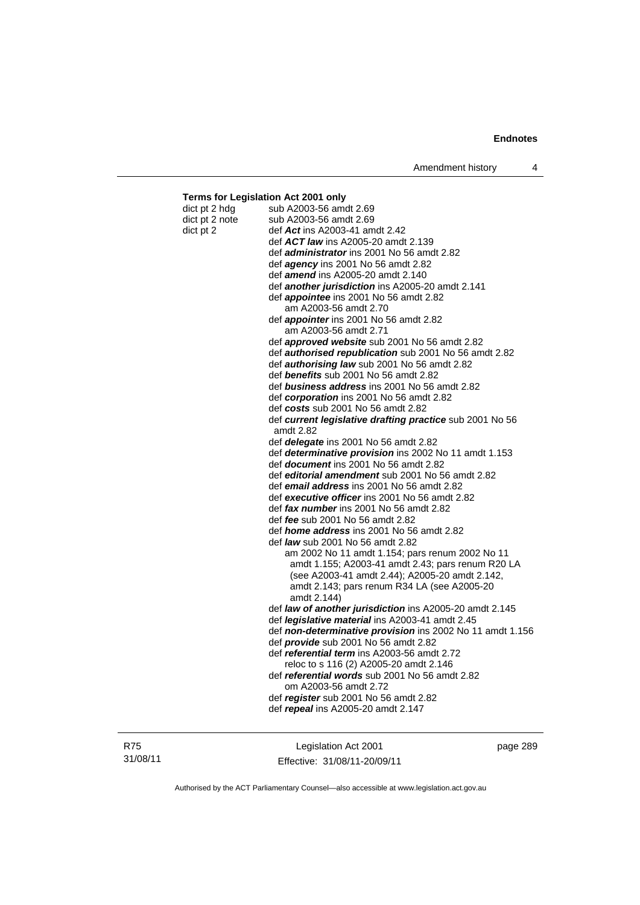**Terms for Legislation Act 2001 only**

dict pt 2 hdg — sub A2003-56 amdt 2.69

dict pt 2 note — sub A2003-56 amdt 2.69

dict pt 2 — def ***Act*** ins A2003-41 amdt 2.42

def ***ACT law*** ins A2005-20 amdt 2.139

def ***administrator*** ins 2001 No 56 amdt 2.82

def ***agency*** ins 2001 No 56 amdt 2.82

def ***amend*** ins A2005-20 amdt 2.140

def ***another jurisdiction*** ins A2005-20 amdt 2.141

def ***appointee*** ins 2001 No 56 amdt 2.82
am A2003-56 amdt 2.70

def ***appointer*** ins 2001 No 56 amdt 2.82
am A2003-56 amdt 2.71

def ***approved website*** sub 2001 No 56 amdt 2.82

def ***authorised republication*** sub 2001 No 56 amdt 2.82

def ***authorising law*** sub 2001 No 56 amdt 2.82

def ***benefits*** sub 2001 No 56 amdt 2.82

def ***business address*** ins 2001 No 56 amdt 2.82

def ***corporation*** ins 2001 No 56 amdt 2.82

def ***costs*** sub 2001 No 56 amdt 2.82

def ***current legislative drafting practice*** sub 2001 No 56 amdt 2.82

def ***delegate*** ins 2001 No 56 amdt 2.82

def ***determinative provision*** ins 2002 No 11 amdt 1.153

def ***document*** ins 2001 No 56 amdt 2.82

def ***editorial amendment*** sub 2001 No 56 amdt 2.82

def ***email address*** ins 2001 No 56 amdt 2.82

def ***executive officer*** ins 2001 No 56 amdt 2.82

def ***fax number*** ins 2001 No 56 amdt 2.82

def ***fee*** sub 2001 No 56 amdt 2.82

def ***home address*** ins 2001 No 56 amdt 2.82

def ***law*** sub 2001 No 56 amdt 2.82
am 2002 No 11 amdt 1.154; pars renum 2002 No 11 amdt 1.155; A2003-41 amdt 2.43; pars renum R20 LA (see A2003-41 amdt 2.44); A2005-20 amdt 2.142, amdt 2.143; pars renum R34 LA (see A2005-20 amdt 2.144)

def ***law of another jurisdiction*** ins A2005-20 amdt 2.145

def ***legislative material*** ins A2003-41 amdt 2.45

def ***non-determinative provision*** ins 2002 No 11 amdt 1.156

def ***provide*** sub 2001 No 56 amdt 2.82

def ***referential term*** ins A2003-56 amdt 2.72
reloc to s 116 (2) A2005-20 amdt 2.146

def ***referential words*** sub 2001 No 56 amdt 2.82
om A2003-56 amdt 2.72

def ***register*** sub 2001 No 56 amdt 2.82

def ***repeal*** ins A2005-20 amdt 2.147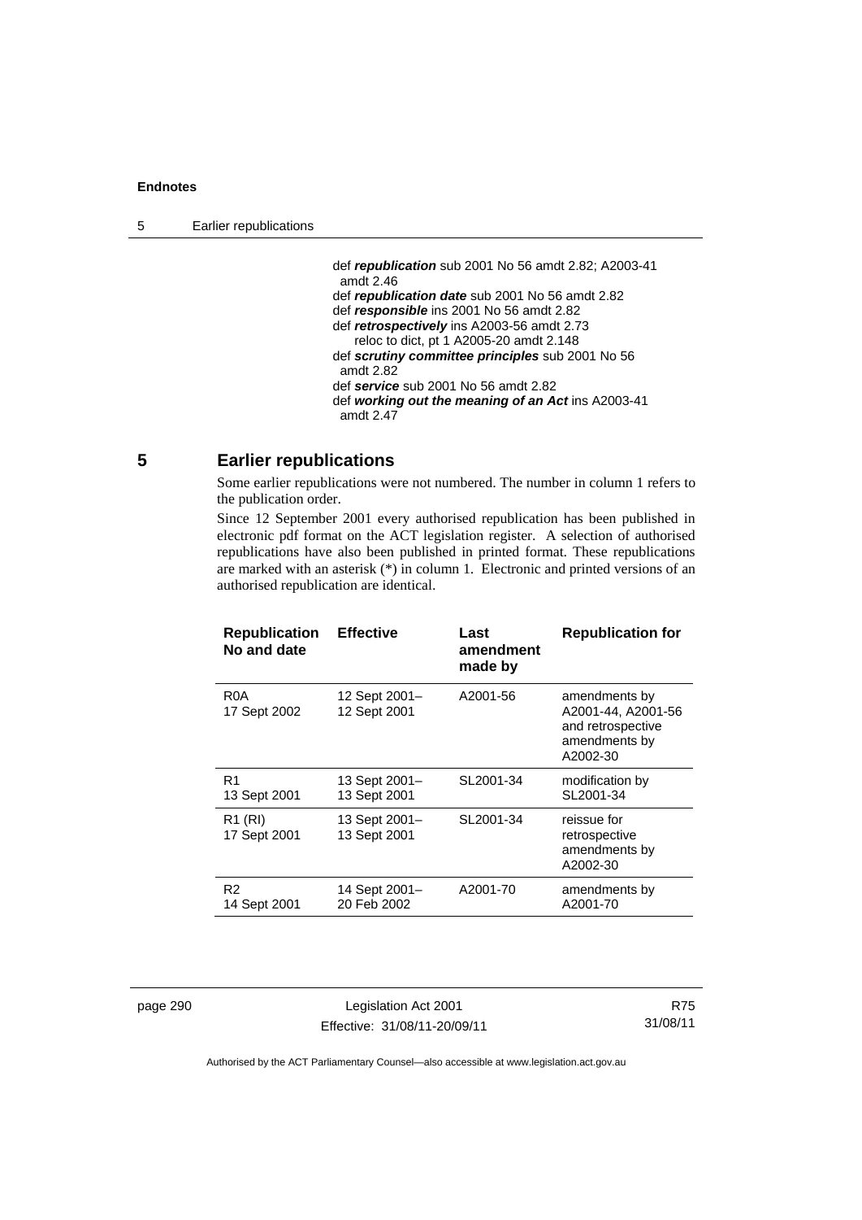def ***republication*** sub 2001 No 56 amdt 2.82; A2003-41 amdt 2.46
def ***republication date*** sub 2001 No 56 amdt 2.82
def ***responsible*** ins 2001 No 56 amdt 2.82
def ***retrospectively*** ins A2003-56 amdt 2.73
reloc to dict, pt 1 A2005-20 amdt 2.148
def ***scrutiny committee principles*** sub 2001 No 56 amdt 2.82
def ***service*** sub 2001 No 56 amdt 2.82
def ***working out the meaning of an Act*** ins A2003-41 amdt 2.47

## 5 Earlier republications

Some earlier republications were not numbered. The number in column 1 refers to the publication order.

Since 12 September 2001 every authorised republication has been published in electronic pdf format on the ACT legislation register. A selection of authorised republications have also been published in printed format. These republications are marked with an asterisk (*) in column 1. Electronic and printed versions of an authorised republication are identical.

| Republication No and date | Effective | Last amendment made by | Republication for |
|---|---|---|---|
| R0A 17 Sept 2002 | 12 Sept 2001– 12 Sept 2001 | A2001-56 | amendments by A2001-44, A2001-56 and retrospective amendments by A2002-30 |
| R1 13 Sept 2001 | 13 Sept 2001– 13 Sept 2001 | SL2001-34 | modification by SL2001-34 |
| R1 (RI) 17 Sept 2001 | 13 Sept 2001– 13 Sept 2001 | SL2001-34 | reissue for retrospective amendments by A2002-30 |
| R2 14 Sept 2001 | 14 Sept 2001– 20 Feb 2002 | A2001-70 | amendments by A2001-70 |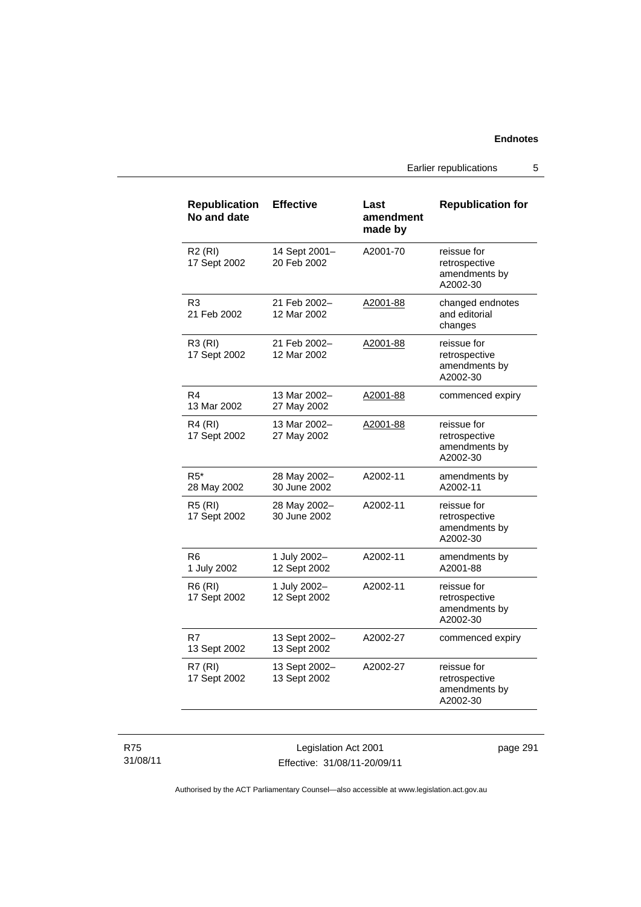| Republication No and date | Effective | Last amendment made by | Republication for |
|---|---|---|---|
| R2 (RI) 17 Sept 2002 | 14 Sept 2001– 20 Feb 2002 | A2001-70 | reissue for retrospective amendments by A2002-30 |
| R3 21 Feb 2002 | 21 Feb 2002– 12 Mar 2002 | A2001-88 | changed endnotes and editorial changes |
| R3 (RI) 17 Sept 2002 | 21 Feb 2002– 12 Mar 2002 | A2001-88 | reissue for retrospective amendments by A2002-30 |
| R4 13 Mar 2002 | 13 Mar 2002– 27 May 2002 | A2001-88 | commenced expiry |
| R4 (RI) 17 Sept 2002 | 13 Mar 2002– 27 May 2002 | A2001-88 | reissue for retrospective amendments by A2002-30 |
| R5* 28 May 2002 | 28 May 2002– 30 June 2002 | A2002-11 | amendments by A2002-11 |
| R5 (RI) 17 Sept 2002 | 28 May 2002– 30 June 2002 | A2002-11 | reissue for retrospective amendments by A2002-30 |
| R6 1 July 2002 | 1 July 2002– 12 Sept 2002 | A2002-11 | amendments by A2001-88 |
| R6 (RI) 17 Sept 2002 | 1 July 2002– 12 Sept 2002 | A2002-11 | reissue for retrospective amendments by A2002-30 |
| R7 13 Sept 2002 | 13 Sept 2002– 13 Sept 2002 | A2002-27 | commenced expiry |
| R7 (RI) 17 Sept 2002 | 13 Sept 2002– 13 Sept 2002 | A2002-27 | reissue for retrospective amendments by A2002-30 |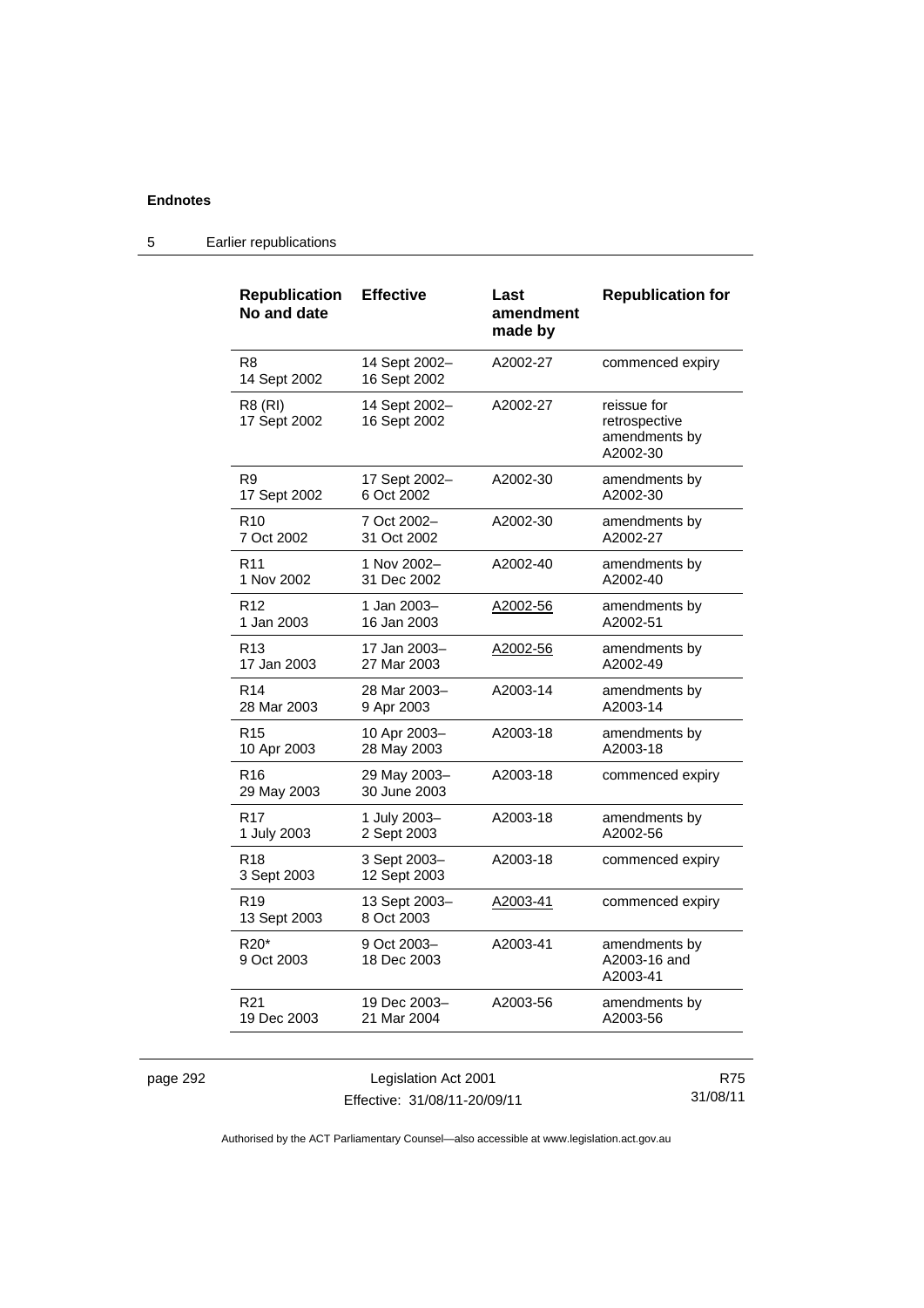| Republication No and date | Effective | Last amendment made by | Republication for |
|---|---|---|---|
| R8<br>14 Sept 2002 | 14 Sept 2002–<br>16 Sept 2002 | A2002-27 | commenced expiry |
| R8 (RI)<br>17 Sept 2002 | 14 Sept 2002–<br>16 Sept 2002 | A2002-27 | reissue for retrospective amendments by A2002-30 |
| R9<br>17 Sept 2002 | 17 Sept 2002–<br>6 Oct 2002 | A2002-30 | amendments by A2002-30 |
| R10<br>7 Oct 2002 | 7 Oct 2002–<br>31 Oct 2002 | A2002-30 | amendments by A2002-27 |
| R11<br>1 Nov 2002 | 1 Nov 2002–<br>31 Dec 2002 | A2002-40 | amendments by A2002-40 |
| R12<br>1 Jan 2003 | 1 Jan 2003–<br>16 Jan 2003 | A2002-56 | amendments by A2002-51 |
| R13<br>17 Jan 2003 | 17 Jan 2003–<br>27 Mar 2003 | A2002-56 | amendments by A2002-49 |
| R14<br>28 Mar 2003 | 28 Mar 2003–<br>9 Apr 2003 | A2003-14 | amendments by A2003-14 |
| R15<br>10 Apr 2003 | 10 Apr 2003–<br>28 May 2003 | A2003-18 | amendments by A2003-18 |
| R16<br>29 May 2003 | 29 May 2003–<br>30 June 2003 | A2003-18 | commenced expiry |
| R17<br>1 July 2003 | 1 July 2003–<br>2 Sept 2003 | A2003-18 | amendments by A2002-56 |
| R18<br>3 Sept 2003 | 3 Sept 2003–<br>12 Sept 2003 | A2003-18 | commenced expiry |
| R19<br>13 Sept 2003 | 13 Sept 2003–<br>8 Oct 2003 | A2003-41 | commenced expiry |
| R20*<br>9 Oct 2003 | 9 Oct 2003–<br>18 Dec 2003 | A2003-41 | amendments by A2003-16 and A2003-41 |
| R21<br>19 Dec 2003 | 19 Dec 2003–<br>21 Mar 2004 | A2003-56 | amendments by A2003-56 |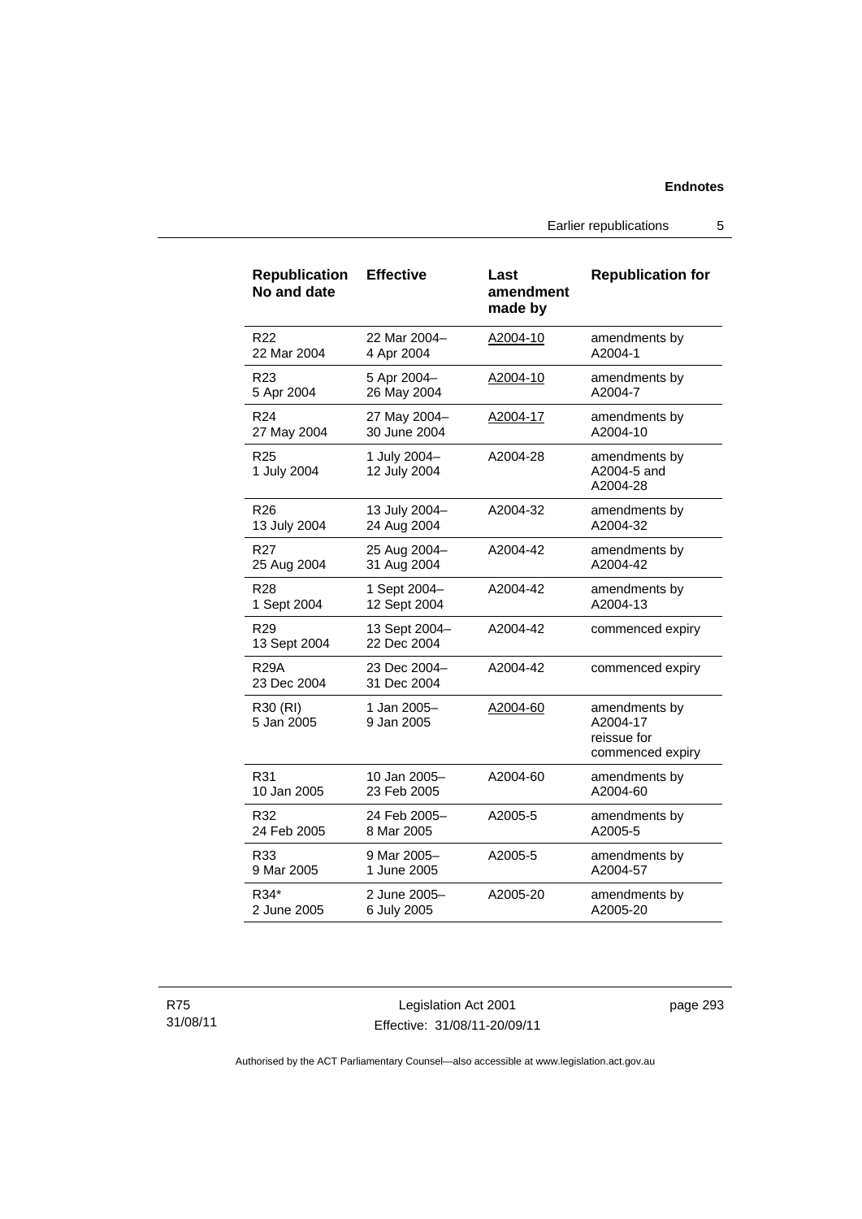| Republication No and date | Effective | Last amendment made by | Republication for |
|---|---|---|---|
| R22<br>22 Mar 2004 | 22 Mar 2004–<br>4 Apr 2004 | A2004-10 | amendments by A2004-1 |
| R23<br>5 Apr 2004 | 5 Apr 2004–<br>26 May 2004 | A2004-10 | amendments by A2004-7 |
| R24<br>27 May 2004 | 27 May 2004–<br>30 June 2004 | A2004-17 | amendments by A2004-10 |
| R25<br>1 July 2004 | 1 July 2004–<br>12 July 2004 | A2004-28 | amendments by A2004-5 and A2004-28 |
| R26<br>13 July 2004 | 13 July 2004–<br>24 Aug 2004 | A2004-32 | amendments by A2004-32 |
| R27<br>25 Aug 2004 | 25 Aug 2004–<br>31 Aug 2004 | A2004-42 | amendments by A2004-42 |
| R28<br>1 Sept 2004 | 1 Sept 2004–<br>12 Sept 2004 | A2004-42 | amendments by A2004-13 |
| R29<br>13 Sept 2004 | 13 Sept 2004–<br>22 Dec 2004 | A2004-42 | commenced expiry |
| R29A<br>23 Dec 2004 | 23 Dec 2004–<br>31 Dec 2004 | A2004-42 | commenced expiry |
| R30 (RI)<br>5 Jan 2005 | 1 Jan 2005–<br>9 Jan 2005 | A2004-60 | amendments by A2004-17<br>reissue for commenced expiry |
| R31<br>10 Jan 2005 | 10 Jan 2005–<br>23 Feb 2005 | A2004-60 | amendments by A2004-60 |
| R32<br>24 Feb 2005 | 24 Feb 2005–<br>8 Mar 2005 | A2005-5 | amendments by A2005-5 |
| R33<br>9 Mar 2005 | 9 Mar 2005–<br>1 June 2005 | A2005-5 | amendments by A2004-57 |
| R34*<br>2 June 2005 | 2 June 2005–<br>6 July 2005 | A2005-20 | amendments by A2005-20 |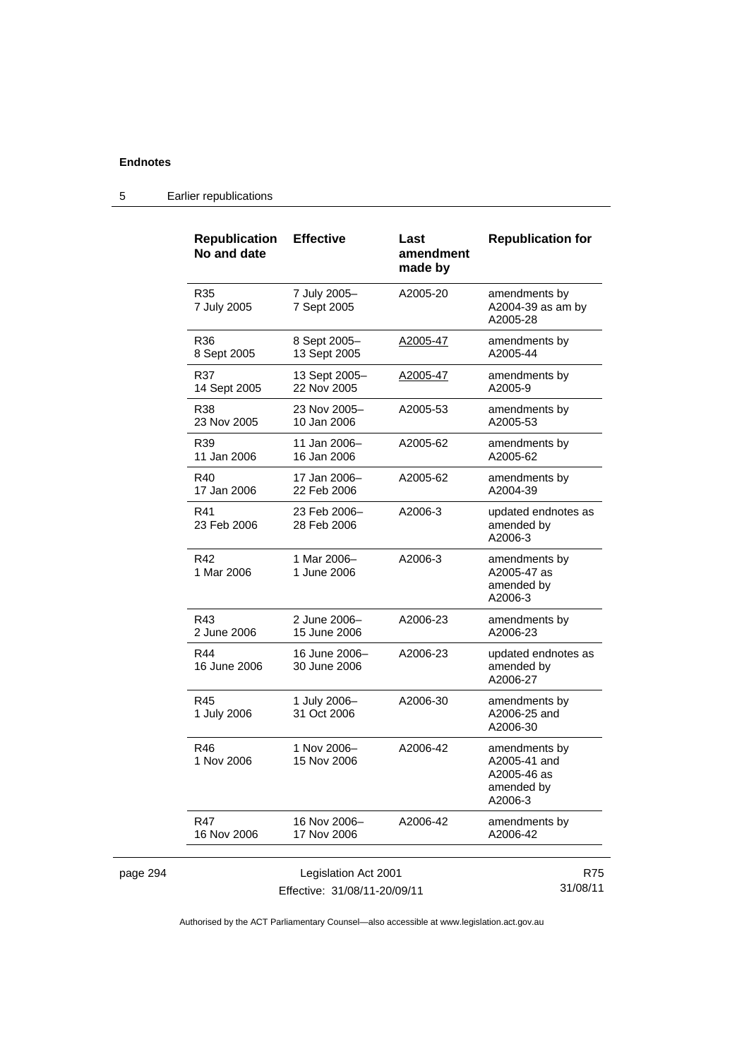| Republication No and date | Effective | Last amendment made by | Republication for |
|---|---|---|---|
| R35<br>7 July 2005 | 7 July 2005–<br>7 Sept 2005 | A2005-20 | amendments by A2004-39 as am by A2005-28 |
| R36<br>8 Sept 2005 | 8 Sept 2005–<br>13 Sept 2005 | A2005-47 | amendments by A2005-44 |
| R37<br>14 Sept 2005 | 13 Sept 2005–<br>22 Nov 2005 | A2005-47 | amendments by A2005-9 |
| R38<br>23 Nov 2005 | 23 Nov 2005–<br>10 Jan 2006 | A2005-53 | amendments by A2005-53 |
| R39<br>11 Jan 2006 | 11 Jan 2006–<br>16 Jan 2006 | A2005-62 | amendments by A2005-62 |
| R40<br>17 Jan 2006 | 17 Jan 2006–<br>22 Feb 2006 | A2005-62 | amendments by A2004-39 |
| R41<br>23 Feb 2006 | 23 Feb 2006–<br>28 Feb 2006 | A2006-3 | updated endnotes as amended by A2006-3 |
| R42<br>1 Mar 2006 | 1 Mar 2006–<br>1 June 2006 | A2006-3 | amendments by A2005-47 as amended by A2006-3 |
| R43<br>2 June 2006 | 2 June 2006–<br>15 June 2006 | A2006-23 | amendments by A2006-23 |
| R44<br>16 June 2006 | 16 June 2006–<br>30 June 2006 | A2006-23 | updated endnotes as amended by A2006-27 |
| R45<br>1 July 2006 | 1 July 2006–<br>31 Oct 2006 | A2006-30 | amendments by A2006-25 and A2006-30 |
| R46<br>1 Nov 2006 | 1 Nov 2006–<br>15 Nov 2006 | A2006-42 | amendments by A2005-41 and A2005-46 as amended by A2006-3 |
| R47<br>16 Nov 2006 | 16 Nov 2006–<br>17 Nov 2006 | A2006-42 | amendments by A2006-42 |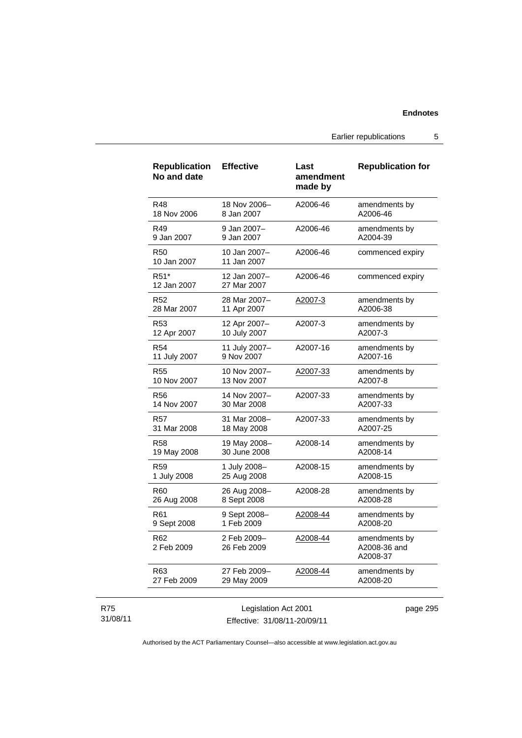| Republication No and date | Effective | Last amendment made by | Republication for |
|---|---|---|---|
| R48<br>18 Nov 2006 | 18 Nov 2006–<br>8 Jan 2007 | A2006-46 | amendments by A2006-46 |
| R49<br>9 Jan 2007 | 9 Jan 2007–<br>9 Jan 2007 | A2006-46 | amendments by A2004-39 |
| R50<br>10 Jan 2007 | 10 Jan 2007–<br>11 Jan 2007 | A2006-46 | commenced expiry |
| R51*<br>12 Jan 2007 | 12 Jan 2007–<br>27 Mar 2007 | A2006-46 | commenced expiry |
| R52<br>28 Mar 2007 | 28 Mar 2007–<br>11 Apr 2007 | A2007-3 | amendments by A2006-38 |
| R53<br>12 Apr 2007 | 12 Apr 2007–<br>10 July 2007 | A2007-3 | amendments by A2007-3 |
| R54<br>11 July 2007 | 11 July 2007–<br>9 Nov 2007 | A2007-16 | amendments by A2007-16 |
| R55<br>10 Nov 2007 | 10 Nov 2007–<br>13 Nov 2007 | A2007-33 | amendments by A2007-8 |
| R56<br>14 Nov 2007 | 14 Nov 2007–<br>30 Mar 2008 | A2007-33 | amendments by A2007-33 |
| R57<br>31 Mar 2008 | 31 Mar 2008–<br>18 May 2008 | A2007-33 | amendments by A2007-25 |
| R58<br>19 May 2008 | 19 May 2008–<br>30 June 2008 | A2008-14 | amendments by A2008-14 |
| R59<br>1 July 2008 | 1 July 2008–<br>25 Aug 2008 | A2008-15 | amendments by A2008-15 |
| R60<br>26 Aug 2008 | 26 Aug 2008–<br>8 Sept 2008 | A2008-28 | amendments by A2008-28 |
| R61<br>9 Sept 2008 | 9 Sept 2008–<br>1 Feb 2009 | A2008-44 | amendments by A2008-20 |
| R62<br>2 Feb 2009 | 2 Feb 2009–<br>26 Feb 2009 | A2008-44 | amendments by A2008-36 and A2008-37 |
| R63<br>27 Feb 2009 | 27 Feb 2009–<br>29 May 2009 | A2008-44 | amendments by A2008-20 |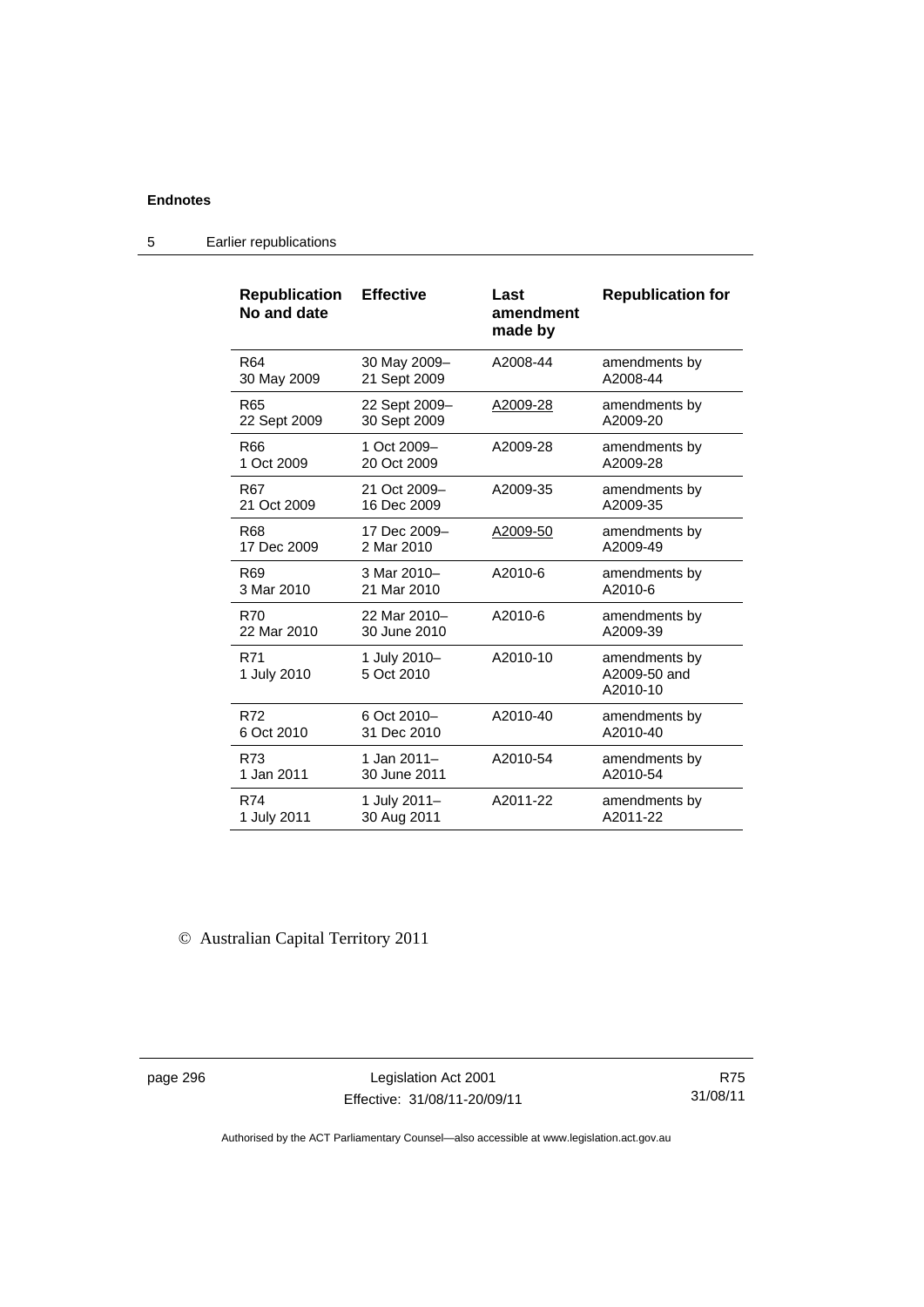**Endnotes**

5 Earlier republications

| Republication No and date | Effective | Last amendment made by | Republication for |
|---|---|---|---|
| R64 30 May 2009 | 30 May 2009– 21 Sept 2009 | A2008-44 | amendments by A2008-44 |
| R65 22 Sept 2009 | 22 Sept 2009– 30 Sept 2009 | A2009-28 | amendments by A2009-20 |
| R66 1 Oct 2009 | 1 Oct 2009– 20 Oct 2009 | A2009-28 | amendments by A2009-28 |
| R67 21 Oct 2009 | 21 Oct 2009– 16 Dec 2009 | A2009-35 | amendments by A2009-35 |
| R68 17 Dec 2009 | 17 Dec 2009– 2 Mar 2010 | A2009-50 | amendments by A2009-49 |
| R69 3 Mar 2010 | 3 Mar 2010– 21 Mar 2010 | A2010-6 | amendments by A2010-6 |
| R70 22 Mar 2010 | 22 Mar 2010– 30 June 2010 | A2010-6 | amendments by A2009-39 |
| R71 1 July 2010 | 1 July 2010– 5 Oct 2010 | A2010-10 | amendments by A2009-50 and A2010-10 |
| R72 6 Oct 2010 | 6 Oct 2010– 31 Dec 2010 | A2010-40 | amendments by A2010-40 |
| R73 1 Jan 2011 | 1 Jan 2011– 30 June 2011 | A2010-54 | amendments by A2010-54 |
| R74 1 July 2011 | 1 July 2011– 30 Aug 2011 | A2011-22 | amendments by A2011-22 |

© Australian Capital Territory 2011